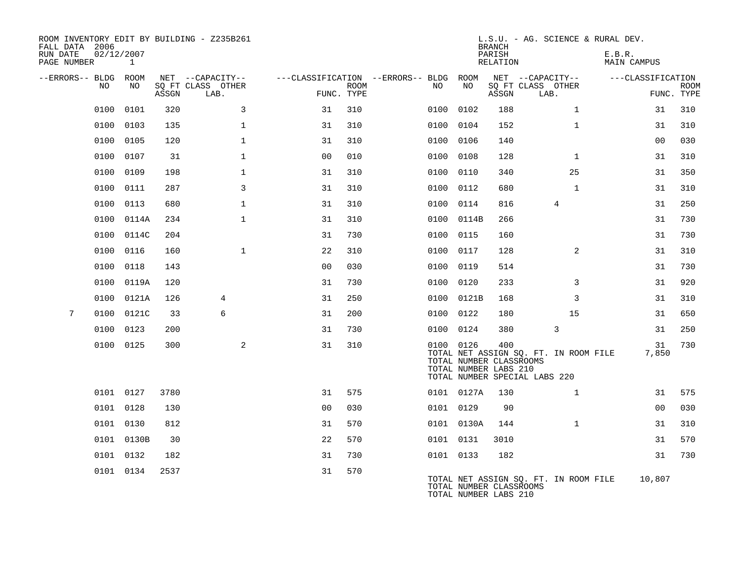ROOM INVENTORY EDIT BY BUILDING - Z235B261
FALL DATA 2006
RUN DATE 02/12/2007
PAGE NUMBER 1

L.S.U. - AG. SCIENCE & RURAL DEV.
BRANCH
PARISH E.B.R.
RELATION MAIN CAMPUS

| --ERRORS-- | BLDG NO | ROOM NO | NET SQ FT ASSGN | CAPACITY CLASS LAB. | CAPACITY OTHER | CLASSIFICATION FUNC. | ROOM TYPE | --ERRORS-- | BLDG NO | ROOM NO | NET SQ FT ASSGN | CAPACITY CLASS LAB. | CAPACITY OTHER | CLASSIFICATION FUNC. | ROOM TYPE |
|---|---|---|---|---|---|---|---|---|---|---|---|---|---|---|---|
| | 0100 | 0101 | 320 | | 3 | 31 | 310 | | 0100 | 0102 | 188 | | 1 | 31 | 310 |
| | 0100 | 0103 | 135 | | 1 | 31 | 310 | | 0100 | 0104 | 152 | | 1 | 31 | 310 |
| | 0100 | 0105 | 120 | | 1 | 31 | 310 | | 0100 | 0106 | 140 | | | 00 | 030 |
| | 0100 | 0107 | 31 | | 1 | 00 | 010 | | 0100 | 0108 | 128 | | 1 | 31 | 310 |
| | 0100 | 0109 | 198 | | 1 | 31 | 310 | | 0100 | 0110 | 340 | | 25 | 31 | 350 |
| | 0100 | 0111 | 287 | | 3 | 31 | 310 | | 0100 | 0112 | 680 | | 1 | 31 | 310 |
| | 0100 | 0113 | 680 | | 1 | 31 | 310 | | 0100 | 0114 | 816 | 4 | | 31 | 250 |
| | 0100 | 0114A | 234 | | 1 | 31 | 310 | | 0100 | 0114B | 266 | | | 31 | 730 |
| | 0100 | 0114C | 204 | | | 31 | 730 | | 0100 | 0115 | 160 | | | 31 | 730 |
| | 0100 | 0116 | 160 | | 1 | 22 | 310 | | 0100 | 0117 | 128 | | 2 | 31 | 310 |
| | 0100 | 0118 | 143 | | | 00 | 030 | | 0100 | 0119 | 514 | | | 31 | 730 |
| | 0100 | 0119A | 120 | | | 31 | 730 | | 0100 | 0120 | 233 | | 3 | 31 | 920 |
| | 0100 | 0121A | 126 | 4 | | 31 | 250 | | 0100 | 0121B | 168 | | 3 | 31 | 310 |
| 7 | 0100 | 0121C | 33 | 6 | | 31 | 200 | | 0100 | 0122 | 180 | | 15 | 31 | 650 |
| | 0100 | 0123 | 200 | | | 31 | 730 | | 0100 | 0124 | 380 | 3 | | 31 | 250 |
| | 0100 | 0125 | 300 | | 2 | 31 | 310 | | 0100 | 0126 | 400 | | | 31 | 730 |

TOTAL NET ASSIGN SQ. FT. IN ROOM FILE 7,850
TOTAL NUMBER CLASSROOMS
TOTAL NUMBER LABS 210
TOTAL NUMBER SPECIAL LABS 220

| --ERRORS-- | BLDG NO | ROOM NO | NET SQ FT ASSGN | CAPACITY CLASS LAB. | CAPACITY OTHER | CLASSIFICATION FUNC. | ROOM TYPE | --ERRORS-- | BLDG NO | ROOM NO | NET SQ FT ASSGN | CAPACITY CLASS LAB. | CAPACITY OTHER | CLASSIFICATION FUNC. | ROOM TYPE |
|---|---|---|---|---|---|---|---|---|---|---|---|---|---|---|---|
| | 0101 | 0127 | 3780 | | | 31 | 575 | | 0101 | 0127A | 130 | | 1 | 31 | 575 |
| | 0101 | 0128 | 130 | | | 00 | 030 | | 0101 | 0129 | 90 | | | 00 | 030 |
| | 0101 | 0130 | 812 | | | 31 | 570 | | 0101 | 0130A | 144 | | 1 | 31 | 310 |
| | 0101 | 0130B | 30 | | | 22 | 570 | | 0101 | 0131 | 3010 | | | 31 | 570 |
| | 0101 | 0132 | 182 | | | 31 | 730 | | 0101 | 0133 | 182 | | | 31 | 730 |
| | 0101 | 0134 | 2537 | | | 31 | 570 | | | | | | | | |

TOTAL NET ASSIGN SQ. FT. IN ROOM FILE 10,807
TOTAL NUMBER CLASSROOMS
TOTAL NUMBER LABS 210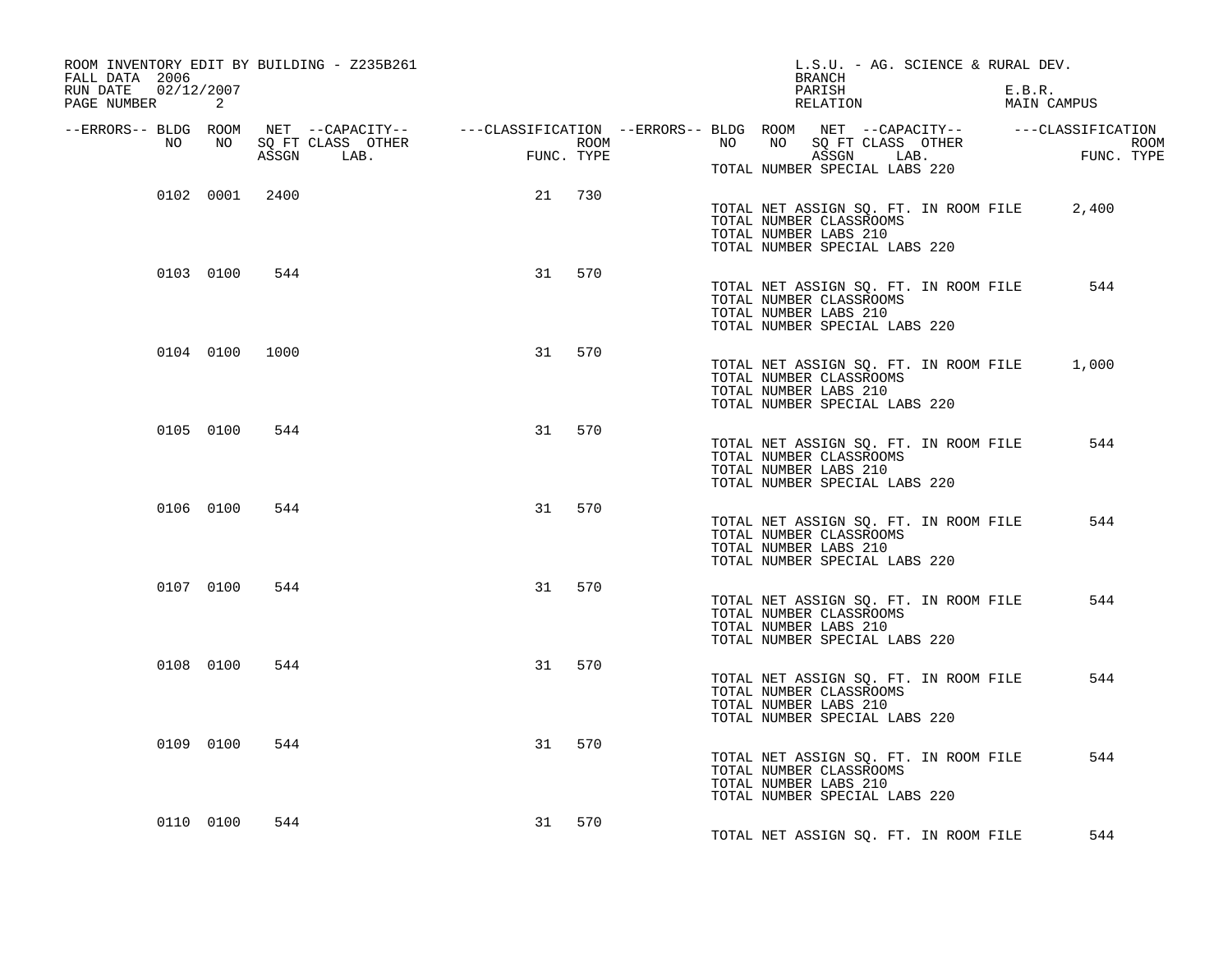ROOM INVENTORY EDIT BY BUILDING - Z235B261
FALL DATA 2006
RUN DATE 02/12/2007

L.S.U. - AG. SCIENCE & RURAL DEV.
BRANCH
PARISH E.B.R.
RELATION MAIN CAMPUS

| --ERRORS-- | BLDG NO | ROOM NO | NET SQ FT ASSGN | --CAPACITY-- CLASS LAB. | OTHER | ---CLASSIFICATION FUNC. | ROOM TYPE |
|---|---|---|---|---|---|---|---|
| | | | | | | | |

TOTAL NUMBER SPECIAL LABS 220

| | 0102 | 0001 | 2400 | | | 21 | 730 |
|---|---|---|---|---|---|---|---|

TOTAL NET ASSIGN SQ. FT. IN ROOM FILE 2,400
TOTAL NUMBER CLASSROOMS
TOTAL NUMBER LABS 210
TOTAL NUMBER SPECIAL LABS 220

| | 0103 | 0100 | 544 | | | 31 | 570 |
|---|---|---|---|---|---|---|---|

TOTAL NET ASSIGN SQ. FT. IN ROOM FILE 544
TOTAL NUMBER CLASSROOMS
TOTAL NUMBER LABS 210
TOTAL NUMBER SPECIAL LABS 220

| | 0104 | 0100 | 1000 | | | 31 | 570 |
|---|---|---|---|---|---|---|---|

TOTAL NET ASSIGN SQ. FT. IN ROOM FILE 1,000
TOTAL NUMBER CLASSROOMS
TOTAL NUMBER LABS 210
TOTAL NUMBER SPECIAL LABS 220

| | 0105 | 0100 | 544 | | | 31 | 570 |
|---|---|---|---|---|---|---|---|

TOTAL NET ASSIGN SQ. FT. IN ROOM FILE 544
TOTAL NUMBER CLASSROOMS
TOTAL NUMBER LABS 210
TOTAL NUMBER SPECIAL LABS 220

| | 0106 | 0100 | 544 | | | 31 | 570 |
|---|---|---|---|---|---|---|---|

TOTAL NET ASSIGN SQ. FT. IN ROOM FILE 544
TOTAL NUMBER CLASSROOMS
TOTAL NUMBER LABS 210
TOTAL NUMBER SPECIAL LABS 220

| | 0107 | 0100 | 544 | | | 31 | 570 |
|---|---|---|---|---|---|---|---|

TOTAL NET ASSIGN SQ. FT. IN ROOM FILE 544
TOTAL NUMBER CLASSROOMS
TOTAL NUMBER LABS 210
TOTAL NUMBER SPECIAL LABS 220

| | 0108 | 0100 | 544 | | | 31 | 570 |
|---|---|---|---|---|---|---|---|

TOTAL NET ASSIGN SQ. FT. IN ROOM FILE 544
TOTAL NUMBER CLASSROOMS
TOTAL NUMBER LABS 210
TOTAL NUMBER SPECIAL LABS 220

| | 0109 | 0100 | 544 | | | 31 | 570 |
|---|---|---|---|---|---|---|---|

TOTAL NET ASSIGN SQ. FT. IN ROOM FILE 544
TOTAL NUMBER CLASSROOMS
TOTAL NUMBER LABS 210
TOTAL NUMBER SPECIAL LABS 220

| | 0110 | 0100 | 544 | | | 31 | 570 |
|---|---|---|---|---|---|---|---|

TOTAL NET ASSIGN SQ. FT. IN ROOM FILE 544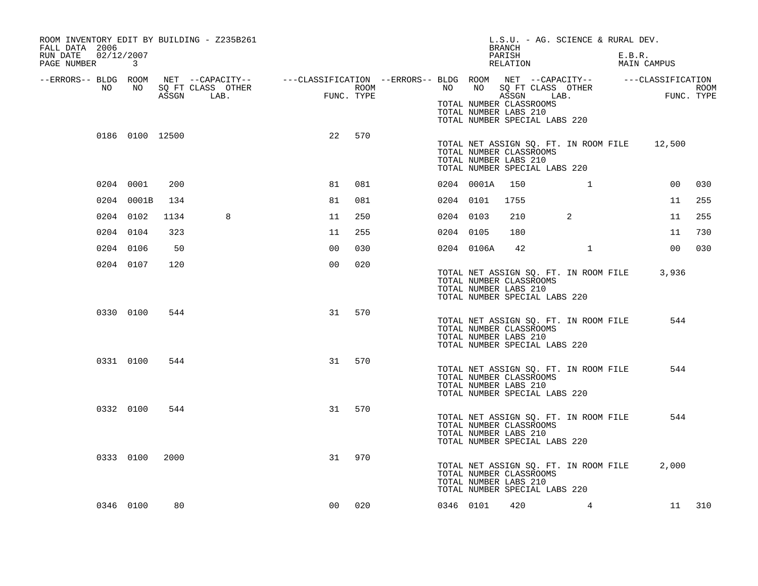ROOM INVENTORY EDIT BY BUILDING - Z235B261
FALL DATA 2006
RUN DATE 02/12/2007

L.S.U. - AG. SCIENCE & RURAL DEV.
BRANCH
PARISH E.B.R.
RELATION MAIN CAMPUS

| --ERRORS-- | BLDG NO | ROOM NO | NET ASSGN SQ FT | CAPACITY CLASS LAB. | CAPACITY OTHER | CLASSIFICATION FUNC. | ROOM TYPE | --ERRORS-- | BLDG NO | ROOM NO | NET ASSGN SQ FT | CAPACITY CLASS LAB. | CAPACITY OTHER | CLASSIFICATION FUNC. | ROOM TYPE |
|---|---|---|---|---|---|---|---|---|---|---|---|---|---|---|---|
| | | | | | | | | | TOTAL NUMBER CLASSROOMS | | | | | | |
| | | | | | | | | | TOTAL NUMBER LABS 210 | | | | | | |
| | | | | | | | | | TOTAL NUMBER SPECIAL LABS 220 | | | | | | |
| | 0186 | 0100 | 12500 | | | 22 | 570 | | | | | | | | |
| | | | | | | | | | TOTAL NET ASSIGN SQ. FT. IN ROOM FILE | | 12,500 | | | | |
| | | | | | | | | | TOTAL NUMBER CLASSROOMS | | | | | | |
| | | | | | | | | | TOTAL NUMBER LABS 210 | | | | | | |
| | | | | | | | | | TOTAL NUMBER SPECIAL LABS 220 | | | | | | |
| | 0204 | 0001 | 200 | | | 81 | 081 | | 0204 | 0001A | 150 | | 1 | 00 | 030 |
| | 0204 | 0001B | 134 | | | 81 | 081 | | 0204 | 0101 | 1755 | | | 11 | 255 |
| | 0204 | 0102 | 1134 | | 8 | 11 | 250 | | 0204 | 0103 | 210 | 2 | | 11 | 255 |
| | 0204 | 0104 | 323 | | | 11 | 255 | | 0204 | 0105 | 180 | | | 11 | 730 |
| | 0204 | 0106 | 50 | | | 00 | 030 | | 0204 | 0106A | 42 | | 1 | 00 | 030 |
| | 0204 | 0107 | 120 | | | 00 | 020 | | | | | | | | |
| | | | | | | | | | TOTAL NET ASSIGN SQ. FT. IN ROOM FILE | | 3,936 | | | | |
| | | | | | | | | | TOTAL NUMBER CLASSROOMS | | | | | | |
| | | | | | | | | | TOTAL NUMBER LABS 210 | | | | | | |
| | | | | | | | | | TOTAL NUMBER SPECIAL LABS 220 | | | | | | |
| | 0330 | 0100 | 544 | | | 31 | 570 | | | | | | | | |
| | | | | | | | | | TOTAL NET ASSIGN SQ. FT. IN ROOM FILE | | 544 | | | | |
| | | | | | | | | | TOTAL NUMBER CLASSROOMS | | | | | | |
| | | | | | | | | | TOTAL NUMBER LABS 210 | | | | | | |
| | | | | | | | | | TOTAL NUMBER SPECIAL LABS 220 | | | | | | |
| | 0331 | 0100 | 544 | | | 31 | 570 | | | | | | | | |
| | | | | | | | | | TOTAL NET ASSIGN SQ. FT. IN ROOM FILE | | 544 | | | | |
| | | | | | | | | | TOTAL NUMBER CLASSROOMS | | | | | | |
| | | | | | | | | | TOTAL NUMBER LABS 210 | | | | | | |
| | | | | | | | | | TOTAL NUMBER SPECIAL LABS 220 | | | | | | |
| | 0332 | 0100 | 544 | | | 31 | 570 | | | | | | | | |
| | | | | | | | | | TOTAL NET ASSIGN SQ. FT. IN ROOM FILE | | 544 | | | | |
| | | | | | | | | | TOTAL NUMBER CLASSROOMS | | | | | | |
| | | | | | | | | | TOTAL NUMBER LABS 210 | | | | | | |
| | | | | | | | | | TOTAL NUMBER SPECIAL LABS 220 | | | | | | |
| | 0333 | 0100 | 2000 | | | 31 | 970 | | | | | | | | |
| | | | | | | | | | TOTAL NET ASSIGN SQ. FT. IN ROOM FILE | | 2,000 | | | | |
| | | | | | | | | | TOTAL NUMBER CLASSROOMS | | | | | | |
| | | | | | | | | | TOTAL NUMBER LABS 210 | | | | | | |
| | | | | | | | | | TOTAL NUMBER SPECIAL LABS 220 | | | | | | |
| | 0346 | 0100 | 80 | | | 00 | 020 | | 0346 | 0101 | 420 | | 4 | 11 | 310 |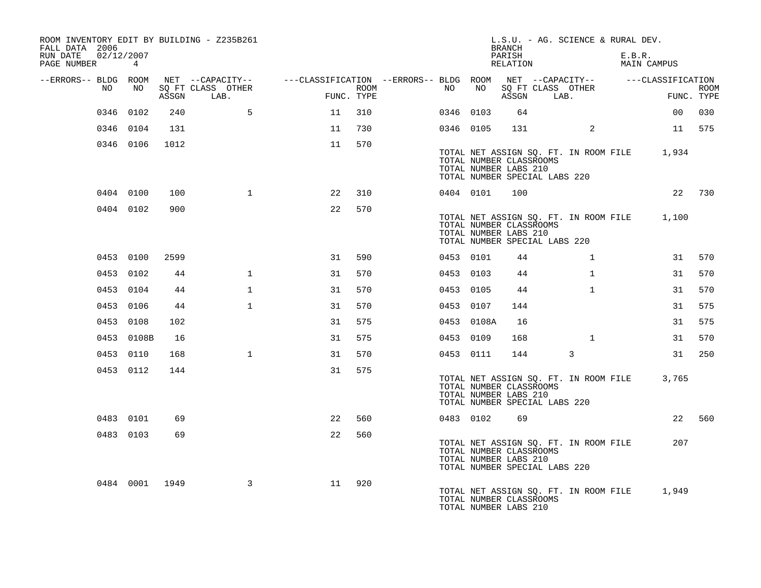ROOM INVENTORY EDIT BY BUILDING - Z235B261
FALL DATA 2006
RUN DATE 02/12/2007
PAGE NUMBER 4

L.S.U. - AG. SCIENCE & RURAL DEV.
BRANCH
PARISH E.B.R.
RELATION MAIN CAMPUS

| --ERRORS-- | BLDG NO | ROOM NO | NET SQ FT ASSGN | CAPACITY CLASS LAB. | CAPACITY OTHER | CLASSIFICATION FUNC. | ROOM TYPE | --ERRORS-- | BLDG NO | ROOM NO | NET SQ FT ASSGN | CAPACITY CLASS LAB. | CAPACITY OTHER | CLASSIFICATION FUNC. | ROOM TYPE |
|---|---|---|---|---|---|---|---|---|---|---|---|---|---|---|---|
| | 0346 | 0102 | 240 | | 5 | 11 | 310 | | 0346 | 0103 | 64 | | | 00 | 030 |
| | 0346 | 0104 | 131 | | | 11 | 730 | | 0346 | 0105 | 131 | | 2 | 11 | 575 |
| | 0346 | 0106 | 1012 | | | 11 | 570 | | | | | | | | |

TOTAL NET ASSIGN SQ. FT. IN ROOM FILE 1,934
TOTAL NUMBER CLASSROOMS
TOTAL NUMBER LABS 210
TOTAL NUMBER SPECIAL LABS 220

| --ERRORS-- | BLDG NO | ROOM NO | NET SQ FT ASSGN | CAPACITY CLASS LAB. | CAPACITY OTHER | CLASSIFICATION FUNC. | ROOM TYPE | --ERRORS-- | BLDG NO | ROOM NO | NET SQ FT ASSGN | CAPACITY CLASS LAB. | CAPACITY OTHER | CLASSIFICATION FUNC. | ROOM TYPE |
|---|---|---|---|---|---|---|---|---|---|---|---|---|---|---|---|
| | 0404 | 0100 | 100 | | 1 | 22 | 310 | | 0404 | 0101 | 100 | | | 22 | 730 |
| | 0404 | 0102 | 900 | | | 22 | 570 | | | | | | | | |

TOTAL NET ASSIGN SQ. FT. IN ROOM FILE 1,100
TOTAL NUMBER CLASSROOMS
TOTAL NUMBER LABS 210
TOTAL NUMBER SPECIAL LABS 220

| --ERRORS-- | BLDG NO | ROOM NO | NET SQ FT ASSGN | CAPACITY CLASS LAB. | CAPACITY OTHER | CLASSIFICATION FUNC. | ROOM TYPE | --ERRORS-- | BLDG NO | ROOM NO | NET SQ FT ASSGN | CAPACITY CLASS LAB. | CAPACITY OTHER | CLASSIFICATION FUNC. | ROOM TYPE |
|---|---|---|---|---|---|---|---|---|---|---|---|---|---|---|---|
| | 0453 | 0100 | 2599 | | | 31 | 590 | | 0453 | 0101 | 44 | | 1 | 31 | 570 |
| | 0453 | 0102 | 44 | | 1 | 31 | 570 | | 0453 | 0103 | 44 | | 1 | 31 | 570 |
| | 0453 | 0104 | 44 | | 1 | 31 | 570 | | 0453 | 0105 | 44 | | 1 | 31 | 570 |
| | 0453 | 0106 | 44 | | 1 | 31 | 570 | | 0453 | 0107 | 144 | | | 31 | 575 |
| | 0453 | 0108 | 102 | | | 31 | 575 | | 0453 | 0108A | 16 | | | 31 | 575 |
| | 0453 | 0108B | 16 | | | 31 | 575 | | 0453 | 0109 | 168 | | 1 | 31 | 570 |
| | 0453 | 0110 | 168 | | 1 | 31 | 570 | | 0453 | 0111 | 144 | 3 | | 31 | 250 |
| | 0453 | 0112 | 144 | | | 31 | 575 | | | | | | | | |

TOTAL NET ASSIGN SQ. FT. IN ROOM FILE 3,765
TOTAL NUMBER CLASSROOMS
TOTAL NUMBER LABS 210
TOTAL NUMBER SPECIAL LABS 220

| --ERRORS-- | BLDG NO | ROOM NO | NET SQ FT ASSGN | CAPACITY CLASS LAB. | CAPACITY OTHER | CLASSIFICATION FUNC. | ROOM TYPE | --ERRORS-- | BLDG NO | ROOM NO | NET SQ FT ASSGN | CAPACITY CLASS LAB. | CAPACITY OTHER | CLASSIFICATION FUNC. | ROOM TYPE |
|---|---|---|---|---|---|---|---|---|---|---|---|---|---|---|---|
| | 0483 | 0101 | 69 | | | 22 | 560 | | 0483 | 0102 | 69 | | | 22 | 560 |
| | 0483 | 0103 | 69 | | | 22 | 560 | | | | | | | | |

TOTAL NET ASSIGN SQ. FT. IN ROOM FILE 207
TOTAL NUMBER CLASSROOMS
TOTAL NUMBER LABS 210
TOTAL NUMBER SPECIAL LABS 220

| --ERRORS-- | BLDG NO | ROOM NO | NET SQ FT ASSGN | CAPACITY CLASS LAB. | CAPACITY OTHER | CLASSIFICATION FUNC. | ROOM TYPE |
|---|---|---|---|---|---|---|---|
| | 0484 | 0001 | 1949 | | 3 | 11 | 920 |

TOTAL NET ASSIGN SQ. FT. IN ROOM FILE 1,949
TOTAL NUMBER CLASSROOMS
TOTAL NUMBER LABS 210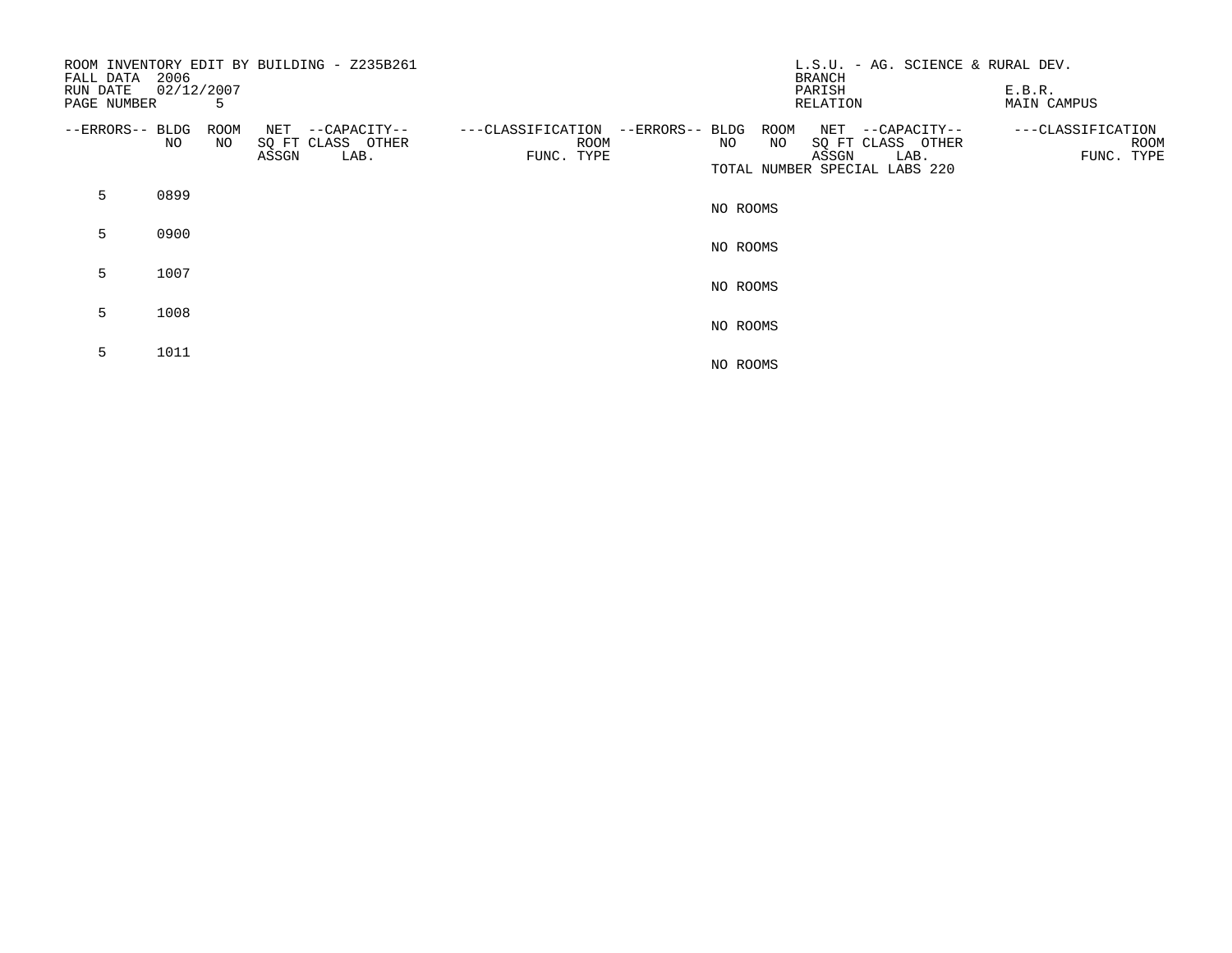ROOM INVENTORY EDIT BY BUILDING - Z235B261
FALL DATA 2006
RUN DATE 02/12/2007

L.S.U. - AG. SCIENCE & RURAL DEV.
BRANCH
PARISH E.B.R.
RELATION MAIN CAMPUS

| --ERRORS-- | BLDG NO | ROOM NO | NET SQ FT ASSGN | --CAPACITY-- CLASS | OTHER LAB. | ---CLASSIFICATION FUNC. | ROOM TYPE |
|---|---|---|---|---|---|---|---|
| 5 | 0899 | | | | | | |
| | NO ROOMS | | | | | | |
| 5 | 0900 | | | | | | |
| | NO ROOMS | | | | | | |
| 5 | 1007 | | | | | | |
| | NO ROOMS | | | | | | |
| 5 | 1008 | | | | | | |
| | NO ROOMS | | | | | | |
| 5 | 1011 | | | | | | |
| | NO ROOMS | | | | | | |

TOTAL NUMBER SPECIAL LABS 220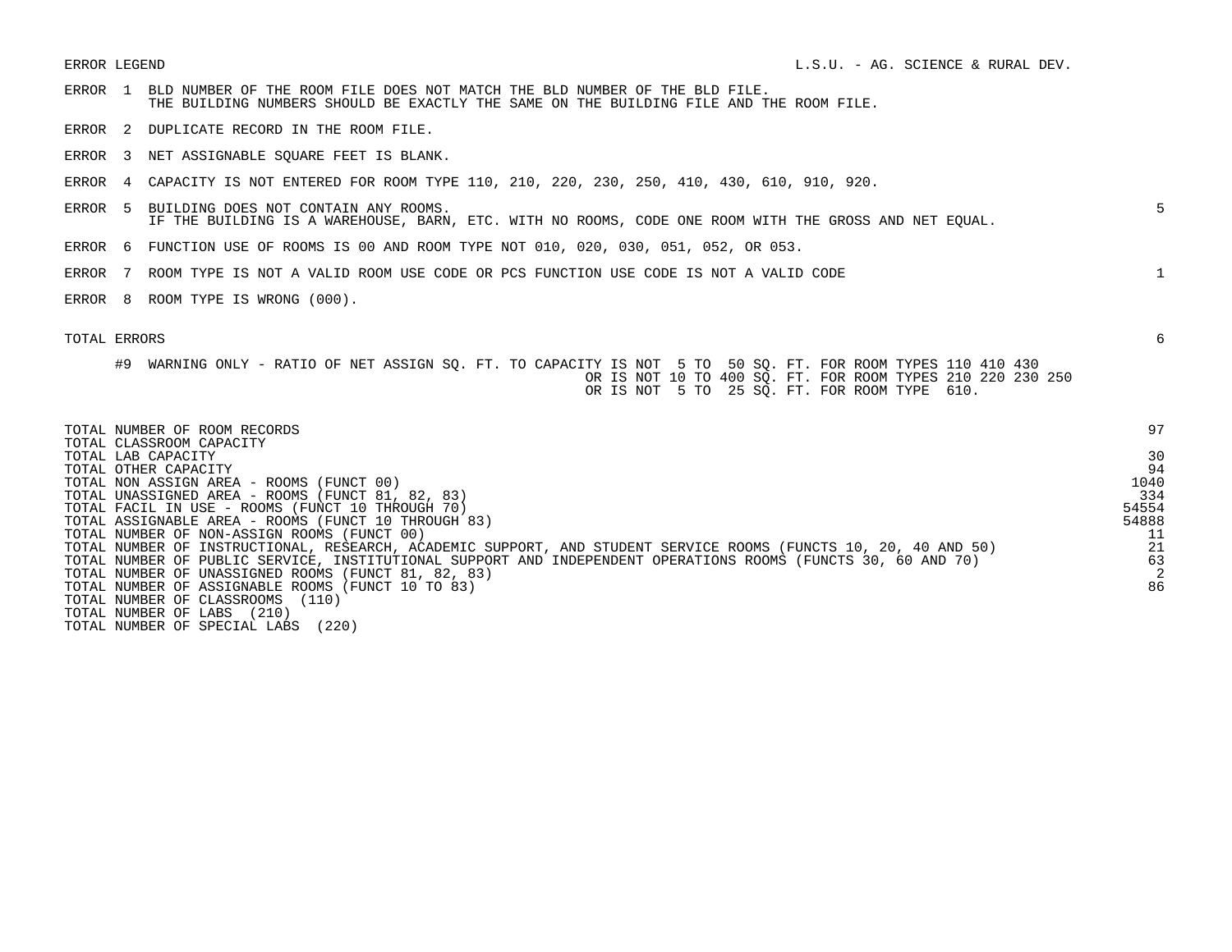ERROR LEGEND — L.S.U. - AG. SCIENCE & RURAL DEV.

| ERROR | DESCRIPTION | COUNT |
|---|---|---|
| ERROR 1 | BLD NUMBER OF THE ROOM FILE DOES NOT MATCH THE BLD NUMBER OF THE BLD FILE. THE BUILDING NUMBERS SHOULD BE EXACTLY THE SAME ON THE BUILDING FILE AND THE ROOM FILE. | |
| ERROR 2 | DUPLICATE RECORD IN THE ROOM FILE. | |
| ERROR 3 | NET ASSIGNABLE SQUARE FEET IS BLANK. | |
| ERROR 4 | CAPACITY IS NOT ENTERED FOR ROOM TYPE 110, 210, 220, 230, 250, 410, 430, 610, 910, 920. | |
| ERROR 5 | BUILDING DOES NOT CONTAIN ANY ROOMS. IF THE BUILDING IS A WAREHOUSE, BARN, ETC. WITH NO ROOMS, CODE ONE ROOM WITH THE GROSS AND NET EQUAL. | 5 |
| ERROR 6 | FUNCTION USE OF ROOMS IS 00 AND ROOM TYPE NOT 010, 020, 030, 051, 052, OR 053. | |
| ERROR 7 | ROOM TYPE IS NOT A VALID ROOM USE CODE OR PCS FUNCTION USE CODE IS NOT A VALID CODE | 1 |
| ERROR 8 | ROOM TYPE IS WRONG (000). | |
| TOTAL ERRORS | | 6 |

#9 WARNING ONLY - RATIO OF NET ASSIGN SQ. FT. TO CAPACITY IS NOT 5 TO 50 SQ. FT. FOR ROOM TYPES 110 410 430
OR IS NOT 10 TO 400 SQ. FT. FOR ROOM TYPES 210 220 230 250
OR IS NOT 5 TO 25 SQ. FT. FOR ROOM TYPE 610.

| ITEM | VALUE |
|---|---|
| TOTAL NUMBER OF ROOM RECORDS | 97 |
| TOTAL CLASSROOM CAPACITY | |
| TOTAL LAB CAPACITY | 30 |
| TOTAL OTHER CAPACITY | 94 |
| TOTAL NON ASSIGN AREA - ROOMS (FUNCT 00) | 1040 |
| TOTAL UNASSIGNED AREA - ROOMS (FUNCT 81, 82, 83) | 334 |
| TOTAL FACIL IN USE - ROOMS (FUNCT 10 THROUGH 70) | 54554 |
| TOTAL ASSIGNABLE AREA - ROOMS (FUNCT 10 THROUGH 83) | 54888 |
| TOTAL NUMBER OF NON-ASSIGN ROOMS (FUNCT 00) | 11 |
| TOTAL NUMBER OF INSTRUCTIONAL, RESEARCH, ACADEMIC SUPPORT, AND STUDENT SERVICE ROOMS (FUNCTS 10, 20, 40 AND 50) | 21 |
| TOTAL NUMBER OF PUBLIC SERVICE, INSTITUTIONAL SUPPORT AND INDEPENDENT OPERATIONS ROOMS (FUNCTS 30, 60 AND 70) | 63 |
| TOTAL NUMBER OF UNASSIGNED ROOMS (FUNCT 81, 82, 83) | 2 |
| TOTAL NUMBER OF ASSIGNABLE ROOMS (FUNCT 10 TO 83) | 86 |
| TOTAL NUMBER OF CLASSROOMS (110) | |
| TOTAL NUMBER OF LABS (210) | |
| TOTAL NUMBER OF SPECIAL LABS (220) | |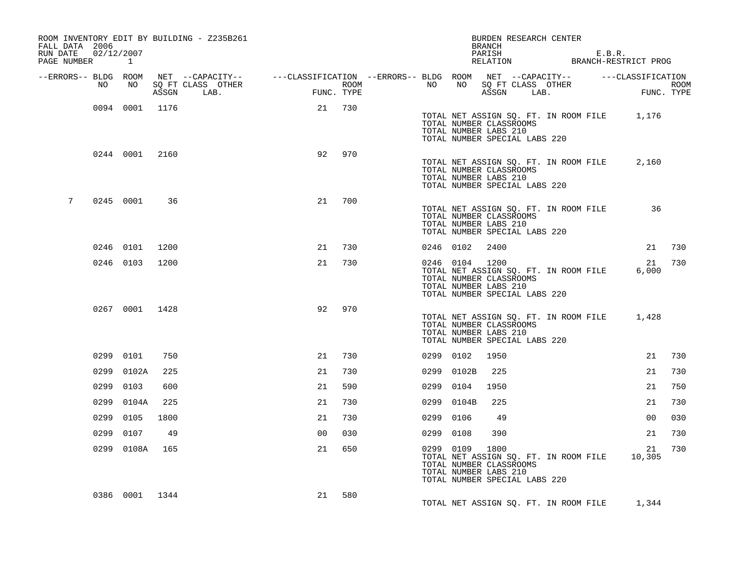ROOM INVENTORY EDIT BY BUILDING - Z235B261
FALL DATA 2006
RUN DATE 02/12/2007
PAGE NUMBER 1

BURDEN RESEARCH CENTER
BRANCH
PARISH E.B.R.
RELATION BRANCH-RESTRICT PROG

| --ERRORS-- | BLDG NO | ROOM NO | NET SQ FT ASSGN | --CAPACITY-- CLASS LAB. | OTHER | ---CLASSIFICATION FUNC. | ROOM TYPE | --ERRORS-- | BLDG NO | ROOM NO | NET SQ FT ASSGN | --CAPACITY-- CLASS LAB. | OTHER | ---CLASSIFICATION FUNC. | ROOM TYPE |
|---|---|---|---|---|---|---|---|---|---|---|---|---|---|---|---|
| | 0094 | 0001 | 1176 | | | 21 | 730 | | | | | | | | |
| | | | | | | | | | TOTAL NET ASSIGN SQ. FT. IN ROOM FILE | | | | | 1,176 | |
| | | | | | | | | | TOTAL NUMBER CLASSROOMS | | | | | | |
| | | | | | | | | | TOTAL NUMBER LABS 210 | | | | | | |
| | | | | | | | | | TOTAL NUMBER SPECIAL LABS 220 | | | | | | |
| | 0244 | 0001 | 2160 | | | 92 | 970 | | | | | | | | |
| | | | | | | | | | TOTAL NET ASSIGN SQ. FT. IN ROOM FILE | | | | | 2,160 | |
| | | | | | | | | | TOTAL NUMBER CLASSROOMS | | | | | | |
| | | | | | | | | | TOTAL NUMBER LABS 210 | | | | | | |
| | | | | | | | | | TOTAL NUMBER SPECIAL LABS 220 | | | | | | |
| 7 | 0245 | 0001 | 36 | | | 21 | 700 | | | | | | | | |
| | | | | | | | | | TOTAL NET ASSIGN SQ. FT. IN ROOM FILE | | | | | 36 | |
| | | | | | | | | | TOTAL NUMBER CLASSROOMS | | | | | | |
| | | | | | | | | | TOTAL NUMBER LABS 210 | | | | | | |
| | | | | | | | | | TOTAL NUMBER SPECIAL LABS 220 | | | | | | |
| | 0246 | 0101 | 1200 | | | 21 | 730 | | 0246 | 0102 | 2400 | | | 21 | 730 |
| | 0246 | 0103 | 1200 | | | 21 | 730 | | 0246 | 0104 | 1200 | | | 21 | 730 |
| | | | | | | | | | TOTAL NET ASSIGN SQ. FT. IN ROOM FILE | | | | | 6,000 | |
| | | | | | | | | | TOTAL NUMBER CLASSROOMS | | | | | | |
| | | | | | | | | | TOTAL NUMBER LABS 210 | | | | | | |
| | | | | | | | | | TOTAL NUMBER SPECIAL LABS 220 | | | | | | |
| | 0267 | 0001 | 1428 | | | 92 | 970 | | | | | | | | |
| | | | | | | | | | TOTAL NET ASSIGN SQ. FT. IN ROOM FILE | | | | | 1,428 | |
| | | | | | | | | | TOTAL NUMBER CLASSROOMS | | | | | | |
| | | | | | | | | | TOTAL NUMBER LABS 210 | | | | | | |
| | | | | | | | | | TOTAL NUMBER SPECIAL LABS 220 | | | | | | |
| | 0299 | 0101 | 750 | | | 21 | 730 | | 0299 | 0102 | 1950 | | | 21 | 730 |
| | 0299 | 0102A | 225 | | | 21 | 730 | | 0299 | 0102B | 225 | | | 21 | 730 |
| | 0299 | 0103 | 600 | | | 21 | 590 | | 0299 | 0104 | 1950 | | | 21 | 750 |
| | 0299 | 0104A | 225 | | | 21 | 730 | | 0299 | 0104B | 225 | | | 21 | 730 |
| | 0299 | 0105 | 1800 | | | 21 | 730 | | 0299 | 0106 | 49 | | | 00 | 030 |
| | 0299 | 0107 | 49 | | | 00 | 030 | | 0299 | 0108 | 390 | | | 21 | 730 |
| | 0299 | 0108A | 165 | | | 21 | 650 | | 0299 | 0109 | 1800 | | | 21 | 730 |
| | | | | | | | | | TOTAL NET ASSIGN SQ. FT. IN ROOM FILE | | | | | 10,305 | |
| | | | | | | | | | TOTAL NUMBER CLASSROOMS | | | | | | |
| | | | | | | | | | TOTAL NUMBER LABS 210 | | | | | | |
| | | | | | | | | | TOTAL NUMBER SPECIAL LABS 220 | | | | | | |
| | 0386 | 0001 | 1344 | | | 21 | 580 | | | | | | | | |
| | | | | | | | | | TOTAL NET ASSIGN SQ. FT. IN ROOM FILE | | | | | 1,344 | |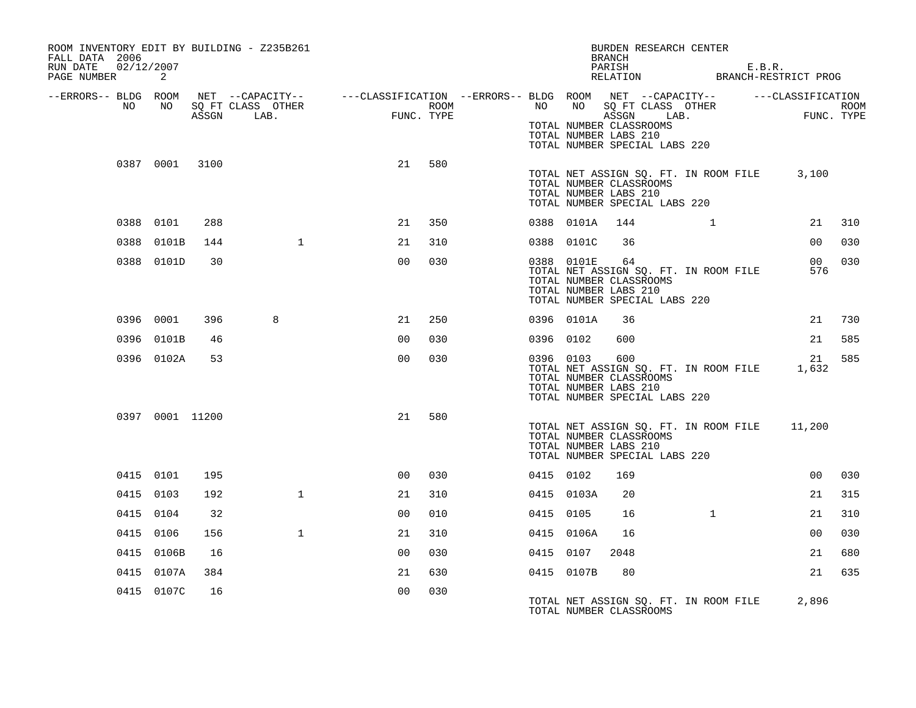ROOM INVENTORY EDIT BY BUILDING - Z235B261
FALL DATA 2006
RUN DATE 02/12/2007
PAGE NUMBER 2

BURDEN RESEARCH CENTER
BRANCH
PARISH E.B.R.
RELATION BRANCH-RESTRICT PROG

| --ERRORS-- | BLDG NO | ROOM NO | NET SQ FT ASSGN | CAPACITY CLASS LAB. | CAPACITY OTHER | FUNC. | ROOM TYPE | --ERRORS-- | BLDG NO | ROOM NO | NET SQ FT ASSGN | CAPACITY CLASS LAB. | CAPACITY OTHER | FUNC. | ROOM TYPE |
|---|---|---|---|---|---|---|---|---|---|---|---|---|---|---|---|
| | | | | | | | | | TOTAL NUMBER CLASSROOMS | | | | | | |
| | | | | | | | | | TOTAL NUMBER LABS 210 | | | | | | |
| | | | | | | | | | TOTAL NUMBER SPECIAL LABS 220 | | | | | | |
| | 0387 | 0001 | 3100 | | | 21 | 580 | | | | | | | | |
| | | | | | | | | | TOTAL NET ASSIGN SQ. FT. IN ROOM FILE | | | | | 3,100 | |
| | | | | | | | | | TOTAL NUMBER CLASSROOMS | | | | | | |
| | | | | | | | | | TOTAL NUMBER LABS 210 | | | | | | |
| | | | | | | | | | TOTAL NUMBER SPECIAL LABS 220 | | | | | | |
| | 0388 | 0101 | 288 | | | 21 | 350 | | 0388 | 0101A | 144 | | 1 | 21 | 310 |
| | 0388 | 0101B | 144 | | 1 | 21 | 310 | | 0388 | 0101C | 36 | | | 00 | 030 |
| | 0388 | 0101D | 30 | | | 00 | 030 | | 0388 | 0101E | 64 | | | 00 | 030 |
| | | | | | | | | | TOTAL NET ASSIGN SQ. FT. IN ROOM FILE | | | | | 576 | |
| | | | | | | | | | TOTAL NUMBER CLASSROOMS | | | | | | |
| | | | | | | | | | TOTAL NUMBER LABS 210 | | | | | | |
| | | | | | | | | | TOTAL NUMBER SPECIAL LABS 220 | | | | | | |
| | 0396 | 0001 | 396 | 8 | | 21 | 250 | | 0396 | 0101A | 36 | | | 21 | 730 |
| | 0396 | 0101B | 46 | | | 00 | 030 | | 0396 | 0102 | 600 | | | 21 | 585 |
| | 0396 | 0102A | 53 | | | 00 | 030 | | 0396 | 0103 | 600 | | | 21 | 585 |
| | | | | | | | | | TOTAL NET ASSIGN SQ. FT. IN ROOM FILE | | | | | 1,632 | |
| | | | | | | | | | TOTAL NUMBER CLASSROOMS | | | | | | |
| | | | | | | | | | TOTAL NUMBER LABS 210 | | | | | | |
| | | | | | | | | | TOTAL NUMBER SPECIAL LABS 220 | | | | | | |
| | 0397 | 0001 | 11200 | | | 21 | 580 | | | | | | | | |
| | | | | | | | | | TOTAL NET ASSIGN SQ. FT. IN ROOM FILE | | | | | 11,200 | |
| | | | | | | | | | TOTAL NUMBER CLASSROOMS | | | | | | |
| | | | | | | | | | TOTAL NUMBER LABS 210 | | | | | | |
| | | | | | | | | | TOTAL NUMBER SPECIAL LABS 220 | | | | | | |
| | 0415 | 0101 | 195 | | | 00 | 030 | | 0415 | 0102 | 169 | | | 00 | 030 |
| | 0415 | 0103 | 192 | | 1 | 21 | 310 | | 0415 | 0103A | 20 | | | 21 | 315 |
| | 0415 | 0104 | 32 | | | 00 | 010 | | 0415 | 0105 | 16 | | 1 | 21 | 310 |
| | 0415 | 0106 | 156 | | 1 | 21 | 310 | | 0415 | 0106A | 16 | | | 00 | 030 |
| | 0415 | 0106B | 16 | | | 00 | 030 | | 0415 | 0107 | 2048 | | | 21 | 680 |
| | 0415 | 0107A | 384 | | | 21 | 630 | | 0415 | 0107B | 80 | | | 21 | 635 |
| | 0415 | 0107C | 16 | | | 00 | 030 | | | | | | | | |
| | | | | | | | | | TOTAL NET ASSIGN SQ. FT. IN ROOM FILE | | | | | 2,896 | |
| | | | | | | | | | TOTAL NUMBER CLASSROOMS | | | | | | |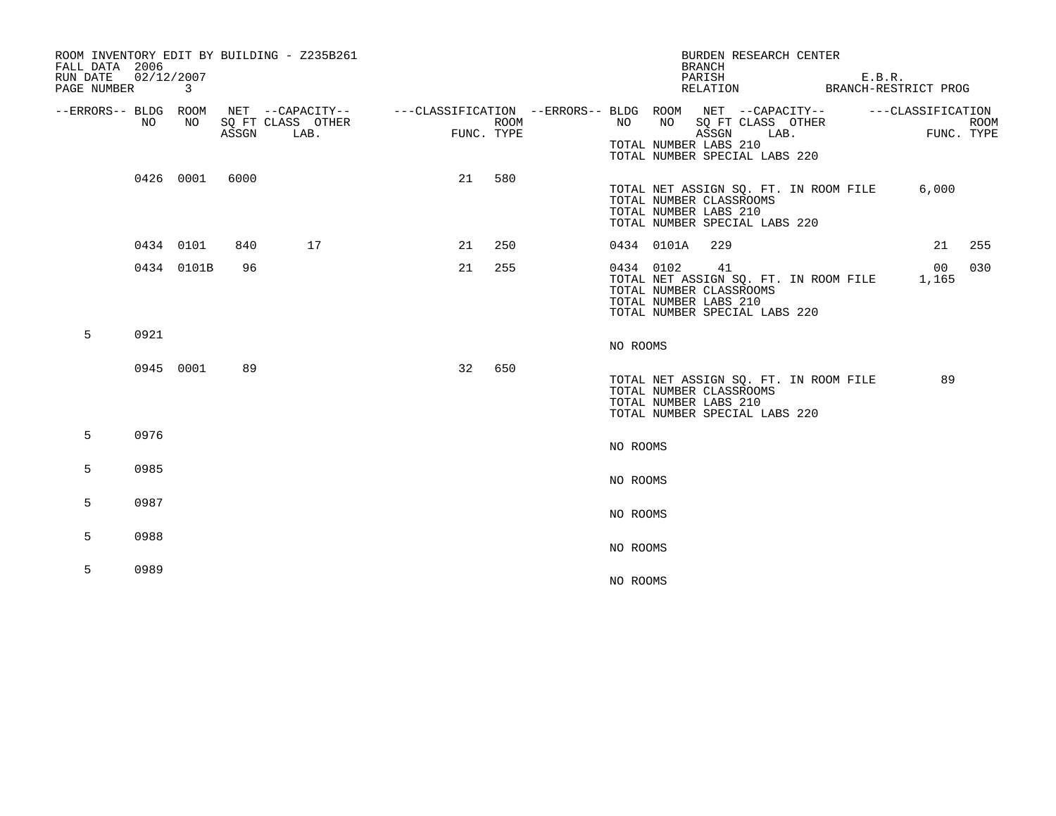ROOM INVENTORY EDIT BY BUILDING - Z235B261
FALL DATA 2006
RUN DATE 02/12/2007
PAGE NUMBER 3

BURDEN RESEARCH CENTER
BRANCH
PARISH E.B.R.
RELATION BRANCH-RESTRICT PROG

| --ERRORS-- | BLDG NO | ROOM NO | NET SQ FT ASSGN | --CAPACITY-- CLASS LAB. | OTHER | ---CLASSIFICATION FUNC. | ROOM TYPE | --ERRORS-- | BLDG NO | ROOM NO | NET SQ FT ASSGN | --CAPACITY-- CLASS LAB. | OTHER | ---CLASSIFICATION FUNC. | ROOM TYPE |
|---|---|---|---|---|---|---|---|---|---|---|---|---|---|---|---|
| | | | | | | | | | TOTAL NUMBER LABS 210 | | | | | | |
| | | | | | | | | | TOTAL NUMBER SPECIAL LABS 220 | | | | | | |
| | 0426 | 0001 | 6000 | | | 21 | 580 | | | | | | | | |
| | | | | | | | | | TOTAL NET ASSIGN SQ. FT. IN ROOM FILE | | | | | 6,000 | |
| | | | | | | | | | TOTAL NUMBER CLASSROOMS | | | | | | |
| | | | | | | | | | TOTAL NUMBER LABS 210 | | | | | | |
| | | | | | | | | | TOTAL NUMBER SPECIAL LABS 220 | | | | | | |
| | 0434 | 0101 | 840 | 17 | | 21 | 250 | | 0434 | 0101A | 229 | | | 21 | 255 |
| | 0434 | 0101B | 96 | | | 21 | 255 | | 0434 | 0102 | 41 | | | 00 | 030 |
| | | | | | | | | | TOTAL NET ASSIGN SQ. FT. IN ROOM FILE | | | | | 1,165 | |
| | | | | | | | | | TOTAL NUMBER CLASSROOMS | | | | | | |
| | | | | | | | | | TOTAL NUMBER LABS 210 | | | | | | |
| | | | | | | | | | TOTAL NUMBER SPECIAL LABS 220 | | | | | | |
| 5 | 0921 | | | | | | | | NO ROOMS | | | | | | |
| | 0945 | 0001 | 89 | | | 32 | 650 | | | | | | | | |
| | | | | | | | | | TOTAL NET ASSIGN SQ. FT. IN ROOM FILE | | | | | 89 | |
| | | | | | | | | | TOTAL NUMBER CLASSROOMS | | | | | | |
| | | | | | | | | | TOTAL NUMBER LABS 210 | | | | | | |
| | | | | | | | | | TOTAL NUMBER SPECIAL LABS 220 | | | | | | |
| 5 | 0976 | | | | | | | | NO ROOMS | | | | | | |
| 5 | 0985 | | | | | | | | NO ROOMS | | | | | | |
| 5 | 0987 | | | | | | | | NO ROOMS | | | | | | |
| 5 | 0988 | | | | | | | | NO ROOMS | | | | | | |
| 5 | 0989 | | | | | | | | NO ROOMS | | | | | | |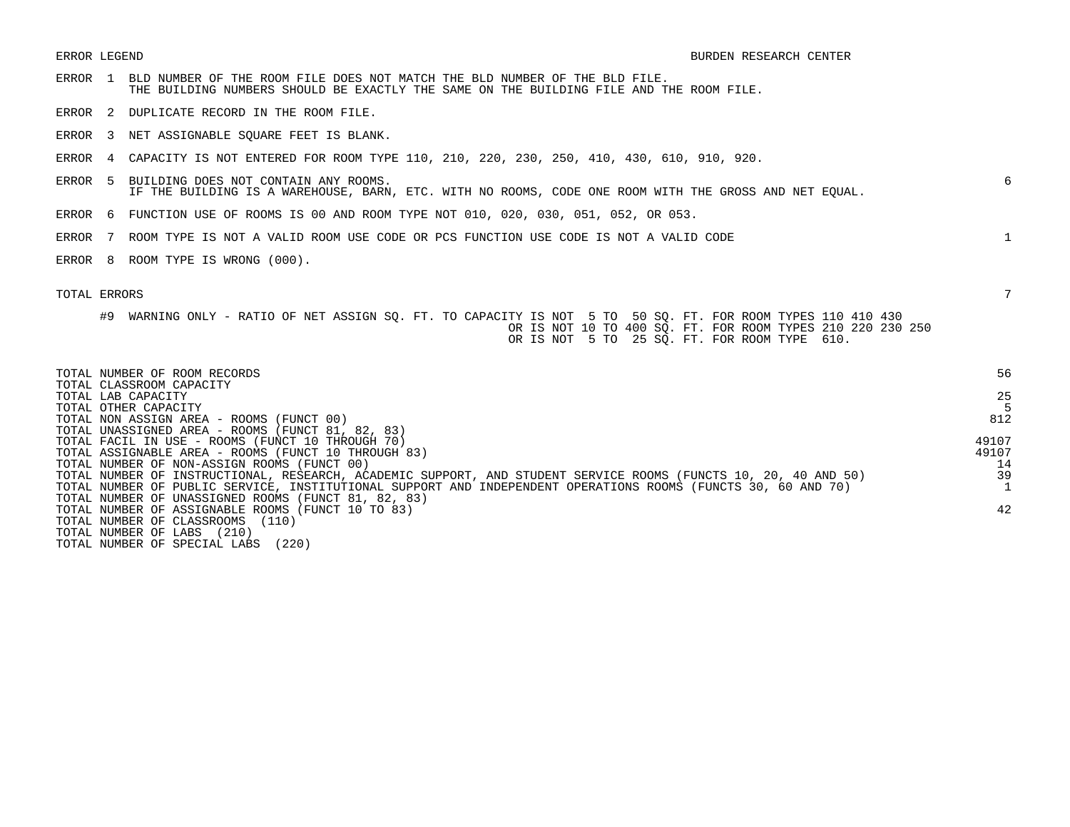ERROR LEGEND — BURDEN RESEARCH CENTER

| | | |
|---|---|---|
| ERROR 1 | BLD NUMBER OF THE ROOM FILE DOES NOT MATCH THE BLD NUMBER OF THE BLD FILE. THE BUILDING NUMBERS SHOULD BE EXACTLY THE SAME ON THE BUILDING FILE AND THE ROOM FILE. | |
| ERROR 2 | DUPLICATE RECORD IN THE ROOM FILE. | |
| ERROR 3 | NET ASSIGNABLE SQUARE FEET IS BLANK. | |
| ERROR 4 | CAPACITY IS NOT ENTERED FOR ROOM TYPE 110, 210, 220, 230, 250, 410, 430, 610, 910, 920. | |
| ERROR 5 | BUILDING DOES NOT CONTAIN ANY ROOMS. IF THE BUILDING IS A WAREHOUSE, BARN, ETC. WITH NO ROOMS, CODE ONE ROOM WITH THE GROSS AND NET EQUAL. | 6 |
| ERROR 6 | FUNCTION USE OF ROOMS IS 00 AND ROOM TYPE NOT 010, 020, 030, 051, 052, OR 053. | |
| ERROR 7 | ROOM TYPE IS NOT A VALID ROOM USE CODE OR PCS FUNCTION USE CODE IS NOT A VALID CODE | 1 |
| ERROR 8 | ROOM TYPE IS WRONG (000). | |
| TOTAL ERRORS | | 7 |

#9 WARNING ONLY - RATIO OF NET ASSIGN SQ. FT. TO CAPACITY IS NOT 5 TO 50 SQ. FT. FOR ROOM TYPES 110 410 430
OR IS NOT 10 TO 400 SQ. FT. FOR ROOM TYPES 210 220 230 250
OR IS NOT 5 TO 25 SQ. FT. FOR ROOM TYPE 610.

| | |
|---|---|
| TOTAL NUMBER OF ROOM RECORDS | 56 |
| TOTAL CLASSROOM CAPACITY | |
| TOTAL LAB CAPACITY | 25 |
| TOTAL OTHER CAPACITY | 5 |
| TOTAL NON ASSIGN AREA - ROOMS (FUNCT 00) | 812 |
| TOTAL UNASSIGNED AREA - ROOMS (FUNCT 81, 82, 83) | |
| TOTAL FACIL IN USE - ROOMS (FUNCT 10 THROUGH 70) | 49107 |
| TOTAL ASSIGNABLE AREA - ROOMS (FUNCT 10 THROUGH 83) | 49107 |
| TOTAL NUMBER OF NON-ASSIGN ROOMS (FUNCT 00) | 14 |
| TOTAL NUMBER OF INSTRUCTIONAL, RESEARCH, ACADEMIC SUPPORT, AND STUDENT SERVICE ROOMS (FUNCTS 10, 20, 40 AND 50) | 39 |
| TOTAL NUMBER OF PUBLIC SERVICE, INSTITUTIONAL SUPPORT AND INDEPENDENT OPERATIONS ROOMS (FUNCTS 30, 60 AND 70) | 1 |
| TOTAL NUMBER OF UNASSIGNED ROOMS (FUNCT 81, 82, 83) | |
| TOTAL NUMBER OF ASSIGNABLE ROOMS (FUNCT 10 TO 83) | 42 |
| TOTAL NUMBER OF CLASSROOMS (110) | |
| TOTAL NUMBER OF LABS (210) | |
| TOTAL NUMBER OF SPECIAL LABS (220) | |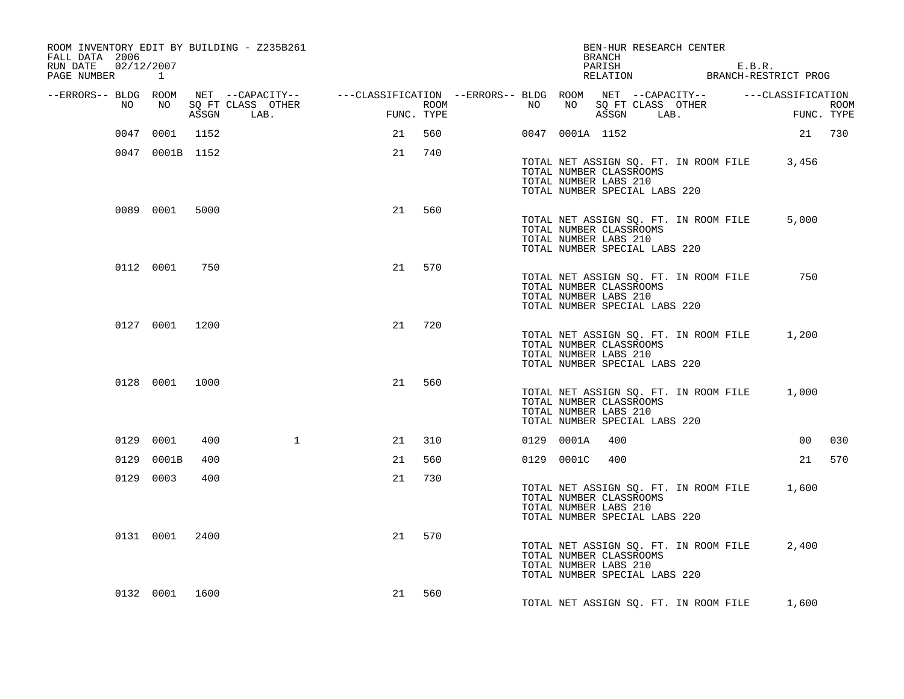ROOM INVENTORY EDIT BY BUILDING - Z235B261
FALL DATA 2006
RUN DATE 02/12/2007
PAGE NUMBER 1

BEN-HUR RESEARCH CENTER
BRANCH
PARISH E.B.R.
RELATION BRANCH-RESTRICT PROG

| --ERRORS-- | BLDG NO | ROOM NO | NET SQ FT ASSGN | CAPACITY CLASS | CAPACITY OTHER LAB. | CLASSIFICATION FUNC. | ROOM TYPE | --ERRORS-- | BLDG NO | ROOM NO | NET SQ FT ASSGN | CAPACITY CLASS | CAPACITY OTHER LAB. | CLASSIFICATION FUNC. | ROOM TYPE |
|---|---|---|---|---|---|---|---|---|---|---|---|---|---|---|---|
| | 0047 | 0001 | 1152 | | | 21 | 560 | | 0047 | 0001A | 1152 | | | 21 | 730 |
| | 0047 | 0001B | 1152 | | | 21 | 740 | | | | | | | | |

TOTAL NET ASSIGN SQ. FT. IN ROOM FILE 3,456
TOTAL NUMBER CLASSROOMS
TOTAL NUMBER LABS 210
TOTAL NUMBER SPECIAL LABS 220

| --ERRORS-- | BLDG NO | ROOM NO | NET SQ FT ASSGN | CAPACITY CLASS | CAPACITY OTHER LAB. | CLASSIFICATION FUNC. | ROOM TYPE |
|---|---|---|---|---|---|---|---|
| | 0089 | 0001 | 5000 | | | 21 | 560 |

TOTAL NET ASSIGN SQ. FT. IN ROOM FILE 5,000
TOTAL NUMBER CLASSROOMS
TOTAL NUMBER LABS 210
TOTAL NUMBER SPECIAL LABS 220

| --ERRORS-- | BLDG NO | ROOM NO | NET SQ FT ASSGN | CAPACITY CLASS | CAPACITY OTHER LAB. | CLASSIFICATION FUNC. | ROOM TYPE |
|---|---|---|---|---|---|---|---|
| | 0112 | 0001 | 750 | | | 21 | 570 |

TOTAL NET ASSIGN SQ. FT. IN ROOM FILE 750
TOTAL NUMBER CLASSROOMS
TOTAL NUMBER LABS 210
TOTAL NUMBER SPECIAL LABS 220

| --ERRORS-- | BLDG NO | ROOM NO | NET SQ FT ASSGN | CAPACITY CLASS | CAPACITY OTHER LAB. | CLASSIFICATION FUNC. | ROOM TYPE |
|---|---|---|---|---|---|---|---|
| | 0127 | 0001 | 1200 | | | 21 | 720 |

TOTAL NET ASSIGN SQ. FT. IN ROOM FILE 1,200
TOTAL NUMBER CLASSROOMS
TOTAL NUMBER LABS 210
TOTAL NUMBER SPECIAL LABS 220

| --ERRORS-- | BLDG NO | ROOM NO | NET SQ FT ASSGN | CAPACITY CLASS | CAPACITY OTHER LAB. | CLASSIFICATION FUNC. | ROOM TYPE |
|---|---|---|---|---|---|---|---|
| | 0128 | 0001 | 1000 | | | 21 | 560 |

TOTAL NET ASSIGN SQ. FT. IN ROOM FILE 1,000
TOTAL NUMBER CLASSROOMS
TOTAL NUMBER LABS 210
TOTAL NUMBER SPECIAL LABS 220

| --ERRORS-- | BLDG NO | ROOM NO | NET SQ FT ASSGN | CAPACITY CLASS | CAPACITY OTHER LAB. | CLASSIFICATION FUNC. | ROOM TYPE | --ERRORS-- | BLDG NO | ROOM NO | NET SQ FT ASSGN | CAPACITY CLASS | CAPACITY OTHER LAB. | CLASSIFICATION FUNC. | ROOM TYPE |
|---|---|---|---|---|---|---|---|---|---|---|---|---|---|---|---|
| | 0129 | 0001 | 400 | | 1 | 21 | 310 | | 0129 | 0001A | 400 | | | 00 | 030 |
| | 0129 | 0001B | 400 | | | 21 | 560 | | 0129 | 0001C | 400 | | | 21 | 570 |
| | 0129 | 0003 | 400 | | | 21 | 730 | | | | | | | | |

TOTAL NET ASSIGN SQ. FT. IN ROOM FILE 1,600
TOTAL NUMBER CLASSROOMS
TOTAL NUMBER LABS 210
TOTAL NUMBER SPECIAL LABS 220

| --ERRORS-- | BLDG NO | ROOM NO | NET SQ FT ASSGN | CAPACITY CLASS | CAPACITY OTHER LAB. | CLASSIFICATION FUNC. | ROOM TYPE |
|---|---|---|---|---|---|---|---|
| | 0131 | 0001 | 2400 | | | 21 | 570 |

TOTAL NET ASSIGN SQ. FT. IN ROOM FILE 2,400
TOTAL NUMBER CLASSROOMS
TOTAL NUMBER LABS 210
TOTAL NUMBER SPECIAL LABS 220

| --ERRORS-- | BLDG NO | ROOM NO | NET SQ FT ASSGN | CAPACITY CLASS | CAPACITY OTHER LAB. | CLASSIFICATION FUNC. | ROOM TYPE |
|---|---|---|---|---|---|---|---|
| | 0132 | 0001 | 1600 | | | 21 | 560 |

TOTAL NET ASSIGN SQ. FT. IN ROOM FILE 1,600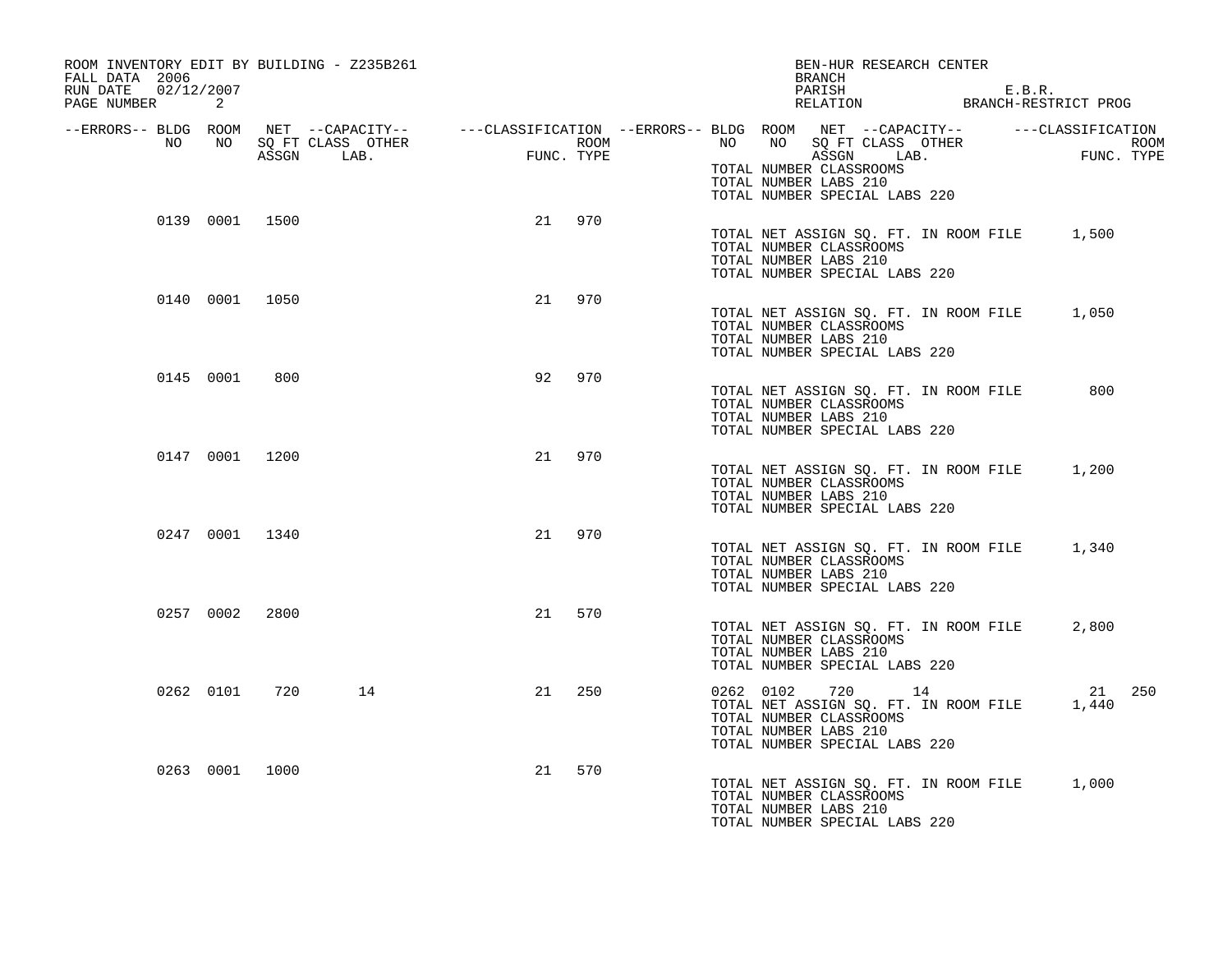ROOM INVENTORY EDIT BY BUILDING - Z235B261
FALL DATA 2006
RUN DATE 02/12/2007

BEN-HUR RESEARCH CENTER
BRANCH
PARISH E.B.R.
RELATION BRANCH-RESTRICT PROG

| --ERRORS-- | BLDG NO | ROOM NO | NET SQ FT ASSGN | CAPACITY CLASS | CAPACITY OTHER LAB. | CLASSIFICATION FUNC. | ROOM TYPE | --ERRORS-- | BLDG NO | ROOM NO | NET SQ FT ASSGN | CAPACITY CLASS | CAPACITY OTHER LAB. | CLASSIFICATION FUNC. | ROOM TYPE |
|---|---|---|---|---|---|---|---|---|---|---|---|---|---|---|---|
| | | | | | | | | | TOTAL NUMBER CLASSROOMS | | | | | | |
| | | | | | | | | | TOTAL NUMBER LABS 210 | | | | | | |
| | | | | | | | | | TOTAL NUMBER SPECIAL LABS 220 | | | | | | |
| | 0139 | 0001 | 1500 | | | 21 | 970 | | | | | | | | |
| | | | | | | | | | TOTAL NET ASSIGN SQ. FT. IN ROOM FILE | | | | | 1,500 | |
| | | | | | | | | | TOTAL NUMBER CLASSROOMS | | | | | | |
| | | | | | | | | | TOTAL NUMBER LABS 210 | | | | | | |
| | | | | | | | | | TOTAL NUMBER SPECIAL LABS 220 | | | | | | |
| | 0140 | 0001 | 1050 | | | 21 | 970 | | | | | | | | |
| | | | | | | | | | TOTAL NET ASSIGN SQ. FT. IN ROOM FILE | | | | | 1,050 | |
| | | | | | | | | | TOTAL NUMBER CLASSROOMS | | | | | | |
| | | | | | | | | | TOTAL NUMBER LABS 210 | | | | | | |
| | | | | | | | | | TOTAL NUMBER SPECIAL LABS 220 | | | | | | |
| | 0145 | 0001 | 800 | | | 92 | 970 | | | | | | | | |
| | | | | | | | | | TOTAL NET ASSIGN SQ. FT. IN ROOM FILE | | | | | 800 | |
| | | | | | | | | | TOTAL NUMBER CLASSROOMS | | | | | | |
| | | | | | | | | | TOTAL NUMBER LABS 210 | | | | | | |
| | | | | | | | | | TOTAL NUMBER SPECIAL LABS 220 | | | | | | |
| | 0147 | 0001 | 1200 | | | 21 | 970 | | | | | | | | |
| | | | | | | | | | TOTAL NET ASSIGN SQ. FT. IN ROOM FILE | | | | | 1,200 | |
| | | | | | | | | | TOTAL NUMBER CLASSROOMS | | | | | | |
| | | | | | | | | | TOTAL NUMBER LABS 210 | | | | | | |
| | | | | | | | | | TOTAL NUMBER SPECIAL LABS 220 | | | | | | |
| | 0247 | 0001 | 1340 | | | 21 | 970 | | | | | | | | |
| | | | | | | | | | TOTAL NET ASSIGN SQ. FT. IN ROOM FILE | | | | | 1,340 | |
| | | | | | | | | | TOTAL NUMBER CLASSROOMS | | | | | | |
| | | | | | | | | | TOTAL NUMBER LABS 210 | | | | | | |
| | | | | | | | | | TOTAL NUMBER SPECIAL LABS 220 | | | | | | |
| | 0257 | 0002 | 2800 | | | 21 | 570 | | | | | | | | |
| | | | | | | | | | TOTAL NET ASSIGN SQ. FT. IN ROOM FILE | | | | | 2,800 | |
| | | | | | | | | | TOTAL NUMBER CLASSROOMS | | | | | | |
| | | | | | | | | | TOTAL NUMBER LABS 210 | | | | | | |
| | | | | | | | | | TOTAL NUMBER SPECIAL LABS 220 | | | | | | |
| | 0262 | 0101 | 720 | | 14 | 21 | 250 | | 0262 | 0102 | 720 | | 14 | 21 | 250 |
| | | | | | | | | | TOTAL NET ASSIGN SQ. FT. IN ROOM FILE | | | | | 1,440 | |
| | | | | | | | | | TOTAL NUMBER CLASSROOMS | | | | | | |
| | | | | | | | | | TOTAL NUMBER LABS 210 | | | | | | |
| | | | | | | | | | TOTAL NUMBER SPECIAL LABS 220 | | | | | | |
| | 0263 | 0001 | 1000 | | | 21 | 570 | | | | | | | | |
| | | | | | | | | | TOTAL NET ASSIGN SQ. FT. IN ROOM FILE | | | | | 1,000 | |
| | | | | | | | | | TOTAL NUMBER CLASSROOMS | | | | | | |
| | | | | | | | | | TOTAL NUMBER LABS 210 | | | | | | |
| | | | | | | | | | TOTAL NUMBER SPECIAL LABS 220 | | | | | | |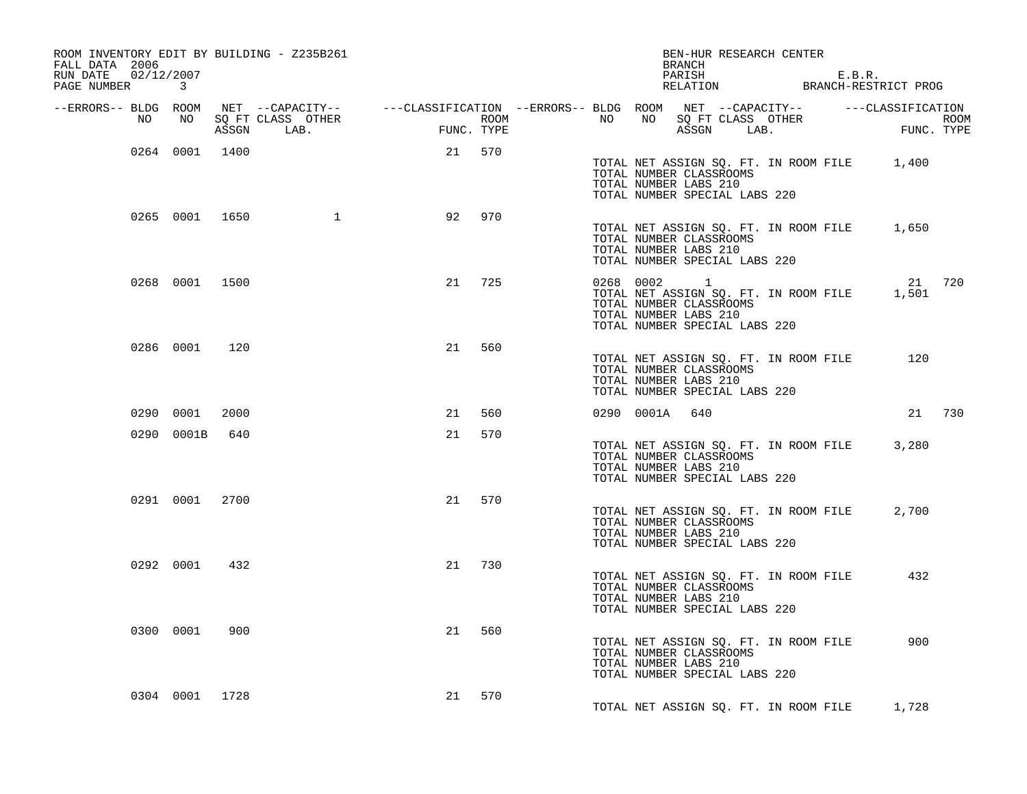ROOM INVENTORY EDIT BY BUILDING - Z235B261
FALL DATA 2006
RUN DATE 02/12/2007
PAGE NUMBER 3

BEN-HUR RESEARCH CENTER
BRANCH
PARISH E.B.R.
RELATION BRANCH-RESTRICT PROG

| --ERRORS-- | BLDG NO | ROOM NO | NET SQ FT ASSGN | --CAPACITY-- CLASS LAB. | OTHER | ---CLASSIFICATION FUNC. | ROOM TYPE | --ERRORS-- | BLDG NO | ROOM NO | NET SQ FT ASSGN | --CAPACITY-- CLASS LAB. | OTHER | ---CLASSIFICATION FUNC. | ROOM TYPE |
|---|---|---|---|---|---|---|---|---|---|---|---|---|---|---|---|
| | 0264 | 0001 | 1400 | | | 21 | 570 | | | | | | | | |
| | | | | | | | | | TOTAL NET ASSIGN SQ. FT. IN ROOM FILE | | | | | 1,400 | |
| | | | | | | | | | TOTAL NUMBER CLASSROOMS | | | | | | |
| | | | | | | | | | TOTAL NUMBER LABS 210 | | | | | | |
| | | | | | | | | | TOTAL NUMBER SPECIAL LABS 220 | | | | | | |
| | 0265 | 0001 | 1650 | | 1 | 92 | 970 | | | | | | | | |
| | | | | | | | | | TOTAL NET ASSIGN SQ. FT. IN ROOM FILE | | | | | 1,650 | |
| | | | | | | | | | TOTAL NUMBER CLASSROOMS | | | | | | |
| | | | | | | | | | TOTAL NUMBER LABS 210 | | | | | | |
| | | | | | | | | | TOTAL NUMBER SPECIAL LABS 220 | | | | | | |
| | 0268 | 0001 | 1500 | | | 21 | 725 | | 0268 | 0002 | 1 | | | 21 | 720 |
| | | | | | | | | | TOTAL NET ASSIGN SQ. FT. IN ROOM FILE | | | | | 1,501 | |
| | | | | | | | | | TOTAL NUMBER CLASSROOMS | | | | | | |
| | | | | | | | | | TOTAL NUMBER LABS 210 | | | | | | |
| | | | | | | | | | TOTAL NUMBER SPECIAL LABS 220 | | | | | | |
| | 0286 | 0001 | 120 | | | 21 | 560 | | | | | | | | |
| | | | | | | | | | TOTAL NET ASSIGN SQ. FT. IN ROOM FILE | | | | | 120 | |
| | | | | | | | | | TOTAL NUMBER CLASSROOMS | | | | | | |
| | | | | | | | | | TOTAL NUMBER LABS 210 | | | | | | |
| | | | | | | | | | TOTAL NUMBER SPECIAL LABS 220 | | | | | | |
| | 0290 | 0001 | 2000 | | | 21 | 560 | | 0290 | 0001A | 640 | | | 21 | 730 |
| | 0290 | 0001B | 640 | | | 21 | 570 | | | | | | | | |
| | | | | | | | | | TOTAL NET ASSIGN SQ. FT. IN ROOM FILE | | | | | 3,280 | |
| | | | | | | | | | TOTAL NUMBER CLASSROOMS | | | | | | |
| | | | | | | | | | TOTAL NUMBER LABS 210 | | | | | | |
| | | | | | | | | | TOTAL NUMBER SPECIAL LABS 220 | | | | | | |
| | 0291 | 0001 | 2700 | | | 21 | 570 | | | | | | | | |
| | | | | | | | | | TOTAL NET ASSIGN SQ. FT. IN ROOM FILE | | | | | 2,700 | |
| | | | | | | | | | TOTAL NUMBER CLASSROOMS | | | | | | |
| | | | | | | | | | TOTAL NUMBER LABS 210 | | | | | | |
| | | | | | | | | | TOTAL NUMBER SPECIAL LABS 220 | | | | | | |
| | 0292 | 0001 | 432 | | | 21 | 730 | | | | | | | | |
| | | | | | | | | | TOTAL NET ASSIGN SQ. FT. IN ROOM FILE | | | | | 432 | |
| | | | | | | | | | TOTAL NUMBER CLASSROOMS | | | | | | |
| | | | | | | | | | TOTAL NUMBER LABS 210 | | | | | | |
| | | | | | | | | | TOTAL NUMBER SPECIAL LABS 220 | | | | | | |
| | 0300 | 0001 | 900 | | | 21 | 560 | | | | | | | | |
| | | | | | | | | | TOTAL NET ASSIGN SQ. FT. IN ROOM FILE | | | | | 900 | |
| | | | | | | | | | TOTAL NUMBER CLASSROOMS | | | | | | |
| | | | | | | | | | TOTAL NUMBER LABS 210 | | | | | | |
| | | | | | | | | | TOTAL NUMBER SPECIAL LABS 220 | | | | | | |
| | 0304 | 0001 | 1728 | | | 21 | 570 | | | | | | | | |
| | | | | | | | | | TOTAL NET ASSIGN SQ. FT. IN ROOM FILE | | | | | 1,728 | |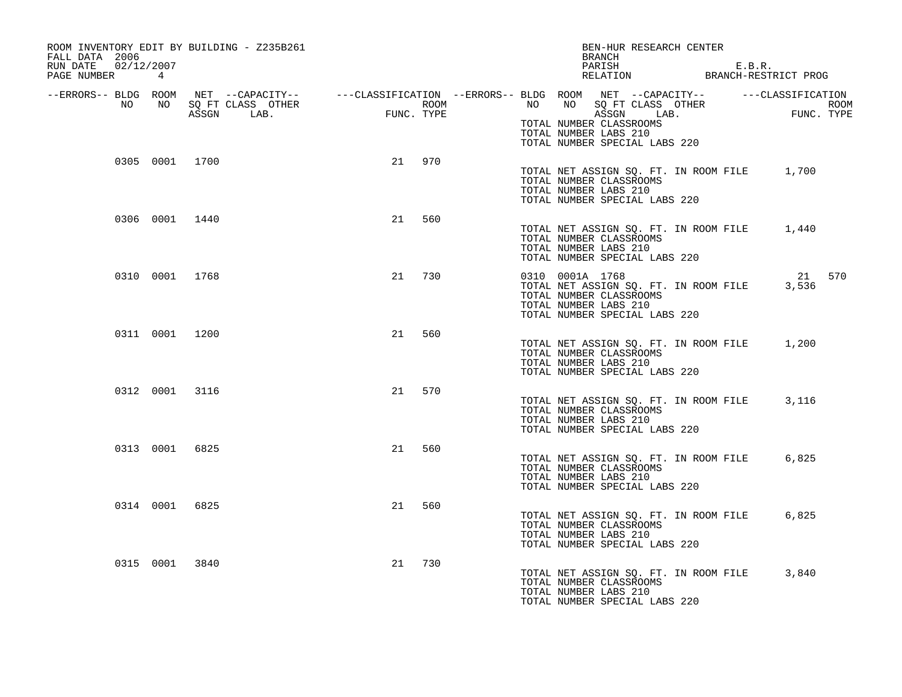ROOM INVENTORY EDIT BY BUILDING - Z235B261
FALL DATA 2006
RUN DATE 02/12/2007

BEN-HUR RESEARCH CENTER
BRANCH
PARISH E.B.R.
RELATION BRANCH-RESTRICT PROG

| --ERRORS-- | BLDG NO | ROOM NO | NET SQ FT ASSGN | --CAPACITY-- CLASS LAB. | OTHER | ---CLASSIFICATION FUNC. | ROOM TYPE | --ERRORS-- | BLDG NO | ROOM NO | NET SQ FT ASSGN | --CAPACITY-- CLASS LAB. | OTHER | ---CLASSIFICATION FUNC. | ROOM TYPE |
|---|---|---|---|---|---|---|---|---|---|---|---|---|---|---|---|
| | | | | | | | | | TOTAL NUMBER CLASSROOMS<br>TOTAL NUMBER LABS 210<br>TOTAL NUMBER SPECIAL LABS 220 | | | | | | |
| | 0305 | 0001 | 1700 | | | 21 | 970 | | | | | | | | |
| | | | | | | | | | TOTAL NET ASSIGN SQ. FT. IN ROOM FILE<br>TOTAL NUMBER CLASSROOMS<br>TOTAL NUMBER LABS 210<br>TOTAL NUMBER SPECIAL LABS 220 | | | | | 1,700 | |
| | 0306 | 0001 | 1440 | | | 21 | 560 | | | | | | | | |
| | | | | | | | | | TOTAL NET ASSIGN SQ. FT. IN ROOM FILE<br>TOTAL NUMBER CLASSROOMS<br>TOTAL NUMBER LABS 210<br>TOTAL NUMBER SPECIAL LABS 220 | | | | | 1,440 | |
| | 0310 | 0001 | 1768 | | | 21 | 730 | | 0310 | 0001A | 1768 | | | 21 | 570 |
| | | | | | | | | | TOTAL NET ASSIGN SQ. FT. IN ROOM FILE<br>TOTAL NUMBER CLASSROOMS<br>TOTAL NUMBER LABS 210<br>TOTAL NUMBER SPECIAL LABS 220 | | | | | 3,536 | |
| | 0311 | 0001 | 1200 | | | 21 | 560 | | | | | | | | |
| | | | | | | | | | TOTAL NET ASSIGN SQ. FT. IN ROOM FILE<br>TOTAL NUMBER CLASSROOMS<br>TOTAL NUMBER LABS 210<br>TOTAL NUMBER SPECIAL LABS 220 | | | | | 1,200 | |
| | 0312 | 0001 | 3116 | | | 21 | 570 | | | | | | | | |
| | | | | | | | | | TOTAL NET ASSIGN SQ. FT. IN ROOM FILE<br>TOTAL NUMBER CLASSROOMS<br>TOTAL NUMBER LABS 210<br>TOTAL NUMBER SPECIAL LABS 220 | | | | | 3,116 | |
| | 0313 | 0001 | 6825 | | | 21 | 560 | | | | | | | | |
| | | | | | | | | | TOTAL NET ASSIGN SQ. FT. IN ROOM FILE<br>TOTAL NUMBER CLASSROOMS<br>TOTAL NUMBER LABS 210<br>TOTAL NUMBER SPECIAL LABS 220 | | | | | 6,825 | |
| | 0314 | 0001 | 6825 | | | 21 | 560 | | | | | | | | |
| | | | | | | | | | TOTAL NET ASSIGN SQ. FT. IN ROOM FILE<br>TOTAL NUMBER CLASSROOMS<br>TOTAL NUMBER LABS 210<br>TOTAL NUMBER SPECIAL LABS 220 | | | | | 6,825 | |
| | 0315 | 0001 | 3840 | | | 21 | 730 | | | | | | | | |
| | | | | | | | | | TOTAL NET ASSIGN SQ. FT. IN ROOM FILE<br>TOTAL NUMBER CLASSROOMS<br>TOTAL NUMBER LABS 210<br>TOTAL NUMBER SPECIAL LABS 220 | | | | | 3,840 | |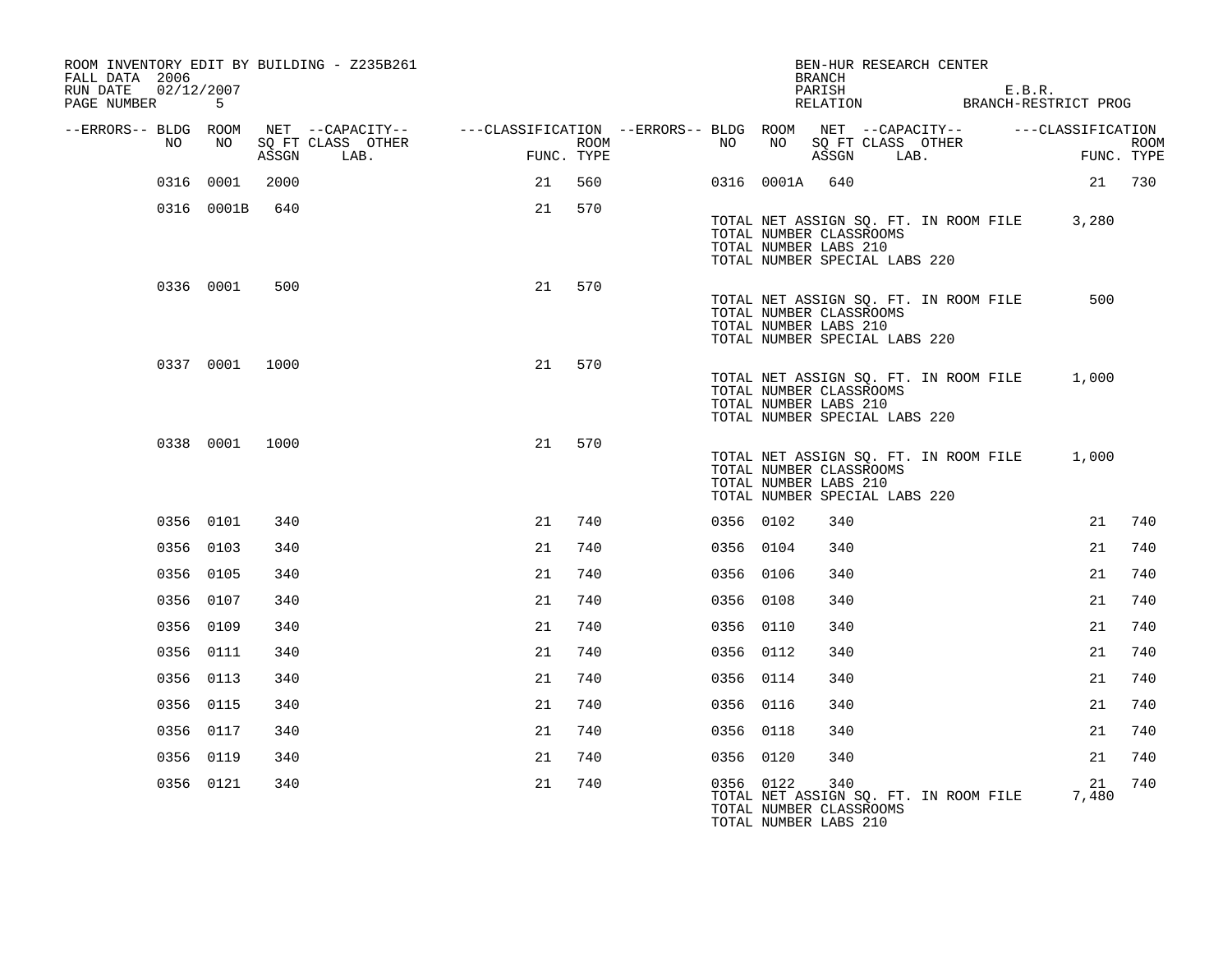ROOM INVENTORY EDIT BY BUILDING - Z235B261
FALL DATA 2006
RUN DATE 02/12/2007
PAGE NUMBER 5

BEN-HUR RESEARCH CENTER
BRANCH
PARISH E.B.R.
RELATION BRANCH-RESTRICT PROG

| --ERRORS-- | BLDG NO | ROOM NO | NET SQ FT ASSGN | --CAPACITY-- CLASS LAB. | OTHER | ---CLASSIFICATION FUNC. | ROOM TYPE | --ERRORS-- | BLDG NO | ROOM NO | NET SQ FT ASSGN | --CAPACITY-- CLASS LAB. | OTHER | ---CLASSIFICATION FUNC. | ROOM TYPE |
|---|---|---|---|---|---|---|---|---|---|---|---|---|---|---|---|
| | 0316 | 0001 | 2000 | | | 21 | 560 | | 0316 | 0001A | 640 | | | 21 | 730 |
| | 0316 | 0001B | 640 | | | 21 | 570 | | | | | | | | |

TOTAL NET ASSIGN SQ. FT. IN ROOM FILE 3,280
TOTAL NUMBER CLASSROOMS
TOTAL NUMBER LABS 210
TOTAL NUMBER SPECIAL LABS 220

| | | | | | | | |
|---|---|---|---|---|---|---|---|
| | 0336 | 0001 | 500 | | | 21 | 570 |

TOTAL NET ASSIGN SQ. FT. IN ROOM FILE 500
TOTAL NUMBER CLASSROOMS
TOTAL NUMBER LABS 210
TOTAL NUMBER SPECIAL LABS 220

| | | | | | | | |
|---|---|---|---|---|---|---|---|
| | 0337 | 0001 | 1000 | | | 21 | 570 |

TOTAL NET ASSIGN SQ. FT. IN ROOM FILE 1,000
TOTAL NUMBER CLASSROOMS
TOTAL NUMBER LABS 210
TOTAL NUMBER SPECIAL LABS 220

| | | | | | | | |
|---|---|---|---|---|---|---|---|
| | 0338 | 0001 | 1000 | | | 21 | 570 |

TOTAL NET ASSIGN SQ. FT. IN ROOM FILE 1,000
TOTAL NUMBER CLASSROOMS
TOTAL NUMBER LABS 210
TOTAL NUMBER SPECIAL LABS 220

| | | | | | | | | | | | | | | | |
|---|---|---|---|---|---|---|---|---|---|---|---|---|---|---|---|
| | 0356 | 0101 | 340 | | | 21 | 740 | | 0356 | 0102 | 340 | | | 21 | 740 |
| | 0356 | 0103 | 340 | | | 21 | 740 | | 0356 | 0104 | 340 | | | 21 | 740 |
| | 0356 | 0105 | 340 | | | 21 | 740 | | 0356 | 0106 | 340 | | | 21 | 740 |
| | 0356 | 0107 | 340 | | | 21 | 740 | | 0356 | 0108 | 340 | | | 21 | 740 |
| | 0356 | 0109 | 340 | | | 21 | 740 | | 0356 | 0110 | 340 | | | 21 | 740 |
| | 0356 | 0111 | 340 | | | 21 | 740 | | 0356 | 0112 | 340 | | | 21 | 740 |
| | 0356 | 0113 | 340 | | | 21 | 740 | | 0356 | 0114 | 340 | | | 21 | 740 |
| | 0356 | 0115 | 340 | | | 21 | 740 | | 0356 | 0116 | 340 | | | 21 | 740 |
| | 0356 | 0117 | 340 | | | 21 | 740 | | 0356 | 0118 | 340 | | | 21 | 740 |
| | 0356 | 0119 | 340 | | | 21 | 740 | | 0356 | 0120 | 340 | | | 21 | 740 |
| | 0356 | 0121 | 340 | | | 21 | 740 | | 0356 | 0122 | 340 | | | 21 | 740 |

TOTAL NET ASSIGN SQ. FT. IN ROOM FILE 7,480
TOTAL NUMBER CLASSROOMS
TOTAL NUMBER LABS 210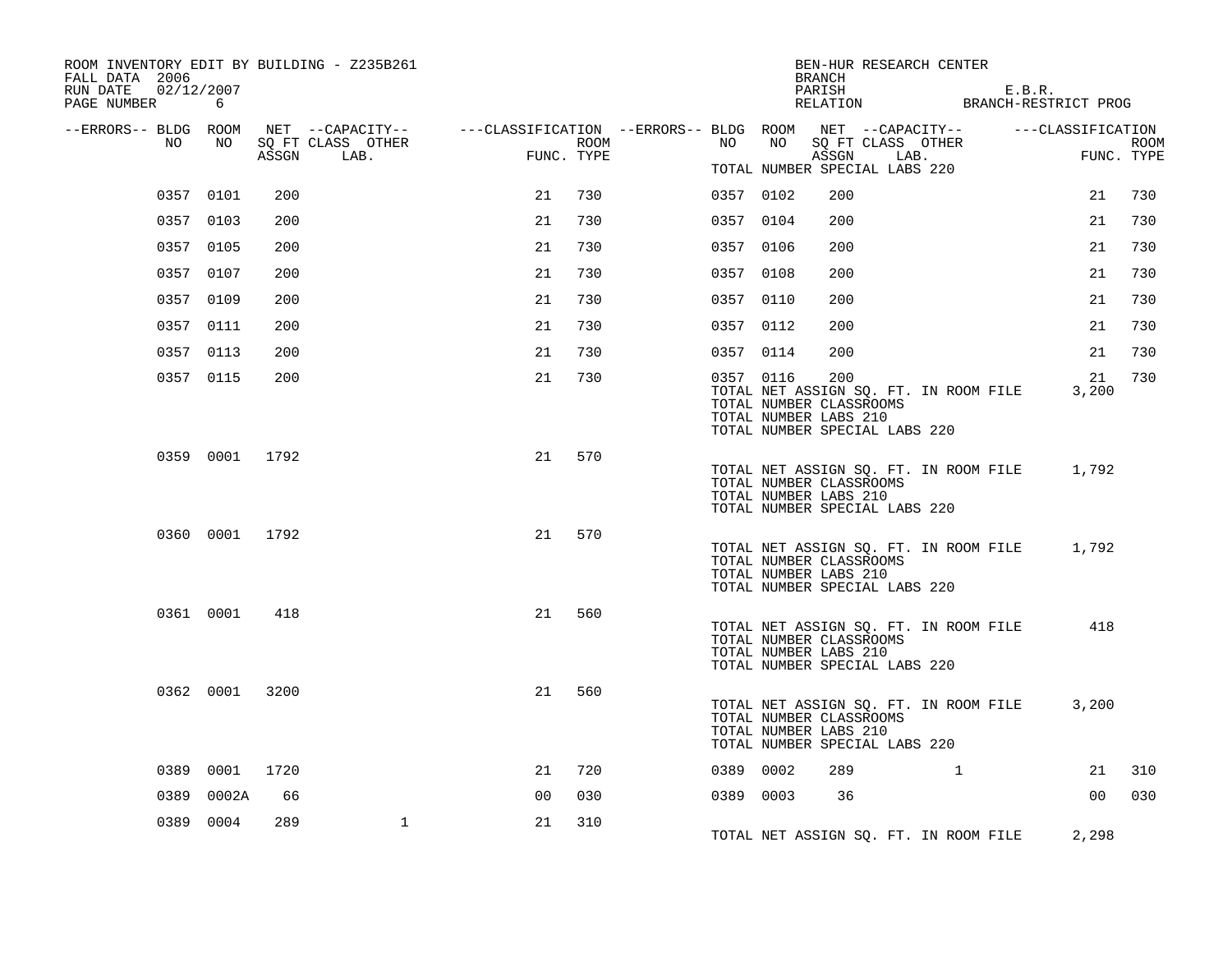ROOM INVENTORY EDIT BY BUILDING - Z235B261
FALL DATA 2006
RUN DATE 02/12/2007

BEN-HUR RESEARCH CENTER
BRANCH
PARISH E.B.R.
RELATION BRANCH-RESTRICT PROG

| --ERRORS-- | BLDG NO | ROOM NO | NET SQ FT ASSGN | --CAPACITY-- CLASS | OTHER LAB. | ---CLASSIFICATION FUNC. | ROOM TYPE | --ERRORS-- | BLDG NO | ROOM NO | NET SQ FT ASSGN | --CAPACITY-- CLASS | OTHER LAB. | ---CLASSIFICATION FUNC. | ROOM TYPE |
|---|---|---|---|---|---|---|---|---|---|---|---|---|---|---|---|
| | | | | | | | | | TOTAL NUMBER SPECIAL LABS 220 | | | | | | |
| | 0357 | 0101 | 200 | | | 21 | 730 | | 0357 | 0102 | 200 | | | 21 | 730 |
| | 0357 | 0103 | 200 | | | 21 | 730 | | 0357 | 0104 | 200 | | | 21 | 730 |
| | 0357 | 0105 | 200 | | | 21 | 730 | | 0357 | 0106 | 200 | | | 21 | 730 |
| | 0357 | 0107 | 200 | | | 21 | 730 | | 0357 | 0108 | 200 | | | 21 | 730 |
| | 0357 | 0109 | 200 | | | 21 | 730 | | 0357 | 0110 | 200 | | | 21 | 730 |
| | 0357 | 0111 | 200 | | | 21 | 730 | | 0357 | 0112 | 200 | | | 21 | 730 |
| | 0357 | 0113 | 200 | | | 21 | 730 | | 0357 | 0114 | 200 | | | 21 | 730 |
| | 0357 | 0115 | 200 | | | 21 | 730 | | 0357 | 0116 | 200 | | | 21 | 730 |
| | | | | | | | | | TOTAL NET ASSIGN SQ. FT. IN ROOM FILE | | | | | 3,200 | |
| | | | | | | | | | TOTAL NUMBER CLASSROOMS | | | | | | |
| | | | | | | | | | TOTAL NUMBER LABS 210 | | | | | | |
| | | | | | | | | | TOTAL NUMBER SPECIAL LABS 220 | | | | | | |
| | 0359 | 0001 | 1792 | | | 21 | 570 | | | | | | | | |
| | | | | | | | | | TOTAL NET ASSIGN SQ. FT. IN ROOM FILE | | | | | 1,792 | |
| | | | | | | | | | TOTAL NUMBER CLASSROOMS | | | | | | |
| | | | | | | | | | TOTAL NUMBER LABS 210 | | | | | | |
| | | | | | | | | | TOTAL NUMBER SPECIAL LABS 220 | | | | | | |
| | 0360 | 0001 | 1792 | | | 21 | 570 | | | | | | | | |
| | | | | | | | | | TOTAL NET ASSIGN SQ. FT. IN ROOM FILE | | | | | 1,792 | |
| | | | | | | | | | TOTAL NUMBER CLASSROOMS | | | | | | |
| | | | | | | | | | TOTAL NUMBER LABS 210 | | | | | | |
| | | | | | | | | | TOTAL NUMBER SPECIAL LABS 220 | | | | | | |
| | 0361 | 0001 | 418 | | | 21 | 560 | | | | | | | | |
| | | | | | | | | | TOTAL NET ASSIGN SQ. FT. IN ROOM FILE | | | | | 418 | |
| | | | | | | | | | TOTAL NUMBER CLASSROOMS | | | | | | |
| | | | | | | | | | TOTAL NUMBER LABS 210 | | | | | | |
| | | | | | | | | | TOTAL NUMBER SPECIAL LABS 220 | | | | | | |
| | 0362 | 0001 | 3200 | | | 21 | 560 | | | | | | | | |
| | | | | | | | | | TOTAL NET ASSIGN SQ. FT. IN ROOM FILE | | | | | 3,200 | |
| | | | | | | | | | TOTAL NUMBER CLASSROOMS | | | | | | |
| | | | | | | | | | TOTAL NUMBER LABS 210 | | | | | | |
| | | | | | | | | | TOTAL NUMBER SPECIAL LABS 220 | | | | | | |
| | 0389 | 0001 | 1720 | | | 21 | 720 | | 0389 | 0002 | 289 | | 1 | 21 | 310 |
| | 0389 | 0002A | 66 | | | 00 | 030 | | 0389 | 0003 | 36 | | | 00 | 030 |
| | 0389 | 0004 | 289 | | 1 | 21 | 310 | | | | | | | | |
| | | | | | | | | | TOTAL NET ASSIGN SQ. FT. IN ROOM FILE | | | | | 2,298 | |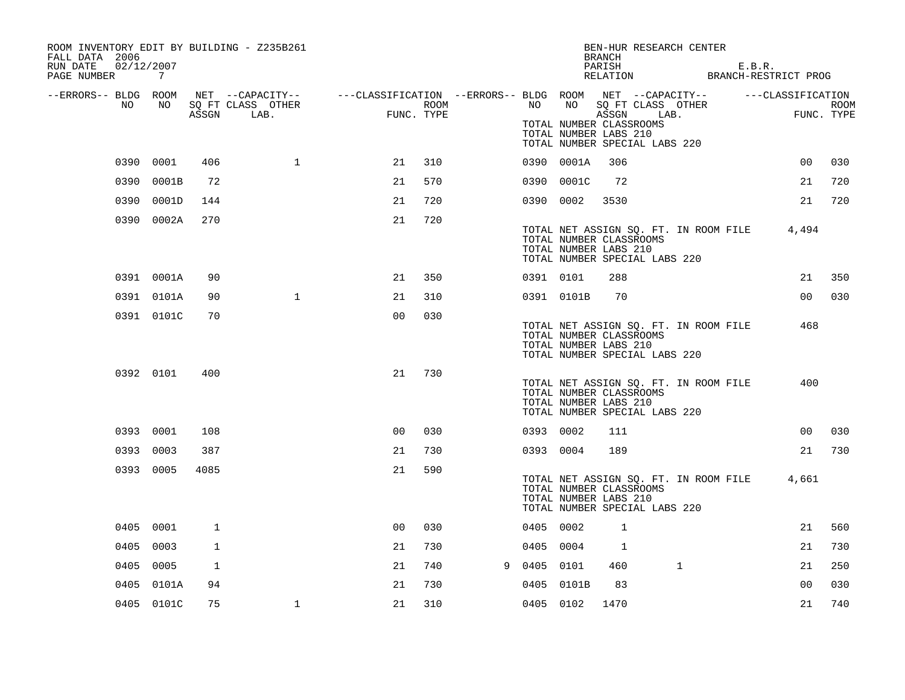ROOM INVENTORY EDIT BY BUILDING - Z235B261
FALL DATA 2006
RUN DATE 02/12/2007
PAGE NUMBER 7

BEN-HUR RESEARCH CENTER
BRANCH
PARISH E.B.R.
RELATION BRANCH-RESTRICT PROG

| --ERRORS-- | BLDG NO | ROOM NO | NET SQ FT ASSGN | CAPACITY CLASS LAB. | CAPACITY OTHER | CLASSIFICATION FUNC. | ROOM TYPE | --ERRORS-- | BLDG NO | ROOM NO | NET SQ FT ASSGN | CAPACITY CLASS LAB. | CAPACITY OTHER | CLASSIFICATION FUNC. | ROOM TYPE |
|---|---|---|---|---|---|---|---|---|---|---|---|---|---|---|---|
| | | | | | | | | | TOTAL NUMBER CLASSROOMS | | | | | | |
| | | | | | | | | | TOTAL NUMBER LABS 210 | | | | | | |
| | | | | | | | | | TOTAL NUMBER SPECIAL LABS 220 | | | | | | |
| | 0390 | 0001 | 406 | | 1 | 21 | 310 | | 0390 | 0001A | 306 | | | 00 | 030 |
| | 0390 | 0001B | 72 | | | 21 | 570 | | 0390 | 0001C | 72 | | | 21 | 720 |
| | 0390 | 0001D | 144 | | | 21 | 720 | | 0390 | 0002 | 3530 | | | 21 | 720 |
| | 0390 | 0002A | 270 | | | 21 | 720 | | | | | | | | |
| | | | | | | | | | TOTAL NET ASSIGN SQ. FT. IN ROOM FILE | | | | | 4,494 | |
| | | | | | | | | | TOTAL NUMBER CLASSROOMS | | | | | | |
| | | | | | | | | | TOTAL NUMBER LABS 210 | | | | | | |
| | | | | | | | | | TOTAL NUMBER SPECIAL LABS 220 | | | | | | |
| | 0391 | 0001A | 90 | | | 21 | 350 | | 0391 | 0101 | 288 | | | 21 | 350 |
| | 0391 | 0101A | 90 | | 1 | 21 | 310 | | 0391 | 0101B | 70 | | | 00 | 030 |
| | 0391 | 0101C | 70 | | | 00 | 030 | | | | | | | | |
| | | | | | | | | | TOTAL NET ASSIGN SQ. FT. IN ROOM FILE | | | | | 468 | |
| | | | | | | | | | TOTAL NUMBER CLASSROOMS | | | | | | |
| | | | | | | | | | TOTAL NUMBER LABS 210 | | | | | | |
| | | | | | | | | | TOTAL NUMBER SPECIAL LABS 220 | | | | | | |
| | 0392 | 0101 | 400 | | | 21 | 730 | | | | | | | | |
| | | | | | | | | | TOTAL NET ASSIGN SQ. FT. IN ROOM FILE | | | | | 400 | |
| | | | | | | | | | TOTAL NUMBER CLASSROOMS | | | | | | |
| | | | | | | | | | TOTAL NUMBER LABS 210 | | | | | | |
| | | | | | | | | | TOTAL NUMBER SPECIAL LABS 220 | | | | | | |
| | 0393 | 0001 | 108 | | | 00 | 030 | | 0393 | 0002 | 111 | | | 00 | 030 |
| | 0393 | 0003 | 387 | | | 21 | 730 | | 0393 | 0004 | 189 | | | 21 | 730 |
| | 0393 | 0005 | 4085 | | | 21 | 590 | | | | | | | | |
| | | | | | | | | | TOTAL NET ASSIGN SQ. FT. IN ROOM FILE | | | | | 4,661 | |
| | | | | | | | | | TOTAL NUMBER CLASSROOMS | | | | | | |
| | | | | | | | | | TOTAL NUMBER LABS 210 | | | | | | |
| | | | | | | | | | TOTAL NUMBER SPECIAL LABS 220 | | | | | | |
| | 0405 | 0001 | 1 | | | 00 | 030 | | 0405 | 0002 | 1 | | | 21 | 560 |
| | 0405 | 0003 | 1 | | | 21 | 730 | | 0405 | 0004 | 1 | | | 21 | 730 |
| | 0405 | 0005 | 1 | | | 21 | 740 | 9 | 0405 | 0101 | 460 | | 1 | 21 | 250 |
| | 0405 | 0101A | 94 | | | 21 | 730 | | 0405 | 0101B | 83 | | | 00 | 030 |
| | 0405 | 0101C | 75 | | 1 | 21 | 310 | | 0405 | 0102 | 1470 | | | 21 | 740 |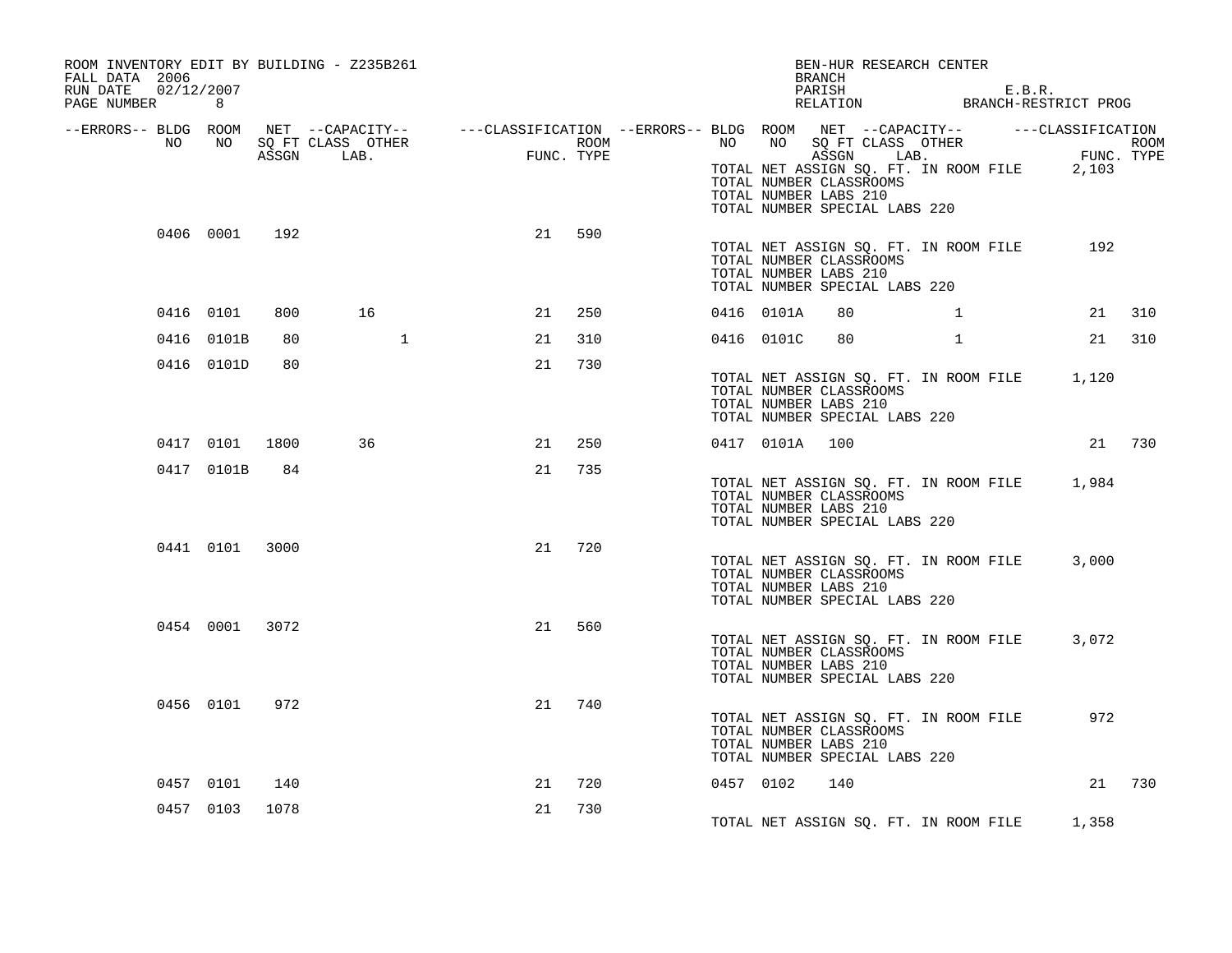ROOM INVENTORY EDIT BY BUILDING - Z235B261
FALL DATA 2006
RUN DATE 02/12/2007
PAGE NUMBER 8

BEN-HUR RESEARCH CENTER
BRANCH
PARISH E.B.R.
RELATION BRANCH-RESTRICT PROG

| --ERRORS-- | BLDG NO | ROOM NO | NET SQ FT ASSGN | --CAPACITY-- CLASS LAB. | OTHER | ---CLASSIFICATION FUNC. | ROOM TYPE | --ERRORS-- | BLDG NO | ROOM NO | NET SQ FT ASSGN | --CAPACITY-- CLASS LAB. | OTHER | ---CLASSIFICATION FUNC. | ROOM TYPE |
|---|---|---|---|---|---|---|---|---|---|---|---|---|---|---|---|
| | | | | | | | | | TOTAL NET ASSIGN SQ. FT. IN ROOM FILE | | | | | 2,103 | |
| | | | | | | | | | TOTAL NUMBER CLASSROOMS | | | | | | |
| | | | | | | | | | TOTAL NUMBER LABS 210 | | | | | | |
| | | | | | | | | | TOTAL NUMBER SPECIAL LABS 220 | | | | | | |
| | 0406 | 0001 | 192 | | | 21 | 590 | | | | | | | | |
| | | | | | | | | | TOTAL NET ASSIGN SQ. FT. IN ROOM FILE | | | | | 192 | |
| | | | | | | | | | TOTAL NUMBER CLASSROOMS | | | | | | |
| | | | | | | | | | TOTAL NUMBER LABS 210 | | | | | | |
| | | | | | | | | | TOTAL NUMBER SPECIAL LABS 220 | | | | | | |
| | 0416 | 0101 | 800 | 16 | | 21 | 250 | | 0416 | 0101A | 80 | | 1 | 21 | 310 |
| | 0416 | 0101B | 80 | | 1 | 21 | 310 | | 0416 | 0101C | 80 | | 1 | 21 | 310 |
| | 0416 | 0101D | 80 | | | 21 | 730 | | | | | | | | |
| | | | | | | | | | TOTAL NET ASSIGN SQ. FT. IN ROOM FILE | | | | | 1,120 | |
| | | | | | | | | | TOTAL NUMBER CLASSROOMS | | | | | | |
| | | | | | | | | | TOTAL NUMBER LABS 210 | | | | | | |
| | | | | | | | | | TOTAL NUMBER SPECIAL LABS 220 | | | | | | |
| | 0417 | 0101 | 1800 | 36 | | 21 | 250 | | 0417 | 0101A | 100 | | | 21 | 730 |
| | 0417 | 0101B | 84 | | | 21 | 735 | | | | | | | | |
| | | | | | | | | | TOTAL NET ASSIGN SQ. FT. IN ROOM FILE | | | | | 1,984 | |
| | | | | | | | | | TOTAL NUMBER CLASSROOMS | | | | | | |
| | | | | | | | | | TOTAL NUMBER LABS 210 | | | | | | |
| | | | | | | | | | TOTAL NUMBER SPECIAL LABS 220 | | | | | | |
| | 0441 | 0101 | 3000 | | | 21 | 720 | | | | | | | | |
| | | | | | | | | | TOTAL NET ASSIGN SQ. FT. IN ROOM FILE | | | | | 3,000 | |
| | | | | | | | | | TOTAL NUMBER CLASSROOMS | | | | | | |
| | | | | | | | | | TOTAL NUMBER LABS 210 | | | | | | |
| | | | | | | | | | TOTAL NUMBER SPECIAL LABS 220 | | | | | | |
| | 0454 | 0001 | 3072 | | | 21 | 560 | | | | | | | | |
| | | | | | | | | | TOTAL NET ASSIGN SQ. FT. IN ROOM FILE | | | | | 3,072 | |
| | | | | | | | | | TOTAL NUMBER CLASSROOMS | | | | | | |
| | | | | | | | | | TOTAL NUMBER LABS 210 | | | | | | |
| | | | | | | | | | TOTAL NUMBER SPECIAL LABS 220 | | | | | | |
| | 0456 | 0101 | 972 | | | 21 | 740 | | | | | | | | |
| | | | | | | | | | TOTAL NET ASSIGN SQ. FT. IN ROOM FILE | | | | | 972 | |
| | | | | | | | | | TOTAL NUMBER CLASSROOMS | | | | | | |
| | | | | | | | | | TOTAL NUMBER LABS 210 | | | | | | |
| | | | | | | | | | TOTAL NUMBER SPECIAL LABS 220 | | | | | | |
| | 0457 | 0101 | 140 | | | 21 | 720 | | 0457 | 0102 | 140 | | | 21 | 730 |
| | 0457 | 0103 | 1078 | | | 21 | 730 | | | | | | | | |
| | | | | | | | | | TOTAL NET ASSIGN SQ. FT. IN ROOM FILE | | | | | 1,358 | |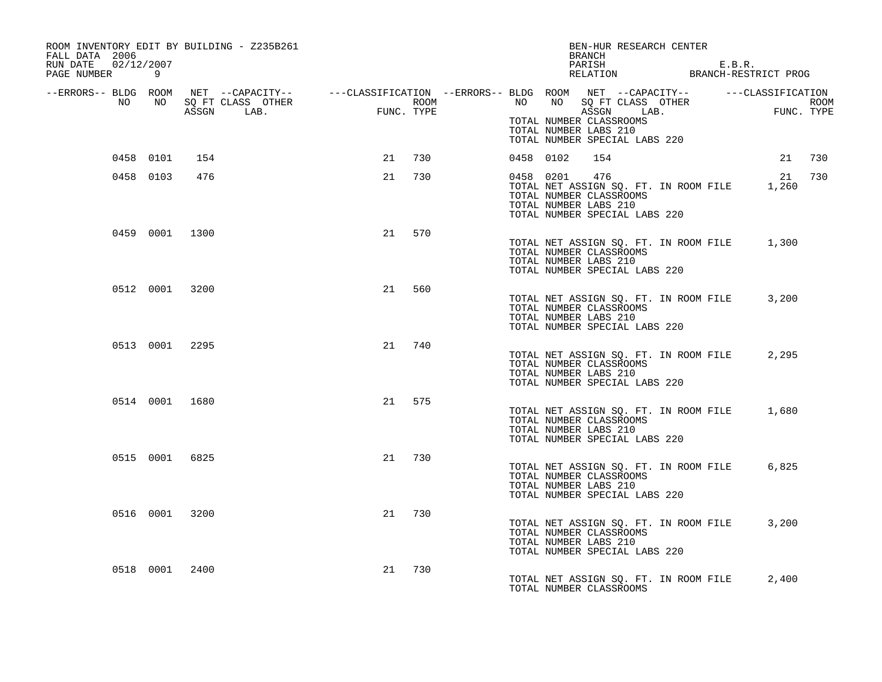ROOM INVENTORY EDIT BY BUILDING - Z235B261
FALL DATA 2006
RUN DATE 02/12/2007

BEN-HUR RESEARCH CENTER
BRANCH
PARISH E.B.R.
RELATION BRANCH-RESTRICT PROG

| --ERRORS-- | BLDG NO | ROOM NO | NET SQ FT ASSGN | --CAPACITY-- CLASS LAB. | OTHER | ---CLASSIFICATION FUNC. | ROOM TYPE | --ERRORS-- | BLDG NO | ROOM NO | NET SQ FT ASSGN | --CAPACITY-- CLASS LAB. | OTHER | ---CLASSIFICATION FUNC. | ROOM TYPE |
|---|---|---|---|---|---|---|---|---|---|---|---|---|---|---|---|
| | | | | | | | | | TOTAL NUMBER CLASSROOMS | | | | | | |
| | | | | | | | | | TOTAL NUMBER LABS 210 | | | | | | |
| | | | | | | | | | TOTAL NUMBER SPECIAL LABS 220 | | | | | | |
| | 0458 | 0101 | 154 | | | 21 | 730 | | 0458 | 0102 | 154 | | | 21 | 730 |
| | 0458 | 0103 | 476 | | | 21 | 730 | | 0458 | 0201 | 476 | | | 21 | 730 |
| | | | | | | | | | TOTAL NET ASSIGN SQ. FT. IN ROOM FILE | | | | | 1,260 | |
| | | | | | | | | | TOTAL NUMBER CLASSROOMS | | | | | | |
| | | | | | | | | | TOTAL NUMBER LABS 210 | | | | | | |
| | | | | | | | | | TOTAL NUMBER SPECIAL LABS 220 | | | | | | |
| | 0459 | 0001 | 1300 | | | 21 | 570 | | | | | | | | |
| | | | | | | | | | TOTAL NET ASSIGN SQ. FT. IN ROOM FILE | | | | | 1,300 | |
| | | | | | | | | | TOTAL NUMBER CLASSROOMS | | | | | | |
| | | | | | | | | | TOTAL NUMBER LABS 210 | | | | | | |
| | | | | | | | | | TOTAL NUMBER SPECIAL LABS 220 | | | | | | |
| | 0512 | 0001 | 3200 | | | 21 | 560 | | | | | | | | |
| | | | | | | | | | TOTAL NET ASSIGN SQ. FT. IN ROOM FILE | | | | | 3,200 | |
| | | | | | | | | | TOTAL NUMBER CLASSROOMS | | | | | | |
| | | | | | | | | | TOTAL NUMBER LABS 210 | | | | | | |
| | | | | | | | | | TOTAL NUMBER SPECIAL LABS 220 | | | | | | |
| | 0513 | 0001 | 2295 | | | 21 | 740 | | | | | | | | |
| | | | | | | | | | TOTAL NET ASSIGN SQ. FT. IN ROOM FILE | | | | | 2,295 | |
| | | | | | | | | | TOTAL NUMBER CLASSROOMS | | | | | | |
| | | | | | | | | | TOTAL NUMBER LABS 210 | | | | | | |
| | | | | | | | | | TOTAL NUMBER SPECIAL LABS 220 | | | | | | |
| | 0514 | 0001 | 1680 | | | 21 | 575 | | | | | | | | |
| | | | | | | | | | TOTAL NET ASSIGN SQ. FT. IN ROOM FILE | | | | | 1,680 | |
| | | | | | | | | | TOTAL NUMBER CLASSROOMS | | | | | | |
| | | | | | | | | | TOTAL NUMBER LABS 210 | | | | | | |
| | | | | | | | | | TOTAL NUMBER SPECIAL LABS 220 | | | | | | |
| | 0515 | 0001 | 6825 | | | 21 | 730 | | | | | | | | |
| | | | | | | | | | TOTAL NET ASSIGN SQ. FT. IN ROOM FILE | | | | | 6,825 | |
| | | | | | | | | | TOTAL NUMBER CLASSROOMS | | | | | | |
| | | | | | | | | | TOTAL NUMBER LABS 210 | | | | | | |
| | | | | | | | | | TOTAL NUMBER SPECIAL LABS 220 | | | | | | |
| | 0516 | 0001 | 3200 | | | 21 | 730 | | | | | | | | |
| | | | | | | | | | TOTAL NET ASSIGN SQ. FT. IN ROOM FILE | | | | | 3,200 | |
| | | | | | | | | | TOTAL NUMBER CLASSROOMS | | | | | | |
| | | | | | | | | | TOTAL NUMBER LABS 210 | | | | | | |
| | | | | | | | | | TOTAL NUMBER SPECIAL LABS 220 | | | | | | |
| | 0518 | 0001 | 2400 | | | 21 | 730 | | | | | | | | |
| | | | | | | | | | TOTAL NET ASSIGN SQ. FT. IN ROOM FILE | | | | | 2,400 | |
| | | | | | | | | | TOTAL NUMBER CLASSROOMS | | | | | | |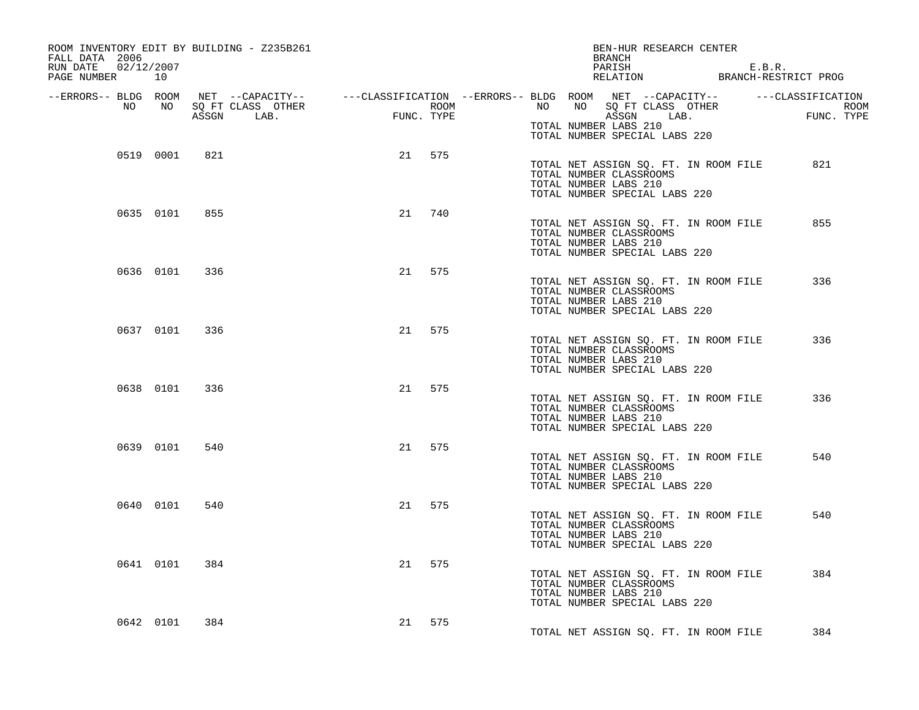ROOM INVENTORY EDIT BY BUILDING - Z235B261
FALL DATA 2006
RUN DATE 02/12/2007

BEN-HUR RESEARCH CENTER
BRANCH
PARISH E.B.R.
RELATION BRANCH-RESTRICT PROG

| --ERRORS-- | BLDG NO | ROOM NO | NET SQ FT ASSGN | --CAPACITY-- CLASS | LAB. | OTHER | ---CLASSIFICATION FUNC. | ROOM TYPE |
|---|---|---|---|---|---|---|---|---|
| | 0519 | 0001 | 821 | | | | 21 | 575 |
| | 0635 | 0101 | 855 | | | | 21 | 740 |
| | 0636 | 0101 | 336 | | | | 21 | 575 |
| | 0637 | 0101 | 336 | | | | 21 | 575 |
| | 0638 | 0101 | 336 | | | | 21 | 575 |
| | 0639 | 0101 | 540 | | | | 21 | 575 |
| | 0640 | 0101 | 540 | | | | 21 | 575 |
| | 0641 | 0101 | 384 | | | | 21 | 575 |
| | 0642 | 0101 | 384 | | | | 21 | 575 |

TOTAL NUMBER LABS 210
TOTAL NUMBER SPECIAL LABS 220

| BLDG | TOTAL NET ASSIGN SQ. FT. IN ROOM FILE | TOTAL NUMBER CLASSROOMS | TOTAL NUMBER LABS 210 | TOTAL NUMBER SPECIAL LABS 220 |
|---|---|---|---|---|
| 0519 | 821 | | | |
| 0635 | 855 | | | |
| 0636 | 336 | | | |
| 0637 | 336 | | | |
| 0638 | 336 | | | |
| 0639 | 540 | | | |
| 0640 | 540 | | | |
| 0641 | 384 | | | |
| 0642 | 384 | | | |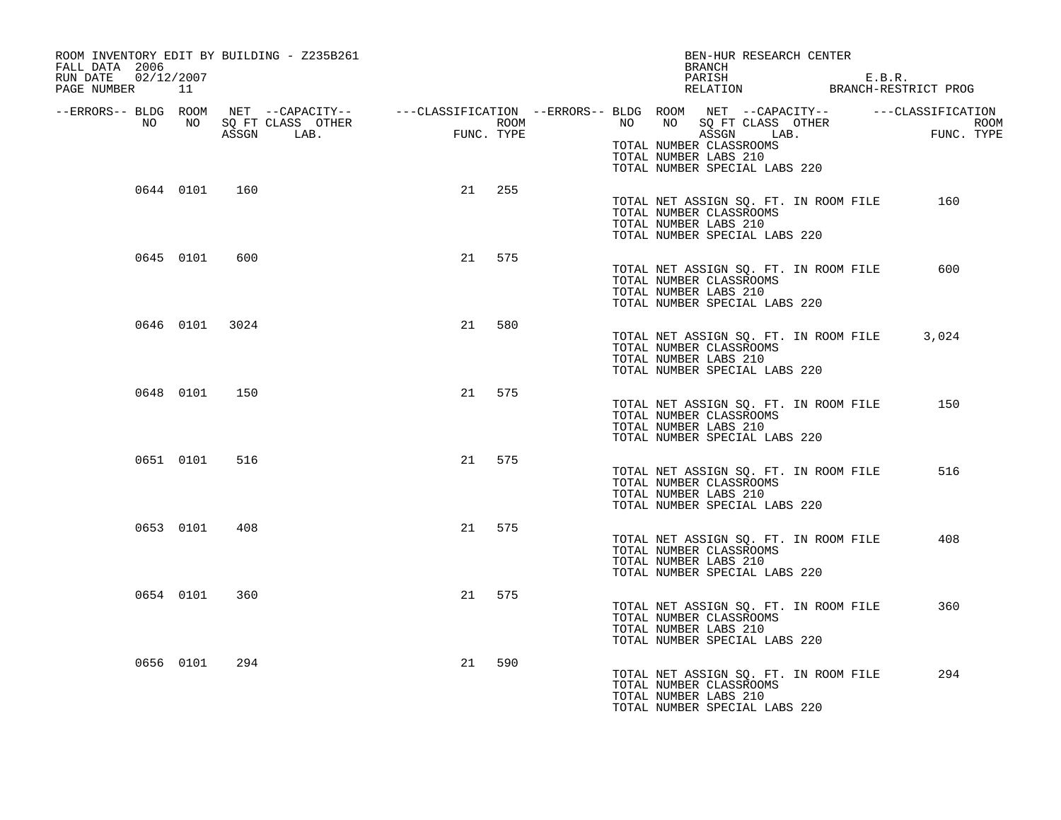ROOM INVENTORY EDIT BY BUILDING - Z235B261
FALL DATA 2006
RUN DATE 02/12/2007

BEN-HUR RESEARCH CENTER
BRANCH
PARISH E.B.R.
RELATION BRANCH-RESTRICT PROG

| --ERRORS-- | BLDG NO | ROOM NO | NET SQ FT ASSGN | --CAPACITY-- CLASS LAB. | OTHER | ---CLASSIFICATION FUNC. | ROOM TYPE |
|---|---|---|---|---|---|---|---|
| | | | | | | | |

TOTAL NUMBER CLASSROOMS
TOTAL NUMBER LABS 210
TOTAL NUMBER SPECIAL LABS 220

| --ERRORS-- | BLDG NO | ROOM NO | NET SQ FT ASSGN | CLASS LAB. | OTHER | FUNC. | ROOM TYPE |
|---|---|---|---|---|---|---|---|
| | 0644 | 0101 | 160 | | | 21 | 255 |

TOTAL NET ASSIGN SQ. FT. IN ROOM FILE 160
TOTAL NUMBER CLASSROOMS
TOTAL NUMBER LABS 210
TOTAL NUMBER SPECIAL LABS 220

| --ERRORS-- | BLDG NO | ROOM NO | NET SQ FT ASSGN | CLASS LAB. | OTHER | FUNC. | ROOM TYPE |
|---|---|---|---|---|---|---|---|
| | 0645 | 0101 | 600 | | | 21 | 575 |

TOTAL NET ASSIGN SQ. FT. IN ROOM FILE 600
TOTAL NUMBER CLASSROOMS
TOTAL NUMBER LABS 210
TOTAL NUMBER SPECIAL LABS 220

| --ERRORS-- | BLDG NO | ROOM NO | NET SQ FT ASSGN | CLASS LAB. | OTHER | FUNC. | ROOM TYPE |
|---|---|---|---|---|---|---|---|
| | 0646 | 0101 | 3024 | | | 21 | 580 |

TOTAL NET ASSIGN SQ. FT. IN ROOM FILE 3,024
TOTAL NUMBER CLASSROOMS
TOTAL NUMBER LABS 210
TOTAL NUMBER SPECIAL LABS 220

| --ERRORS-- | BLDG NO | ROOM NO | NET SQ FT ASSGN | CLASS LAB. | OTHER | FUNC. | ROOM TYPE |
|---|---|---|---|---|---|---|---|
| | 0648 | 0101 | 150 | | | 21 | 575 |

TOTAL NET ASSIGN SQ. FT. IN ROOM FILE 150
TOTAL NUMBER CLASSROOMS
TOTAL NUMBER LABS 210
TOTAL NUMBER SPECIAL LABS 220

| --ERRORS-- | BLDG NO | ROOM NO | NET SQ FT ASSGN | CLASS LAB. | OTHER | FUNC. | ROOM TYPE |
|---|---|---|---|---|---|---|---|
| | 0651 | 0101 | 516 | | | 21 | 575 |

TOTAL NET ASSIGN SQ. FT. IN ROOM FILE 516
TOTAL NUMBER CLASSROOMS
TOTAL NUMBER LABS 210
TOTAL NUMBER SPECIAL LABS 220

| --ERRORS-- | BLDG NO | ROOM NO | NET SQ FT ASSGN | CLASS LAB. | OTHER | FUNC. | ROOM TYPE |
|---|---|---|---|---|---|---|---|
| | 0653 | 0101 | 408 | | | 21 | 575 |

TOTAL NET ASSIGN SQ. FT. IN ROOM FILE 408
TOTAL NUMBER CLASSROOMS
TOTAL NUMBER LABS 210
TOTAL NUMBER SPECIAL LABS 220

| --ERRORS-- | BLDG NO | ROOM NO | NET SQ FT ASSGN | CLASS LAB. | OTHER | FUNC. | ROOM TYPE |
|---|---|---|---|---|---|---|---|
| | 0654 | 0101 | 360 | | | 21 | 575 |

TOTAL NET ASSIGN SQ. FT. IN ROOM FILE 360
TOTAL NUMBER CLASSROOMS
TOTAL NUMBER LABS 210
TOTAL NUMBER SPECIAL LABS 220

| --ERRORS-- | BLDG NO | ROOM NO | NET SQ FT ASSGN | CLASS LAB. | OTHER | FUNC. | ROOM TYPE |
|---|---|---|---|---|---|---|---|
| | 0656 | 0101 | 294 | | | 21 | 590 |

TOTAL NET ASSIGN SQ. FT. IN ROOM FILE 294
TOTAL NUMBER CLASSROOMS
TOTAL NUMBER LABS 210
TOTAL NUMBER SPECIAL LABS 220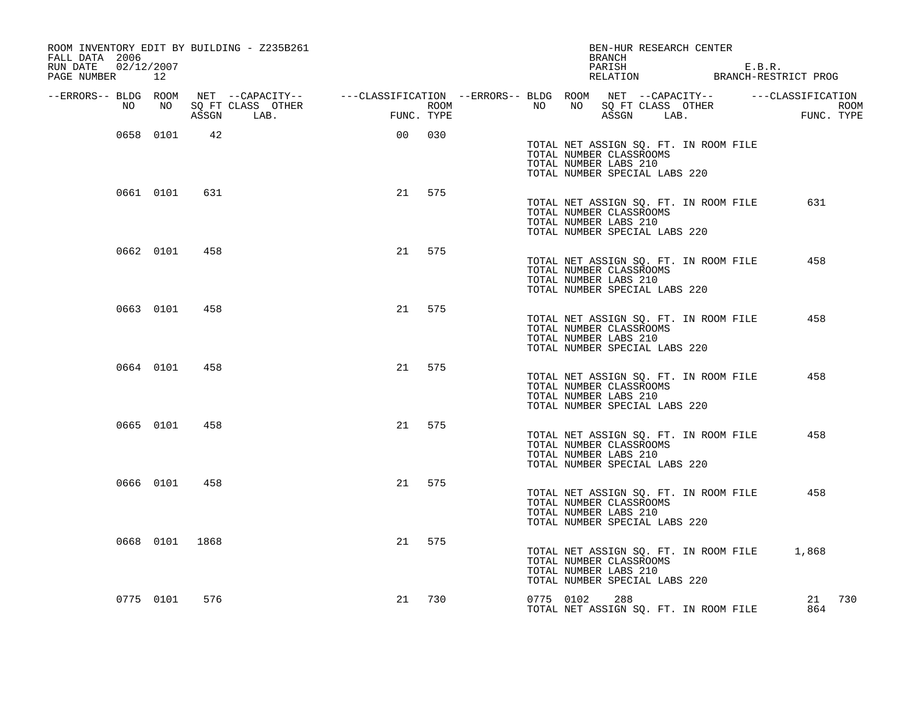ROOM INVENTORY EDIT BY BUILDING - Z235B261
FALL DATA 2006
RUN DATE 02/12/2007
PAGE NUMBER 12

BEN-HUR RESEARCH CENTER
BRANCH
PARISH E.B.R.
RELATION BRANCH-RESTRICT PROG

| --ERRORS-- | BLDG NO | ROOM NO | NET SQ FT ASSGN | --CAPACITY-- CLASS LAB. | OTHER | ---CLASSIFICATION FUNC. | ROOM TYPE | --ERRORS-- | BLDG NO | ROOM NO | NET SQ FT ASSGN | --CAPACITY-- CLASS LAB. | OTHER | ---CLASSIFICATION FUNC. | ROOM TYPE |
|---|---|---|---|---|---|---|---|---|---|---|---|---|---|---|---|
| | 0658 | 0101 | 42 | | | 00 | 030 | | | | | | | | |
| | | | | | | | | | TOTAL NET ASSIGN SQ. FT. IN ROOM FILE | | | | | | |
| | | | | | | | | | TOTAL NUMBER CLASSROOMS | | | | | | |
| | | | | | | | | | TOTAL NUMBER LABS 210 | | | | | | |
| | | | | | | | | | TOTAL NUMBER SPECIAL LABS 220 | | | | | | |
| | 0661 | 0101 | 631 | | | 21 | 575 | | | | | | | | |
| | | | | | | | | | TOTAL NET ASSIGN SQ. FT. IN ROOM FILE | | | | | 631 | |
| | | | | | | | | | TOTAL NUMBER CLASSROOMS | | | | | | |
| | | | | | | | | | TOTAL NUMBER LABS 210 | | | | | | |
| | | | | | | | | | TOTAL NUMBER SPECIAL LABS 220 | | | | | | |
| | 0662 | 0101 | 458 | | | 21 | 575 | | | | | | | | |
| | | | | | | | | | TOTAL NET ASSIGN SQ. FT. IN ROOM FILE | | | | | 458 | |
| | | | | | | | | | TOTAL NUMBER CLASSROOMS | | | | | | |
| | | | | | | | | | TOTAL NUMBER LABS 210 | | | | | | |
| | | | | | | | | | TOTAL NUMBER SPECIAL LABS 220 | | | | | | |
| | 0663 | 0101 | 458 | | | 21 | 575 | | | | | | | | |
| | | | | | | | | | TOTAL NET ASSIGN SQ. FT. IN ROOM FILE | | | | | 458 | |
| | | | | | | | | | TOTAL NUMBER CLASSROOMS | | | | | | |
| | | | | | | | | | TOTAL NUMBER LABS 210 | | | | | | |
| | | | | | | | | | TOTAL NUMBER SPECIAL LABS 220 | | | | | | |
| | 0664 | 0101 | 458 | | | 21 | 575 | | | | | | | | |
| | | | | | | | | | TOTAL NET ASSIGN SQ. FT. IN ROOM FILE | | | | | 458 | |
| | | | | | | | | | TOTAL NUMBER CLASSROOMS | | | | | | |
| | | | | | | | | | TOTAL NUMBER LABS 210 | | | | | | |
| | | | | | | | | | TOTAL NUMBER SPECIAL LABS 220 | | | | | | |
| | 0665 | 0101 | 458 | | | 21 | 575 | | | | | | | | |
| | | | | | | | | | TOTAL NET ASSIGN SQ. FT. IN ROOM FILE | | | | | 458 | |
| | | | | | | | | | TOTAL NUMBER CLASSROOMS | | | | | | |
| | | | | | | | | | TOTAL NUMBER LABS 210 | | | | | | |
| | | | | | | | | | TOTAL NUMBER SPECIAL LABS 220 | | | | | | |
| | 0666 | 0101 | 458 | | | 21 | 575 | | | | | | | | |
| | | | | | | | | | TOTAL NET ASSIGN SQ. FT. IN ROOM FILE | | | | | 458 | |
| | | | | | | | | | TOTAL NUMBER CLASSROOMS | | | | | | |
| | | | | | | | | | TOTAL NUMBER LABS 210 | | | | | | |
| | | | | | | | | | TOTAL NUMBER SPECIAL LABS 220 | | | | | | |
| | 0668 | 0101 | 1868 | | | 21 | 575 | | | | | | | | |
| | | | | | | | | | TOTAL NET ASSIGN SQ. FT. IN ROOM FILE | | | | | 1,868 | |
| | | | | | | | | | TOTAL NUMBER CLASSROOMS | | | | | | |
| | | | | | | | | | TOTAL NUMBER LABS 210 | | | | | | |
| | | | | | | | | | TOTAL NUMBER SPECIAL LABS 220 | | | | | | |
| | 0775 | 0101 | 576 | | | 21 | 730 | | 0775 | 0102 | 288 | | | 21 | 730 |
| | | | | | | | | | TOTAL NET ASSIGN SQ. FT. IN ROOM FILE | | | | | 864 | |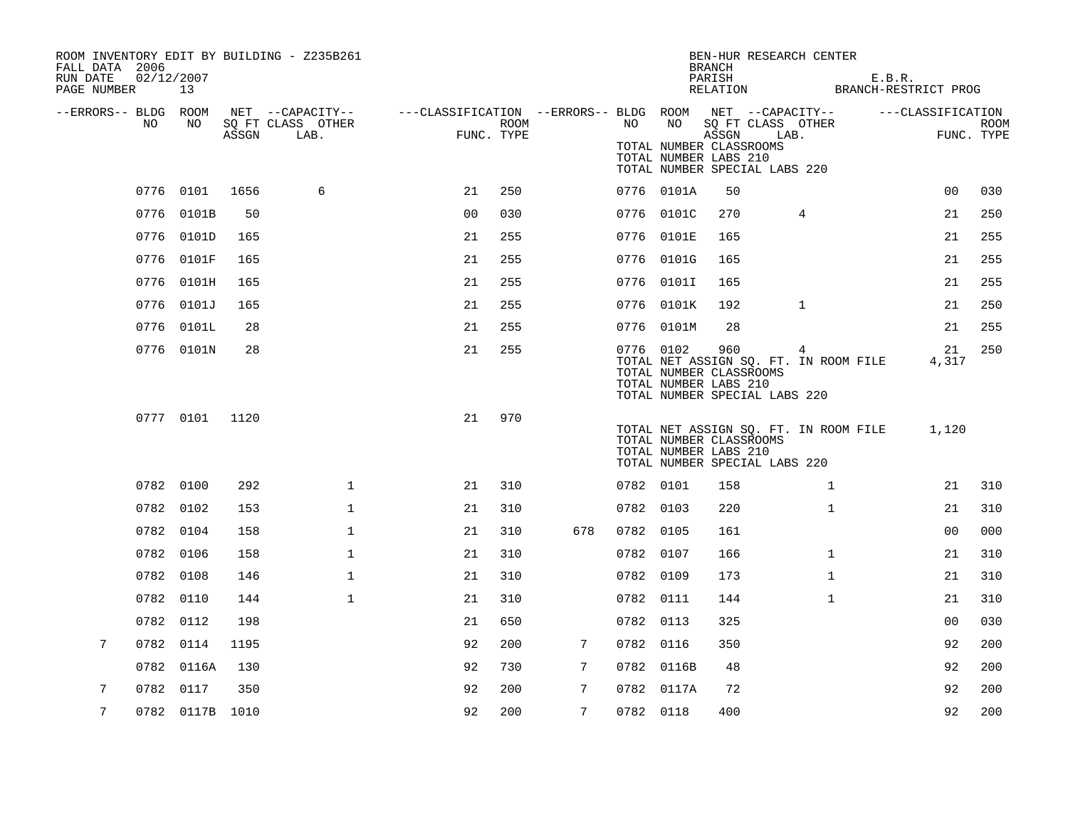ROOM INVENTORY EDIT BY BUILDING - Z235B261
FALL DATA 2006
RUN DATE 02/12/2007
PAGE NUMBER 13

BEN-HUR RESEARCH CENTER
BRANCH
PARISH E.B.R.
RELATION BRANCH-RESTRICT PROG

| --ERRORS-- | BLDG NO | ROOM NO | NET SQ FT ASSGN | --CAPACITY-- CLASS LAB. | OTHER | ---CLASSIFICATION FUNC. | ROOM TYPE | --ERRORS-- | BLDG NO | ROOM NO | NET SQ FT ASSGN | --CAPACITY-- CLASS LAB. | OTHER | ---CLASSIFICATION FUNC. | ROOM TYPE |
|---|---|---|---|---|---|---|---|---|---|---|---|---|---|---|---|
| | | | | | | | | | TOTAL NUMBER CLASSROOMS | | | | | | |
| | | | | | | | | | TOTAL NUMBER LABS 210 | | | | | | |
| | | | | | | | | | TOTAL NUMBER SPECIAL LABS 220 | | | | | | |
| | 0776 | 0101 | 1656 | 6 | | 21 | 250 | | 0776 | 0101A | 50 | | | 00 | 030 |
| | 0776 | 0101B | 50 | | | 00 | 030 | | 0776 | 0101C | 270 | 4 | | 21 | 250 |
| | 0776 | 0101D | 165 | | | 21 | 255 | | 0776 | 0101E | 165 | | | 21 | 255 |
| | 0776 | 0101F | 165 | | | 21 | 255 | | 0776 | 0101G | 165 | | | 21 | 255 |
| | 0776 | 0101H | 165 | | | 21 | 255 | | 0776 | 0101I | 165 | | | 21 | 255 |
| | 0776 | 0101J | 165 | | | 21 | 255 | | 0776 | 0101K | 192 | 1 | | 21 | 250 |
| | 0776 | 0101L | 28 | | | 21 | 255 | | 0776 | 0101M | 28 | | | 21 | 255 |
| | 0776 | 0101N | 28 | | | 21 | 255 | | 0776 | 0102 | 960 | 4 | | 21 | 250 |
| | | | | | | | | | TOTAL NET ASSIGN SQ. FT. IN ROOM FILE | | | | | 4,317 | |
| | | | | | | | | | TOTAL NUMBER CLASSROOMS | | | | | | |
| | | | | | | | | | TOTAL NUMBER LABS 210 | | | | | | |
| | | | | | | | | | TOTAL NUMBER SPECIAL LABS 220 | | | | | | |
| | 0777 | 0101 | 1120 | | | 21 | 970 | | | | | | | | |
| | | | | | | | | | TOTAL NET ASSIGN SQ. FT. IN ROOM FILE | | | | | 1,120 | |
| | | | | | | | | | TOTAL NUMBER CLASSROOMS | | | | | | |
| | | | | | | | | | TOTAL NUMBER LABS 210 | | | | | | |
| | | | | | | | | | TOTAL NUMBER SPECIAL LABS 220 | | | | | | |
| | 0782 | 0100 | 292 | | 1 | 21 | 310 | | 0782 | 0101 | 158 | | 1 | 21 | 310 |
| | 0782 | 0102 | 153 | | 1 | 21 | 310 | | 0782 | 0103 | 220 | | 1 | 21 | 310 |
| | 0782 | 0104 | 158 | | 1 | 21 | 310 | 678 | 0782 | 0105 | 161 | | | 00 | 000 |
| | 0782 | 0106 | 158 | | 1 | 21 | 310 | | 0782 | 0107 | 166 | | 1 | 21 | 310 |
| | 0782 | 0108 | 146 | | 1 | 21 | 310 | | 0782 | 0109 | 173 | | 1 | 21 | 310 |
| | 0782 | 0110 | 144 | | 1 | 21 | 310 | | 0782 | 0111 | 144 | | 1 | 21 | 310 |
| | 0782 | 0112 | 198 | | | 21 | 650 | | 0782 | 0113 | 325 | | | 00 | 030 |
| 7 | 0782 | 0114 | 1195 | | | 92 | 200 | 7 | 0782 | 0116 | 350 | | | 92 | 200 |
| | 0782 | 0116A | 130 | | | 92 | 730 | 7 | 0782 | 0116B | 48 | | | 92 | 200 |
| 7 | 0782 | 0117 | 350 | | | 92 | 200 | 7 | 0782 | 0117A | 72 | | | 92 | 200 |
| 7 | 0782 | 0117B | 1010 | | | 92 | 200 | 7 | 0782 | 0118 | 400 | | | 92 | 200 |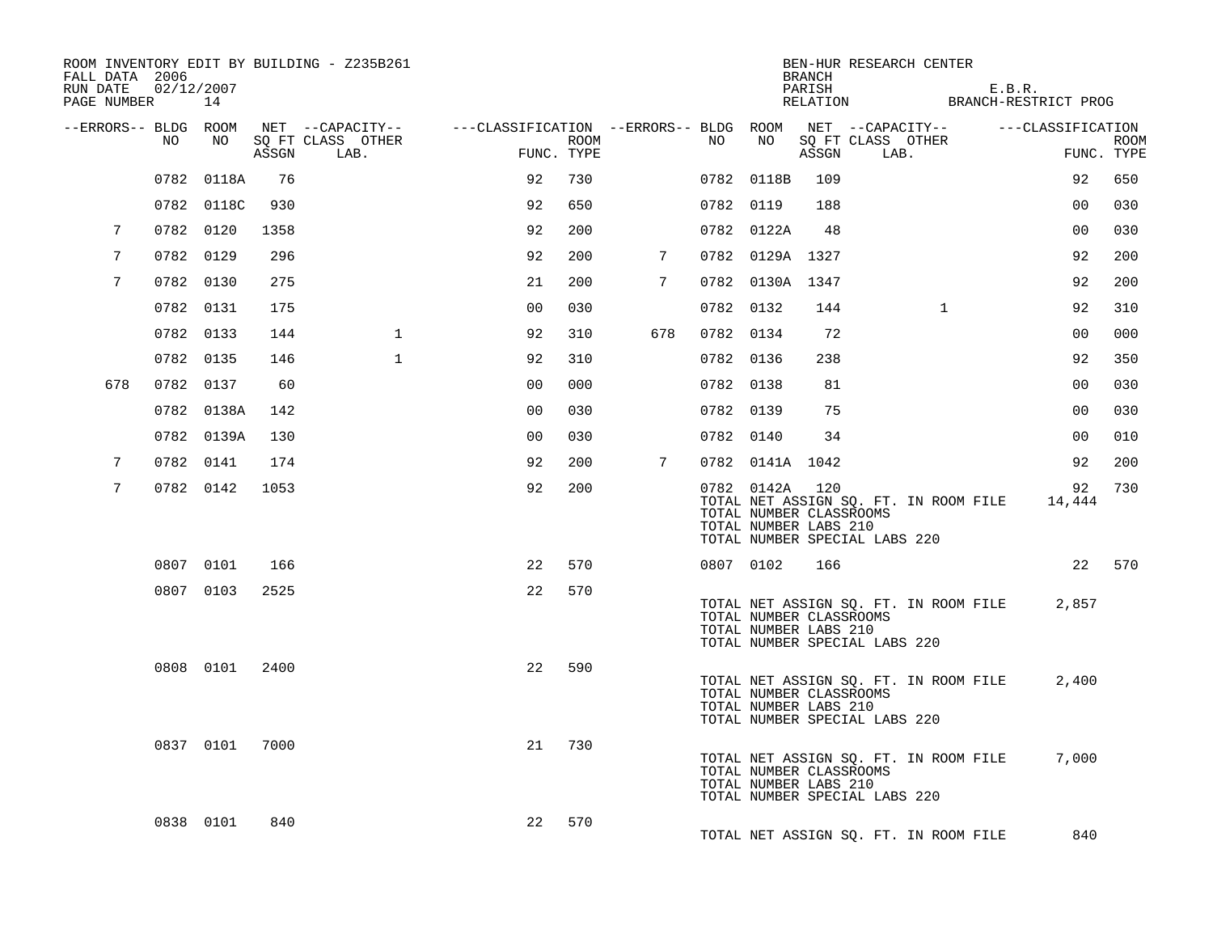ROOM INVENTORY EDIT BY BUILDING - Z235B261
FALL DATA 2006
RUN DATE 02/12/2007
PAGE NUMBER 14

BEN-HUR RESEARCH CENTER
BRANCH
PARISH E.B.R.
RELATION BRANCH-RESTRICT PROG

| --ERRORS-- | BLDG NO | ROOM NO | NET SQ FT ASSGN | --CAPACITY-- CLASS LAB. | OTHER | ---CLASSIFICATION FUNC. | ROOM TYPE | --ERRORS-- | BLDG NO | ROOM NO | NET SQ FT ASSGN | --CAPACITY-- CLASS LAB. | OTHER | ---CLASSIFICATION FUNC. | ROOM TYPE |
|---|---|---|---|---|---|---|---|---|---|---|---|---|---|---|---|
| | 0782 | 0118A | 76 | | | 92 | 730 | | 0782 | 0118B | 109 | | | 92 | 650 |
| | 0782 | 0118C | 930 | | | 92 | 650 | | 0782 | 0119 | 188 | | | 00 | 030 |
| 7 | 0782 | 0120 | 1358 | | | 92 | 200 | | 0782 | 0122A | 48 | | | 00 | 030 |
| 7 | 0782 | 0129 | 296 | | | 92 | 200 | 7 | 0782 | 0129A | 1327 | | | 92 | 200 |
| 7 | 0782 | 0130 | 275 | | | 21 | 200 | 7 | 0782 | 0130A | 1347 | | | 92 | 200 |
| | 0782 | 0131 | 175 | | | 00 | 030 | | 0782 | 0132 | 144 | | 1 | 92 | 310 |
| | 0782 | 0133 | 144 | | 1 | 92 | 310 | 678 | 0782 | 0134 | 72 | | | 00 | 000 |
| | 0782 | 0135 | 146 | | 1 | 92 | 310 | | 0782 | 0136 | 238 | | | 92 | 350 |
| 678 | 0782 | 0137 | 60 | | | 00 | 000 | | 0782 | 0138 | 81 | | | 00 | 030 |
| | 0782 | 0138A | 142 | | | 00 | 030 | | 0782 | 0139 | 75 | | | 00 | 030 |
| | 0782 | 0139A | 130 | | | 00 | 030 | | 0782 | 0140 | 34 | | | 00 | 010 |
| 7 | 0782 | 0141 | 174 | | | 92 | 200 | 7 | 0782 | 0141A | 1042 | | | 92 | 200 |
| 7 | 0782 | 0142 | 1053 | | | 92 | 200 | | 0782 | 0142A | 120 | | | 92 | 730 |

TOTAL NET ASSIGN SQ. FT. IN ROOM FILE 14,444
TOTAL NUMBER CLASSROOMS
TOTAL NUMBER LABS 210
TOTAL NUMBER SPECIAL LABS 220

| --ERRORS-- | BLDG NO | ROOM NO | NET SQ FT ASSGN | --CAPACITY-- CLASS LAB. | OTHER | ---CLASSIFICATION FUNC. | ROOM TYPE | --ERRORS-- | BLDG NO | ROOM NO | NET SQ FT ASSGN | --CAPACITY-- CLASS LAB. | OTHER | ---CLASSIFICATION FUNC. | ROOM TYPE |
|---|---|---|---|---|---|---|---|---|---|---|---|---|---|---|---|
| | 0807 | 0101 | 166 | | | 22 | 570 | | 0807 | 0102 | 166 | | | 22 | 570 |
| | 0807 | 0103 | 2525 | | | 22 | 570 | | | | | | | | |

TOTAL NET ASSIGN SQ. FT. IN ROOM FILE 2,857
TOTAL NUMBER CLASSROOMS
TOTAL NUMBER LABS 210
TOTAL NUMBER SPECIAL LABS 220

| --ERRORS-- | BLDG NO | ROOM NO | NET SQ FT ASSGN | --CAPACITY-- CLASS LAB. | OTHER | ---CLASSIFICATION FUNC. | ROOM TYPE |
|---|---|---|---|---|---|---|---|
| | 0808 | 0101 | 2400 | | | 22 | 590 |

TOTAL NET ASSIGN SQ. FT. IN ROOM FILE 2,400
TOTAL NUMBER CLASSROOMS
TOTAL NUMBER LABS 210
TOTAL NUMBER SPECIAL LABS 220

| --ERRORS-- | BLDG NO | ROOM NO | NET SQ FT ASSGN | --CAPACITY-- CLASS LAB. | OTHER | ---CLASSIFICATION FUNC. | ROOM TYPE |
|---|---|---|---|---|---|---|---|
| | 0837 | 0101 | 7000 | | | 21 | 730 |

TOTAL NET ASSIGN SQ. FT. IN ROOM FILE 7,000
TOTAL NUMBER CLASSROOMS
TOTAL NUMBER LABS 210
TOTAL NUMBER SPECIAL LABS 220

| --ERRORS-- | BLDG NO | ROOM NO | NET SQ FT ASSGN | --CAPACITY-- CLASS LAB. | OTHER | ---CLASSIFICATION FUNC. | ROOM TYPE |
|---|---|---|---|---|---|---|---|
| | 0838 | 0101 | 840 | | | 22 | 570 |

TOTAL NET ASSIGN SQ. FT. IN ROOM FILE 840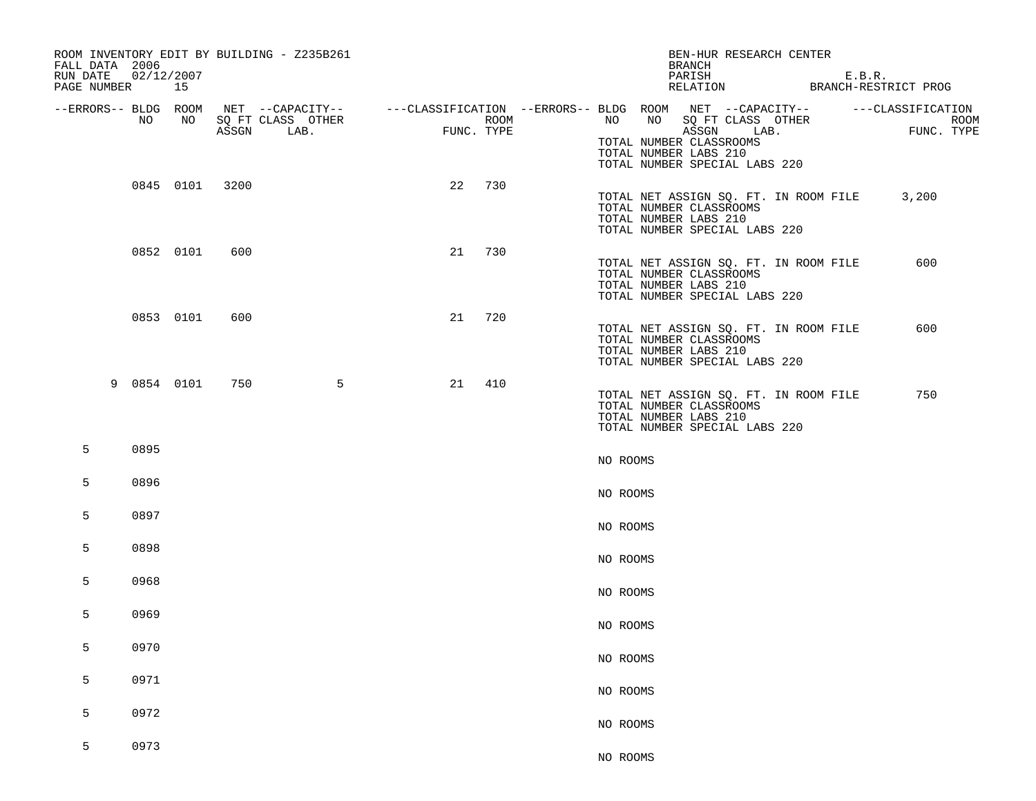ROOM INVENTORY EDIT BY BUILDING - Z235B261
FALL DATA 2006
RUN DATE 02/12/2007
PAGE NUMBER 15

BEN-HUR RESEARCH CENTER
BRANCH
PARISH E.B.R.
RELATION BRANCH-RESTRICT PROG

| --ERRORS-- | BLDG NO | ROOM NO | NET SQ FT ASSGN | --CAPACITY-- CLASS | LAB. | OTHER | ---CLASSIFICATION FUNC. | ROOM TYPE | |
|---|---|---|---|---|---|---|---|---|---|
| | | | | | | | | | TOTAL NUMBER CLASSROOMS<br>TOTAL NUMBER LABS 210<br>TOTAL NUMBER SPECIAL LABS 220 |
| | 0845 | 0101 | 3200 | | | | 22 | 730 | TOTAL NET ASSIGN SQ. FT. IN ROOM FILE 3,200<br>TOTAL NUMBER CLASSROOMS<br>TOTAL NUMBER LABS 210<br>TOTAL NUMBER SPECIAL LABS 220 |
| | 0852 | 0101 | 600 | | | | 21 | 730 | TOTAL NET ASSIGN SQ. FT. IN ROOM FILE 600<br>TOTAL NUMBER CLASSROOMS<br>TOTAL NUMBER LABS 210<br>TOTAL NUMBER SPECIAL LABS 220 |
| | 0853 | 0101 | 600 | | | | 21 | 720 | TOTAL NET ASSIGN SQ. FT. IN ROOM FILE 600<br>TOTAL NUMBER CLASSROOMS<br>TOTAL NUMBER LABS 210<br>TOTAL NUMBER SPECIAL LABS 220 |
| 9 | 0854 | 0101 | 750 | | | 5 | 21 | 410 | TOTAL NET ASSIGN SQ. FT. IN ROOM FILE 750<br>TOTAL NUMBER CLASSROOMS<br>TOTAL NUMBER LABS 210<br>TOTAL NUMBER SPECIAL LABS 220 |
| 5 | 0895 | | | | | | | | NO ROOMS |
| 5 | 0896 | | | | | | | | NO ROOMS |
| 5 | 0897 | | | | | | | | NO ROOMS |
| 5 | 0898 | | | | | | | | NO ROOMS |
| 5 | 0968 | | | | | | | | NO ROOMS |
| 5 | 0969 | | | | | | | | NO ROOMS |
| 5 | 0970 | | | | | | | | NO ROOMS |
| 5 | 0971 | | | | | | | | NO ROOMS |
| 5 | 0972 | | | | | | | | NO ROOMS |
| 5 | 0973 | | | | | | | | NO ROOMS |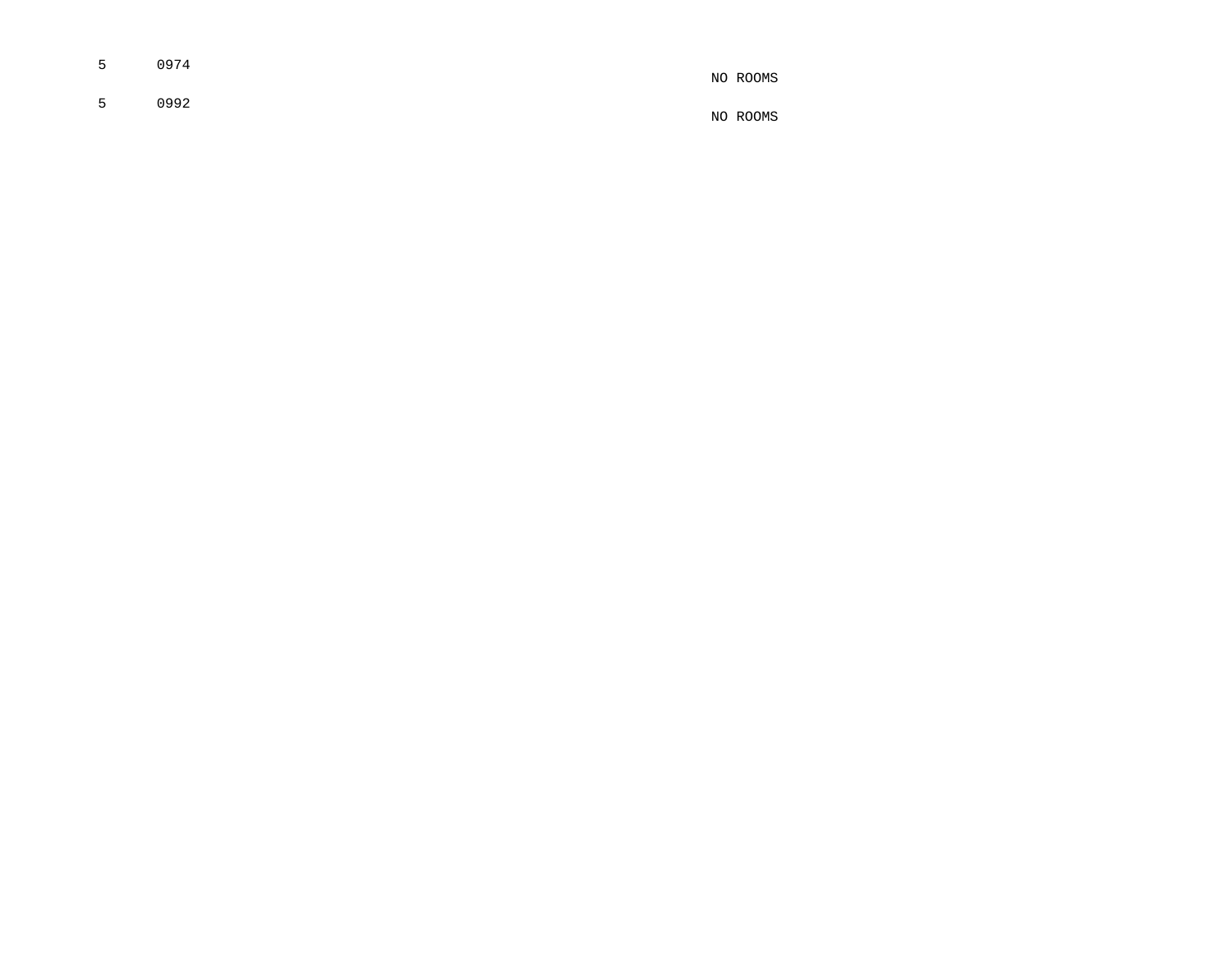| | | |
|---|---|---|
| 5 | 0974 | NO ROOMS |
| 5 | 0992 | NO ROOMS |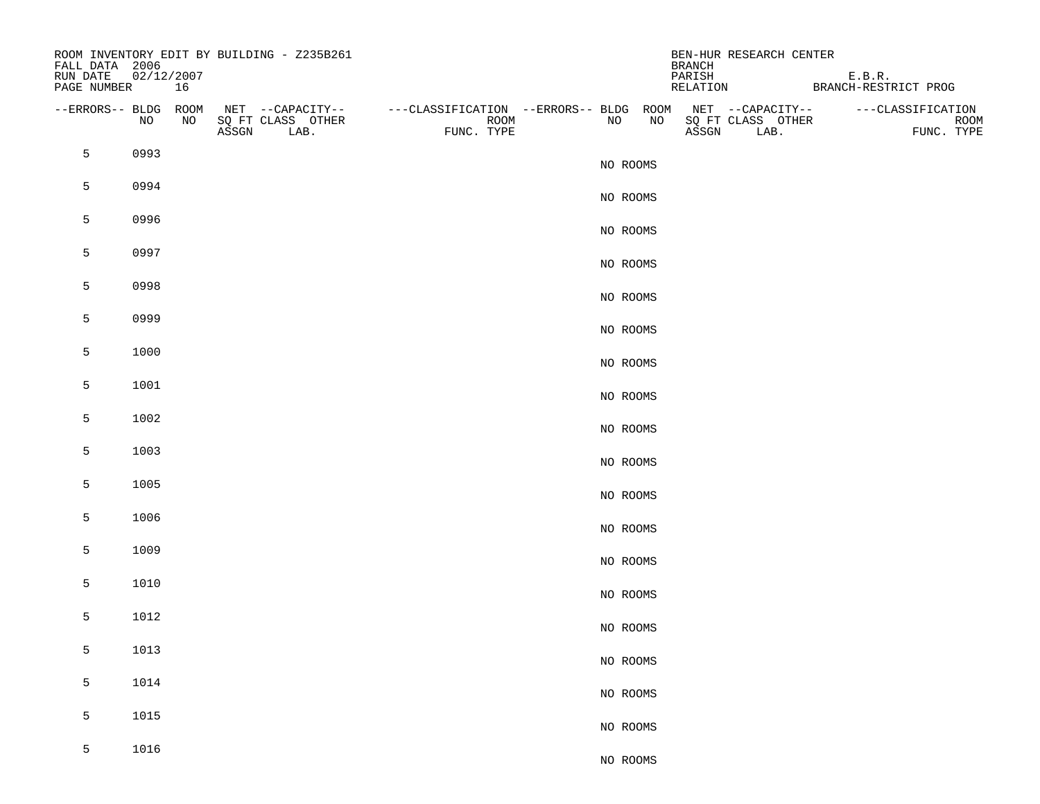ROOM INVENTORY EDIT BY BUILDING - Z235B261
FALL DATA 2006
RUN DATE 02/12/2007

BEN-HUR RESEARCH CENTER
BRANCH
PARISH E.B.R.
RELATION BRANCH-RESTRICT PROG

| --ERRORS-- | BLDG NO | ROOM NO | NET SQ FT ASSGN | --CAPACITY-- CLASS LAB. | OTHER | ---CLASSIFICATION FUNC. | ROOM TYPE |
|---|---|---|---|---|---|---|---|
| 5 | 0993 | NO ROOMS | | | | | |
| 5 | 0994 | NO ROOMS | | | | | |
| 5 | 0996 | NO ROOMS | | | | | |
| 5 | 0997 | NO ROOMS | | | | | |
| 5 | 0998 | NO ROOMS | | | | | |
| 5 | 0999 | NO ROOMS | | | | | |
| 5 | 1000 | NO ROOMS | | | | | |
| 5 | 1001 | NO ROOMS | | | | | |
| 5 | 1002 | NO ROOMS | | | | | |
| 5 | 1003 | NO ROOMS | | | | | |
| 5 | 1005 | NO ROOMS | | | | | |
| 5 | 1006 | NO ROOMS | | | | | |
| 5 | 1009 | NO ROOMS | | | | | |
| 5 | 1010 | NO ROOMS | | | | | |
| 5 | 1012 | NO ROOMS | | | | | |
| 5 | 1013 | NO ROOMS | | | | | |
| 5 | 1014 | NO ROOMS | | | | | |
| 5 | 1015 | NO ROOMS | | | | | |
| 5 | 1016 | NO ROOMS | | | | | |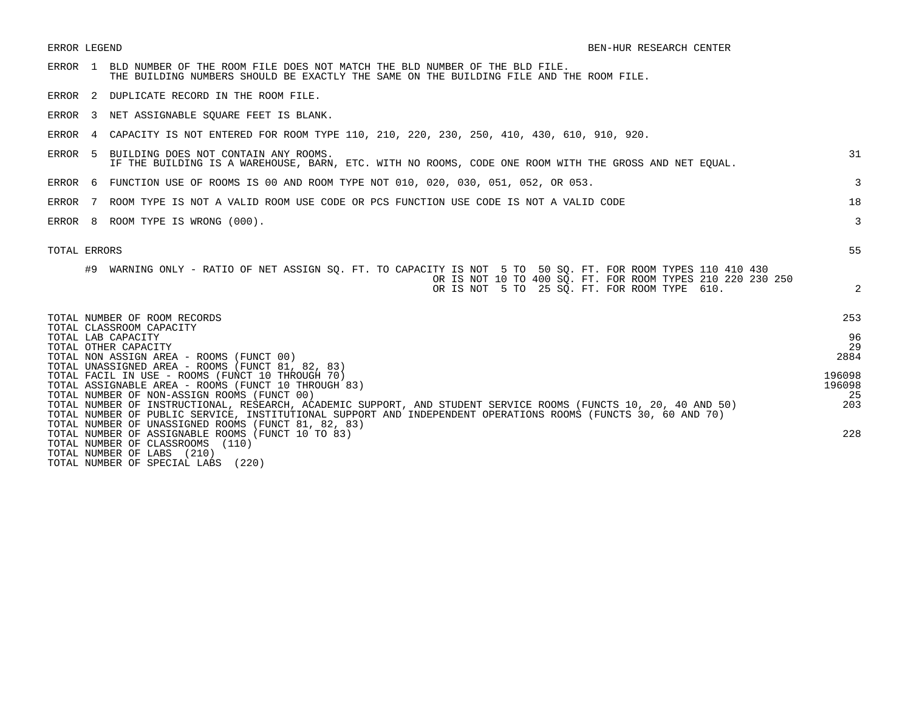ERROR LEGEND

BEN-HUR RESEARCH CENTER

| | | |
|---|---|---|
| ERROR 1 | BLD NUMBER OF THE ROOM FILE DOES NOT MATCH THE BLD NUMBER OF THE BLD FILE. THE BUILDING NUMBERS SHOULD BE EXACTLY THE SAME ON THE BUILDING FILE AND THE ROOM FILE. | |
| ERROR 2 | DUPLICATE RECORD IN THE ROOM FILE. | |
| ERROR 3 | NET ASSIGNABLE SQUARE FEET IS BLANK. | |
| ERROR 4 | CAPACITY IS NOT ENTERED FOR ROOM TYPE 110, 210, 220, 230, 250, 410, 430, 610, 910, 920. | |
| ERROR 5 | BUILDING DOES NOT CONTAIN ANY ROOMS. IF THE BUILDING IS A WAREHOUSE, BARN, ETC. WITH NO ROOMS, CODE ONE ROOM WITH THE GROSS AND NET EQUAL. | 31 |
| ERROR 6 | FUNCTION USE OF ROOMS IS 00 AND ROOM TYPE NOT 010, 020, 030, 051, 052, OR 053. | 3 |
| ERROR 7 | ROOM TYPE IS NOT A VALID ROOM USE CODE OR PCS FUNCTION USE CODE IS NOT A VALID CODE | 18 |
| ERROR 8 | ROOM TYPE IS WRONG (000). | 3 |
| TOTAL ERRORS | | 55 |
| #9 | WARNING ONLY - RATIO OF NET ASSIGN SQ. FT. TO CAPACITY IS NOT 5 TO 50 SQ. FT. FOR ROOM TYPES 110 410 430 OR IS NOT 10 TO 400 SQ. FT. FOR ROOM TYPES 210 220 230 250 OR IS NOT 5 TO 25 SQ. FT. FOR ROOM TYPE 610. | 2 |

| | |
|---|---|
| TOTAL NUMBER OF ROOM RECORDS | 253 |
| TOTAL CLASSROOM CAPACITY | |
| TOTAL LAB CAPACITY | 96 |
| TOTAL OTHER CAPACITY | 29 |
| TOTAL NON ASSIGN AREA - ROOMS (FUNCT 00) | 2884 |
| TOTAL UNASSIGNED AREA - ROOMS (FUNCT 81, 82, 83) | |
| TOTAL FACIL IN USE - ROOMS (FUNCT 10 THROUGH 70) | 196098 |
| TOTAL ASSIGNABLE AREA - ROOMS (FUNCT 10 THROUGH 83) | 196098 |
| TOTAL NUMBER OF NON-ASSIGN ROOMS (FUNCT 00) | 25 |
| TOTAL NUMBER OF INSTRUCTIONAL, RESEARCH, ACADEMIC SUPPORT, AND STUDENT SERVICE ROOMS (FUNCTS 10, 20, 40 AND 50) | 203 |
| TOTAL NUMBER OF PUBLIC SERVICE, INSTITUTIONAL SUPPORT AND INDEPENDENT OPERATIONS ROOMS (FUNCTS 30, 60 AND 70) | |
| TOTAL NUMBER OF UNASSIGNED ROOMS (FUNCT 81, 82, 83) | |
| TOTAL NUMBER OF ASSIGNABLE ROOMS (FUNCT 10 TO 83) | 228 |
| TOTAL NUMBER OF CLASSROOMS (110) | |
| TOTAL NUMBER OF LABS (210) | |
| TOTAL NUMBER OF SPECIAL LABS (220) | |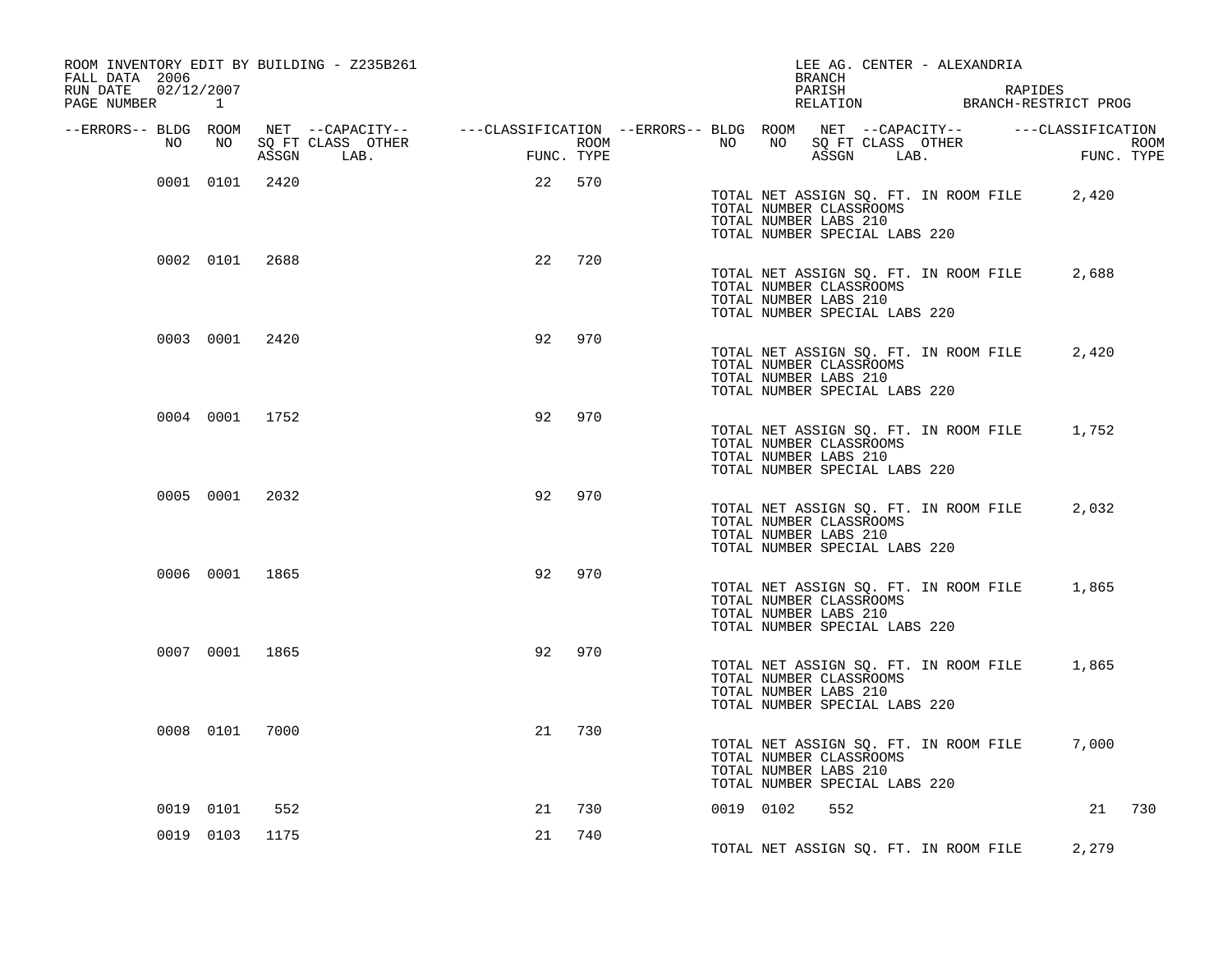ROOM INVENTORY EDIT BY BUILDING - Z235B261
FALL DATA 2006
RUN DATE 02/12/2007
PAGE NUMBER 1

LEE AG. CENTER - ALEXANDRIA
BRANCH
PARISH RAPIDES
RELATION BRANCH-RESTRICT PROG

| --ERRORS-- | BLDG NO | ROOM NO | NET SQ FT ASSGN | CAPACITY CLASS | CAPACITY LAB. | CAPACITY OTHER | CLASSIFICATION FUNC. | ROOM TYPE | --ERRORS-- | BLDG NO | ROOM NO | NET SQ FT ASSGN | CAPACITY CLASS | CAPACITY LAB. | CAPACITY OTHER | CLASSIFICATION FUNC. | ROOM TYPE |
|---|---|---|---|---|---|---|---|---|---|---|---|---|---|---|---|---|---|
| | 0001 | 0101 | 2420 | | | | 22 | 570 | | | | | | | | | |
| | | | | | | | | | | TOTAL NET ASSIGN SQ. FT. IN ROOM FILE | | | | | | 2,420 | |
| | | | | | | | | | | TOTAL NUMBER CLASSROOMS | | | | | | | |
| | | | | | | | | | | TOTAL NUMBER LABS 210 | | | | | | | |
| | | | | | | | | | | TOTAL NUMBER SPECIAL LABS 220 | | | | | | | |
| | 0002 | 0101 | 2688 | | | | 22 | 720 | | | | | | | | | |
| | | | | | | | | | | TOTAL NET ASSIGN SQ. FT. IN ROOM FILE | | | | | | 2,688 | |
| | | | | | | | | | | TOTAL NUMBER CLASSROOMS | | | | | | | |
| | | | | | | | | | | TOTAL NUMBER LABS 210 | | | | | | | |
| | | | | | | | | | | TOTAL NUMBER SPECIAL LABS 220 | | | | | | | |
| | 0003 | 0001 | 2420 | | | | 92 | 970 | | | | | | | | | |
| | | | | | | | | | | TOTAL NET ASSIGN SQ. FT. IN ROOM FILE | | | | | | 2,420 | |
| | | | | | | | | | | TOTAL NUMBER CLASSROOMS | | | | | | | |
| | | | | | | | | | | TOTAL NUMBER LABS 210 | | | | | | | |
| | | | | | | | | | | TOTAL NUMBER SPECIAL LABS 220 | | | | | | | |
| | 0004 | 0001 | 1752 | | | | 92 | 970 | | | | | | | | | |
| | | | | | | | | | | TOTAL NET ASSIGN SQ. FT. IN ROOM FILE | | | | | | 1,752 | |
| | | | | | | | | | | TOTAL NUMBER CLASSROOMS | | | | | | | |
| | | | | | | | | | | TOTAL NUMBER LABS 210 | | | | | | | |
| | | | | | | | | | | TOTAL NUMBER SPECIAL LABS 220 | | | | | | | |
| | 0005 | 0001 | 2032 | | | | 92 | 970 | | | | | | | | | |
| | | | | | | | | | | TOTAL NET ASSIGN SQ. FT. IN ROOM FILE | | | | | | 2,032 | |
| | | | | | | | | | | TOTAL NUMBER CLASSROOMS | | | | | | | |
| | | | | | | | | | | TOTAL NUMBER LABS 210 | | | | | | | |
| | | | | | | | | | | TOTAL NUMBER SPECIAL LABS 220 | | | | | | | |
| | 0006 | 0001 | 1865 | | | | 92 | 970 | | | | | | | | | |
| | | | | | | | | | | TOTAL NET ASSIGN SQ. FT. IN ROOM FILE | | | | | | 1,865 | |
| | | | | | | | | | | TOTAL NUMBER CLASSROOMS | | | | | | | |
| | | | | | | | | | | TOTAL NUMBER LABS 210 | | | | | | | |
| | | | | | | | | | | TOTAL NUMBER SPECIAL LABS 220 | | | | | | | |
| | 0007 | 0001 | 1865 | | | | 92 | 970 | | | | | | | | | |
| | | | | | | | | | | TOTAL NET ASSIGN SQ. FT. IN ROOM FILE | | | | | | 1,865 | |
| | | | | | | | | | | TOTAL NUMBER CLASSROOMS | | | | | | | |
| | | | | | | | | | | TOTAL NUMBER LABS 210 | | | | | | | |
| | | | | | | | | | | TOTAL NUMBER SPECIAL LABS 220 | | | | | | | |
| | 0008 | 0101 | 7000 | | | | 21 | 730 | | | | | | | | | |
| | | | | | | | | | | TOTAL NET ASSIGN SQ. FT. IN ROOM FILE | | | | | | 7,000 | |
| | | | | | | | | | | TOTAL NUMBER CLASSROOMS | | | | | | | |
| | | | | | | | | | | TOTAL NUMBER LABS 210 | | | | | | | |
| | | | | | | | | | | TOTAL NUMBER SPECIAL LABS 220 | | | | | | | |
| | 0019 | 0101 | 552 | | | | 21 | 730 | | 0019 | 0102 | 552 | | | | 21 | 730 |
| | 0019 | 0103 | 1175 | | | | 21 | 740 | | | | | | | | | |
| | | | | | | | | | | TOTAL NET ASSIGN SQ. FT. IN ROOM FILE | | | | | | 2,279 | |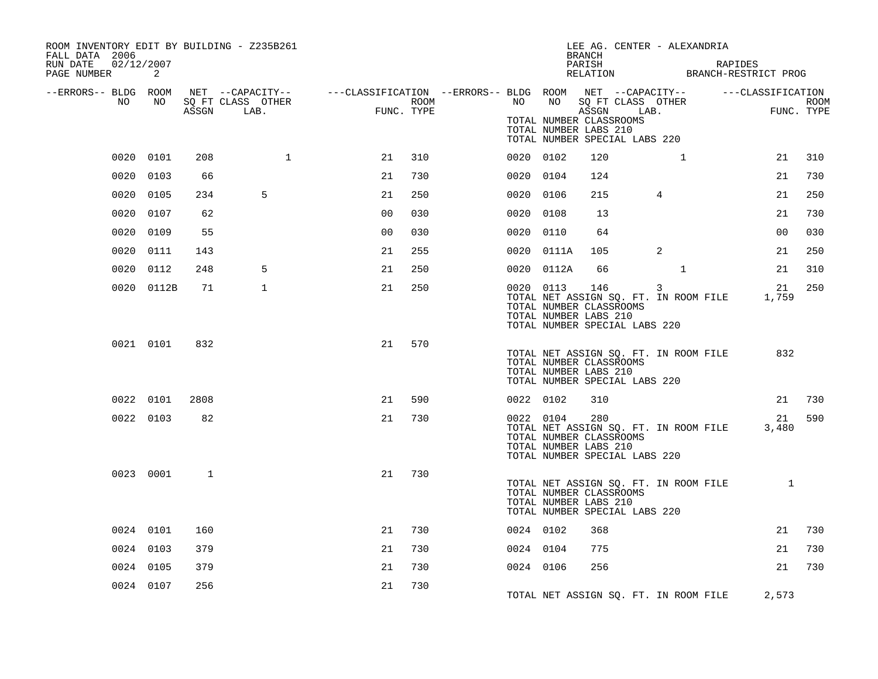ROOM INVENTORY EDIT BY BUILDING - Z235B261
FALL DATA 2006
RUN DATE 02/12/2007
PAGE NUMBER 2

LEE AG. CENTER - ALEXANDRIA
BRANCH
PARISH RAPIDES
RELATION BRANCH-RESTRICT PROG

| --ERRORS-- | BLDG NO | ROOM NO | NET SQ FT ASSGN | CAPACITY CLASS LAB. | CAPACITY OTHER | CLASSIFICATION FUNC. | ROOM TYPE | --ERRORS-- | BLDG NO | ROOM NO | NET SQ FT ASSGN | CAPACITY CLASS LAB. | CAPACITY OTHER | CLASSIFICATION FUNC. | ROOM TYPE |
|---|---|---|---|---|---|---|---|---|---|---|---|---|---|---|---|
| | | | | | | | | | TOTAL NUMBER CLASSROOMS | | | | | | |
| | | | | | | | | | TOTAL NUMBER LABS 210 | | | | | | |
| | | | | | | | | | TOTAL NUMBER SPECIAL LABS 220 | | | | | | |
| | 0020 | 0101 | 208 | | 1 | 21 | 310 | | 0020 | 0102 | 120 | | 1 | 21 | 310 |
| | 0020 | 0103 | 66 | | | 21 | 730 | | 0020 | 0104 | 124 | | | 21 | 730 |
| | 0020 | 0105 | 234 | 5 | | 21 | 250 | | 0020 | 0106 | 215 | 4 | | 21 | 250 |
| | 0020 | 0107 | 62 | | | 00 | 030 | | 0020 | 0108 | 13 | | | 21 | 730 |
| | 0020 | 0109 | 55 | | | 00 | 030 | | 0020 | 0110 | 64 | | | 00 | 030 |
| | 0020 | 0111 | 143 | | | 21 | 255 | | 0020 | 0111A | 105 | 2 | | 21 | 250 |
| | 0020 | 0112 | 248 | 5 | | 21 | 250 | | 0020 | 0112A | 66 | | 1 | 21 | 310 |
| | 0020 | 0112B | 71 | 1 | | 21 | 250 | | 0020 | 0113 | 146 | 3 | | 21 | 250 |
| | | | | | | | | | TOTAL NET ASSIGN SQ. FT. IN ROOM FILE | | | | | 1,759 | |
| | | | | | | | | | TOTAL NUMBER CLASSROOMS | | | | | | |
| | | | | | | | | | TOTAL NUMBER LABS 210 | | | | | | |
| | | | | | | | | | TOTAL NUMBER SPECIAL LABS 220 | | | | | | |
| | 0021 | 0101 | 832 | | | 21 | 570 | | | | | | | | |
| | | | | | | | | | TOTAL NET ASSIGN SQ. FT. IN ROOM FILE | | | | | 832 | |
| | | | | | | | | | TOTAL NUMBER CLASSROOMS | | | | | | |
| | | | | | | | | | TOTAL NUMBER LABS 210 | | | | | | |
| | | | | | | | | | TOTAL NUMBER SPECIAL LABS 220 | | | | | | |
| | 0022 | 0101 | 2808 | | | 21 | 590 | | 0022 | 0102 | 310 | | | 21 | 730 |
| | 0022 | 0103 | 82 | | | 21 | 730 | | 0022 | 0104 | 280 | | | 21 | 590 |
| | | | | | | | | | TOTAL NET ASSIGN SQ. FT. IN ROOM FILE | | | | | 3,480 | |
| | | | | | | | | | TOTAL NUMBER CLASSROOMS | | | | | | |
| | | | | | | | | | TOTAL NUMBER LABS 210 | | | | | | |
| | | | | | | | | | TOTAL NUMBER SPECIAL LABS 220 | | | | | | |
| | 0023 | 0001 | 1 | | | 21 | 730 | | | | | | | | |
| | | | | | | | | | TOTAL NET ASSIGN SQ. FT. IN ROOM FILE | | | | | 1 | |
| | | | | | | | | | TOTAL NUMBER CLASSROOMS | | | | | | |
| | | | | | | | | | TOTAL NUMBER LABS 210 | | | | | | |
| | | | | | | | | | TOTAL NUMBER SPECIAL LABS 220 | | | | | | |
| | 0024 | 0101 | 160 | | | 21 | 730 | | 0024 | 0102 | 368 | | | 21 | 730 |
| | 0024 | 0103 | 379 | | | 21 | 730 | | 0024 | 0104 | 775 | | | 21 | 730 |
| | 0024 | 0105 | 379 | | | 21 | 730 | | 0024 | 0106 | 256 | | | 21 | 730 |
| | 0024 | 0107 | 256 | | | 21 | 730 | | | | | | | | |
| | | | | | | | | | TOTAL NET ASSIGN SQ. FT. IN ROOM FILE | | | | | 2,573 | |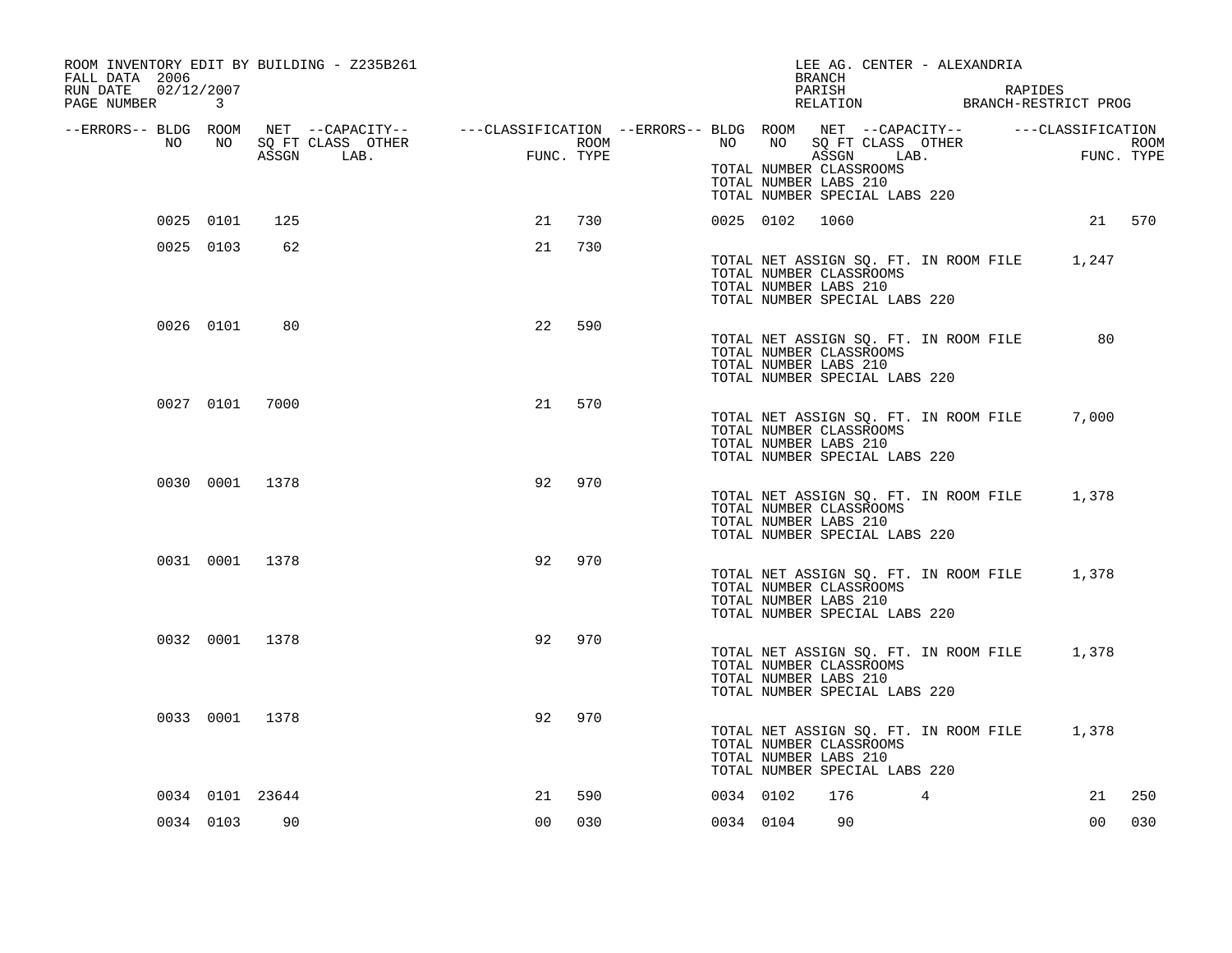ROOM INVENTORY EDIT BY BUILDING - Z235B261
FALL DATA 2006
RUN DATE 02/12/2007
PAGE NUMBER 3

LEE AG. CENTER - ALEXANDRIA
BRANCH
PARISH RAPIDES
RELATION BRANCH-RESTRICT PROG

| --ERRORS-- | BLDG NO | ROOM NO | NET SQ FT ASSGN | --CAPACITY-- CLASS LAB. | OTHER | ---CLASSIFICATION FUNC. | ROOM TYPE | --ERRORS-- | BLDG NO | ROOM NO | NET SQ FT ASSGN | --CAPACITY-- CLASS LAB. | OTHER | ---CLASSIFICATION FUNC. | ROOM TYPE |
|---|---|---|---|---|---|---|---|---|---|---|---|---|---|---|---|
| | | | | | | | | | TOTAL NUMBER CLASSROOMS | | | | | | |
| | | | | | | | | | TOTAL NUMBER LABS 210 | | | | | | |
| | | | | | | | | | TOTAL NUMBER SPECIAL LABS 220 | | | | | | |
| | 0025 | 0101 | 125 | | | 21 | 730 | | 0025 | 0102 | 1060 | | | 21 | 570 |
| | 0025 | 0103 | 62 | | | 21 | 730 | | | | | | | | |
| | | | | | | | | | TOTAL NET ASSIGN SQ. FT. IN ROOM FILE | | | | | 1,247 | |
| | | | | | | | | | TOTAL NUMBER CLASSROOMS | | | | | | |
| | | | | | | | | | TOTAL NUMBER LABS 210 | | | | | | |
| | | | | | | | | | TOTAL NUMBER SPECIAL LABS 220 | | | | | | |
| | 0026 | 0101 | 80 | | | 22 | 590 | | | | | | | | |
| | | | | | | | | | TOTAL NET ASSIGN SQ. FT. IN ROOM FILE | | | | | 80 | |
| | | | | | | | | | TOTAL NUMBER CLASSROOMS | | | | | | |
| | | | | | | | | | TOTAL NUMBER LABS 210 | | | | | | |
| | | | | | | | | | TOTAL NUMBER SPECIAL LABS 220 | | | | | | |
| | 0027 | 0101 | 7000 | | | 21 | 570 | | | | | | | | |
| | | | | | | | | | TOTAL NET ASSIGN SQ. FT. IN ROOM FILE | | | | | 7,000 | |
| | | | | | | | | | TOTAL NUMBER CLASSROOMS | | | | | | |
| | | | | | | | | | TOTAL NUMBER LABS 210 | | | | | | |
| | | | | | | | | | TOTAL NUMBER SPECIAL LABS 220 | | | | | | |
| | 0030 | 0001 | 1378 | | | 92 | 970 | | | | | | | | |
| | | | | | | | | | TOTAL NET ASSIGN SQ. FT. IN ROOM FILE | | | | | 1,378 | |
| | | | | | | | | | TOTAL NUMBER CLASSROOMS | | | | | | |
| | | | | | | | | | TOTAL NUMBER LABS 210 | | | | | | |
| | | | | | | | | | TOTAL NUMBER SPECIAL LABS 220 | | | | | | |
| | 0031 | 0001 | 1378 | | | 92 | 970 | | | | | | | | |
| | | | | | | | | | TOTAL NET ASSIGN SQ. FT. IN ROOM FILE | | | | | 1,378 | |
| | | | | | | | | | TOTAL NUMBER CLASSROOMS | | | | | | |
| | | | | | | | | | TOTAL NUMBER LABS 210 | | | | | | |
| | | | | | | | | | TOTAL NUMBER SPECIAL LABS 220 | | | | | | |
| | 0032 | 0001 | 1378 | | | 92 | 970 | | | | | | | | |
| | | | | | | | | | TOTAL NET ASSIGN SQ. FT. IN ROOM FILE | | | | | 1,378 | |
| | | | | | | | | | TOTAL NUMBER CLASSROOMS | | | | | | |
| | | | | | | | | | TOTAL NUMBER LABS 210 | | | | | | |
| | | | | | | | | | TOTAL NUMBER SPECIAL LABS 220 | | | | | | |
| | 0033 | 0001 | 1378 | | | 92 | 970 | | | | | | | | |
| | | | | | | | | | TOTAL NET ASSIGN SQ. FT. IN ROOM FILE | | | | | 1,378 | |
| | | | | | | | | | TOTAL NUMBER CLASSROOMS | | | | | | |
| | | | | | | | | | TOTAL NUMBER LABS 210 | | | | | | |
| | | | | | | | | | TOTAL NUMBER SPECIAL LABS 220 | | | | | | |
| | 0034 | 0101 | 23644 | | | 21 | 590 | | 0034 | 0102 | 176 | 4 | | 21 | 250 |
| | 0034 | 0103 | 90 | | | 00 | 030 | | 0034 | 0104 | 90 | | | 00 | 030 |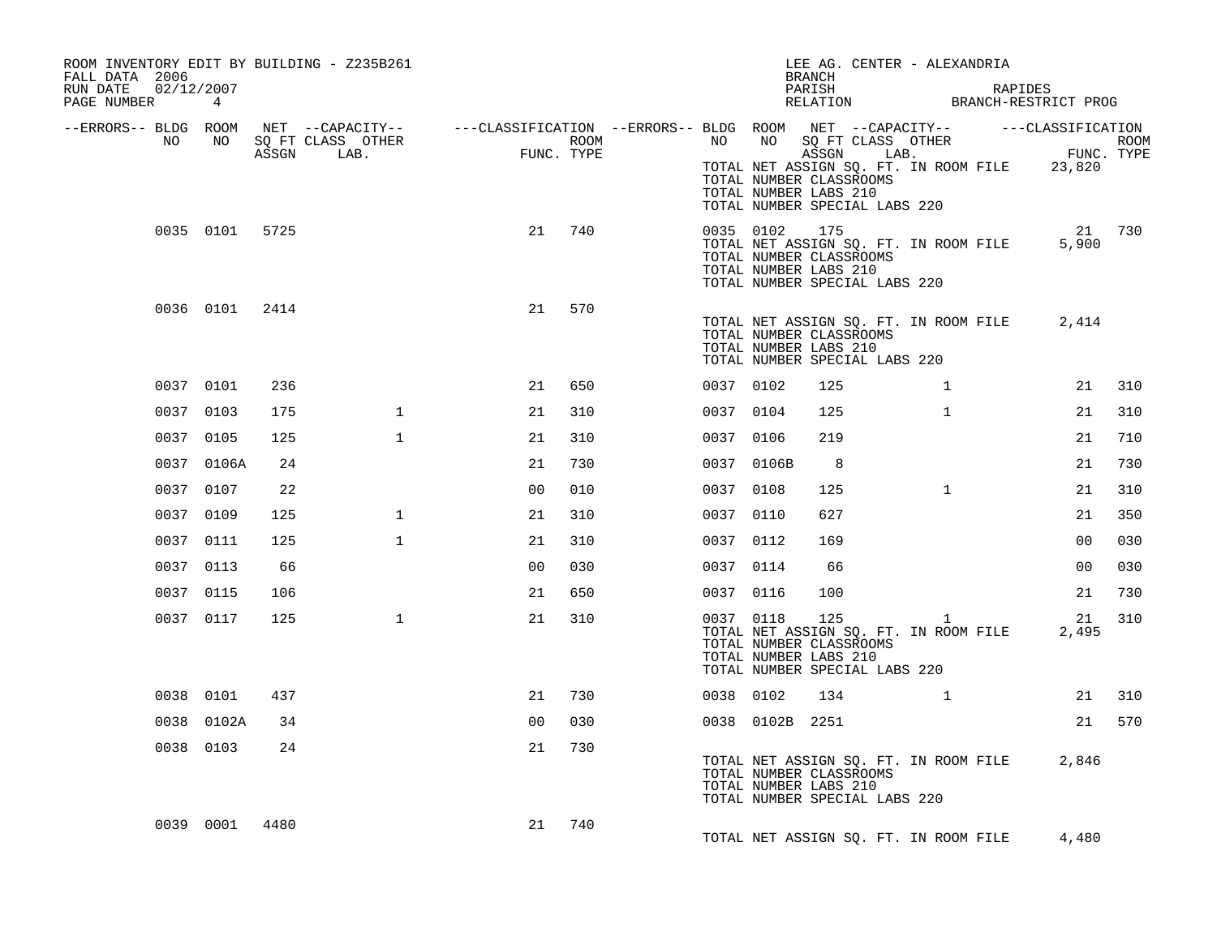ROOM INVENTORY EDIT BY BUILDING - Z235B261
FALL DATA 2006
RUN DATE 02/12/2007
PAGE NUMBER 4

LEE AG. CENTER - ALEXANDRIA
BRANCH
PARISH RAPIDES
RELATION BRANCH-RESTRICT PROG

| --ERRORS-- | BLDG NO | ROOM NO | NET SQ FT ASSGN | CAPACITY CLASS LAB. | CAPACITY OTHER | CLASSIFICATION FUNC. | ROOM TYPE | --ERRORS-- | BLDG NO | ROOM NO | NET SQ FT ASSGN | CAPACITY CLASS LAB. | CAPACITY OTHER | CLASSIFICATION FUNC. | ROOM TYPE |
|---|---|---|---|---|---|---|---|---|---|---|---|---|---|---|---|
| | | | | | | | | | TOTAL NET ASSIGN SQ. FT. IN ROOM FILE 23,820 | | | | | | |
| | | | | | | | | | TOTAL NUMBER CLASSROOMS | | | | | | |
| | | | | | | | | | TOTAL NUMBER LABS 210 | | | | | | |
| | | | | | | | | | TOTAL NUMBER SPECIAL LABS 220 | | | | | | |
| | 0035 | 0101 | 5725 | | | 21 | 740 | | 0035 | 0102 | 175 | | | 21 | 730 |
| | | | | | | | | | TOTAL NET ASSIGN SQ. FT. IN ROOM FILE 5,900 | | | | | | |
| | | | | | | | | | TOTAL NUMBER CLASSROOMS | | | | | | |
| | | | | | | | | | TOTAL NUMBER LABS 210 | | | | | | |
| | | | | | | | | | TOTAL NUMBER SPECIAL LABS 220 | | | | | | |
| | 0036 | 0101 | 2414 | | | 21 | 570 | | | | | | | | |
| | | | | | | | | | TOTAL NET ASSIGN SQ. FT. IN ROOM FILE 2,414 | | | | | | |
| | | | | | | | | | TOTAL NUMBER CLASSROOMS | | | | | | |
| | | | | | | | | | TOTAL NUMBER LABS 210 | | | | | | |
| | | | | | | | | | TOTAL NUMBER SPECIAL LABS 220 | | | | | | |
| | 0037 | 0101 | 236 | | | 21 | 650 | | 0037 | 0102 | 125 | 1 | | 21 | 310 |
| | 0037 | 0103 | 175 | 1 | | 21 | 310 | | 0037 | 0104 | 125 | 1 | | 21 | 310 |
| | 0037 | 0105 | 125 | 1 | | 21 | 310 | | 0037 | 0106 | 219 | | | 21 | 710 |
| | 0037 | 0106A | 24 | | | 21 | 730 | | 0037 | 0106B | 8 | | | 21 | 730 |
| | 0037 | 0107 | 22 | | | 00 | 010 | | 0037 | 0108 | 125 | 1 | | 21 | 310 |
| | 0037 | 0109 | 125 | 1 | | 21 | 310 | | 0037 | 0110 | 627 | | | 21 | 350 |
| | 0037 | 0111 | 125 | 1 | | 21 | 310 | | 0037 | 0112 | 169 | | | 00 | 030 |
| | 0037 | 0113 | 66 | | | 00 | 030 | | 0037 | 0114 | 66 | | | 00 | 030 |
| | 0037 | 0115 | 106 | | | 21 | 650 | | 0037 | 0116 | 100 | | | 21 | 730 |
| | 0037 | 0117 | 125 | 1 | | 21 | 310 | | 0037 | 0118 | 125 | 1 | | 21 | 310 |
| | | | | | | | | | TOTAL NET ASSIGN SQ. FT. IN ROOM FILE 2,495 | | | | | | |
| | | | | | | | | | TOTAL NUMBER CLASSROOMS | | | | | | |
| | | | | | | | | | TOTAL NUMBER LABS 210 | | | | | | |
| | | | | | | | | | TOTAL NUMBER SPECIAL LABS 220 | | | | | | |
| | 0038 | 0101 | 437 | | | 21 | 730 | | 0038 | 0102 | 134 | 1 | | 21 | 310 |
| | 0038 | 0102A | 34 | | | 00 | 030 | | 0038 | 0102B | 2251 | | | 21 | 570 |
| | 0038 | 0103 | 24 | | | 21 | 730 | | | | | | | | |
| | | | | | | | | | TOTAL NET ASSIGN SQ. FT. IN ROOM FILE 2,846 | | | | | | |
| | | | | | | | | | TOTAL NUMBER CLASSROOMS | | | | | | |
| | | | | | | | | | TOTAL NUMBER LABS 210 | | | | | | |
| | | | | | | | | | TOTAL NUMBER SPECIAL LABS 220 | | | | | | |
| | 0039 | 0001 | 4480 | | | 21 | 740 | | | | | | | | |
| | | | | | | | | | TOTAL NET ASSIGN SQ. FT. IN ROOM FILE 4,480 | | | | | | |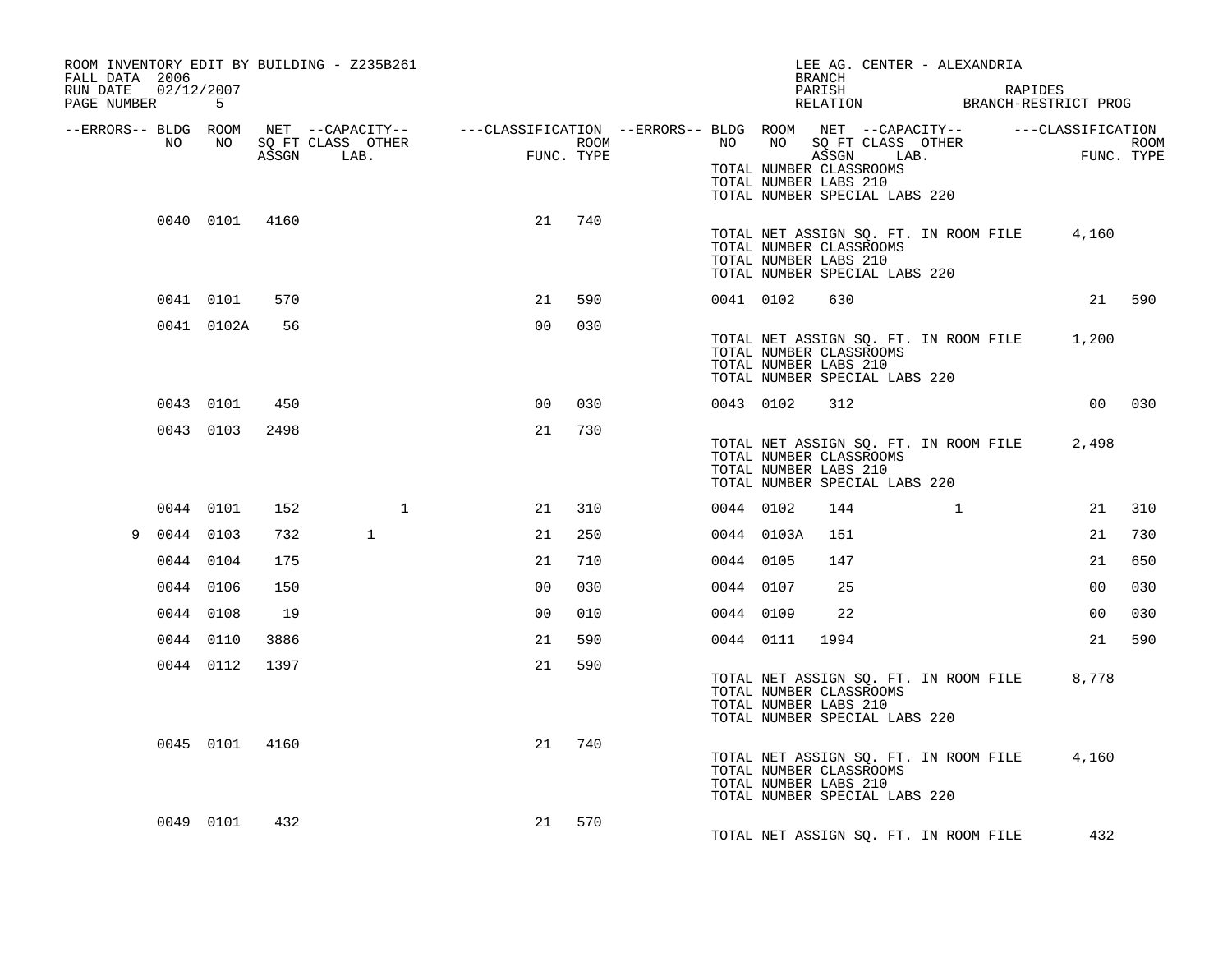ROOM INVENTORY EDIT BY BUILDING - Z235B261
FALL DATA 2006
RUN DATE 02/12/2007
PAGE NUMBER 5

LEE AG. CENTER - ALEXANDRIA
BRANCH
PARISH RAPIDES
RELATION BRANCH-RESTRICT PROG

| --ERRORS-- | BLDG NO | ROOM NO | NET SQ FT ASSGN | CAPACITY CLASS LAB. | CAPACITY OTHER | CLASSIFICATION FUNC. | ROOM TYPE | --ERRORS-- | BLDG NO | ROOM NO | NET SQ FT ASSGN | CAPACITY CLASS LAB. | CAPACITY OTHER | CLASSIFICATION FUNC. | ROOM TYPE |
|---|---|---|---|---|---|---|---|---|---|---|---|---|---|---|---|
| | | | | | | | | | TOTAL NUMBER CLASSROOMS | | | | | | |
| | | | | | | | | | TOTAL NUMBER LABS 210 | | | | | | |
| | | | | | | | | | TOTAL NUMBER SPECIAL LABS 220 | | | | | | |
| | 0040 | 0101 | 4160 | | | 21 | 740 | | | | | | | | |
| | | | | | | | | | TOTAL NET ASSIGN SQ. FT. IN ROOM FILE | | | | | 4,160 | |
| | | | | | | | | | TOTAL NUMBER CLASSROOMS | | | | | | |
| | | | | | | | | | TOTAL NUMBER LABS 210 | | | | | | |
| | | | | | | | | | TOTAL NUMBER SPECIAL LABS 220 | | | | | | |
| | 0041 | 0101 | 570 | | | 21 | 590 | | 0041 | 0102 | 630 | | | 21 | 590 |
| | 0041 | 0102A | 56 | | | 00 | 030 | | | | | | | | |
| | | | | | | | | | TOTAL NET ASSIGN SQ. FT. IN ROOM FILE | | | | | 1,200 | |
| | | | | | | | | | TOTAL NUMBER CLASSROOMS | | | | | | |
| | | | | | | | | | TOTAL NUMBER LABS 210 | | | | | | |
| | | | | | | | | | TOTAL NUMBER SPECIAL LABS 220 | | | | | | |
| | 0043 | 0101 | 450 | | | 00 | 030 | | 0043 | 0102 | 312 | | | 00 | 030 |
| | 0043 | 0103 | 2498 | | | 21 | 730 | | | | | | | | |
| | | | | | | | | | TOTAL NET ASSIGN SQ. FT. IN ROOM FILE | | | | | 2,498 | |
| | | | | | | | | | TOTAL NUMBER CLASSROOMS | | | | | | |
| | | | | | | | | | TOTAL NUMBER LABS 210 | | | | | | |
| | | | | | | | | | TOTAL NUMBER SPECIAL LABS 220 | | | | | | |
| | 0044 | 0101 | 152 | | 1 | 21 | 310 | | 0044 | 0102 | 144 | | 1 | 21 | 310 |
| 9 | 0044 | 0103 | 732 | 1 | | 21 | 250 | | 0044 | 0103A | 151 | | | 21 | 730 |
| | 0044 | 0104 | 175 | | | 21 | 710 | | 0044 | 0105 | 147 | | | 21 | 650 |
| | 0044 | 0106 | 150 | | | 00 | 030 | | 0044 | 0107 | 25 | | | 00 | 030 |
| | 0044 | 0108 | 19 | | | 00 | 010 | | 0044 | 0109 | 22 | | | 00 | 030 |
| | 0044 | 0110 | 3886 | | | 21 | 590 | | 0044 | 0111 | 1994 | | | 21 | 590 |
| | 0044 | 0112 | 1397 | | | 21 | 590 | | | | | | | | |
| | | | | | | | | | TOTAL NET ASSIGN SQ. FT. IN ROOM FILE | | | | | 8,778 | |
| | | | | | | | | | TOTAL NUMBER CLASSROOMS | | | | | | |
| | | | | | | | | | TOTAL NUMBER LABS 210 | | | | | | |
| | | | | | | | | | TOTAL NUMBER SPECIAL LABS 220 | | | | | | |
| | 0045 | 0101 | 4160 | | | 21 | 740 | | | | | | | | |
| | | | | | | | | | TOTAL NET ASSIGN SQ. FT. IN ROOM FILE | | | | | 4,160 | |
| | | | | | | | | | TOTAL NUMBER CLASSROOMS | | | | | | |
| | | | | | | | | | TOTAL NUMBER LABS 210 | | | | | | |
| | | | | | | | | | TOTAL NUMBER SPECIAL LABS 220 | | | | | | |
| | 0049 | 0101 | 432 | | | 21 | 570 | | | | | | | | |
| | | | | | | | | | TOTAL NET ASSIGN SQ. FT. IN ROOM FILE | | | | | 432 | |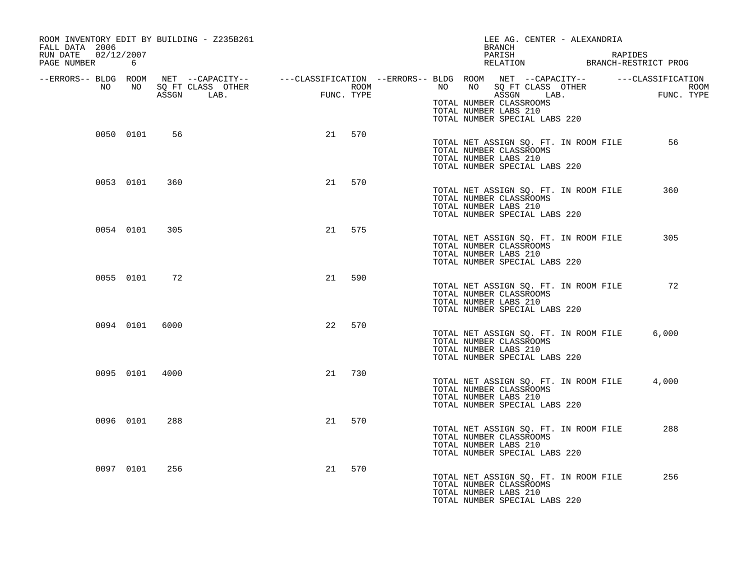ROOM INVENTORY EDIT BY BUILDING - Z235B261
FALL DATA 2006
RUN DATE 02/12/2007

LEE AG. CENTER - ALEXANDRIA
BRANCH
PARISH RAPIDES
RELATION BRANCH-RESTRICT PROG

| --ERRORS-- | BLDG NO | ROOM NO | NET SQ FT ASSGN | --CAPACITY-- CLASS LAB. | OTHER | ---CLASSIFICATION FUNC. | ROOM TYPE |
|---|---|---|---|---|---|---|---|
| | | | | | | | |

TOTAL NUMBER CLASSROOMS
TOTAL NUMBER LABS 210
TOTAL NUMBER SPECIAL LABS 220

| --ERRORS-- | BLDG NO | ROOM NO | NET SQ FT ASSGN | --CAPACITY-- CLASS LAB. | OTHER | ---CLASSIFICATION FUNC. | ROOM TYPE |
|---|---|---|---|---|---|---|---|
| | 0050 | 0101 | 56 | | | 21 | 570 |

TOTAL NET ASSIGN SQ. FT. IN ROOM FILE 56
TOTAL NUMBER CLASSROOMS
TOTAL NUMBER LABS 210
TOTAL NUMBER SPECIAL LABS 220

| --ERRORS-- | BLDG NO | ROOM NO | NET SQ FT ASSGN | --CAPACITY-- CLASS LAB. | OTHER | ---CLASSIFICATION FUNC. | ROOM TYPE |
|---|---|---|---|---|---|---|---|
| | 0053 | 0101 | 360 | | | 21 | 570 |

TOTAL NET ASSIGN SQ. FT. IN ROOM FILE 360
TOTAL NUMBER CLASSROOMS
TOTAL NUMBER LABS 210
TOTAL NUMBER SPECIAL LABS 220

| --ERRORS-- | BLDG NO | ROOM NO | NET SQ FT ASSGN | --CAPACITY-- CLASS LAB. | OTHER | ---CLASSIFICATION FUNC. | ROOM TYPE |
|---|---|---|---|---|---|---|---|
| | 0054 | 0101 | 305 | | | 21 | 575 |

TOTAL NET ASSIGN SQ. FT. IN ROOM FILE 305
TOTAL NUMBER CLASSROOMS
TOTAL NUMBER LABS 210
TOTAL NUMBER SPECIAL LABS 220

| --ERRORS-- | BLDG NO | ROOM NO | NET SQ FT ASSGN | --CAPACITY-- CLASS LAB. | OTHER | ---CLASSIFICATION FUNC. | ROOM TYPE |
|---|---|---|---|---|---|---|---|
| | 0055 | 0101 | 72 | | | 21 | 590 |

TOTAL NET ASSIGN SQ. FT. IN ROOM FILE 72
TOTAL NUMBER CLASSROOMS
TOTAL NUMBER LABS 210
TOTAL NUMBER SPECIAL LABS 220

| --ERRORS-- | BLDG NO | ROOM NO | NET SQ FT ASSGN | --CAPACITY-- CLASS LAB. | OTHER | ---CLASSIFICATION FUNC. | ROOM TYPE |
|---|---|---|---|---|---|---|---|
| | 0094 | 0101 | 6000 | | | 22 | 570 |

TOTAL NET ASSIGN SQ. FT. IN ROOM FILE 6,000
TOTAL NUMBER CLASSROOMS
TOTAL NUMBER LABS 210
TOTAL NUMBER SPECIAL LABS 220

| --ERRORS-- | BLDG NO | ROOM NO | NET SQ FT ASSGN | --CAPACITY-- CLASS LAB. | OTHER | ---CLASSIFICATION FUNC. | ROOM TYPE |
|---|---|---|---|---|---|---|---|
| | 0095 | 0101 | 4000 | | | 21 | 730 |

TOTAL NET ASSIGN SQ. FT. IN ROOM FILE 4,000
TOTAL NUMBER CLASSROOMS
TOTAL NUMBER LABS 210
TOTAL NUMBER SPECIAL LABS 220

| --ERRORS-- | BLDG NO | ROOM NO | NET SQ FT ASSGN | --CAPACITY-- CLASS LAB. | OTHER | ---CLASSIFICATION FUNC. | ROOM TYPE |
|---|---|---|---|---|---|---|---|
| | 0096 | 0101 | 288 | | | 21 | 570 |

TOTAL NET ASSIGN SQ. FT. IN ROOM FILE 288
TOTAL NUMBER CLASSROOMS
TOTAL NUMBER LABS 210
TOTAL NUMBER SPECIAL LABS 220

| --ERRORS-- | BLDG NO | ROOM NO | NET SQ FT ASSGN | --CAPACITY-- CLASS LAB. | OTHER | ---CLASSIFICATION FUNC. | ROOM TYPE |
|---|---|---|---|---|---|---|---|
| | 0097 | 0101 | 256 | | | 21 | 570 |

TOTAL NET ASSIGN SQ. FT. IN ROOM FILE 256
TOTAL NUMBER CLASSROOMS
TOTAL NUMBER LABS 210
TOTAL NUMBER SPECIAL LABS 220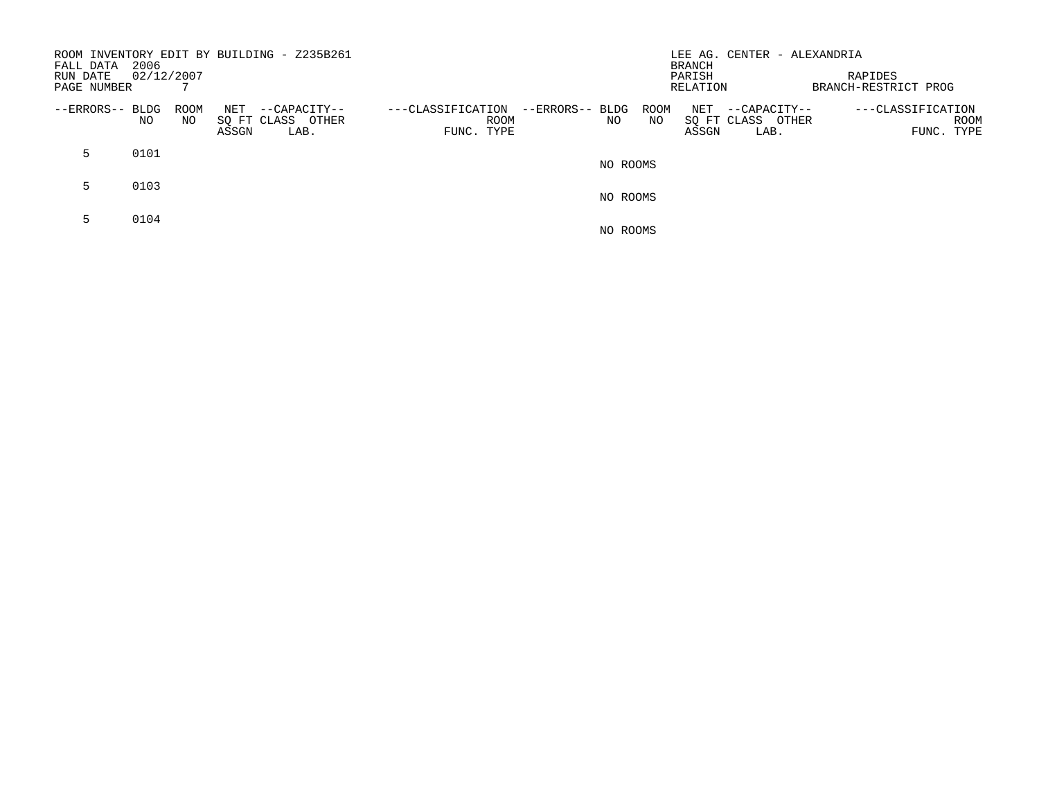ROOM INVENTORY EDIT BY BUILDING - Z235B261
FALL DATA 2006
RUN DATE 02/12/2007
PAGE NUMBER 7

LEE AG. CENTER - ALEXANDRIA
BRANCH
PARISH RAPIDES
RELATION BRANCH-RESTRICT PROG

| --ERRORS-- | BLDG NO | ROOM NO | NET SQ FT ASSGN | --CAPACITY-- CLASS LAB. | OTHER | ---CLASSIFICATION FUNC. | ROOM TYPE | --ERRORS-- | BLDG NO | ROOM NO | NET SQ FT ASSGN | --CAPACITY-- CLASS LAB. | OTHER | ---CLASSIFICATION FUNC. | ROOM TYPE |
|---|---|---|---|---|---|---|---|---|---|---|---|---|---|---|---|
| 5 | 0101 | | | | | | | | NO ROOMS | | | | | | |
| 5 | 0103 | | | | | | | | NO ROOMS | | | | | | |
| 5 | 0104 | | | | | | | | NO ROOMS | | | | | | |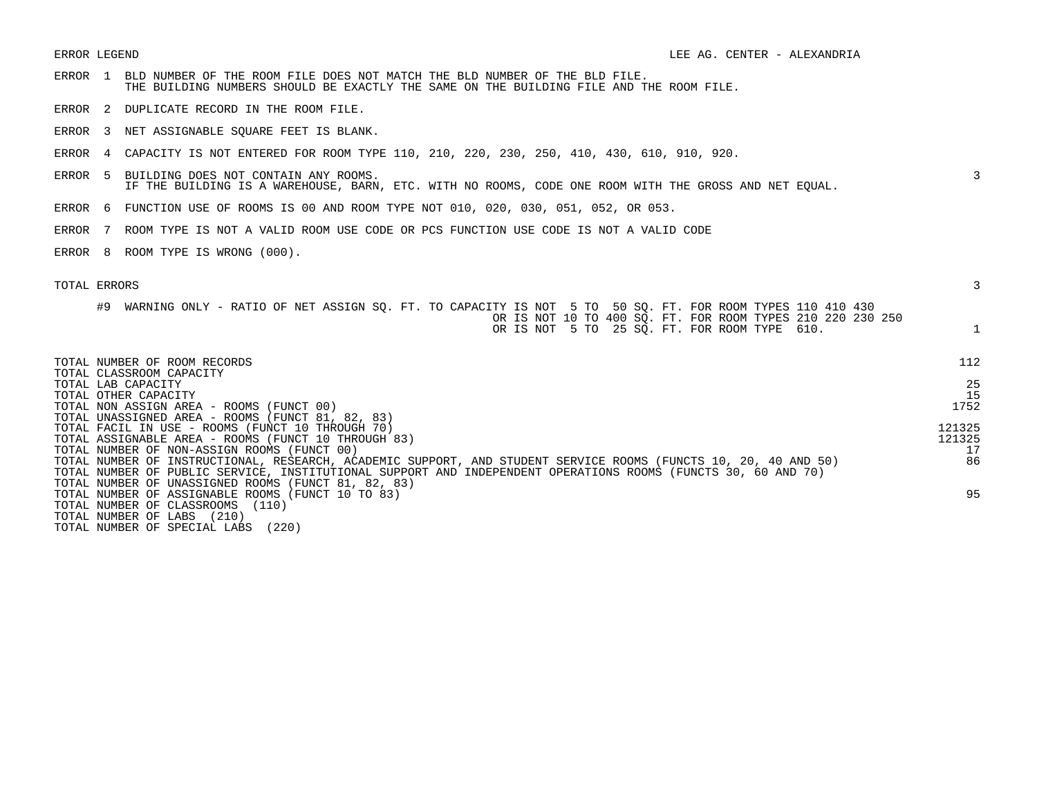ERROR LEGEND

LEE AG. CENTER - ALEXANDRIA

| | | |
|---|---|---|
| ERROR 1 | BLD NUMBER OF THE ROOM FILE DOES NOT MATCH THE BLD NUMBER OF THE BLD FILE. THE BUILDING NUMBERS SHOULD BE EXACTLY THE SAME ON THE BUILDING FILE AND THE ROOM FILE. | |
| ERROR 2 | DUPLICATE RECORD IN THE ROOM FILE. | |
| ERROR 3 | NET ASSIGNABLE SQUARE FEET IS BLANK. | |
| ERROR 4 | CAPACITY IS NOT ENTERED FOR ROOM TYPE 110, 210, 220, 230, 250, 410, 430, 610, 910, 920. | |
| ERROR 5 | BUILDING DOES NOT CONTAIN ANY ROOMS. IF THE BUILDING IS A WAREHOUSE, BARN, ETC. WITH NO ROOMS, CODE ONE ROOM WITH THE GROSS AND NET EQUAL. | 3 |
| ERROR 6 | FUNCTION USE OF ROOMS IS 00 AND ROOM TYPE NOT 010, 020, 030, 051, 052, OR 053. | |
| ERROR 7 | ROOM TYPE IS NOT A VALID ROOM USE CODE OR PCS FUNCTION USE CODE IS NOT A VALID CODE | |
| ERROR 8 | ROOM TYPE IS WRONG (000). | |
| TOTAL ERRORS | | 3 |
| #9 | WARNING ONLY - RATIO OF NET ASSIGN SQ. FT. TO CAPACITY IS NOT 5 TO 50 SQ. FT. FOR ROOM TYPES 110 410 430 OR IS NOT 10 TO 400 SQ. FT. FOR ROOM TYPES 210 220 230 250 OR IS NOT 5 TO 25 SQ. FT. FOR ROOM TYPE 610. | 1 |

| | |
|---|---|
| TOTAL NUMBER OF ROOM RECORDS | 112 |
| TOTAL CLASSROOM CAPACITY | |
| TOTAL LAB CAPACITY | 25 |
| TOTAL OTHER CAPACITY | 15 |
| TOTAL NON ASSIGN AREA - ROOMS (FUNCT 00) | 1752 |
| TOTAL UNASSIGNED AREA - ROOMS (FUNCT 81, 82, 83) | |
| TOTAL FACIL IN USE - ROOMS (FUNCT 10 THROUGH 70) | 121325 |
| TOTAL ASSIGNABLE AREA - ROOMS (FUNCT 10 THROUGH 83) | 121325 |
| TOTAL NUMBER OF NON-ASSIGN ROOMS (FUNCT 00) | 17 |
| TOTAL NUMBER OF INSTRUCTIONAL, RESEARCH, ACADEMIC SUPPORT, AND STUDENT SERVICE ROOMS (FUNCTS 10, 20, 40 AND 50) | 86 |
| TOTAL NUMBER OF PUBLIC SERVICE, INSTITUTIONAL SUPPORT AND INDEPENDENT OPERATIONS ROOMS (FUNCTS 30, 60 AND 70) | |
| TOTAL NUMBER OF UNASSIGNED ROOMS (FUNCT 81, 82, 83) | |
| TOTAL NUMBER OF ASSIGNABLE ROOMS (FUNCT 10 TO 83) | 95 |
| TOTAL NUMBER OF CLASSROOMS (110) | |
| TOTAL NUMBER OF LABS (210) | |
| TOTAL NUMBER OF SPECIAL LABS (220) | |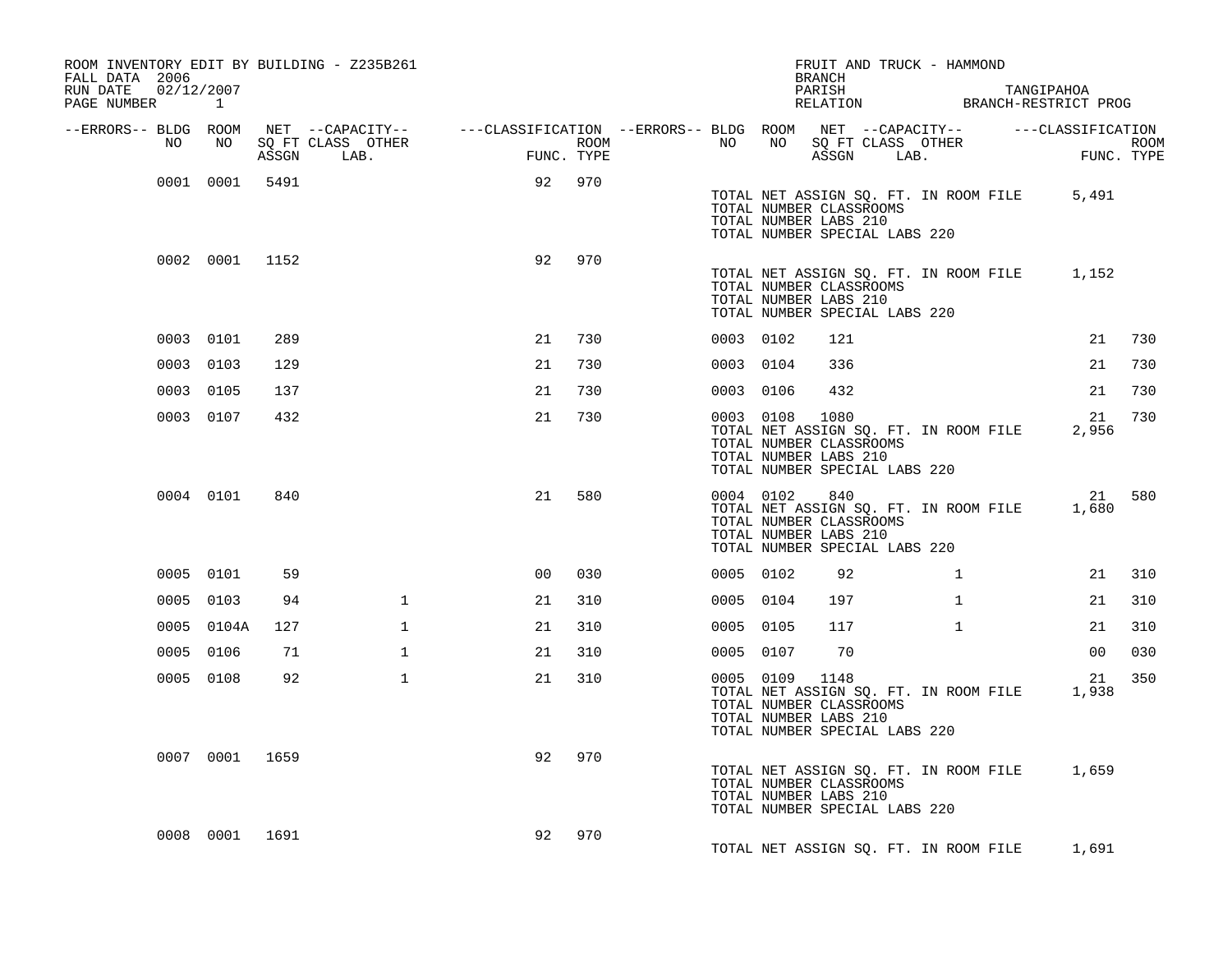ROOM INVENTORY EDIT BY BUILDING - Z235B261
FALL DATA 2006
RUN DATE 02/12/2007

FRUIT AND TRUCK - HAMMOND
BRANCH
PARISH TANGIPAHOA
RELATION BRANCH-RESTRICT PROG

| --ERRORS-- | BLDG NO | ROOM NO | NET SQ FT ASSGN | --CAPACITY-- CLASS | LAB. | OTHER | ---CLASSIFICATION FUNC. | ROOM TYPE | --ERRORS-- | BLDG NO | ROOM NO | NET SQ FT ASSGN | --CAPACITY-- CLASS | LAB. | OTHER | ---CLASSIFICATION FUNC. | ROOM TYPE |
|---|---|---|---|---|---|---|---|---|---|---|---|---|---|---|---|---|---|
| | 0001 | 0001 | 5491 | | | | 92 | 970 | | | | | | | | | |
| | | | | | | | | | | TOTAL NET ASSIGN SQ. FT. IN ROOM FILE | | | | | | 5,491 | |
| | | | | | | | | | | TOTAL NUMBER CLASSROOMS | | | | | | | |
| | | | | | | | | | | TOTAL NUMBER LABS 210 | | | | | | | |
| | | | | | | | | | | TOTAL NUMBER SPECIAL LABS 220 | | | | | | | |
| | 0002 | 0001 | 1152 | | | | 92 | 970 | | | | | | | | | |
| | | | | | | | | | | TOTAL NET ASSIGN SQ. FT. IN ROOM FILE | | | | | | 1,152 | |
| | | | | | | | | | | TOTAL NUMBER CLASSROOMS | | | | | | | |
| | | | | | | | | | | TOTAL NUMBER LABS 210 | | | | | | | |
| | | | | | | | | | | TOTAL NUMBER SPECIAL LABS 220 | | | | | | | |
| | 0003 | 0101 | 289 | | | | 21 | 730 | | 0003 | 0102 | 121 | | | | 21 | 730 |
| | 0003 | 0103 | 129 | | | | 21 | 730 | | 0003 | 0104 | 336 | | | | 21 | 730 |
| | 0003 | 0105 | 137 | | | | 21 | 730 | | 0003 | 0106 | 432 | | | | 21 | 730 |
| | 0003 | 0107 | 432 | | | | 21 | 730 | | 0003 | 0108 | 1080 | | | | 21 | 730 |
| | | | | | | | | | | TOTAL NET ASSIGN SQ. FT. IN ROOM FILE | | | | | | 2,956 | |
| | | | | | | | | | | TOTAL NUMBER CLASSROOMS | | | | | | | |
| | | | | | | | | | | TOTAL NUMBER LABS 210 | | | | | | | |
| | | | | | | | | | | TOTAL NUMBER SPECIAL LABS 220 | | | | | | | |
| | 0004 | 0101 | 840 | | | | 21 | 580 | | 0004 | 0102 | 840 | | | | 21 | 580 |
| | | | | | | | | | | TOTAL NET ASSIGN SQ. FT. IN ROOM FILE | | | | | | 1,680 | |
| | | | | | | | | | | TOTAL NUMBER CLASSROOMS | | | | | | | |
| | | | | | | | | | | TOTAL NUMBER LABS 210 | | | | | | | |
| | | | | | | | | | | TOTAL NUMBER SPECIAL LABS 220 | | | | | | | |
| | 0005 | 0101 | 59 | | | | 00 | 030 | | 0005 | 0102 | 92 | | | 1 | 21 | 310 |
| | 0005 | 0103 | 94 | | | 1 | 21 | 310 | | 0005 | 0104 | 197 | | | 1 | 21 | 310 |
| | 0005 | 0104A | 127 | | | 1 | 21 | 310 | | 0005 | 0105 | 117 | | | 1 | 21 | 310 |
| | 0005 | 0106 | 71 | | | 1 | 21 | 310 | | 0005 | 0107 | 70 | | | | 00 | 030 |
| | 0005 | 0108 | 92 | | | 1 | 21 | 310 | | 0005 | 0109 | 1148 | | | | 21 | 350 |
| | | | | | | | | | | TOTAL NET ASSIGN SQ. FT. IN ROOM FILE | | | | | | 1,938 | |
| | | | | | | | | | | TOTAL NUMBER CLASSROOMS | | | | | | | |
| | | | | | | | | | | TOTAL NUMBER LABS 210 | | | | | | | |
| | | | | | | | | | | TOTAL NUMBER SPECIAL LABS 220 | | | | | | | |
| | 0007 | 0001 | 1659 | | | | 92 | 970 | | | | | | | | | |
| | | | | | | | | | | TOTAL NET ASSIGN SQ. FT. IN ROOM FILE | | | | | | 1,659 | |
| | | | | | | | | | | TOTAL NUMBER CLASSROOMS | | | | | | | |
| | | | | | | | | | | TOTAL NUMBER LABS 210 | | | | | | | |
| | | | | | | | | | | TOTAL NUMBER SPECIAL LABS 220 | | | | | | | |
| | 0008 | 0001 | 1691 | | | | 92 | 970 | | | | | | | | | |
| | | | | | | | | | | TOTAL NET ASSIGN SQ. FT. IN ROOM FILE | | | | | | 1,691 | |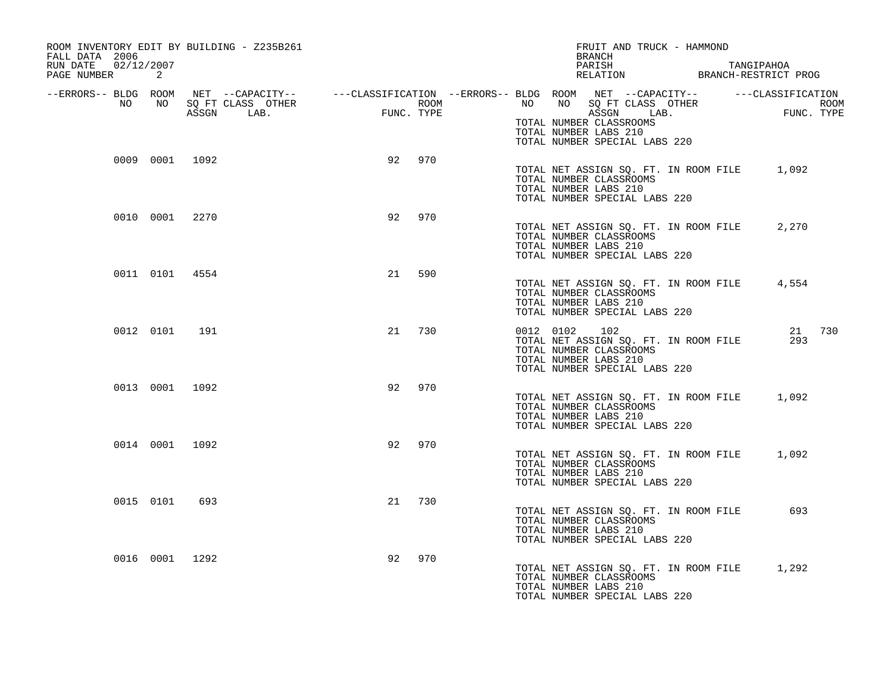ROOM INVENTORY EDIT BY BUILDING - Z235B261
FALL DATA 2006
RUN DATE 02/12/2007
PAGE NUMBER 2

FRUIT AND TRUCK - HAMMOND
BRANCH
PARISH TANGIPAHOA
RELATION BRANCH-RESTRICT PROG

| --ERRORS-- | BLDG NO | ROOM NO | NET SQ FT ASSGN | --CAPACITY-- CLASS LAB. | OTHER | ---CLASSIFICATION FUNC. | ROOM TYPE | --ERRORS-- | BLDG NO | ROOM NO | NET SQ FT ASSGN | --CAPACITY-- CLASS LAB. | OTHER | ---CLASSIFICATION FUNC. | ROOM TYPE |
|---|---|---|---|---|---|---|---|---|---|---|---|---|---|---|---|
| | | | | | | | | | TOTAL NUMBER CLASSROOMS | | | | | | |
| | | | | | | | | | TOTAL NUMBER LABS 210 | | | | | | |
| | | | | | | | | | TOTAL NUMBER SPECIAL LABS 220 | | | | | | |
| | 0009 | 0001 | 1092 | | | 92 | 970 | | | | | | | | |
| | | | | | | | | | TOTAL NET ASSIGN SQ. FT. IN ROOM FILE | | | | | 1,092 | |
| | | | | | | | | | TOTAL NUMBER CLASSROOMS | | | | | | |
| | | | | | | | | | TOTAL NUMBER LABS 210 | | | | | | |
| | | | | | | | | | TOTAL NUMBER SPECIAL LABS 220 | | | | | | |
| | 0010 | 0001 | 2270 | | | 92 | 970 | | | | | | | | |
| | | | | | | | | | TOTAL NET ASSIGN SQ. FT. IN ROOM FILE | | | | | 2,270 | |
| | | | | | | | | | TOTAL NUMBER CLASSROOMS | | | | | | |
| | | | | | | | | | TOTAL NUMBER LABS 210 | | | | | | |
| | | | | | | | | | TOTAL NUMBER SPECIAL LABS 220 | | | | | | |
| | 0011 | 0101 | 4554 | | | 21 | 590 | | | | | | | | |
| | | | | | | | | | TOTAL NET ASSIGN SQ. FT. IN ROOM FILE | | | | | 4,554 | |
| | | | | | | | | | TOTAL NUMBER CLASSROOMS | | | | | | |
| | | | | | | | | | TOTAL NUMBER LABS 210 | | | | | | |
| | | | | | | | | | TOTAL NUMBER SPECIAL LABS 220 | | | | | | |
| | 0012 | 0101 | 191 | | | 21 | 730 | | 0012 | 0102 | 102 | | | 21 | 730 |
| | | | | | | | | | TOTAL NET ASSIGN SQ. FT. IN ROOM FILE | | | | | 293 | |
| | | | | | | | | | TOTAL NUMBER CLASSROOMS | | | | | | |
| | | | | | | | | | TOTAL NUMBER LABS 210 | | | | | | |
| | | | | | | | | | TOTAL NUMBER SPECIAL LABS 220 | | | | | | |
| | 0013 | 0001 | 1092 | | | 92 | 970 | | | | | | | | |
| | | | | | | | | | TOTAL NET ASSIGN SQ. FT. IN ROOM FILE | | | | | 1,092 | |
| | | | | | | | | | TOTAL NUMBER CLASSROOMS | | | | | | |
| | | | | | | | | | TOTAL NUMBER LABS 210 | | | | | | |
| | | | | | | | | | TOTAL NUMBER SPECIAL LABS 220 | | | | | | |
| | 0014 | 0001 | 1092 | | | 92 | 970 | | | | | | | | |
| | | | | | | | | | TOTAL NET ASSIGN SQ. FT. IN ROOM FILE | | | | | 1,092 | |
| | | | | | | | | | TOTAL NUMBER CLASSROOMS | | | | | | |
| | | | | | | | | | TOTAL NUMBER LABS 210 | | | | | | |
| | | | | | | | | | TOTAL NUMBER SPECIAL LABS 220 | | | | | | |
| | 0015 | 0101 | 693 | | | 21 | 730 | | | | | | | | |
| | | | | | | | | | TOTAL NET ASSIGN SQ. FT. IN ROOM FILE | | | | | 693 | |
| | | | | | | | | | TOTAL NUMBER CLASSROOMS | | | | | | |
| | | | | | | | | | TOTAL NUMBER LABS 210 | | | | | | |
| | | | | | | | | | TOTAL NUMBER SPECIAL LABS 220 | | | | | | |
| | 0016 | 0001 | 1292 | | | 92 | 970 | | | | | | | | |
| | | | | | | | | | TOTAL NET ASSIGN SQ. FT. IN ROOM FILE | | | | | 1,292 | |
| | | | | | | | | | TOTAL NUMBER CLASSROOMS | | | | | | |
| | | | | | | | | | TOTAL NUMBER LABS 210 | | | | | | |
| | | | | | | | | | TOTAL NUMBER SPECIAL LABS 220 | | | | | | |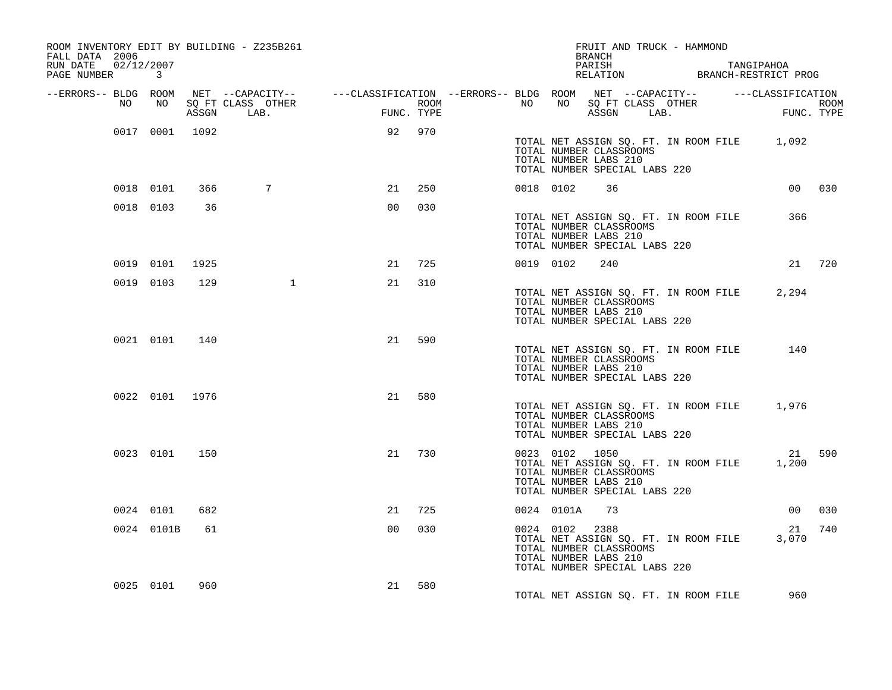ROOM INVENTORY EDIT BY BUILDING - Z235B261
FALL DATA 2006
RUN DATE 02/12/2007
PAGE NUMBER 3

FRUIT AND TRUCK - HAMMOND
BRANCH
PARISH TANGIPAHOA
RELATION BRANCH-RESTRICT PROG

| --ERRORS-- | BLDG NO | ROOM NO | NET SQ FT ASSGN | --CAPACITY-- CLASS LAB. | OTHER | ---CLASSIFICATION FUNC. | ROOM TYPE | --ERRORS-- | BLDG NO | ROOM NO | NET SQ FT ASSGN | --CAPACITY-- CLASS LAB. | OTHER | ---CLASSIFICATION FUNC. | ROOM TYPE |
|---|---|---|---|---|---|---|---|---|---|---|---|---|---|---|---|
| | 0017 | 0001 | 1092 | | | 92 | 970 | | | | | | | | |
| | | | | | | | | | TOTAL NET ASSIGN SQ. FT. IN ROOM FILE | | | | | 1,092 | |
| | | | | | | | | | TOTAL NUMBER CLASSROOMS | | | | | | |
| | | | | | | | | | TOTAL NUMBER LABS 210 | | | | | | |
| | | | | | | | | | TOTAL NUMBER SPECIAL LABS 220 | | | | | | |
| | 0018 | 0101 | 366 | 7 | | 21 | 250 | | 0018 | 0102 | 36 | | | 00 | 030 |
| | 0018 | 0103 | 36 | | | 00 | 030 | | | | | | | | |
| | | | | | | | | | TOTAL NET ASSIGN SQ. FT. IN ROOM FILE | | | | | 366 | |
| | | | | | | | | | TOTAL NUMBER CLASSROOMS | | | | | | |
| | | | | | | | | | TOTAL NUMBER LABS 210 | | | | | | |
| | | | | | | | | | TOTAL NUMBER SPECIAL LABS 220 | | | | | | |
| | 0019 | 0101 | 1925 | | | 21 | 725 | | 0019 | 0102 | 240 | | | 21 | 720 |
| | 0019 | 0103 | 129 | | 1 | 21 | 310 | | | | | | | | |
| | | | | | | | | | TOTAL NET ASSIGN SQ. FT. IN ROOM FILE | | | | | 2,294 | |
| | | | | | | | | | TOTAL NUMBER CLASSROOMS | | | | | | |
| | | | | | | | | | TOTAL NUMBER LABS 210 | | | | | | |
| | | | | | | | | | TOTAL NUMBER SPECIAL LABS 220 | | | | | | |
| | 0021 | 0101 | 140 | | | 21 | 590 | | | | | | | | |
| | | | | | | | | | TOTAL NET ASSIGN SQ. FT. IN ROOM FILE | | | | | 140 | |
| | | | | | | | | | TOTAL NUMBER CLASSROOMS | | | | | | |
| | | | | | | | | | TOTAL NUMBER LABS 210 | | | | | | |
| | | | | | | | | | TOTAL NUMBER SPECIAL LABS 220 | | | | | | |
| | 0022 | 0101 | 1976 | | | 21 | 580 | | | | | | | | |
| | | | | | | | | | TOTAL NET ASSIGN SQ. FT. IN ROOM FILE | | | | | 1,976 | |
| | | | | | | | | | TOTAL NUMBER CLASSROOMS | | | | | | |
| | | | | | | | | | TOTAL NUMBER LABS 210 | | | | | | |
| | | | | | | | | | TOTAL NUMBER SPECIAL LABS 220 | | | | | | |
| | 0023 | 0101 | 150 | | | 21 | 730 | | 0023 | 0102 | 1050 | | | 21 | 590 |
| | | | | | | | | | TOTAL NET ASSIGN SQ. FT. IN ROOM FILE | | | | | 1,200 | |
| | | | | | | | | | TOTAL NUMBER CLASSROOMS | | | | | | |
| | | | | | | | | | TOTAL NUMBER LABS 210 | | | | | | |
| | | | | | | | | | TOTAL NUMBER SPECIAL LABS 220 | | | | | | |
| | 0024 | 0101 | 682 | | | 21 | 725 | | 0024 | 0101A | 73 | | | 00 | 030 |
| | 0024 | 0101B | 61 | | | 00 | 030 | | 0024 | 0102 | 2388 | | | 21 | 740 |
| | | | | | | | | | TOTAL NET ASSIGN SQ. FT. IN ROOM FILE | | | | | 3,070 | |
| | | | | | | | | | TOTAL NUMBER CLASSROOMS | | | | | | |
| | | | | | | | | | TOTAL NUMBER LABS 210 | | | | | | |
| | | | | | | | | | TOTAL NUMBER SPECIAL LABS 220 | | | | | | |
| | 0025 | 0101 | 960 | | | 21 | 580 | | | | | | | | |
| | | | | | | | | | TOTAL NET ASSIGN SQ. FT. IN ROOM FILE | | | | | 960 | |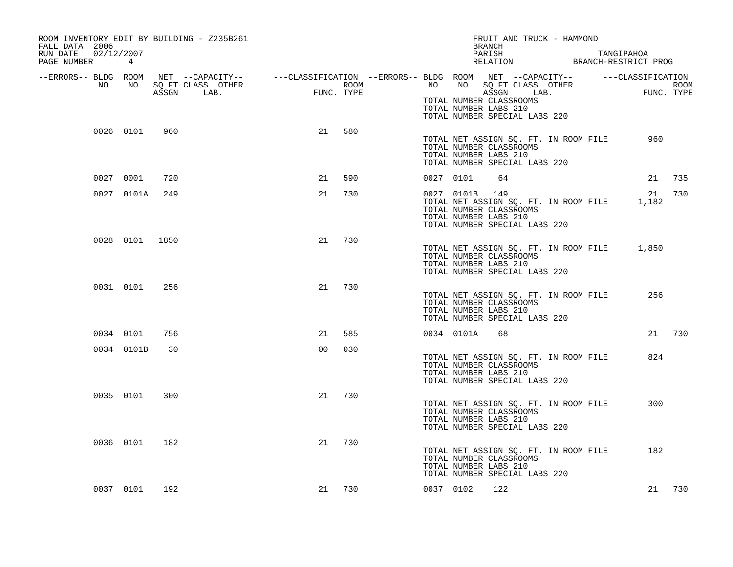ROOM INVENTORY EDIT BY BUILDING - Z235B261
FALL DATA 2006
RUN DATE 02/12/2007

FRUIT AND TRUCK - HAMMOND
BRANCH
PARISH TANGIPAHOA
RELATION BRANCH-RESTRICT PROG

| --ERRORS-- | BLDG NO | ROOM NO | NET SQ FT ASSGN | --CAPACITY-- CLASS LAB. | OTHER | ---CLASSIFICATION FUNC. | ROOM TYPE | --ERRORS-- | BLDG NO | ROOM NO | NET SQ FT ASSGN | --CAPACITY-- CLASS LAB. | OTHER | ---CLASSIFICATION FUNC. | ROOM TYPE |
|---|---|---|---|---|---|---|---|---|---|---|---|---|---|---|---|
| | | | | | | | | | TOTAL NUMBER CLASSROOMS<br>TOTAL NUMBER LABS 210<br>TOTAL NUMBER SPECIAL LABS 220 | | | | | | |
| | 0026 | 0101 | 960 | | | 21 | 580 | | | | | | | | |
| | | | | | | | | | TOTAL NET ASSIGN SQ. FT. IN ROOM FILE<br>TOTAL NUMBER CLASSROOMS<br>TOTAL NUMBER LABS 210<br>TOTAL NUMBER SPECIAL LABS 220 | | | | | 960 | |
| | 0027 | 0001 | 720 | | | 21 | 590 | | 0027 | 0101 | 64 | | | 21 | 735 |
| | 0027 | 0101A | 249 | | | 21 | 730 | | 0027 | 0101B | 149 | | | 21 | 730 |
| | | | | | | | | | TOTAL NET ASSIGN SQ. FT. IN ROOM FILE<br>TOTAL NUMBER CLASSROOMS<br>TOTAL NUMBER LABS 210<br>TOTAL NUMBER SPECIAL LABS 220 | | | | | 1,182 | |
| | 0028 | 0101 | 1850 | | | 21 | 730 | | | | | | | | |
| | | | | | | | | | TOTAL NET ASSIGN SQ. FT. IN ROOM FILE<br>TOTAL NUMBER CLASSROOMS<br>TOTAL NUMBER LABS 210<br>TOTAL NUMBER SPECIAL LABS 220 | | | | | 1,850 | |
| | 0031 | 0101 | 256 | | | 21 | 730 | | | | | | | | |
| | | | | | | | | | TOTAL NET ASSIGN SQ. FT. IN ROOM FILE<br>TOTAL NUMBER CLASSROOMS<br>TOTAL NUMBER LABS 210<br>TOTAL NUMBER SPECIAL LABS 220 | | | | | 256 | |
| | 0034 | 0101 | 756 | | | 21 | 585 | | 0034 | 0101A | 68 | | | 21 | 730 |
| | 0034 | 0101B | 30 | | | 00 | 030 | | | | | | | | |
| | | | | | | | | | TOTAL NET ASSIGN SQ. FT. IN ROOM FILE<br>TOTAL NUMBER CLASSROOMS<br>TOTAL NUMBER LABS 210<br>TOTAL NUMBER SPECIAL LABS 220 | | | | | 824 | |
| | 0035 | 0101 | 300 | | | 21 | 730 | | | | | | | | |
| | | | | | | | | | TOTAL NET ASSIGN SQ. FT. IN ROOM FILE<br>TOTAL NUMBER CLASSROOMS<br>TOTAL NUMBER LABS 210<br>TOTAL NUMBER SPECIAL LABS 220 | | | | | 300 | |
| | 0036 | 0101 | 182 | | | 21 | 730 | | | | | | | | |
| | | | | | | | | | TOTAL NET ASSIGN SQ. FT. IN ROOM FILE<br>TOTAL NUMBER CLASSROOMS<br>TOTAL NUMBER LABS 210<br>TOTAL NUMBER SPECIAL LABS 220 | | | | | 182 | |
| | 0037 | 0101 | 192 | | | 21 | 730 | | 0037 | 0102 | 122 | | | 21 | 730 |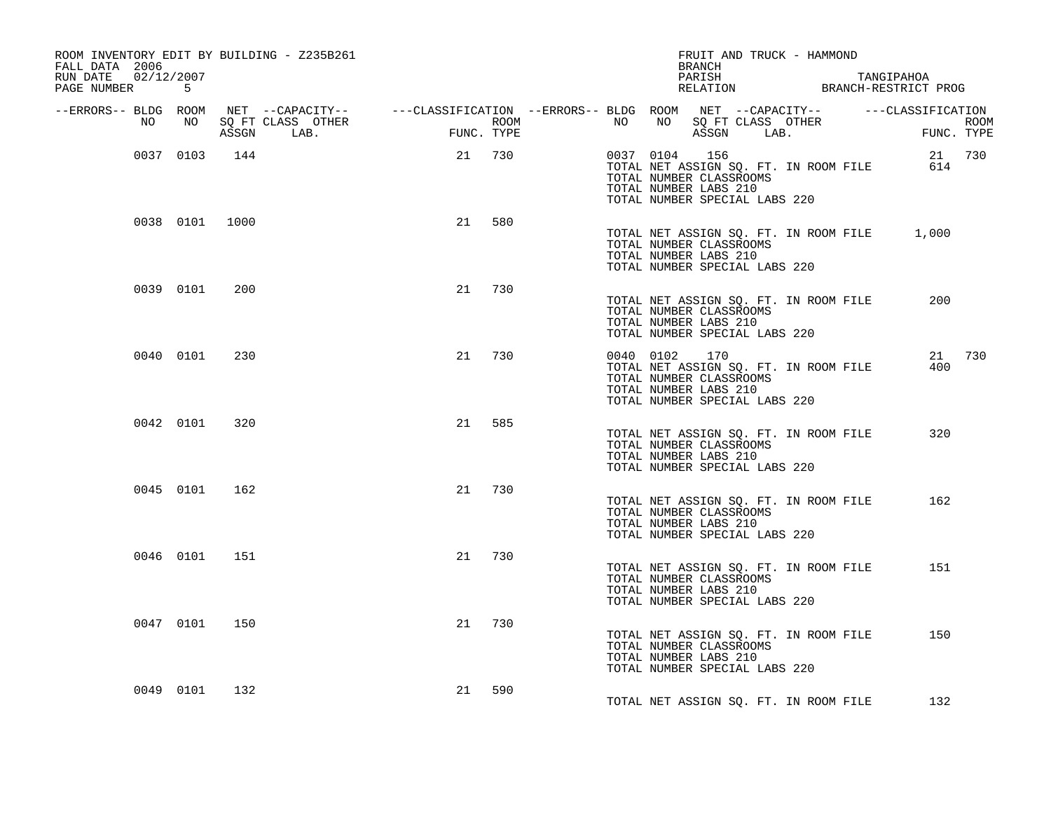ROOM INVENTORY EDIT BY BUILDING - Z235B261
FALL DATA 2006
RUN DATE 02/12/2007
PAGE NUMBER 5

FRUIT AND TRUCK - HAMMOND
BRANCH
PARISH TANGIPAHOA
RELATION BRANCH-RESTRICT PROG

| --ERRORS-- | BLDG NO | ROOM NO | NET SQ FT ASSGN | --CAPACITY-- CLASS | OTHER LAB. | ---CLASSIFICATION FUNC. | ROOM TYPE | --ERRORS-- | BLDG NO | ROOM NO | NET SQ FT ASSGN | --CAPACITY-- CLASS | OTHER LAB. | ---CLASSIFICATION FUNC. | ROOM TYPE |
|---|---|---|---|---|---|---|---|---|---|---|---|---|---|---|---|
| | 0037 | 0103 | 144 | | | 21 | 730 | | 0037 | 0104 | 156 | | | 21 | 730 |
| | | | | | | | | | TOTAL NET ASSIGN SQ. FT. IN ROOM FILE | | | | | 614 | |
| | | | | | | | | | TOTAL NUMBER CLASSROOMS | | | | | | |
| | | | | | | | | | TOTAL NUMBER LABS 210 | | | | | | |
| | | | | | | | | | TOTAL NUMBER SPECIAL LABS 220 | | | | | | |
| | 0038 | 0101 | 1000 | | | 21 | 580 | | | | | | | | |
| | | | | | | | | | TOTAL NET ASSIGN SQ. FT. IN ROOM FILE | | | | | 1,000 | |
| | | | | | | | | | TOTAL NUMBER CLASSROOMS | | | | | | |
| | | | | | | | | | TOTAL NUMBER LABS 210 | | | | | | |
| | | | | | | | | | TOTAL NUMBER SPECIAL LABS 220 | | | | | | |
| | 0039 | 0101 | 200 | | | 21 | 730 | | | | | | | | |
| | | | | | | | | | TOTAL NET ASSIGN SQ. FT. IN ROOM FILE | | | | | 200 | |
| | | | | | | | | | TOTAL NUMBER CLASSROOMS | | | | | | |
| | | | | | | | | | TOTAL NUMBER LABS 210 | | | | | | |
| | | | | | | | | | TOTAL NUMBER SPECIAL LABS 220 | | | | | | |
| | 0040 | 0101 | 230 | | | 21 | 730 | | 0040 | 0102 | 170 | | | 21 | 730 |
| | | | | | | | | | TOTAL NET ASSIGN SQ. FT. IN ROOM FILE | | | | | 400 | |
| | | | | | | | | | TOTAL NUMBER CLASSROOMS | | | | | | |
| | | | | | | | | | TOTAL NUMBER LABS 210 | | | | | | |
| | | | | | | | | | TOTAL NUMBER SPECIAL LABS 220 | | | | | | |
| | 0042 | 0101 | 320 | | | 21 | 585 | | | | | | | | |
| | | | | | | | | | TOTAL NET ASSIGN SQ. FT. IN ROOM FILE | | | | | 320 | |
| | | | | | | | | | TOTAL NUMBER CLASSROOMS | | | | | | |
| | | | | | | | | | TOTAL NUMBER LABS 210 | | | | | | |
| | | | | | | | | | TOTAL NUMBER SPECIAL LABS 220 | | | | | | |
| | 0045 | 0101 | 162 | | | 21 | 730 | | | | | | | | |
| | | | | | | | | | TOTAL NET ASSIGN SQ. FT. IN ROOM FILE | | | | | 162 | |
| | | | | | | | | | TOTAL NUMBER CLASSROOMS | | | | | | |
| | | | | | | | | | TOTAL NUMBER LABS 210 | | | | | | |
| | | | | | | | | | TOTAL NUMBER SPECIAL LABS 220 | | | | | | |
| | 0046 | 0101 | 151 | | | 21 | 730 | | | | | | | | |
| | | | | | | | | | TOTAL NET ASSIGN SQ. FT. IN ROOM FILE | | | | | 151 | |
| | | | | | | | | | TOTAL NUMBER CLASSROOMS | | | | | | |
| | | | | | | | | | TOTAL NUMBER LABS 210 | | | | | | |
| | | | | | | | | | TOTAL NUMBER SPECIAL LABS 220 | | | | | | |
| | 0047 | 0101 | 150 | | | 21 | 730 | | | | | | | | |
| | | | | | | | | | TOTAL NET ASSIGN SQ. FT. IN ROOM FILE | | | | | 150 | |
| | | | | | | | | | TOTAL NUMBER CLASSROOMS | | | | | | |
| | | | | | | | | | TOTAL NUMBER LABS 210 | | | | | | |
| | | | | | | | | | TOTAL NUMBER SPECIAL LABS 220 | | | | | | |
| | 0049 | 0101 | 132 | | | 21 | 590 | | | | | | | | |
| | | | | | | | | | TOTAL NET ASSIGN SQ. FT. IN ROOM FILE | | | | | 132 | |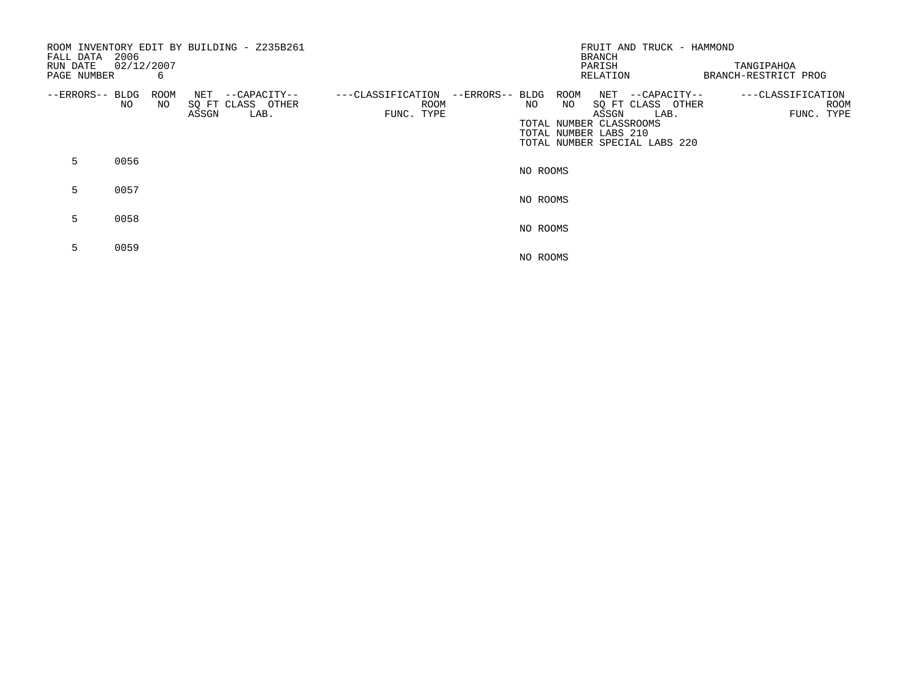ROOM INVENTORY EDIT BY BUILDING - Z235B261
FALL DATA 2006
RUN DATE 02/12/2007
PAGE NUMBER 6

FRUIT AND TRUCK - HAMMOND
BRANCH
PARISH TANGIPAHOA
RELATION BRANCH-RESTRICT PROG

| --ERRORS-- | BLDG NO | ROOM NO | NET SQ FT ASSGN | --CAPACITY-- CLASS | OTHER LAB. | ---CLASSIFICATION FUNC. | ROOM TYPE |
|---|---|---|---|---|---|---|---|
| 5 | 0056 | NO ROOMS | | | | | |
| 5 | 0057 | NO ROOMS | | | | | |
| 5 | 0058 | NO ROOMS | | | | | |
| 5 | 0059 | NO ROOMS | | | | | |

TOTAL NUMBER CLASSROOMS
TOTAL NUMBER LABS 210
TOTAL NUMBER SPECIAL LABS 220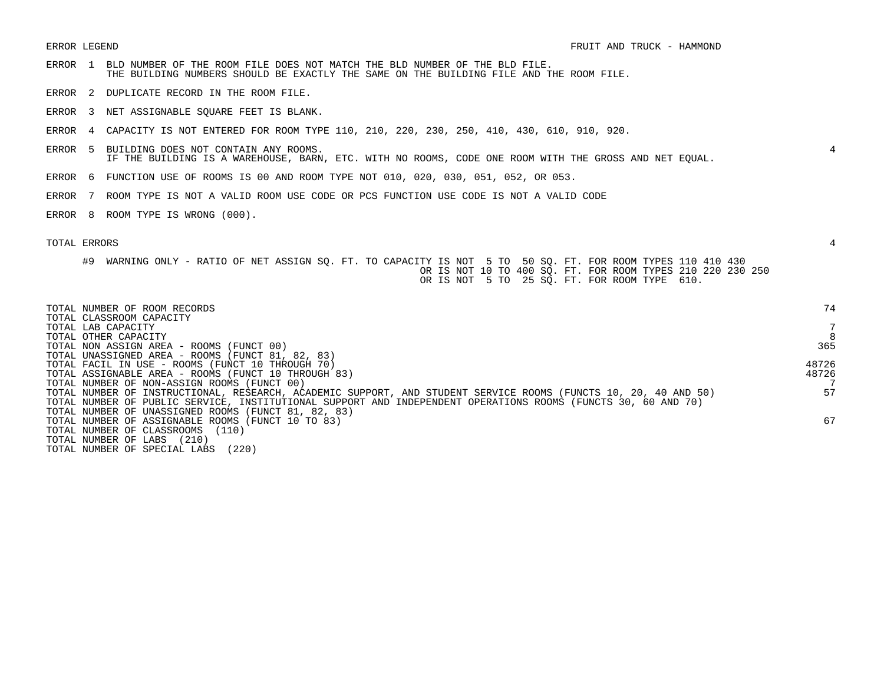ERROR LEGEND FRUIT AND TRUCK - HAMMOND

| | | |
|---|---|---|
| ERROR 1 | BLD NUMBER OF THE ROOM FILE DOES NOT MATCH THE BLD NUMBER OF THE BLD FILE. THE BUILDING NUMBERS SHOULD BE EXACTLY THE SAME ON THE BUILDING FILE AND THE ROOM FILE. | |
| ERROR 2 | DUPLICATE RECORD IN THE ROOM FILE. | |
| ERROR 3 | NET ASSIGNABLE SQUARE FEET IS BLANK. | |
| ERROR 4 | CAPACITY IS NOT ENTERED FOR ROOM TYPE 110, 210, 220, 230, 250, 410, 430, 610, 910, 920. | |
| ERROR 5 | BUILDING DOES NOT CONTAIN ANY ROOMS. IF THE BUILDING IS A WAREHOUSE, BARN, ETC. WITH NO ROOMS, CODE ONE ROOM WITH THE GROSS AND NET EQUAL. | 4 |
| ERROR 6 | FUNCTION USE OF ROOMS IS 00 AND ROOM TYPE NOT 010, 020, 030, 051, 052, OR 053. | |
| ERROR 7 | ROOM TYPE IS NOT A VALID ROOM USE CODE OR PCS FUNCTION USE CODE IS NOT A VALID CODE | |
| ERROR 8 | ROOM TYPE IS WRONG (000). | |
| TOTAL ERRORS | | 4 |

#9 WARNING ONLY - RATIO OF NET ASSIGN SQ. FT. TO CAPACITY IS NOT 5 TO 50 SQ. FT. FOR ROOM TYPES 110 410 430
OR IS NOT 10 TO 400 SQ. FT. FOR ROOM TYPES 210 220 230 250
OR IS NOT 5 TO 25 SQ. FT. FOR ROOM TYPE 610.

| | |
|---|---|
| TOTAL NUMBER OF ROOM RECORDS | 74 |
| TOTAL CLASSROOM CAPACITY | |
| TOTAL LAB CAPACITY | 7 |
| TOTAL OTHER CAPACITY | 8 |
| TOTAL NON ASSIGN AREA - ROOMS (FUNCT 00) | 365 |
| TOTAL UNASSIGNED AREA - ROOMS (FUNCT 81, 82, 83) | |
| TOTAL FACIL IN USE - ROOMS (FUNCT 10 THROUGH 70) | 48726 |
| TOTAL ASSIGNABLE AREA - ROOMS (FUNCT 10 THROUGH 83) | 48726 |
| TOTAL NUMBER OF NON-ASSIGN ROOMS (FUNCT 00) | 7 |
| TOTAL NUMBER OF INSTRUCTIONAL, RESEARCH, ACADEMIC SUPPORT, AND STUDENT SERVICE ROOMS (FUNCTS 10, 20, 40 AND 50) | 57 |
| TOTAL NUMBER OF PUBLIC SERVICE, INSTITUTIONAL SUPPORT AND INDEPENDENT OPERATIONS ROOMS (FUNCTS 30, 60 AND 70) | |
| TOTAL NUMBER OF UNASSIGNED ROOMS (FUNCT 81, 82, 83) | |
| TOTAL NUMBER OF ASSIGNABLE ROOMS (FUNCT 10 TO 83) | 67 |
| TOTAL NUMBER OF CLASSROOMS (110) | |
| TOTAL NUMBER OF LABS (210) | |
| TOTAL NUMBER OF SPECIAL LABS (220) | |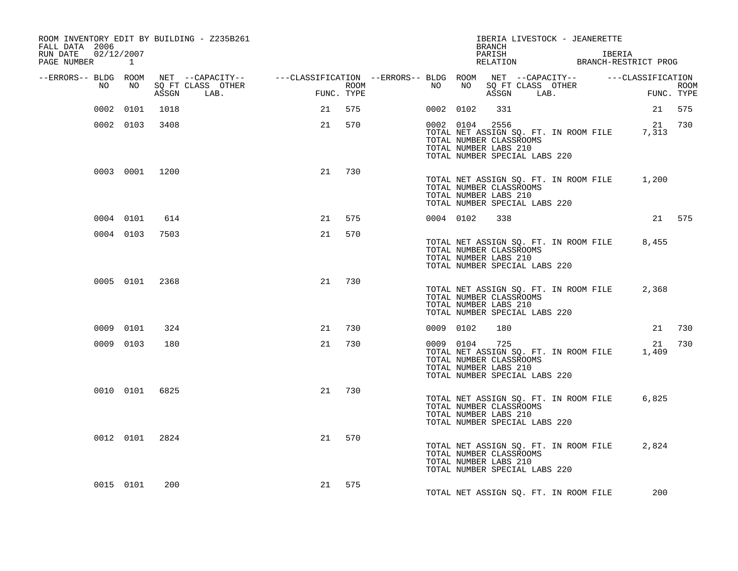ROOM INVENTORY EDIT BY BUILDING - Z235B261
FALL DATA 2006
RUN DATE 02/12/2007
PAGE NUMBER 1

IBERIA LIVESTOCK - JEANERETTE
BRANCH
PARISH IBERIA
RELATION BRANCH-RESTRICT PROG

| --ERRORS-- | BLDG NO | ROOM NO | NET SQ FT ASSGN | --CAPACITY-- CLASS LAB. | OTHER | ---CLASSIFICATION FUNC. | ROOM TYPE | --ERRORS-- | BLDG NO | ROOM NO | NET SQ FT ASSGN | --CAPACITY-- CLASS LAB. | OTHER | ---CLASSIFICATION FUNC. | ROOM TYPE |
|---|---|---|---|---|---|---|---|---|---|---|---|---|---|---|---|
| | 0002 | 0101 | 1018 | | | 21 | 575 | | 0002 | 0102 | 331 | | | 21 | 575 |
| | 0002 | 0103 | 3408 | | | 21 | 570 | | 0002 | 0104 | 2556 | | | 21 | 730 |
| | | | | | | | | | TOTAL NET ASSIGN SQ. FT. IN ROOM FILE | | | | | 7,313 | |
| | | | | | | | | | TOTAL NUMBER CLASSROOMS | | | | | | |
| | | | | | | | | | TOTAL NUMBER LABS 210 | | | | | | |
| | | | | | | | | | TOTAL NUMBER SPECIAL LABS 220 | | | | | | |
| | 0003 | 0001 | 1200 | | | 21 | 730 | | | | | | | | |
| | | | | | | | | | TOTAL NET ASSIGN SQ. FT. IN ROOM FILE | | | | | 1,200 | |
| | | | | | | | | | TOTAL NUMBER CLASSROOMS | | | | | | |
| | | | | | | | | | TOTAL NUMBER LABS 210 | | | | | | |
| | | | | | | | | | TOTAL NUMBER SPECIAL LABS 220 | | | | | | |
| | 0004 | 0101 | 614 | | | 21 | 575 | | 0004 | 0102 | 338 | | | 21 | 575 |
| | 0004 | 0103 | 7503 | | | 21 | 570 | | | | | | | | |
| | | | | | | | | | TOTAL NET ASSIGN SQ. FT. IN ROOM FILE | | | | | 8,455 | |
| | | | | | | | | | TOTAL NUMBER CLASSROOMS | | | | | | |
| | | | | | | | | | TOTAL NUMBER LABS 210 | | | | | | |
| | | | | | | | | | TOTAL NUMBER SPECIAL LABS 220 | | | | | | |
| | 0005 | 0101 | 2368 | | | 21 | 730 | | | | | | | | |
| | | | | | | | | | TOTAL NET ASSIGN SQ. FT. IN ROOM FILE | | | | | 2,368 | |
| | | | | | | | | | TOTAL NUMBER CLASSROOMS | | | | | | |
| | | | | | | | | | TOTAL NUMBER LABS 210 | | | | | | |
| | | | | | | | | | TOTAL NUMBER SPECIAL LABS 220 | | | | | | |
| | 0009 | 0101 | 324 | | | 21 | 730 | | 0009 | 0102 | 180 | | | 21 | 730 |
| | 0009 | 0103 | 180 | | | 21 | 730 | | 0009 | 0104 | 725 | | | 21 | 730 |
| | | | | | | | | | TOTAL NET ASSIGN SQ. FT. IN ROOM FILE | | | | | 1,409 | |
| | | | | | | | | | TOTAL NUMBER CLASSROOMS | | | | | | |
| | | | | | | | | | TOTAL NUMBER LABS 210 | | | | | | |
| | | | | | | | | | TOTAL NUMBER SPECIAL LABS 220 | | | | | | |
| | 0010 | 0101 | 6825 | | | 21 | 730 | | | | | | | | |
| | | | | | | | | | TOTAL NET ASSIGN SQ. FT. IN ROOM FILE | | | | | 6,825 | |
| | | | | | | | | | TOTAL NUMBER CLASSROOMS | | | | | | |
| | | | | | | | | | TOTAL NUMBER LABS 210 | | | | | | |
| | | | | | | | | | TOTAL NUMBER SPECIAL LABS 220 | | | | | | |
| | 0012 | 0101 | 2824 | | | 21 | 570 | | | | | | | | |
| | | | | | | | | | TOTAL NET ASSIGN SQ. FT. IN ROOM FILE | | | | | 2,824 | |
| | | | | | | | | | TOTAL NUMBER CLASSROOMS | | | | | | |
| | | | | | | | | | TOTAL NUMBER LABS 210 | | | | | | |
| | | | | | | | | | TOTAL NUMBER SPECIAL LABS 220 | | | | | | |
| | 0015 | 0101 | 200 | | | 21 | 575 | | | | | | | | |
| | | | | | | | | | TOTAL NET ASSIGN SQ. FT. IN ROOM FILE | | | | | 200 | |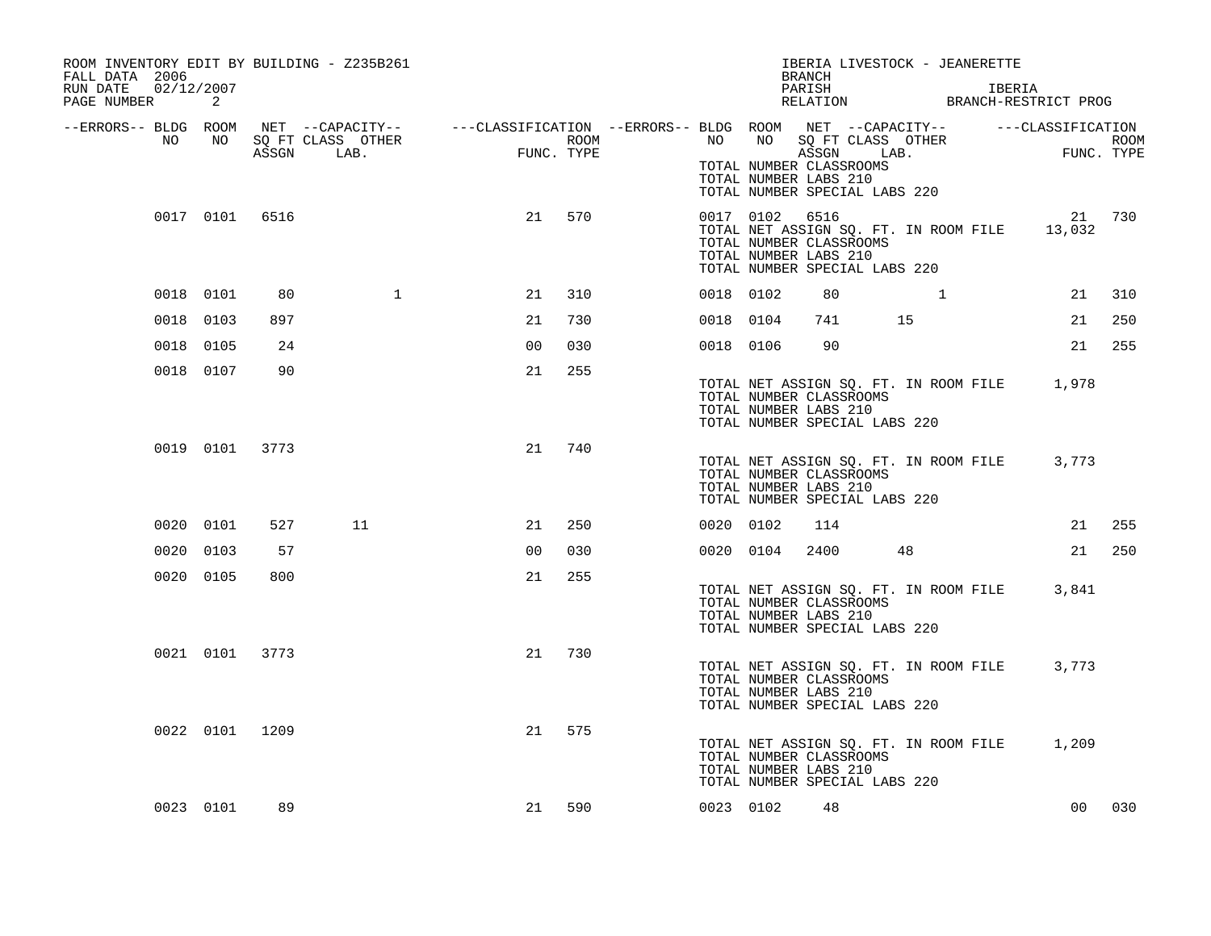ROOM INVENTORY EDIT BY BUILDING - Z235B261
FALL DATA 2006
RUN DATE 02/12/2007
PAGE NUMBER 2

IBERIA LIVESTOCK - JEANERETTE
BRANCH
PARISH IBERIA
RELATION BRANCH-RESTRICT PROG

| --ERRORS-- | BLDG NO | ROOM NO | NET SQ FT ASSGN | CAPACITY CLASS LAB. | CAPACITY OTHER | FUNC. | ROOM TYPE | --ERRORS-- | BLDG NO | ROOM NO | NET SQ FT ASSGN | CAPACITY CLASS LAB. | CAPACITY OTHER | FUNC. | ROOM TYPE |
|---|---|---|---|---|---|---|---|---|---|---|---|---|---|---|---|
| | | | | | | | | | TOTAL NUMBER CLASSROOMS | | | | | | |
| | | | | | | | | | TOTAL NUMBER LABS 210 | | | | | | |
| | | | | | | | | | TOTAL NUMBER SPECIAL LABS 220 | | | | | | |
| | 0017 | 0101 | 6516 | | | 21 | 570 | | 0017 | 0102 | 6516 | | | 21 | 730 |
| | | | | | | | | | TOTAL NET ASSIGN SQ. FT. IN ROOM FILE | | | | | 13,032 | |
| | | | | | | | | | TOTAL NUMBER CLASSROOMS | | | | | | |
| | | | | | | | | | TOTAL NUMBER LABS 210 | | | | | | |
| | | | | | | | | | TOTAL NUMBER SPECIAL LABS 220 | | | | | | |
| | 0018 | 0101 | 80 | | 1 | 21 | 310 | | 0018 | 0102 | 80 | | 1 | 21 | 310 |
| | 0018 | 0103 | 897 | | | 21 | 730 | | 0018 | 0104 | 741 | 15 | | 21 | 250 |
| | 0018 | 0105 | 24 | | | 00 | 030 | | 0018 | 0106 | 90 | | | 21 | 255 |
| | 0018 | 0107 | 90 | | | 21 | 255 | | | | | | | | |
| | | | | | | | | | TOTAL NET ASSIGN SQ. FT. IN ROOM FILE | | | | | 1,978 | |
| | | | | | | | | | TOTAL NUMBER CLASSROOMS | | | | | | |
| | | | | | | | | | TOTAL NUMBER LABS 210 | | | | | | |
| | | | | | | | | | TOTAL NUMBER SPECIAL LABS 220 | | | | | | |
| | 0019 | 0101 | 3773 | | | 21 | 740 | | | | | | | | |
| | | | | | | | | | TOTAL NET ASSIGN SQ. FT. IN ROOM FILE | | | | | 3,773 | |
| | | | | | | | | | TOTAL NUMBER CLASSROOMS | | | | | | |
| | | | | | | | | | TOTAL NUMBER LABS 210 | | | | | | |
| | | | | | | | | | TOTAL NUMBER SPECIAL LABS 220 | | | | | | |
| | 0020 | 0101 | 527 | 11 | | 21 | 250 | | 0020 | 0102 | 114 | | | 21 | 255 |
| | 0020 | 0103 | 57 | | | 00 | 030 | | 0020 | 0104 | 2400 | 48 | | 21 | 250 |
| | 0020 | 0105 | 800 | | | 21 | 255 | | | | | | | | |
| | | | | | | | | | TOTAL NET ASSIGN SQ. FT. IN ROOM FILE | | | | | 3,841 | |
| | | | | | | | | | TOTAL NUMBER CLASSROOMS | | | | | | |
| | | | | | | | | | TOTAL NUMBER LABS 210 | | | | | | |
| | | | | | | | | | TOTAL NUMBER SPECIAL LABS 220 | | | | | | |
| | 0021 | 0101 | 3773 | | | 21 | 730 | | | | | | | | |
| | | | | | | | | | TOTAL NET ASSIGN SQ. FT. IN ROOM FILE | | | | | 3,773 | |
| | | | | | | | | | TOTAL NUMBER CLASSROOMS | | | | | | |
| | | | | | | | | | TOTAL NUMBER LABS 210 | | | | | | |
| | | | | | | | | | TOTAL NUMBER SPECIAL LABS 220 | | | | | | |
| | 0022 | 0101 | 1209 | | | 21 | 575 | | | | | | | | |
| | | | | | | | | | TOTAL NET ASSIGN SQ. FT. IN ROOM FILE | | | | | 1,209 | |
| | | | | | | | | | TOTAL NUMBER CLASSROOMS | | | | | | |
| | | | | | | | | | TOTAL NUMBER LABS 210 | | | | | | |
| | | | | | | | | | TOTAL NUMBER SPECIAL LABS 220 | | | | | | |
| | 0023 | 0101 | 89 | | | 21 | 590 | | 0023 | 0102 | 48 | | | 00 | 030 |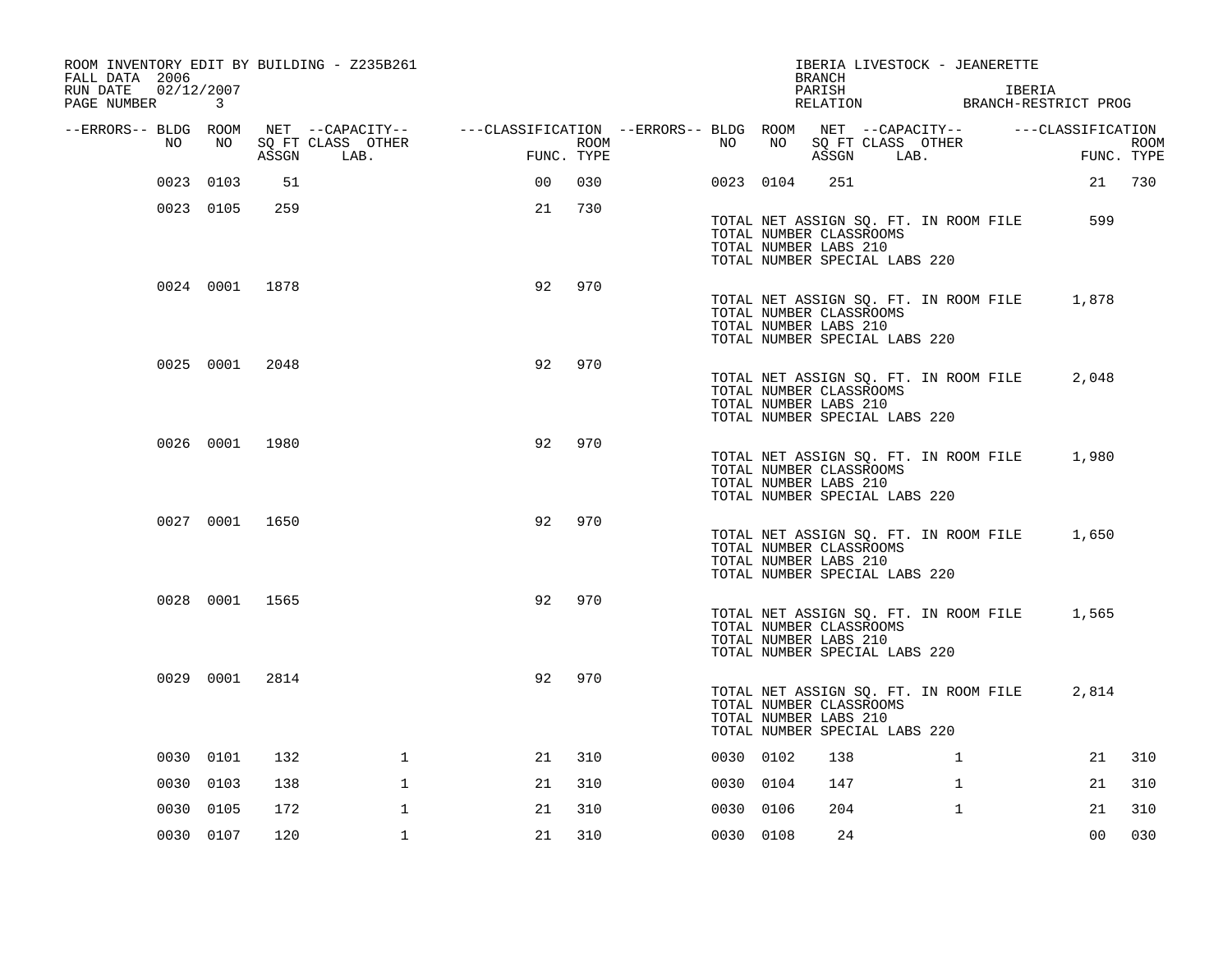ROOM INVENTORY EDIT BY BUILDING - Z235B261
FALL DATA 2006
RUN DATE 02/12/2007
PAGE NUMBER 3

IBERIA LIVESTOCK - JEANERETTE
BRANCH
PARISH IBERIA
RELATION BRANCH-RESTRICT PROG

| --ERRORS-- | BLDG NO | ROOM NO | NET SQ FT ASSGN | CAPACITY CLASS LAB. | CAPACITY OTHER | CLASSIFICATION FUNC. | ROOM TYPE | --ERRORS-- | BLDG NO | ROOM NO | NET SQ FT ASSGN | CAPACITY CLASS LAB. | CAPACITY OTHER | CLASSIFICATION FUNC. | ROOM TYPE |
|---|---|---|---|---|---|---|---|---|---|---|---|---|---|---|---|
| | 0023 | 0103 | 51 | | | 00 | 030 | | 0023 | 0104 | 251 | | | 21 | 730 |
| | 0023 | 0105 | 259 | | | 21 | 730 | | | | | | | | |

TOTAL NET ASSIGN SQ. FT. IN ROOM FILE 599
TOTAL NUMBER CLASSROOMS
TOTAL NUMBER LABS 210
TOTAL NUMBER SPECIAL LABS 220

| | BLDG NO | ROOM NO | NET SQ FT ASSGN | | | FUNC. | ROOM TYPE |
|---|---|---|---|---|---|---|---|
| | 0024 | 0001 | 1878 | | | 92 | 970 |

TOTAL NET ASSIGN SQ. FT. IN ROOM FILE 1,878
TOTAL NUMBER CLASSROOMS
TOTAL NUMBER LABS 210
TOTAL NUMBER SPECIAL LABS 220

| | BLDG NO | ROOM NO | NET SQ FT ASSGN | | | FUNC. | ROOM TYPE |
|---|---|---|---|---|---|---|---|
| | 0025 | 0001 | 2048 | | | 92 | 970 |

TOTAL NET ASSIGN SQ. FT. IN ROOM FILE 2,048
TOTAL NUMBER CLASSROOMS
TOTAL NUMBER LABS 210
TOTAL NUMBER SPECIAL LABS 220

| | BLDG NO | ROOM NO | NET SQ FT ASSGN | | | FUNC. | ROOM TYPE |
|---|---|---|---|---|---|---|---|
| | 0026 | 0001 | 1980 | | | 92 | 970 |

TOTAL NET ASSIGN SQ. FT. IN ROOM FILE 1,980
TOTAL NUMBER CLASSROOMS
TOTAL NUMBER LABS 210
TOTAL NUMBER SPECIAL LABS 220

| | BLDG NO | ROOM NO | NET SQ FT ASSGN | | | FUNC. | ROOM TYPE |
|---|---|---|---|---|---|---|---|
| | 0027 | 0001 | 1650 | | | 92 | 970 |

TOTAL NET ASSIGN SQ. FT. IN ROOM FILE 1,650
TOTAL NUMBER CLASSROOMS
TOTAL NUMBER LABS 210
TOTAL NUMBER SPECIAL LABS 220

| | BLDG NO | ROOM NO | NET SQ FT ASSGN | | | FUNC. | ROOM TYPE |
|---|---|---|---|---|---|---|---|
| | 0028 | 0001 | 1565 | | | 92 | 970 |

TOTAL NET ASSIGN SQ. FT. IN ROOM FILE 1,565
TOTAL NUMBER CLASSROOMS
TOTAL NUMBER LABS 210
TOTAL NUMBER SPECIAL LABS 220

| | BLDG NO | ROOM NO | NET SQ FT ASSGN | | | FUNC. | ROOM TYPE |
|---|---|---|---|---|---|---|---|
| | 0029 | 0001 | 2814 | | | 92 | 970 |

TOTAL NET ASSIGN SQ. FT. IN ROOM FILE 2,814
TOTAL NUMBER CLASSROOMS
TOTAL NUMBER LABS 210
TOTAL NUMBER SPECIAL LABS 220

| --ERRORS-- | BLDG NO | ROOM NO | NET SQ FT ASSGN | CAPACITY CLASS LAB. | CAPACITY OTHER | CLASSIFICATION FUNC. | ROOM TYPE | --ERRORS-- | BLDG NO | ROOM NO | NET SQ FT ASSGN | CAPACITY CLASS LAB. | CAPACITY OTHER | CLASSIFICATION FUNC. | ROOM TYPE |
|---|---|---|---|---|---|---|---|---|---|---|---|---|---|---|---|
| | 0030 | 0101 | 132 | | 1 | 21 | 310 | | 0030 | 0102 | 138 | | 1 | 21 | 310 |
| | 0030 | 0103 | 138 | | 1 | 21 | 310 | | 0030 | 0104 | 147 | | 1 | 21 | 310 |
| | 0030 | 0105 | 172 | | 1 | 21 | 310 | | 0030 | 0106 | 204 | | 1 | 21 | 310 |
| | 0030 | 0107 | 120 | | 1 | 21 | 310 | | 0030 | 0108 | 24 | | | 00 | 030 |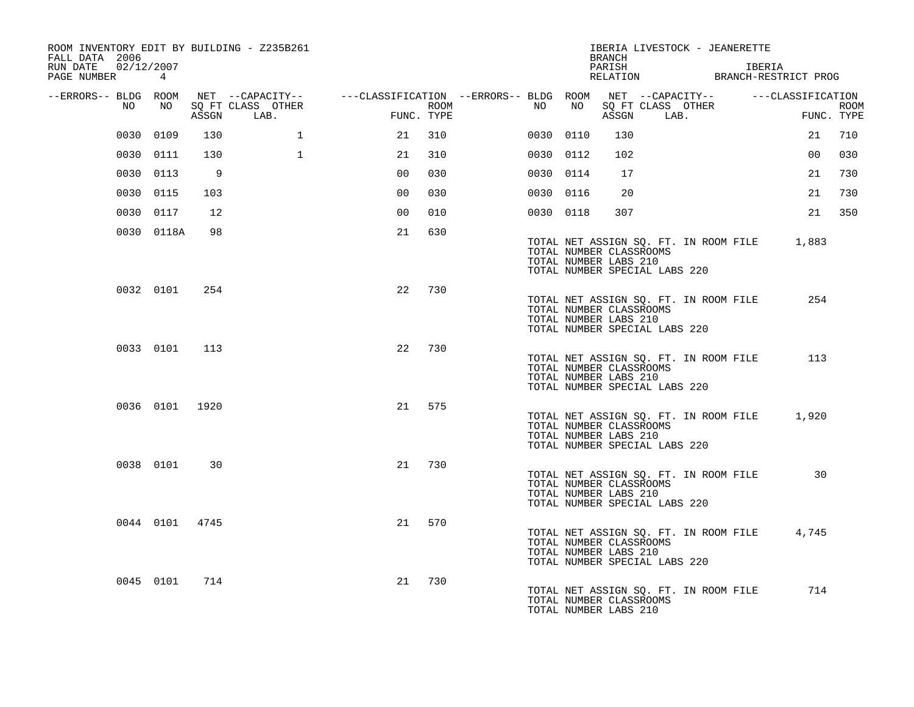ROOM INVENTORY EDIT BY BUILDING - Z235B261
FALL DATA 2006
RUN DATE 02/12/2007
PAGE NUMBER 4

IBERIA LIVESTOCK - JEANERETTE
BRANCH
PARISH IBERIA
RELATION BRANCH-RESTRICT PROG

| --ERRORS-- | BLDG NO | ROOM NO | NET SQ FT ASSGN | CAPACITY CLASS LAB. | CAPACITY OTHER | FUNC. | ROOM TYPE | --ERRORS-- | BLDG NO | ROOM NO | NET SQ FT ASSGN | CAPACITY CLASS LAB. | CAPACITY OTHER | FUNC. | ROOM TYPE |
|---|---|---|---|---|---|---|---|---|---|---|---|---|---|---|---|
| | 0030 | 0109 | 130 | | 1 | 21 | 310 | | 0030 | 0110 | 130 | | | 21 | 710 |
| | 0030 | 0111 | 130 | | 1 | 21 | 310 | | 0030 | 0112 | 102 | | | 00 | 030 |
| | 0030 | 0113 | 9 | | | 00 | 030 | | 0030 | 0114 | 17 | | | 21 | 730 |
| | 0030 | 0115 | 103 | | | 00 | 030 | | 0030 | 0116 | 20 | | | 21 | 730 |
| | 0030 | 0117 | 12 | | | 00 | 010 | | 0030 | 0118 | 307 | | | 21 | 350 |
| | 0030 | 0118A | 98 | | | 21 | 630 | | | | | | | | |

TOTAL NET ASSIGN SQ. FT. IN ROOM FILE 1,883
TOTAL NUMBER CLASSROOMS
TOTAL NUMBER LABS 210
TOTAL NUMBER SPECIAL LABS 220

| | 0032 | 0101 | 254 | | | 22 | 730 |
|---|---|---|---|---|---|---|---|

TOTAL NET ASSIGN SQ. FT. IN ROOM FILE 254
TOTAL NUMBER CLASSROOMS
TOTAL NUMBER LABS 210
TOTAL NUMBER SPECIAL LABS 220

| | 0033 | 0101 | 113 | | | 22 | 730 |
|---|---|---|---|---|---|---|---|

TOTAL NET ASSIGN SQ. FT. IN ROOM FILE 113
TOTAL NUMBER CLASSROOMS
TOTAL NUMBER LABS 210
TOTAL NUMBER SPECIAL LABS 220

| | 0036 | 0101 | 1920 | | | 21 | 575 |
|---|---|---|---|---|---|---|---|

TOTAL NET ASSIGN SQ. FT. IN ROOM FILE 1,920
TOTAL NUMBER CLASSROOMS
TOTAL NUMBER LABS 210
TOTAL NUMBER SPECIAL LABS 220

| | 0038 | 0101 | 30 | | | 21 | 730 |
|---|---|---|---|---|---|---|---|

TOTAL NET ASSIGN SQ. FT. IN ROOM FILE 30
TOTAL NUMBER CLASSROOMS
TOTAL NUMBER LABS 210
TOTAL NUMBER SPECIAL LABS 220

| | 0044 | 0101 | 4745 | | | 21 | 570 |
|---|---|---|---|---|---|---|---|

TOTAL NET ASSIGN SQ. FT. IN ROOM FILE 4,745
TOTAL NUMBER CLASSROOMS
TOTAL NUMBER LABS 210
TOTAL NUMBER SPECIAL LABS 220

| | 0045 | 0101 | 714 | | | 21 | 730 |
|---|---|---|---|---|---|---|---|

TOTAL NET ASSIGN SQ. FT. IN ROOM FILE 714
TOTAL NUMBER CLASSROOMS
TOTAL NUMBER LABS 210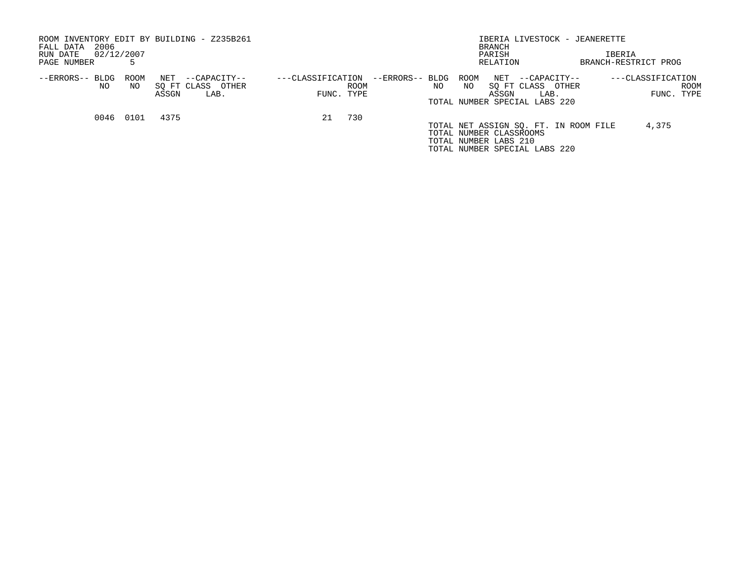ROOM INVENTORY EDIT BY BUILDING - Z235B261
FALL DATA 2006
RUN DATE 02/12/2007
PAGE NUMBER 5

IBERIA LIVESTOCK - JEANERETTE
BRANCH
PARISH IBERIA
RELATION BRANCH-RESTRICT PROG

| --ERRORS-- | BLDG NO | ROOM NO | NET SQ FT ASSGN | --CAPACITY-- CLASS | OTHER LAB. | ---CLASSIFICATION FUNC. | ROOM TYPE |
|---|---|---|---|---|---|---|---|
| | 0046 | 0101 | 4375 | | | 21 | 730 |

TOTAL NUMBER SPECIAL LABS 220

TOTAL NET ASSIGN SQ. FT. IN ROOM FILE 4,375
TOTAL NUMBER CLASSROOMS
TOTAL NUMBER LABS 210
TOTAL NUMBER SPECIAL LABS 220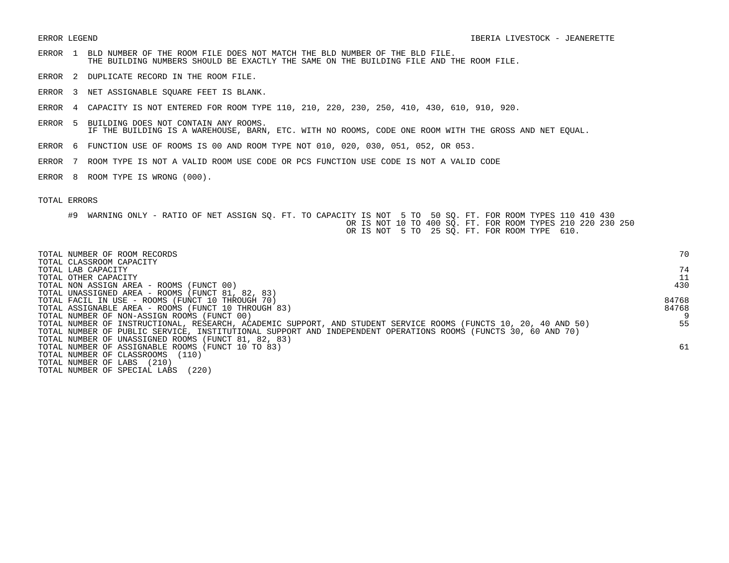ERROR LEGEND

IBERIA LIVESTOCK - JEANERETTE

ERROR 1 BLD NUMBER OF THE ROOM FILE DOES NOT MATCH THE BLD NUMBER OF THE BLD FILE.
THE BUILDING NUMBERS SHOULD BE EXACTLY THE SAME ON THE BUILDING FILE AND THE ROOM FILE.

ERROR 2 DUPLICATE RECORD IN THE ROOM FILE.

ERROR 3 NET ASSIGNABLE SQUARE FEET IS BLANK.

ERROR 4 CAPACITY IS NOT ENTERED FOR ROOM TYPE 110, 210, 220, 230, 250, 410, 430, 610, 910, 920.

ERROR 5 BUILDING DOES NOT CONTAIN ANY ROOMS.
IF THE BUILDING IS A WAREHOUSE, BARN, ETC. WITH NO ROOMS, CODE ONE ROOM WITH THE GROSS AND NET EQUAL.

ERROR 6 FUNCTION USE OF ROOMS IS 00 AND ROOM TYPE NOT 010, 020, 030, 051, 052, OR 053.

ERROR 7 ROOM TYPE IS NOT A VALID ROOM USE CODE OR PCS FUNCTION USE CODE IS NOT A VALID CODE

ERROR 8 ROOM TYPE IS WRONG (000).

TOTAL ERRORS

#9 WARNING ONLY - RATIO OF NET ASSIGN SQ. FT. TO CAPACITY IS NOT 5 TO 50 SQ. FT. FOR ROOM TYPES 110 410 430
OR IS NOT 10 TO 400 SQ. FT. FOR ROOM TYPES 210 220 230 250
OR IS NOT 5 TO 25 SQ. FT. FOR ROOM TYPE 610.

| | |
|---|---|
| TOTAL NUMBER OF ROOM RECORDS | 70 |
| TOTAL CLASSROOM CAPACITY | |
| TOTAL LAB CAPACITY | 74 |
| TOTAL OTHER CAPACITY | 11 |
| TOTAL NON ASSIGN AREA - ROOMS (FUNCT 00) | 430 |
| TOTAL UNASSIGNED AREA - ROOMS (FUNCT 81, 82, 83) | |
| TOTAL FACIL IN USE - ROOMS (FUNCT 10 THROUGH 70) | 84768 |
| TOTAL ASSIGNABLE AREA - ROOMS (FUNCT 10 THROUGH 83) | 84768 |
| TOTAL NUMBER OF NON-ASSIGN ROOMS (FUNCT 00) | 9 |
| TOTAL NUMBER OF INSTRUCTIONAL, RESEARCH, ACADEMIC SUPPORT, AND STUDENT SERVICE ROOMS (FUNCTS 10, 20, 40 AND 50) | 55 |
| TOTAL NUMBER OF PUBLIC SERVICE, INSTITUTIONAL SUPPORT AND INDEPENDENT OPERATIONS ROOMS (FUNCTS 30, 60 AND 70) | |
| TOTAL NUMBER OF UNASSIGNED ROOMS (FUNCT 81, 82, 83) | |
| TOTAL NUMBER OF ASSIGNABLE ROOMS (FUNCT 10 TO 83) | 61 |
| TOTAL NUMBER OF CLASSROOMS (110) | |
| TOTAL NUMBER OF LABS (210) | |
| TOTAL NUMBER OF SPECIAL LABS (220) | |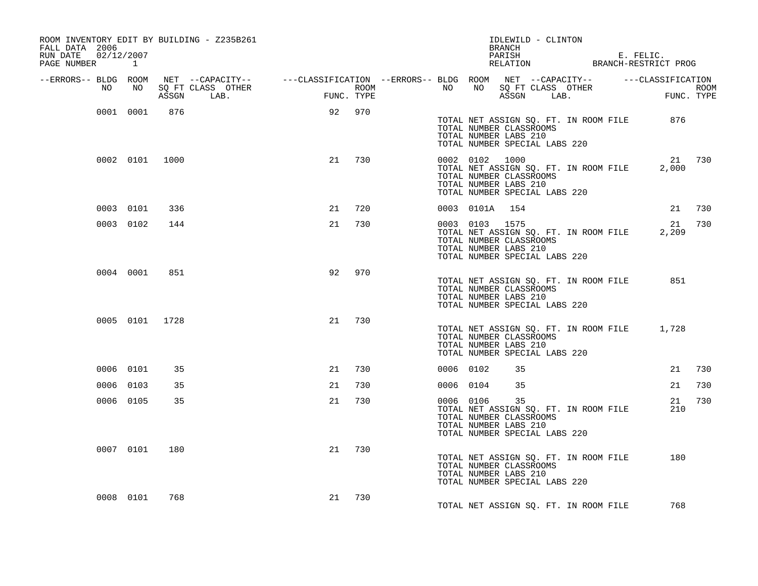ROOM INVENTORY EDIT BY BUILDING - Z235B261
FALL DATA 2006
RUN DATE 02/12/2007
PAGE NUMBER 1

IDLEWILD - CLINTON
BRANCH
PARISH E. FELIC.
RELATION BRANCH-RESTRICT PROG

| --ERRORS-- | BLDG NO | ROOM NO | NET SQ FT ASSGN | --CAPACITY-- CLASS LAB. | OTHER | ---CLASSIFICATION FUNC. | ROOM TYPE | --ERRORS-- | BLDG NO | ROOM NO | NET SQ FT ASSGN | --CAPACITY-- CLASS LAB. | OTHER | ---CLASSIFICATION FUNC. | ROOM TYPE |
|---|---|---|---|---|---|---|---|---|---|---|---|---|---|---|---|
| | 0001 | 0001 | 876 | | | 92 | 970 | | | | | | | | |
| | | | | | | | | | TOTAL NET ASSIGN SQ. FT. IN ROOM FILE | | | | | 876 | |
| | | | | | | | | | TOTAL NUMBER CLASSROOMS | | | | | | |
| | | | | | | | | | TOTAL NUMBER LABS 210 | | | | | | |
| | | | | | | | | | TOTAL NUMBER SPECIAL LABS 220 | | | | | | |
| | 0002 | 0101 | 1000 | | | 21 | 730 | | 0002 | 0102 | 1000 | | | 21 | 730 |
| | | | | | | | | | TOTAL NET ASSIGN SQ. FT. IN ROOM FILE | | | | | 2,000 | |
| | | | | | | | | | TOTAL NUMBER CLASSROOMS | | | | | | |
| | | | | | | | | | TOTAL NUMBER LABS 210 | | | | | | |
| | | | | | | | | | TOTAL NUMBER SPECIAL LABS 220 | | | | | | |
| | 0003 | 0101 | 336 | | | 21 | 720 | | 0003 | 0101A | 154 | | | 21 | 730 |
| | 0003 | 0102 | 144 | | | 21 | 730 | | 0003 | 0103 | 1575 | | | 21 | 730 |
| | | | | | | | | | TOTAL NET ASSIGN SQ. FT. IN ROOM FILE | | | | | 2,209 | |
| | | | | | | | | | TOTAL NUMBER CLASSROOMS | | | | | | |
| | | | | | | | | | TOTAL NUMBER LABS 210 | | | | | | |
| | | | | | | | | | TOTAL NUMBER SPECIAL LABS 220 | | | | | | |
| | 0004 | 0001 | 851 | | | 92 | 970 | | | | | | | | |
| | | | | | | | | | TOTAL NET ASSIGN SQ. FT. IN ROOM FILE | | | | | 851 | |
| | | | | | | | | | TOTAL NUMBER CLASSROOMS | | | | | | |
| | | | | | | | | | TOTAL NUMBER LABS 210 | | | | | | |
| | | | | | | | | | TOTAL NUMBER SPECIAL LABS 220 | | | | | | |
| | 0005 | 0101 | 1728 | | | 21 | 730 | | | | | | | | |
| | | | | | | | | | TOTAL NET ASSIGN SQ. FT. IN ROOM FILE | | | | | 1,728 | |
| | | | | | | | | | TOTAL NUMBER CLASSROOMS | | | | | | |
| | | | | | | | | | TOTAL NUMBER LABS 210 | | | | | | |
| | | | | | | | | | TOTAL NUMBER SPECIAL LABS 220 | | | | | | |
| | 0006 | 0101 | 35 | | | 21 | 730 | | 0006 | 0102 | 35 | | | 21 | 730 |
| | 0006 | 0103 | 35 | | | 21 | 730 | | 0006 | 0104 | 35 | | | 21 | 730 |
| | 0006 | 0105 | 35 | | | 21 | 730 | | 0006 | 0106 | 35 | | | 21 | 730 |
| | | | | | | | | | TOTAL NET ASSIGN SQ. FT. IN ROOM FILE | | | | | 210 | |
| | | | | | | | | | TOTAL NUMBER CLASSROOMS | | | | | | |
| | | | | | | | | | TOTAL NUMBER LABS 210 | | | | | | |
| | | | | | | | | | TOTAL NUMBER SPECIAL LABS 220 | | | | | | |
| | 0007 | 0101 | 180 | | | 21 | 730 | | | | | | | | |
| | | | | | | | | | TOTAL NET ASSIGN SQ. FT. IN ROOM FILE | | | | | 180 | |
| | | | | | | | | | TOTAL NUMBER CLASSROOMS | | | | | | |
| | | | | | | | | | TOTAL NUMBER LABS 210 | | | | | | |
| | | | | | | | | | TOTAL NUMBER SPECIAL LABS 220 | | | | | | |
| | 0008 | 0101 | 768 | | | 21 | 730 | | | | | | | | |
| | | | | | | | | | TOTAL NET ASSIGN SQ. FT. IN ROOM FILE | | | | | 768 | |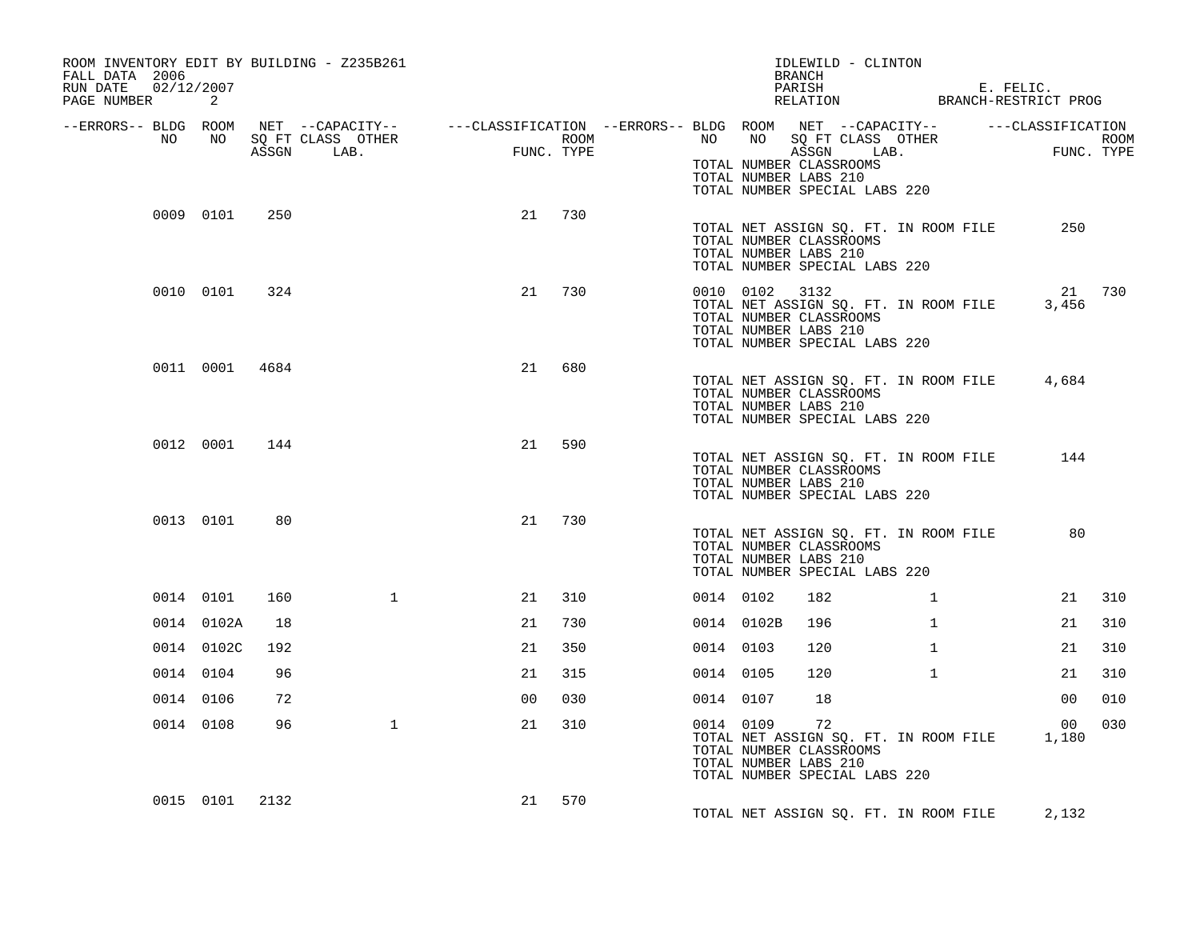ROOM INVENTORY EDIT BY BUILDING - Z235B261
FALL DATA 2006
RUN DATE 02/12/2007
PAGE NUMBER 2

IDLEWILD - CLINTON
BRANCH
PARISH E. FELIC.
RELATION BRANCH-RESTRICT PROG

| --ERRORS-- | BLDG NO | ROOM NO | NET SQ FT ASSGN | CAPACITY CLASS | CAPACITY LAB. | CAPACITY OTHER | FUNC. | ROOM TYPE | --ERRORS-- | BLDG NO | ROOM NO | NET SQ FT ASSGN | CAPACITY CLASS | CAPACITY LAB. | CAPACITY OTHER | FUNC. | ROOM TYPE |
|---|---|---|---|---|---|---|---|---|---|---|---|---|---|---|---|---|---|
| | | | | | | | | | | | TOTAL NUMBER CLASSROOMS | | | | | | |
| | | | | | | | | | | | TOTAL NUMBER LABS 210 | | | | | | |
| | | | | | | | | | | | TOTAL NUMBER SPECIAL LABS 220 | | | | | | |
| | 0009 | 0101 | 250 | | | | 21 | 730 | | | | | | | | | |
| | | | | | | | | | | | TOTAL NET ASSIGN SQ. FT. IN ROOM FILE | | | | | 250 | |
| | | | | | | | | | | | TOTAL NUMBER CLASSROOMS | | | | | | |
| | | | | | | | | | | | TOTAL NUMBER LABS 210 | | | | | | |
| | | | | | | | | | | | TOTAL NUMBER SPECIAL LABS 220 | | | | | | |
| | 0010 | 0101 | 324 | | | | 21 | 730 | | 0010 | 0102 | 3132 | | | | 21 | 730 |
| | | | | | | | | | | | TOTAL NET ASSIGN SQ. FT. IN ROOM FILE | | | | | 3,456 | |
| | | | | | | | | | | | TOTAL NUMBER CLASSROOMS | | | | | | |
| | | | | | | | | | | | TOTAL NUMBER LABS 210 | | | | | | |
| | | | | | | | | | | | TOTAL NUMBER SPECIAL LABS 220 | | | | | | |
| | 0011 | 0001 | 4684 | | | | 21 | 680 | | | | | | | | | |
| | | | | | | | | | | | TOTAL NET ASSIGN SQ. FT. IN ROOM FILE | | | | | 4,684 | |
| | | | | | | | | | | | TOTAL NUMBER CLASSROOMS | | | | | | |
| | | | | | | | | | | | TOTAL NUMBER LABS 210 | | | | | | |
| | | | | | | | | | | | TOTAL NUMBER SPECIAL LABS 220 | | | | | | |
| | 0012 | 0001 | 144 | | | | 21 | 590 | | | | | | | | | |
| | | | | | | | | | | | TOTAL NET ASSIGN SQ. FT. IN ROOM FILE | | | | | 144 | |
| | | | | | | | | | | | TOTAL NUMBER CLASSROOMS | | | | | | |
| | | | | | | | | | | | TOTAL NUMBER LABS 210 | | | | | | |
| | | | | | | | | | | | TOTAL NUMBER SPECIAL LABS 220 | | | | | | |
| | 0013 | 0101 | 80 | | | | 21 | 730 | | | | | | | | | |
| | | | | | | | | | | | TOTAL NET ASSIGN SQ. FT. IN ROOM FILE | | | | | 80 | |
| | | | | | | | | | | | TOTAL NUMBER CLASSROOMS | | | | | | |
| | | | | | | | | | | | TOTAL NUMBER LABS 210 | | | | | | |
| | | | | | | | | | | | TOTAL NUMBER SPECIAL LABS 220 | | | | | | |
| | 0014 | 0101 | 160 | | | 1 | 21 | 310 | | 0014 | 0102 | 182 | | | 1 | 21 | 310 |
| | 0014 | 0102A | 18 | | | | 21 | 730 | | 0014 | 0102B | 196 | | | 1 | 21 | 310 |
| | 0014 | 0102C | 192 | | | | 21 | 350 | | 0014 | 0103 | 120 | | | 1 | 21 | 310 |
| | 0014 | 0104 | 96 | | | | 21 | 315 | | 0014 | 0105 | 120 | | | 1 | 21 | 310 |
| | 0014 | 0106 | 72 | | | | 00 | 030 | | 0014 | 0107 | 18 | | | | 00 | 010 |
| | 0014 | 0108 | 96 | | | 1 | 21 | 310 | | 0014 | 0109 | 72 | | | | 00 | 030 |
| | | | | | | | | | | | TOTAL NET ASSIGN SQ. FT. IN ROOM FILE | | | | | 1,180 | |
| | | | | | | | | | | | TOTAL NUMBER CLASSROOMS | | | | | | |
| | | | | | | | | | | | TOTAL NUMBER LABS 210 | | | | | | |
| | | | | | | | | | | | TOTAL NUMBER SPECIAL LABS 220 | | | | | | |
| | 0015 | 0101 | 2132 | | | | 21 | 570 | | | | | | | | | |
| | | | | | | | | | | | TOTAL NET ASSIGN SQ. FT. IN ROOM FILE | | | | | 2,132 | |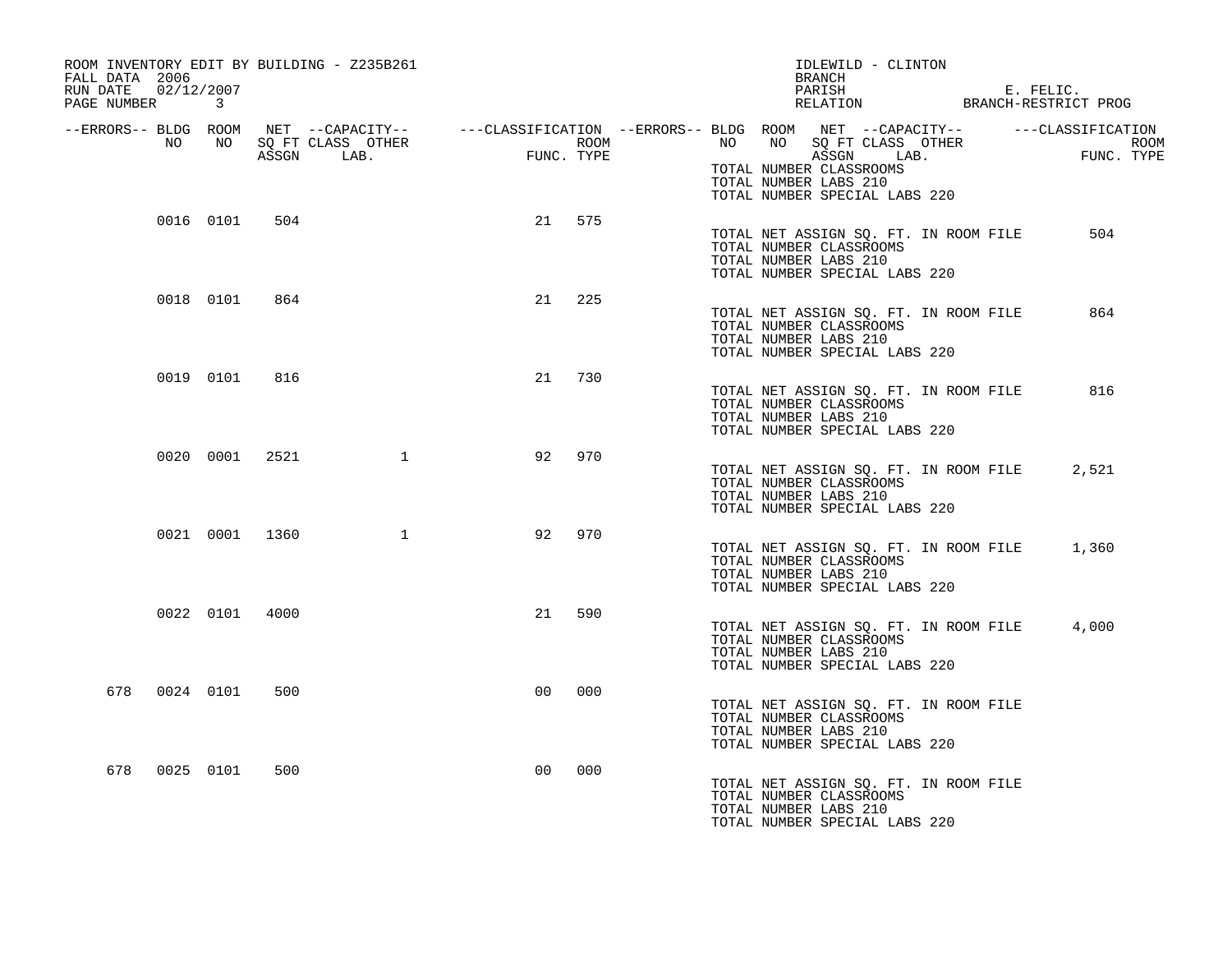ROOM INVENTORY EDIT BY BUILDING - Z235B261
FALL DATA 2006
RUN DATE 02/12/2007
PAGE NUMBER 3

IDLEWILD - CLINTON
BRANCH
PARISH E. FELIC.
RELATION BRANCH-RESTRICT PROG

| --ERRORS-- | BLDG NO | ROOM NO | NET SQ FT ASSGN | --CAPACITY-- CLASS LAB. | OTHER | ---CLASSIFICATION FUNC. | ROOM TYPE |
|---|---|---|---|---|---|---|---|
| | | | | | | | |

TOTAL NUMBER CLASSROOMS
TOTAL NUMBER LABS 210
TOTAL NUMBER SPECIAL LABS 220

| --ERRORS-- | BLDG NO | ROOM NO | NET SQ FT ASSGN | CLASS LAB. | OTHER | FUNC. | ROOM TYPE |
|---|---|---|---|---|---|---|---|
| | 0016 | 0101 | 504 | | | 21 | 575 |

TOTAL NET ASSIGN SQ. FT. IN ROOM FILE 504
TOTAL NUMBER CLASSROOMS
TOTAL NUMBER LABS 210
TOTAL NUMBER SPECIAL LABS 220

| --ERRORS-- | BLDG NO | ROOM NO | NET SQ FT ASSGN | CLASS LAB. | OTHER | FUNC. | ROOM TYPE |
|---|---|---|---|---|---|---|---|
| | 0018 | 0101 | 864 | | | 21 | 225 |

TOTAL NET ASSIGN SQ. FT. IN ROOM FILE 864
TOTAL NUMBER CLASSROOMS
TOTAL NUMBER LABS 210
TOTAL NUMBER SPECIAL LABS 220

| --ERRORS-- | BLDG NO | ROOM NO | NET SQ FT ASSGN | CLASS LAB. | OTHER | FUNC. | ROOM TYPE |
|---|---|---|---|---|---|---|---|
| | 0019 | 0101 | 816 | | | 21 | 730 |

TOTAL NET ASSIGN SQ. FT. IN ROOM FILE 816
TOTAL NUMBER CLASSROOMS
TOTAL NUMBER LABS 210
TOTAL NUMBER SPECIAL LABS 220

| --ERRORS-- | BLDG NO | ROOM NO | NET SQ FT ASSGN | CLASS LAB. | OTHER | FUNC. | ROOM TYPE |
|---|---|---|---|---|---|---|---|
| | 0020 | 0001 | 2521 | | 1 | 92 | 970 |

TOTAL NET ASSIGN SQ. FT. IN ROOM FILE 2,521
TOTAL NUMBER CLASSROOMS
TOTAL NUMBER LABS 210
TOTAL NUMBER SPECIAL LABS 220

| --ERRORS-- | BLDG NO | ROOM NO | NET SQ FT ASSGN | CLASS LAB. | OTHER | FUNC. | ROOM TYPE |
|---|---|---|---|---|---|---|---|
| | 0021 | 0001 | 1360 | | 1 | 92 | 970 |

TOTAL NET ASSIGN SQ. FT. IN ROOM FILE 1,360
TOTAL NUMBER CLASSROOMS
TOTAL NUMBER LABS 210
TOTAL NUMBER SPECIAL LABS 220

| --ERRORS-- | BLDG NO | ROOM NO | NET SQ FT ASSGN | CLASS LAB. | OTHER | FUNC. | ROOM TYPE |
|---|---|---|---|---|---|---|---|
| | 0022 | 0101 | 4000 | | | 21 | 590 |

TOTAL NET ASSIGN SQ. FT. IN ROOM FILE 4,000
TOTAL NUMBER CLASSROOMS
TOTAL NUMBER LABS 210
TOTAL NUMBER SPECIAL LABS 220

| --ERRORS-- | BLDG NO | ROOM NO | NET SQ FT ASSGN | CLASS LAB. | OTHER | FUNC. | ROOM TYPE |
|---|---|---|---|---|---|---|---|
| 678 | 0024 | 0101 | 500 | | | 00 | 000 |

TOTAL NET ASSIGN SQ. FT. IN ROOM FILE
TOTAL NUMBER CLASSROOMS
TOTAL NUMBER LABS 210
TOTAL NUMBER SPECIAL LABS 220

| --ERRORS-- | BLDG NO | ROOM NO | NET SQ FT ASSGN | CLASS LAB. | OTHER | FUNC. | ROOM TYPE |
|---|---|---|---|---|---|---|---|
| 678 | 0025 | 0101 | 500 | | | 00 | 000 |

TOTAL NET ASSIGN SQ. FT. IN ROOM FILE
TOTAL NUMBER CLASSROOMS
TOTAL NUMBER LABS 210
TOTAL NUMBER SPECIAL LABS 220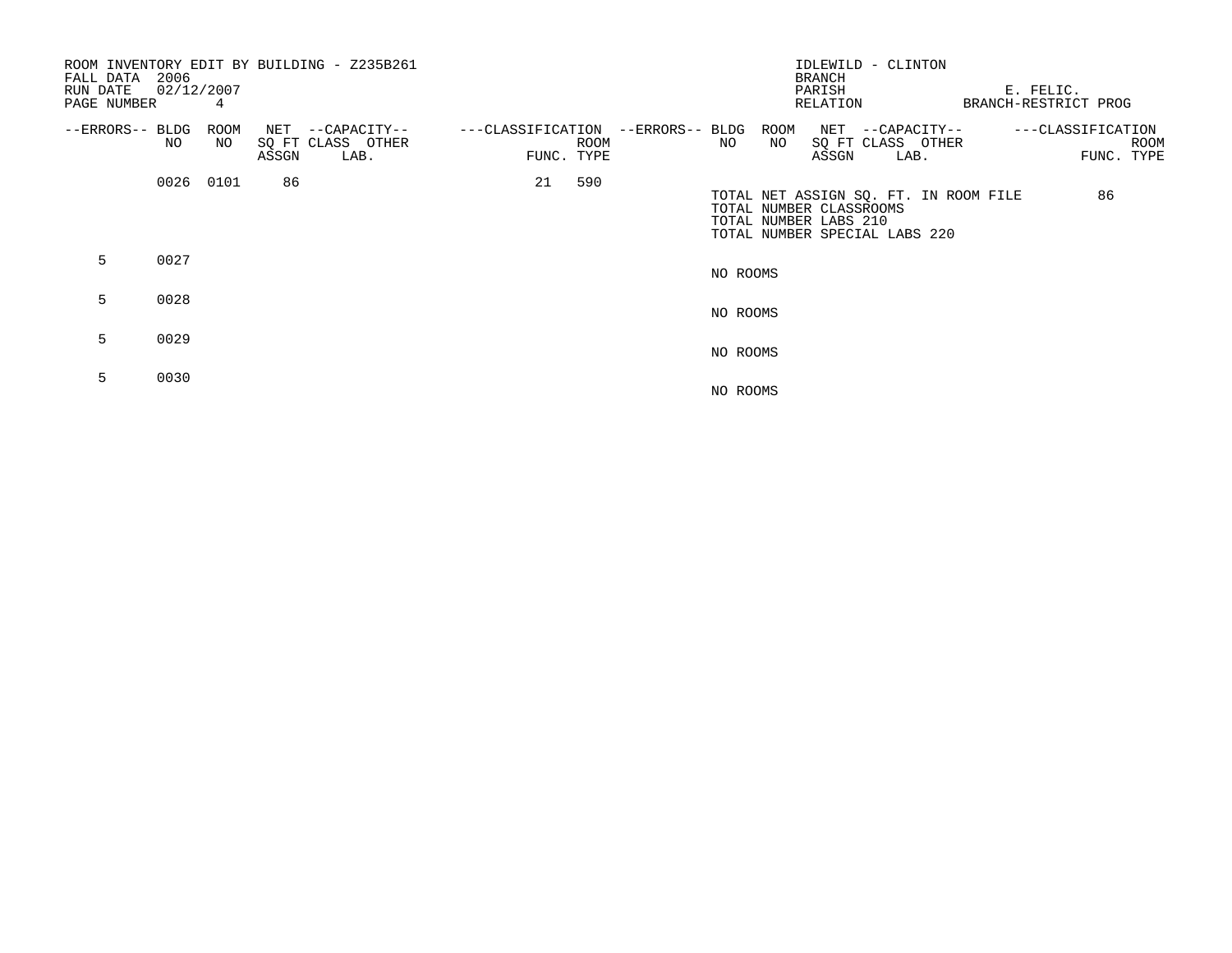ROOM INVENTORY EDIT BY BUILDING - Z235B261
FALL DATA 2006
RUN DATE 02/12/2007
PAGE NUMBER 4

IDLEWILD - CLINTON
BRANCH
PARISH E. FELIC.
RELATION BRANCH-RESTRICT PROG

| --ERRORS-- | BLDG NO | ROOM NO | NET SQ FT ASSGN | --CAPACITY-- CLASS | OTHER LAB. | ---CLASSIFICATION FUNC. | ROOM TYPE |
|---|---|---|---|---|---|---|---|
| | 0026 | 0101 | 86 | | | 21 | 590 |

TOTAL NET ASSIGN SQ. FT. IN ROOM FILE 86
TOTAL NUMBER CLASSROOMS
TOTAL NUMBER LABS 210
TOTAL NUMBER SPECIAL LABS 220

| --ERRORS-- | BLDG NO | |
|---|---|---|
| 5 | 0027 | NO ROOMS |
| 5 | 0028 | NO ROOMS |
| 5 | 0029 | NO ROOMS |
| 5 | 0030 | NO ROOMS |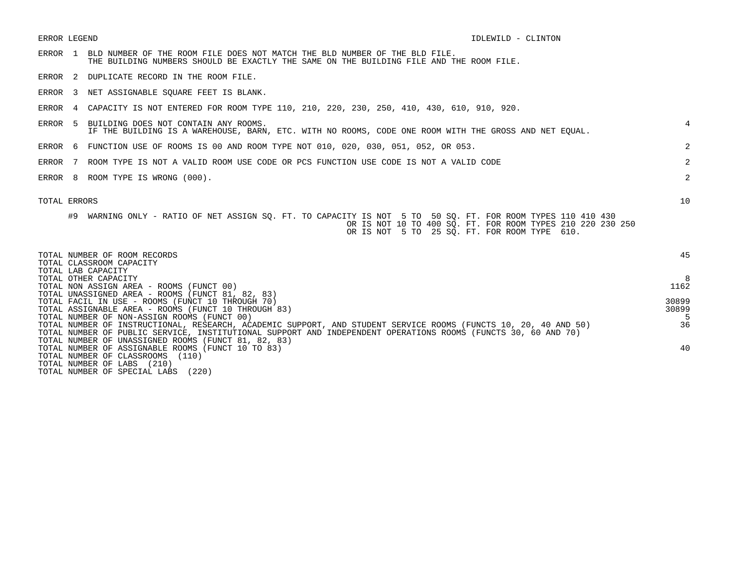ERROR LEGEND

IDLEWILD - CLINTON

| | | |
|---|---|---|
| ERROR 1 | BLD NUMBER OF THE ROOM FILE DOES NOT MATCH THE BLD NUMBER OF THE BLD FILE. THE BUILDING NUMBERS SHOULD BE EXACTLY THE SAME ON THE BUILDING FILE AND THE ROOM FILE. | |
| ERROR 2 | DUPLICATE RECORD IN THE ROOM FILE. | |
| ERROR 3 | NET ASSIGNABLE SQUARE FEET IS BLANK. | |
| ERROR 4 | CAPACITY IS NOT ENTERED FOR ROOM TYPE 110, 210, 220, 230, 250, 410, 430, 610, 910, 920. | |
| ERROR 5 | BUILDING DOES NOT CONTAIN ANY ROOMS. IF THE BUILDING IS A WAREHOUSE, BARN, ETC. WITH NO ROOMS, CODE ONE ROOM WITH THE GROSS AND NET EQUAL. | 4 |
| ERROR 6 | FUNCTION USE OF ROOMS IS 00 AND ROOM TYPE NOT 010, 020, 030, 051, 052, OR 053. | 2 |
| ERROR 7 | ROOM TYPE IS NOT A VALID ROOM USE CODE OR PCS FUNCTION USE CODE IS NOT A VALID CODE | 2 |
| ERROR 8 | ROOM TYPE IS WRONG (000). | 2 |
| TOTAL ERRORS | | 10 |

#9 WARNING ONLY - RATIO OF NET ASSIGN SQ. FT. TO CAPACITY IS NOT 5 TO 50 SQ. FT. FOR ROOM TYPES 110 410 430
OR IS NOT 10 TO 400 SQ. FT. FOR ROOM TYPES 210 220 230 250
OR IS NOT 5 TO 25 SQ. FT. FOR ROOM TYPE 610.

| | |
|---|---|
| TOTAL NUMBER OF ROOM RECORDS | 45 |
| TOTAL CLASSROOM CAPACITY | |
| TOTAL LAB CAPACITY | |
| TOTAL OTHER CAPACITY | 8 |
| TOTAL NON ASSIGN AREA - ROOMS (FUNCT 00) | 1162 |
| TOTAL UNASSIGNED AREA - ROOMS (FUNCT 81, 82, 83) | |
| TOTAL FACIL IN USE - ROOMS (FUNCT 10 THROUGH 70) | 30899 |
| TOTAL ASSIGNABLE AREA - ROOMS (FUNCT 10 THROUGH 83) | 30899 |
| TOTAL NUMBER OF NON-ASSIGN ROOMS (FUNCT 00) | 5 |
| TOTAL NUMBER OF INSTRUCTIONAL, RESEARCH, ACADEMIC SUPPORT, AND STUDENT SERVICE ROOMS (FUNCTS 10, 20, 40 AND 50) | 36 |
| TOTAL NUMBER OF PUBLIC SERVICE, INSTITUTIONAL SUPPORT AND INDEPENDENT OPERATIONS ROOMS (FUNCTS 30, 60 AND 70) | |
| TOTAL NUMBER OF UNASSIGNED ROOMS (FUNCT 81, 82, 83) | |
| TOTAL NUMBER OF ASSIGNABLE ROOMS (FUNCT 10 TO 83) | 40 |
| TOTAL NUMBER OF CLASSROOMS (110) | |
| TOTAL NUMBER OF LABS (210) | |
| TOTAL NUMBER OF SPECIAL LABS (220) | |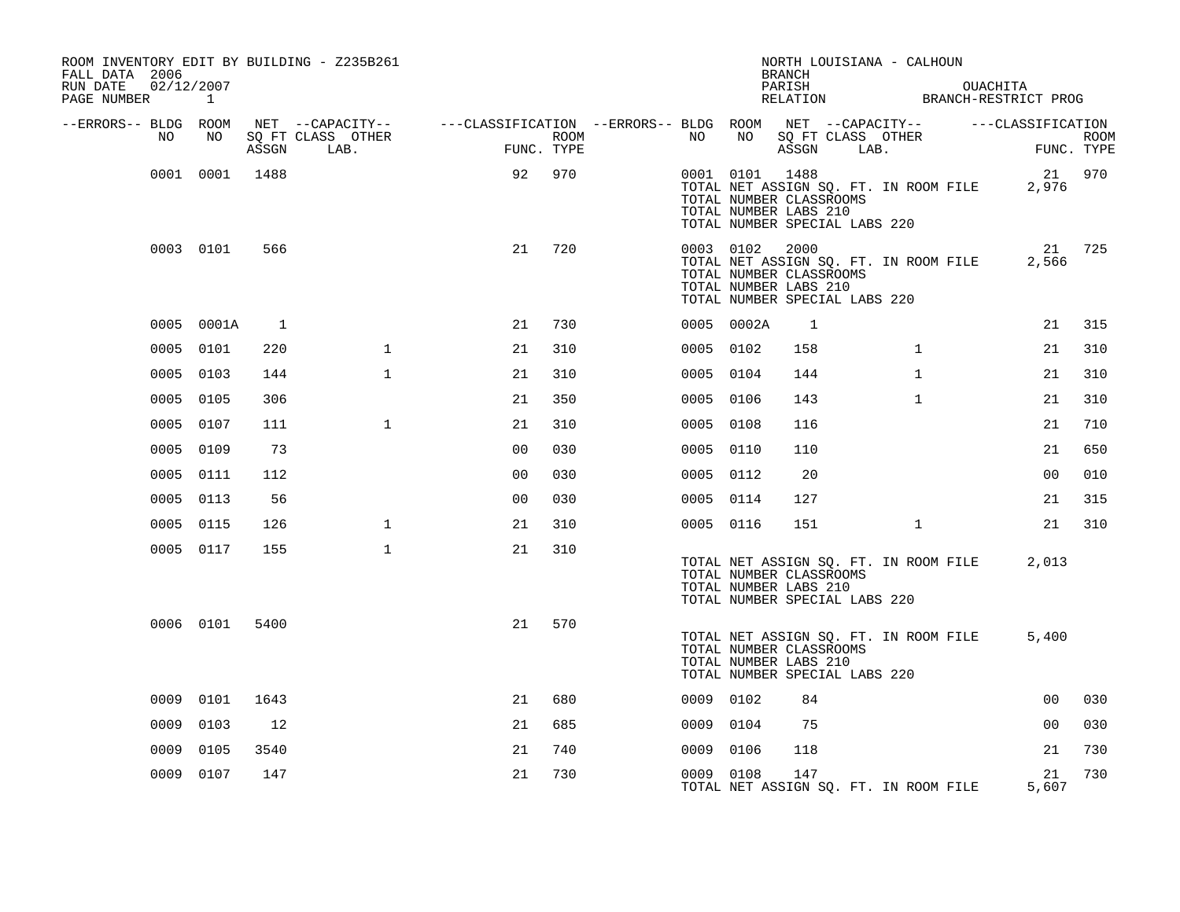ROOM INVENTORY EDIT BY BUILDING - Z235B261
FALL DATA 2006
RUN DATE 02/12/2007
PAGE NUMBER 1

NORTH LOUISIANA - CALHOUN
BRANCH
PARISH OUACHITA
RELATION BRANCH-RESTRICT PROG

| --ERRORS-- | BLDG NO | ROOM NO | NET SQ FT ASSGN | --CAPACITY-- CLASS LAB. | OTHER | ---CLASSIFICATION FUNC. | ROOM TYPE | --ERRORS-- | BLDG NO | ROOM NO | NET SQ FT ASSGN | --CAPACITY-- CLASS LAB. | OTHER | ---CLASSIFICATION FUNC. | ROOM TYPE |
|---|---|---|---|---|---|---|---|---|---|---|---|---|---|---|---|
| | 0001 | 0001 | 1488 | | | 92 | 970 | | 0001 | 0101 | 1488 | | | 21 | 970 |
| | | | | | | | | | TOTAL NET ASSIGN SQ. FT. IN ROOM FILE | | | | | 2,976 | |
| | | | | | | | | | TOTAL NUMBER CLASSROOMS | | | | | | |
| | | | | | | | | | TOTAL NUMBER LABS 210 | | | | | | |
| | | | | | | | | | TOTAL NUMBER SPECIAL LABS 220 | | | | | | |
| | 0003 | 0101 | 566 | | | 21 | 720 | | 0003 | 0102 | 2000 | | | 21 | 725 |
| | | | | | | | | | TOTAL NET ASSIGN SQ. FT. IN ROOM FILE | | | | | 2,566 | |
| | | | | | | | | | TOTAL NUMBER CLASSROOMS | | | | | | |
| | | | | | | | | | TOTAL NUMBER LABS 210 | | | | | | |
| | | | | | | | | | TOTAL NUMBER SPECIAL LABS 220 | | | | | | |
| | 0005 | 0001A | 1 | | | 21 | 730 | | 0005 | 0002A | 1 | | | 21 | 315 |
| | 0005 | 0101 | 220 | | 1 | 21 | 310 | | 0005 | 0102 | 158 | | 1 | 21 | 310 |
| | 0005 | 0103 | 144 | | 1 | 21 | 310 | | 0005 | 0104 | 144 | | 1 | 21 | 310 |
| | 0005 | 0105 | 306 | | | 21 | 350 | | 0005 | 0106 | 143 | | 1 | 21 | 310 |
| | 0005 | 0107 | 111 | | 1 | 21 | 310 | | 0005 | 0108 | 116 | | | 21 | 710 |
| | 0005 | 0109 | 73 | | | 00 | 030 | | 0005 | 0110 | 110 | | | 21 | 650 |
| | 0005 | 0111 | 112 | | | 00 | 030 | | 0005 | 0112 | 20 | | | 00 | 010 |
| | 0005 | 0113 | 56 | | | 00 | 030 | | 0005 | 0114 | 127 | | | 21 | 315 |
| | 0005 | 0115 | 126 | | 1 | 21 | 310 | | 0005 | 0116 | 151 | | 1 | 21 | 310 |
| | 0005 | 0117 | 155 | | 1 | 21 | 310 | | | | | | | | |
| | | | | | | | | | TOTAL NET ASSIGN SQ. FT. IN ROOM FILE | | | | | 2,013 | |
| | | | | | | | | | TOTAL NUMBER CLASSROOMS | | | | | | |
| | | | | | | | | | TOTAL NUMBER LABS 210 | | | | | | |
| | | | | | | | | | TOTAL NUMBER SPECIAL LABS 220 | | | | | | |
| | 0006 | 0101 | 5400 | | | 21 | 570 | | | | | | | | |
| | | | | | | | | | TOTAL NET ASSIGN SQ. FT. IN ROOM FILE | | | | | 5,400 | |
| | | | | | | | | | TOTAL NUMBER CLASSROOMS | | | | | | |
| | | | | | | | | | TOTAL NUMBER LABS 210 | | | | | | |
| | | | | | | | | | TOTAL NUMBER SPECIAL LABS 220 | | | | | | |
| | 0009 | 0101 | 1643 | | | 21 | 680 | | 0009 | 0102 | 84 | | | 00 | 030 |
| | 0009 | 0103 | 12 | | | 21 | 685 | | 0009 | 0104 | 75 | | | 00 | 030 |
| | 0009 | 0105 | 3540 | | | 21 | 740 | | 0009 | 0106 | 118 | | | 21 | 730 |
| | 0009 | 0107 | 147 | | | 21 | 730 | | 0009 | 0108 | 147 | | | 21 | 730 |
| | | | | | | | | | TOTAL NET ASSIGN SQ. FT. IN ROOM FILE | | | | | 5,607 | |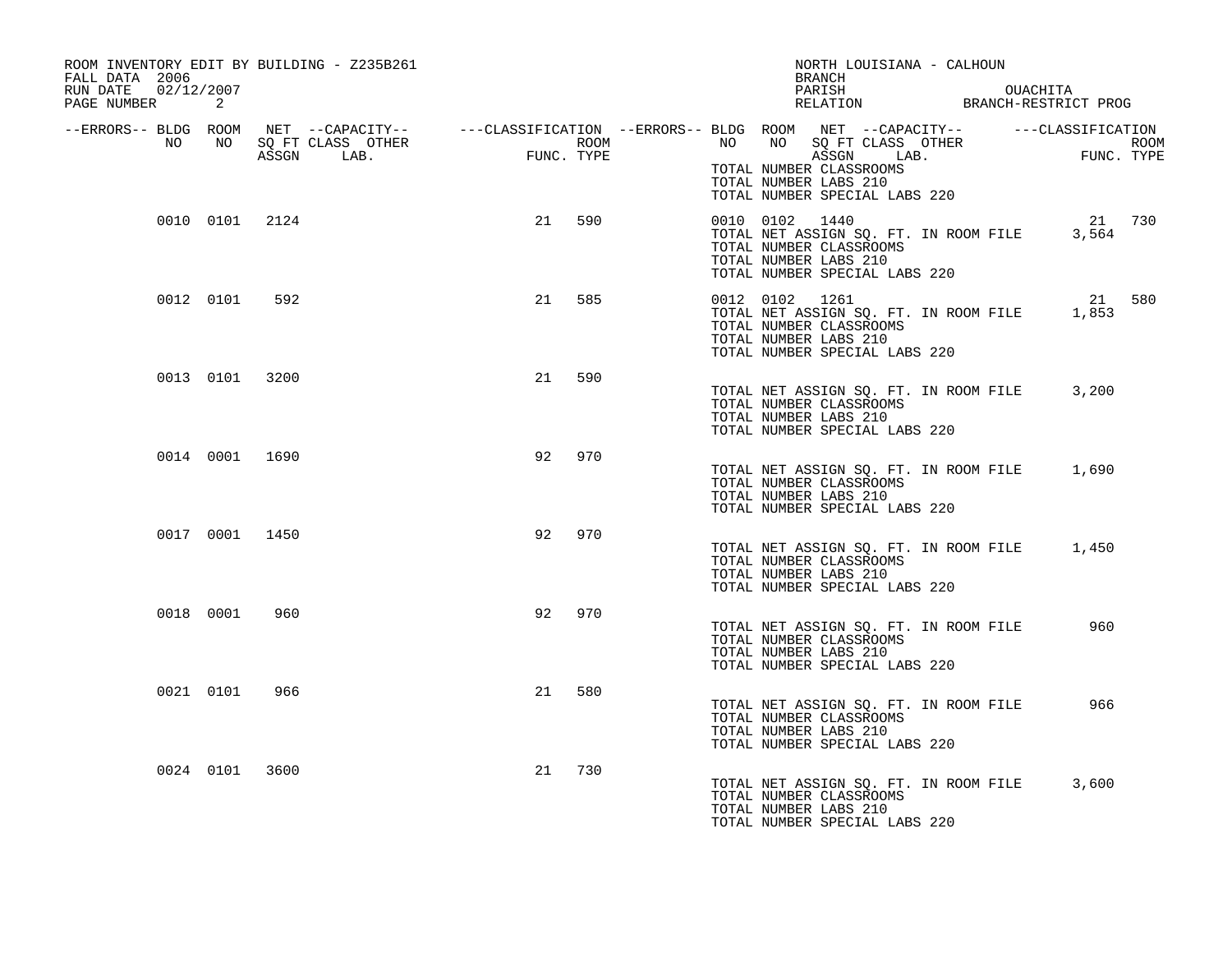ROOM INVENTORY EDIT BY BUILDING - Z235B261
FALL DATA 2006
RUN DATE 02/12/2007

NORTH LOUISIANA - CALHOUN
BRANCH
PARISH OUACHITA
RELATION BRANCH-RESTRICT PROG

| --ERRORS-- | BLDG NO | ROOM NO | NET SQ FT ASSGN | --CAPACITY-- CLASS LAB. | OTHER | ---CLASSIFICATION FUNC. | ROOM TYPE | --ERRORS-- | BLDG NO | ROOM NO | NET SQ FT ASSGN | --CAPACITY-- CLASS LAB. | OTHER | ---CLASSIFICATION FUNC. | ROOM TYPE |
|---|---|---|---|---|---|---|---|---|---|---|---|---|---|---|---|
| | | | | | | | | | TOTAL NUMBER CLASSROOMS | | | | | | |
| | | | | | | | | | TOTAL NUMBER LABS 210 | | | | | | |
| | | | | | | | | | TOTAL NUMBER SPECIAL LABS 220 | | | | | | |
| | 0010 | 0101 | 2124 | | | 21 | 590 | | 0010 | 0102 | 1440 | | | 21 | 730 |
| | | | | | | | | | TOTAL NET ASSIGN SQ. FT. IN ROOM FILE | | | | | 3,564 | |
| | | | | | | | | | TOTAL NUMBER CLASSROOMS | | | | | | |
| | | | | | | | | | TOTAL NUMBER LABS 210 | | | | | | |
| | | | | | | | | | TOTAL NUMBER SPECIAL LABS 220 | | | | | | |
| | 0012 | 0101 | 592 | | | 21 | 585 | | 0012 | 0102 | 1261 | | | 21 | 580 |
| | | | | | | | | | TOTAL NET ASSIGN SQ. FT. IN ROOM FILE | | | | | 1,853 | |
| | | | | | | | | | TOTAL NUMBER CLASSROOMS | | | | | | |
| | | | | | | | | | TOTAL NUMBER LABS 210 | | | | | | |
| | | | | | | | | | TOTAL NUMBER SPECIAL LABS 220 | | | | | | |
| | 0013 | 0101 | 3200 | | | 21 | 590 | | | | | | | | |
| | | | | | | | | | TOTAL NET ASSIGN SQ. FT. IN ROOM FILE | | | | | 3,200 | |
| | | | | | | | | | TOTAL NUMBER CLASSROOMS | | | | | | |
| | | | | | | | | | TOTAL NUMBER LABS 210 | | | | | | |
| | | | | | | | | | TOTAL NUMBER SPECIAL LABS 220 | | | | | | |
| | 0014 | 0001 | 1690 | | | 92 | 970 | | | | | | | | |
| | | | | | | | | | TOTAL NET ASSIGN SQ. FT. IN ROOM FILE | | | | | 1,690 | |
| | | | | | | | | | TOTAL NUMBER CLASSROOMS | | | | | | |
| | | | | | | | | | TOTAL NUMBER LABS 210 | | | | | | |
| | | | | | | | | | TOTAL NUMBER SPECIAL LABS 220 | | | | | | |
| | 0017 | 0001 | 1450 | | | 92 | 970 | | | | | | | | |
| | | | | | | | | | TOTAL NET ASSIGN SQ. FT. IN ROOM FILE | | | | | 1,450 | |
| | | | | | | | | | TOTAL NUMBER CLASSROOMS | | | | | | |
| | | | | | | | | | TOTAL NUMBER LABS 210 | | | | | | |
| | | | | | | | | | TOTAL NUMBER SPECIAL LABS 220 | | | | | | |
| | 0018 | 0001 | 960 | | | 92 | 970 | | | | | | | | |
| | | | | | | | | | TOTAL NET ASSIGN SQ. FT. IN ROOM FILE | | | | | 960 | |
| | | | | | | | | | TOTAL NUMBER CLASSROOMS | | | | | | |
| | | | | | | | | | TOTAL NUMBER LABS 210 | | | | | | |
| | | | | | | | | | TOTAL NUMBER SPECIAL LABS 220 | | | | | | |
| | 0021 | 0101 | 966 | | | 21 | 580 | | | | | | | | |
| | | | | | | | | | TOTAL NET ASSIGN SQ. FT. IN ROOM FILE | | | | | 966 | |
| | | | | | | | | | TOTAL NUMBER CLASSROOMS | | | | | | |
| | | | | | | | | | TOTAL NUMBER LABS 210 | | | | | | |
| | | | | | | | | | TOTAL NUMBER SPECIAL LABS 220 | | | | | | |
| | 0024 | 0101 | 3600 | | | 21 | 730 | | | | | | | | |
| | | | | | | | | | TOTAL NET ASSIGN SQ. FT. IN ROOM FILE | | | | | 3,600 | |
| | | | | | | | | | TOTAL NUMBER CLASSROOMS | | | | | | |
| | | | | | | | | | TOTAL NUMBER LABS 210 | | | | | | |
| | | | | | | | | | TOTAL NUMBER SPECIAL LABS 220 | | | | | | |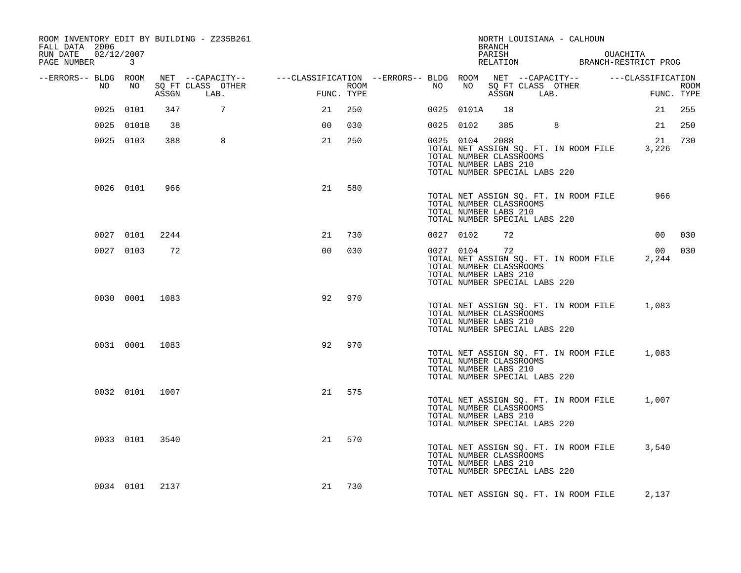ROOM INVENTORY EDIT BY BUILDING - Z235B261
FALL DATA 2006
RUN DATE 02/12/2007
PAGE NUMBER 3

NORTH LOUISIANA - CALHOUN
BRANCH
PARISH OUACHITA
RELATION BRANCH-RESTRICT PROG

| --ERRORS-- | BLDG NO | ROOM NO | NET SQ FT ASSGN | --CAPACITY-- CLASS LAB. | OTHER | ---CLASSIFICATION FUNC. | ROOM TYPE | --ERRORS-- | BLDG NO | ROOM NO | NET SQ FT ASSGN | --CAPACITY-- CLASS LAB. | OTHER | ---CLASSIFICATION FUNC. | ROOM TYPE |
|---|---|---|---|---|---|---|---|---|---|---|---|---|---|---|---|
| | 0025 | 0101 | 347 | 7 | | 21 | 250 | | 0025 | 0101A | 18 | | | 21 | 255 |
| | 0025 | 0101B | 38 | | | 00 | 030 | | 0025 | 0102 | 385 | 8 | | 21 | 250 |
| | 0025 | 0103 | 388 | 8 | | 21 | 250 | | 0025 | 0104 | 2088 | | | 21 | 730 |
| | | | | | | | | | TOTAL NET ASSIGN SQ. FT. IN ROOM FILE | | | | | 3,226 | |
| | | | | | | | | | TOTAL NUMBER CLASSROOMS | | | | | | |
| | | | | | | | | | TOTAL NUMBER LABS 210 | | | | | | |
| | | | | | | | | | TOTAL NUMBER SPECIAL LABS 220 | | | | | | |
| | 0026 | 0101 | 966 | | | 21 | 580 | | | | | | | | |
| | | | | | | | | | TOTAL NET ASSIGN SQ. FT. IN ROOM FILE | | | | | 966 | |
| | | | | | | | | | TOTAL NUMBER CLASSROOMS | | | | | | |
| | | | | | | | | | TOTAL NUMBER LABS 210 | | | | | | |
| | | | | | | | | | TOTAL NUMBER SPECIAL LABS 220 | | | | | | |
| | 0027 | 0101 | 2244 | | | 21 | 730 | | 0027 | 0102 | 72 | | | 00 | 030 |
| | 0027 | 0103 | 72 | | | 00 | 030 | | 0027 | 0104 | 72 | | | 00 | 030 |
| | | | | | | | | | TOTAL NET ASSIGN SQ. FT. IN ROOM FILE | | | | | 2,244 | |
| | | | | | | | | | TOTAL NUMBER CLASSROOMS | | | | | | |
| | | | | | | | | | TOTAL NUMBER LABS 210 | | | | | | |
| | | | | | | | | | TOTAL NUMBER SPECIAL LABS 220 | | | | | | |
| | 0030 | 0001 | 1083 | | | 92 | 970 | | | | | | | | |
| | | | | | | | | | TOTAL NET ASSIGN SQ. FT. IN ROOM FILE | | | | | 1,083 | |
| | | | | | | | | | TOTAL NUMBER CLASSROOMS | | | | | | |
| | | | | | | | | | TOTAL NUMBER LABS 210 | | | | | | |
| | | | | | | | | | TOTAL NUMBER SPECIAL LABS 220 | | | | | | |
| | 0031 | 0001 | 1083 | | | 92 | 970 | | | | | | | | |
| | | | | | | | | | TOTAL NET ASSIGN SQ. FT. IN ROOM FILE | | | | | 1,083 | |
| | | | | | | | | | TOTAL NUMBER CLASSROOMS | | | | | | |
| | | | | | | | | | TOTAL NUMBER LABS 210 | | | | | | |
| | | | | | | | | | TOTAL NUMBER SPECIAL LABS 220 | | | | | | |
| | 0032 | 0101 | 1007 | | | 21 | 575 | | | | | | | | |
| | | | | | | | | | TOTAL NET ASSIGN SQ. FT. IN ROOM FILE | | | | | 1,007 | |
| | | | | | | | | | TOTAL NUMBER CLASSROOMS | | | | | | |
| | | | | | | | | | TOTAL NUMBER LABS 210 | | | | | | |
| | | | | | | | | | TOTAL NUMBER SPECIAL LABS 220 | | | | | | |
| | 0033 | 0101 | 3540 | | | 21 | 570 | | | | | | | | |
| | | | | | | | | | TOTAL NET ASSIGN SQ. FT. IN ROOM FILE | | | | | 3,540 | |
| | | | | | | | | | TOTAL NUMBER CLASSROOMS | | | | | | |
| | | | | | | | | | TOTAL NUMBER LABS 210 | | | | | | |
| | | | | | | | | | TOTAL NUMBER SPECIAL LABS 220 | | | | | | |
| | 0034 | 0101 | 2137 | | | 21 | 730 | | | | | | | | |
| | | | | | | | | | TOTAL NET ASSIGN SQ. FT. IN ROOM FILE | | | | | 2,137 | |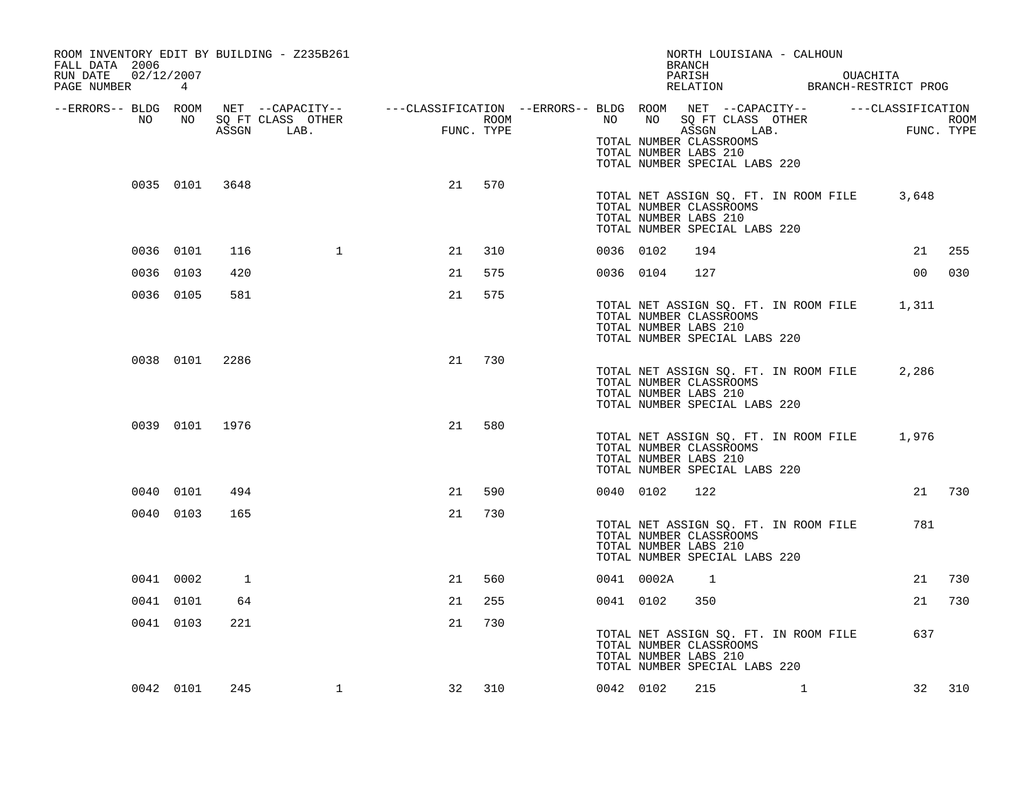ROOM INVENTORY EDIT BY BUILDING - Z235B261
FALL DATA 2006
RUN DATE 02/12/2007
PAGE NUMBER 4

NORTH LOUISIANA - CALHOUN
BRANCH
PARISH OUACHITA
RELATION BRANCH-RESTRICT PROG

| --ERRORS-- | BLDG NO | ROOM NO | NET SQ FT ASSGN | --CAPACITY-- CLASS LAB. | OTHER | ---CLASSIFICATION FUNC. | ROOM TYPE | --ERRORS-- | BLDG NO | ROOM NO | NET SQ FT ASSGN | --CAPACITY-- CLASS LAB. | OTHER | ---CLASSIFICATION FUNC. | ROOM TYPE |
|---|---|---|---|---|---|---|---|---|---|---|---|---|---|---|---|
| | | | | | | | | | TOTAL NUMBER CLASSROOMS | | | | | | |
| | | | | | | | | | TOTAL NUMBER LABS 210 | | | | | | |
| | | | | | | | | | TOTAL NUMBER SPECIAL LABS 220 | | | | | | |
| | 0035 | 0101 | 3648 | | | 21 | 570 | | | | | | | | |
| | | | | | | | | | TOTAL NET ASSIGN SQ. FT. IN ROOM FILE | | | | | 3,648 | |
| | | | | | | | | | TOTAL NUMBER CLASSROOMS | | | | | | |
| | | | | | | | | | TOTAL NUMBER LABS 210 | | | | | | |
| | | | | | | | | | TOTAL NUMBER SPECIAL LABS 220 | | | | | | |
| | 0036 | 0101 | 116 | | 1 | 21 | 310 | | 0036 | 0102 | 194 | | | 21 | 255 |
| | 0036 | 0103 | 420 | | | 21 | 575 | | 0036 | 0104 | 127 | | | 00 | 030 |
| | 0036 | 0105 | 581 | | | 21 | 575 | | | | | | | | |
| | | | | | | | | | TOTAL NET ASSIGN SQ. FT. IN ROOM FILE | | | | | 1,311 | |
| | | | | | | | | | TOTAL NUMBER CLASSROOMS | | | | | | |
| | | | | | | | | | TOTAL NUMBER LABS 210 | | | | | | |
| | | | | | | | | | TOTAL NUMBER SPECIAL LABS 220 | | | | | | |
| | 0038 | 0101 | 2286 | | | 21 | 730 | | | | | | | | |
| | | | | | | | | | TOTAL NET ASSIGN SQ. FT. IN ROOM FILE | | | | | 2,286 | |
| | | | | | | | | | TOTAL NUMBER CLASSROOMS | | | | | | |
| | | | | | | | | | TOTAL NUMBER LABS 210 | | | | | | |
| | | | | | | | | | TOTAL NUMBER SPECIAL LABS 220 | | | | | | |
| | 0039 | 0101 | 1976 | | | 21 | 580 | | | | | | | | |
| | | | | | | | | | TOTAL NET ASSIGN SQ. FT. IN ROOM FILE | | | | | 1,976 | |
| | | | | | | | | | TOTAL NUMBER CLASSROOMS | | | | | | |
| | | | | | | | | | TOTAL NUMBER LABS 210 | | | | | | |
| | | | | | | | | | TOTAL NUMBER SPECIAL LABS 220 | | | | | | |
| | 0040 | 0101 | 494 | | | 21 | 590 | | 0040 | 0102 | 122 | | | 21 | 730 |
| | 0040 | 0103 | 165 | | | 21 | 730 | | | | | | | | |
| | | | | | | | | | TOTAL NET ASSIGN SQ. FT. IN ROOM FILE | | | | | 781 | |
| | | | | | | | | | TOTAL NUMBER CLASSROOMS | | | | | | |
| | | | | | | | | | TOTAL NUMBER LABS 210 | | | | | | |
| | | | | | | | | | TOTAL NUMBER SPECIAL LABS 220 | | | | | | |
| | 0041 | 0002 | 1 | | | 21 | 560 | | 0041 | 0002A | 1 | | | 21 | 730 |
| | 0041 | 0101 | 64 | | | 21 | 255 | | 0041 | 0102 | 350 | | | 21 | 730 |
| | 0041 | 0103 | 221 | | | 21 | 730 | | | | | | | | |
| | | | | | | | | | TOTAL NET ASSIGN SQ. FT. IN ROOM FILE | | | | | 637 | |
| | | | | | | | | | TOTAL NUMBER CLASSROOMS | | | | | | |
| | | | | | | | | | TOTAL NUMBER LABS 210 | | | | | | |
| | | | | | | | | | TOTAL NUMBER SPECIAL LABS 220 | | | | | | |
| | 0042 | 0101 | 245 | | 1 | 32 | 310 | | 0042 | 0102 | 215 | | 1 | 32 | 310 |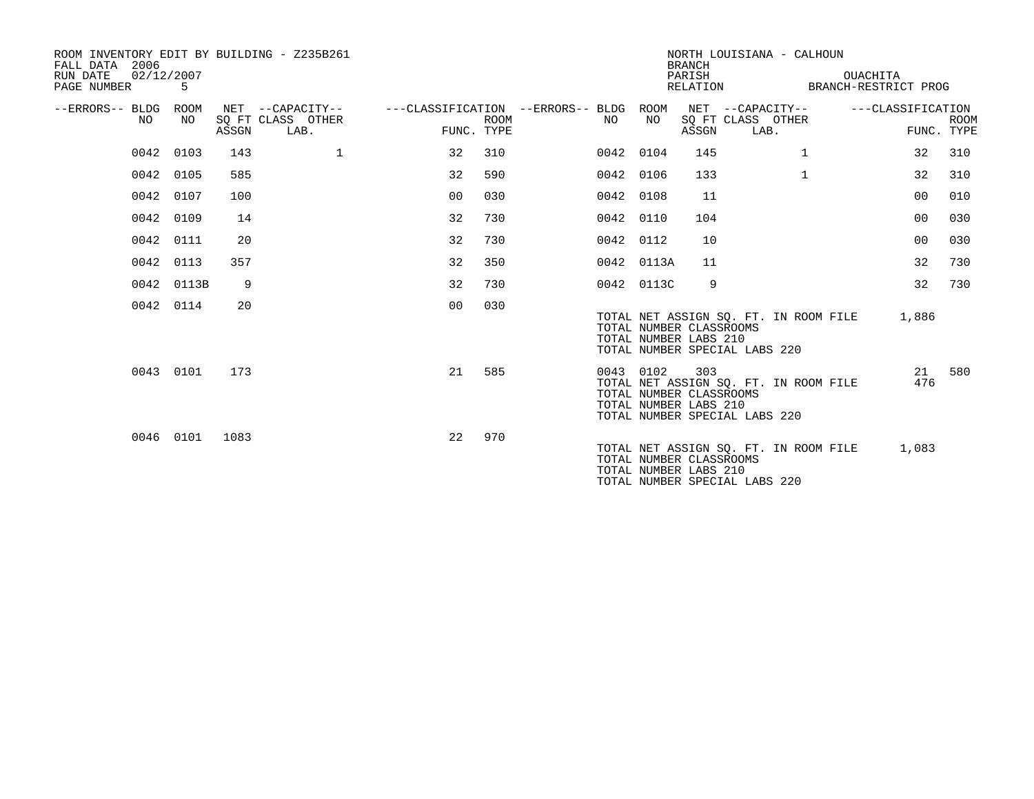ROOM INVENTORY EDIT BY BUILDING - Z235B261
FALL DATA 2006
RUN DATE 02/12/2007
PAGE NUMBER 5

NORTH LOUISIANA - CALHOUN
BRANCH
PARISH OUACHITA
RELATION BRANCH-RESTRICT PROG

| --ERRORS-- | BLDG NO | ROOM NO | NET SQ FT ASSGN | --CAPACITY-- CLASS LAB. | OTHER | ---CLASSIFICATION FUNC. | ROOM TYPE | --ERRORS-- | BLDG NO | ROOM NO | NET SQ FT ASSGN | --CAPACITY-- CLASS LAB. | OTHER | ---CLASSIFICATION FUNC. | ROOM TYPE |
|---|---|---|---|---|---|---|---|---|---|---|---|---|---|---|---|
| | 0042 | 0103 | 143 | 1 | | 32 | 310 | | 0042 | 0104 | 145 | 1 | | 32 | 310 |
| | 0042 | 0105 | 585 | | | 32 | 590 | | 0042 | 0106 | 133 | 1 | | 32 | 310 |
| | 0042 | 0107 | 100 | | | 00 | 030 | | 0042 | 0108 | 11 | | | 00 | 010 |
| | 0042 | 0109 | 14 | | | 32 | 730 | | 0042 | 0110 | 104 | | | 00 | 030 |
| | 0042 | 0111 | 20 | | | 32 | 730 | | 0042 | 0112 | 10 | | | 00 | 030 |
| | 0042 | 0113 | 357 | | | 32 | 350 | | 0042 | 0113A | 11 | | | 32 | 730 |
| | 0042 | 0113B | 9 | | | 32 | 730 | | 0042 | 0113C | 9 | | | 32 | 730 |
| | 0042 | 0114 | 20 | | | 00 | 030 | | | | | | | | |

TOTAL NET ASSIGN SQ. FT. IN ROOM FILE 1,886
TOTAL NUMBER CLASSROOMS
TOTAL NUMBER LABS 210
TOTAL NUMBER SPECIAL LABS 220

| --ERRORS-- | BLDG NO | ROOM NO | NET SQ FT ASSGN | --CAPACITY-- CLASS LAB. | OTHER | ---CLASSIFICATION FUNC. | ROOM TYPE | --ERRORS-- | BLDG NO | ROOM NO | NET SQ FT ASSGN | --CAPACITY-- CLASS LAB. | OTHER | ---CLASSIFICATION FUNC. | ROOM TYPE |
|---|---|---|---|---|---|---|---|---|---|---|---|---|---|---|---|
| | 0043 | 0101 | 173 | | | 21 | 585 | | 0043 | 0102 | 303 | | | 21 | 580 |

TOTAL NET ASSIGN SQ. FT. IN ROOM FILE 476
TOTAL NUMBER CLASSROOMS
TOTAL NUMBER LABS 210
TOTAL NUMBER SPECIAL LABS 220

| --ERRORS-- | BLDG NO | ROOM NO | NET SQ FT ASSGN | --CAPACITY-- CLASS LAB. | OTHER | ---CLASSIFICATION FUNC. | ROOM TYPE |
|---|---|---|---|---|---|---|---|
| | 0046 | 0101 | 1083 | | | 22 | 970 |

TOTAL NET ASSIGN SQ. FT. IN ROOM FILE 1,083
TOTAL NUMBER CLASSROOMS
TOTAL NUMBER LABS 210
TOTAL NUMBER SPECIAL LABS 220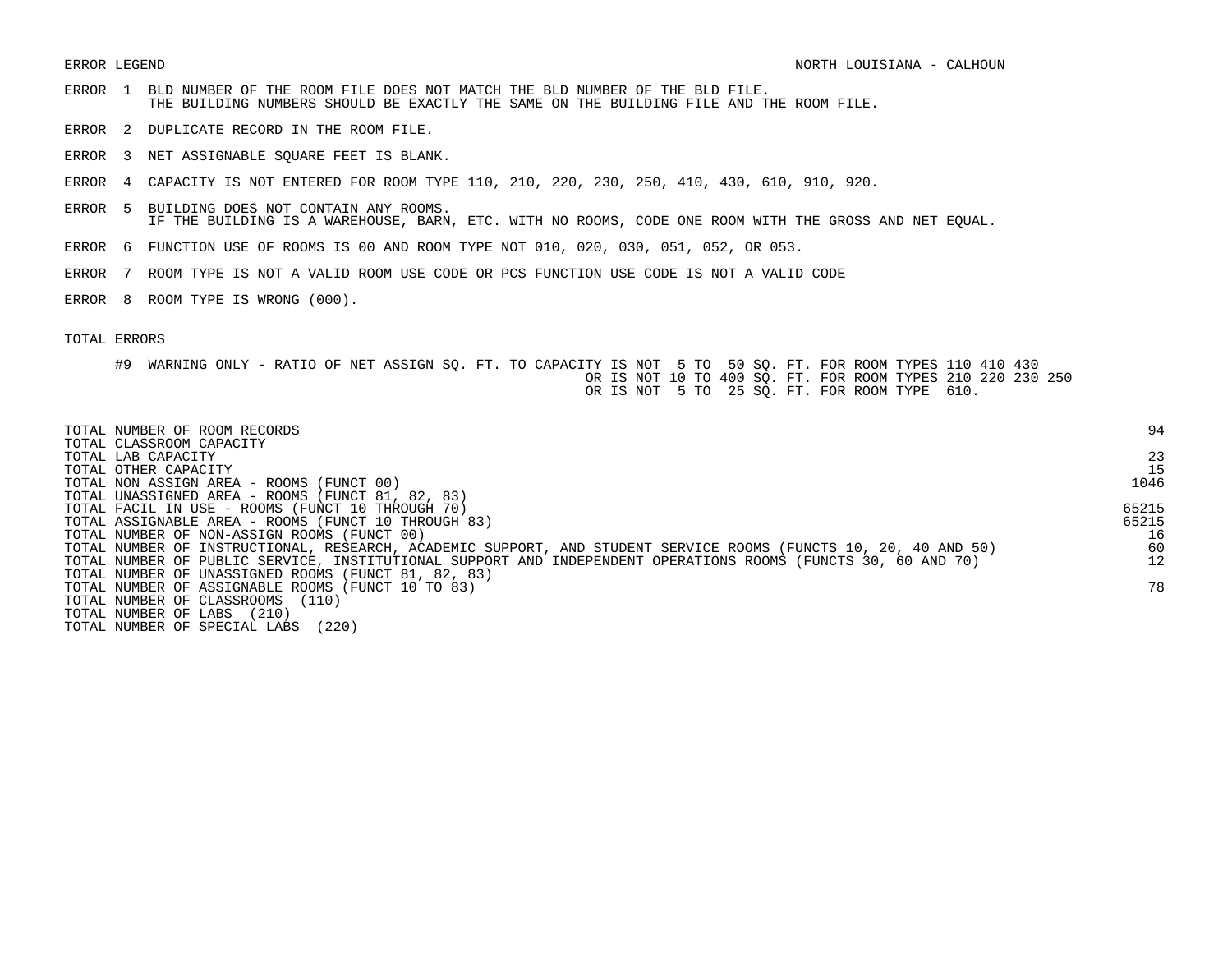ERROR LEGEND

NORTH LOUISIANA - CALHOUN

ERROR 1 BLD NUMBER OF THE ROOM FILE DOES NOT MATCH THE BLD NUMBER OF THE BLD FILE.
THE BUILDING NUMBERS SHOULD BE EXACTLY THE SAME ON THE BUILDING FILE AND THE ROOM FILE.

ERROR 2 DUPLICATE RECORD IN THE ROOM FILE.

ERROR 3 NET ASSIGNABLE SQUARE FEET IS BLANK.

ERROR 4 CAPACITY IS NOT ENTERED FOR ROOM TYPE 110, 210, 220, 230, 250, 410, 430, 610, 910, 920.

ERROR 5 BUILDING DOES NOT CONTAIN ANY ROOMS.
IF THE BUILDING IS A WAREHOUSE, BARN, ETC. WITH NO ROOMS, CODE ONE ROOM WITH THE GROSS AND NET EQUAL.

ERROR 6 FUNCTION USE OF ROOMS IS 00 AND ROOM TYPE NOT 010, 020, 030, 051, 052, OR 053.

ERROR 7 ROOM TYPE IS NOT A VALID ROOM USE CODE OR PCS FUNCTION USE CODE IS NOT A VALID CODE

ERROR 8 ROOM TYPE IS WRONG (000).

TOTAL ERRORS

#9 WARNING ONLY - RATIO OF NET ASSIGN SQ. FT. TO CAPACITY IS NOT 5 TO 50 SQ. FT. FOR ROOM TYPES 110 410 430
OR IS NOT 10 TO 400 SQ. FT. FOR ROOM TYPES 210 220 230 250
OR IS NOT 5 TO 25 SQ. FT. FOR ROOM TYPE 610.

| | |
|---|---|
| TOTAL NUMBER OF ROOM RECORDS | 94 |
| TOTAL CLASSROOM CAPACITY | |
| TOTAL LAB CAPACITY | 23 |
| TOTAL OTHER CAPACITY | 15 |
| TOTAL NON ASSIGN AREA - ROOMS (FUNCT 00) | 1046 |
| TOTAL UNASSIGNED AREA - ROOMS (FUNCT 81, 82, 83) | |
| TOTAL FACIL IN USE - ROOMS (FUNCT 10 THROUGH 70) | 65215 |
| TOTAL ASSIGNABLE AREA - ROOMS (FUNCT 10 THROUGH 83) | 65215 |
| TOTAL NUMBER OF NON-ASSIGN ROOMS (FUNCT 00) | 16 |
| TOTAL NUMBER OF INSTRUCTIONAL, RESEARCH, ACADEMIC SUPPORT, AND STUDENT SERVICE ROOMS (FUNCTS 10, 20, 40 AND 50) | 60 |
| TOTAL NUMBER OF PUBLIC SERVICE, INSTITUTIONAL SUPPORT AND INDEPENDENT OPERATIONS ROOMS (FUNCTS 30, 60 AND 70) | 12 |
| TOTAL NUMBER OF UNASSIGNED ROOMS (FUNCT 81, 82, 83) | |
| TOTAL NUMBER OF ASSIGNABLE ROOMS (FUNCT 10 TO 83) | 78 |
| TOTAL NUMBER OF CLASSROOMS (110) | |
| TOTAL NUMBER OF LABS (210) | |
| TOTAL NUMBER OF SPECIAL LABS (220) | |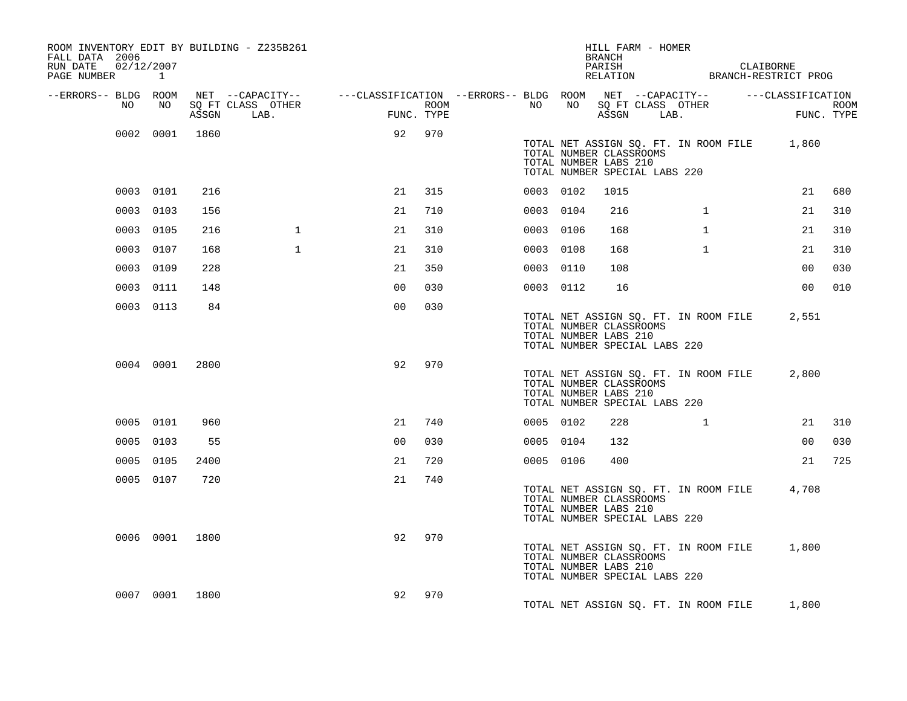ROOM INVENTORY EDIT BY BUILDING - Z235B261
FALL DATA 2006
RUN DATE 02/12/2007
PAGE NUMBER 1

HILL FARM - HOMER
BRANCH
PARISH CLAIBORNE
RELATION BRANCH-RESTRICT PROG

| --ERRORS-- | BLDG NO | ROOM NO | NET ASSGN SQ FT | CAPACITY CLASS LAB. | CAPACITY OTHER | CLASSIFICATION FUNC. | ROOM TYPE | --ERRORS-- | BLDG NO | ROOM NO | NET ASSGN SQ FT | CAPACITY CLASS LAB. | CAPACITY OTHER | CLASSIFICATION FUNC. | ROOM TYPE |
|---|---|---|---|---|---|---|---|---|---|---|---|---|---|---|---|
| | 0002 | 0001 | 1860 | | | 92 | 970 | | | | | | | | |

TOTAL NET ASSIGN SQ. FT. IN ROOM FILE 1,860
TOTAL NUMBER CLASSROOMS
TOTAL NUMBER LABS 210
TOTAL NUMBER SPECIAL LABS 220

| --ERRORS-- | BLDG NO | ROOM NO | NET ASSGN SQ FT | CAPACITY CLASS LAB. | CAPACITY OTHER | CLASSIFICATION FUNC. | ROOM TYPE | --ERRORS-- | BLDG NO | ROOM NO | NET ASSGN SQ FT | CAPACITY CLASS LAB. | CAPACITY OTHER | CLASSIFICATION FUNC. | ROOM TYPE |
|---|---|---|---|---|---|---|---|---|---|---|---|---|---|---|---|
| | 0003 | 0101 | 216 | | | 21 | 315 | | 0003 | 0102 | 1015 | | | 21 | 680 |
| | 0003 | 0103 | 156 | | | 21 | 710 | | 0003 | 0104 | 216 | 1 | | 21 | 310 |
| | 0003 | 0105 | 216 | 1 | | 21 | 310 | | 0003 | 0106 | 168 | 1 | | 21 | 310 |
| | 0003 | 0107 | 168 | 1 | | 21 | 310 | | 0003 | 0108 | 168 | 1 | | 21 | 310 |
| | 0003 | 0109 | 228 | | | 21 | 350 | | 0003 | 0110 | 108 | | | 00 | 030 |
| | 0003 | 0111 | 148 | | | 00 | 030 | | 0003 | 0112 | 16 | | | 00 | 010 |
| | 0003 | 0113 | 84 | | | 00 | 030 | | | | | | | | |

TOTAL NET ASSIGN SQ. FT. IN ROOM FILE 2,551
TOTAL NUMBER CLASSROOMS
TOTAL NUMBER LABS 210
TOTAL NUMBER SPECIAL LABS 220

| --ERRORS-- | BLDG NO | ROOM NO | NET ASSGN SQ FT | CAPACITY CLASS LAB. | CAPACITY OTHER | CLASSIFICATION FUNC. | ROOM TYPE | --ERRORS-- | BLDG NO | ROOM NO | NET ASSGN SQ FT | CAPACITY CLASS LAB. | CAPACITY OTHER | CLASSIFICATION FUNC. | ROOM TYPE |
|---|---|---|---|---|---|---|---|---|---|---|---|---|---|---|---|
| | 0004 | 0001 | 2800 | | | 92 | 970 | | | | | | | | |

TOTAL NET ASSIGN SQ. FT. IN ROOM FILE 2,800
TOTAL NUMBER CLASSROOMS
TOTAL NUMBER LABS 210
TOTAL NUMBER SPECIAL LABS 220

| --ERRORS-- | BLDG NO | ROOM NO | NET ASSGN SQ FT | CAPACITY CLASS LAB. | CAPACITY OTHER | CLASSIFICATION FUNC. | ROOM TYPE | --ERRORS-- | BLDG NO | ROOM NO | NET ASSGN SQ FT | CAPACITY CLASS LAB. | CAPACITY OTHER | CLASSIFICATION FUNC. | ROOM TYPE |
|---|---|---|---|---|---|---|---|---|---|---|---|---|---|---|---|
| | 0005 | 0101 | 960 | | | 21 | 740 | | 0005 | 0102 | 228 | 1 | | 21 | 310 |
| | 0005 | 0103 | 55 | | | 00 | 030 | | 0005 | 0104 | 132 | | | 00 | 030 |
| | 0005 | 0105 | 2400 | | | 21 | 720 | | 0005 | 0106 | 400 | | | 21 | 725 |
| | 0005 | 0107 | 720 | | | 21 | 740 | | | | | | | | |

TOTAL NET ASSIGN SQ. FT. IN ROOM FILE 4,708
TOTAL NUMBER CLASSROOMS
TOTAL NUMBER LABS 210
TOTAL NUMBER SPECIAL LABS 220

| --ERRORS-- | BLDG NO | ROOM NO | NET ASSGN SQ FT | CAPACITY CLASS LAB. | CAPACITY OTHER | CLASSIFICATION FUNC. | ROOM TYPE | --ERRORS-- | BLDG NO | ROOM NO | NET ASSGN SQ FT | CAPACITY CLASS LAB. | CAPACITY OTHER | CLASSIFICATION FUNC. | ROOM TYPE |
|---|---|---|---|---|---|---|---|---|---|---|---|---|---|---|---|
| | 0006 | 0001 | 1800 | | | 92 | 970 | | | | | | | | |

TOTAL NET ASSIGN SQ. FT. IN ROOM FILE 1,800
TOTAL NUMBER CLASSROOMS
TOTAL NUMBER LABS 210
TOTAL NUMBER SPECIAL LABS 220

| --ERRORS-- | BLDG NO | ROOM NO | NET ASSGN SQ FT | CAPACITY CLASS LAB. | CAPACITY OTHER | CLASSIFICATION FUNC. | ROOM TYPE | --ERRORS-- | BLDG NO | ROOM NO | NET ASSGN SQ FT | CAPACITY CLASS LAB. | CAPACITY OTHER | CLASSIFICATION FUNC. | ROOM TYPE |
|---|---|---|---|---|---|---|---|---|---|---|---|---|---|---|---|
| | 0007 | 0001 | 1800 | | | 92 | 970 | | | | | | | | |

TOTAL NET ASSIGN SQ. FT. IN ROOM FILE 1,800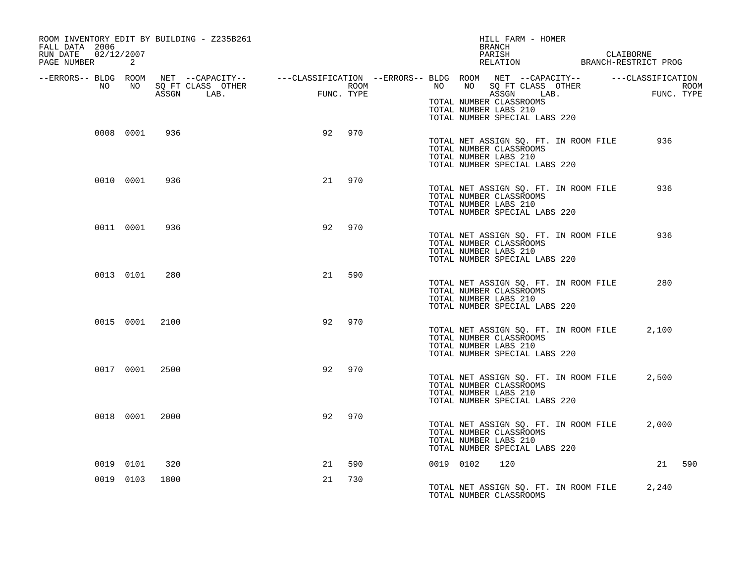ROOM INVENTORY EDIT BY BUILDING - Z235B261
FALL DATA 2006
RUN DATE 02/12/2007
PAGE NUMBER 2

HILL FARM - HOMER
BRANCH
PARISH CLAIBORNE
RELATION BRANCH-RESTRICT PROG

| --ERRORS-- | BLDG NO | ROOM NO | NET SQ FT ASSGN | --CAPACITY-- CLASS | OTHER LAB. | ---CLASSIFICATION FUNC. | ROOM TYPE | --ERRORS-- | BLDG NO | ROOM NO | NET SQ FT ASSGN | --CAPACITY-- CLASS | OTHER LAB. | ---CLASSIFICATION FUNC. | ROOM TYPE |
|---|---|---|---|---|---|---|---|---|---|---|---|---|---|---|---|
| | | | | | | | | | TOTAL NUMBER CLASSROOMS | | | | | | |
| | | | | | | | | | TOTAL NUMBER LABS 210 | | | | | | |
| | | | | | | | | | TOTAL NUMBER SPECIAL LABS 220 | | | | | | |
| | 0008 | 0001 | 936 | | | 92 | 970 | | | | | | | | |
| | | | | | | | | | TOTAL NET ASSIGN SQ. FT. IN ROOM FILE | | | | | 936 | |
| | | | | | | | | | TOTAL NUMBER CLASSROOMS | | | | | | |
| | | | | | | | | | TOTAL NUMBER LABS 210 | | | | | | |
| | | | | | | | | | TOTAL NUMBER SPECIAL LABS 220 | | | | | | |
| | 0010 | 0001 | 936 | | | 21 | 970 | | | | | | | | |
| | | | | | | | | | TOTAL NET ASSIGN SQ. FT. IN ROOM FILE | | | | | 936 | |
| | | | | | | | | | TOTAL NUMBER CLASSROOMS | | | | | | |
| | | | | | | | | | TOTAL NUMBER LABS 210 | | | | | | |
| | | | | | | | | | TOTAL NUMBER SPECIAL LABS 220 | | | | | | |
| | 0011 | 0001 | 936 | | | 92 | 970 | | | | | | | | |
| | | | | | | | | | TOTAL NET ASSIGN SQ. FT. IN ROOM FILE | | | | | 936 | |
| | | | | | | | | | TOTAL NUMBER CLASSROOMS | | | | | | |
| | | | | | | | | | TOTAL NUMBER LABS 210 | | | | | | |
| | | | | | | | | | TOTAL NUMBER SPECIAL LABS 220 | | | | | | |
| | 0013 | 0101 | 280 | | | 21 | 590 | | | | | | | | |
| | | | | | | | | | TOTAL NET ASSIGN SQ. FT. IN ROOM FILE | | | | | 280 | |
| | | | | | | | | | TOTAL NUMBER CLASSROOMS | | | | | | |
| | | | | | | | | | TOTAL NUMBER LABS 210 | | | | | | |
| | | | | | | | | | TOTAL NUMBER SPECIAL LABS 220 | | | | | | |
| | 0015 | 0001 | 2100 | | | 92 | 970 | | | | | | | | |
| | | | | | | | | | TOTAL NET ASSIGN SQ. FT. IN ROOM FILE | | | | | 2,100 | |
| | | | | | | | | | TOTAL NUMBER CLASSROOMS | | | | | | |
| | | | | | | | | | TOTAL NUMBER LABS 210 | | | | | | |
| | | | | | | | | | TOTAL NUMBER SPECIAL LABS 220 | | | | | | |
| | 0017 | 0001 | 2500 | | | 92 | 970 | | | | | | | | |
| | | | | | | | | | TOTAL NET ASSIGN SQ. FT. IN ROOM FILE | | | | | 2,500 | |
| | | | | | | | | | TOTAL NUMBER CLASSROOMS | | | | | | |
| | | | | | | | | | TOTAL NUMBER LABS 210 | | | | | | |
| | | | | | | | | | TOTAL NUMBER SPECIAL LABS 220 | | | | | | |
| | 0018 | 0001 | 2000 | | | 92 | 970 | | | | | | | | |
| | | | | | | | | | TOTAL NET ASSIGN SQ. FT. IN ROOM FILE | | | | | 2,000 | |
| | | | | | | | | | TOTAL NUMBER CLASSROOMS | | | | | | |
| | | | | | | | | | TOTAL NUMBER LABS 210 | | | | | | |
| | | | | | | | | | TOTAL NUMBER SPECIAL LABS 220 | | | | | | |
| | 0019 | 0101 | 320 | | | 21 | 590 | | 0019 | 0102 | 120 | | | 21 | 590 |
| | 0019 | 0103 | 1800 | | | 21 | 730 | | | | | | | | |
| | | | | | | | | | TOTAL NET ASSIGN SQ. FT. IN ROOM FILE | | | | | 2,240 | |
| | | | | | | | | | TOTAL NUMBER CLASSROOMS | | | | | | |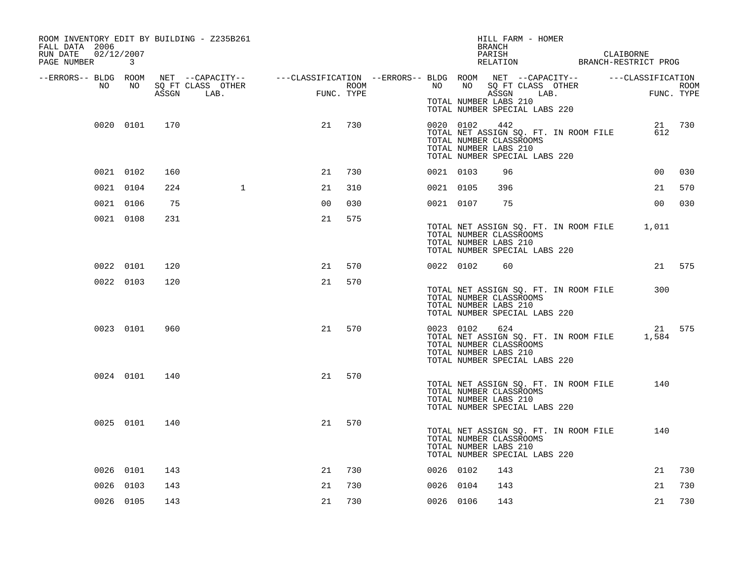ROOM INVENTORY EDIT BY BUILDING - Z235B261
FALL DATA 2006
RUN DATE 02/12/2007
PAGE NUMBER 3

HILL FARM - HOMER
BRANCH
PARISH CLAIBORNE
RELATION BRANCH-RESTRICT PROG

| --ERRORS-- | BLDG NO | ROOM NO | NET SQ FT ASSGN | --CAPACITY-- CLASS LAB. | OTHER | ---CLASSIFICATION FUNC. | ROOM TYPE | --ERRORS-- | BLDG NO | ROOM NO | NET SQ FT ASSGN | --CAPACITY-- CLASS LAB. | OTHER | ---CLASSIFICATION FUNC. | ROOM TYPE |
|---|---|---|---|---|---|---|---|---|---|---|---|---|---|---|---|
| | | | | | | | | | TOTAL NUMBER LABS 210 | | | | | | |
| | | | | | | | | | TOTAL NUMBER SPECIAL LABS 220 | | | | | | |
| | 0020 | 0101 | 170 | | | 21 | 730 | | 0020 | 0102 | 442 | | | 21 | 730 |
| | | | | | | | | | TOTAL NET ASSIGN SQ. FT. IN ROOM FILE | | | | | 612 | |
| | | | | | | | | | TOTAL NUMBER CLASSROOMS | | | | | | |
| | | | | | | | | | TOTAL NUMBER LABS 210 | | | | | | |
| | | | | | | | | | TOTAL NUMBER SPECIAL LABS 220 | | | | | | |
| | 0021 | 0102 | 160 | | | 21 | 730 | | 0021 | 0103 | 96 | | | 00 | 030 |
| | 0021 | 0104 | 224 | | 1 | 21 | 310 | | 0021 | 0105 | 396 | | | 21 | 570 |
| | 0021 | 0106 | 75 | | | 00 | 030 | | 0021 | 0107 | 75 | | | 00 | 030 |
| | 0021 | 0108 | 231 | | | 21 | 575 | | | | | | | | |
| | | | | | | | | | TOTAL NET ASSIGN SQ. FT. IN ROOM FILE | | | | | 1,011 | |
| | | | | | | | | | TOTAL NUMBER CLASSROOMS | | | | | | |
| | | | | | | | | | TOTAL NUMBER LABS 210 | | | | | | |
| | | | | | | | | | TOTAL NUMBER SPECIAL LABS 220 | | | | | | |
| | 0022 | 0101 | 120 | | | 21 | 570 | | 0022 | 0102 | 60 | | | 21 | 575 |
| | 0022 | 0103 | 120 | | | 21 | 570 | | | | | | | | |
| | | | | | | | | | TOTAL NET ASSIGN SQ. FT. IN ROOM FILE | | | | | 300 | |
| | | | | | | | | | TOTAL NUMBER CLASSROOMS | | | | | | |
| | | | | | | | | | TOTAL NUMBER LABS 210 | | | | | | |
| | | | | | | | | | TOTAL NUMBER SPECIAL LABS 220 | | | | | | |
| | 0023 | 0101 | 960 | | | 21 | 570 | | 0023 | 0102 | 624 | | | 21 | 575 |
| | | | | | | | | | TOTAL NET ASSIGN SQ. FT. IN ROOM FILE | | | | | 1,584 | |
| | | | | | | | | | TOTAL NUMBER CLASSROOMS | | | | | | |
| | | | | | | | | | TOTAL NUMBER LABS 210 | | | | | | |
| | | | | | | | | | TOTAL NUMBER SPECIAL LABS 220 | | | | | | |
| | 0024 | 0101 | 140 | | | 21 | 570 | | | | | | | | |
| | | | | | | | | | TOTAL NET ASSIGN SQ. FT. IN ROOM FILE | | | | | 140 | |
| | | | | | | | | | TOTAL NUMBER CLASSROOMS | | | | | | |
| | | | | | | | | | TOTAL NUMBER LABS 210 | | | | | | |
| | | | | | | | | | TOTAL NUMBER SPECIAL LABS 220 | | | | | | |
| | 0025 | 0101 | 140 | | | 21 | 570 | | | | | | | | |
| | | | | | | | | | TOTAL NET ASSIGN SQ. FT. IN ROOM FILE | | | | | 140 | |
| | | | | | | | | | TOTAL NUMBER CLASSROOMS | | | | | | |
| | | | | | | | | | TOTAL NUMBER LABS 210 | | | | | | |
| | | | | | | | | | TOTAL NUMBER SPECIAL LABS 220 | | | | | | |
| | 0026 | 0101 | 143 | | | 21 | 730 | | 0026 | 0102 | 143 | | | 21 | 730 |
| | 0026 | 0103 | 143 | | | 21 | 730 | | 0026 | 0104 | 143 | | | 21 | 730 |
| | 0026 | 0105 | 143 | | | 21 | 730 | | 0026 | 0106 | 143 | | | 21 | 730 |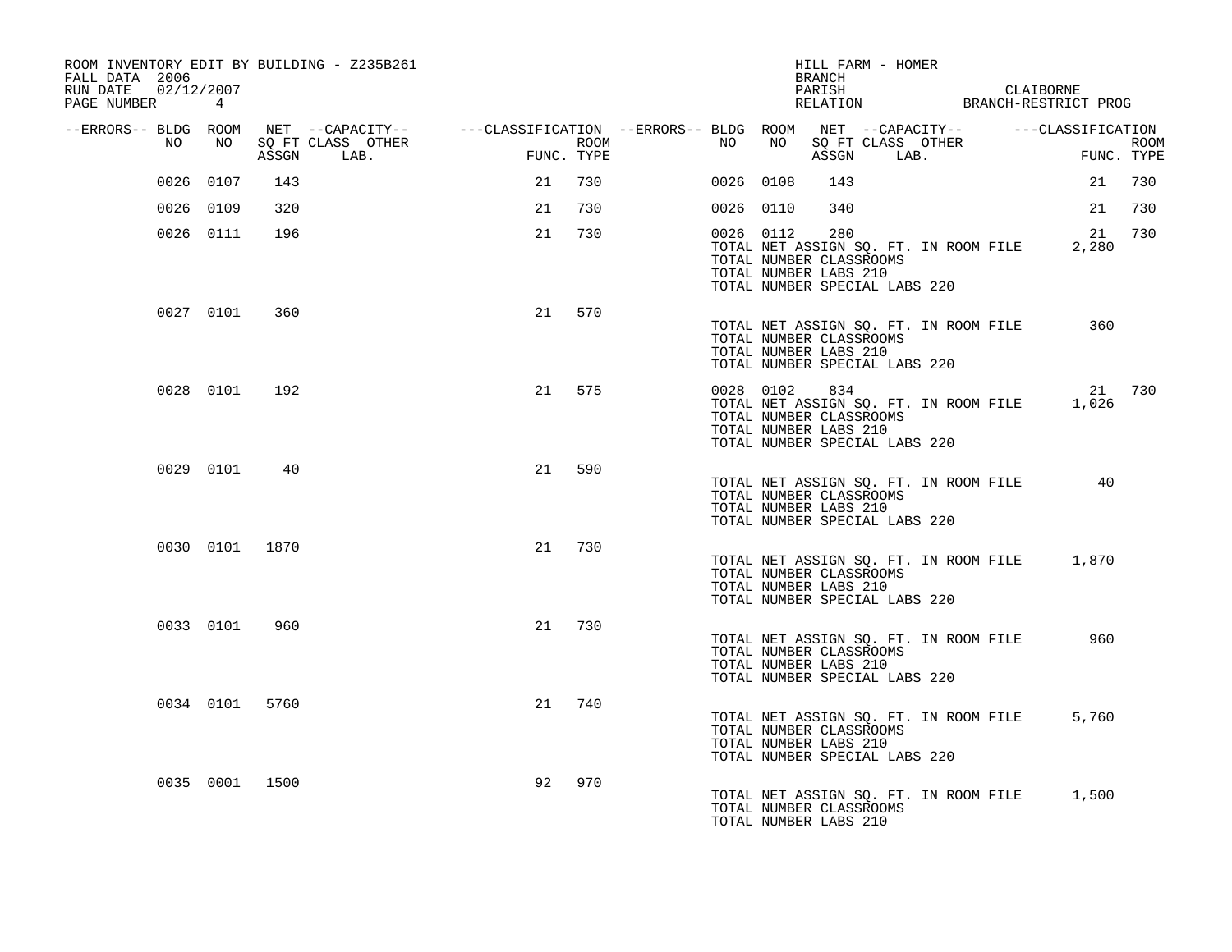ROOM INVENTORY EDIT BY BUILDING - Z235B261
FALL DATA 2006
RUN DATE 02/12/2007
PAGE NUMBER 4

HILL FARM - HOMER
BRANCH
PARISH CLAIBORNE
RELATION BRANCH-RESTRICT PROG

| --ERRORS-- | BLDG NO | ROOM NO | NET SQ FT ASSGN | CAPACITY CLASS | CAPACITY LAB. | CAPACITY OTHER | CLASSIFICATION FUNC. | ROOM TYPE | --ERRORS-- | BLDG NO | ROOM NO | NET SQ FT ASSGN | CAPACITY CLASS | CAPACITY LAB. | CAPACITY OTHER | CLASSIFICATION FUNC. | ROOM TYPE |
|---|---|---|---|---|---|---|---|---|---|---|---|---|---|---|---|---|---|
| | 0026 | 0107 | 143 | | | | 21 | 730 | | 0026 | 0108 | 143 | | | | 21 | 730 |
| | 0026 | 0109 | 320 | | | | 21 | 730 | | 0026 | 0110 | 340 | | | | 21 | 730 |
| | 0026 | 0111 | 196 | | | | 21 | 730 | | 0026 | 0112 | 280 | | | | 21 | 730 |
| | | | | | | | | | | TOTAL NET ASSIGN SQ. FT. IN ROOM FILE | | | | | | 2,280 | |
| | | | | | | | | | | TOTAL NUMBER CLASSROOMS | | | | | | | |
| | | | | | | | | | | TOTAL NUMBER LABS 210 | | | | | | | |
| | | | | | | | | | | TOTAL NUMBER SPECIAL LABS 220 | | | | | | | |
| | 0027 | 0101 | 360 | | | | 21 | 570 | | | | | | | | | |
| | | | | | | | | | | TOTAL NET ASSIGN SQ. FT. IN ROOM FILE | | | | | | 360 | |
| | | | | | | | | | | TOTAL NUMBER CLASSROOMS | | | | | | | |
| | | | | | | | | | | TOTAL NUMBER LABS 210 | | | | | | | |
| | | | | | | | | | | TOTAL NUMBER SPECIAL LABS 220 | | | | | | | |
| | 0028 | 0101 | 192 | | | | 21 | 575 | | 0028 | 0102 | 834 | | | | 21 | 730 |
| | | | | | | | | | | TOTAL NET ASSIGN SQ. FT. IN ROOM FILE | | | | | | 1,026 | |
| | | | | | | | | | | TOTAL NUMBER CLASSROOMS | | | | | | | |
| | | | | | | | | | | TOTAL NUMBER LABS 210 | | | | | | | |
| | | | | | | | | | | TOTAL NUMBER SPECIAL LABS 220 | | | | | | | |
| | 0029 | 0101 | 40 | | | | 21 | 590 | | | | | | | | | |
| | | | | | | | | | | TOTAL NET ASSIGN SQ. FT. IN ROOM FILE | | | | | | 40 | |
| | | | | | | | | | | TOTAL NUMBER CLASSROOMS | | | | | | | |
| | | | | | | | | | | TOTAL NUMBER LABS 210 | | | | | | | |
| | | | | | | | | | | TOTAL NUMBER SPECIAL LABS 220 | | | | | | | |
| | 0030 | 0101 | 1870 | | | | 21 | 730 | | | | | | | | | |
| | | | | | | | | | | TOTAL NET ASSIGN SQ. FT. IN ROOM FILE | | | | | | 1,870 | |
| | | | | | | | | | | TOTAL NUMBER CLASSROOMS | | | | | | | |
| | | | | | | | | | | TOTAL NUMBER LABS 210 | | | | | | | |
| | | | | | | | | | | TOTAL NUMBER SPECIAL LABS 220 | | | | | | | |
| | 0033 | 0101 | 960 | | | | 21 | 730 | | | | | | | | | |
| | | | | | | | | | | TOTAL NET ASSIGN SQ. FT. IN ROOM FILE | | | | | | 960 | |
| | | | | | | | | | | TOTAL NUMBER CLASSROOMS | | | | | | | |
| | | | | | | | | | | TOTAL NUMBER LABS 210 | | | | | | | |
| | | | | | | | | | | TOTAL NUMBER SPECIAL LABS 220 | | | | | | | |
| | 0034 | 0101 | 5760 | | | | 21 | 740 | | | | | | | | | |
| | | | | | | | | | | TOTAL NET ASSIGN SQ. FT. IN ROOM FILE | | | | | | 5,760 | |
| | | | | | | | | | | TOTAL NUMBER CLASSROOMS | | | | | | | |
| | | | | | | | | | | TOTAL NUMBER LABS 210 | | | | | | | |
| | | | | | | | | | | TOTAL NUMBER SPECIAL LABS 220 | | | | | | | |
| | 0035 | 0001 | 1500 | | | | 92 | 970 | | | | | | | | | |
| | | | | | | | | | | TOTAL NET ASSIGN SQ. FT. IN ROOM FILE | | | | | | 1,500 | |
| | | | | | | | | | | TOTAL NUMBER CLASSROOMS | | | | | | | |
| | | | | | | | | | | TOTAL NUMBER LABS 210 | | | | | | | |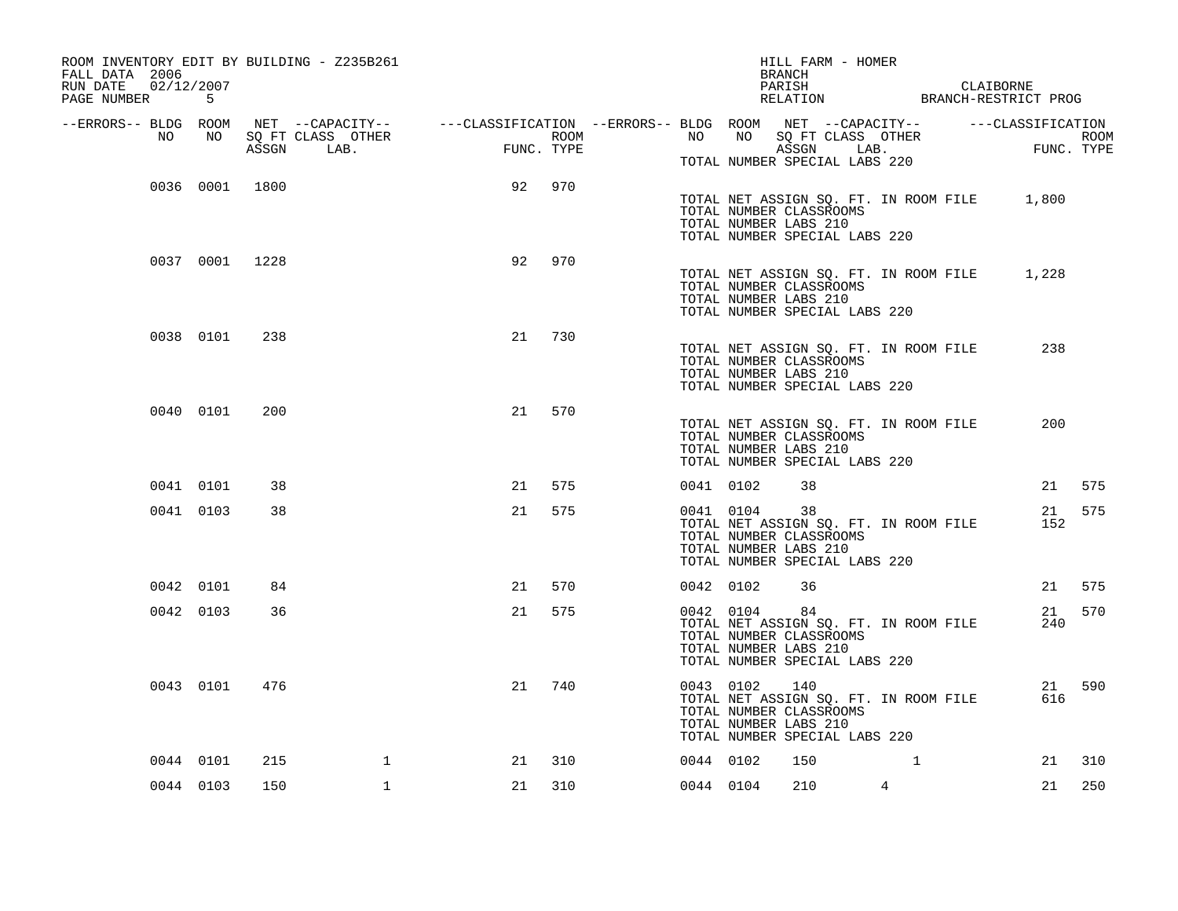ROOM INVENTORY EDIT BY BUILDING - Z235B261
FALL DATA 2006
RUN DATE 02/12/2007

HILL FARM - HOMER
BRANCH
PARISH CLAIBORNE
RELATION BRANCH-RESTRICT PROG

| --ERRORS-- | BLDG NO | ROOM NO | NET SQ FT ASSGN | --CAPACITY-- CLASS LAB. | OTHER | ---CLASSIFICATION FUNC. | ROOM TYPE | --ERRORS-- | BLDG NO | ROOM NO | NET SQ FT ASSGN | --CAPACITY-- CLASS LAB. | OTHER | ---CLASSIFICATION FUNC. | ROOM TYPE |
|---|---|---|---|---|---|---|---|---|---|---|---|---|---|---|---|
| | | | | | | | | | TOTAL NUMBER SPECIAL LABS 220 | | | | | | |
| | 0036 | 0001 | 1800 | | | 92 | 970 | | | | | | | | |
| | | | | | | | | | TOTAL NET ASSIGN SQ. FT. IN ROOM FILE | | | | | 1,800 | |
| | | | | | | | | | TOTAL NUMBER CLASSROOMS | | | | | | |
| | | | | | | | | | TOTAL NUMBER LABS 210 | | | | | | |
| | | | | | | | | | TOTAL NUMBER SPECIAL LABS 220 | | | | | | |
| | 0037 | 0001 | 1228 | | | 92 | 970 | | | | | | | | |
| | | | | | | | | | TOTAL NET ASSIGN SQ. FT. IN ROOM FILE | | | | | 1,228 | |
| | | | | | | | | | TOTAL NUMBER CLASSROOMS | | | | | | |
| | | | | | | | | | TOTAL NUMBER LABS 210 | | | | | | |
| | | | | | | | | | TOTAL NUMBER SPECIAL LABS 220 | | | | | | |
| | 0038 | 0101 | 238 | | | 21 | 730 | | | | | | | | |
| | | | | | | | | | TOTAL NET ASSIGN SQ. FT. IN ROOM FILE | | | | | 238 | |
| | | | | | | | | | TOTAL NUMBER CLASSROOMS | | | | | | |
| | | | | | | | | | TOTAL NUMBER LABS 210 | | | | | | |
| | | | | | | | | | TOTAL NUMBER SPECIAL LABS 220 | | | | | | |
| | 0040 | 0101 | 200 | | | 21 | 570 | | | | | | | | |
| | | | | | | | | | TOTAL NET ASSIGN SQ. FT. IN ROOM FILE | | | | | 200 | |
| | | | | | | | | | TOTAL NUMBER CLASSROOMS | | | | | | |
| | | | | | | | | | TOTAL NUMBER LABS 210 | | | | | | |
| | | | | | | | | | TOTAL NUMBER SPECIAL LABS 220 | | | | | | |
| | 0041 | 0101 | 38 | | | 21 | 575 | | 0041 | 0102 | 38 | | | 21 | 575 |
| | 0041 | 0103 | 38 | | | 21 | 575 | | 0041 | 0104 | 38 | | | 21 | 575 |
| | | | | | | | | | TOTAL NET ASSIGN SQ. FT. IN ROOM FILE | | | | | 152 | |
| | | | | | | | | | TOTAL NUMBER CLASSROOMS | | | | | | |
| | | | | | | | | | TOTAL NUMBER LABS 210 | | | | | | |
| | | | | | | | | | TOTAL NUMBER SPECIAL LABS 220 | | | | | | |
| | 0042 | 0101 | 84 | | | 21 | 570 | | 0042 | 0102 | 36 | | | 21 | 575 |
| | 0042 | 0103 | 36 | | | 21 | 575 | | 0042 | 0104 | 84 | | | 21 | 570 |
| | | | | | | | | | TOTAL NET ASSIGN SQ. FT. IN ROOM FILE | | | | | 240 | |
| | | | | | | | | | TOTAL NUMBER CLASSROOMS | | | | | | |
| | | | | | | | | | TOTAL NUMBER LABS 210 | | | | | | |
| | | | | | | | | | TOTAL NUMBER SPECIAL LABS 220 | | | | | | |
| | 0043 | 0101 | 476 | | | 21 | 740 | | 0043 | 0102 | 140 | | | 21 | 590 |
| | | | | | | | | | TOTAL NET ASSIGN SQ. FT. IN ROOM FILE | | | | | 616 | |
| | | | | | | | | | TOTAL NUMBER CLASSROOMS | | | | | | |
| | | | | | | | | | TOTAL NUMBER LABS 210 | | | | | | |
| | | | | | | | | | TOTAL NUMBER SPECIAL LABS 220 | | | | | | |
| | 0044 | 0101 | 215 | | 1 | 21 | 310 | | 0044 | 0102 | 150 | | 1 | 21 | 310 |
| | 0044 | 0103 | 150 | | 1 | 21 | 310 | | 0044 | 0104 | 210 | 4 | | 21 | 250 |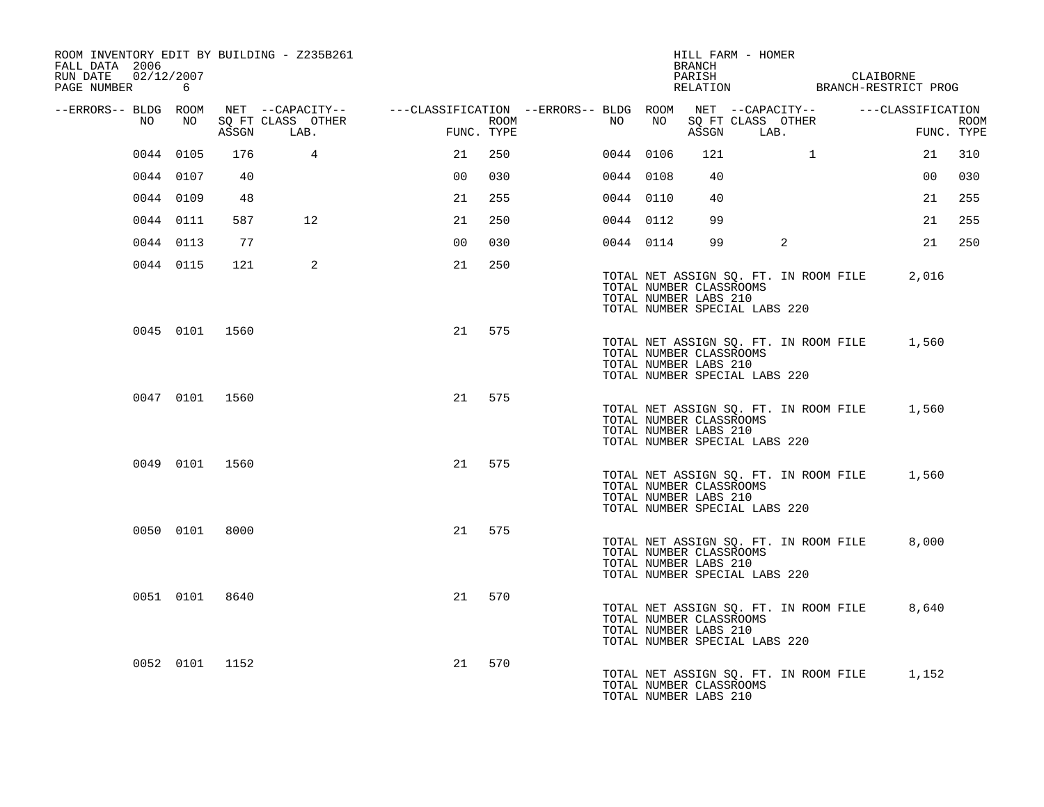ROOM INVENTORY EDIT BY BUILDING - Z235B261
FALL DATA 2006
RUN DATE 02/12/2007
PAGE NUMBER 6

HILL FARM - HOMER
BRANCH
PARISH CLAIBORNE
RELATION BRANCH-RESTRICT PROG

| --ERRORS-- | BLDG NO | ROOM NO | NET SQ FT ASSGN | CAPACITY CLASS LAB. | CAPACITY OTHER | FUNC. | ROOM TYPE | --ERRORS-- | BLDG NO | ROOM NO | NET SQ FT ASSGN | CAPACITY CLASS LAB. | CAPACITY OTHER | FUNC. | ROOM TYPE |
|---|---|---|---|---|---|---|---|---|---|---|---|---|---|---|---|
| | 0044 | 0105 | 176 | 4 | | 21 | 250 | | 0044 | 0106 | 121 | | 1 | 21 | 310 |
| | 0044 | 0107 | 40 | | | 00 | 030 | | 0044 | 0108 | 40 | | | 00 | 030 |
| | 0044 | 0109 | 48 | | | 21 | 255 | | 0044 | 0110 | 40 | | | 21 | 255 |
| | 0044 | 0111 | 587 | 12 | | 21 | 250 | | 0044 | 0112 | 99 | | | 21 | 255 |
| | 0044 | 0113 | 77 | | | 00 | 030 | | 0044 | 0114 | 99 | 2 | | 21 | 250 |
| | 0044 | 0115 | 121 | 2 | | 21 | 250 | | | | | | | | |

TOTAL NET ASSIGN SQ. FT. IN ROOM FILE 2,016
TOTAL NUMBER CLASSROOMS
TOTAL NUMBER LABS 210
TOTAL NUMBER SPECIAL LABS 220

| BLDG NO | ROOM NO | NET SQ FT ASSGN | FUNC. | ROOM TYPE |
|---|---|---|---|---|
| 0045 | 0101 | 1560 | 21 | 575 |

TOTAL NET ASSIGN SQ. FT. IN ROOM FILE 1,560
TOTAL NUMBER CLASSROOMS
TOTAL NUMBER LABS 210
TOTAL NUMBER SPECIAL LABS 220

| BLDG NO | ROOM NO | NET SQ FT ASSGN | FUNC. | ROOM TYPE |
|---|---|---|---|---|
| 0047 | 0101 | 1560 | 21 | 575 |

TOTAL NET ASSIGN SQ. FT. IN ROOM FILE 1,560
TOTAL NUMBER CLASSROOMS
TOTAL NUMBER LABS 210
TOTAL NUMBER SPECIAL LABS 220

| BLDG NO | ROOM NO | NET SQ FT ASSGN | FUNC. | ROOM TYPE |
|---|---|---|---|---|
| 0049 | 0101 | 1560 | 21 | 575 |

TOTAL NET ASSIGN SQ. FT. IN ROOM FILE 1,560
TOTAL NUMBER CLASSROOMS
TOTAL NUMBER LABS 210
TOTAL NUMBER SPECIAL LABS 220

| BLDG NO | ROOM NO | NET SQ FT ASSGN | FUNC. | ROOM TYPE |
|---|---|---|---|---|
| 0050 | 0101 | 8000 | 21 | 575 |

TOTAL NET ASSIGN SQ. FT. IN ROOM FILE 8,000
TOTAL NUMBER CLASSROOMS
TOTAL NUMBER LABS 210
TOTAL NUMBER SPECIAL LABS 220

| BLDG NO | ROOM NO | NET SQ FT ASSGN | FUNC. | ROOM TYPE |
|---|---|---|---|---|
| 0051 | 0101 | 8640 | 21 | 570 |

TOTAL NET ASSIGN SQ. FT. IN ROOM FILE 8,640
TOTAL NUMBER CLASSROOMS
TOTAL NUMBER LABS 210
TOTAL NUMBER SPECIAL LABS 220

| BLDG NO | ROOM NO | NET SQ FT ASSGN | FUNC. | ROOM TYPE |
|---|---|---|---|---|
| 0052 | 0101 | 1152 | 21 | 570 |

TOTAL NET ASSIGN SQ. FT. IN ROOM FILE 1,152
TOTAL NUMBER CLASSROOMS
TOTAL NUMBER LABS 210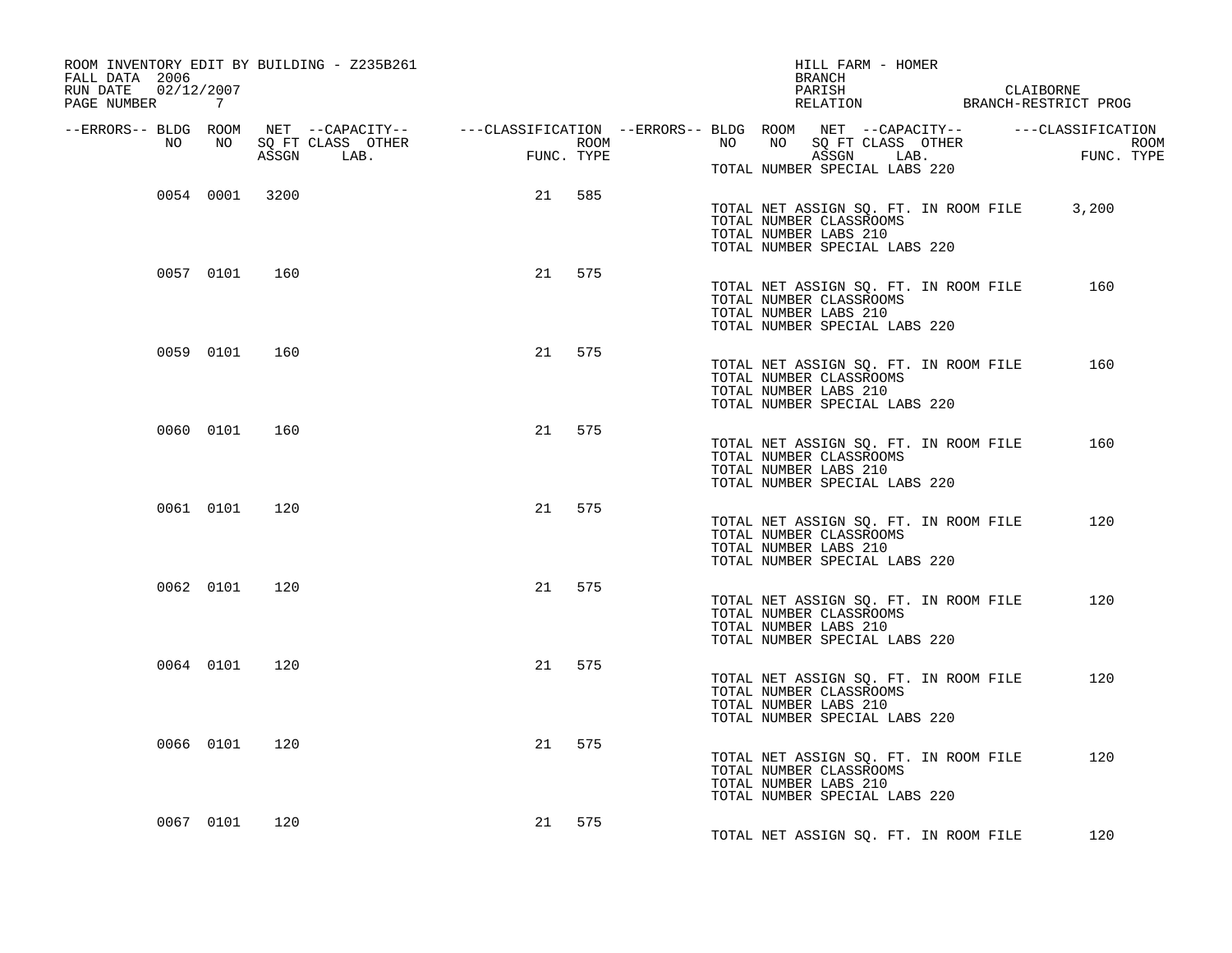ROOM INVENTORY EDIT BY BUILDING - Z235B261
FALL DATA 2006
RUN DATE 02/12/2007
PAGE NUMBER 7

HILL FARM - HOMER
BRANCH
PARISH CLAIBORNE
RELATION BRANCH-RESTRICT PROG

| --ERRORS-- | BLDG NO | ROOM NO | NET SQ FT ASSGN | --CAPACITY-- CLASS LAB. | OTHER | ---CLASSIFICATION FUNC. | ROOM TYPE |
|---|---|---|---|---|---|---|---|
| | 0054 | 0001 | 3200 | | | 21 | 585 |
| | 0057 | 0101 | 160 | | | 21 | 575 |
| | 0059 | 0101 | 160 | | | 21 | 575 |
| | 0060 | 0101 | 160 | | | 21 | 575 |
| | 0061 | 0101 | 120 | | | 21 | 575 |
| | 0062 | 0101 | 120 | | | 21 | 575 |
| | 0064 | 0101 | 120 | | | 21 | 575 |
| | 0066 | 0101 | 120 | | | 21 | 575 |
| | 0067 | 0101 | 120 | | | 21 | 575 |

TOTAL NUMBER SPECIAL LABS 220

Building 0054:
TOTAL NET ASSIGN SQ. FT. IN ROOM FILE 3,200
TOTAL NUMBER CLASSROOMS
TOTAL NUMBER LABS 210
TOTAL NUMBER SPECIAL LABS 220

Building 0057:
TOTAL NET ASSIGN SQ. FT. IN ROOM FILE 160
TOTAL NUMBER CLASSROOMS
TOTAL NUMBER LABS 210
TOTAL NUMBER SPECIAL LABS 220

Building 0059:
TOTAL NET ASSIGN SQ. FT. IN ROOM FILE 160
TOTAL NUMBER CLASSROOMS
TOTAL NUMBER LABS 210
TOTAL NUMBER SPECIAL LABS 220

Building 0060:
TOTAL NET ASSIGN SQ. FT. IN ROOM FILE 160
TOTAL NUMBER CLASSROOMS
TOTAL NUMBER LABS 210
TOTAL NUMBER SPECIAL LABS 220

Building 0061:
TOTAL NET ASSIGN SQ. FT. IN ROOM FILE 120
TOTAL NUMBER CLASSROOMS
TOTAL NUMBER LABS 210
TOTAL NUMBER SPECIAL LABS 220

Building 0062:
TOTAL NET ASSIGN SQ. FT. IN ROOM FILE 120
TOTAL NUMBER CLASSROOMS
TOTAL NUMBER LABS 210
TOTAL NUMBER SPECIAL LABS 220

Building 0064:
TOTAL NET ASSIGN SQ. FT. IN ROOM FILE 120
TOTAL NUMBER CLASSROOMS
TOTAL NUMBER LABS 210
TOTAL NUMBER SPECIAL LABS 220

Building 0066:
TOTAL NET ASSIGN SQ. FT. IN ROOM FILE 120
TOTAL NUMBER CLASSROOMS
TOTAL NUMBER LABS 210
TOTAL NUMBER SPECIAL LABS 220

Building 0067:
TOTAL NET ASSIGN SQ. FT. IN ROOM FILE 120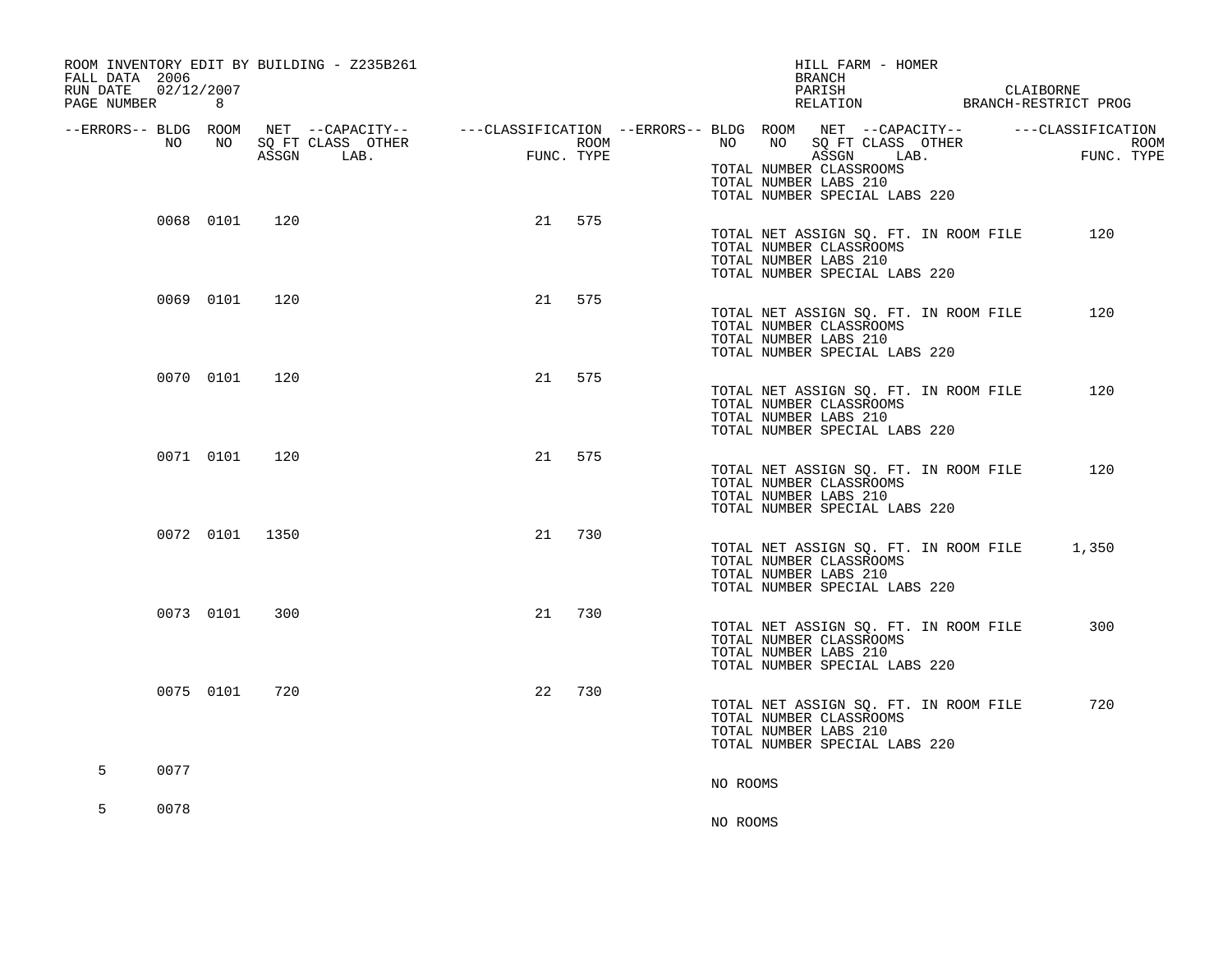ROOM INVENTORY EDIT BY BUILDING - Z235B261
FALL DATA 2006
RUN DATE 02/12/2007
PAGE NUMBER 8

HILL FARM - HOMER
BRANCH
PARISH CLAIBORNE
RELATION BRANCH-RESTRICT PROG

| --ERRORS-- | BLDG NO | ROOM NO | NET SQ FT ASSGN | --CAPACITY-- CLASS LAB. | OTHER | ---CLASSIFICATION FUNC. | ROOM TYPE | |
|---|---|---|---|---|---|---|---|---|
| | | | | | | | | TOTAL NUMBER CLASSROOMS<br>TOTAL NUMBER LABS 210<br>TOTAL NUMBER SPECIAL LABS 220 |
| | 0068 | 0101 | 120 | | | 21 | 575 | TOTAL NET ASSIGN SQ. FT. IN ROOM FILE 120<br>TOTAL NUMBER CLASSROOMS<br>TOTAL NUMBER LABS 210<br>TOTAL NUMBER SPECIAL LABS 220 |
| | 0069 | 0101 | 120 | | | 21 | 575 | TOTAL NET ASSIGN SQ. FT. IN ROOM FILE 120<br>TOTAL NUMBER CLASSROOMS<br>TOTAL NUMBER LABS 210<br>TOTAL NUMBER SPECIAL LABS 220 |
| | 0070 | 0101 | 120 | | | 21 | 575 | TOTAL NET ASSIGN SQ. FT. IN ROOM FILE 120<br>TOTAL NUMBER CLASSROOMS<br>TOTAL NUMBER LABS 210<br>TOTAL NUMBER SPECIAL LABS 220 |
| | 0071 | 0101 | 120 | | | 21 | 575 | TOTAL NET ASSIGN SQ. FT. IN ROOM FILE 120<br>TOTAL NUMBER CLASSROOMS<br>TOTAL NUMBER LABS 210<br>TOTAL NUMBER SPECIAL LABS 220 |
| | 0072 | 0101 | 1350 | | | 21 | 730 | TOTAL NET ASSIGN SQ. FT. IN ROOM FILE 1,350<br>TOTAL NUMBER CLASSROOMS<br>TOTAL NUMBER LABS 210<br>TOTAL NUMBER SPECIAL LABS 220 |
| | 0073 | 0101 | 300 | | | 21 | 730 | TOTAL NET ASSIGN SQ. FT. IN ROOM FILE 300<br>TOTAL NUMBER CLASSROOMS<br>TOTAL NUMBER LABS 210<br>TOTAL NUMBER SPECIAL LABS 220 |
| | 0075 | 0101 | 720 | | | 22 | 730 | TOTAL NET ASSIGN SQ. FT. IN ROOM FILE 720<br>TOTAL NUMBER CLASSROOMS<br>TOTAL NUMBER LABS 210<br>TOTAL NUMBER SPECIAL LABS 220 |
| 5 | 0077 | | | | | | | NO ROOMS |
| 5 | 0078 | | | | | | | NO ROOMS |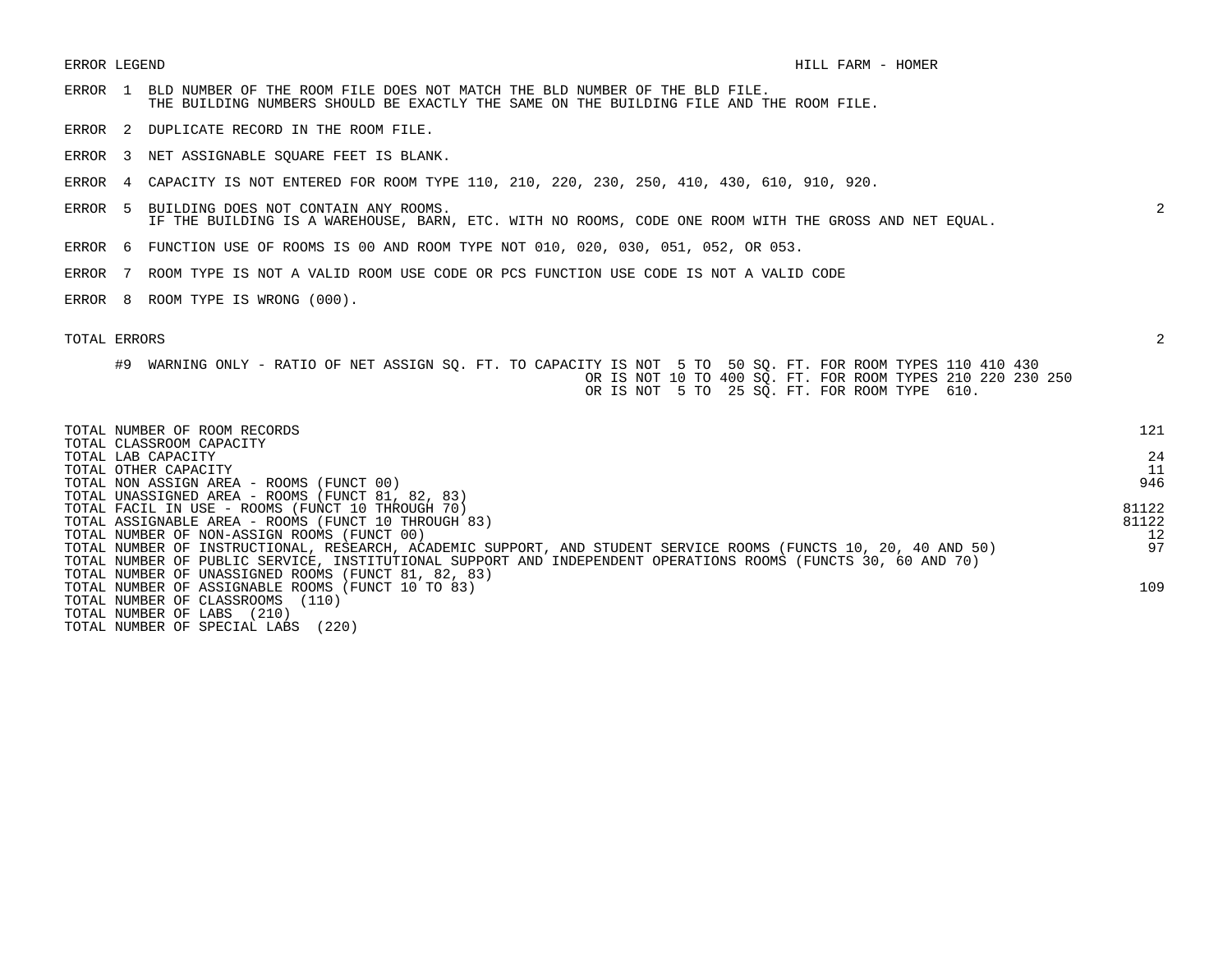ERROR LEGEND

HILL FARM - HOMER

| | | |
|---|---|---|
| ERROR 1 | BLD NUMBER OF THE ROOM FILE DOES NOT MATCH THE BLD NUMBER OF THE BLD FILE. THE BUILDING NUMBERS SHOULD BE EXACTLY THE SAME ON THE BUILDING FILE AND THE ROOM FILE. | |
| ERROR 2 | DUPLICATE RECORD IN THE ROOM FILE. | |
| ERROR 3 | NET ASSIGNABLE SQUARE FEET IS BLANK. | |
| ERROR 4 | CAPACITY IS NOT ENTERED FOR ROOM TYPE 110, 210, 220, 230, 250, 410, 430, 610, 910, 920. | |
| ERROR 5 | BUILDING DOES NOT CONTAIN ANY ROOMS. IF THE BUILDING IS A WAREHOUSE, BARN, ETC. WITH NO ROOMS, CODE ONE ROOM WITH THE GROSS AND NET EQUAL. | 2 |
| ERROR 6 | FUNCTION USE OF ROOMS IS 00 AND ROOM TYPE NOT 010, 020, 030, 051, 052, OR 053. | |
| ERROR 7 | ROOM TYPE IS NOT A VALID ROOM USE CODE OR PCS FUNCTION USE CODE IS NOT A VALID CODE | |
| ERROR 8 | ROOM TYPE IS WRONG (000). | |
| TOTAL ERRORS | | 2 |

#9 WARNING ONLY - RATIO OF NET ASSIGN SQ. FT. TO CAPACITY IS NOT 5 TO 50 SQ. FT. FOR ROOM TYPES 110 410 430
OR IS NOT 10 TO 400 SQ. FT. FOR ROOM TYPES 210 220 230 250
OR IS NOT 5 TO 25 SQ. FT. FOR ROOM TYPE 610.

| | |
|---|---|
| TOTAL NUMBER OF ROOM RECORDS | 121 |
| TOTAL CLASSROOM CAPACITY | |
| TOTAL LAB CAPACITY | 24 |
| TOTAL OTHER CAPACITY | 11 |
| TOTAL NON ASSIGN AREA - ROOMS (FUNCT 00) | 946 |
| TOTAL UNASSIGNED AREA - ROOMS (FUNCT 81, 82, 83) | |
| TOTAL FACIL IN USE - ROOMS (FUNCT 10 THROUGH 70) | 81122 |
| TOTAL ASSIGNABLE AREA - ROOMS (FUNCT 10 THROUGH 83) | 81122 |
| TOTAL NUMBER OF NON-ASSIGN ROOMS (FUNCT 00) | 12 |
| TOTAL NUMBER OF INSTRUCTIONAL, RESEARCH, ACADEMIC SUPPORT, AND STUDENT SERVICE ROOMS (FUNCTS 10, 20, 40 AND 50) | 97 |
| TOTAL NUMBER OF PUBLIC SERVICE, INSTITUTIONAL SUPPORT AND INDEPENDENT OPERATIONS ROOMS (FUNCTS 30, 60 AND 70) | |
| TOTAL NUMBER OF UNASSIGNED ROOMS (FUNCT 81, 82, 83) | |
| TOTAL NUMBER OF ASSIGNABLE ROOMS (FUNCT 10 TO 83) | 109 |
| TOTAL NUMBER OF CLASSROOMS (110) | |
| TOTAL NUMBER OF LABS (210) | |
| TOTAL NUMBER OF SPECIAL LABS (220) | |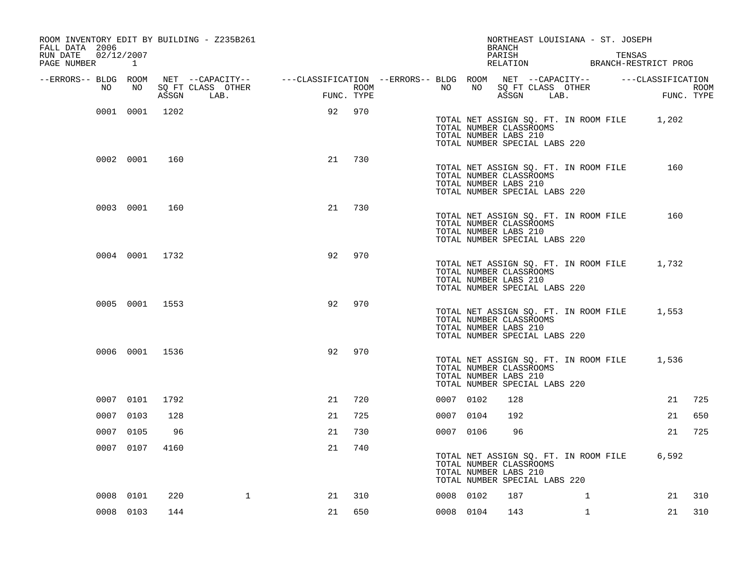ROOM INVENTORY EDIT BY BUILDING - Z235B261
FALL DATA 2006
RUN DATE 02/12/2007

NORTHEAST LOUISIANA - ST. JOSEPH
BRANCH
PARISH TENSAS
RELATION BRANCH-RESTRICT PROG

| --ERRORS-- | BLDG NO | ROOM NO | NET SQ FT ASSGN | CAPACITY CLASS LAB. | CAPACITY OTHER | CLASSIFICATION FUNC. | ROOM TYPE | --ERRORS-- | BLDG NO | ROOM NO | NET SQ FT ASSGN | CAPACITY CLASS LAB. | CAPACITY OTHER | CLASSIFICATION FUNC. | ROOM TYPE |
|---|---|---|---|---|---|---|---|---|---|---|---|---|---|---|---|
| | 0001 | 0001 | 1202 | | | 92 | 970 | | | | | | | | |
| | | | | | | | | | TOTAL NET ASSIGN SQ. FT. IN ROOM FILE | | 1,202 | | | | |
| | | | | | | | | | TOTAL NUMBER CLASSROOMS | | | | | | |
| | | | | | | | | | TOTAL NUMBER LABS 210 | | | | | | |
| | | | | | | | | | TOTAL NUMBER SPECIAL LABS 220 | | | | | | |
| | 0002 | 0001 | 160 | | | 21 | 730 | | | | | | | | |
| | | | | | | | | | TOTAL NET ASSIGN SQ. FT. IN ROOM FILE | | 160 | | | | |
| | | | | | | | | | TOTAL NUMBER CLASSROOMS | | | | | | |
| | | | | | | | | | TOTAL NUMBER LABS 210 | | | | | | |
| | | | | | | | | | TOTAL NUMBER SPECIAL LABS 220 | | | | | | |
| | 0003 | 0001 | 160 | | | 21 | 730 | | | | | | | | |
| | | | | | | | | | TOTAL NET ASSIGN SQ. FT. IN ROOM FILE | | 160 | | | | |
| | | | | | | | | | TOTAL NUMBER CLASSROOMS | | | | | | |
| | | | | | | | | | TOTAL NUMBER LABS 210 | | | | | | |
| | | | | | | | | | TOTAL NUMBER SPECIAL LABS 220 | | | | | | |
| | 0004 | 0001 | 1732 | | | 92 | 970 | | | | | | | | |
| | | | | | | | | | TOTAL NET ASSIGN SQ. FT. IN ROOM FILE | | 1,732 | | | | |
| | | | | | | | | | TOTAL NUMBER CLASSROOMS | | | | | | |
| | | | | | | | | | TOTAL NUMBER LABS 210 | | | | | | |
| | | | | | | | | | TOTAL NUMBER SPECIAL LABS 220 | | | | | | |
| | 0005 | 0001 | 1553 | | | 92 | 970 | | | | | | | | |
| | | | | | | | | | TOTAL NET ASSIGN SQ. FT. IN ROOM FILE | | 1,553 | | | | |
| | | | | | | | | | TOTAL NUMBER CLASSROOMS | | | | | | |
| | | | | | | | | | TOTAL NUMBER LABS 210 | | | | | | |
| | | | | | | | | | TOTAL NUMBER SPECIAL LABS 220 | | | | | | |
| | 0006 | 0001 | 1536 | | | 92 | 970 | | | | | | | | |
| | | | | | | | | | TOTAL NET ASSIGN SQ. FT. IN ROOM FILE | | 1,536 | | | | |
| | | | | | | | | | TOTAL NUMBER CLASSROOMS | | | | | | |
| | | | | | | | | | TOTAL NUMBER LABS 210 | | | | | | |
| | | | | | | | | | TOTAL NUMBER SPECIAL LABS 220 | | | | | | |
| | 0007 | 0101 | 1792 | | | 21 | 720 | | 0007 | 0102 | 128 | | | 21 | 725 |
| | 0007 | 0103 | 128 | | | 21 | 725 | | 0007 | 0104 | 192 | | | 21 | 650 |
| | 0007 | 0105 | 96 | | | 21 | 730 | | 0007 | 0106 | 96 | | | 21 | 725 |
| | 0007 | 0107 | 4160 | | | 21 | 740 | | | | | | | | |
| | | | | | | | | | TOTAL NET ASSIGN SQ. FT. IN ROOM FILE | | 6,592 | | | | |
| | | | | | | | | | TOTAL NUMBER CLASSROOMS | | | | | | |
| | | | | | | | | | TOTAL NUMBER LABS 210 | | | | | | |
| | | | | | | | | | TOTAL NUMBER SPECIAL LABS 220 | | | | | | |
| | 0008 | 0101 | 220 | | 1 | 21 | 310 | | 0008 | 0102 | 187 | | 1 | 21 | 310 |
| | 0008 | 0103 | 144 | | | 21 | 650 | | 0008 | 0104 | 143 | | 1 | 21 | 310 |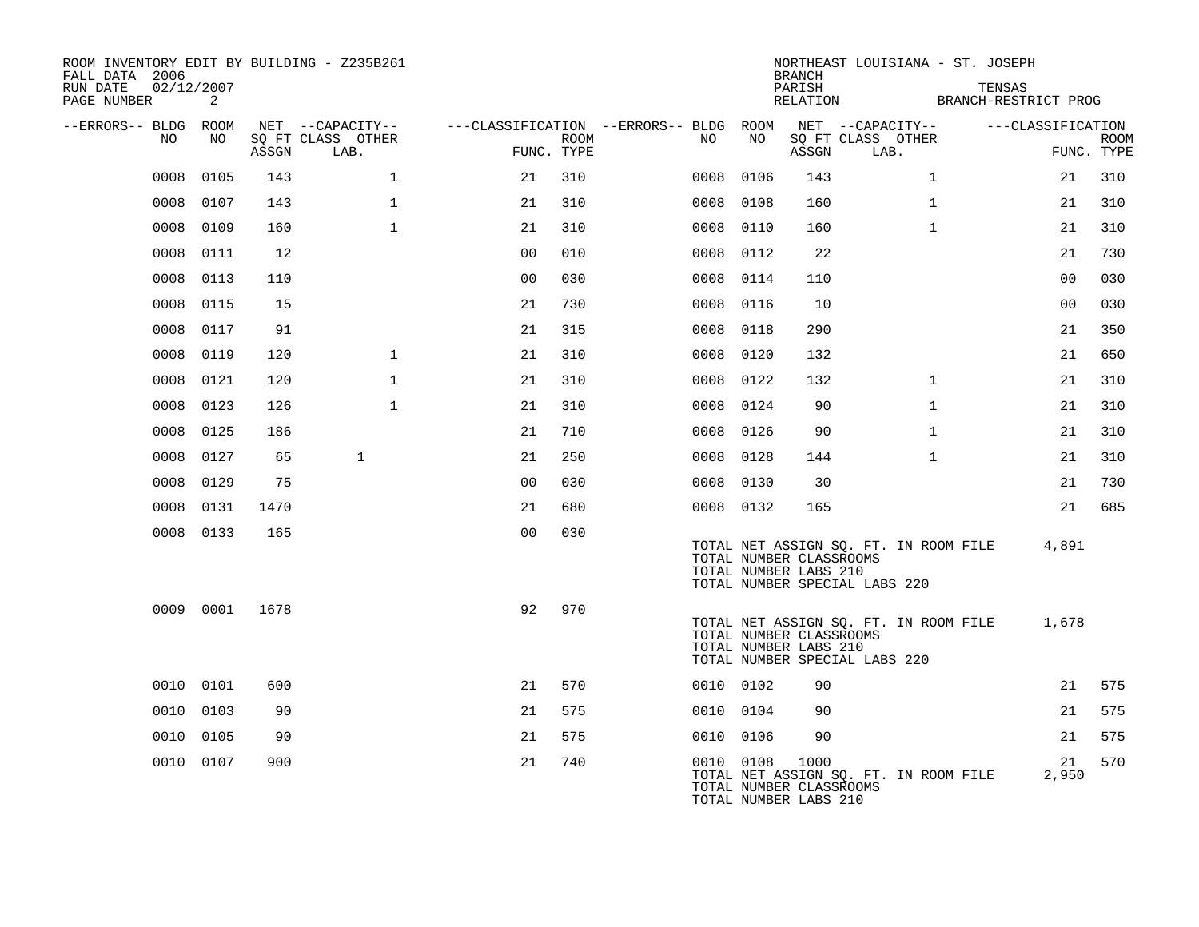ROOM INVENTORY EDIT BY BUILDING - Z235B261
FALL DATA 2006
RUN DATE 02/12/2007

NORTHEAST LOUISIANA - ST. JOSEPH BRANCH
PARISH TENSAS
RELATION BRANCH-RESTRICT PROG

| --ERRORS-- | BLDG NO | ROOM NO | NET SQ FT ASSGN | CAPACITY CLASS LAB. | CAPACITY OTHER | FUNC. | ROOM TYPE | --ERRORS-- | BLDG NO | ROOM NO | NET SQ FT ASSGN | CAPACITY CLASS LAB. | CAPACITY OTHER | FUNC. | ROOM TYPE |
|---|---|---|---|---|---|---|---|---|---|---|---|---|---|---|---|
| | 0008 | 0105 | 143 | | 1 | 21 | 310 | | 0008 | 0106 | 143 | | 1 | 21 | 310 |
| | 0008 | 0107 | 143 | | 1 | 21 | 310 | | 0008 | 0108 | 160 | | 1 | 21 | 310 |
| | 0008 | 0109 | 160 | | 1 | 21 | 310 | | 0008 | 0110 | 160 | | 1 | 21 | 310 |
| | 0008 | 0111 | 12 | | | 00 | 010 | | 0008 | 0112 | 22 | | | 21 | 730 |
| | 0008 | 0113 | 110 | | | 00 | 030 | | 0008 | 0114 | 110 | | | 00 | 030 |
| | 0008 | 0115 | 15 | | | 21 | 730 | | 0008 | 0116 | 10 | | | 00 | 030 |
| | 0008 | 0117 | 91 | | | 21 | 315 | | 0008 | 0118 | 290 | | | 21 | 350 |
| | 0008 | 0119 | 120 | | 1 | 21 | 310 | | 0008 | 0120 | 132 | | | 21 | 650 |
| | 0008 | 0121 | 120 | | 1 | 21 | 310 | | 0008 | 0122 | 132 | | 1 | 21 | 310 |
| | 0008 | 0123 | 126 | | 1 | 21 | 310 | | 0008 | 0124 | 90 | | 1 | 21 | 310 |
| | 0008 | 0125 | 186 | | | 21 | 710 | | 0008 | 0126 | 90 | | 1 | 21 | 310 |
| | 0008 | 0127 | 65 | 1 | | 21 | 250 | | 0008 | 0128 | 144 | | 1 | 21 | 310 |
| | 0008 | 0129 | 75 | | | 00 | 030 | | 0008 | 0130 | 30 | | | 21 | 730 |
| | 0008 | 0131 | 1470 | | | 21 | 680 | | 0008 | 0132 | 165 | | | 21 | 685 |
| | 0008 | 0133 | 165 | | | 00 | 030 | | | | | | | | |

TOTAL NET ASSIGN SQ. FT. IN ROOM FILE 4,891
TOTAL NUMBER CLASSROOMS
TOTAL NUMBER LABS 210
TOTAL NUMBER SPECIAL LABS 220

| --ERRORS-- | BLDG NO | ROOM NO | NET SQ FT ASSGN | CAPACITY CLASS LAB. | CAPACITY OTHER | FUNC. | ROOM TYPE |
|---|---|---|---|---|---|---|---|
| | 0009 | 0001 | 1678 | | | 92 | 970 |

TOTAL NET ASSIGN SQ. FT. IN ROOM FILE 1,678
TOTAL NUMBER CLASSROOMS
TOTAL NUMBER LABS 210
TOTAL NUMBER SPECIAL LABS 220

| --ERRORS-- | BLDG NO | ROOM NO | NET SQ FT ASSGN | CAPACITY CLASS LAB. | CAPACITY OTHER | FUNC. | ROOM TYPE | --ERRORS-- | BLDG NO | ROOM NO | NET SQ FT ASSGN | CAPACITY CLASS LAB. | CAPACITY OTHER | FUNC. | ROOM TYPE |
|---|---|---|---|---|---|---|---|---|---|---|---|---|---|---|---|
| | 0010 | 0101 | 600 | | | 21 | 570 | | 0010 | 0102 | 90 | | | 21 | 575 |
| | 0010 | 0103 | 90 | | | 21 | 575 | | 0010 | 0104 | 90 | | | 21 | 575 |
| | 0010 | 0105 | 90 | | | 21 | 575 | | 0010 | 0106 | 90 | | | 21 | 575 |
| | 0010 | 0107 | 900 | | | 21 | 740 | | 0010 | 0108 | 1000 | | | 21 | 570 |

TOTAL NET ASSIGN SQ. FT. IN ROOM FILE 2,950
TOTAL NUMBER CLASSROOMS
TOTAL NUMBER LABS 210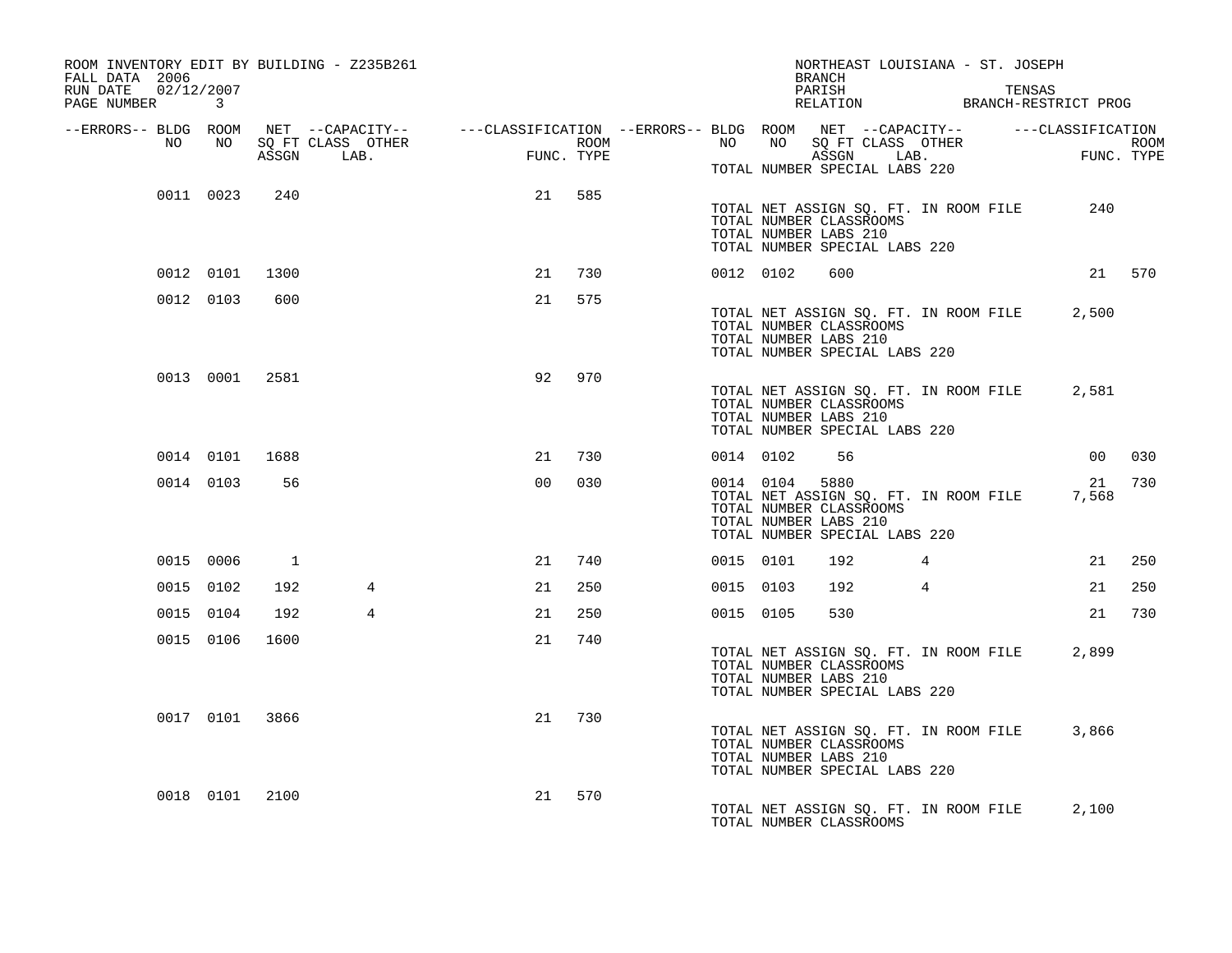ROOM INVENTORY EDIT BY BUILDING - Z235B261
FALL DATA 2006
RUN DATE 02/12/2007

NORTHEAST LOUISIANA - ST. JOSEPH
BRANCH
PARISH TENSAS
RELATION BRANCH-RESTRICT PROG

| --ERRORS-- | BLDG NO | ROOM NO | NET SQ FT ASSGN | --CAPACITY-- CLASS | OTHER LAB. | ---CLASSIFICATION FUNC. | ROOM TYPE | --ERRORS-- | BLDG NO | ROOM NO | NET SQ FT ASSGN | --CAPACITY-- CLASS | OTHER LAB. | ---CLASSIFICATION FUNC. | ROOM TYPE |
|---|---|---|---|---|---|---|---|---|---|---|---|---|---|---|---|
| | | | | | | | | | TOTAL NUMBER SPECIAL LABS 220 | | | | | | |
| | 0011 | 0023 | 240 | | | 21 | 585 | | | | | | | | |
| | | | | | | | | | TOTAL NET ASSIGN SQ. FT. IN ROOM FILE | | | | | 240 | |
| | | | | | | | | | TOTAL NUMBER CLASSROOMS | | | | | | |
| | | | | | | | | | TOTAL NUMBER LABS 210 | | | | | | |
| | | | | | | | | | TOTAL NUMBER SPECIAL LABS 220 | | | | | | |
| | 0012 | 0101 | 1300 | | | 21 | 730 | | 0012 | 0102 | 600 | | | 21 | 570 |
| | 0012 | 0103 | 600 | | | 21 | 575 | | | | | | | | |
| | | | | | | | | | TOTAL NET ASSIGN SQ. FT. IN ROOM FILE | | | | | 2,500 | |
| | | | | | | | | | TOTAL NUMBER CLASSROOMS | | | | | | |
| | | | | | | | | | TOTAL NUMBER LABS 210 | | | | | | |
| | | | | | | | | | TOTAL NUMBER SPECIAL LABS 220 | | | | | | |
| | 0013 | 0001 | 2581 | | | 92 | 970 | | | | | | | | |
| | | | | | | | | | TOTAL NET ASSIGN SQ. FT. IN ROOM FILE | | | | | 2,581 | |
| | | | | | | | | | TOTAL NUMBER CLASSROOMS | | | | | | |
| | | | | | | | | | TOTAL NUMBER LABS 210 | | | | | | |
| | | | | | | | | | TOTAL NUMBER SPECIAL LABS 220 | | | | | | |
| | 0014 | 0101 | 1688 | | | 21 | 730 | | 0014 | 0102 | 56 | | | 00 | 030 |
| | 0014 | 0103 | 56 | | | 00 | 030 | | 0014 | 0104 | 5880 | | | 21 | 730 |
| | | | | | | | | | TOTAL NET ASSIGN SQ. FT. IN ROOM FILE | | | | | 7,568 | |
| | | | | | | | | | TOTAL NUMBER CLASSROOMS | | | | | | |
| | | | | | | | | | TOTAL NUMBER LABS 210 | | | | | | |
| | | | | | | | | | TOTAL NUMBER SPECIAL LABS 220 | | | | | | |
| | 0015 | 0006 | 1 | | | 21 | 740 | | 0015 | 0101 | 192 | 4 | | 21 | 250 |
| | 0015 | 0102 | 192 | 4 | | 21 | 250 | | 0015 | 0103 | 192 | 4 | | 21 | 250 |
| | 0015 | 0104 | 192 | 4 | | 21 | 250 | | 0015 | 0105 | 530 | | | 21 | 730 |
| | 0015 | 0106 | 1600 | | | 21 | 740 | | | | | | | | |
| | | | | | | | | | TOTAL NET ASSIGN SQ. FT. IN ROOM FILE | | | | | 2,899 | |
| | | | | | | | | | TOTAL NUMBER CLASSROOMS | | | | | | |
| | | | | | | | | | TOTAL NUMBER LABS 210 | | | | | | |
| | | | | | | | | | TOTAL NUMBER SPECIAL LABS 220 | | | | | | |
| | 0017 | 0101 | 3866 | | | 21 | 730 | | | | | | | | |
| | | | | | | | | | TOTAL NET ASSIGN SQ. FT. IN ROOM FILE | | | | | 3,866 | |
| | | | | | | | | | TOTAL NUMBER CLASSROOMS | | | | | | |
| | | | | | | | | | TOTAL NUMBER LABS 210 | | | | | | |
| | | | | | | | | | TOTAL NUMBER SPECIAL LABS 220 | | | | | | |
| | 0018 | 0101 | 2100 | | | 21 | 570 | | | | | | | | |
| | | | | | | | | | TOTAL NET ASSIGN SQ. FT. IN ROOM FILE | | | | | 2,100 | |
| | | | | | | | | | TOTAL NUMBER CLASSROOMS | | | | | | |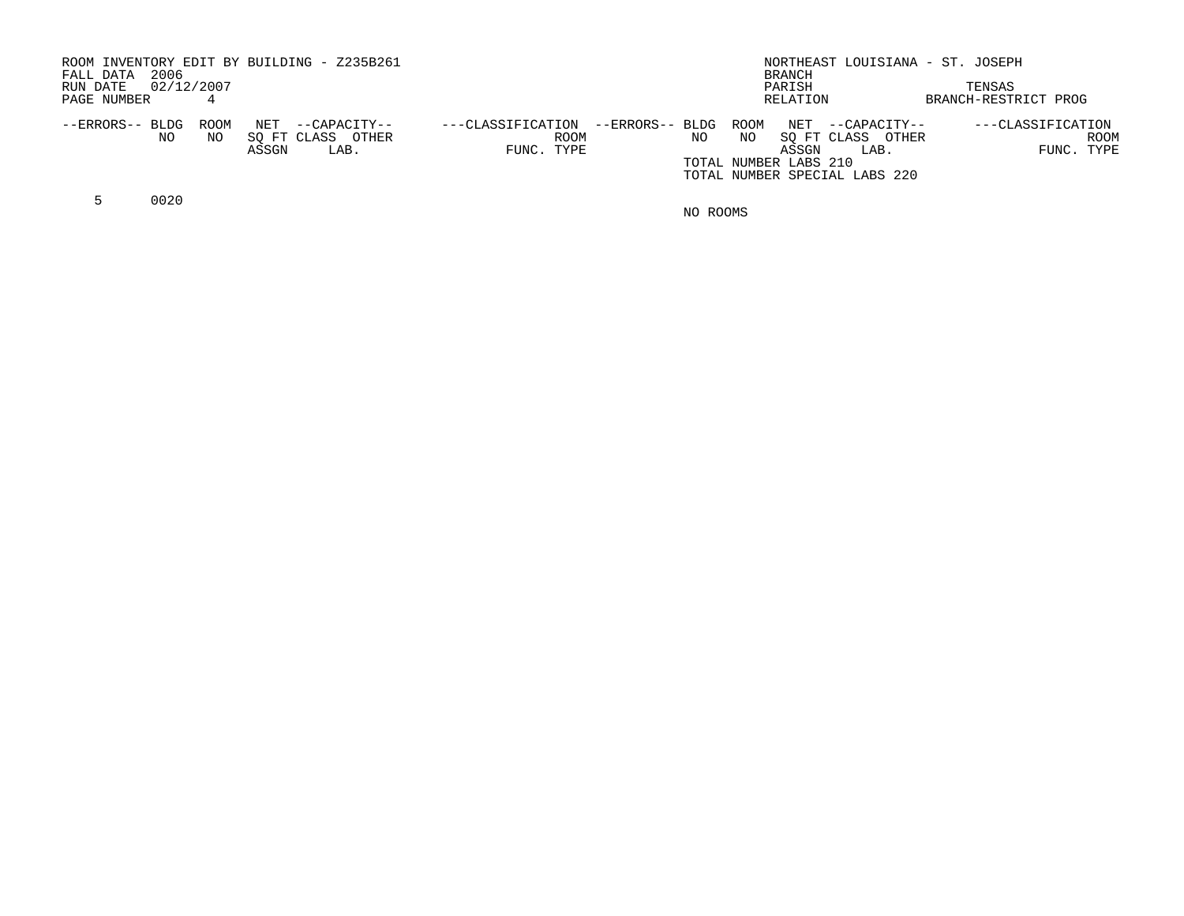ROOM INVENTORY EDIT BY BUILDING - Z235B261
FALL DATA 2006
RUN DATE 02/12/2007
PAGE NUMBER 4

NORTHEAST LOUISIANA - ST. JOSEPH
BRANCH
PARISH TENSAS
RELATION BRANCH-RESTRICT PROG

| --ERRORS-- | BLDG NO | ROOM NO | NET SQ FT ASSGN | --CAPACITY-- CLASS | OTHER LAB. | ---CLASSIFICATION FUNC. | ROOM TYPE |
|---|---|---|---|---|---|---|---|
| 5 | 0020 | | | | | | |

| --ERRORS-- | BLDG NO | ROOM NO | NET SQ FT ASSGN | --CAPACITY-- CLASS | OTHER LAB. | ---CLASSIFICATION FUNC. | ROOM TYPE |
|---|---|---|---|---|---|---|---|

TOTAL NUMBER LABS 210
TOTAL NUMBER SPECIAL LABS 220

NO ROOMS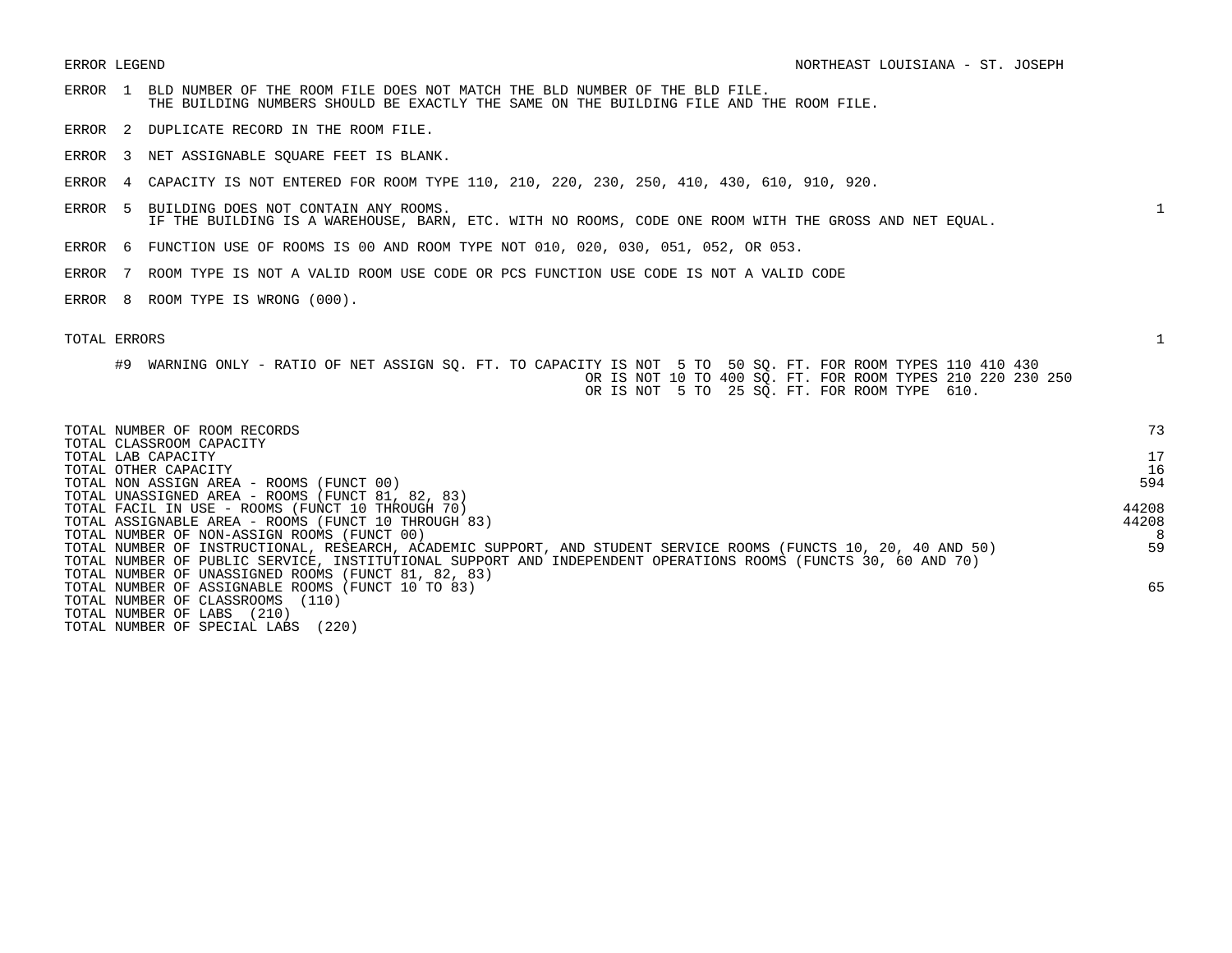ERROR LEGEND | NORTHEAST LOUISIANA - ST. JOSEPH

| | | |
|---|---|---|
| ERROR 1 | BLD NUMBER OF THE ROOM FILE DOES NOT MATCH THE BLD NUMBER OF THE BLD FILE. THE BUILDING NUMBERS SHOULD BE EXACTLY THE SAME ON THE BUILDING FILE AND THE ROOM FILE. | |
| ERROR 2 | DUPLICATE RECORD IN THE ROOM FILE. | |
| ERROR 3 | NET ASSIGNABLE SQUARE FEET IS BLANK. | |
| ERROR 4 | CAPACITY IS NOT ENTERED FOR ROOM TYPE 110, 210, 220, 230, 250, 410, 430, 610, 910, 920. | |
| ERROR 5 | BUILDING DOES NOT CONTAIN ANY ROOMS. IF THE BUILDING IS A WAREHOUSE, BARN, ETC. WITH NO ROOMS, CODE ONE ROOM WITH THE GROSS AND NET EQUAL. | 1 |
| ERROR 6 | FUNCTION USE OF ROOMS IS 00 AND ROOM TYPE NOT 010, 020, 030, 051, 052, OR 053. | |
| ERROR 7 | ROOM TYPE IS NOT A VALID ROOM USE CODE OR PCS FUNCTION USE CODE IS NOT A VALID CODE | |
| ERROR 8 | ROOM TYPE IS WRONG (000). | |
| TOTAL ERRORS | | 1 |

#9 WARNING ONLY - RATIO OF NET ASSIGN SQ. FT. TO CAPACITY IS NOT 5 TO 50 SQ. FT. FOR ROOM TYPES 110 410 430
OR IS NOT 10 TO 400 SQ. FT. FOR ROOM TYPES 210 220 230 250
OR IS NOT 5 TO 25 SQ. FT. FOR ROOM TYPE 610.

| | |
|---|---|
| TOTAL NUMBER OF ROOM RECORDS | 73 |
| TOTAL CLASSROOM CAPACITY | |
| TOTAL LAB CAPACITY | 17 |
| TOTAL OTHER CAPACITY | 16 |
| TOTAL NON ASSIGN AREA - ROOMS (FUNCT 00) | 594 |
| TOTAL UNASSIGNED AREA - ROOMS (FUNCT 81, 82, 83) | |
| TOTAL FACIL IN USE - ROOMS (FUNCT 10 THROUGH 70) | 44208 |
| TOTAL ASSIGNABLE AREA - ROOMS (FUNCT 10 THROUGH 83) | 44208 |
| TOTAL NUMBER OF NON-ASSIGN ROOMS (FUNCT 00) | 8 |
| TOTAL NUMBER OF INSTRUCTIONAL, RESEARCH, ACADEMIC SUPPORT, AND STUDENT SERVICE ROOMS (FUNCTS 10, 20, 40 AND 50) | 59 |
| TOTAL NUMBER OF PUBLIC SERVICE, INSTITUTIONAL SUPPORT AND INDEPENDENT OPERATIONS ROOMS (FUNCTS 30, 60 AND 70) | |
| TOTAL NUMBER OF UNASSIGNED ROOMS (FUNCT 81, 82, 83) | |
| TOTAL NUMBER OF ASSIGNABLE ROOMS (FUNCT 10 TO 83) | 65 |
| TOTAL NUMBER OF CLASSROOMS (110) | |
| TOTAL NUMBER OF LABS (210) | |
| TOTAL NUMBER OF SPECIAL LABS (220) | |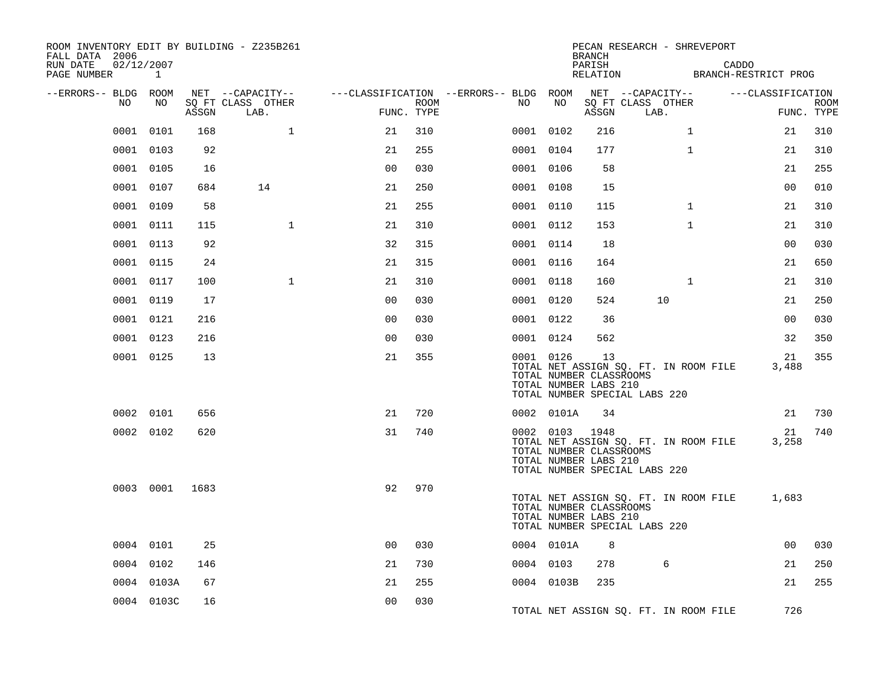ROOM INVENTORY EDIT BY BUILDING - Z235B261
FALL DATA 2006
RUN DATE 02/12/2007
PAGE NUMBER 1

PECAN RESEARCH - SHREVEPORT
BRANCH
PARISH CADDO
RELATION BRANCH-RESTRICT PROG

| --ERRORS-- | BLDG NO | ROOM NO | NET SQ FT ASSGN | CAPACITY CLASS LAB. | CAPACITY OTHER | CLASSIFICATION FUNC. | ROOM TYPE | --ERRORS-- | BLDG NO | ROOM NO | NET SQ FT ASSGN | CAPACITY CLASS LAB. | CAPACITY OTHER | CLASSIFICATION FUNC. | ROOM TYPE |
|---|---|---|---|---|---|---|---|---|---|---|---|---|---|---|---|
| | 0001 | 0101 | 168 | | 1 | 21 | 310 | | 0001 | 0102 | 216 | | 1 | 21 | 310 |
| | 0001 | 0103 | 92 | | | 21 | 255 | | 0001 | 0104 | 177 | | 1 | 21 | 310 |
| | 0001 | 0105 | 16 | | | 00 | 030 | | 0001 | 0106 | 58 | | | 21 | 255 |
| | 0001 | 0107 | 684 | 14 | | 21 | 250 | | 0001 | 0108 | 15 | | | 00 | 010 |
| | 0001 | 0109 | 58 | | | 21 | 255 | | 0001 | 0110 | 115 | | 1 | 21 | 310 |
| | 0001 | 0111 | 115 | | 1 | 21 | 310 | | 0001 | 0112 | 153 | | 1 | 21 | 310 |
| | 0001 | 0113 | 92 | | | 32 | 315 | | 0001 | 0114 | 18 | | | 00 | 030 |
| | 0001 | 0115 | 24 | | | 21 | 315 | | 0001 | 0116 | 164 | | | 21 | 650 |
| | 0001 | 0117 | 100 | | 1 | 21 | 310 | | 0001 | 0118 | 160 | | 1 | 21 | 310 |
| | 0001 | 0119 | 17 | | | 00 | 030 | | 0001 | 0120 | 524 | 10 | | 21 | 250 |
| | 0001 | 0121 | 216 | | | 00 | 030 | | 0001 | 0122 | 36 | | | 00 | 030 |
| | 0001 | 0123 | 216 | | | 00 | 030 | | 0001 | 0124 | 562 | | | 32 | 350 |
| | 0001 | 0125 | 13 | | | 21 | 355 | | 0001 | 0126 | 13 | | | 21 | 355 |
| | | | | | | | | | TOTAL NET ASSIGN SQ. FT. IN ROOM FILE | | | | | 3,488 | |
| | | | | | | | | | TOTAL NUMBER CLASSROOMS | | | | | | |
| | | | | | | | | | TOTAL NUMBER LABS 210 | | | | | | |
| | | | | | | | | | TOTAL NUMBER SPECIAL LABS 220 | | | | | | |
| | 0002 | 0101 | 656 | | | 21 | 720 | | 0002 | 0101A | 34 | | | 21 | 730 |
| | 0002 | 0102 | 620 | | | 31 | 740 | | 0002 | 0103 | 1948 | | | 21 | 740 |
| | | | | | | | | | TOTAL NET ASSIGN SQ. FT. IN ROOM FILE | | | | | 3,258 | |
| | | | | | | | | | TOTAL NUMBER CLASSROOMS | | | | | | |
| | | | | | | | | | TOTAL NUMBER LABS 210 | | | | | | |
| | | | | | | | | | TOTAL NUMBER SPECIAL LABS 220 | | | | | | |
| | 0003 | 0001 | 1683 | | | 92 | 970 | | | | | | | | |
| | | | | | | | | | TOTAL NET ASSIGN SQ. FT. IN ROOM FILE | | | | | 1,683 | |
| | | | | | | | | | TOTAL NUMBER CLASSROOMS | | | | | | |
| | | | | | | | | | TOTAL NUMBER LABS 210 | | | | | | |
| | | | | | | | | | TOTAL NUMBER SPECIAL LABS 220 | | | | | | |
| | 0004 | 0101 | 25 | | | 00 | 030 | | 0004 | 0101A | 8 | | | 00 | 030 |
| | 0004 | 0102 | 146 | | | 21 | 730 | | 0004 | 0103 | 278 | 6 | | 21 | 250 |
| | 0004 | 0103A | 67 | | | 21 | 255 | | 0004 | 0103B | 235 | | | 21 | 255 |
| | 0004 | 0103C | 16 | | | 00 | 030 | | | | | | | | |
| | | | | | | | | | TOTAL NET ASSIGN SQ. FT. IN ROOM FILE | | | | | 726 | |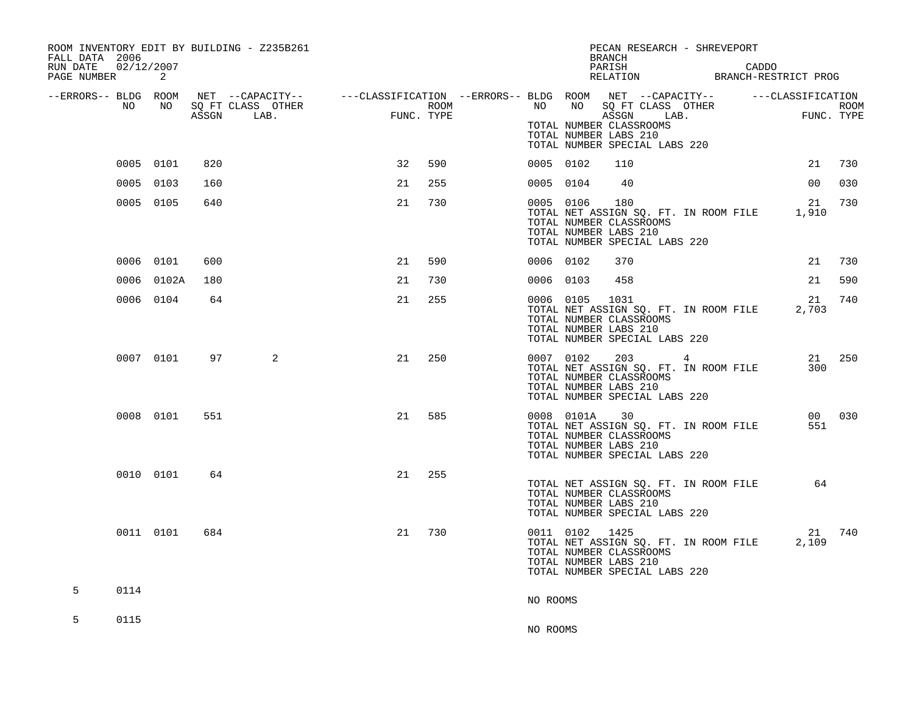ROOM INVENTORY EDIT BY BUILDING - Z235B261
FALL DATA 2006
RUN DATE 02/12/2007

PECAN RESEARCH - SHREVEPORT
BRANCH
PARISH CADDO
RELATION BRANCH-RESTRICT PROG

| --ERRORS-- | BLDG NO | ROOM NO | NET SQ FT ASSGN | CAPACITY CLASS | CAPACITY LAB. | CAPACITY OTHER | FUNC. | ROOM TYPE | --ERRORS-- | BLDG NO | ROOM NO | NET SQ FT ASSGN | CAPACITY CLASS | CAPACITY LAB. | CAPACITY OTHER | FUNC. | ROOM TYPE |
|---|---|---|---|---|---|---|---|---|---|---|---|---|---|---|---|---|---|
| | | | | | | | | | | TOTAL NUMBER CLASSROOMS | | | | | | | |
| | | | | | | | | | | TOTAL NUMBER LABS 210 | | | | | | | |
| | | | | | | | | | | TOTAL NUMBER SPECIAL LABS 220 | | | | | | | |
| | 0005 | 0101 | 820 | | | | 32 | 590 | | 0005 | 0102 | 110 | | | | 21 | 730 |
| | 0005 | 0103 | 160 | | | | 21 | 255 | | 0005 | 0104 | 40 | | | | 00 | 030 |
| | 0005 | 0105 | 640 | | | | 21 | 730 | | 0005 | 0106 | 180 | | | | 21 | 730 |
| | | | | | | | | | | TOTAL NET ASSIGN SQ. FT. IN ROOM FILE | | | | | | 1,910 | |
| | | | | | | | | | | TOTAL NUMBER CLASSROOMS | | | | | | | |
| | | | | | | | | | | TOTAL NUMBER LABS 210 | | | | | | | |
| | | | | | | | | | | TOTAL NUMBER SPECIAL LABS 220 | | | | | | | |
| | 0006 | 0101 | 600 | | | | 21 | 590 | | 0006 | 0102 | 370 | | | | 21 | 730 |
| | 0006 | 0102A | 180 | | | | 21 | 730 | | 0006 | 0103 | 458 | | | | 21 | 590 |
| | 0006 | 0104 | 64 | | | | 21 | 255 | | 0006 | 0105 | 1031 | | | | 21 | 740 |
| | | | | | | | | | | TOTAL NET ASSIGN SQ. FT. IN ROOM FILE | | | | | | 2,703 | |
| | | | | | | | | | | TOTAL NUMBER CLASSROOMS | | | | | | | |
| | | | | | | | | | | TOTAL NUMBER LABS 210 | | | | | | | |
| | | | | | | | | | | TOTAL NUMBER SPECIAL LABS 220 | | | | | | | |
| | 0007 | 0101 | 97 | | 2 | | 21 | 250 | | 0007 | 0102 | 203 | | 4 | | 21 | 250 |
| | | | | | | | | | | TOTAL NET ASSIGN SQ. FT. IN ROOM FILE | | | | | | 300 | |
| | | | | | | | | | | TOTAL NUMBER CLASSROOMS | | | | | | | |
| | | | | | | | | | | TOTAL NUMBER LABS 210 | | | | | | | |
| | | | | | | | | | | TOTAL NUMBER SPECIAL LABS 220 | | | | | | | |
| | 0008 | 0101 | 551 | | | | 21 | 585 | | 0008 | 0101A | 30 | | | | 00 | 030 |
| | | | | | | | | | | TOTAL NET ASSIGN SQ. FT. IN ROOM FILE | | | | | | 551 | |
| | | | | | | | | | | TOTAL NUMBER CLASSROOMS | | | | | | | |
| | | | | | | | | | | TOTAL NUMBER LABS 210 | | | | | | | |
| | | | | | | | | | | TOTAL NUMBER SPECIAL LABS 220 | | | | | | | |
| | 0010 | 0101 | 64 | | | | 21 | 255 | | | | | | | | | |
| | | | | | | | | | | TOTAL NET ASSIGN SQ. FT. IN ROOM FILE | | | | | | 64 | |
| | | | | | | | | | | TOTAL NUMBER CLASSROOMS | | | | | | | |
| | | | | | | | | | | TOTAL NUMBER LABS 210 | | | | | | | |
| | | | | | | | | | | TOTAL NUMBER SPECIAL LABS 220 | | | | | | | |
| | 0011 | 0101 | 684 | | | | 21 | 730 | | 0011 | 0102 | 1425 | | | | 21 | 740 |
| | | | | | | | | | | TOTAL NET ASSIGN SQ. FT. IN ROOM FILE | | | | | | 2,109 | |
| | | | | | | | | | | TOTAL NUMBER CLASSROOMS | | | | | | | |
| | | | | | | | | | | TOTAL NUMBER LABS 210 | | | | | | | |
| | | | | | | | | | | TOTAL NUMBER SPECIAL LABS 220 | | | | | | | |
| 5 | 0114 | | | | | | | | | NO ROOMS | | | | | | | |
| 5 | 0115 | | | | | | | | | NO ROOMS | | | | | | | |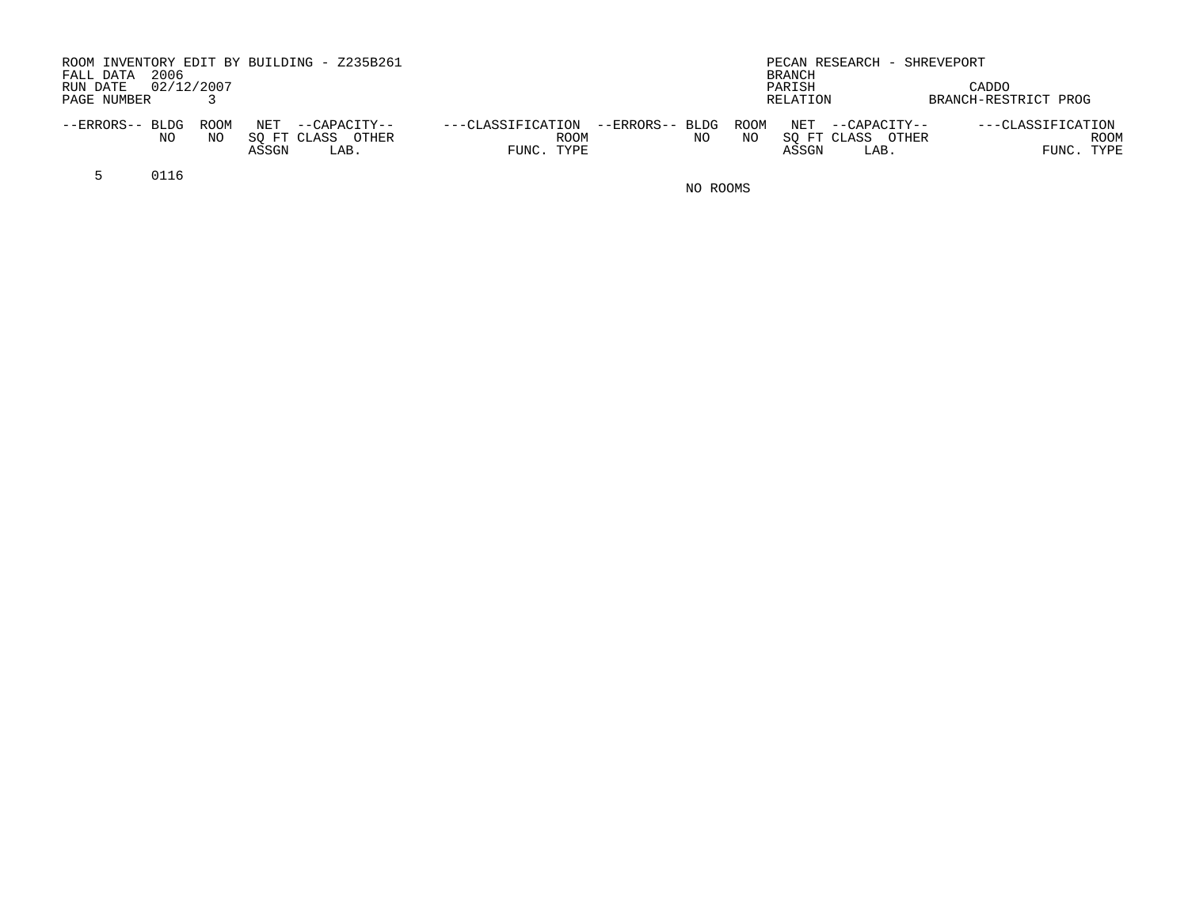ROOM INVENTORY EDIT BY BUILDING - Z235B261
FALL DATA 2006
RUN DATE 02/12/2007
PAGE NUMBER 3

PECAN RESEARCH - SHREVEPORT
BRANCH
PARISH CADDO
RELATION BRANCH-RESTRICT PROG

| --ERRORS-- | BLDG NO | ROOM NO | NET SQ FT ASSGN | --CAPACITY-- CLASS | OTHER LAB. | ---CLASSIFICATION FUNC. | ROOM TYPE | --ERRORS-- | BLDG NO | ROOM NO | NET SQ FT ASSGN | --CAPACITY-- CLASS | OTHER LAB. | ---CLASSIFICATION FUNC. | ROOM TYPE |
|---|---|---|---|---|---|---|---|---|---|---|---|---|---|---|---|
| 5 | 0116 | | | | | | | | | | | | | | |

NO ROOMS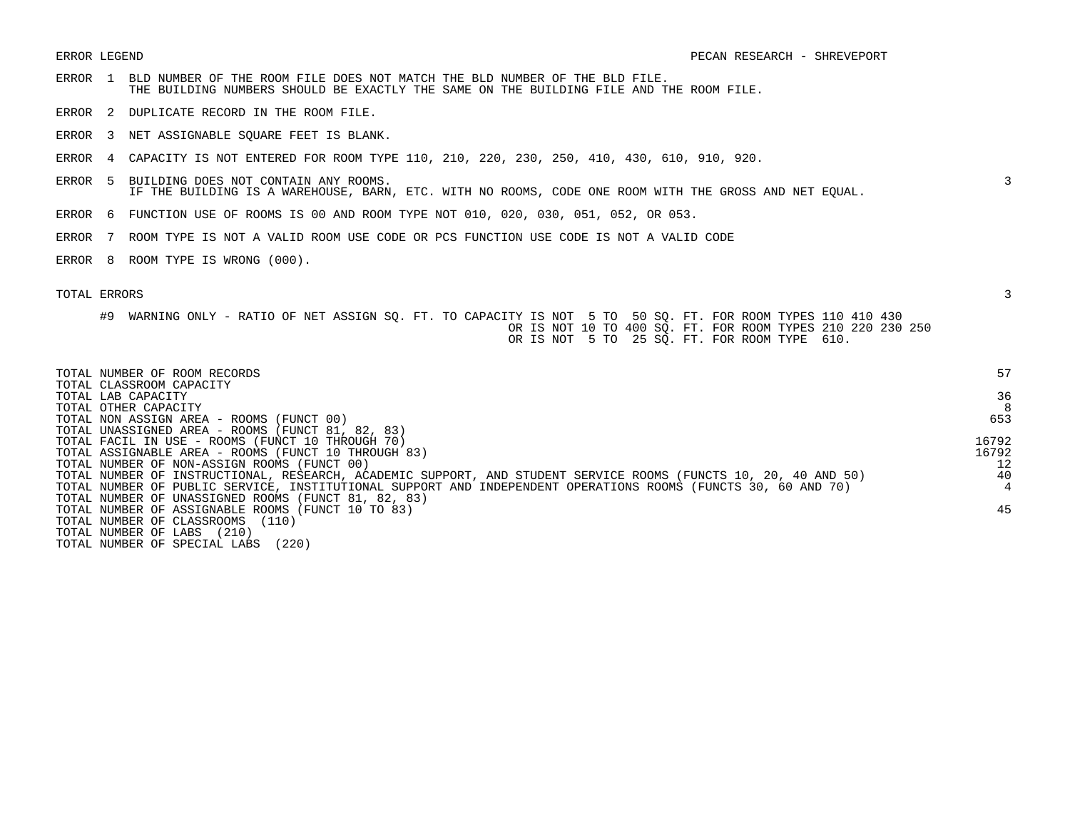ERROR LEGEND

PECAN RESEARCH - SHREVEPORT

| | | |
|---|---|---|
| ERROR 1 | BLD NUMBER OF THE ROOM FILE DOES NOT MATCH THE BLD NUMBER OF THE BLD FILE. THE BUILDING NUMBERS SHOULD BE EXACTLY THE SAME ON THE BUILDING FILE AND THE ROOM FILE. | |
| ERROR 2 | DUPLICATE RECORD IN THE ROOM FILE. | |
| ERROR 3 | NET ASSIGNABLE SQUARE FEET IS BLANK. | |
| ERROR 4 | CAPACITY IS NOT ENTERED FOR ROOM TYPE 110, 210, 220, 230, 250, 410, 430, 610, 910, 920. | |
| ERROR 5 | BUILDING DOES NOT CONTAIN ANY ROOMS. IF THE BUILDING IS A WAREHOUSE, BARN, ETC. WITH NO ROOMS, CODE ONE ROOM WITH THE GROSS AND NET EQUAL. | 3 |
| ERROR 6 | FUNCTION USE OF ROOMS IS 00 AND ROOM TYPE NOT 010, 020, 030, 051, 052, OR 053. | |
| ERROR 7 | ROOM TYPE IS NOT A VALID ROOM USE CODE OR PCS FUNCTION USE CODE IS NOT A VALID CODE | |
| ERROR 8 | ROOM TYPE IS WRONG (000). | |
| TOTAL ERRORS | | 3 |

#9 WARNING ONLY - RATIO OF NET ASSIGN SQ. FT. TO CAPACITY IS NOT 5 TO 50 SQ. FT. FOR ROOM TYPES 110 410 430
OR IS NOT 10 TO 400 SQ. FT. FOR ROOM TYPES 210 220 230 250
OR IS NOT 5 TO 25 SQ. FT. FOR ROOM TYPE 610.

| | |
|---|---|
| TOTAL NUMBER OF ROOM RECORDS | 57 |
| TOTAL CLASSROOM CAPACITY | |
| TOTAL LAB CAPACITY | 36 |
| TOTAL OTHER CAPACITY | 8 |
| TOTAL NON ASSIGN AREA - ROOMS (FUNCT 00) | 653 |
| TOTAL UNASSIGNED AREA - ROOMS (FUNCT 81, 82, 83) | |
| TOTAL FACIL IN USE - ROOMS (FUNCT 10 THROUGH 70) | 16792 |
| TOTAL ASSIGNABLE AREA - ROOMS (FUNCT 10 THROUGH 83) | 16792 |
| TOTAL NUMBER OF NON-ASSIGN ROOMS (FUNCT 00) | 12 |
| TOTAL NUMBER OF INSTRUCTIONAL, RESEARCH, ACADEMIC SUPPORT, AND STUDENT SERVICE ROOMS (FUNCTS 10, 20, 40 AND 50) | 40 |
| TOTAL NUMBER OF PUBLIC SERVICE, INSTITUTIONAL SUPPORT AND INDEPENDENT OPERATIONS ROOMS (FUNCTS 30, 60 AND 70) | 4 |
| TOTAL NUMBER OF UNASSIGNED ROOMS (FUNCT 81, 82, 83) | |
| TOTAL NUMBER OF ASSIGNABLE ROOMS (FUNCT 10 TO 83) | 45 |
| TOTAL NUMBER OF CLASSROOMS (110) | |
| TOTAL NUMBER OF LABS (210) | |
| TOTAL NUMBER OF SPECIAL LABS (220) | |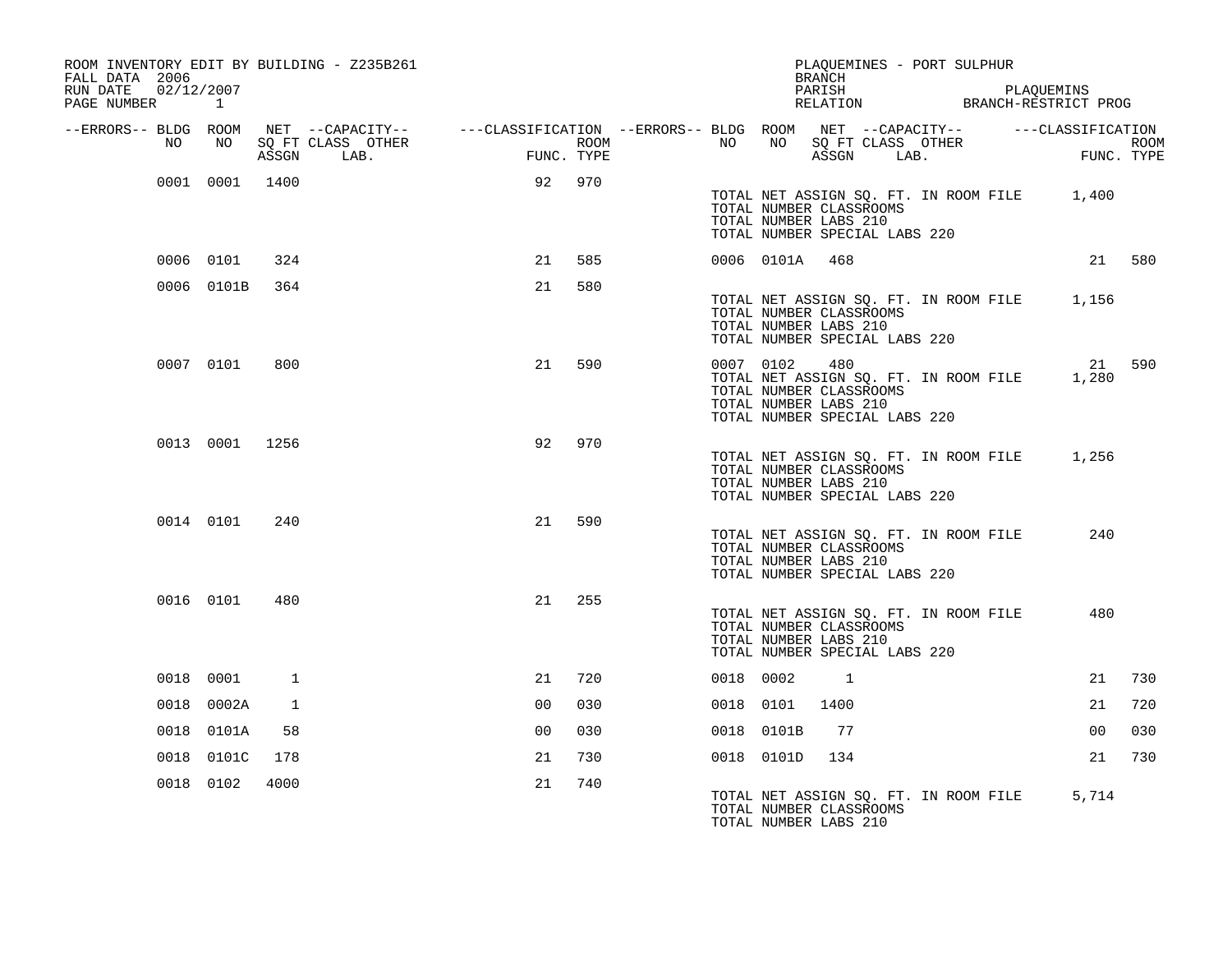ROOM INVENTORY EDIT BY BUILDING - Z235B261
FALL DATA 2006
RUN DATE 02/12/2007
PAGE NUMBER 1

PLAQUEMINES - PORT SULPHUR
BRANCH
PARISH PLAQUEMINS
RELATION BRANCH-RESTRICT PROG

| --ERRORS-- | BLDG NO | ROOM NO | NET SQ FT ASSGN | --CAPACITY-- CLASS LAB. | OTHER | ---CLASSIFICATION FUNC. | ROOM TYPE | --ERRORS-- | BLDG NO | ROOM NO | NET SQ FT ASSGN | --CAPACITY-- CLASS LAB. | OTHER | ---CLASSIFICATION FUNC. | ROOM TYPE |
|---|---|---|---|---|---|---|---|---|---|---|---|---|---|---|---|
| | 0001 | 0001 | 1400 | | | 92 | 970 | | | | | | | | |

TOTAL NET ASSIGN SQ. FT. IN ROOM FILE 1,400
TOTAL NUMBER CLASSROOMS
TOTAL NUMBER LABS 210
TOTAL NUMBER SPECIAL LABS 220

| --ERRORS-- | BLDG NO | ROOM NO | NET SQ FT ASSGN | --CAPACITY-- CLASS LAB. | OTHER | ---CLASSIFICATION FUNC. | ROOM TYPE | --ERRORS-- | BLDG NO | ROOM NO | NET SQ FT ASSGN | --CAPACITY-- CLASS LAB. | OTHER | ---CLASSIFICATION FUNC. | ROOM TYPE |
|---|---|---|---|---|---|---|---|---|---|---|---|---|---|---|---|
| | 0006 | 0101 | 324 | | | 21 | 585 | | 0006 | 0101A | 468 | | | 21 | 580 |
| | 0006 | 0101B | 364 | | | 21 | 580 | | | | | | | | |

TOTAL NET ASSIGN SQ. FT. IN ROOM FILE 1,156
TOTAL NUMBER CLASSROOMS
TOTAL NUMBER LABS 210
TOTAL NUMBER SPECIAL LABS 220

| --ERRORS-- | BLDG NO | ROOM NO | NET SQ FT ASSGN | --CAPACITY-- CLASS LAB. | OTHER | ---CLASSIFICATION FUNC. | ROOM TYPE | --ERRORS-- | BLDG NO | ROOM NO | NET SQ FT ASSGN | --CAPACITY-- CLASS LAB. | OTHER | ---CLASSIFICATION FUNC. | ROOM TYPE |
|---|---|---|---|---|---|---|---|---|---|---|---|---|---|---|---|
| | 0007 | 0101 | 800 | | | 21 | 590 | | 0007 | 0102 | 480 | | | 21 | 590 |

TOTAL NET ASSIGN SQ. FT. IN ROOM FILE 1,280
TOTAL NUMBER CLASSROOMS
TOTAL NUMBER LABS 210
TOTAL NUMBER SPECIAL LABS 220

| --ERRORS-- | BLDG NO | ROOM NO | NET SQ FT ASSGN | --CAPACITY-- CLASS LAB. | OTHER | ---CLASSIFICATION FUNC. | ROOM TYPE | --ERRORS-- | BLDG NO | ROOM NO | NET SQ FT ASSGN | --CAPACITY-- CLASS LAB. | OTHER | ---CLASSIFICATION FUNC. | ROOM TYPE |
|---|---|---|---|---|---|---|---|---|---|---|---|---|---|---|---|
| | 0013 | 0001 | 1256 | | | 92 | 970 | | | | | | | | |

TOTAL NET ASSIGN SQ. FT. IN ROOM FILE 1,256
TOTAL NUMBER CLASSROOMS
TOTAL NUMBER LABS 210
TOTAL NUMBER SPECIAL LABS 220

| --ERRORS-- | BLDG NO | ROOM NO | NET SQ FT ASSGN | --CAPACITY-- CLASS LAB. | OTHER | ---CLASSIFICATION FUNC. | ROOM TYPE | --ERRORS-- | BLDG NO | ROOM NO | NET SQ FT ASSGN | --CAPACITY-- CLASS LAB. | OTHER | ---CLASSIFICATION FUNC. | ROOM TYPE |
|---|---|---|---|---|---|---|---|---|---|---|---|---|---|---|---|
| | 0014 | 0101 | 240 | | | 21 | 590 | | | | | | | | |

TOTAL NET ASSIGN SQ. FT. IN ROOM FILE 240
TOTAL NUMBER CLASSROOMS
TOTAL NUMBER LABS 210
TOTAL NUMBER SPECIAL LABS 220

| --ERRORS-- | BLDG NO | ROOM NO | NET SQ FT ASSGN | --CAPACITY-- CLASS LAB. | OTHER | ---CLASSIFICATION FUNC. | ROOM TYPE | --ERRORS-- | BLDG NO | ROOM NO | NET SQ FT ASSGN | --CAPACITY-- CLASS LAB. | OTHER | ---CLASSIFICATION FUNC. | ROOM TYPE |
|---|---|---|---|---|---|---|---|---|---|---|---|---|---|---|---|
| | 0016 | 0101 | 480 | | | 21 | 255 | | | | | | | | |

TOTAL NET ASSIGN SQ. FT. IN ROOM FILE 480
TOTAL NUMBER CLASSROOMS
TOTAL NUMBER LABS 210
TOTAL NUMBER SPECIAL LABS 220

| --ERRORS-- | BLDG NO | ROOM NO | NET SQ FT ASSGN | --CAPACITY-- CLASS LAB. | OTHER | ---CLASSIFICATION FUNC. | ROOM TYPE | --ERRORS-- | BLDG NO | ROOM NO | NET SQ FT ASSGN | --CAPACITY-- CLASS LAB. | OTHER | ---CLASSIFICATION FUNC. | ROOM TYPE |
|---|---|---|---|---|---|---|---|---|---|---|---|---|---|---|---|
| | 0018 | 0001 | 1 | | | 21 | 720 | | 0018 | 0002 | 1 | | | 21 | 730 |
| | 0018 | 0002A | 1 | | | 00 | 030 | | 0018 | 0101 | 1400 | | | 21 | 720 |
| | 0018 | 0101A | 58 | | | 00 | 030 | | 0018 | 0101B | 77 | | | 00 | 030 |
| | 0018 | 0101C | 178 | | | 21 | 730 | | 0018 | 0101D | 134 | | | 21 | 730 |
| | 0018 | 0102 | 4000 | | | 21 | 740 | | | | | | | | |

TOTAL NET ASSIGN SQ. FT. IN ROOM FILE 5,714
TOTAL NUMBER CLASSROOMS
TOTAL NUMBER LABS 210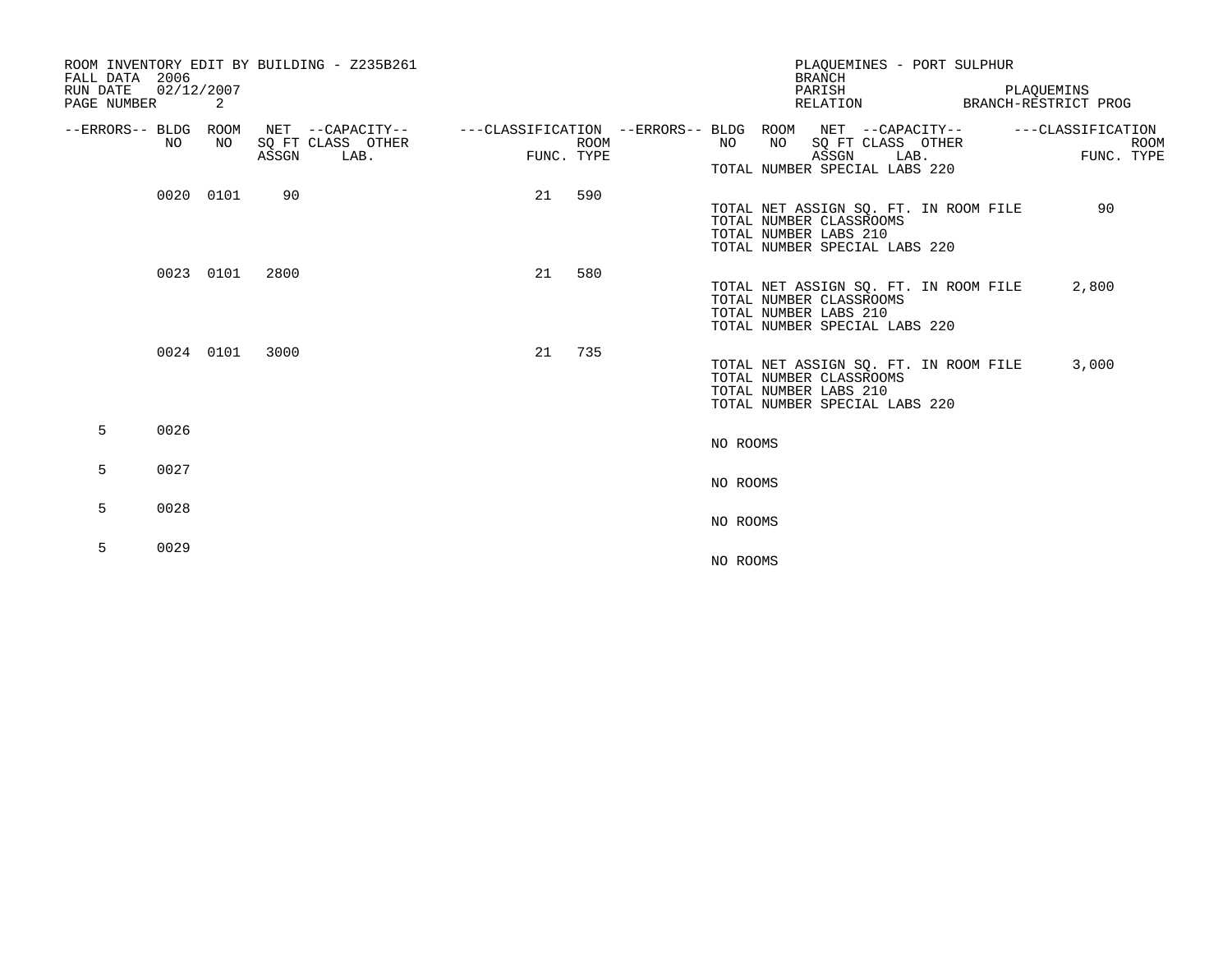ROOM INVENTORY EDIT BY BUILDING - Z235B261
FALL DATA 2006
RUN DATE 02/12/2007
PAGE NUMBER 2

PLAQUEMINES - PORT SULPHUR
BRANCH
PARISH PLAQUEMINS
RELATION BRANCH-RESTRICT PROG

| --ERRORS-- | BLDG NO | ROOM NO | NET SQ FT ASSGN | --CAPACITY-- CLASS | OTHER LAB. | ---CLASSIFICATION FUNC. | ROOM TYPE | |
|---|---|---|---|---|---|---|---|---|
| | | | | | | | | TOTAL NUMBER SPECIAL LABS 220 |
| | 0020 | 0101 | 90 | | | 21 | 590 | TOTAL NET ASSIGN SQ. FT. IN ROOM FILE 90<br>TOTAL NUMBER CLASSROOMS<br>TOTAL NUMBER LABS 210<br>TOTAL NUMBER SPECIAL LABS 220 |
| | 0023 | 0101 | 2800 | | | 21 | 580 | TOTAL NET ASSIGN SQ. FT. IN ROOM FILE 2,800<br>TOTAL NUMBER CLASSROOMS<br>TOTAL NUMBER LABS 210<br>TOTAL NUMBER SPECIAL LABS 220 |
| | 0024 | 0101 | 3000 | | | 21 | 735 | TOTAL NET ASSIGN SQ. FT. IN ROOM FILE 3,000<br>TOTAL NUMBER CLASSROOMS<br>TOTAL NUMBER LABS 210<br>TOTAL NUMBER SPECIAL LABS 220 |
| 5 | 0026 | | | | | | | NO ROOMS |
| 5 | 0027 | | | | | | | NO ROOMS |
| 5 | 0028 | | | | | | | NO ROOMS |
| 5 | 0029 | | | | | | | NO ROOMS |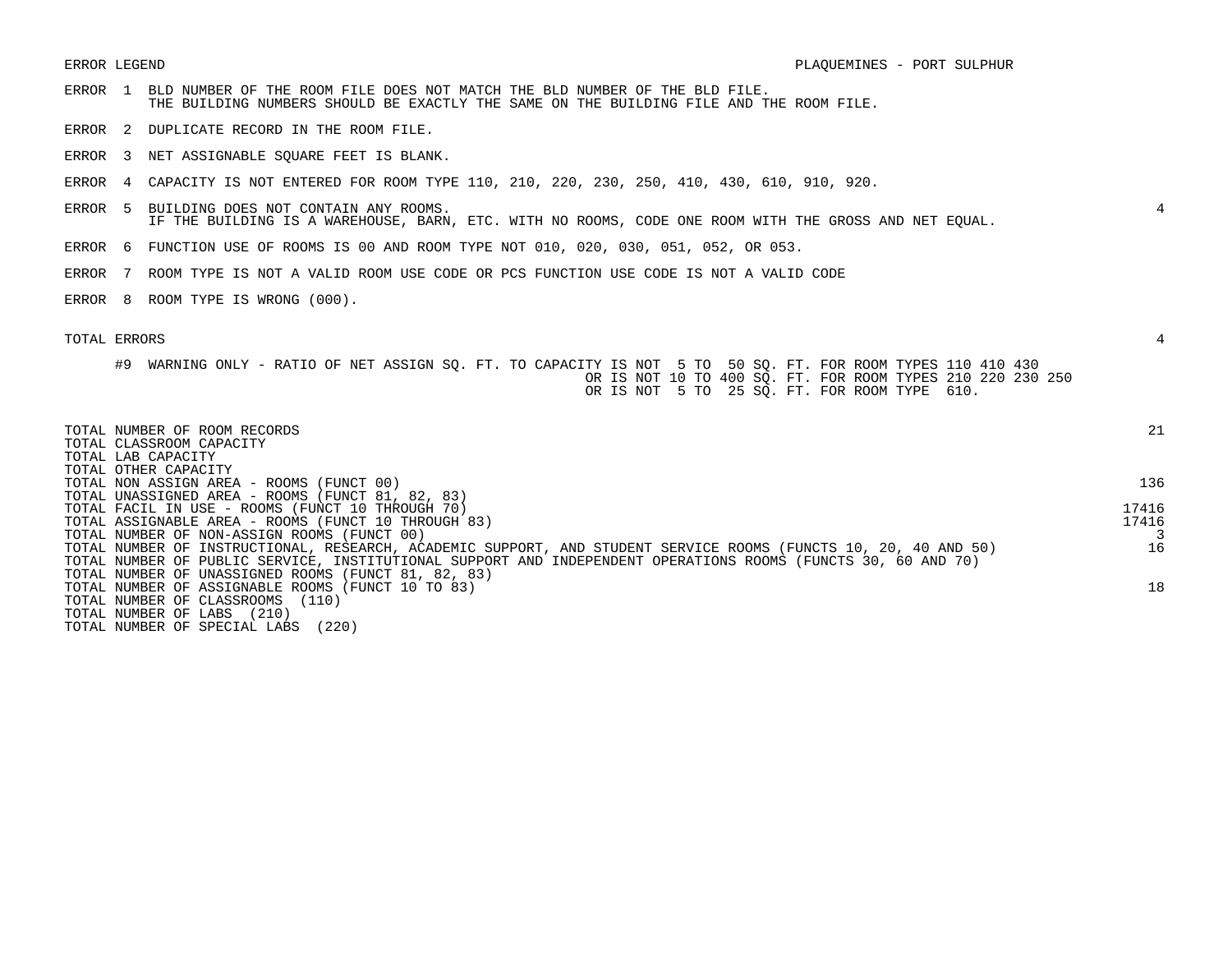ERROR LEGEND PLAQUEMINES - PORT SULPHUR

| | | |
|---|---|---|
| ERROR 1 | BLD NUMBER OF THE ROOM FILE DOES NOT MATCH THE BLD NUMBER OF THE BLD FILE. THE BUILDING NUMBERS SHOULD BE EXACTLY THE SAME ON THE BUILDING FILE AND THE ROOM FILE. | |
| ERROR 2 | DUPLICATE RECORD IN THE ROOM FILE. | |
| ERROR 3 | NET ASSIGNABLE SQUARE FEET IS BLANK. | |
| ERROR 4 | CAPACITY IS NOT ENTERED FOR ROOM TYPE 110, 210, 220, 230, 250, 410, 430, 610, 910, 920. | |
| ERROR 5 | BUILDING DOES NOT CONTAIN ANY ROOMS. IF THE BUILDING IS A WAREHOUSE, BARN, ETC. WITH NO ROOMS, CODE ONE ROOM WITH THE GROSS AND NET EQUAL. | 4 |
| ERROR 6 | FUNCTION USE OF ROOMS IS 00 AND ROOM TYPE NOT 010, 020, 030, 051, 052, OR 053. | |
| ERROR 7 | ROOM TYPE IS NOT A VALID ROOM USE CODE OR PCS FUNCTION USE CODE IS NOT A VALID CODE | |
| ERROR 8 | ROOM TYPE IS WRONG (000). | |
| TOTAL ERRORS | | 4 |

#9 WARNING ONLY - RATIO OF NET ASSIGN SQ. FT. TO CAPACITY IS NOT 5 TO 50 SQ. FT. FOR ROOM TYPES 110 410 430
OR IS NOT 10 TO 400 SQ. FT. FOR ROOM TYPES 210 220 230 250
OR IS NOT 5 TO 25 SQ. FT. FOR ROOM TYPE 610.

| | |
|---|---|
| TOTAL NUMBER OF ROOM RECORDS | 21 |
| TOTAL CLASSROOM CAPACITY | |
| TOTAL LAB CAPACITY | |
| TOTAL OTHER CAPACITY | |
| TOTAL NON ASSIGN AREA - ROOMS (FUNCT 00) | 136 |
| TOTAL UNASSIGNED AREA - ROOMS (FUNCT 81, 82, 83) | |
| TOTAL FACIL IN USE - ROOMS (FUNCT 10 THROUGH 70) | 17416 |
| TOTAL ASSIGNABLE AREA - ROOMS (FUNCT 10 THROUGH 83) | 17416 |
| TOTAL NUMBER OF NON-ASSIGN ROOMS (FUNCT 00) | 3 |
| TOTAL NUMBER OF INSTRUCTIONAL, RESEARCH, ACADEMIC SUPPORT, AND STUDENT SERVICE ROOMS (FUNCTS 10, 20, 40 AND 50) | 16 |
| TOTAL NUMBER OF PUBLIC SERVICE, INSTITUTIONAL SUPPORT AND INDEPENDENT OPERATIONS ROOMS (FUNCTS 30, 60 AND 70) | |
| TOTAL NUMBER OF UNASSIGNED ROOMS (FUNCT 81, 82, 83) | |
| TOTAL NUMBER OF ASSIGNABLE ROOMS (FUNCT 10 TO 83) | 18 |
| TOTAL NUMBER OF CLASSROOMS (110) | |
| TOTAL NUMBER OF LABS (210) | |
| TOTAL NUMBER OF SPECIAL LABS (220) | |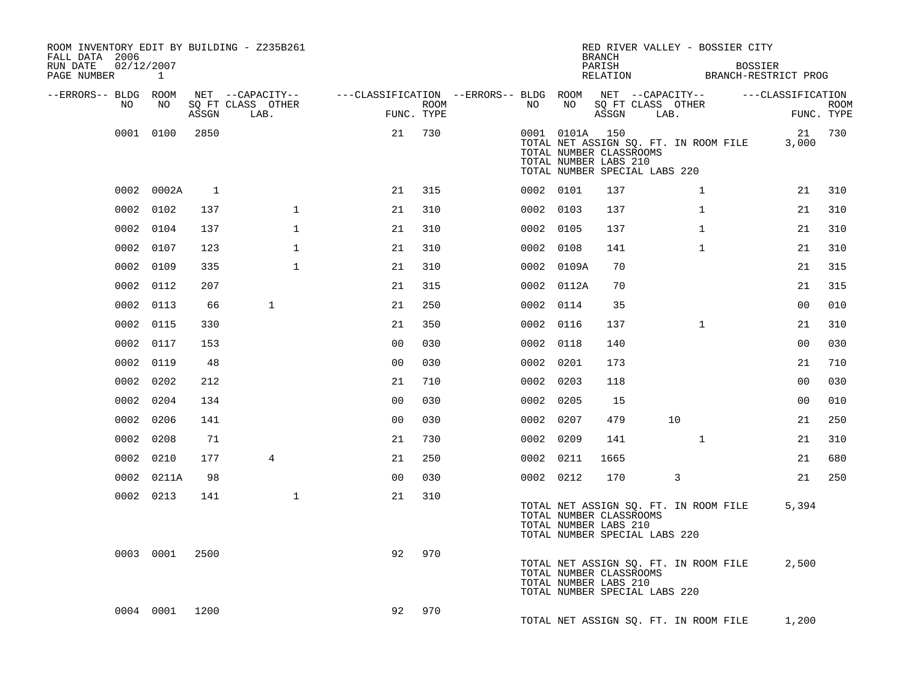ROOM INVENTORY EDIT BY BUILDING - Z235B261
FALL DATA 2006
RUN DATE 02/12/2007
PAGE NUMBER 1

RED RIVER VALLEY - BOSSIER CITY
BRANCH
PARISH BOSSIER
RELATION BRANCH-RESTRICT PROG

| --ERRORS-- | BLDG NO | ROOM NO | NET ASSGN SQ FT | CAPACITY CLASS LAB. | CAPACITY OTHER | CLASSIFICATION FUNC. | ROOM TYPE | --ERRORS-- | BLDG NO | ROOM NO | NET ASSGN SQ FT | CAPACITY CLASS LAB. | CAPACITY OTHER | CLASSIFICATION FUNC. | ROOM TYPE |
|---|---|---|---|---|---|---|---|---|---|---|---|---|---|---|---|
| | 0001 | 0100 | 2850 | | | 21 | 730 | | 0001 | 0101A | 150 | | | 21 | 730 |
| | | | | | | | | | TOTAL NET ASSIGN SQ. FT. IN ROOM FILE | | | | | 3,000 | |
| | | | | | | | | | TOTAL NUMBER CLASSROOMS | | | | | | |
| | | | | | | | | | TOTAL NUMBER LABS 210 | | | | | | |
| | | | | | | | | | TOTAL NUMBER SPECIAL LABS 220 | | | | | | |
| | 0002 | 0002A | 1 | | | 21 | 315 | | 0002 | 0101 | 137 | | 1 | 21 | 310 |
| | 0002 | 0102 | 137 | | 1 | 21 | 310 | | 0002 | 0103 | 137 | | 1 | 21 | 310 |
| | 0002 | 0104 | 137 | | 1 | 21 | 310 | | 0002 | 0105 | 137 | | 1 | 21 | 310 |
| | 0002 | 0107 | 123 | | 1 | 21 | 310 | | 0002 | 0108 | 141 | | 1 | 21 | 310 |
| | 0002 | 0109 | 335 | | 1 | 21 | 310 | | 0002 | 0109A | 70 | | | 21 | 315 |
| | 0002 | 0112 | 207 | | | 21 | 315 | | 0002 | 0112A | 70 | | | 21 | 315 |
| | 0002 | 0113 | 66 | 1 | | 21 | 250 | | 0002 | 0114 | 35 | | | 00 | 010 |
| | 0002 | 0115 | 330 | | | 21 | 350 | | 0002 | 0116 | 137 | | 1 | 21 | 310 |
| | 0002 | 0117 | 153 | | | 00 | 030 | | 0002 | 0118 | 140 | | | 00 | 030 |
| | 0002 | 0119 | 48 | | | 00 | 030 | | 0002 | 0201 | 173 | | | 21 | 710 |
| | 0002 | 0202 | 212 | | | 21 | 710 | | 0002 | 0203 | 118 | | | 00 | 030 |
| | 0002 | 0204 | 134 | | | 00 | 030 | | 0002 | 0205 | 15 | | | 00 | 010 |
| | 0002 | 0206 | 141 | | | 00 | 030 | | 0002 | 0207 | 479 | 10 | | 21 | 250 |
| | 0002 | 0208 | 71 | | | 21 | 730 | | 0002 | 0209 | 141 | | 1 | 21 | 310 |
| | 0002 | 0210 | 177 | 4 | | 21 | 250 | | 0002 | 0211 | 1665 | | | 21 | 680 |
| | 0002 | 0211A | 98 | | | 00 | 030 | | 0002 | 0212 | 170 | 3 | | 21 | 250 |
| | 0002 | 0213 | 141 | | 1 | 21 | 310 | | | | | | | | |
| | | | | | | | | | TOTAL NET ASSIGN SQ. FT. IN ROOM FILE | | | | | 5,394 | |
| | | | | | | | | | TOTAL NUMBER CLASSROOMS | | | | | | |
| | | | | | | | | | TOTAL NUMBER LABS 210 | | | | | | |
| | | | | | | | | | TOTAL NUMBER SPECIAL LABS 220 | | | | | | |
| | 0003 | 0001 | 2500 | | | 92 | 970 | | | | | | | | |
| | | | | | | | | | TOTAL NET ASSIGN SQ. FT. IN ROOM FILE | | | | | 2,500 | |
| | | | | | | | | | TOTAL NUMBER CLASSROOMS | | | | | | |
| | | | | | | | | | TOTAL NUMBER LABS 210 | | | | | | |
| | | | | | | | | | TOTAL NUMBER SPECIAL LABS 220 | | | | | | |
| | 0004 | 0001 | 1200 | | | 92 | 970 | | | | | | | | |
| | | | | | | | | | TOTAL NET ASSIGN SQ. FT. IN ROOM FILE | | | | | 1,200 | |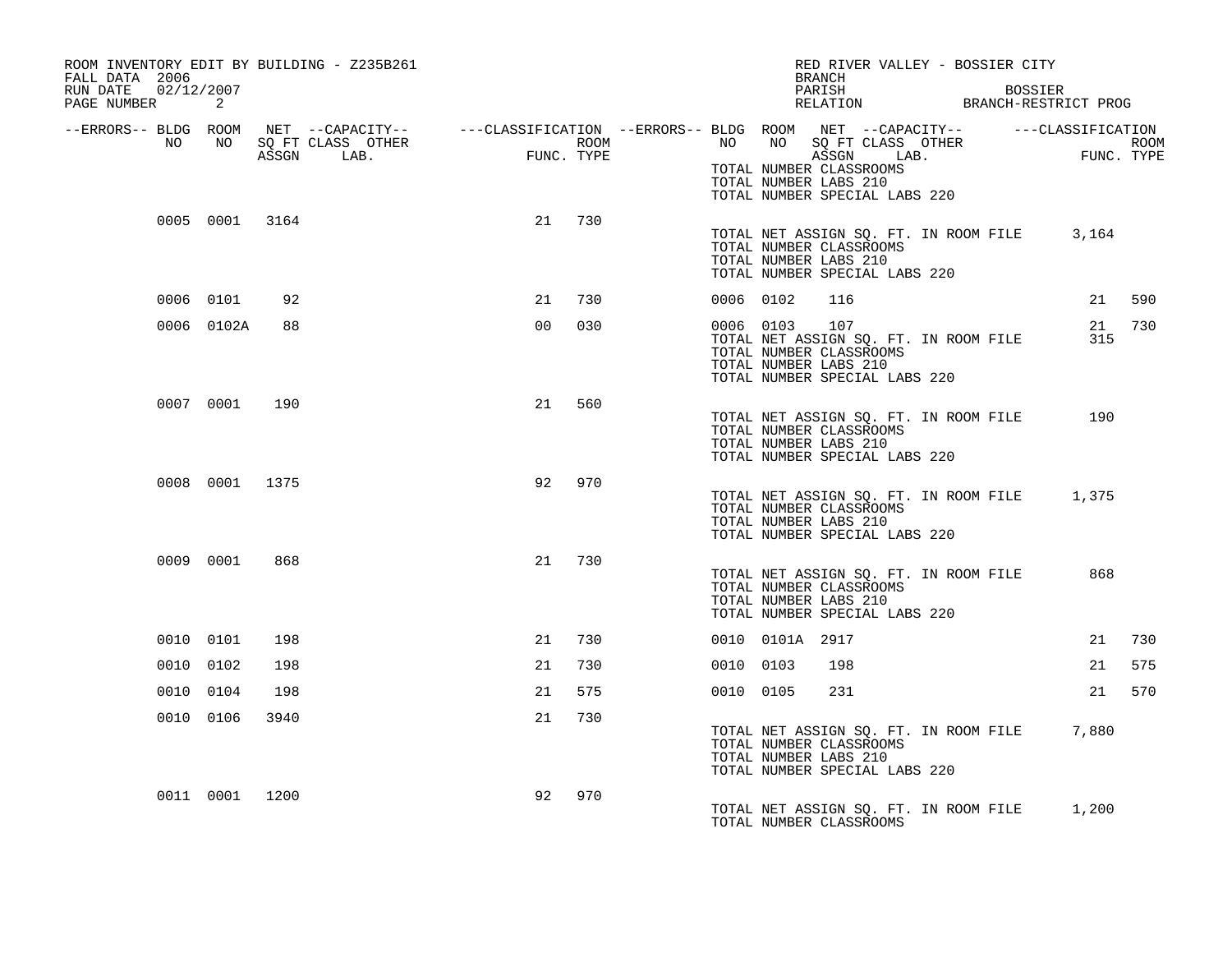ROOM INVENTORY EDIT BY BUILDING - Z235B261
FALL DATA 2006
RUN DATE 02/12/2007
PAGE NUMBER 2

RED RIVER VALLEY - BOSSIER CITY
BRANCH
PARISH BOSSIER
RELATION BRANCH-RESTRICT PROG

| --ERRORS-- | BLDG NO | ROOM NO | NET SQ FT ASSGN | --CAPACITY-- CLASS | LAB. | OTHER | ---CLASSIFICATION FUNC. | ROOM TYPE | --ERRORS-- | BLDG NO | ROOM NO | NET SQ FT ASSGN | --CAPACITY-- CLASS | LAB. | OTHER | ---CLASSIFICATION FUNC. | ROOM TYPE |
|---|---|---|---|---|---|---|---|---|---|---|---|---|---|---|---|---|---|
| | | | | | | | | | | TOTAL NUMBER CLASSROOMS | | | | | | | |
| | | | | | | | | | | TOTAL NUMBER LABS 210 | | | | | | | |
| | | | | | | | | | | TOTAL NUMBER SPECIAL LABS 220 | | | | | | | |
| | 0005 | 0001 | 3164 | | | | 21 | 730 | | | | | | | | | |
| | | | | | | | | | | TOTAL NET ASSIGN SQ. FT. IN ROOM FILE | | | | | | 3,164 | |
| | | | | | | | | | | TOTAL NUMBER CLASSROOMS | | | | | | | |
| | | | | | | | | | | TOTAL NUMBER LABS 210 | | | | | | | |
| | | | | | | | | | | TOTAL NUMBER SPECIAL LABS 220 | | | | | | | |
| | 0006 | 0101 | 92 | | | | 21 | 730 | | 0006 | 0102 | 116 | | | | 21 | 590 |
| | 0006 | 0102A | 88 | | | | 00 | 030 | | 0006 | 0103 | 107 | | | | 21 | 730 |
| | | | | | | | | | | TOTAL NET ASSIGN SQ. FT. IN ROOM FILE | | | | | | 315 | |
| | | | | | | | | | | TOTAL NUMBER CLASSROOMS | | | | | | | |
| | | | | | | | | | | TOTAL NUMBER LABS 210 | | | | | | | |
| | | | | | | | | | | TOTAL NUMBER SPECIAL LABS 220 | | | | | | | |
| | 0007 | 0001 | 190 | | | | 21 | 560 | | | | | | | | | |
| | | | | | | | | | | TOTAL NET ASSIGN SQ. FT. IN ROOM FILE | | | | | | 190 | |
| | | | | | | | | | | TOTAL NUMBER CLASSROOMS | | | | | | | |
| | | | | | | | | | | TOTAL NUMBER LABS 210 | | | | | | | |
| | | | | | | | | | | TOTAL NUMBER SPECIAL LABS 220 | | | | | | | |
| | 0008 | 0001 | 1375 | | | | 92 | 970 | | | | | | | | | |
| | | | | | | | | | | TOTAL NET ASSIGN SQ. FT. IN ROOM FILE | | | | | | 1,375 | |
| | | | | | | | | | | TOTAL NUMBER CLASSROOMS | | | | | | | |
| | | | | | | | | | | TOTAL NUMBER LABS 210 | | | | | | | |
| | | | | | | | | | | TOTAL NUMBER SPECIAL LABS 220 | | | | | | | |
| | 0009 | 0001 | 868 | | | | 21 | 730 | | | | | | | | | |
| | | | | | | | | | | TOTAL NET ASSIGN SQ. FT. IN ROOM FILE | | | | | | 868 | |
| | | | | | | | | | | TOTAL NUMBER CLASSROOMS | | | | | | | |
| | | | | | | | | | | TOTAL NUMBER LABS 210 | | | | | | | |
| | | | | | | | | | | TOTAL NUMBER SPECIAL LABS 220 | | | | | | | |
| | 0010 | 0101 | 198 | | | | 21 | 730 | | 0010 | 0101A | 2917 | | | | 21 | 730 |
| | 0010 | 0102 | 198 | | | | 21 | 730 | | 0010 | 0103 | 198 | | | | 21 | 575 |
| | 0010 | 0104 | 198 | | | | 21 | 575 | | 0010 | 0105 | 231 | | | | 21 | 570 |
| | 0010 | 0106 | 3940 | | | | 21 | 730 | | | | | | | | | |
| | | | | | | | | | | TOTAL NET ASSIGN SQ. FT. IN ROOM FILE | | | | | | 7,880 | |
| | | | | | | | | | | TOTAL NUMBER CLASSROOMS | | | | | | | |
| | | | | | | | | | | TOTAL NUMBER LABS 210 | | | | | | | |
| | | | | | | | | | | TOTAL NUMBER SPECIAL LABS 220 | | | | | | | |
| | 0011 | 0001 | 1200 | | | | 92 | 970 | | | | | | | | | |
| | | | | | | | | | | TOTAL NET ASSIGN SQ. FT. IN ROOM FILE | | | | | | 1,200 | |
| | | | | | | | | | | TOTAL NUMBER CLASSROOMS | | | | | | | |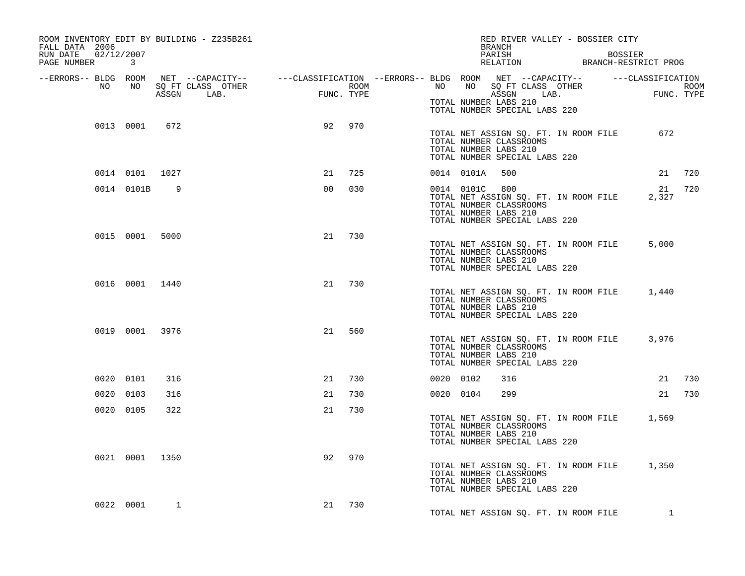ROOM INVENTORY EDIT BY BUILDING - Z235B261
FALL DATA 2006
RUN DATE 02/12/2007

RED RIVER VALLEY - BOSSIER CITY
BRANCH
PARISH BOSSIER
RELATION BRANCH-RESTRICT PROG

| --ERRORS-- | BLDG NO | ROOM NO | NET SQ FT ASSGN | --CAPACITY-- CLASS LAB. | OTHER | ---CLASSIFICATION FUNC. | ROOM TYPE | --ERRORS-- | BLDG NO | ROOM NO | NET SQ FT ASSGN | --CAPACITY-- CLASS LAB. | OTHER | ---CLASSIFICATION FUNC. | ROOM TYPE |
|---|---|---|---|---|---|---|---|---|---|---|---|---|---|---|---|
| | | | | | | | | | TOTAL NUMBER LABS 210 | | | | | | |
| | | | | | | | | | TOTAL NUMBER SPECIAL LABS 220 | | | | | | |
| | 0013 | 0001 | 672 | | | 92 | 970 | | | | | | | | |
| | | | | | | | | | TOTAL NET ASSIGN SQ. FT. IN ROOM FILE | | | | | 672 | |
| | | | | | | | | | TOTAL NUMBER CLASSROOMS | | | | | | |
| | | | | | | | | | TOTAL NUMBER LABS 210 | | | | | | |
| | | | | | | | | | TOTAL NUMBER SPECIAL LABS 220 | | | | | | |
| | 0014 | 0101 | 1027 | | | 21 | 725 | | 0014 | 0101A | 500 | | | 21 | 720 |
| | 0014 | 0101B | 9 | | | 00 | 030 | | 0014 | 0101C | 800 | | | 21 | 720 |
| | | | | | | | | | TOTAL NET ASSIGN SQ. FT. IN ROOM FILE | | | | | 2,327 | |
| | | | | | | | | | TOTAL NUMBER CLASSROOMS | | | | | | |
| | | | | | | | | | TOTAL NUMBER LABS 210 | | | | | | |
| | | | | | | | | | TOTAL NUMBER SPECIAL LABS 220 | | | | | | |
| | 0015 | 0001 | 5000 | | | 21 | 730 | | | | | | | | |
| | | | | | | | | | TOTAL NET ASSIGN SQ. FT. IN ROOM FILE | | | | | 5,000 | |
| | | | | | | | | | TOTAL NUMBER CLASSROOMS | | | | | | |
| | | | | | | | | | TOTAL NUMBER LABS 210 | | | | | | |
| | | | | | | | | | TOTAL NUMBER SPECIAL LABS 220 | | | | | | |
| | 0016 | 0001 | 1440 | | | 21 | 730 | | | | | | | | |
| | | | | | | | | | TOTAL NET ASSIGN SQ. FT. IN ROOM FILE | | | | | 1,440 | |
| | | | | | | | | | TOTAL NUMBER CLASSROOMS | | | | | | |
| | | | | | | | | | TOTAL NUMBER LABS 210 | | | | | | |
| | | | | | | | | | TOTAL NUMBER SPECIAL LABS 220 | | | | | | |
| | 0019 | 0001 | 3976 | | | 21 | 560 | | | | | | | | |
| | | | | | | | | | TOTAL NET ASSIGN SQ. FT. IN ROOM FILE | | | | | 3,976 | |
| | | | | | | | | | TOTAL NUMBER CLASSROOMS | | | | | | |
| | | | | | | | | | TOTAL NUMBER LABS 210 | | | | | | |
| | | | | | | | | | TOTAL NUMBER SPECIAL LABS 220 | | | | | | |
| | 0020 | 0101 | 316 | | | 21 | 730 | | 0020 | 0102 | 316 | | | 21 | 730 |
| | 0020 | 0103 | 316 | | | 21 | 730 | | 0020 | 0104 | 299 | | | 21 | 730 |
| | 0020 | 0105 | 322 | | | 21 | 730 | | | | | | | | |
| | | | | | | | | | TOTAL NET ASSIGN SQ. FT. IN ROOM FILE | | | | | 1,569 | |
| | | | | | | | | | TOTAL NUMBER CLASSROOMS | | | | | | |
| | | | | | | | | | TOTAL NUMBER LABS 210 | | | | | | |
| | | | | | | | | | TOTAL NUMBER SPECIAL LABS 220 | | | | | | |
| | 0021 | 0001 | 1350 | | | 92 | 970 | | | | | | | | |
| | | | | | | | | | TOTAL NET ASSIGN SQ. FT. IN ROOM FILE | | | | | 1,350 | |
| | | | | | | | | | TOTAL NUMBER CLASSROOMS | | | | | | |
| | | | | | | | | | TOTAL NUMBER LABS 210 | | | | | | |
| | | | | | | | | | TOTAL NUMBER SPECIAL LABS 220 | | | | | | |
| | 0022 | 0001 | 1 | | | 21 | 730 | | | | | | | | |
| | | | | | | | | | TOTAL NET ASSIGN SQ. FT. IN ROOM FILE | | | | | 1 | |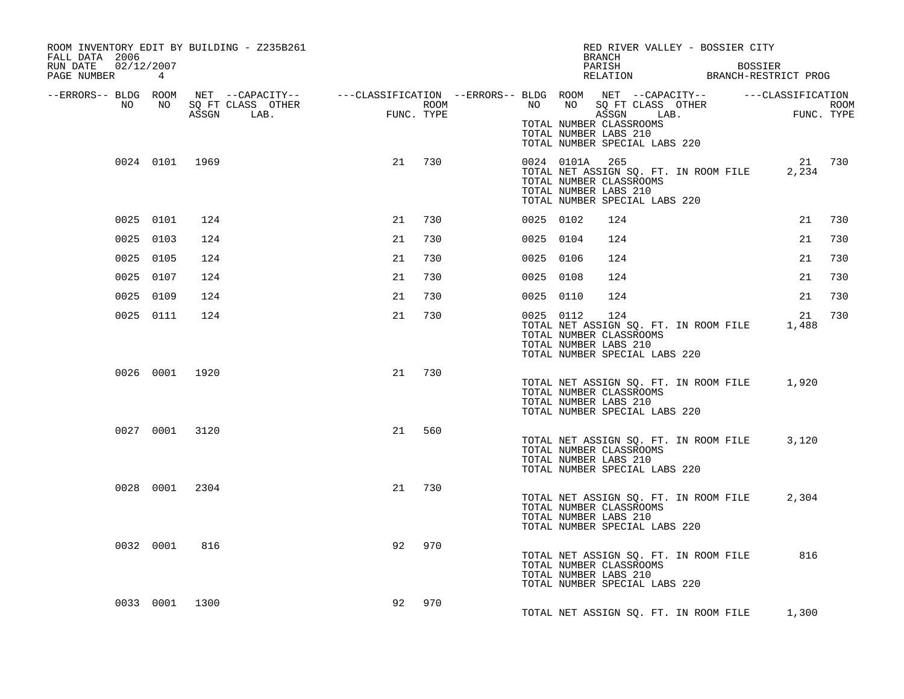ROOM INVENTORY EDIT BY BUILDING - Z235B261
FALL DATA 2006
RUN DATE 02/12/2007

RED RIVER VALLEY - BOSSIER CITY
BRANCH
PARISH BOSSIER
RELATION BRANCH-RESTRICT PROG

| --ERRORS-- | BLDG NO | ROOM NO | NET SQ FT ASSGN | --CAPACITY-- CLASS LAB. | OTHER | ---CLASSIFICATION FUNC. | ROOM TYPE | --ERRORS-- | BLDG NO | ROOM NO | NET SQ FT ASSGN | --CAPACITY-- CLASS LAB. | OTHER | ---CLASSIFICATION FUNC. | ROOM TYPE |
|---|---|---|---|---|---|---|---|---|---|---|---|---|---|---|---|
| | | | | | | | | | TOTAL NUMBER CLASSROOMS | | | | | | |
| | | | | | | | | | TOTAL NUMBER LABS 210 | | | | | | |
| | | | | | | | | | TOTAL NUMBER SPECIAL LABS 220 | | | | | | |
| | 0024 | 0101 | 1969 | | | 21 | 730 | | 0024 | 0101A | 265 | | | 21 | 730 |
| | | | | | | | | | TOTAL NET ASSIGN SQ. FT. IN ROOM FILE | | | | | 2,234 | |
| | | | | | | | | | TOTAL NUMBER CLASSROOMS | | | | | | |
| | | | | | | | | | TOTAL NUMBER LABS 210 | | | | | | |
| | | | | | | | | | TOTAL NUMBER SPECIAL LABS 220 | | | | | | |
| | 0025 | 0101 | 124 | | | 21 | 730 | | 0025 | 0102 | 124 | | | 21 | 730 |
| | 0025 | 0103 | 124 | | | 21 | 730 | | 0025 | 0104 | 124 | | | 21 | 730 |
| | 0025 | 0105 | 124 | | | 21 | 730 | | 0025 | 0106 | 124 | | | 21 | 730 |
| | 0025 | 0107 | 124 | | | 21 | 730 | | 0025 | 0108 | 124 | | | 21 | 730 |
| | 0025 | 0109 | 124 | | | 21 | 730 | | 0025 | 0110 | 124 | | | 21 | 730 |
| | 0025 | 0111 | 124 | | | 21 | 730 | | 0025 | 0112 | 124 | | | 21 | 730 |
| | | | | | | | | | TOTAL NET ASSIGN SQ. FT. IN ROOM FILE | | | | | 1,488 | |
| | | | | | | | | | TOTAL NUMBER CLASSROOMS | | | | | | |
| | | | | | | | | | TOTAL NUMBER LABS 210 | | | | | | |
| | | | | | | | | | TOTAL NUMBER SPECIAL LABS 220 | | | | | | |
| | 0026 | 0001 | 1920 | | | 21 | 730 | | | | | | | | |
| | | | | | | | | | TOTAL NET ASSIGN SQ. FT. IN ROOM FILE | | | | | 1,920 | |
| | | | | | | | | | TOTAL NUMBER CLASSROOMS | | | | | | |
| | | | | | | | | | TOTAL NUMBER LABS 210 | | | | | | |
| | | | | | | | | | TOTAL NUMBER SPECIAL LABS 220 | | | | | | |
| | 0027 | 0001 | 3120 | | | 21 | 560 | | | | | | | | |
| | | | | | | | | | TOTAL NET ASSIGN SQ. FT. IN ROOM FILE | | | | | 3,120 | |
| | | | | | | | | | TOTAL NUMBER CLASSROOMS | | | | | | |
| | | | | | | | | | TOTAL NUMBER LABS 210 | | | | | | |
| | | | | | | | | | TOTAL NUMBER SPECIAL LABS 220 | | | | | | |
| | 0028 | 0001 | 2304 | | | 21 | 730 | | | | | | | | |
| | | | | | | | | | TOTAL NET ASSIGN SQ. FT. IN ROOM FILE | | | | | 2,304 | |
| | | | | | | | | | TOTAL NUMBER CLASSROOMS | | | | | | |
| | | | | | | | | | TOTAL NUMBER LABS 210 | | | | | | |
| | | | | | | | | | TOTAL NUMBER SPECIAL LABS 220 | | | | | | |
| | 0032 | 0001 | 816 | | | 92 | 970 | | | | | | | | |
| | | | | | | | | | TOTAL NET ASSIGN SQ. FT. IN ROOM FILE | | | | | 816 | |
| | | | | | | | | | TOTAL NUMBER CLASSROOMS | | | | | | |
| | | | | | | | | | TOTAL NUMBER LABS 210 | | | | | | |
| | | | | | | | | | TOTAL NUMBER SPECIAL LABS 220 | | | | | | |
| | 0033 | 0001 | 1300 | | | 92 | 970 | | | | | | | | |
| | | | | | | | | | TOTAL NET ASSIGN SQ. FT. IN ROOM FILE | | | | | 1,300 | |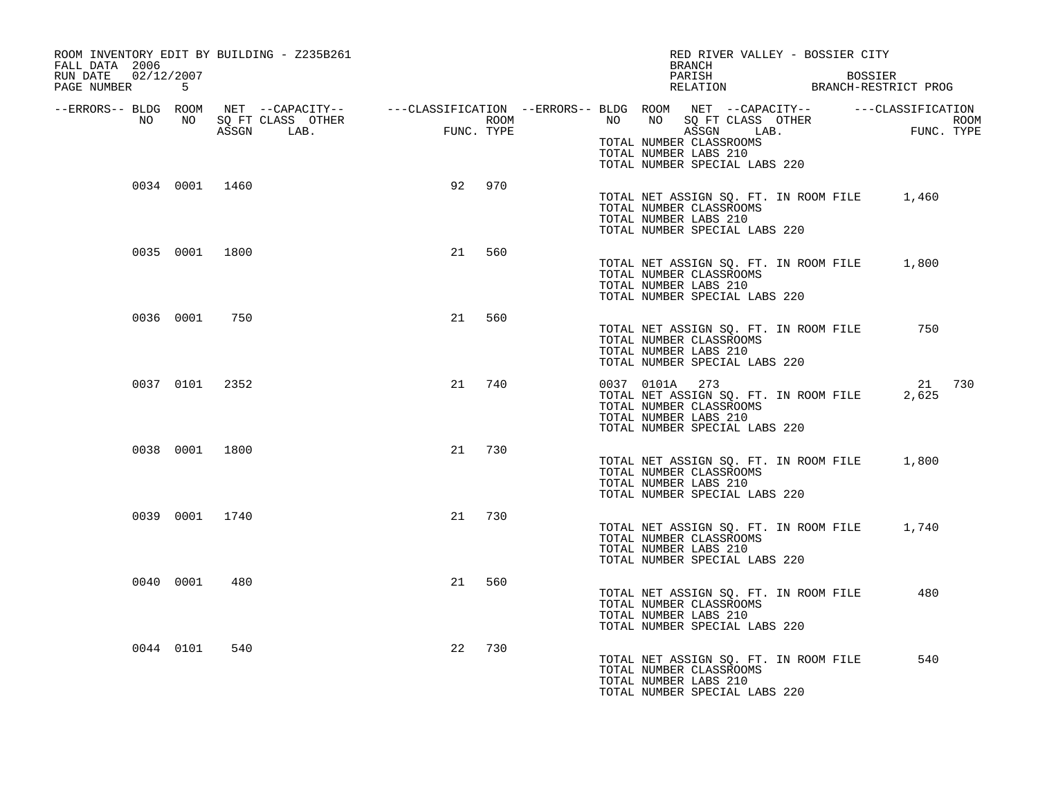ROOM INVENTORY EDIT BY BUILDING - Z235B261
FALL DATA 2006
RUN DATE 02/12/2007

RED RIVER VALLEY - BOSSIER CITY
BRANCH
PARISH BOSSIER
RELATION BRANCH-RESTRICT PROG

| --ERRORS-- | BLDG NO | ROOM NO | NET SQ FT ASSGN | --CAPACITY-- CLASS LAB. | OTHER | ---CLASSIFICATION FUNC. | ROOM TYPE | --ERRORS-- | BLDG NO | ROOM NO | NET SQ FT ASSGN | --CAPACITY-- CLASS LAB. | OTHER | ---CLASSIFICATION FUNC. | ROOM TYPE |
|---|---|---|---|---|---|---|---|---|---|---|---|---|---|---|---|
| | | | | | | | | | TOTAL NUMBER CLASSROOMS | | | | | | |
| | | | | | | | | | TOTAL NUMBER LABS 210 | | | | | | |
| | | | | | | | | | TOTAL NUMBER SPECIAL LABS 220 | | | | | | |
| | 0034 | 0001 | 1460 | | | 92 | 970 | | | | | | | | |
| | | | | | | | | | TOTAL NET ASSIGN SQ. FT. IN ROOM FILE | | 1,460 | | | | |
| | | | | | | | | | TOTAL NUMBER CLASSROOMS | | | | | | |
| | | | | | | | | | TOTAL NUMBER LABS 210 | | | | | | |
| | | | | | | | | | TOTAL NUMBER SPECIAL LABS 220 | | | | | | |
| | 0035 | 0001 | 1800 | | | 21 | 560 | | | | | | | | |
| | | | | | | | | | TOTAL NET ASSIGN SQ. FT. IN ROOM FILE | | 1,800 | | | | |
| | | | | | | | | | TOTAL NUMBER CLASSROOMS | | | | | | |
| | | | | | | | | | TOTAL NUMBER LABS 210 | | | | | | |
| | | | | | | | | | TOTAL NUMBER SPECIAL LABS 220 | | | | | | |
| | 0036 | 0001 | 750 | | | 21 | 560 | | | | | | | | |
| | | | | | | | | | TOTAL NET ASSIGN SQ. FT. IN ROOM FILE | | 750 | | | | |
| | | | | | | | | | TOTAL NUMBER CLASSROOMS | | | | | | |
| | | | | | | | | | TOTAL NUMBER LABS 210 | | | | | | |
| | | | | | | | | | TOTAL NUMBER SPECIAL LABS 220 | | | | | | |
| | 0037 | 0101 | 2352 | | | 21 | 740 | | 0037 | 0101A | 273 | | | 21 | 730 |
| | | | | | | | | | TOTAL NET ASSIGN SQ. FT. IN ROOM FILE | | 2,625 | | | | |
| | | | | | | | | | TOTAL NUMBER CLASSROOMS | | | | | | |
| | | | | | | | | | TOTAL NUMBER LABS 210 | | | | | | |
| | | | | | | | | | TOTAL NUMBER SPECIAL LABS 220 | | | | | | |
| | 0038 | 0001 | 1800 | | | 21 | 730 | | | | | | | | |
| | | | | | | | | | TOTAL NET ASSIGN SQ. FT. IN ROOM FILE | | 1,800 | | | | |
| | | | | | | | | | TOTAL NUMBER CLASSROOMS | | | | | | |
| | | | | | | | | | TOTAL NUMBER LABS 210 | | | | | | |
| | | | | | | | | | TOTAL NUMBER SPECIAL LABS 220 | | | | | | |
| | 0039 | 0001 | 1740 | | | 21 | 730 | | | | | | | | |
| | | | | | | | | | TOTAL NET ASSIGN SQ. FT. IN ROOM FILE | | 1,740 | | | | |
| | | | | | | | | | TOTAL NUMBER CLASSROOMS | | | | | | |
| | | | | | | | | | TOTAL NUMBER LABS 210 | | | | | | |
| | | | | | | | | | TOTAL NUMBER SPECIAL LABS 220 | | | | | | |
| | 0040 | 0001 | 480 | | | 21 | 560 | | | | | | | | |
| | | | | | | | | | TOTAL NET ASSIGN SQ. FT. IN ROOM FILE | | 480 | | | | |
| | | | | | | | | | TOTAL NUMBER CLASSROOMS | | | | | | |
| | | | | | | | | | TOTAL NUMBER LABS 210 | | | | | | |
| | | | | | | | | | TOTAL NUMBER SPECIAL LABS 220 | | | | | | |
| | 0044 | 0101 | 540 | | | 22 | 730 | | | | | | | | |
| | | | | | | | | | TOTAL NET ASSIGN SQ. FT. IN ROOM FILE | | 540 | | | | |
| | | | | | | | | | TOTAL NUMBER CLASSROOMS | | | | | | |
| | | | | | | | | | TOTAL NUMBER LABS 210 | | | | | | |
| | | | | | | | | | TOTAL NUMBER SPECIAL LABS 220 | | | | | | |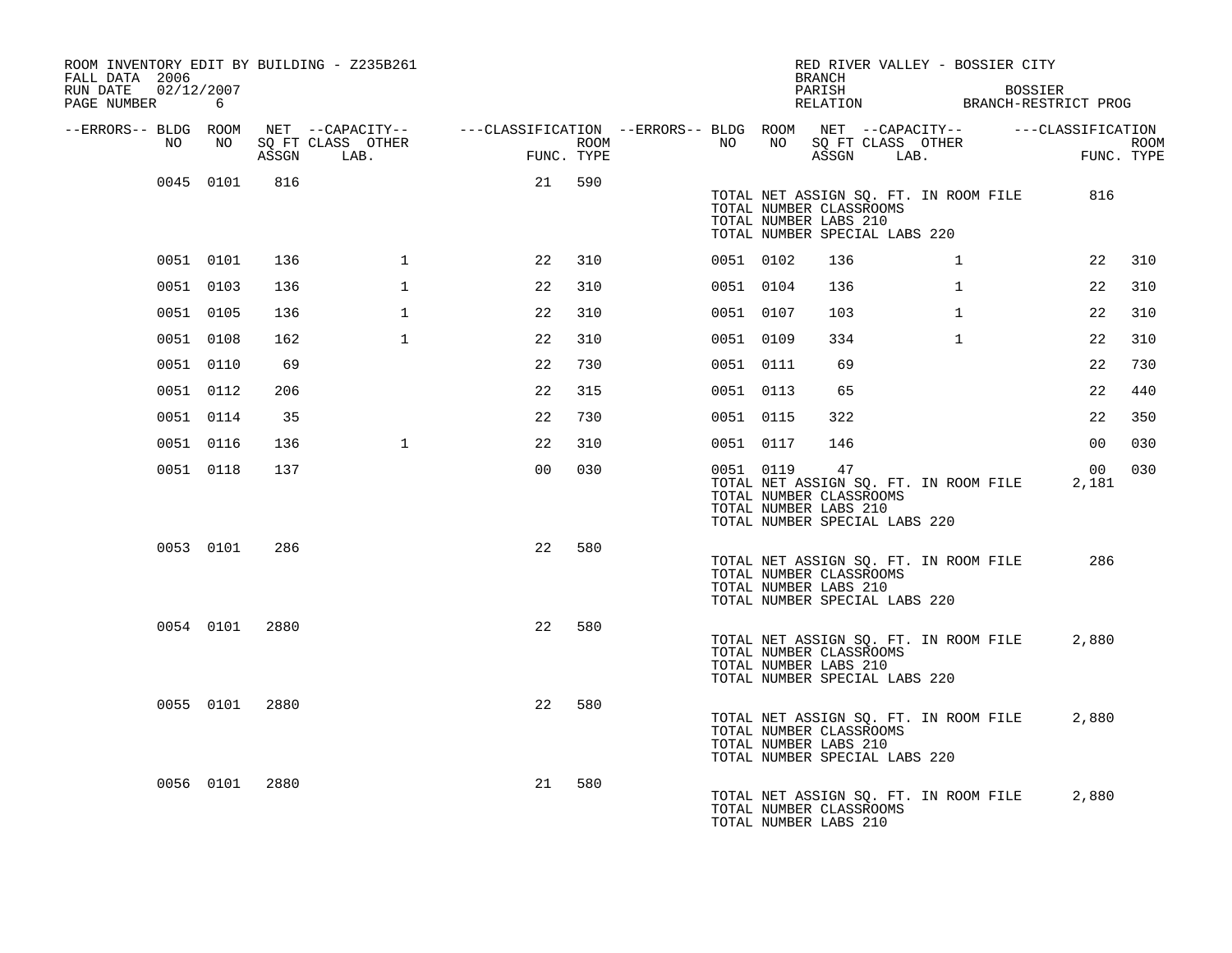ROOM INVENTORY EDIT BY BUILDING - Z235B261
FALL DATA 2006
RUN DATE 02/12/2007
PAGE NUMBER 6

RED RIVER VALLEY - BOSSIER CITY
BRANCH
PARISH BOSSIER
RELATION BRANCH-RESTRICT PROG

| --ERRORS-- | BLDG NO | ROOM NO | NET ASSGN SQ FT | CAPACITY CLASS LAB. | CAPACITY OTHER | CLASSIFICATION FUNC. | ROOM TYPE | --ERRORS-- | BLDG NO | ROOM NO | NET ASSGN SQ FT | CAPACITY CLASS LAB. | CAPACITY OTHER | CLASSIFICATION FUNC. | ROOM TYPE |
|---|---|---|---|---|---|---|---|---|---|---|---|---|---|---|---|
| | 0045 | 0101 | 816 | | | 21 | 590 | | | | | | | | |
| | | | | | | | | | TOTAL NET ASSIGN SQ. FT. IN ROOM FILE | | | | | 816 | |
| | | | | | | | | | TOTAL NUMBER CLASSROOMS | | | | | | |
| | | | | | | | | | TOTAL NUMBER LABS 210 | | | | | | |
| | | | | | | | | | TOTAL NUMBER SPECIAL LABS 220 | | | | | | |
| | 0051 | 0101 | 136 | | 1 | 22 | 310 | | 0051 | 0102 | 136 | | 1 | 22 | 310 |
| | 0051 | 0103 | 136 | | 1 | 22 | 310 | | 0051 | 0104 | 136 | | 1 | 22 | 310 |
| | 0051 | 0105 | 136 | | 1 | 22 | 310 | | 0051 | 0107 | 103 | | 1 | 22 | 310 |
| | 0051 | 0108 | 162 | | 1 | 22 | 310 | | 0051 | 0109 | 334 | | 1 | 22 | 310 |
| | 0051 | 0110 | 69 | | | 22 | 730 | | 0051 | 0111 | 69 | | | 22 | 730 |
| | 0051 | 0112 | 206 | | | 22 | 315 | | 0051 | 0113 | 65 | | | 22 | 440 |
| | 0051 | 0114 | 35 | | | 22 | 730 | | 0051 | 0115 | 322 | | | 22 | 350 |
| | 0051 | 0116 | 136 | | 1 | 22 | 310 | | 0051 | 0117 | 146 | | | 00 | 030 |
| | 0051 | 0118 | 137 | | | 00 | 030 | | 0051 | 0119 | 47 | | | 00 | 030 |
| | | | | | | | | | TOTAL NET ASSIGN SQ. FT. IN ROOM FILE | | | | | 2,181 | |
| | | | | | | | | | TOTAL NUMBER CLASSROOMS | | | | | | |
| | | | | | | | | | TOTAL NUMBER LABS 210 | | | | | | |
| | | | | | | | | | TOTAL NUMBER SPECIAL LABS 220 | | | | | | |
| | 0053 | 0101 | 286 | | | 22 | 580 | | | | | | | | |
| | | | | | | | | | TOTAL NET ASSIGN SQ. FT. IN ROOM FILE | | | | | 286 | |
| | | | | | | | | | TOTAL NUMBER CLASSROOMS | | | | | | |
| | | | | | | | | | TOTAL NUMBER LABS 210 | | | | | | |
| | | | | | | | | | TOTAL NUMBER SPECIAL LABS 220 | | | | | | |
| | 0054 | 0101 | 2880 | | | 22 | 580 | | | | | | | | |
| | | | | | | | | | TOTAL NET ASSIGN SQ. FT. IN ROOM FILE | | | | | 2,880 | |
| | | | | | | | | | TOTAL NUMBER CLASSROOMS | | | | | | |
| | | | | | | | | | TOTAL NUMBER LABS 210 | | | | | | |
| | | | | | | | | | TOTAL NUMBER SPECIAL LABS 220 | | | | | | |
| | 0055 | 0101 | 2880 | | | 22 | 580 | | | | | | | | |
| | | | | | | | | | TOTAL NET ASSIGN SQ. FT. IN ROOM FILE | | | | | 2,880 | |
| | | | | | | | | | TOTAL NUMBER CLASSROOMS | | | | | | |
| | | | | | | | | | TOTAL NUMBER LABS 210 | | | | | | |
| | | | | | | | | | TOTAL NUMBER SPECIAL LABS 220 | | | | | | |
| | 0056 | 0101 | 2880 | | | 21 | 580 | | | | | | | | |
| | | | | | | | | | TOTAL NET ASSIGN SQ. FT. IN ROOM FILE | | | | | 2,880 | |
| | | | | | | | | | TOTAL NUMBER CLASSROOMS | | | | | | |
| | | | | | | | | | TOTAL NUMBER LABS 210 | | | | | | |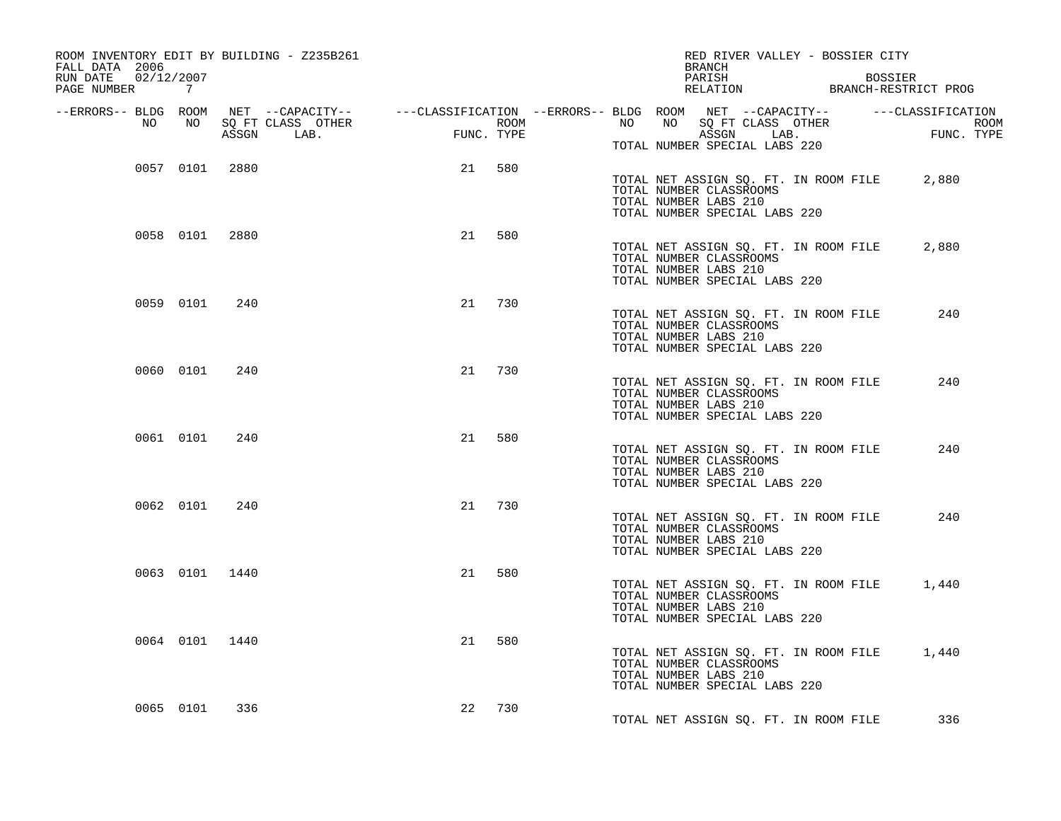ROOM INVENTORY EDIT BY BUILDING - Z235B261
FALL DATA 2006
RUN DATE 02/12/2007
PAGE NUMBER 7

RED RIVER VALLEY - BOSSIER CITY
BRANCH
PARISH BOSSIER
RELATION BRANCH-RESTRICT PROG

| --ERRORS-- | BLDG NO | ROOM NO | NET SQ FT ASSGN | --CAPACITY-- CLASS LAB. | OTHER | ---CLASSIFICATION FUNC. | ROOM TYPE |
|---|---|---|---|---|---|---|---|
| | 0057 | 0101 | 2880 | | | 21 | 580 |
| | 0058 | 0101 | 2880 | | | 21 | 580 |
| | 0059 | 0101 | 240 | | | 21 | 730 |
| | 0060 | 0101 | 240 | | | 21 | 730 |
| | 0061 | 0101 | 240 | | | 21 | 580 |
| | 0062 | 0101 | 240 | | | 21 | 730 |
| | 0063 | 0101 | 1440 | | | 21 | 580 |
| | 0064 | 0101 | 1440 | | | 21 | 580 |
| | 0065 | 0101 | 336 | | | 22 | 730 |

TOTAL NUMBER SPECIAL LABS 220

Building 0057:
TOTAL NET ASSIGN SQ. FT. IN ROOM FILE 2,880
TOTAL NUMBER CLASSROOMS
TOTAL NUMBER LABS 210
TOTAL NUMBER SPECIAL LABS 220

Building 0058:
TOTAL NET ASSIGN SQ. FT. IN ROOM FILE 2,880
TOTAL NUMBER CLASSROOMS
TOTAL NUMBER LABS 210
TOTAL NUMBER SPECIAL LABS 220

Building 0059:
TOTAL NET ASSIGN SQ. FT. IN ROOM FILE 240
TOTAL NUMBER CLASSROOMS
TOTAL NUMBER LABS 210
TOTAL NUMBER SPECIAL LABS 220

Building 0060:
TOTAL NET ASSIGN SQ. FT. IN ROOM FILE 240
TOTAL NUMBER CLASSROOMS
TOTAL NUMBER LABS 210
TOTAL NUMBER SPECIAL LABS 220

Building 0061:
TOTAL NET ASSIGN SQ. FT. IN ROOM FILE 240
TOTAL NUMBER CLASSROOMS
TOTAL NUMBER LABS 210
TOTAL NUMBER SPECIAL LABS 220

Building 0062:
TOTAL NET ASSIGN SQ. FT. IN ROOM FILE 240
TOTAL NUMBER CLASSROOMS
TOTAL NUMBER LABS 210
TOTAL NUMBER SPECIAL LABS 220

Building 0063:
TOTAL NET ASSIGN SQ. FT. IN ROOM FILE 1,440
TOTAL NUMBER CLASSROOMS
TOTAL NUMBER LABS 210
TOTAL NUMBER SPECIAL LABS 220

Building 0064:
TOTAL NET ASSIGN SQ. FT. IN ROOM FILE 1,440
TOTAL NUMBER CLASSROOMS
TOTAL NUMBER LABS 210
TOTAL NUMBER SPECIAL LABS 220

Building 0065:
TOTAL NET ASSIGN SQ. FT. IN ROOM FILE 336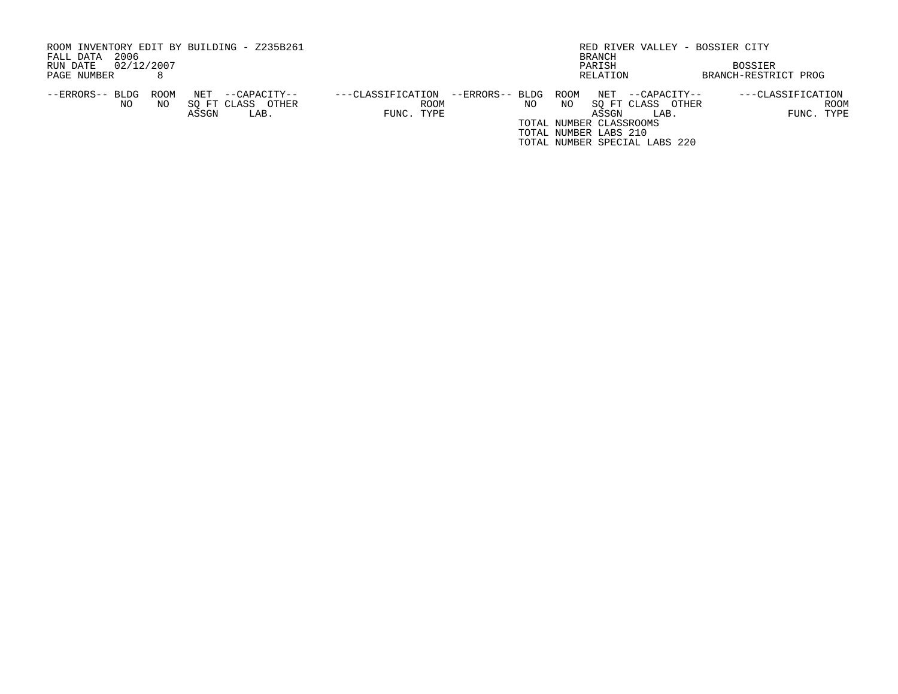ROOM INVENTORY EDIT BY BUILDING - Z235B261
FALL DATA 2006
RUN DATE 02/12/2007
PAGE NUMBER 8

RED RIVER VALLEY - BOSSIER CITY
BRANCH
PARISH BOSSIER
RELATION BRANCH-RESTRICT PROG

| --ERRORS-- | BLDG NO | ROOM NO | NET SQ FT ASSGN | --CAPACITY-- CLASS | OTHER LAB. | ---CLASSIFICATION FUNC. | ROOM TYPE | --ERRORS-- | BLDG NO | ROOM NO | NET SQ FT ASSGN | --CAPACITY-- CLASS | OTHER LAB. | ---CLASSIFICATION FUNC. | ROOM TYPE |
|---|---|---|---|---|---|---|---|---|---|---|---|---|---|---|---|

TOTAL NUMBER CLASSROOMS
TOTAL NUMBER LABS 210
TOTAL NUMBER SPECIAL LABS 220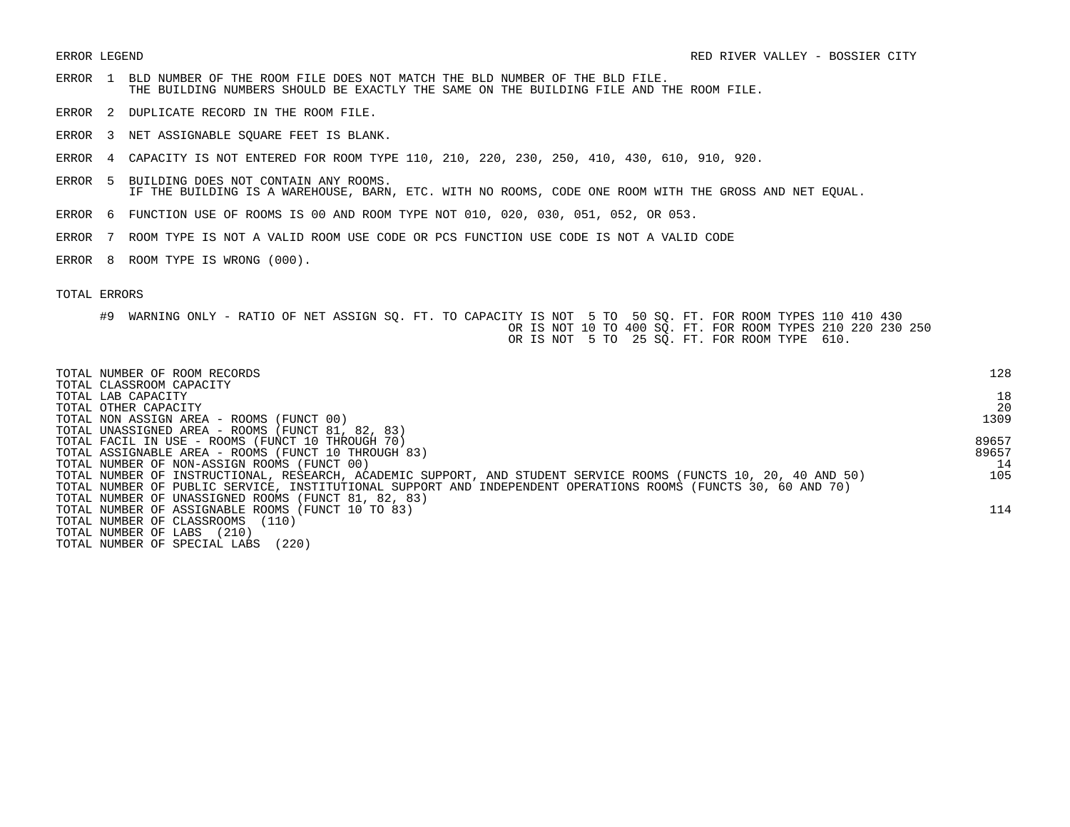ERROR LEGEND

RED RIVER VALLEY - BOSSIER CITY

ERROR 1 BLD NUMBER OF THE ROOM FILE DOES NOT MATCH THE BLD NUMBER OF THE BLD FILE.
THE BUILDING NUMBERS SHOULD BE EXACTLY THE SAME ON THE BUILDING FILE AND THE ROOM FILE.

ERROR 2 DUPLICATE RECORD IN THE ROOM FILE.

ERROR 3 NET ASSIGNABLE SQUARE FEET IS BLANK.

ERROR 4 CAPACITY IS NOT ENTERED FOR ROOM TYPE 110, 210, 220, 230, 250, 410, 430, 610, 910, 920.

ERROR 5 BUILDING DOES NOT CONTAIN ANY ROOMS.
IF THE BUILDING IS A WAREHOUSE, BARN, ETC. WITH NO ROOMS, CODE ONE ROOM WITH THE GROSS AND NET EQUAL.

ERROR 6 FUNCTION USE OF ROOMS IS 00 AND ROOM TYPE NOT 010, 020, 030, 051, 052, OR 053.

ERROR 7 ROOM TYPE IS NOT A VALID ROOM USE CODE OR PCS FUNCTION USE CODE IS NOT A VALID CODE

ERROR 8 ROOM TYPE IS WRONG (000).

TOTAL ERRORS

#9 WARNING ONLY - RATIO OF NET ASSIGN SQ. FT. TO CAPACITY IS NOT 5 TO 50 SQ. FT. FOR ROOM TYPES 110 410 430
OR IS NOT 10 TO 400 SQ. FT. FOR ROOM TYPES 210 220 230 250
OR IS NOT 5 TO 25 SQ. FT. FOR ROOM TYPE 610.

| | |
|---|---|
| TOTAL NUMBER OF ROOM RECORDS | 128 |
| TOTAL CLASSROOM CAPACITY | |
| TOTAL LAB CAPACITY | 18 |
| TOTAL OTHER CAPACITY | 20 |
| TOTAL NON ASSIGN AREA - ROOMS (FUNCT 00) | 1309 |
| TOTAL UNASSIGNED AREA - ROOMS (FUNCT 81, 82, 83) | |
| TOTAL FACIL IN USE - ROOMS (FUNCT 10 THROUGH 70) | 89657 |
| TOTAL ASSIGNABLE AREA - ROOMS (FUNCT 10 THROUGH 83) | 89657 |
| TOTAL NUMBER OF NON-ASSIGN ROOMS (FUNCT 00) | 14 |
| TOTAL NUMBER OF INSTRUCTIONAL, RESEARCH, ACADEMIC SUPPORT, AND STUDENT SERVICE ROOMS (FUNCTS 10, 20, 40 AND 50) | 105 |
| TOTAL NUMBER OF PUBLIC SERVICE, INSTITUTIONAL SUPPORT AND INDEPENDENT OPERATIONS ROOMS (FUNCTS 30, 60 AND 70) | |
| TOTAL NUMBER OF UNASSIGNED ROOMS (FUNCT 81, 82, 83) | |
| TOTAL NUMBER OF ASSIGNABLE ROOMS (FUNCT 10 TO 83) | 114 |
| TOTAL NUMBER OF CLASSROOMS (110) | |
| TOTAL NUMBER OF LABS (210) | |
| TOTAL NUMBER OF SPECIAL LABS (220) | |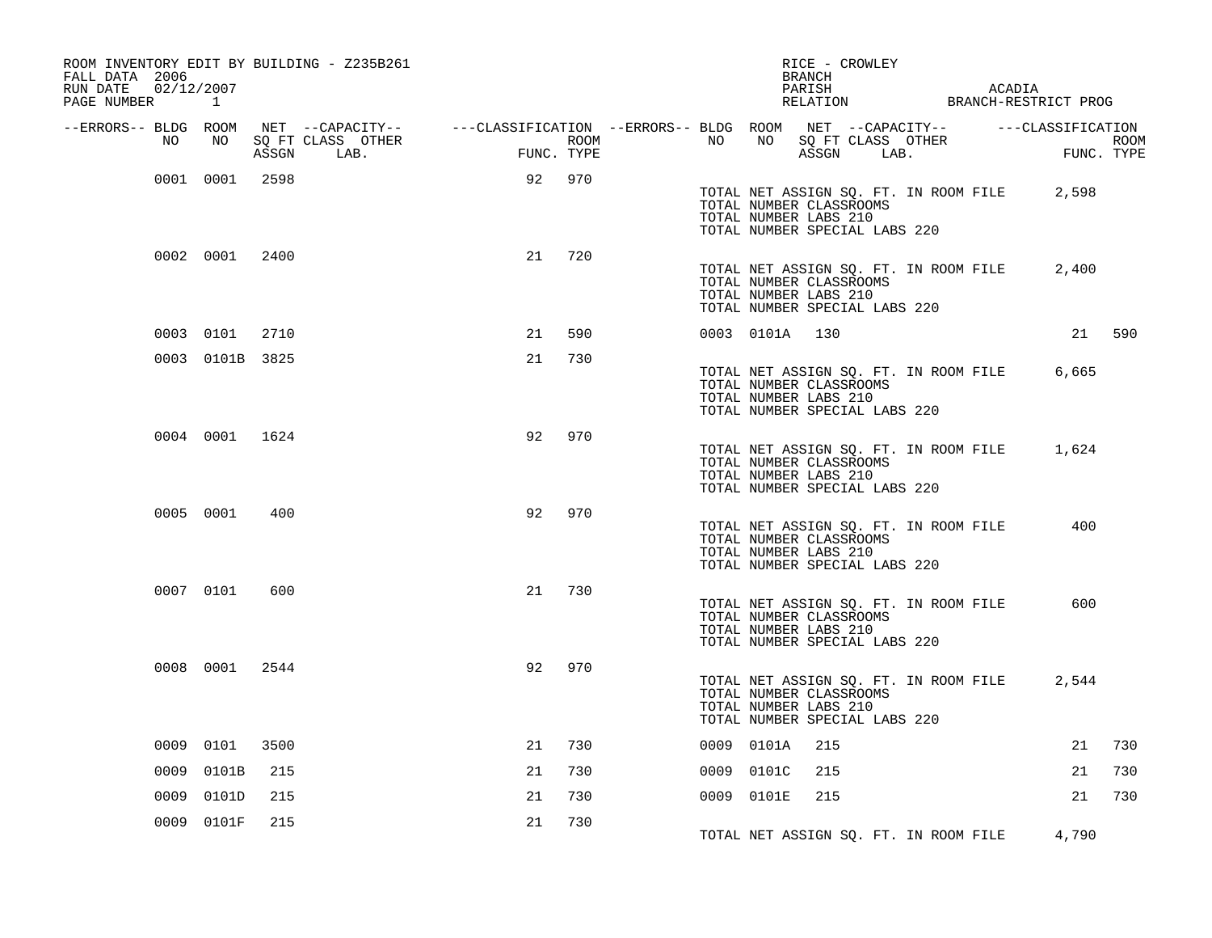ROOM INVENTORY EDIT BY BUILDING - Z235B261
FALL DATA 2006
RUN DATE 02/12/2007

RICE - CROWLEY
BRANCH
PARISH ACADIA
RELATION BRANCH-RESTRICT PROG

| --ERRORS-- | BLDG NO | ROOM NO | NET SQ FT ASSGN | --CAPACITY-- CLASS | OTHER LAB. | ---CLASSIFICATION FUNC. | ROOM TYPE | --ERRORS-- | BLDG NO | ROOM NO | NET SQ FT ASSGN | --CAPACITY-- CLASS | OTHER LAB. | ---CLASSIFICATION FUNC. | ROOM TYPE |
|---|---|---|---|---|---|---|---|---|---|---|---|---|---|---|---|
| | 0001 | 0001 | 2598 | | | 92 | 970 | | | | | | | | |
| | | | | | | | | | TOTAL NET ASSIGN SQ. FT. IN ROOM FILE | | | | | 2,598 | |
| | | | | | | | | | TOTAL NUMBER CLASSROOMS | | | | | | |
| | | | | | | | | | TOTAL NUMBER LABS 210 | | | | | | |
| | | | | | | | | | TOTAL NUMBER SPECIAL LABS 220 | | | | | | |
| | 0002 | 0001 | 2400 | | | 21 | 720 | | | | | | | | |
| | | | | | | | | | TOTAL NET ASSIGN SQ. FT. IN ROOM FILE | | | | | 2,400 | |
| | | | | | | | | | TOTAL NUMBER CLASSROOMS | | | | | | |
| | | | | | | | | | TOTAL NUMBER LABS 210 | | | | | | |
| | | | | | | | | | TOTAL NUMBER SPECIAL LABS 220 | | | | | | |
| | 0003 | 0101 | 2710 | | | 21 | 590 | | 0003 | 0101A | 130 | | | 21 | 590 |
| | 0003 | 0101B | 3825 | | | 21 | 730 | | | | | | | | |
| | | | | | | | | | TOTAL NET ASSIGN SQ. FT. IN ROOM FILE | | | | | 6,665 | |
| | | | | | | | | | TOTAL NUMBER CLASSROOMS | | | | | | |
| | | | | | | | | | TOTAL NUMBER LABS 210 | | | | | | |
| | | | | | | | | | TOTAL NUMBER SPECIAL LABS 220 | | | | | | |
| | 0004 | 0001 | 1624 | | | 92 | 970 | | | | | | | | |
| | | | | | | | | | TOTAL NET ASSIGN SQ. FT. IN ROOM FILE | | | | | 1,624 | |
| | | | | | | | | | TOTAL NUMBER CLASSROOMS | | | | | | |
| | | | | | | | | | TOTAL NUMBER LABS 210 | | | | | | |
| | | | | | | | | | TOTAL NUMBER SPECIAL LABS 220 | | | | | | |
| | 0005 | 0001 | 400 | | | 92 | 970 | | | | | | | | |
| | | | | | | | | | TOTAL NET ASSIGN SQ. FT. IN ROOM FILE | | | | | 400 | |
| | | | | | | | | | TOTAL NUMBER CLASSROOMS | | | | | | |
| | | | | | | | | | TOTAL NUMBER LABS 210 | | | | | | |
| | | | | | | | | | TOTAL NUMBER SPECIAL LABS 220 | | | | | | |
| | 0007 | 0101 | 600 | | | 21 | 730 | | | | | | | | |
| | | | | | | | | | TOTAL NET ASSIGN SQ. FT. IN ROOM FILE | | | | | 600 | |
| | | | | | | | | | TOTAL NUMBER CLASSROOMS | | | | | | |
| | | | | | | | | | TOTAL NUMBER LABS 210 | | | | | | |
| | | | | | | | | | TOTAL NUMBER SPECIAL LABS 220 | | | | | | |
| | 0008 | 0001 | 2544 | | | 92 | 970 | | | | | | | | |
| | | | | | | | | | TOTAL NET ASSIGN SQ. FT. IN ROOM FILE | | | | | 2,544 | |
| | | | | | | | | | TOTAL NUMBER CLASSROOMS | | | | | | |
| | | | | | | | | | TOTAL NUMBER LABS 210 | | | | | | |
| | | | | | | | | | TOTAL NUMBER SPECIAL LABS 220 | | | | | | |
| | 0009 | 0101 | 3500 | | | 21 | 730 | | 0009 | 0101A | 215 | | | 21 | 730 |
| | 0009 | 0101B | 215 | | | 21 | 730 | | 0009 | 0101C | 215 | | | 21 | 730 |
| | 0009 | 0101D | 215 | | | 21 | 730 | | 0009 | 0101E | 215 | | | 21 | 730 |
| | 0009 | 0101F | 215 | | | 21 | 730 | | | | | | | | |
| | | | | | | | | | TOTAL NET ASSIGN SQ. FT. IN ROOM FILE | | | | | 4,790 | |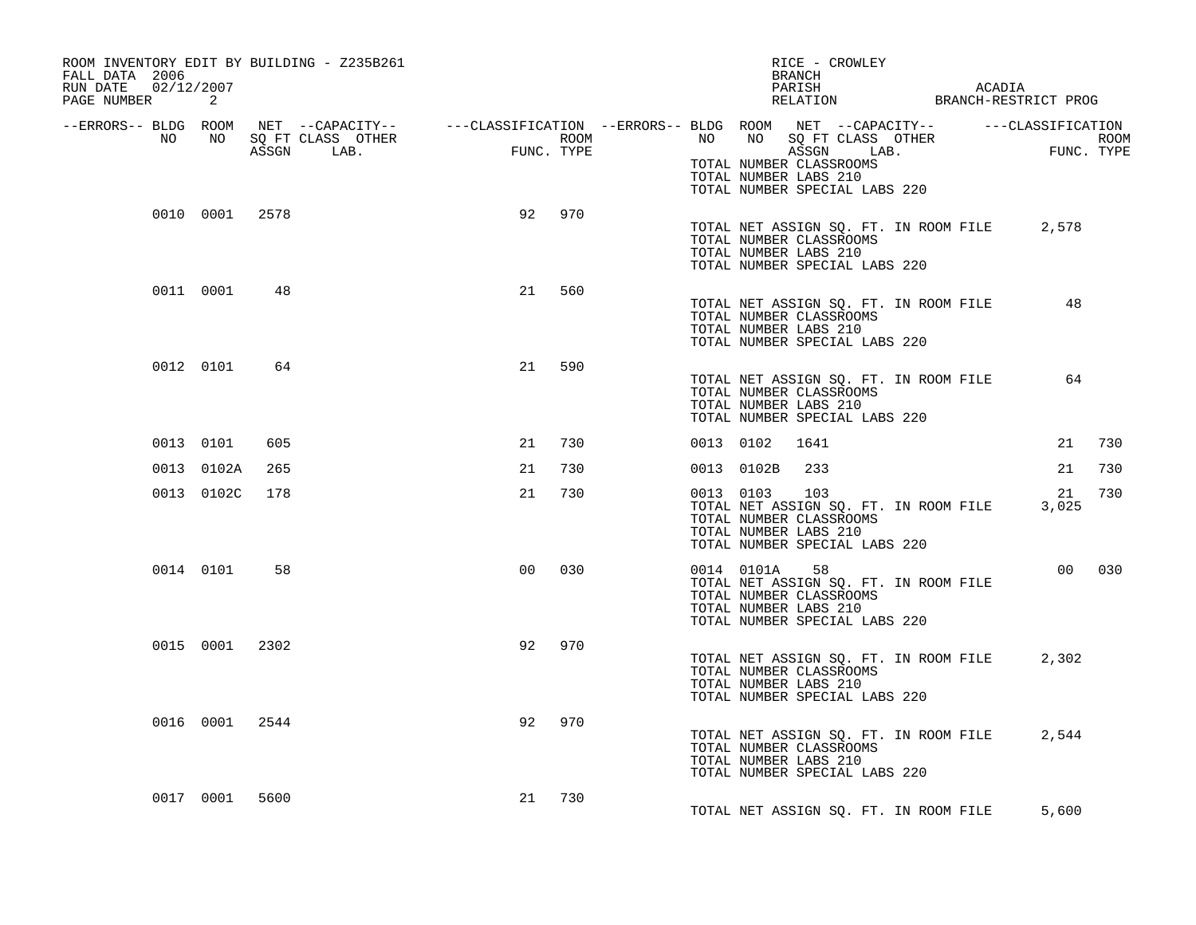ROOM INVENTORY EDIT BY BUILDING - Z235B261
FALL DATA 2006
RUN DATE 02/12/2007

RICE - CROWLEY
BRANCH
PARISH ACADIA
RELATION BRANCH-RESTRICT PROG

| --ERRORS-- | BLDG NO | ROOM NO | NET SQ FT ASSGN | --CAPACITY-- CLASS LAB. | OTHER | ---CLASSIFICATION FUNC. | ROOM TYPE | --ERRORS-- | BLDG NO | ROOM NO | NET SQ FT ASSGN | --CAPACITY-- CLASS LAB. | OTHER | ---CLASSIFICATION FUNC. | ROOM TYPE |
|---|---|---|---|---|---|---|---|---|---|---|---|---|---|---|---|
| | | | | | | | | | TOTAL NUMBER CLASSROOMS | | | | | | |
| | | | | | | | | | TOTAL NUMBER LABS 210 | | | | | | |
| | | | | | | | | | TOTAL NUMBER SPECIAL LABS 220 | | | | | | |
| | 0010 | 0001 | 2578 | | | 92 | 970 | | | | | | | | |
| | | | | | | | | | TOTAL NET ASSIGN SQ. FT. IN ROOM FILE | | | | | 2,578 | |
| | | | | | | | | | TOTAL NUMBER CLASSROOMS | | | | | | |
| | | | | | | | | | TOTAL NUMBER LABS 210 | | | | | | |
| | | | | | | | | | TOTAL NUMBER SPECIAL LABS 220 | | | | | | |
| | 0011 | 0001 | 48 | | | 21 | 560 | | | | | | | | |
| | | | | | | | | | TOTAL NET ASSIGN SQ. FT. IN ROOM FILE | | | | | 48 | |
| | | | | | | | | | TOTAL NUMBER CLASSROOMS | | | | | | |
| | | | | | | | | | TOTAL NUMBER LABS 210 | | | | | | |
| | | | | | | | | | TOTAL NUMBER SPECIAL LABS 220 | | | | | | |
| | 0012 | 0101 | 64 | | | 21 | 590 | | | | | | | | |
| | | | | | | | | | TOTAL NET ASSIGN SQ. FT. IN ROOM FILE | | | | | 64 | |
| | | | | | | | | | TOTAL NUMBER CLASSROOMS | | | | | | |
| | | | | | | | | | TOTAL NUMBER LABS 210 | | | | | | |
| | | | | | | | | | TOTAL NUMBER SPECIAL LABS 220 | | | | | | |
| | 0013 | 0101 | 605 | | | 21 | 730 | | 0013 | 0102 | 1641 | | | 21 | 730 |
| | 0013 | 0102A | 265 | | | 21 | 730 | | 0013 | 0102B | 233 | | | 21 | 730 |
| | 0013 | 0102C | 178 | | | 21 | 730 | | 0013 | 0103 | 103 | | | 21 | 730 |
| | | | | | | | | | TOTAL NET ASSIGN SQ. FT. IN ROOM FILE | | | | | 3,025 | |
| | | | | | | | | | TOTAL NUMBER CLASSROOMS | | | | | | |
| | | | | | | | | | TOTAL NUMBER LABS 210 | | | | | | |
| | | | | | | | | | TOTAL NUMBER SPECIAL LABS 220 | | | | | | |
| | 0014 | 0101 | 58 | | | 00 | 030 | | 0014 | 0101A | 58 | | | 00 | 030 |
| | | | | | | | | | TOTAL NET ASSIGN SQ. FT. IN ROOM FILE | | | | | | |
| | | | | | | | | | TOTAL NUMBER CLASSROOMS | | | | | | |
| | | | | | | | | | TOTAL NUMBER LABS 210 | | | | | | |
| | | | | | | | | | TOTAL NUMBER SPECIAL LABS 220 | | | | | | |
| | 0015 | 0001 | 2302 | | | 92 | 970 | | | | | | | | |
| | | | | | | | | | TOTAL NET ASSIGN SQ. FT. IN ROOM FILE | | | | | 2,302 | |
| | | | | | | | | | TOTAL NUMBER CLASSROOMS | | | | | | |
| | | | | | | | | | TOTAL NUMBER LABS 210 | | | | | | |
| | | | | | | | | | TOTAL NUMBER SPECIAL LABS 220 | | | | | | |
| | 0016 | 0001 | 2544 | | | 92 | 970 | | | | | | | | |
| | | | | | | | | | TOTAL NET ASSIGN SQ. FT. IN ROOM FILE | | | | | 2,544 | |
| | | | | | | | | | TOTAL NUMBER CLASSROOMS | | | | | | |
| | | | | | | | | | TOTAL NUMBER LABS 210 | | | | | | |
| | | | | | | | | | TOTAL NUMBER SPECIAL LABS 220 | | | | | | |
| | 0017 | 0001 | 5600 | | | 21 | 730 | | | | | | | | |
| | | | | | | | | | TOTAL NET ASSIGN SQ. FT. IN ROOM FILE | | | | | 5,600 | |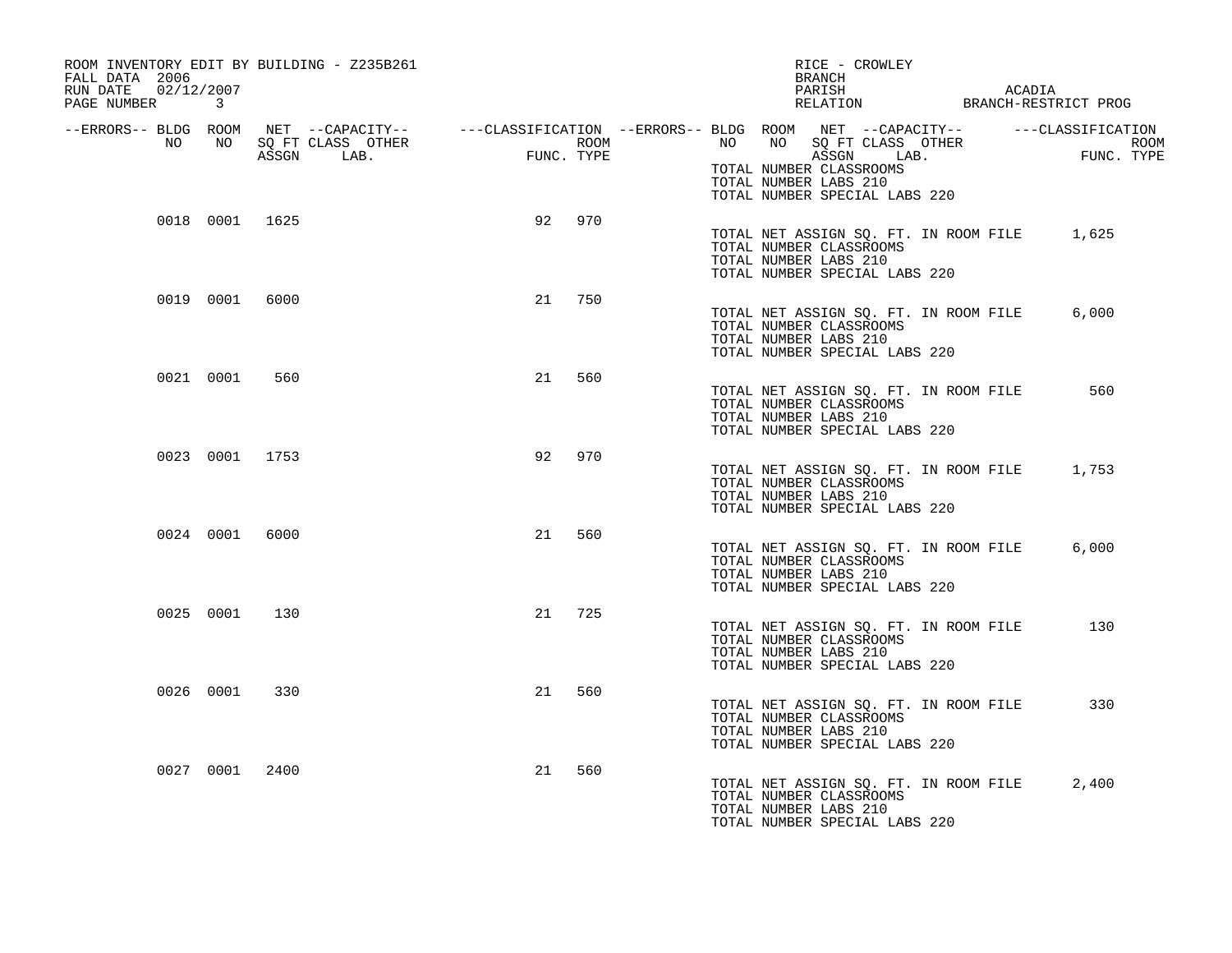ROOM INVENTORY EDIT BY BUILDING - Z235B261
FALL DATA 2006
RUN DATE 02/12/2007
PAGE NUMBER 3

RICE - CROWLEY
BRANCH
PARISH ACADIA
RELATION BRANCH-RESTRICT PROG

| --ERRORS-- | BLDG NO | ROOM NO | NET SQ FT ASSGN | --CAPACITY-- CLASS | LAB. | OTHER | ---CLASSIFICATION FUNC. | ROOM TYPE |
|---|---|---|---|---|---|---|---|---|
| | | | | | | | | |

TOTAL NUMBER CLASSROOMS
TOTAL NUMBER LABS 210
TOTAL NUMBER SPECIAL LABS 220

| --ERRORS-- | BLDG NO | ROOM NO | NET SQ FT ASSGN | --CAPACITY-- CLASS | LAB. | OTHER | ---CLASSIFICATION FUNC. | ROOM TYPE |
|---|---|---|---|---|---|---|---|---|
| | 0018 | 0001 | 1625 | | | | 92 | 970 |

TOTAL NET ASSIGN SQ. FT. IN ROOM FILE 1,625
TOTAL NUMBER CLASSROOMS
TOTAL NUMBER LABS 210
TOTAL NUMBER SPECIAL LABS 220

| --ERRORS-- | BLDG NO | ROOM NO | NET SQ FT ASSGN | --CAPACITY-- CLASS | LAB. | OTHER | ---CLASSIFICATION FUNC. | ROOM TYPE |
|---|---|---|---|---|---|---|---|---|
| | 0019 | 0001 | 6000 | | | | 21 | 750 |

TOTAL NET ASSIGN SQ. FT. IN ROOM FILE 6,000
TOTAL NUMBER CLASSROOMS
TOTAL NUMBER LABS 210
TOTAL NUMBER SPECIAL LABS 220

| --ERRORS-- | BLDG NO | ROOM NO | NET SQ FT ASSGN | --CAPACITY-- CLASS | LAB. | OTHER | ---CLASSIFICATION FUNC. | ROOM TYPE |
|---|---|---|---|---|---|---|---|---|
| | 0021 | 0001 | 560 | | | | 21 | 560 |

TOTAL NET ASSIGN SQ. FT. IN ROOM FILE 560
TOTAL NUMBER CLASSROOMS
TOTAL NUMBER LABS 210
TOTAL NUMBER SPECIAL LABS 220

| --ERRORS-- | BLDG NO | ROOM NO | NET SQ FT ASSGN | --CAPACITY-- CLASS | LAB. | OTHER | ---CLASSIFICATION FUNC. | ROOM TYPE |
|---|---|---|---|---|---|---|---|---|
| | 0023 | 0001 | 1753 | | | | 92 | 970 |

TOTAL NET ASSIGN SQ. FT. IN ROOM FILE 1,753
TOTAL NUMBER CLASSROOMS
TOTAL NUMBER LABS 210
TOTAL NUMBER SPECIAL LABS 220

| --ERRORS-- | BLDG NO | ROOM NO | NET SQ FT ASSGN | --CAPACITY-- CLASS | LAB. | OTHER | ---CLASSIFICATION FUNC. | ROOM TYPE |
|---|---|---|---|---|---|---|---|---|
| | 0024 | 0001 | 6000 | | | | 21 | 560 |

TOTAL NET ASSIGN SQ. FT. IN ROOM FILE 6,000
TOTAL NUMBER CLASSROOMS
TOTAL NUMBER LABS 210
TOTAL NUMBER SPECIAL LABS 220

| --ERRORS-- | BLDG NO | ROOM NO | NET SQ FT ASSGN | --CAPACITY-- CLASS | LAB. | OTHER | ---CLASSIFICATION FUNC. | ROOM TYPE |
|---|---|---|---|---|---|---|---|---|
| | 0025 | 0001 | 130 | | | | 21 | 725 |

TOTAL NET ASSIGN SQ. FT. IN ROOM FILE 130
TOTAL NUMBER CLASSROOMS
TOTAL NUMBER LABS 210
TOTAL NUMBER SPECIAL LABS 220

| --ERRORS-- | BLDG NO | ROOM NO | NET SQ FT ASSGN | --CAPACITY-- CLASS | LAB. | OTHER | ---CLASSIFICATION FUNC. | ROOM TYPE |
|---|---|---|---|---|---|---|---|---|
| | 0026 | 0001 | 330 | | | | 21 | 560 |

TOTAL NET ASSIGN SQ. FT. IN ROOM FILE 330
TOTAL NUMBER CLASSROOMS
TOTAL NUMBER LABS 210
TOTAL NUMBER SPECIAL LABS 220

| --ERRORS-- | BLDG NO | ROOM NO | NET SQ FT ASSGN | --CAPACITY-- CLASS | LAB. | OTHER | ---CLASSIFICATION FUNC. | ROOM TYPE |
|---|---|---|---|---|---|---|---|---|
| | 0027 | 0001 | 2400 | | | | 21 | 560 |

TOTAL NET ASSIGN SQ. FT. IN ROOM FILE 2,400
TOTAL NUMBER CLASSROOMS
TOTAL NUMBER LABS 210
TOTAL NUMBER SPECIAL LABS 220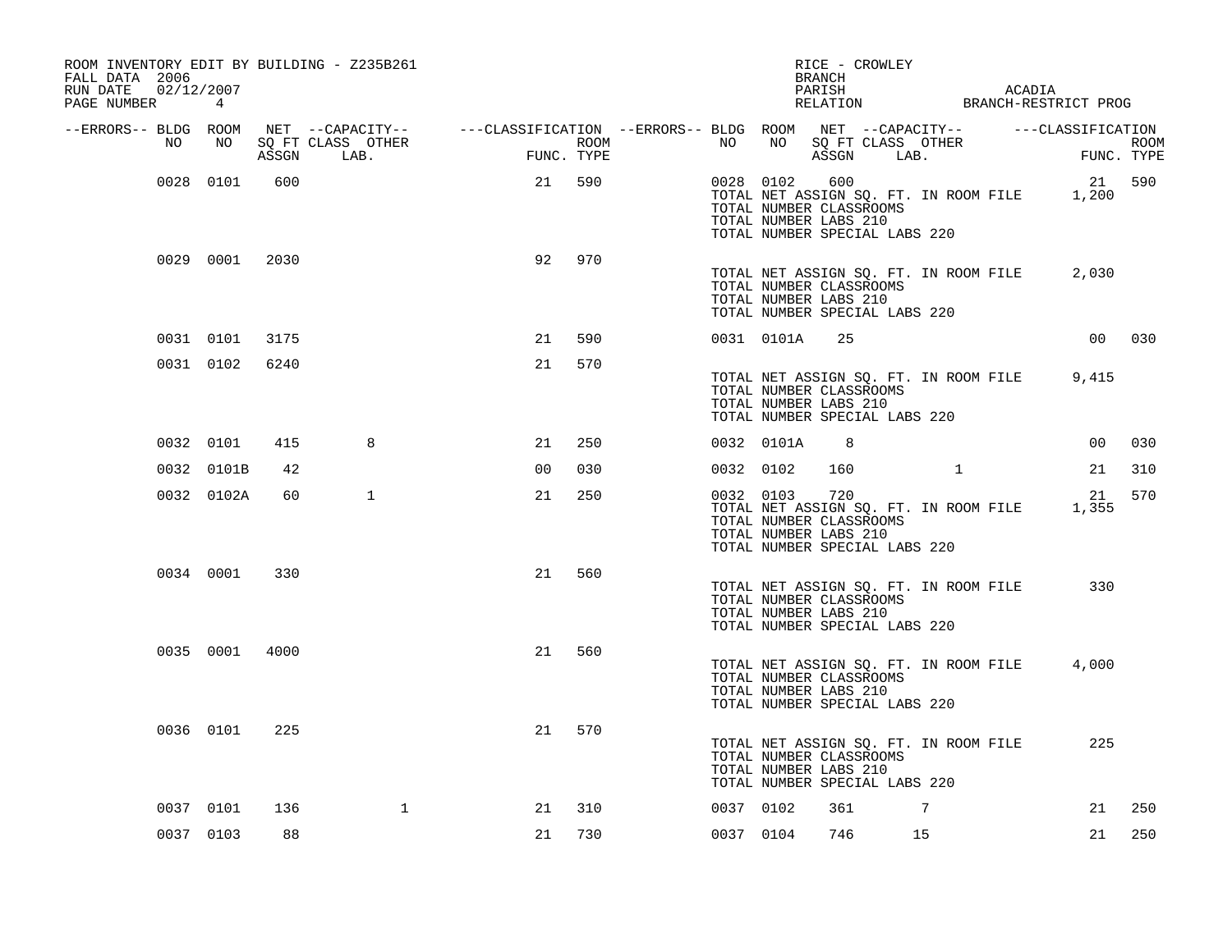ROOM INVENTORY EDIT BY BUILDING - Z235B261
FALL DATA 2006
RUN DATE 02/12/2007
PAGE NUMBER 4

RICE - CROWLEY
BRANCH
PARISH ACADIA
RELATION BRANCH-RESTRICT PROG

| --ERRORS-- | BLDG NO | ROOM NO | NET SQ FT ASSGN | --CAPACITY-- CLASS | OTHER LAB. | ---CLASSIFICATION FUNC. | ROOM TYPE | --ERRORS-- | BLDG NO | ROOM NO | NET SQ FT ASSGN | --CAPACITY-- CLASS | OTHER LAB. | ---CLASSIFICATION FUNC. | ROOM TYPE |
|---|---|---|---|---|---|---|---|---|---|---|---|---|---|---|---|
| | 0028 | 0101 | 600 | | | 21 | 590 | | 0028 | 0102 | 600 | | | 21 | 590 |
| | | | | | | | | | TOTAL NET ASSIGN SQ. FT. IN ROOM FILE | | | | | 1,200 | |
| | | | | | | | | | TOTAL NUMBER CLASSROOMS | | | | | | |
| | | | | | | | | | TOTAL NUMBER LABS 210 | | | | | | |
| | | | | | | | | | TOTAL NUMBER SPECIAL LABS 220 | | | | | | |
| | 0029 | 0001 | 2030 | | | 92 | 970 | | | | | | | | |
| | | | | | | | | | TOTAL NET ASSIGN SQ. FT. IN ROOM FILE | | | | | 2,030 | |
| | | | | | | | | | TOTAL NUMBER CLASSROOMS | | | | | | |
| | | | | | | | | | TOTAL NUMBER LABS 210 | | | | | | |
| | | | | | | | | | TOTAL NUMBER SPECIAL LABS 220 | | | | | | |
| | 0031 | 0101 | 3175 | | | 21 | 590 | | 0031 | 0101A | 25 | | | 00 | 030 |
| | 0031 | 0102 | 6240 | | | 21 | 570 | | | | | | | | |
| | | | | | | | | | TOTAL NET ASSIGN SQ. FT. IN ROOM FILE | | | | | 9,415 | |
| | | | | | | | | | TOTAL NUMBER CLASSROOMS | | | | | | |
| | | | | | | | | | TOTAL NUMBER LABS 210 | | | | | | |
| | | | | | | | | | TOTAL NUMBER SPECIAL LABS 220 | | | | | | |
| | 0032 | 0101 | 415 | 8 | | 21 | 250 | | 0032 | 0101A | 8 | | | 00 | 030 |
| | 0032 | 0101B | 42 | | | 00 | 030 | | 0032 | 0102 | 160 | | 1 | 21 | 310 |
| | 0032 | 0102A | 60 | 1 | | 21 | 250 | | 0032 | 0103 | 720 | | | 21 | 570 |
| | | | | | | | | | TOTAL NET ASSIGN SQ. FT. IN ROOM FILE | | | | | 1,355 | |
| | | | | | | | | | TOTAL NUMBER CLASSROOMS | | | | | | |
| | | | | | | | | | TOTAL NUMBER LABS 210 | | | | | | |
| | | | | | | | | | TOTAL NUMBER SPECIAL LABS 220 | | | | | | |
| | 0034 | 0001 | 330 | | | 21 | 560 | | | | | | | | |
| | | | | | | | | | TOTAL NET ASSIGN SQ. FT. IN ROOM FILE | | | | | 330 | |
| | | | | | | | | | TOTAL NUMBER CLASSROOMS | | | | | | |
| | | | | | | | | | TOTAL NUMBER LABS 210 | | | | | | |
| | | | | | | | | | TOTAL NUMBER SPECIAL LABS 220 | | | | | | |
| | 0035 | 0001 | 4000 | | | 21 | 560 | | | | | | | | |
| | | | | | | | | | TOTAL NET ASSIGN SQ. FT. IN ROOM FILE | | | | | 4,000 | |
| | | | | | | | | | TOTAL NUMBER CLASSROOMS | | | | | | |
| | | | | | | | | | TOTAL NUMBER LABS 210 | | | | | | |
| | | | | | | | | | TOTAL NUMBER SPECIAL LABS 220 | | | | | | |
| | 0036 | 0101 | 225 | | | 21 | 570 | | | | | | | | |
| | | | | | | | | | TOTAL NET ASSIGN SQ. FT. IN ROOM FILE | | | | | 225 | |
| | | | | | | | | | TOTAL NUMBER CLASSROOMS | | | | | | |
| | | | | | | | | | TOTAL NUMBER LABS 210 | | | | | | |
| | | | | | | | | | TOTAL NUMBER SPECIAL LABS 220 | | | | | | |
| | 0037 | 0101 | 136 | | 1 | 21 | 310 | | 0037 | 0102 | 361 | 7 | | 21 | 250 |
| | 0037 | 0103 | 88 | | | 21 | 730 | | 0037 | 0104 | 746 | 15 | | 21 | 250 |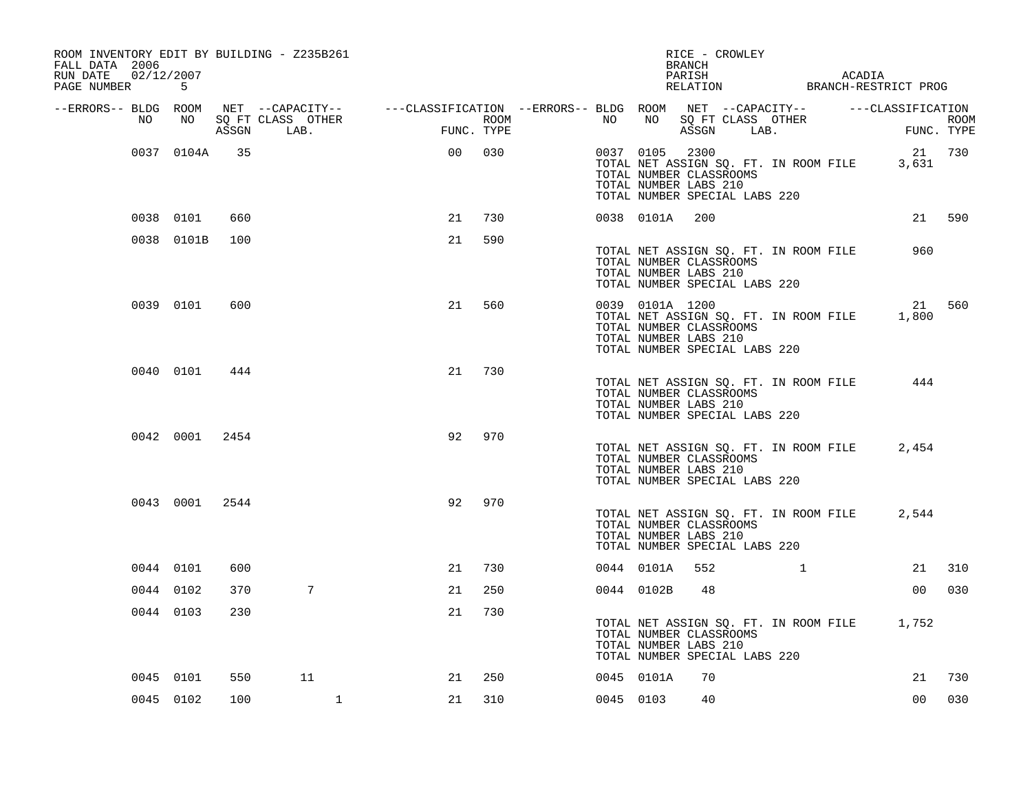ROOM INVENTORY EDIT BY BUILDING - Z235B261
FALL DATA 2006
RUN DATE 02/12/2007
PAGE NUMBER 5

RICE - CROWLEY
BRANCH
PARISH ACADIA
RELATION BRANCH-RESTRICT PROG

| --ERRORS-- | BLDG NO | ROOM NO | NET SQ FT ASSGN | --CAPACITY-- CLASS | LAB. | OTHER | ---CLASSIFICATION FUNC. | ROOM TYPE | --ERRORS-- | BLDG NO | ROOM NO | NET SQ FT ASSGN | --CAPACITY-- CLASS | LAB. | OTHER | ---CLASSIFICATION FUNC. | ROOM TYPE |
|---|---|---|---|---|---|---|---|---|---|---|---|---|---|---|---|---|---|
| | 0037 | 0104A | 35 | | | | 00 | 030 | | 0037 | 0105 | 2300 | | | | 21 | 730 |
| | | | | | | | | | | TOTAL NET ASSIGN SQ. FT. IN ROOM FILE | | | | | | 3,631 | |
| | | | | | | | | | | TOTAL NUMBER CLASSROOMS | | | | | | | |
| | | | | | | | | | | TOTAL NUMBER LABS 210 | | | | | | | |
| | | | | | | | | | | TOTAL NUMBER SPECIAL LABS 220 | | | | | | | |
| | 0038 | 0101 | 660 | | | | 21 | 730 | | 0038 | 0101A | 200 | | | | 21 | 590 |
| | 0038 | 0101B | 100 | | | | 21 | 590 | | | | | | | | | |
| | | | | | | | | | | TOTAL NET ASSIGN SQ. FT. IN ROOM FILE | | | | | | 960 | |
| | | | | | | | | | | TOTAL NUMBER CLASSROOMS | | | | | | | |
| | | | | | | | | | | TOTAL NUMBER LABS 210 | | | | | | | |
| | | | | | | | | | | TOTAL NUMBER SPECIAL LABS 220 | | | | | | | |
| | 0039 | 0101 | 600 | | | | 21 | 560 | | 0039 | 0101A | 1200 | | | | 21 | 560 |
| | | | | | | | | | | TOTAL NET ASSIGN SQ. FT. IN ROOM FILE | | | | | | 1,800 | |
| | | | | | | | | | | TOTAL NUMBER CLASSROOMS | | | | | | | |
| | | | | | | | | | | TOTAL NUMBER LABS 210 | | | | | | | |
| | | | | | | | | | | TOTAL NUMBER SPECIAL LABS 220 | | | | | | | |
| | 0040 | 0101 | 444 | | | | 21 | 730 | | | | | | | | | |
| | | | | | | | | | | TOTAL NET ASSIGN SQ. FT. IN ROOM FILE | | | | | | 444 | |
| | | | | | | | | | | TOTAL NUMBER CLASSROOMS | | | | | | | |
| | | | | | | | | | | TOTAL NUMBER LABS 210 | | | | | | | |
| | | | | | | | | | | TOTAL NUMBER SPECIAL LABS 220 | | | | | | | |
| | 0042 | 0001 | 2454 | | | | 92 | 970 | | | | | | | | | |
| | | | | | | | | | | TOTAL NET ASSIGN SQ. FT. IN ROOM FILE | | | | | | 2,454 | |
| | | | | | | | | | | TOTAL NUMBER CLASSROOMS | | | | | | | |
| | | | | | | | | | | TOTAL NUMBER LABS 210 | | | | | | | |
| | | | | | | | | | | TOTAL NUMBER SPECIAL LABS 220 | | | | | | | |
| | 0043 | 0001 | 2544 | | | | 92 | 970 | | | | | | | | | |
| | | | | | | | | | | TOTAL NET ASSIGN SQ. FT. IN ROOM FILE | | | | | | 2,544 | |
| | | | | | | | | | | TOTAL NUMBER CLASSROOMS | | | | | | | |
| | | | | | | | | | | TOTAL NUMBER LABS 210 | | | | | | | |
| | | | | | | | | | | TOTAL NUMBER SPECIAL LABS 220 | | | | | | | |
| | 0044 | 0101 | 600 | | | | 21 | 730 | | 0044 | 0101A | 552 | | | 1 | 21 | 310 |
| | 0044 | 0102 | 370 | 7 | | | 21 | 250 | | 0044 | 0102B | 48 | | | | 00 | 030 |
| | 0044 | 0103 | 230 | | | | 21 | 730 | | | | | | | | | |
| | | | | | | | | | | TOTAL NET ASSIGN SQ. FT. IN ROOM FILE | | | | | | 1,752 | |
| | | | | | | | | | | TOTAL NUMBER CLASSROOMS | | | | | | | |
| | | | | | | | | | | TOTAL NUMBER LABS 210 | | | | | | | |
| | | | | | | | | | | TOTAL NUMBER SPECIAL LABS 220 | | | | | | | |
| | 0045 | 0101 | 550 | 11 | | | 21 | 250 | | 0045 | 0101A | 70 | | | | 21 | 730 |
| | 0045 | 0102 | 100 | | | 1 | 21 | 310 | | 0045 | 0103 | 40 | | | | 00 | 030 |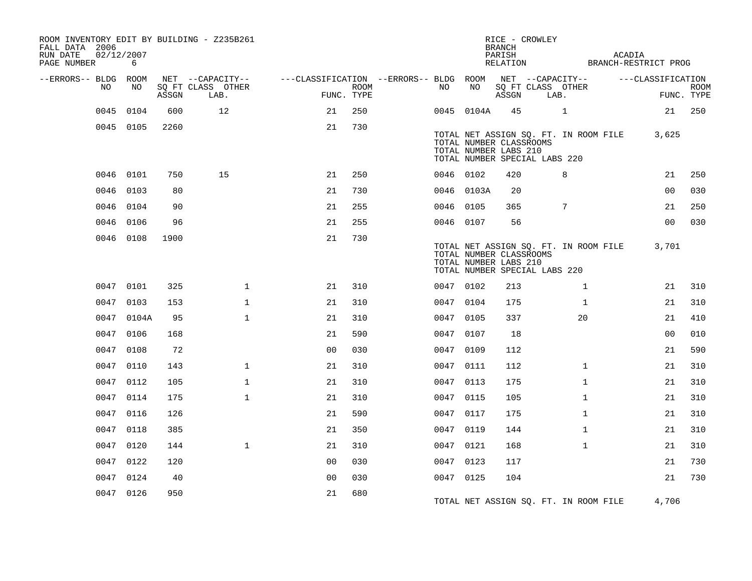ROOM INVENTORY EDIT BY BUILDING - Z235B261
FALL DATA 2006
RUN DATE 02/12/2007
PAGE NUMBER 6

RICE - CROWLEY
BRANCH
PARISH ACADIA
RELATION BRANCH-RESTRICT PROG

| --ERRORS-- | BLDG NO | ROOM NO | NET SQ FT ASSGN | CAPACITY CLASS LAB. | CAPACITY OTHER | CLASSIFICATION FUNC. | ROOM TYPE | --ERRORS-- | BLDG NO | ROOM NO | NET SQ FT ASSGN | CAPACITY CLASS LAB. | CAPACITY OTHER | CLASSIFICATION FUNC. | ROOM TYPE |
|---|---|---|---|---|---|---|---|---|---|---|---|---|---|---|---|
| | 0045 | 0104 | 600 | 12 | | 21 | 250 | | 0045 | 0104A | 45 | 1 | | 21 | 250 |
| | 0045 | 0105 | 2260 | | | 21 | 730 | | | | | | | | |

TOTAL NET ASSIGN SQ. FT. IN ROOM FILE 3,625
TOTAL NUMBER CLASSROOMS
TOTAL NUMBER LABS 210
TOTAL NUMBER SPECIAL LABS 220

| --ERRORS-- | BLDG NO | ROOM NO | NET SQ FT ASSGN | CAPACITY CLASS LAB. | CAPACITY OTHER | CLASSIFICATION FUNC. | ROOM TYPE | --ERRORS-- | BLDG NO | ROOM NO | NET SQ FT ASSGN | CAPACITY CLASS LAB. | CAPACITY OTHER | CLASSIFICATION FUNC. | ROOM TYPE |
|---|---|---|---|---|---|---|---|---|---|---|---|---|---|---|---|
| | 0046 | 0101 | 750 | 15 | | 21 | 250 | | 0046 | 0102 | 420 | 8 | | 21 | 250 |
| | 0046 | 0103 | 80 | | | 21 | 730 | | 0046 | 0103A | 20 | | | 00 | 030 |
| | 0046 | 0104 | 90 | | | 21 | 255 | | 0046 | 0105 | 365 | 7 | | 21 | 250 |
| | 0046 | 0106 | 96 | | | 21 | 255 | | 0046 | 0107 | 56 | | | 00 | 030 |
| | 0046 | 0108 | 1900 | | | 21 | 730 | | | | | | | | |

TOTAL NET ASSIGN SQ. FT. IN ROOM FILE 3,701
TOTAL NUMBER CLASSROOMS
TOTAL NUMBER LABS 210
TOTAL NUMBER SPECIAL LABS 220

| --ERRORS-- | BLDG NO | ROOM NO | NET SQ FT ASSGN | CAPACITY CLASS LAB. | CAPACITY OTHER | CLASSIFICATION FUNC. | ROOM TYPE | --ERRORS-- | BLDG NO | ROOM NO | NET SQ FT ASSGN | CAPACITY CLASS LAB. | CAPACITY OTHER | CLASSIFICATION FUNC. | ROOM TYPE |
|---|---|---|---|---|---|---|---|---|---|---|---|---|---|---|---|
| | 0047 | 0101 | 325 | | 1 | 21 | 310 | | 0047 | 0102 | 213 | | 1 | 21 | 310 |
| | 0047 | 0103 | 153 | | 1 | 21 | 310 | | 0047 | 0104 | 175 | | 1 | 21 | 310 |
| | 0047 | 0104A | 95 | | 1 | 21 | 310 | | 0047 | 0105 | 337 | | 20 | 21 | 410 |
| | 0047 | 0106 | 168 | | | 21 | 590 | | 0047 | 0107 | 18 | | | 00 | 010 |
| | 0047 | 0108 | 72 | | | 00 | 030 | | 0047 | 0109 | 112 | | | 21 | 590 |
| | 0047 | 0110 | 143 | | 1 | 21 | 310 | | 0047 | 0111 | 112 | | 1 | 21 | 310 |
| | 0047 | 0112 | 105 | | 1 | 21 | 310 | | 0047 | 0113 | 175 | | 1 | 21 | 310 |
| | 0047 | 0114 | 175 | | 1 | 21 | 310 | | 0047 | 0115 | 105 | | 1 | 21 | 310 |
| | 0047 | 0116 | 126 | | | 21 | 590 | | 0047 | 0117 | 175 | | 1 | 21 | 310 |
| | 0047 | 0118 | 385 | | | 21 | 350 | | 0047 | 0119 | 144 | | 1 | 21 | 310 |
| | 0047 | 0120 | 144 | | 1 | 21 | 310 | | 0047 | 0121 | 168 | | 1 | 21 | 310 |
| | 0047 | 0122 | 120 | | | 00 | 030 | | 0047 | 0123 | 117 | | | 21 | 730 |
| | 0047 | 0124 | 40 | | | 00 | 030 | | 0047 | 0125 | 104 | | | 21 | 730 |
| | 0047 | 0126 | 950 | | | 21 | 680 | | | | | | | | |

TOTAL NET ASSIGN SQ. FT. IN ROOM FILE 4,706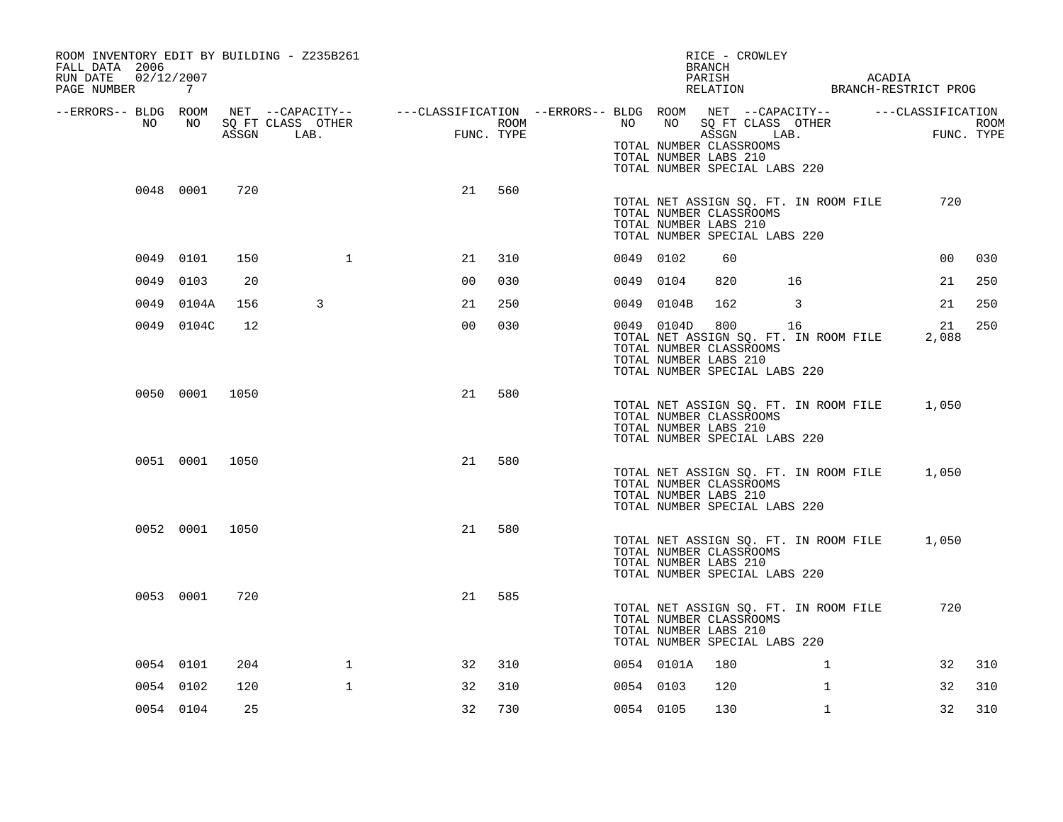ROOM INVENTORY EDIT BY BUILDING - Z235B261
FALL DATA 2006
RUN DATE 02/12/2007
PAGE NUMBER 7

RICE - CROWLEY
BRANCH
PARISH ACADIA
RELATION BRANCH-RESTRICT PROG

| --ERRORS-- | BLDG NO | ROOM NO | NET SQ FT ASSGN | --CAPACITY-- CLASS LAB. | OTHER | ---CLASSIFICATION FUNC. | ROOM TYPE | --ERRORS-- | BLDG NO | ROOM NO | NET SQ FT ASSGN | --CAPACITY-- CLASS LAB. | OTHER | ---CLASSIFICATION FUNC. | ROOM TYPE |
|---|---|---|---|---|---|---|---|---|---|---|---|---|---|---|---|
| | | | | | | | | | TOTAL NUMBER CLASSROOMS | | | | | | |
| | | | | | | | | | TOTAL NUMBER LABS 210 | | | | | | |
| | | | | | | | | | TOTAL NUMBER SPECIAL LABS 220 | | | | | | |
| | 0048 | 0001 | 720 | | | 21 | 560 | | | | | | | | |
| | | | | | | | | | TOTAL NET ASSIGN SQ. FT. IN ROOM FILE | | | | | 720 | |
| | | | | | | | | | TOTAL NUMBER CLASSROOMS | | | | | | |
| | | | | | | | | | TOTAL NUMBER LABS 210 | | | | | | |
| | | | | | | | | | TOTAL NUMBER SPECIAL LABS 220 | | | | | | |
| | 0049 | 0101 | 150 | | 1 | 21 | 310 | | 0049 | 0102 | 60 | | | 00 | 030 |
| | 0049 | 0103 | 20 | | | 00 | 030 | | 0049 | 0104 | 820 | 16 | | 21 | 250 |
| | 0049 | 0104A | 156 | 3 | | 21 | 250 | | 0049 | 0104B | 162 | 3 | | 21 | 250 |
| | 0049 | 0104C | 12 | | | 00 | 030 | | 0049 | 0104D | 800 | 16 | | 21 | 250 |
| | | | | | | | | | TOTAL NET ASSIGN SQ. FT. IN ROOM FILE | | | | | 2,088 | |
| | | | | | | | | | TOTAL NUMBER CLASSROOMS | | | | | | |
| | | | | | | | | | TOTAL NUMBER LABS 210 | | | | | | |
| | | | | | | | | | TOTAL NUMBER SPECIAL LABS 220 | | | | | | |
| | 0050 | 0001 | 1050 | | | 21 | 580 | | | | | | | | |
| | | | | | | | | | TOTAL NET ASSIGN SQ. FT. IN ROOM FILE | | | | | 1,050 | |
| | | | | | | | | | TOTAL NUMBER CLASSROOMS | | | | | | |
| | | | | | | | | | TOTAL NUMBER LABS 210 | | | | | | |
| | | | | | | | | | TOTAL NUMBER SPECIAL LABS 220 | | | | | | |
| | 0051 | 0001 | 1050 | | | 21 | 580 | | | | | | | | |
| | | | | | | | | | TOTAL NET ASSIGN SQ. FT. IN ROOM FILE | | | | | 1,050 | |
| | | | | | | | | | TOTAL NUMBER CLASSROOMS | | | | | | |
| | | | | | | | | | TOTAL NUMBER LABS 210 | | | | | | |
| | | | | | | | | | TOTAL NUMBER SPECIAL LABS 220 | | | | | | |
| | 0052 | 0001 | 1050 | | | 21 | 580 | | | | | | | | |
| | | | | | | | | | TOTAL NET ASSIGN SQ. FT. IN ROOM FILE | | | | | 1,050 | |
| | | | | | | | | | TOTAL NUMBER CLASSROOMS | | | | | | |
| | | | | | | | | | TOTAL NUMBER LABS 210 | | | | | | |
| | | | | | | | | | TOTAL NUMBER SPECIAL LABS 220 | | | | | | |
| | 0053 | 0001 | 720 | | | 21 | 585 | | | | | | | | |
| | | | | | | | | | TOTAL NET ASSIGN SQ. FT. IN ROOM FILE | | | | | 720 | |
| | | | | | | | | | TOTAL NUMBER CLASSROOMS | | | | | | |
| | | | | | | | | | TOTAL NUMBER LABS 210 | | | | | | |
| | | | | | | | | | TOTAL NUMBER SPECIAL LABS 220 | | | | | | |
| | 0054 | 0101 | 204 | | 1 | 32 | 310 | | 0054 | 0101A | 180 | | 1 | 32 | 310 |
| | 0054 | 0102 | 120 | | 1 | 32 | 310 | | 0054 | 0103 | 120 | | 1 | 32 | 310 |
| | 0054 | 0104 | 25 | | | 32 | 730 | | 0054 | 0105 | 130 | | 1 | 32 | 310 |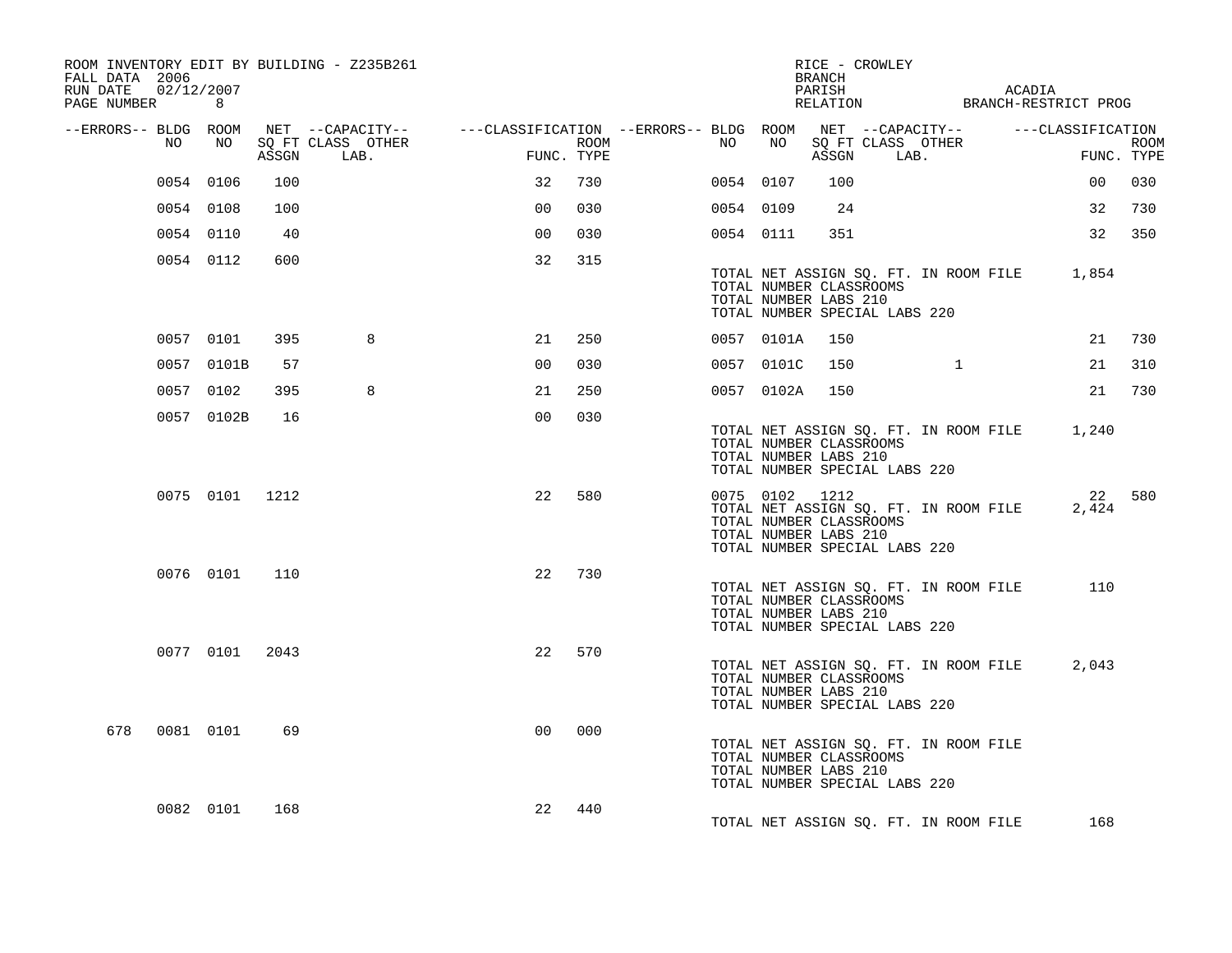ROOM INVENTORY EDIT BY BUILDING - Z235B261
FALL DATA 2006
RUN DATE 02/12/2007
PAGE NUMBER 8

RICE - CROWLEY
BRANCH
PARISH ACADIA
RELATION BRANCH-RESTRICT PROG

| --ERRORS-- | BLDG NO | ROOM NO | NET SQ FT ASSGN | --CAPACITY-- CLASS LAB. | OTHER | ---CLASSIFICATION FUNC. | ROOM TYPE | --ERRORS-- | BLDG NO | ROOM NO | NET SQ FT ASSGN | --CAPACITY-- CLASS LAB. | OTHER | ---CLASSIFICATION FUNC. | ROOM TYPE |
|---|---|---|---|---|---|---|---|---|---|---|---|---|---|---|---|
| | 0054 | 0106 | 100 | | | 32 | 730 | | 0054 | 0107 | 100 | | | 00 | 030 |
| | 0054 | 0108 | 100 | | | 00 | 030 | | 0054 | 0109 | 24 | | | 32 | 730 |
| | 0054 | 0110 | 40 | | | 00 | 030 | | 0054 | 0111 | 351 | | | 32 | 350 |
| | 0054 | 0112 | 600 | | | 32 | 315 | | | | | | | | |

TOTAL NET ASSIGN SQ. FT. IN ROOM FILE 1,854
TOTAL NUMBER CLASSROOMS
TOTAL NUMBER LABS 210
TOTAL NUMBER SPECIAL LABS 220

| --ERRORS-- | BLDG NO | ROOM NO | NET SQ FT ASSGN | --CAPACITY-- CLASS LAB. | OTHER | ---CLASSIFICATION FUNC. | ROOM TYPE | --ERRORS-- | BLDG NO | ROOM NO | NET SQ FT ASSGN | --CAPACITY-- CLASS LAB. | OTHER | ---CLASSIFICATION FUNC. | ROOM TYPE |
|---|---|---|---|---|---|---|---|---|---|---|---|---|---|---|---|
| | 0057 | 0101 | 395 | 8 | | 21 | 250 | | 0057 | 0101A | 150 | | | 21 | 730 |
| | 0057 | 0101B | 57 | | | 00 | 030 | | 0057 | 0101C | 150 | | 1 | 21 | 310 |
| | 0057 | 0102 | 395 | 8 | | 21 | 250 | | 0057 | 0102A | 150 | | | 21 | 730 |
| | 0057 | 0102B | 16 | | | 00 | 030 | | | | | | | | |

TOTAL NET ASSIGN SQ. FT. IN ROOM FILE 1,240
TOTAL NUMBER CLASSROOMS
TOTAL NUMBER LABS 210
TOTAL NUMBER SPECIAL LABS 220

| --ERRORS-- | BLDG NO | ROOM NO | NET SQ FT ASSGN | --CAPACITY-- CLASS LAB. | OTHER | ---CLASSIFICATION FUNC. | ROOM TYPE | --ERRORS-- | BLDG NO | ROOM NO | NET SQ FT ASSGN | --CAPACITY-- CLASS LAB. | OTHER | ---CLASSIFICATION FUNC. | ROOM TYPE |
|---|---|---|---|---|---|---|---|---|---|---|---|---|---|---|---|
| | 0075 | 0101 | 1212 | | | 22 | 580 | | 0075 | 0102 | 1212 | | | 22 | 580 |

TOTAL NET ASSIGN SQ. FT. IN ROOM FILE 2,424
TOTAL NUMBER CLASSROOMS
TOTAL NUMBER LABS 210
TOTAL NUMBER SPECIAL LABS 220

| --ERRORS-- | BLDG NO | ROOM NO | NET SQ FT ASSGN | --CAPACITY-- CLASS LAB. | OTHER | ---CLASSIFICATION FUNC. | ROOM TYPE |
|---|---|---|---|---|---|---|---|
| | 0076 | 0101 | 110 | | | 22 | 730 |

TOTAL NET ASSIGN SQ. FT. IN ROOM FILE 110
TOTAL NUMBER CLASSROOMS
TOTAL NUMBER LABS 210
TOTAL NUMBER SPECIAL LABS 220

| --ERRORS-- | BLDG NO | ROOM NO | NET SQ FT ASSGN | --CAPACITY-- CLASS LAB. | OTHER | ---CLASSIFICATION FUNC. | ROOM TYPE |
|---|---|---|---|---|---|---|---|
| | 0077 | 0101 | 2043 | | | 22 | 570 |

TOTAL NET ASSIGN SQ. FT. IN ROOM FILE 2,043
TOTAL NUMBER CLASSROOMS
TOTAL NUMBER LABS 210
TOTAL NUMBER SPECIAL LABS 220

| --ERRORS-- | BLDG NO | ROOM NO | NET SQ FT ASSGN | --CAPACITY-- CLASS LAB. | OTHER | ---CLASSIFICATION FUNC. | ROOM TYPE |
|---|---|---|---|---|---|---|---|
| 678 | 0081 | 0101 | 69 | | | 00 | 000 |

TOTAL NET ASSIGN SQ. FT. IN ROOM FILE
TOTAL NUMBER CLASSROOMS
TOTAL NUMBER LABS 210
TOTAL NUMBER SPECIAL LABS 220

| --ERRORS-- | BLDG NO | ROOM NO | NET SQ FT ASSGN | --CAPACITY-- CLASS LAB. | OTHER | ---CLASSIFICATION FUNC. | ROOM TYPE |
|---|---|---|---|---|---|---|---|
| | 0082 | 0101 | 168 | | | 22 | 440 |

TOTAL NET ASSIGN SQ. FT. IN ROOM FILE 168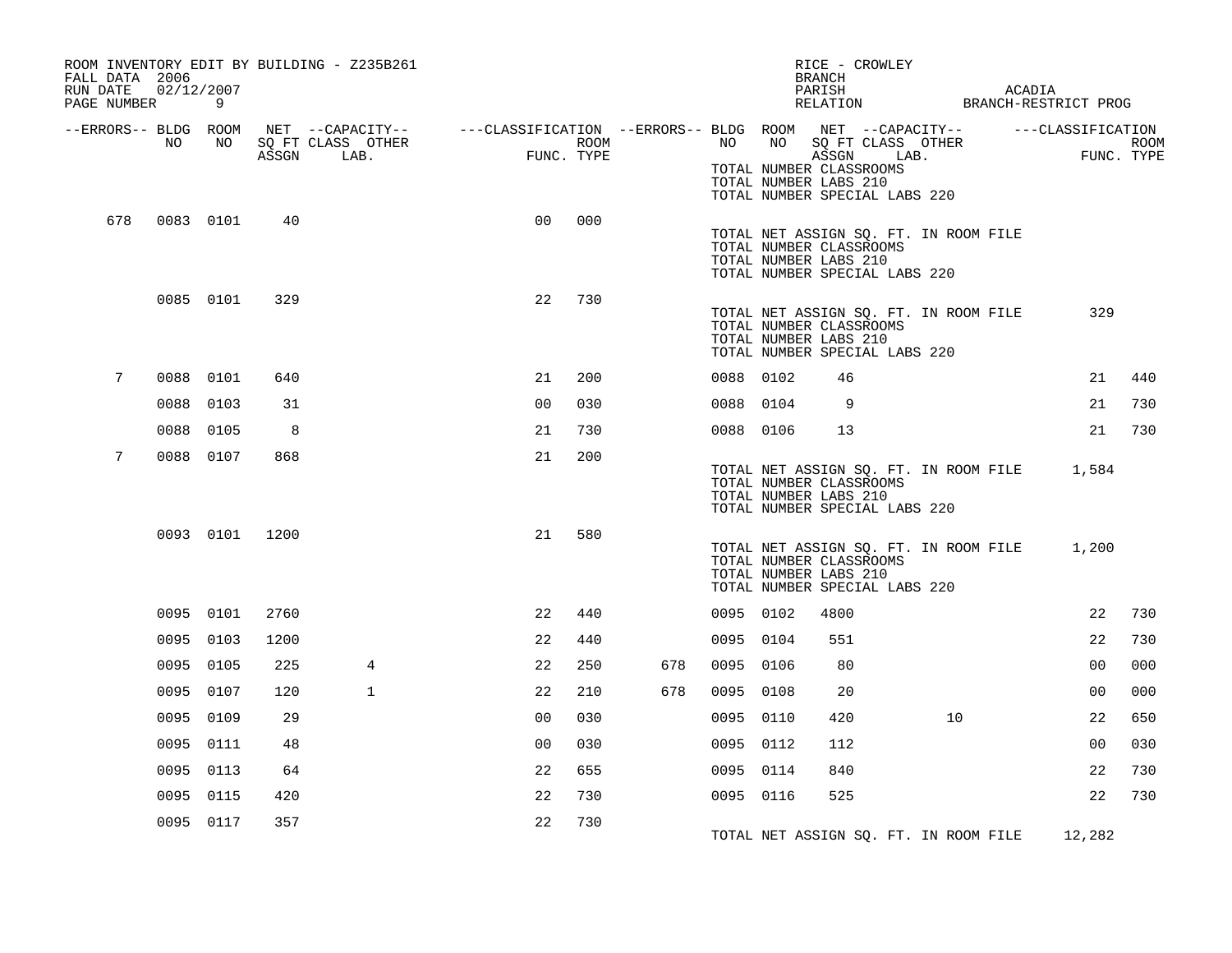ROOM INVENTORY EDIT BY BUILDING - Z235B261
FALL DATA 2006
RUN DATE 02/12/2007
PAGE NUMBER 9

RICE - CROWLEY
BRANCH
PARISH ACADIA
RELATION BRANCH-RESTRICT PROG

| --ERRORS-- | BLDG NO | ROOM NO | NET SQ FT ASSGN | --CAPACITY-- CLASS LAB. | OTHER | ---CLASSIFICATION FUNC. | ROOM TYPE | --ERRORS-- | BLDG NO | ROOM NO | NET SQ FT ASSGN | --CAPACITY-- CLASS LAB. | OTHER | ---CLASSIFICATION FUNC. | ROOM TYPE |
|---|---|---|---|---|---|---|---|---|---|---|---|---|---|---|---|
| | | | | | | | | | TOTAL NUMBER CLASSROOMS | | | | | | |
| | | | | | | | | | TOTAL NUMBER LABS 210 | | | | | | |
| | | | | | | | | | TOTAL NUMBER SPECIAL LABS 220 | | | | | | |
| 678 | 0083 | 0101 | 40 | | | 00 | 000 | | | | | | | | |
| | | | | | | | | | TOTAL NET ASSIGN SQ. FT. IN ROOM FILE | | | | | | |
| | | | | | | | | | TOTAL NUMBER CLASSROOMS | | | | | | |
| | | | | | | | | | TOTAL NUMBER LABS 210 | | | | | | |
| | | | | | | | | | TOTAL NUMBER SPECIAL LABS 220 | | | | | | |
| | 0085 | 0101 | 329 | | | 22 | 730 | | | | | | | | |
| | | | | | | | | | TOTAL NET ASSIGN SQ. FT. IN ROOM FILE | | | | | 329 | |
| | | | | | | | | | TOTAL NUMBER CLASSROOMS | | | | | | |
| | | | | | | | | | TOTAL NUMBER LABS 210 | | | | | | |
| | | | | | | | | | TOTAL NUMBER SPECIAL LABS 220 | | | | | | |
| 7 | 0088 | 0101 | 640 | | | 21 | 200 | | 0088 | 0102 | 46 | | | 21 | 440 |
| | 0088 | 0103 | 31 | | | 00 | 030 | | 0088 | 0104 | 9 | | | 21 | 730 |
| | 0088 | 0105 | 8 | | | 21 | 730 | | 0088 | 0106 | 13 | | | 21 | 730 |
| 7 | 0088 | 0107 | 868 | | | 21 | 200 | | | | | | | | |
| | | | | | | | | | TOTAL NET ASSIGN SQ. FT. IN ROOM FILE | | | | | 1,584 | |
| | | | | | | | | | TOTAL NUMBER CLASSROOMS | | | | | | |
| | | | | | | | | | TOTAL NUMBER LABS 210 | | | | | | |
| | | | | | | | | | TOTAL NUMBER SPECIAL LABS 220 | | | | | | |
| | 0093 | 0101 | 1200 | | | 21 | 580 | | | | | | | | |
| | | | | | | | | | TOTAL NET ASSIGN SQ. FT. IN ROOM FILE | | | | | 1,200 | |
| | | | | | | | | | TOTAL NUMBER CLASSROOMS | | | | | | |
| | | | | | | | | | TOTAL NUMBER LABS 210 | | | | | | |
| | | | | | | | | | TOTAL NUMBER SPECIAL LABS 220 | | | | | | |
| | 0095 | 0101 | 2760 | | | 22 | 440 | | 0095 | 0102 | 4800 | | | 22 | 730 |
| | 0095 | 0103 | 1200 | | | 22 | 440 | | 0095 | 0104 | 551 | | | 22 | 730 |
| | 0095 | 0105 | 225 | 4 | | 22 | 250 | 678 | 0095 | 0106 | 80 | | | 00 | 000 |
| | 0095 | 0107 | 120 | 1 | | 22 | 210 | 678 | 0095 | 0108 | 20 | | | 00 | 000 |
| | 0095 | 0109 | 29 | | | 00 | 030 | | 0095 | 0110 | 420 | | 10 | 22 | 650 |
| | 0095 | 0111 | 48 | | | 00 | 030 | | 0095 | 0112 | 112 | | | 00 | 030 |
| | 0095 | 0113 | 64 | | | 22 | 655 | | 0095 | 0114 | 840 | | | 22 | 730 |
| | 0095 | 0115 | 420 | | | 22 | 730 | | 0095 | 0116 | 525 | | | 22 | 730 |
| | 0095 | 0117 | 357 | | | 22 | 730 | | | | | | | | |
| | | | | | | | | | TOTAL NET ASSIGN SQ. FT. IN ROOM FILE | | | | | 12,282 | |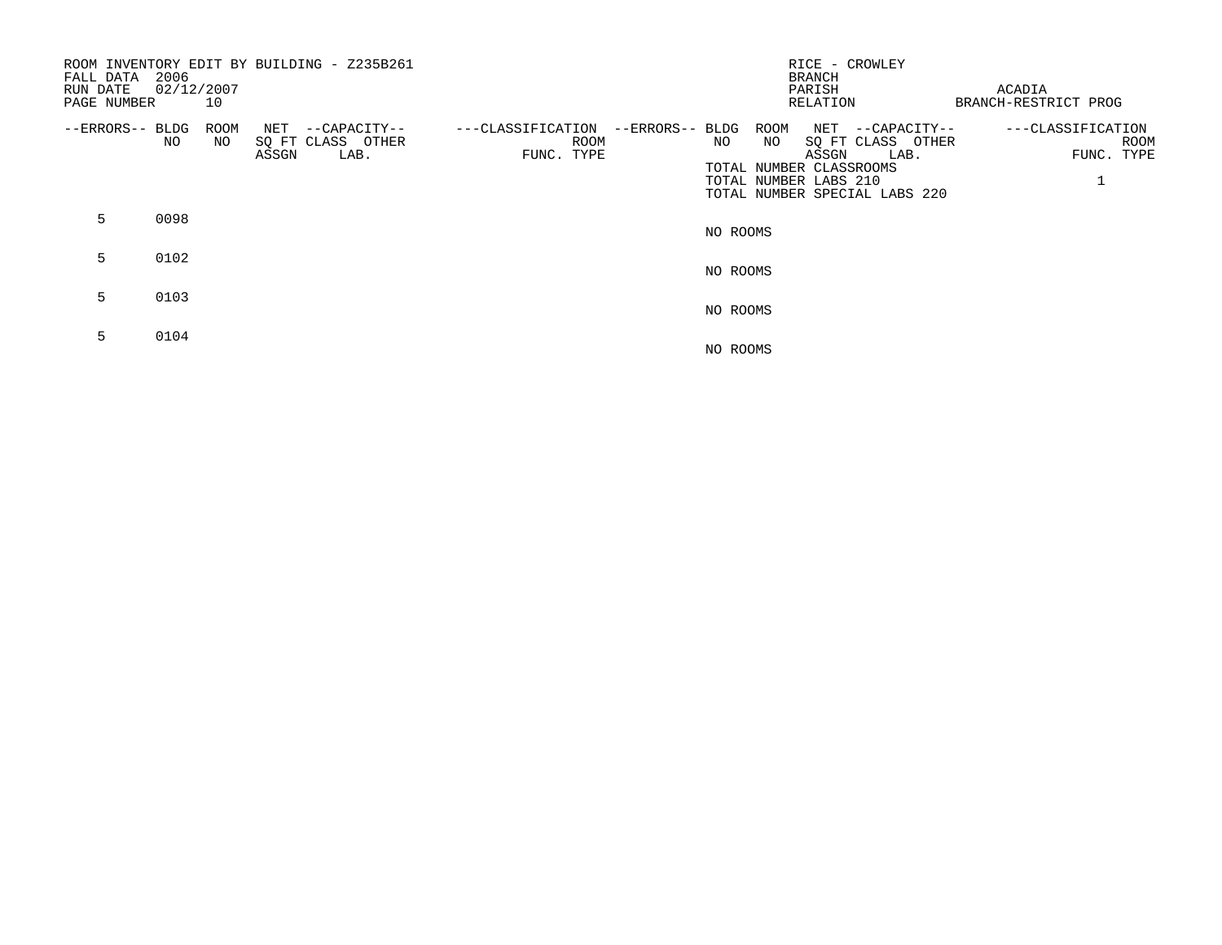ROOM INVENTORY EDIT BY BUILDING - Z235B261
FALL DATA 2006
RUN DATE 02/12/2007
PAGE NUMBER 10

RICE - CROWLEY
BRANCH
PARISH ACADIA
RELATION BRANCH-RESTRICT PROG

| --ERRORS-- | BLDG NO | ROOM NO | NET SQ FT ASSGN | --CAPACITY-- CLASS | OTHER LAB. | ---CLASSIFICATION FUNC. | ROOM TYPE |
|---|---|---|---|---|---|---|---|
| 5 | 0098 | | | | | | |
| 5 | 0102 | | | | | | |
| 5 | 0103 | | | | | | |
| 5 | 0104 | | | | | | |

| --ERRORS-- | BLDG NO | ROOM NO | NET SQ FT ASSGN | --CAPACITY-- CLASS | OTHER LAB. | ---CLASSIFICATION FUNC. | ROOM TYPE |
|---|---|---|---|---|---|---|---|

TOTAL NUMBER CLASSROOMS
TOTAL NUMBER LABS 210 1
TOTAL NUMBER SPECIAL LABS 220

NO ROOMS

NO ROOMS

NO ROOMS

NO ROOMS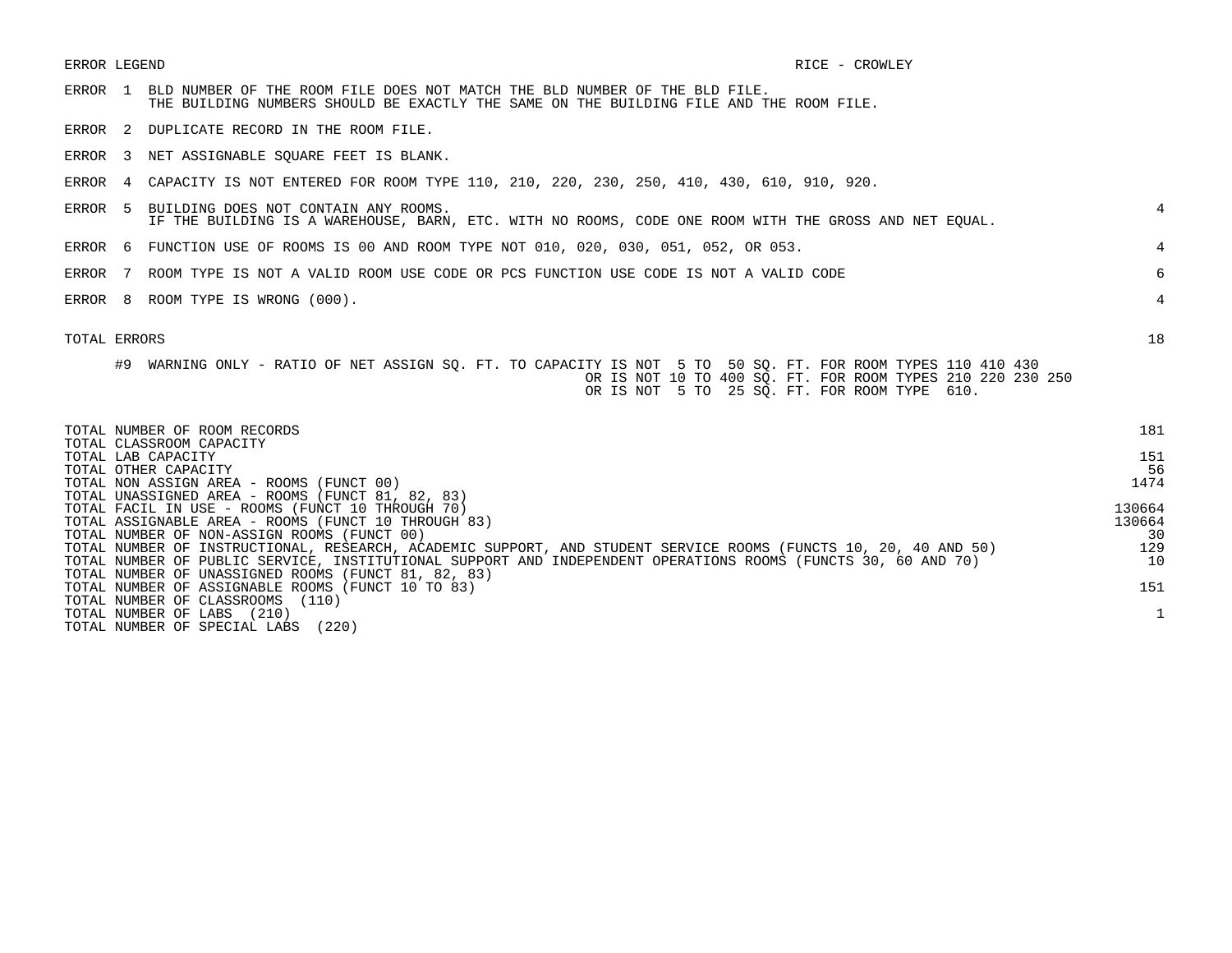ERROR LEGEND

RICE - CROWLEY

| | | |
|---|---|---|
| ERROR 1 | BLD NUMBER OF THE ROOM FILE DOES NOT MATCH THE BLD NUMBER OF THE BLD FILE. THE BUILDING NUMBERS SHOULD BE EXACTLY THE SAME ON THE BUILDING FILE AND THE ROOM FILE. | |
| ERROR 2 | DUPLICATE RECORD IN THE ROOM FILE. | |
| ERROR 3 | NET ASSIGNABLE SQUARE FEET IS BLANK. | |
| ERROR 4 | CAPACITY IS NOT ENTERED FOR ROOM TYPE 110, 210, 220, 230, 250, 410, 430, 610, 910, 920. | |
| ERROR 5 | BUILDING DOES NOT CONTAIN ANY ROOMS. IF THE BUILDING IS A WAREHOUSE, BARN, ETC. WITH NO ROOMS, CODE ONE ROOM WITH THE GROSS AND NET EQUAL. | 4 |
| ERROR 6 | FUNCTION USE OF ROOMS IS 00 AND ROOM TYPE NOT 010, 020, 030, 051, 052, OR 053. | 4 |
| ERROR 7 | ROOM TYPE IS NOT A VALID ROOM USE CODE OR PCS FUNCTION USE CODE IS NOT A VALID CODE | 6 |
| ERROR 8 | ROOM TYPE IS WRONG (000). | 4 |
| TOTAL ERRORS | | 18 |

#9 WARNING ONLY - RATIO OF NET ASSIGN SQ. FT. TO CAPACITY IS NOT 5 TO 50 SQ. FT. FOR ROOM TYPES 110 410 430
OR IS NOT 10 TO 400 SQ. FT. FOR ROOM TYPES 210 220 230 250
OR IS NOT 5 TO 25 SQ. FT. FOR ROOM TYPE 610.

| | |
|---|---|
| TOTAL NUMBER OF ROOM RECORDS | 181 |
| TOTAL CLASSROOM CAPACITY | |
| TOTAL LAB CAPACITY | 151 |
| TOTAL OTHER CAPACITY | 56 |
| TOTAL NON ASSIGN AREA - ROOMS (FUNCT 00) | 1474 |
| TOTAL UNASSIGNED AREA - ROOMS (FUNCT 81, 82, 83) | |
| TOTAL FACIL IN USE - ROOMS (FUNCT 10 THROUGH 70) | 130664 |
| TOTAL ASSIGNABLE AREA - ROOMS (FUNCT 10 THROUGH 83) | 130664 |
| TOTAL NUMBER OF NON-ASSIGN ROOMS (FUNCT 00) | 30 |
| TOTAL NUMBER OF INSTRUCTIONAL, RESEARCH, ACADEMIC SUPPORT, AND STUDENT SERVICE ROOMS (FUNCTS 10, 20, 40 AND 50) | 129 |
| TOTAL NUMBER OF PUBLIC SERVICE, INSTITUTIONAL SUPPORT AND INDEPENDENT OPERATIONS ROOMS (FUNCTS 30, 60 AND 70) | 10 |
| TOTAL NUMBER OF UNASSIGNED ROOMS (FUNCT 81, 82, 83) | |
| TOTAL NUMBER OF ASSIGNABLE ROOMS (FUNCT 10 TO 83) | 151 |
| TOTAL NUMBER OF CLASSROOMS (110) | |
| TOTAL NUMBER OF LABS (210) | 1 |
| TOTAL NUMBER OF SPECIAL LABS (220) | |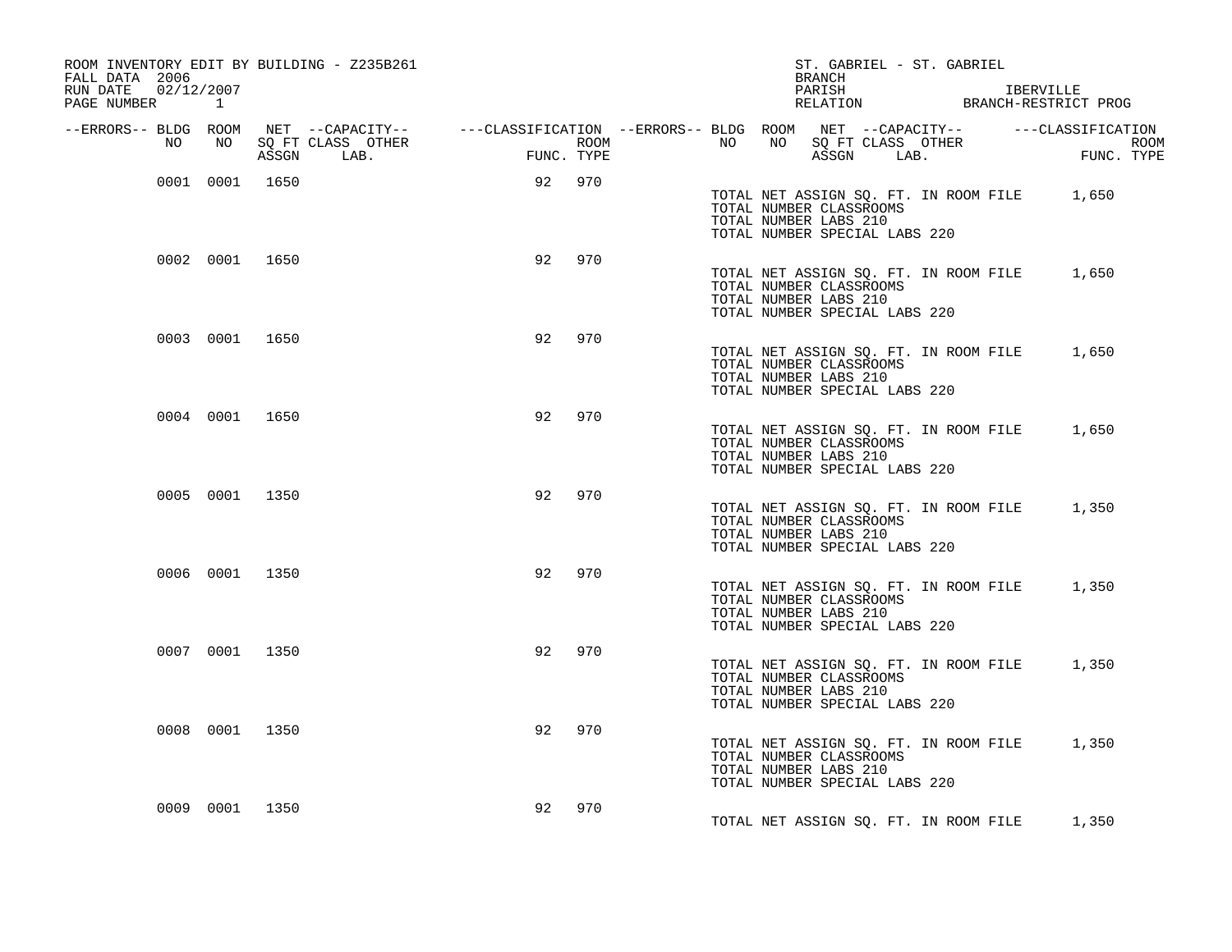ROOM INVENTORY EDIT BY BUILDING - Z235B261
FALL DATA 2006
RUN DATE 02/12/2007
PAGE NUMBER 1

ST. GABRIEL - ST. GABRIEL
BRANCH
PARISH IBERVILLE
RELATION BRANCH-RESTRICT PROG

| --ERRORS-- | BLDG NO | ROOM NO | NET SQ FT ASSGN | --CAPACITY-- CLASS LAB. | OTHER | ---CLASSIFICATION FUNC. | ROOM TYPE |
|---|---|---|---|---|---|---|---|
| | 0001 | 0001 | 1650 | | | 92 | 970 |
| | 0002 | 0001 | 1650 | | | 92 | 970 |
| | 0003 | 0001 | 1650 | | | 92 | 970 |
| | 0004 | 0001 | 1650 | | | 92 | 970 |
| | 0005 | 0001 | 1350 | | | 92 | 970 |
| | 0006 | 0001 | 1350 | | | 92 | 970 |
| | 0007 | 0001 | 1350 | | | 92 | 970 |
| | 0008 | 0001 | 1350 | | | 92 | 970 |
| | 0009 | 0001 | 1350 | | | 92 | 970 |

Building 0001:
TOTAL NET ASSIGN SQ. FT. IN ROOM FILE 1,650
TOTAL NUMBER CLASSROOMS
TOTAL NUMBER LABS 210
TOTAL NUMBER SPECIAL LABS 220

Building 0002:
TOTAL NET ASSIGN SQ. FT. IN ROOM FILE 1,650
TOTAL NUMBER CLASSROOMS
TOTAL NUMBER LABS 210
TOTAL NUMBER SPECIAL LABS 220

Building 0003:
TOTAL NET ASSIGN SQ. FT. IN ROOM FILE 1,650
TOTAL NUMBER CLASSROOMS
TOTAL NUMBER LABS 210
TOTAL NUMBER SPECIAL LABS 220

Building 0004:
TOTAL NET ASSIGN SQ. FT. IN ROOM FILE 1,650
TOTAL NUMBER CLASSROOMS
TOTAL NUMBER LABS 210
TOTAL NUMBER SPECIAL LABS 220

Building 0005:
TOTAL NET ASSIGN SQ. FT. IN ROOM FILE 1,350
TOTAL NUMBER CLASSROOMS
TOTAL NUMBER LABS 210
TOTAL NUMBER SPECIAL LABS 220

Building 0006:
TOTAL NET ASSIGN SQ. FT. IN ROOM FILE 1,350
TOTAL NUMBER CLASSROOMS
TOTAL NUMBER LABS 210
TOTAL NUMBER SPECIAL LABS 220

Building 0007:
TOTAL NET ASSIGN SQ. FT. IN ROOM FILE 1,350
TOTAL NUMBER CLASSROOMS
TOTAL NUMBER LABS 210
TOTAL NUMBER SPECIAL LABS 220

Building 0008:
TOTAL NET ASSIGN SQ. FT. IN ROOM FILE 1,350
TOTAL NUMBER CLASSROOMS
TOTAL NUMBER LABS 210
TOTAL NUMBER SPECIAL LABS 220

Building 0009:
TOTAL NET ASSIGN SQ. FT. IN ROOM FILE 1,350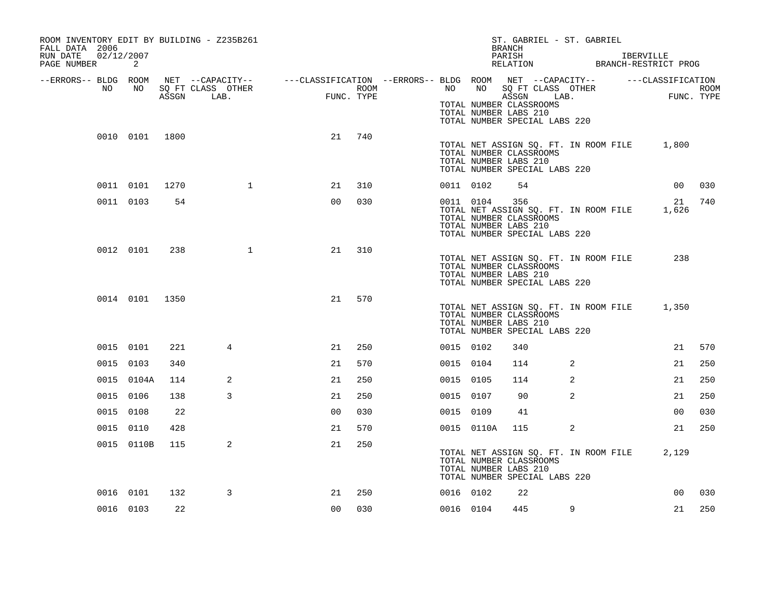ROOM INVENTORY EDIT BY BUILDING - Z235B261
FALL DATA 2006
RUN DATE 02/12/2007
PAGE NUMBER 2

ST. GABRIEL - ST. GABRIEL
BRANCH
PARISH IBERVILLE
RELATION BRANCH-RESTRICT PROG

| --ERRORS-- | BLDG NO | ROOM NO | NET SQ FT ASSGN | --CAPACITY-- CLASS LAB. | OTHER | ---CLASSIFICATION FUNC. | ROOM TYPE | --ERRORS-- | BLDG NO | ROOM NO | NET SQ FT ASSGN | --CAPACITY-- CLASS LAB. | OTHER | ---CLASSIFICATION FUNC. | ROOM TYPE |
|---|---|---|---|---|---|---|---|---|---|---|---|---|---|---|---|
| | | | | | | | | | TOTAL NUMBER CLASSROOMS | | | | | | |
| | | | | | | | | | TOTAL NUMBER LABS 210 | | | | | | |
| | | | | | | | | | TOTAL NUMBER SPECIAL LABS 220 | | | | | | |
| | 0010 | 0101 | 1800 | | | 21 | 740 | | | | | | | | |
| | | | | | | | | | TOTAL NET ASSIGN SQ. FT. IN ROOM FILE | | | | | 1,800 | |
| | | | | | | | | | TOTAL NUMBER CLASSROOMS | | | | | | |
| | | | | | | | | | TOTAL NUMBER LABS 210 | | | | | | |
| | | | | | | | | | TOTAL NUMBER SPECIAL LABS 220 | | | | | | |
| | 0011 | 0101 | 1270 | | 1 | 21 | 310 | | 0011 | 0102 | 54 | | | 00 | 030 |
| | 0011 | 0103 | 54 | | | 00 | 030 | | 0011 | 0104 | 356 | | | 21 | 740 |
| | | | | | | | | | TOTAL NET ASSIGN SQ. FT. IN ROOM FILE | | | | | 1,626 | |
| | | | | | | | | | TOTAL NUMBER CLASSROOMS | | | | | | |
| | | | | | | | | | TOTAL NUMBER LABS 210 | | | | | | |
| | | | | | | | | | TOTAL NUMBER SPECIAL LABS 220 | | | | | | |
| | 0012 | 0101 | 238 | | 1 | 21 | 310 | | | | | | | | |
| | | | | | | | | | TOTAL NET ASSIGN SQ. FT. IN ROOM FILE | | | | | 238 | |
| | | | | | | | | | TOTAL NUMBER CLASSROOMS | | | | | | |
| | | | | | | | | | TOTAL NUMBER LABS 210 | | | | | | |
| | | | | | | | | | TOTAL NUMBER SPECIAL LABS 220 | | | | | | |
| | 0014 | 0101 | 1350 | | | 21 | 570 | | | | | | | | |
| | | | | | | | | | TOTAL NET ASSIGN SQ. FT. IN ROOM FILE | | | | | 1,350 | |
| | | | | | | | | | TOTAL NUMBER CLASSROOMS | | | | | | |
| | | | | | | | | | TOTAL NUMBER LABS 210 | | | | | | |
| | | | | | | | | | TOTAL NUMBER SPECIAL LABS 220 | | | | | | |
| | 0015 | 0101 | 221 | 4 | | 21 | 250 | | 0015 | 0102 | 340 | | | 21 | 570 |
| | 0015 | 0103 | 340 | | | 21 | 570 | | 0015 | 0104 | 114 | 2 | | 21 | 250 |
| | 0015 | 0104A | 114 | 2 | | 21 | 250 | | 0015 | 0105 | 114 | 2 | | 21 | 250 |
| | 0015 | 0106 | 138 | 3 | | 21 | 250 | | 0015 | 0107 | 90 | 2 | | 21 | 250 |
| | 0015 | 0108 | 22 | | | 00 | 030 | | 0015 | 0109 | 41 | | | 00 | 030 |
| | 0015 | 0110 | 428 | | | 21 | 570 | | 0015 | 0110A | 115 | 2 | | 21 | 250 |
| | 0015 | 0110B | 115 | 2 | | 21 | 250 | | | | | | | | |
| | | | | | | | | | TOTAL NET ASSIGN SQ. FT. IN ROOM FILE | | | | | 2,129 | |
| | | | | | | | | | TOTAL NUMBER CLASSROOMS | | | | | | |
| | | | | | | | | | TOTAL NUMBER LABS 210 | | | | | | |
| | | | | | | | | | TOTAL NUMBER SPECIAL LABS 220 | | | | | | |
| | 0016 | 0101 | 132 | 3 | | 21 | 250 | | 0016 | 0102 | 22 | | | 00 | 030 |
| | 0016 | 0103 | 22 | | | 00 | 030 | | 0016 | 0104 | 445 | 9 | | 21 | 250 |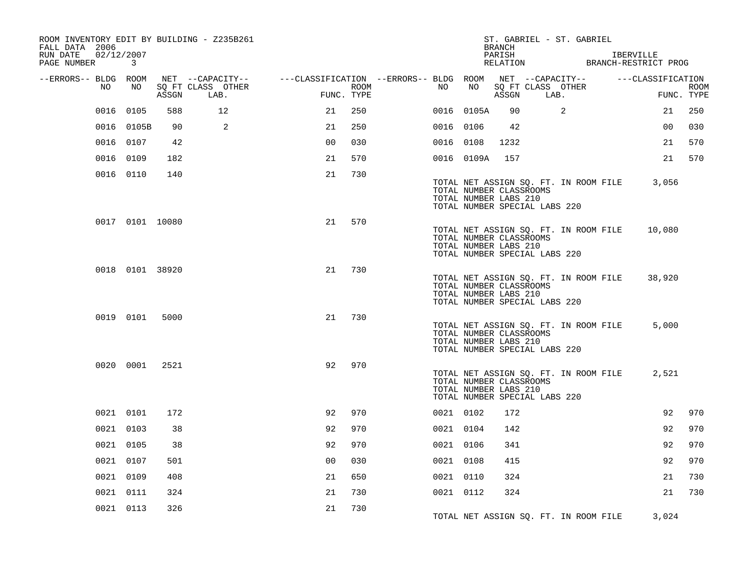ROOM INVENTORY EDIT BY BUILDING - Z235B261
FALL DATA 2006
RUN DATE 02/12/2007
PAGE NUMBER 3

ST. GABRIEL - ST. GABRIEL
BRANCH
PARISH IBERVILLE
RELATION BRANCH-RESTRICT PROG

| --ERRORS-- | BLDG NO | ROOM NO | NET SQ FT ASSGN | --CAPACITY-- CLASS LAB. | OTHER | ---CLASSIFICATION FUNC. | ROOM TYPE | --ERRORS-- | BLDG NO | ROOM NO | NET SQ FT ASSGN | --CAPACITY-- CLASS LAB. | OTHER | ---CLASSIFICATION FUNC. | ROOM TYPE |
|---|---|---|---|---|---|---|---|---|---|---|---|---|---|---|---|
| | 0016 | 0105 | 588 | 12 | | 21 | 250 | | 0016 | 0105A | 90 | 2 | | 21 | 250 |
| | 0016 | 0105B | 90 | 2 | | 21 | 250 | | 0016 | 0106 | 42 | | | 00 | 030 |
| | 0016 | 0107 | 42 | | | 00 | 030 | | 0016 | 0108 | 1232 | | | 21 | 570 |
| | 0016 | 0109 | 182 | | | 21 | 570 | | 0016 | 0109A | 157 | | | 21 | 570 |
| | 0016 | 0110 | 140 | | | 21 | 730 | | | | | | | | |

TOTAL NET ASSIGN SQ. FT. IN ROOM FILE 3,056
TOTAL NUMBER CLASSROOMS
TOTAL NUMBER LABS 210
TOTAL NUMBER SPECIAL LABS 220

| | BLDG NO | ROOM NO | NET SQ FT ASSGN | | | FUNC. | ROOM TYPE |
|---|---|---|---|---|---|---|---|
| | 0017 | 0101 | 10080 | | | 21 | 570 |

TOTAL NET ASSIGN SQ. FT. IN ROOM FILE 10,080
TOTAL NUMBER CLASSROOMS
TOTAL NUMBER LABS 210
TOTAL NUMBER SPECIAL LABS 220

| | BLDG NO | ROOM NO | NET SQ FT ASSGN | | | FUNC. | ROOM TYPE |
|---|---|---|---|---|---|---|---|
| | 0018 | 0101 | 38920 | | | 21 | 730 |

TOTAL NET ASSIGN SQ. FT. IN ROOM FILE 38,920
TOTAL NUMBER CLASSROOMS
TOTAL NUMBER LABS 210
TOTAL NUMBER SPECIAL LABS 220

| | BLDG NO | ROOM NO | NET SQ FT ASSGN | | | FUNC. | ROOM TYPE |
|---|---|---|---|---|---|---|---|
| | 0019 | 0101 | 5000 | | | 21 | 730 |

TOTAL NET ASSIGN SQ. FT. IN ROOM FILE 5,000
TOTAL NUMBER CLASSROOMS
TOTAL NUMBER LABS 210
TOTAL NUMBER SPECIAL LABS 220

| | BLDG NO | ROOM NO | NET SQ FT ASSGN | | | FUNC. | ROOM TYPE |
|---|---|---|---|---|---|---|---|
| | 0020 | 0001 | 2521 | | | 92 | 970 |

TOTAL NET ASSIGN SQ. FT. IN ROOM FILE 2,521
TOTAL NUMBER CLASSROOMS
TOTAL NUMBER LABS 210
TOTAL NUMBER SPECIAL LABS 220

| | BLDG NO | ROOM NO | NET SQ FT ASSGN | | | FUNC. | ROOM TYPE | | BLDG NO | ROOM NO | NET SQ FT ASSGN | | | FUNC. | ROOM TYPE |
|---|---|---|---|---|---|---|---|---|---|---|---|---|---|---|---|
| | 0021 | 0101 | 172 | | | 92 | 970 | | 0021 | 0102 | 172 | | | 92 | 970 |
| | 0021 | 0103 | 38 | | | 92 | 970 | | 0021 | 0104 | 142 | | | 92 | 970 |
| | 0021 | 0105 | 38 | | | 92 | 970 | | 0021 | 0106 | 341 | | | 92 | 970 |
| | 0021 | 0107 | 501 | | | 00 | 030 | | 0021 | 0108 | 415 | | | 92 | 970 |
| | 0021 | 0109 | 408 | | | 21 | 650 | | 0021 | 0110 | 324 | | | 21 | 730 |
| | 0021 | 0111 | 324 | | | 21 | 730 | | 0021 | 0112 | 324 | | | 21 | 730 |
| | 0021 | 0113 | 326 | | | 21 | 730 | | | | | | | | |

TOTAL NET ASSIGN SQ. FT. IN ROOM FILE 3,024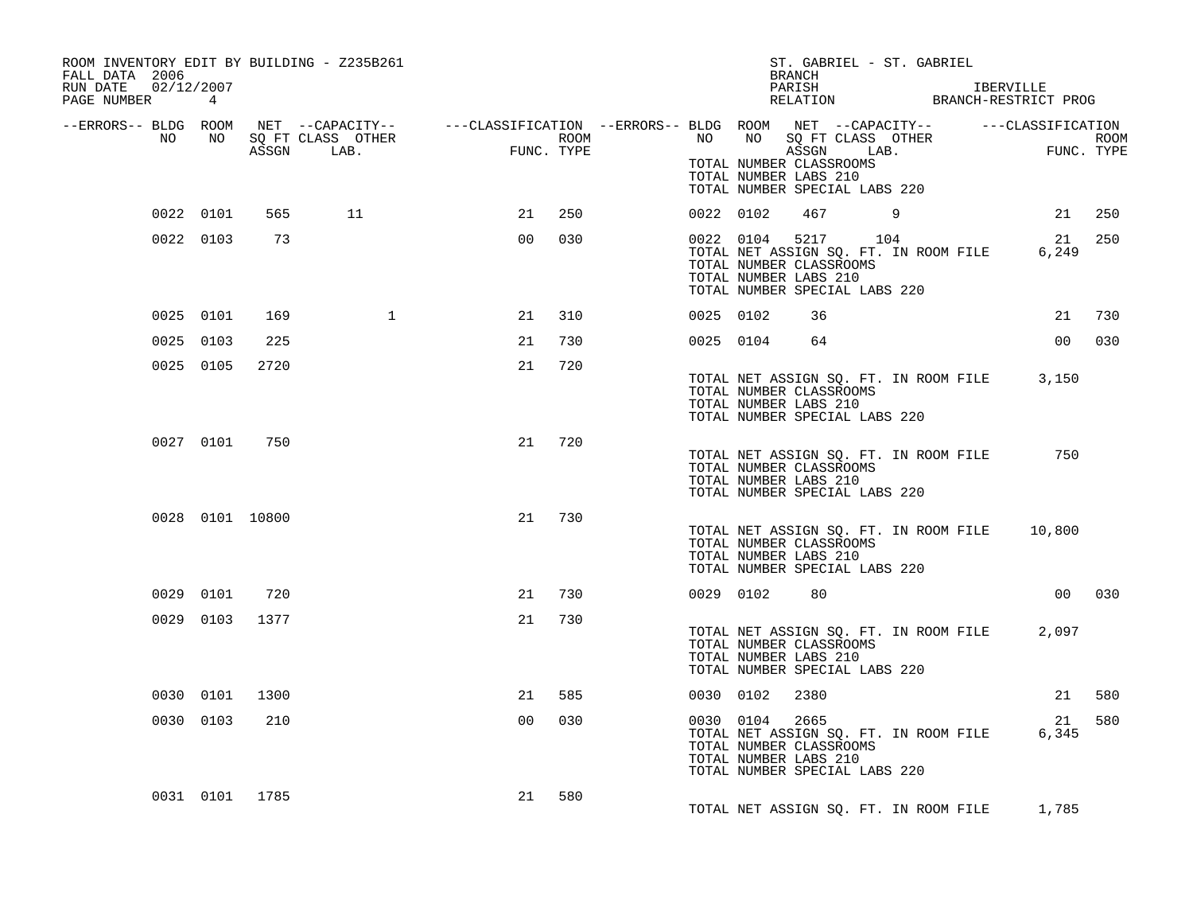ROOM INVENTORY EDIT BY BUILDING - Z235B261
FALL DATA 2006
RUN DATE 02/12/2007
PAGE NUMBER 4

ST. GABRIEL - ST. GABRIEL
BRANCH
PARISH IBERVILLE
RELATION BRANCH-RESTRICT PROG

| --ERRORS-- | BLDG NO | ROOM NO | NET SQ FT ASSGN | CAPACITY CLASS | CAPACITY OTHER LAB. | FUNC. | ROOM TYPE | --ERRORS-- | BLDG NO | ROOM NO | NET SQ FT ASSGN | CAPACITY CLASS | CAPACITY OTHER LAB. | FUNC. | ROOM TYPE |
|---|---|---|---|---|---|---|---|---|---|---|---|---|---|---|---|
| | | | | | | | | | TOTAL NUMBER CLASSROOMS | | | | | | |
| | | | | | | | | | TOTAL NUMBER LABS 210 | | | | | | |
| | | | | | | | | | TOTAL NUMBER SPECIAL LABS 220 | | | | | | |
| | 0022 | 0101 | 565 | 11 | | 21 | 250 | | 0022 | 0102 | 467 | 9 | | 21 | 250 |
| | 0022 | 0103 | 73 | | | 00 | 030 | | 0022 | 0104 | 5217 | 104 | | 21 | 250 |
| | | | | | | | | | TOTAL NET ASSIGN SQ. FT. IN ROOM FILE | | | | | 6,249 | |
| | | | | | | | | | TOTAL NUMBER CLASSROOMS | | | | | | |
| | | | | | | | | | TOTAL NUMBER LABS 210 | | | | | | |
| | | | | | | | | | TOTAL NUMBER SPECIAL LABS 220 | | | | | | |
| | 0025 | 0101 | 169 | | 1 | 21 | 310 | | 0025 | 0102 | 36 | | | 21 | 730 |
| | 0025 | 0103 | 225 | | | 21 | 730 | | 0025 | 0104 | 64 | | | 00 | 030 |
| | 0025 | 0105 | 2720 | | | 21 | 720 | | | | | | | | |
| | | | | | | | | | TOTAL NET ASSIGN SQ. FT. IN ROOM FILE | | | | | 3,150 | |
| | | | | | | | | | TOTAL NUMBER CLASSROOMS | | | | | | |
| | | | | | | | | | TOTAL NUMBER LABS 210 | | | | | | |
| | | | | | | | | | TOTAL NUMBER SPECIAL LABS 220 | | | | | | |
| | 0027 | 0101 | 750 | | | 21 | 720 | | | | | | | | |
| | | | | | | | | | TOTAL NET ASSIGN SQ. FT. IN ROOM FILE | | | | | 750 | |
| | | | | | | | | | TOTAL NUMBER CLASSROOMS | | | | | | |
| | | | | | | | | | TOTAL NUMBER LABS 210 | | | | | | |
| | | | | | | | | | TOTAL NUMBER SPECIAL LABS 220 | | | | | | |
| | 0028 | 0101 | 10800 | | | 21 | 730 | | | | | | | | |
| | | | | | | | | | TOTAL NET ASSIGN SQ. FT. IN ROOM FILE | | | | | 10,800 | |
| | | | | | | | | | TOTAL NUMBER CLASSROOMS | | | | | | |
| | | | | | | | | | TOTAL NUMBER LABS 210 | | | | | | |
| | | | | | | | | | TOTAL NUMBER SPECIAL LABS 220 | | | | | | |
| | 0029 | 0101 | 720 | | | 21 | 730 | | 0029 | 0102 | 80 | | | 00 | 030 |
| | 0029 | 0103 | 1377 | | | 21 | 730 | | | | | | | | |
| | | | | | | | | | TOTAL NET ASSIGN SQ. FT. IN ROOM FILE | | | | | 2,097 | |
| | | | | | | | | | TOTAL NUMBER CLASSROOMS | | | | | | |
| | | | | | | | | | TOTAL NUMBER LABS 210 | | | | | | |
| | | | | | | | | | TOTAL NUMBER SPECIAL LABS 220 | | | | | | |
| | 0030 | 0101 | 1300 | | | 21 | 585 | | 0030 | 0102 | 2380 | | | 21 | 580 |
| | 0030 | 0103 | 210 | | | 00 | 030 | | 0030 | 0104 | 2665 | | | 21 | 580 |
| | | | | | | | | | TOTAL NET ASSIGN SQ. FT. IN ROOM FILE | | | | | 6,345 | |
| | | | | | | | | | TOTAL NUMBER CLASSROOMS | | | | | | |
| | | | | | | | | | TOTAL NUMBER LABS 210 | | | | | | |
| | | | | | | | | | TOTAL NUMBER SPECIAL LABS 220 | | | | | | |
| | 0031 | 0101 | 1785 | | | 21 | 580 | | | | | | | | |
| | | | | | | | | | TOTAL NET ASSIGN SQ. FT. IN ROOM FILE | | | | | 1,785 | |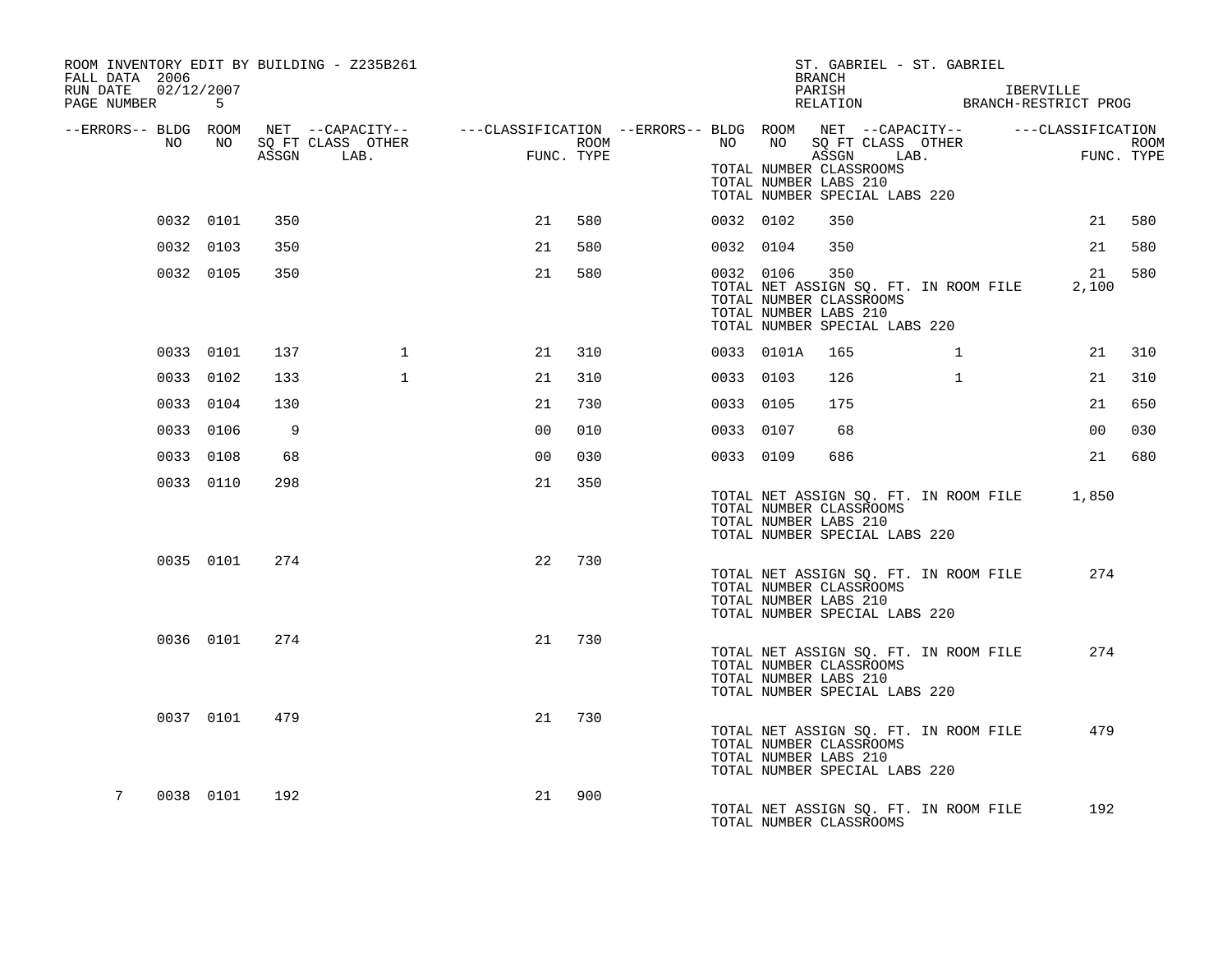ROOM INVENTORY EDIT BY BUILDING - Z235B261
FALL DATA 2006
RUN DATE 02/12/2007

ST. GABRIEL - ST. GABRIEL
BRANCH
PARISH IBERVILLE
RELATION BRANCH-RESTRICT PROG

| --ERRORS-- | BLDG NO | ROOM NO | NET SQ FT ASSGN | --CAPACITY-- CLASS LAB. | OTHER | ---CLASSIFICATION FUNC. | ROOM TYPE | --ERRORS-- | BLDG NO | ROOM NO | NET SQ FT ASSGN | --CAPACITY-- CLASS LAB. | OTHER | ---CLASSIFICATION FUNC. | ROOM TYPE |
|---|---|---|---|---|---|---|---|---|---|---|---|---|---|---|---|
| | | | | | | | | | TOTAL NUMBER CLASSROOMS<br>TOTAL NUMBER LABS 210<br>TOTAL NUMBER SPECIAL LABS 220 | | | | | | |
| | 0032 | 0101 | 350 | | | 21 | 580 | | 0032 | 0102 | 350 | | | 21 | 580 |
| | 0032 | 0103 | 350 | | | 21 | 580 | | 0032 | 0104 | 350 | | | 21 | 580 |
| | 0032 | 0105 | 350 | | | 21 | 580 | | 0032 | 0106 | 350 | | | 21 | 580 |
| | | | | | | | | | TOTAL NET ASSIGN SQ. FT. IN ROOM FILE<br>TOTAL NUMBER CLASSROOMS<br>TOTAL NUMBER LABS 210<br>TOTAL NUMBER SPECIAL LABS 220 | | | | | 2,100 | |
| | 0033 | 0101 | 137 | | 1 | 21 | 310 | | 0033 | 0101A | 165 | | 1 | 21 | 310 |
| | 0033 | 0102 | 133 | | 1 | 21 | 310 | | 0033 | 0103 | 126 | | 1 | 21 | 310 |
| | 0033 | 0104 | 130 | | | 21 | 730 | | 0033 | 0105 | 175 | | | 21 | 650 |
| | 0033 | 0106 | 9 | | | 00 | 010 | | 0033 | 0107 | 68 | | | 00 | 030 |
| | 0033 | 0108 | 68 | | | 00 | 030 | | 0033 | 0109 | 686 | | | 21 | 680 |
| | 0033 | 0110 | 298 | | | 21 | 350 | | | | | | | | |
| | | | | | | | | | TOTAL NET ASSIGN SQ. FT. IN ROOM FILE<br>TOTAL NUMBER CLASSROOMS<br>TOTAL NUMBER LABS 210<br>TOTAL NUMBER SPECIAL LABS 220 | | | | | 1,850 | |
| | 0035 | 0101 | 274 | | | 22 | 730 | | | | | | | | |
| | | | | | | | | | TOTAL NET ASSIGN SQ. FT. IN ROOM FILE<br>TOTAL NUMBER CLASSROOMS<br>TOTAL NUMBER LABS 210<br>TOTAL NUMBER SPECIAL LABS 220 | | | | | 274 | |
| | 0036 | 0101 | 274 | | | 21 | 730 | | | | | | | | |
| | | | | | | | | | TOTAL NET ASSIGN SQ. FT. IN ROOM FILE<br>TOTAL NUMBER CLASSROOMS<br>TOTAL NUMBER LABS 210<br>TOTAL NUMBER SPECIAL LABS 220 | | | | | 274 | |
| | 0037 | 0101 | 479 | | | 21 | 730 | | | | | | | | |
| | | | | | | | | | TOTAL NET ASSIGN SQ. FT. IN ROOM FILE<br>TOTAL NUMBER CLASSROOMS<br>TOTAL NUMBER LABS 210<br>TOTAL NUMBER SPECIAL LABS 220 | | | | | 479 | |
| 7 | 0038 | 0101 | 192 | | | 21 | 900 | | | | | | | | |
| | | | | | | | | | TOTAL NET ASSIGN SQ. FT. IN ROOM FILE<br>TOTAL NUMBER CLASSROOMS | | | | | 192 | |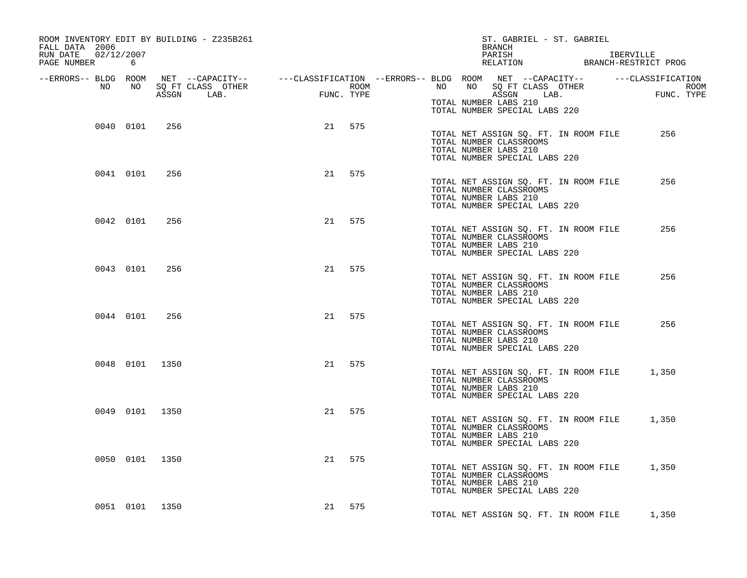ROOM INVENTORY EDIT BY BUILDING - Z235B261
FALL DATA 2006
RUN DATE 02/12/2007
PAGE NUMBER 6

ST. GABRIEL - ST. GABRIEL
BRANCH
PARISH IBERVILLE
RELATION BRANCH-RESTRICT PROG

| --ERRORS-- | BLDG NO | ROOM NO | NET SQ FT ASSGN | --CAPACITY-- CLASS | OTHER LAB. | ---CLASSIFICATION FUNC. | ROOM TYPE |
|---|---|---|---|---|---|---|---|
| | | | | | | | |

TOTAL NUMBER LABS 210
TOTAL NUMBER SPECIAL LABS 220

| | 0040 | 0101 | 256 | | | 21 | 575 |
|---|---|---|---|---|---|---|---|

TOTAL NET ASSIGN SQ. FT. IN ROOM FILE 256
TOTAL NUMBER CLASSROOMS
TOTAL NUMBER LABS 210
TOTAL NUMBER SPECIAL LABS 220

| | 0041 | 0101 | 256 | | | 21 | 575 |
|---|---|---|---|---|---|---|---|

TOTAL NET ASSIGN SQ. FT. IN ROOM FILE 256
TOTAL NUMBER CLASSROOMS
TOTAL NUMBER LABS 210
TOTAL NUMBER SPECIAL LABS 220

| | 0042 | 0101 | 256 | | | 21 | 575 |
|---|---|---|---|---|---|---|---|

TOTAL NET ASSIGN SQ. FT. IN ROOM FILE 256
TOTAL NUMBER CLASSROOMS
TOTAL NUMBER LABS 210
TOTAL NUMBER SPECIAL LABS 220

| | 0043 | 0101 | 256 | | | 21 | 575 |
|---|---|---|---|---|---|---|---|

TOTAL NET ASSIGN SQ. FT. IN ROOM FILE 256
TOTAL NUMBER CLASSROOMS
TOTAL NUMBER LABS 210
TOTAL NUMBER SPECIAL LABS 220

| | 0044 | 0101 | 256 | | | 21 | 575 |
|---|---|---|---|---|---|---|---|

TOTAL NET ASSIGN SQ. FT. IN ROOM FILE 256
TOTAL NUMBER CLASSROOMS
TOTAL NUMBER LABS 210
TOTAL NUMBER SPECIAL LABS 220

| | 0048 | 0101 | 1350 | | | 21 | 575 |
|---|---|---|---|---|---|---|---|

TOTAL NET ASSIGN SQ. FT. IN ROOM FILE 1,350
TOTAL NUMBER CLASSROOMS
TOTAL NUMBER LABS 210
TOTAL NUMBER SPECIAL LABS 220

| | 0049 | 0101 | 1350 | | | 21 | 575 |
|---|---|---|---|---|---|---|---|

TOTAL NET ASSIGN SQ. FT. IN ROOM FILE 1,350
TOTAL NUMBER CLASSROOMS
TOTAL NUMBER LABS 210
TOTAL NUMBER SPECIAL LABS 220

| | 0050 | 0101 | 1350 | | | 21 | 575 |
|---|---|---|---|---|---|---|---|

TOTAL NET ASSIGN SQ. FT. IN ROOM FILE 1,350
TOTAL NUMBER CLASSROOMS
TOTAL NUMBER LABS 210
TOTAL NUMBER SPECIAL LABS 220

| | 0051 | 0101 | 1350 | | | 21 | 575 |
|---|---|---|---|---|---|---|---|

TOTAL NET ASSIGN SQ. FT. IN ROOM FILE 1,350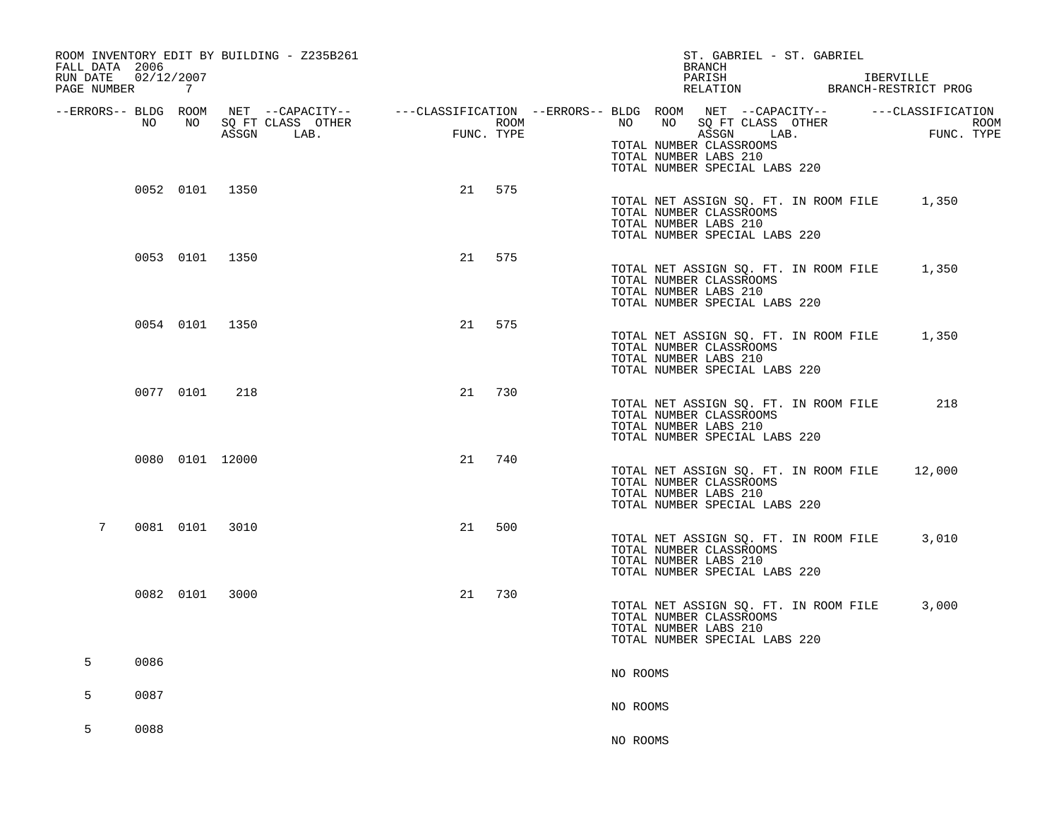ROOM INVENTORY EDIT BY BUILDING - Z235B261
FALL DATA 2006
RUN DATE 02/12/2007
PAGE NUMBER 7

ST. GABRIEL - ST. GABRIEL
BRANCH
PARISH IBERVILLE
RELATION BRANCH-RESTRICT PROG

| --ERRORS-- | BLDG NO | ROOM NO | NET SQ FT ASSGN | --CAPACITY-- CLASS LAB. | OTHER | ---CLASSIFICATION FUNC. | ROOM TYPE | |
|---|---|---|---|---|---|---|---|---|
| | | | | | | | | TOTAL NUMBER CLASSROOMS<br>TOTAL NUMBER LABS 210<br>TOTAL NUMBER SPECIAL LABS 220 |
| | 0052 | 0101 | 1350 | | | 21 | 575 | TOTAL NET ASSIGN SQ. FT. IN ROOM FILE 1,350<br>TOTAL NUMBER CLASSROOMS<br>TOTAL NUMBER LABS 210<br>TOTAL NUMBER SPECIAL LABS 220 |
| | 0053 | 0101 | 1350 | | | 21 | 575 | TOTAL NET ASSIGN SQ. FT. IN ROOM FILE 1,350<br>TOTAL NUMBER CLASSROOMS<br>TOTAL NUMBER LABS 210<br>TOTAL NUMBER SPECIAL LABS 220 |
| | 0054 | 0101 | 1350 | | | 21 | 575 | TOTAL NET ASSIGN SQ. FT. IN ROOM FILE 1,350<br>TOTAL NUMBER CLASSROOMS<br>TOTAL NUMBER LABS 210<br>TOTAL NUMBER SPECIAL LABS 220 |
| | 0077 | 0101 | 218 | | | 21 | 730 | TOTAL NET ASSIGN SQ. FT. IN ROOM FILE 218<br>TOTAL NUMBER CLASSROOMS<br>TOTAL NUMBER LABS 210<br>TOTAL NUMBER SPECIAL LABS 220 |
| | 0080 | 0101 | 12000 | | | 21 | 740 | TOTAL NET ASSIGN SQ. FT. IN ROOM FILE 12,000<br>TOTAL NUMBER CLASSROOMS<br>TOTAL NUMBER LABS 210<br>TOTAL NUMBER SPECIAL LABS 220 |
| 7 | 0081 | 0101 | 3010 | | | 21 | 500 | TOTAL NET ASSIGN SQ. FT. IN ROOM FILE 3,010<br>TOTAL NUMBER CLASSROOMS<br>TOTAL NUMBER LABS 210<br>TOTAL NUMBER SPECIAL LABS 220 |
| | 0082 | 0101 | 3000 | | | 21 | 730 | TOTAL NET ASSIGN SQ. FT. IN ROOM FILE 3,000<br>TOTAL NUMBER CLASSROOMS<br>TOTAL NUMBER LABS 210<br>TOTAL NUMBER SPECIAL LABS 220 |
| 5 | 0086 | | | | | | | NO ROOMS |
| 5 | 0087 | | | | | | | NO ROOMS |
| 5 | 0088 | | | | | | | NO ROOMS |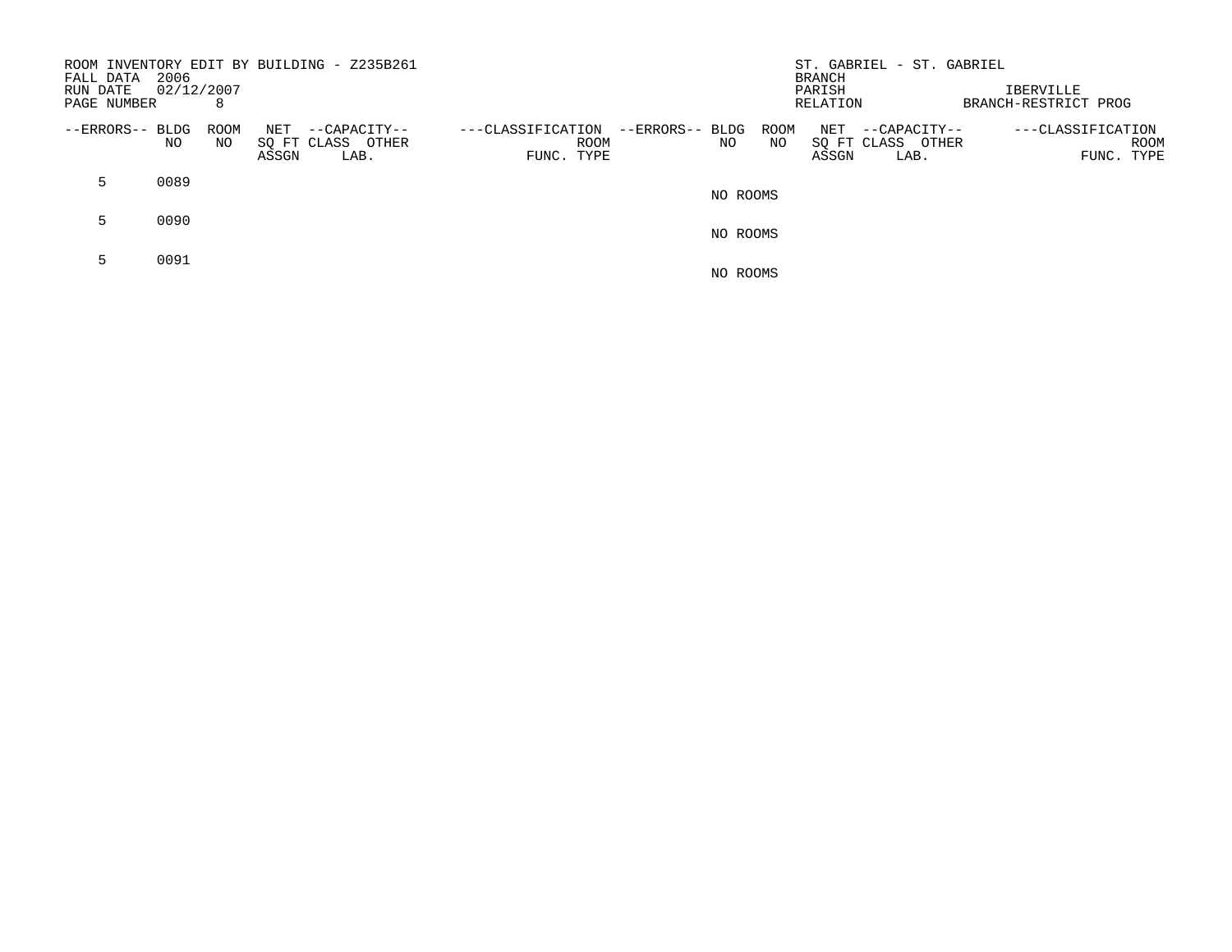ROOM INVENTORY EDIT BY BUILDING - Z235B261
FALL DATA 2006
RUN DATE 02/12/2007

ST. GABRIEL - ST. GABRIEL
BRANCH
PARISH IBERVILLE
RELATION BRANCH-RESTRICT PROG

| --ERRORS-- | BLDG NO | ROOM NO | NET SQ FT ASSGN | --CAPACITY-- CLASS | OTHER LAB. | ---CLASSIFICATION FUNC. | ROOM TYPE | --ERRORS-- | BLDG NO | ROOM NO | NET SQ FT ASSGN | --CAPACITY-- CLASS | OTHER LAB. | ---CLASSIFICATION FUNC. | ROOM TYPE |
|---|---|---|---|---|---|---|---|---|---|---|---|---|---|---|---|
| 5 | 0089 | | | | | | | | NO ROOMS | | | | | | |
| 5 | 0090 | | | | | | | | NO ROOMS | | | | | | |
| 5 | 0091 | | | | | | | | NO ROOMS | | | | | | |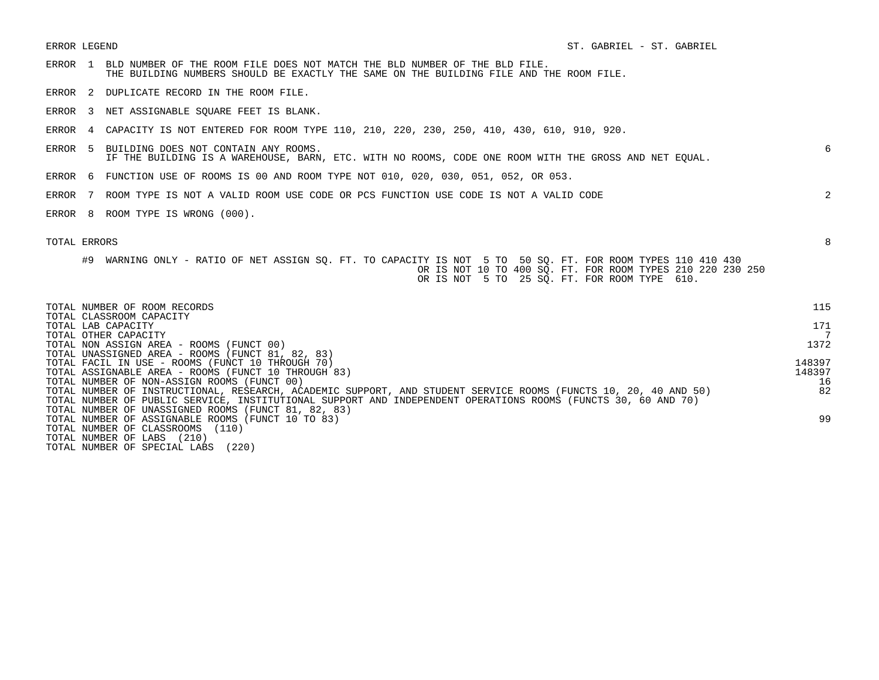ERROR LEGEND — ST. GABRIEL - ST. GABRIEL

| | | |
|---|---|---|
| ERROR 1 | BLD NUMBER OF THE ROOM FILE DOES NOT MATCH THE BLD NUMBER OF THE BLD FILE. THE BUILDING NUMBERS SHOULD BE EXACTLY THE SAME ON THE BUILDING FILE AND THE ROOM FILE. | |
| ERROR 2 | DUPLICATE RECORD IN THE ROOM FILE. | |
| ERROR 3 | NET ASSIGNABLE SQUARE FEET IS BLANK. | |
| ERROR 4 | CAPACITY IS NOT ENTERED FOR ROOM TYPE 110, 210, 220, 230, 250, 410, 430, 610, 910, 920. | |
| ERROR 5 | BUILDING DOES NOT CONTAIN ANY ROOMS. IF THE BUILDING IS A WAREHOUSE, BARN, ETC. WITH NO ROOMS, CODE ONE ROOM WITH THE GROSS AND NET EQUAL. | 6 |
| ERROR 6 | FUNCTION USE OF ROOMS IS 00 AND ROOM TYPE NOT 010, 020, 030, 051, 052, OR 053. | |
| ERROR 7 | ROOM TYPE IS NOT A VALID ROOM USE CODE OR PCS FUNCTION USE CODE IS NOT A VALID CODE | 2 |
| ERROR 8 | ROOM TYPE IS WRONG (000). | |
| TOTAL ERRORS | | 8 |

#9 WARNING ONLY - RATIO OF NET ASSIGN SQ. FT. TO CAPACITY IS NOT 5 TO 50 SQ. FT. FOR ROOM TYPES 110 410 430
OR IS NOT 10 TO 400 SQ. FT. FOR ROOM TYPES 210 220 230 250
OR IS NOT 5 TO 25 SQ. FT. FOR ROOM TYPE 610.

| | |
|---|---|
| TOTAL NUMBER OF ROOM RECORDS | 115 |
| TOTAL CLASSROOM CAPACITY | |
| TOTAL LAB CAPACITY | 171 |
| TOTAL OTHER CAPACITY | 7 |
| TOTAL NON ASSIGN AREA - ROOMS (FUNCT 00) | 1372 |
| TOTAL UNASSIGNED AREA - ROOMS (FUNCT 81, 82, 83) | |
| TOTAL FACIL IN USE - ROOMS (FUNCT 10 THROUGH 70) | 148397 |
| TOTAL ASSIGNABLE AREA - ROOMS (FUNCT 10 THROUGH 83) | 148397 |
| TOTAL NUMBER OF NON-ASSIGN ROOMS (FUNCT 00) | 16 |
| TOTAL NUMBER OF INSTRUCTIONAL, RESEARCH, ACADEMIC SUPPORT, AND STUDENT SERVICE ROOMS (FUNCTS 10, 20, 40 AND 50) | 82 |
| TOTAL NUMBER OF PUBLIC SERVICE, INSTITUTIONAL SUPPORT AND INDEPENDENT OPERATIONS ROOMS (FUNCTS 30, 60 AND 70) | |
| TOTAL NUMBER OF UNASSIGNED ROOMS (FUNCT 81, 82, 83) | |
| TOTAL NUMBER OF ASSIGNABLE ROOMS (FUNCT 10 TO 83) | 99 |
| TOTAL NUMBER OF CLASSROOMS (110) | |
| TOTAL NUMBER OF LABS (210) | |
| TOTAL NUMBER OF SPECIAL LABS (220) | |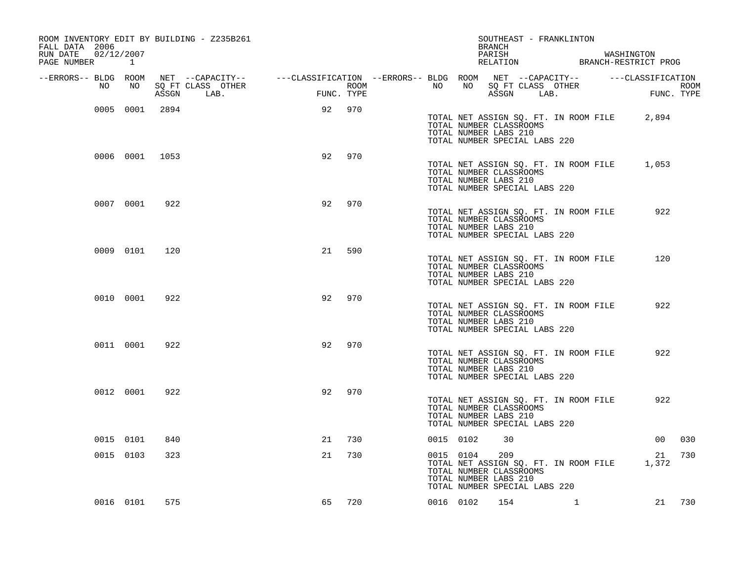ROOM INVENTORY EDIT BY BUILDING - Z235B261
FALL DATA 2006
RUN DATE 02/12/2007
PAGE NUMBER 1

SOUTHEAST - FRANKLINTON
BRANCH
PARISH WASHINGTON
RELATION BRANCH-RESTRICT PROG

| --ERRORS-- | BLDG NO | ROOM NO | NET SQ FT ASSGN | CAPACITY CLASS | CAPACITY LAB. | CAPACITY OTHER | CLASSIFICATION FUNC. | ROOM TYPE | --ERRORS-- | BLDG NO | ROOM NO | NET SQ FT ASSGN | CAPACITY CLASS | CAPACITY LAB. | CAPACITY OTHER | CLASSIFICATION FUNC. | ROOM TYPE |
|---|---|---|---|---|---|---|---|---|---|---|---|---|---|---|---|---|---|
| | 0005 | 0001 | 2894 | | | | 92 | 970 | | | | | | | | | |
| | | | | | | | | | | TOTAL NET ASSIGN SQ. FT. IN ROOM FILE | | 2,894 | | | | | |
| | | | | | | | | | | TOTAL NUMBER CLASSROOMS | | | | | | | |
| | | | | | | | | | | TOTAL NUMBER LABS 210 | | | | | | | |
| | | | | | | | | | | TOTAL NUMBER SPECIAL LABS 220 | | | | | | | |
| | 0006 | 0001 | 1053 | | | | 92 | 970 | | | | | | | | | |
| | | | | | | | | | | TOTAL NET ASSIGN SQ. FT. IN ROOM FILE | | 1,053 | | | | | |
| | | | | | | | | | | TOTAL NUMBER CLASSROOMS | | | | | | | |
| | | | | | | | | | | TOTAL NUMBER LABS 210 | | | | | | | |
| | | | | | | | | | | TOTAL NUMBER SPECIAL LABS 220 | | | | | | | |
| | 0007 | 0001 | 922 | | | | 92 | 970 | | | | | | | | | |
| | | | | | | | | | | TOTAL NET ASSIGN SQ. FT. IN ROOM FILE | | 922 | | | | | |
| | | | | | | | | | | TOTAL NUMBER CLASSROOMS | | | | | | | |
| | | | | | | | | | | TOTAL NUMBER LABS 210 | | | | | | | |
| | | | | | | | | | | TOTAL NUMBER SPECIAL LABS 220 | | | | | | | |
| | 0009 | 0101 | 120 | | | | 21 | 590 | | | | | | | | | |
| | | | | | | | | | | TOTAL NET ASSIGN SQ. FT. IN ROOM FILE | | 120 | | | | | |
| | | | | | | | | | | TOTAL NUMBER CLASSROOMS | | | | | | | |
| | | | | | | | | | | TOTAL NUMBER LABS 210 | | | | | | | |
| | | | | | | | | | | TOTAL NUMBER SPECIAL LABS 220 | | | | | | | |
| | 0010 | 0001 | 922 | | | | 92 | 970 | | | | | | | | | |
| | | | | | | | | | | TOTAL NET ASSIGN SQ. FT. IN ROOM FILE | | 922 | | | | | |
| | | | | | | | | | | TOTAL NUMBER CLASSROOMS | | | | | | | |
| | | | | | | | | | | TOTAL NUMBER LABS 210 | | | | | | | |
| | | | | | | | | | | TOTAL NUMBER SPECIAL LABS 220 | | | | | | | |
| | 0011 | 0001 | 922 | | | | 92 | 970 | | | | | | | | | |
| | | | | | | | | | | TOTAL NET ASSIGN SQ. FT. IN ROOM FILE | | 922 | | | | | |
| | | | | | | | | | | TOTAL NUMBER CLASSROOMS | | | | | | | |
| | | | | | | | | | | TOTAL NUMBER LABS 210 | | | | | | | |
| | | | | | | | | | | TOTAL NUMBER SPECIAL LABS 220 | | | | | | | |
| | 0012 | 0001 | 922 | | | | 92 | 970 | | | | | | | | | |
| | | | | | | | | | | TOTAL NET ASSIGN SQ. FT. IN ROOM FILE | | 922 | | | | | |
| | | | | | | | | | | TOTAL NUMBER CLASSROOMS | | | | | | | |
| | | | | | | | | | | TOTAL NUMBER LABS 210 | | | | | | | |
| | | | | | | | | | | TOTAL NUMBER SPECIAL LABS 220 | | | | | | | |
| | 0015 | 0101 | 840 | | | | 21 | 730 | | 0015 | 0102 | 30 | | | | 00 | 030 |
| | 0015 | 0103 | 323 | | | | 21 | 730 | | 0015 | 0104 | 209 | | | | 21 | 730 |
| | | | | | | | | | | TOTAL NET ASSIGN SQ. FT. IN ROOM FILE | | 1,372 | | | | | |
| | | | | | | | | | | TOTAL NUMBER CLASSROOMS | | | | | | | |
| | | | | | | | | | | TOTAL NUMBER LABS 210 | | | | | | | |
| | | | | | | | | | | TOTAL NUMBER SPECIAL LABS 220 | | | | | | | |
| | 0016 | 0101 | 575 | | | | 65 | 720 | | 0016 | 0102 | 154 | | | 1 | 21 | 730 |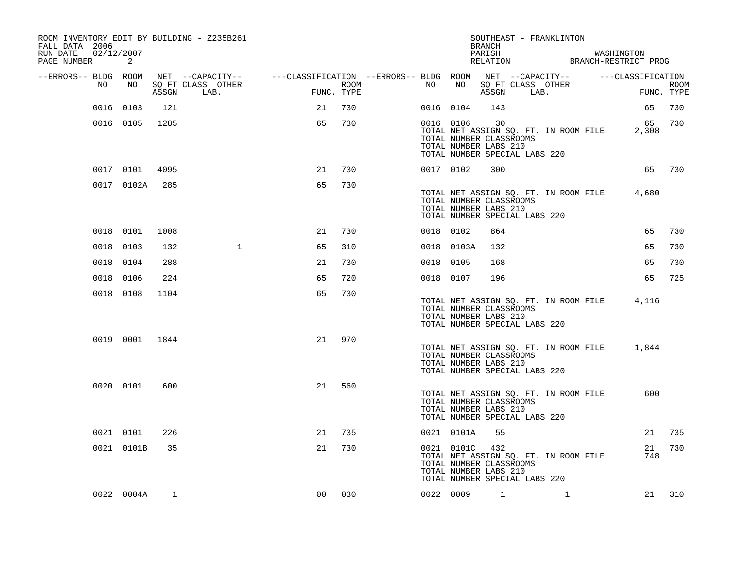ROOM INVENTORY EDIT BY BUILDING - Z235B261
FALL DATA 2006
RUN DATE 02/12/2007
PAGE NUMBER 2

SOUTHEAST - FRANKLINTON
BRANCH
PARISH WASHINGTON
RELATION BRANCH-RESTRICT PROG

| --ERRORS-- | BLDG NO | ROOM NO | NET SQ FT ASSGN | CAPACITY CLASS LAB. | CAPACITY OTHER | CLASSIFICATION FUNC. | ROOM TYPE | --ERRORS-- | BLDG NO | ROOM NO | NET SQ FT ASSGN | CAPACITY CLASS LAB. | CAPACITY OTHER | CLASSIFICATION FUNC. | ROOM TYPE |
|---|---|---|---|---|---|---|---|---|---|---|---|---|---|---|---|
| | 0016 | 0103 | 121 | | | 21 | 730 | | 0016 | 0104 | 143 | | | 65 | 730 |
| | 0016 | 0105 | 1285 | | | 65 | 730 | | 0016 | 0106 | 30 | | | 65 | 730 |
| | | | | | | | | | TOTAL NET ASSIGN SQ. FT. IN ROOM FILE | | | | | 2,308 | |
| | | | | | | | | | TOTAL NUMBER CLASSROOMS | | | | | | |
| | | | | | | | | | TOTAL NUMBER LABS 210 | | | | | | |
| | | | | | | | | | TOTAL NUMBER SPECIAL LABS 220 | | | | | | |
| | 0017 | 0101 | 4095 | | | 21 | 730 | | 0017 | 0102 | 300 | | | 65 | 730 |
| | 0017 | 0102A | 285 | | | 65 | 730 | | | | | | | | |
| | | | | | | | | | TOTAL NET ASSIGN SQ. FT. IN ROOM FILE | | | | | 4,680 | |
| | | | | | | | | | TOTAL NUMBER CLASSROOMS | | | | | | |
| | | | | | | | | | TOTAL NUMBER LABS 210 | | | | | | |
| | | | | | | | | | TOTAL NUMBER SPECIAL LABS 220 | | | | | | |
| | 0018 | 0101 | 1008 | | | 21 | 730 | | 0018 | 0102 | 864 | | | 65 | 730 |
| | 0018 | 0103 | 132 | | 1 | 65 | 310 | | 0018 | 0103A | 132 | | | 65 | 730 |
| | 0018 | 0104 | 288 | | | 21 | 730 | | 0018 | 0105 | 168 | | | 65 | 730 |
| | 0018 | 0106 | 224 | | | 65 | 720 | | 0018 | 0107 | 196 | | | 65 | 725 |
| | 0018 | 0108 | 1104 | | | 65 | 730 | | | | | | | | |
| | | | | | | | | | TOTAL NET ASSIGN SQ. FT. IN ROOM FILE | | | | | 4,116 | |
| | | | | | | | | | TOTAL NUMBER CLASSROOMS | | | | | | |
| | | | | | | | | | TOTAL NUMBER LABS 210 | | | | | | |
| | | | | | | | | | TOTAL NUMBER SPECIAL LABS 220 | | | | | | |
| | 0019 | 0001 | 1844 | | | 21 | 970 | | | | | | | | |
| | | | | | | | | | TOTAL NET ASSIGN SQ. FT. IN ROOM FILE | | | | | 1,844 | |
| | | | | | | | | | TOTAL NUMBER CLASSROOMS | | | | | | |
| | | | | | | | | | TOTAL NUMBER LABS 210 | | | | | | |
| | | | | | | | | | TOTAL NUMBER SPECIAL LABS 220 | | | | | | |
| | 0020 | 0101 | 600 | | | 21 | 560 | | | | | | | | |
| | | | | | | | | | TOTAL NET ASSIGN SQ. FT. IN ROOM FILE | | | | | 600 | |
| | | | | | | | | | TOTAL NUMBER CLASSROOMS | | | | | | |
| | | | | | | | | | TOTAL NUMBER LABS 210 | | | | | | |
| | | | | | | | | | TOTAL NUMBER SPECIAL LABS 220 | | | | | | |
| | 0021 | 0101 | 226 | | | 21 | 735 | | 0021 | 0101A | 55 | | | 21 | 735 |
| | 0021 | 0101B | 35 | | | 21 | 730 | | 0021 | 0101C | 432 | | | 21 | 730 |
| | | | | | | | | | TOTAL NET ASSIGN SQ. FT. IN ROOM FILE | | | | | 748 | |
| | | | | | | | | | TOTAL NUMBER CLASSROOMS | | | | | | |
| | | | | | | | | | TOTAL NUMBER LABS 210 | | | | | | |
| | | | | | | | | | TOTAL NUMBER SPECIAL LABS 220 | | | | | | |
| | 0022 | 0004A | 1 | | | 00 | 030 | | 0022 | 0009 | 1 | | 1 | 21 | 310 |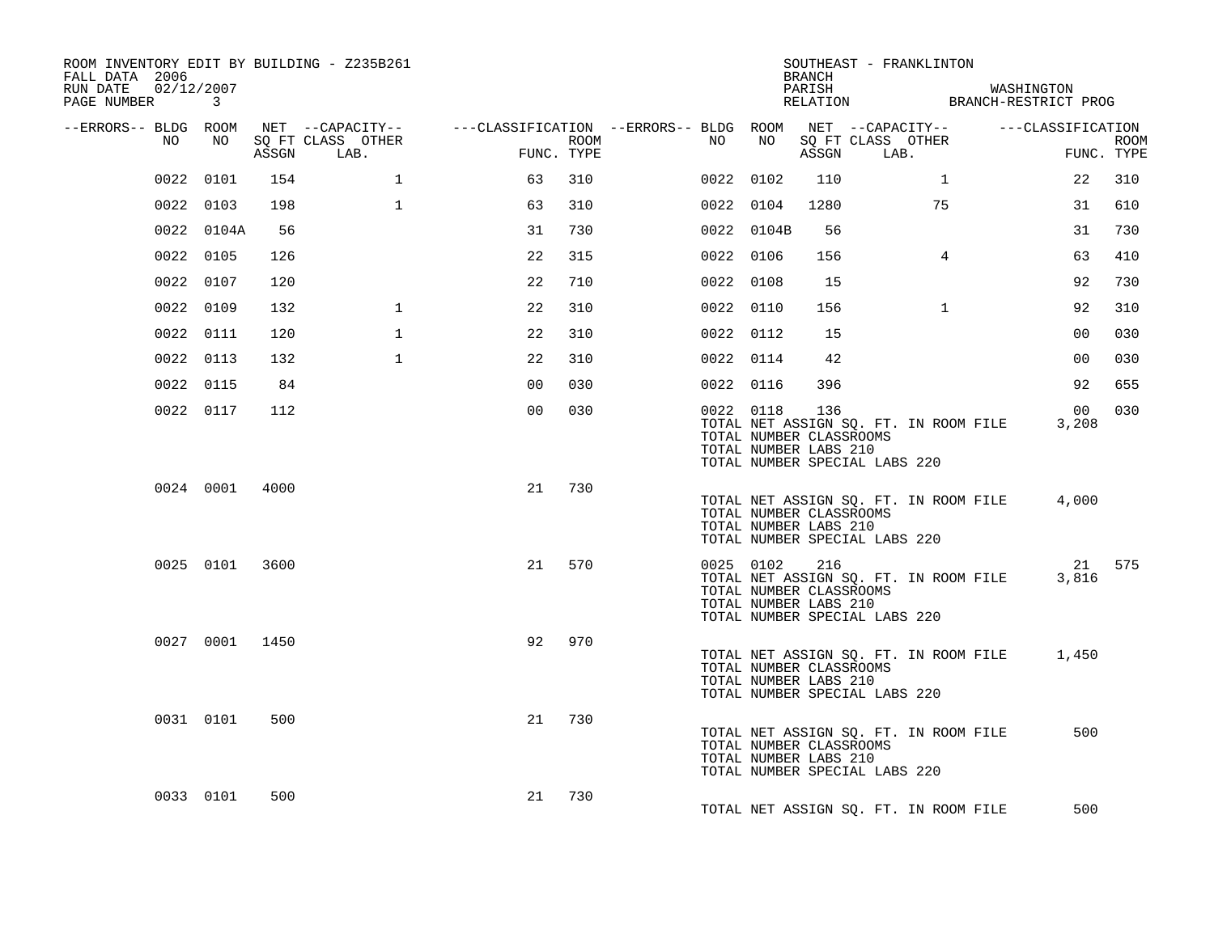ROOM INVENTORY EDIT BY BUILDING - Z235B261
FALL DATA 2006
RUN DATE 02/12/2007
PAGE NUMBER 3

SOUTHEAST - FRANKLINTON
BRANCH
PARISH WASHINGTON
RELATION BRANCH-RESTRICT PROG

| --ERRORS-- | BLDG NO | ROOM NO | NET SQ FT ASSGN | CAPACITY CLASS LAB. | CAPACITY OTHER | CLASSIFICATION FUNC. | ROOM TYPE | --ERRORS-- | BLDG NO | ROOM NO | NET SQ FT ASSGN | CAPACITY CLASS LAB. | CAPACITY OTHER | CLASSIFICATION FUNC. | ROOM TYPE |
|---|---|---|---|---|---|---|---|---|---|---|---|---|---|---|---|
| | 0022 | 0101 | 154 | 1 | | 63 | 310 | | 0022 | 0102 | 110 | 1 | | 22 | 310 |
| | 0022 | 0103 | 198 | 1 | | 63 | 310 | | 0022 | 0104 | 1280 | 75 | | 31 | 610 |
| | 0022 | 0104A | 56 | | | 31 | 730 | | 0022 | 0104B | 56 | | | 31 | 730 |
| | 0022 | 0105 | 126 | | | 22 | 315 | | 0022 | 0106 | 156 | 4 | | 63 | 410 |
| | 0022 | 0107 | 120 | | | 22 | 710 | | 0022 | 0108 | 15 | | | 92 | 730 |
| | 0022 | 0109 | 132 | 1 | | 22 | 310 | | 0022 | 0110 | 156 | 1 | | 92 | 310 |
| | 0022 | 0111 | 120 | 1 | | 22 | 310 | | 0022 | 0112 | 15 | | | 00 | 030 |
| | 0022 | 0113 | 132 | 1 | | 22 | 310 | | 0022 | 0114 | 42 | | | 00 | 030 |
| | 0022 | 0115 | 84 | | | 00 | 030 | | 0022 | 0116 | 396 | | | 92 | 655 |
| | 0022 | 0117 | 112 | | | 00 | 030 | | 0022 | 0118 | 136 | | | 00 | 030 |

TOTAL NET ASSIGN SQ. FT. IN ROOM FILE 3,208
TOTAL NUMBER CLASSROOMS
TOTAL NUMBER LABS 210
TOTAL NUMBER SPECIAL LABS 220

| | BLDG NO | ROOM NO | NET SQ FT ASSGN | | | FUNC. | ROOM TYPE |
|---|---|---|---|---|---|---|---|
| | 0024 | 0001 | 4000 | | | 21 | 730 |

TOTAL NET ASSIGN SQ. FT. IN ROOM FILE 4,000
TOTAL NUMBER CLASSROOMS
TOTAL NUMBER LABS 210
TOTAL NUMBER SPECIAL LABS 220

| | BLDG NO | ROOM NO | NET SQ FT ASSGN | | | FUNC. | ROOM TYPE | | BLDG NO | ROOM NO | NET SQ FT ASSGN | | | FUNC. | ROOM TYPE |
|---|---|---|---|---|---|---|---|---|---|---|---|---|---|---|---|
| | 0025 | 0101 | 3600 | | | 21 | 570 | | 0025 | 0102 | 216 | | | 21 | 575 |

TOTAL NET ASSIGN SQ. FT. IN ROOM FILE 3,816
TOTAL NUMBER CLASSROOMS
TOTAL NUMBER LABS 210
TOTAL NUMBER SPECIAL LABS 220

| | BLDG NO | ROOM NO | NET SQ FT ASSGN | | | FUNC. | ROOM TYPE |
|---|---|---|---|---|---|---|---|
| | 0027 | 0001 | 1450 | | | 92 | 970 |

TOTAL NET ASSIGN SQ. FT. IN ROOM FILE 1,450
TOTAL NUMBER CLASSROOMS
TOTAL NUMBER LABS 210
TOTAL NUMBER SPECIAL LABS 220

| | BLDG NO | ROOM NO | NET SQ FT ASSGN | | | FUNC. | ROOM TYPE |
|---|---|---|---|---|---|---|---|
| | 0031 | 0101 | 500 | | | 21 | 730 |

TOTAL NET ASSIGN SQ. FT. IN ROOM FILE 500
TOTAL NUMBER CLASSROOMS
TOTAL NUMBER LABS 210
TOTAL NUMBER SPECIAL LABS 220

| | BLDG NO | ROOM NO | NET SQ FT ASSGN | | | FUNC. | ROOM TYPE |
|---|---|---|---|---|---|---|---|
| | 0033 | 0101 | 500 | | | 21 | 730 |

TOTAL NET ASSIGN SQ. FT. IN ROOM FILE 500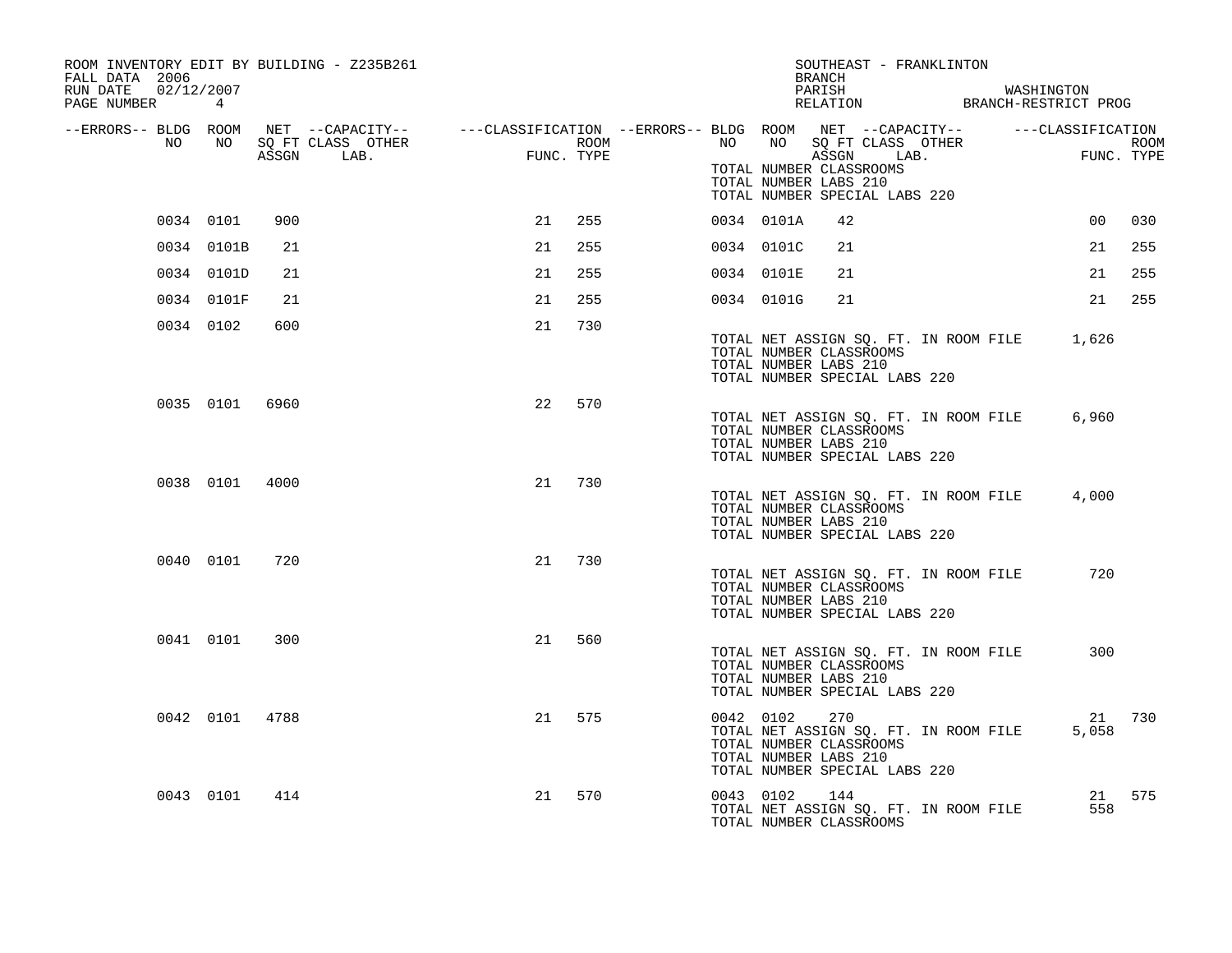ROOM INVENTORY EDIT BY BUILDING - Z235B261
FALL DATA 2006
RUN DATE 02/12/2007
PAGE NUMBER 4

SOUTHEAST - FRANKLINTON
BRANCH
PARISH WASHINGTON
RELATION BRANCH-RESTRICT PROG

| --ERRORS-- | BLDG NO | ROOM NO | NET SQ FT ASSGN | --CAPACITY-- CLASS LAB. | OTHER | ---CLASSIFICATION FUNC. | ROOM TYPE | --ERRORS-- | BLDG NO | ROOM NO | NET SQ FT ASSGN | --CAPACITY-- CLASS LAB. | OTHER | ---CLASSIFICATION FUNC. | ROOM TYPE |
|---|---|---|---|---|---|---|---|---|---|---|---|---|---|---|---|
| | | | | | | | | | TOTAL NUMBER CLASSROOMS | | | | | | |
| | | | | | | | | | TOTAL NUMBER LABS 210 | | | | | | |
| | | | | | | | | | TOTAL NUMBER SPECIAL LABS 220 | | | | | | |
| | 0034 | 0101 | 900 | | | 21 | 255 | | 0034 | 0101A | 42 | | | 00 | 030 |
| | 0034 | 0101B | 21 | | | 21 | 255 | | 0034 | 0101C | 21 | | | 21 | 255 |
| | 0034 | 0101D | 21 | | | 21 | 255 | | 0034 | 0101E | 21 | | | 21 | 255 |
| | 0034 | 0101F | 21 | | | 21 | 255 | | 0034 | 0101G | 21 | | | 21 | 255 |
| | 0034 | 0102 | 600 | | | 21 | 730 | | | | | | | | |
| | | | | | | | | | TOTAL NET ASSIGN SQ. FT. IN ROOM FILE | | | | | 1,626 | |
| | | | | | | | | | TOTAL NUMBER CLASSROOMS | | | | | | |
| | | | | | | | | | TOTAL NUMBER LABS 210 | | | | | | |
| | | | | | | | | | TOTAL NUMBER SPECIAL LABS 220 | | | | | | |
| | 0035 | 0101 | 6960 | | | 22 | 570 | | | | | | | | |
| | | | | | | | | | TOTAL NET ASSIGN SQ. FT. IN ROOM FILE | | | | | 6,960 | |
| | | | | | | | | | TOTAL NUMBER CLASSROOMS | | | | | | |
| | | | | | | | | | TOTAL NUMBER LABS 210 | | | | | | |
| | | | | | | | | | TOTAL NUMBER SPECIAL LABS 220 | | | | | | |
| | 0038 | 0101 | 4000 | | | 21 | 730 | | | | | | | | |
| | | | | | | | | | TOTAL NET ASSIGN SQ. FT. IN ROOM FILE | | | | | 4,000 | |
| | | | | | | | | | TOTAL NUMBER CLASSROOMS | | | | | | |
| | | | | | | | | | TOTAL NUMBER LABS 210 | | | | | | |
| | | | | | | | | | TOTAL NUMBER SPECIAL LABS 220 | | | | | | |
| | 0040 | 0101 | 720 | | | 21 | 730 | | | | | | | | |
| | | | | | | | | | TOTAL NET ASSIGN SQ. FT. IN ROOM FILE | | | | | 720 | |
| | | | | | | | | | TOTAL NUMBER CLASSROOMS | | | | | | |
| | | | | | | | | | TOTAL NUMBER LABS 210 | | | | | | |
| | | | | | | | | | TOTAL NUMBER SPECIAL LABS 220 | | | | | | |
| | 0041 | 0101 | 300 | | | 21 | 560 | | | | | | | | |
| | | | | | | | | | TOTAL NET ASSIGN SQ. FT. IN ROOM FILE | | | | | 300 | |
| | | | | | | | | | TOTAL NUMBER CLASSROOMS | | | | | | |
| | | | | | | | | | TOTAL NUMBER LABS 210 | | | | | | |
| | | | | | | | | | TOTAL NUMBER SPECIAL LABS 220 | | | | | | |
| | 0042 | 0101 | 4788 | | | 21 | 575 | | 0042 | 0102 | 270 | | | 21 | 730 |
| | | | | | | | | | TOTAL NET ASSIGN SQ. FT. IN ROOM FILE | | | | | 5,058 | |
| | | | | | | | | | TOTAL NUMBER CLASSROOMS | | | | | | |
| | | | | | | | | | TOTAL NUMBER LABS 210 | | | | | | |
| | | | | | | | | | TOTAL NUMBER SPECIAL LABS 220 | | | | | | |
| | 0043 | 0101 | 414 | | | 21 | 570 | | 0043 | 0102 | 144 | | | 21 | 575 |
| | | | | | | | | | TOTAL NET ASSIGN SQ. FT. IN ROOM FILE | | | | | 558 | |
| | | | | | | | | | TOTAL NUMBER CLASSROOMS | | | | | | |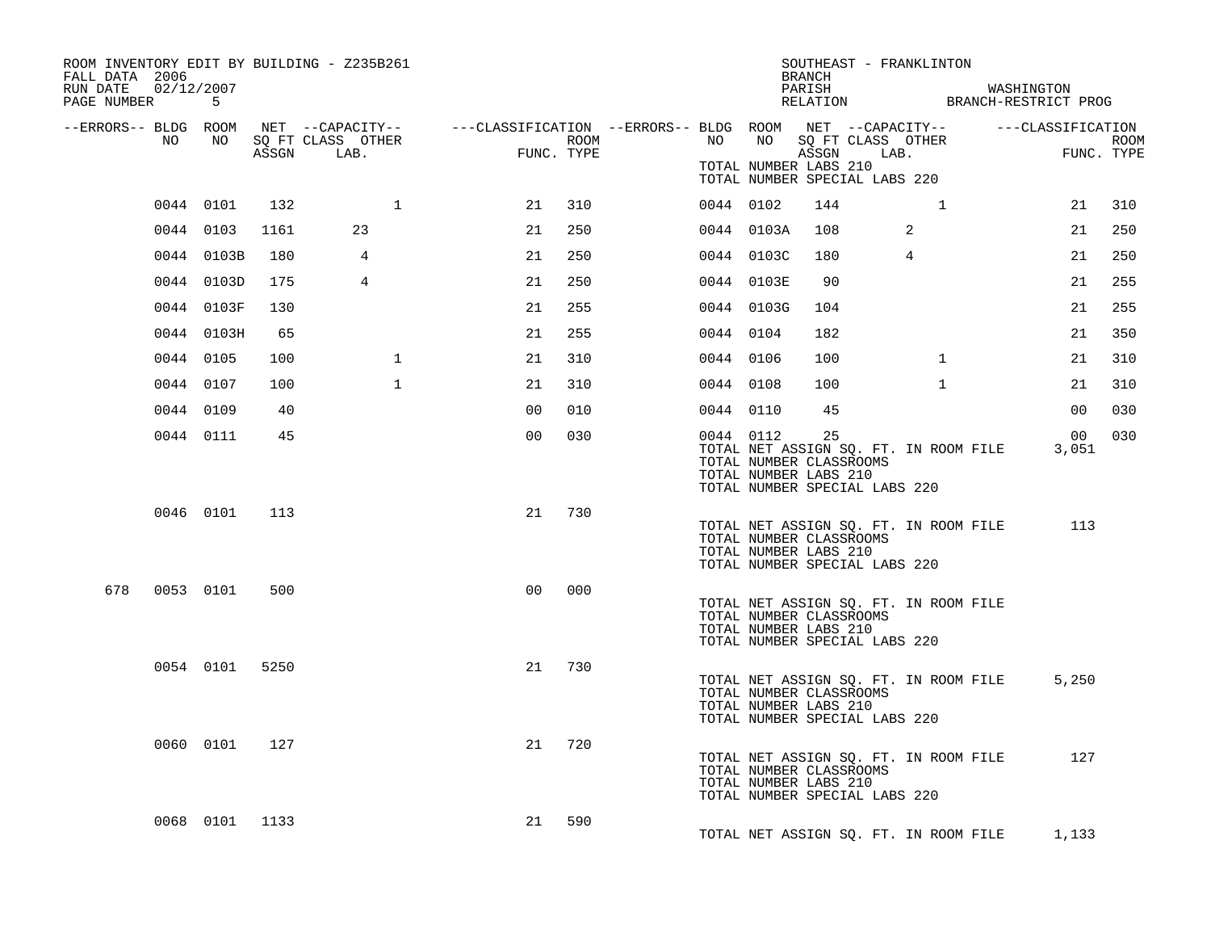ROOM INVENTORY EDIT BY BUILDING - Z235B261
FALL DATA 2006
RUN DATE 02/12/2007
PAGE NUMBER 5

SOUTHEAST - FRANKLINTON
BRANCH
PARISH WASHINGTON
RELATION BRANCH-RESTRICT PROG

| --ERRORS-- | BLDG NO | ROOM NO | NET SQ FT ASSGN | --CAPACITY-- CLASS LAB. | OTHER | ---CLASSIFICATION FUNC. | ROOM TYPE | --ERRORS-- | BLDG NO | ROOM NO | NET SQ FT ASSGN | --CAPACITY-- CLASS LAB. | OTHER | ---CLASSIFICATION FUNC. | ROOM TYPE |
|---|---|---|---|---|---|---|---|---|---|---|---|---|---|---|---|
| | | | | | | | | | TOTAL NUMBER LABS 210 | | | | | | |
| | | | | | | | | | TOTAL NUMBER SPECIAL LABS 220 | | | | | | |
| | 0044 | 0101 | 132 | | 1 | 21 | 310 | | 0044 | 0102 | 144 | | 1 | 21 | 310 |
| | 0044 | 0103 | 1161 | 23 | | 21 | 250 | | 0044 | 0103A | 108 | 2 | | 21 | 250 |
| | 0044 | 0103B | 180 | 4 | | 21 | 250 | | 0044 | 0103C | 180 | 4 | | 21 | 250 |
| | 0044 | 0103D | 175 | 4 | | 21 | 250 | | 0044 | 0103E | 90 | | | 21 | 255 |
| | 0044 | 0103F | 130 | | | 21 | 255 | | 0044 | 0103G | 104 | | | 21 | 255 |
| | 0044 | 0103H | 65 | | | 21 | 255 | | 0044 | 0104 | 182 | | | 21 | 350 |
| | 0044 | 0105 | 100 | | 1 | 21 | 310 | | 0044 | 0106 | 100 | | 1 | 21 | 310 |
| | 0044 | 0107 | 100 | | 1 | 21 | 310 | | 0044 | 0108 | 100 | | 1 | 21 | 310 |
| | 0044 | 0109 | 40 | | | 00 | 010 | | 0044 | 0110 | 45 | | | 00 | 030 |
| | 0044 | 0111 | 45 | | | 00 | 030 | | 0044 | 0112 | 25 | | | 00 | 030 |
| | | | | | | | | | TOTAL NET ASSIGN SQ. FT. IN ROOM FILE | | | | | 3,051 | |
| | | | | | | | | | TOTAL NUMBER CLASSROOMS | | | | | | |
| | | | | | | | | | TOTAL NUMBER LABS 210 | | | | | | |
| | | | | | | | | | TOTAL NUMBER SPECIAL LABS 220 | | | | | | |
| | 0046 | 0101 | 113 | | | 21 | 730 | | | | | | | | |
| | | | | | | | | | TOTAL NET ASSIGN SQ. FT. IN ROOM FILE | | | | | 113 | |
| | | | | | | | | | TOTAL NUMBER CLASSROOMS | | | | | | |
| | | | | | | | | | TOTAL NUMBER LABS 210 | | | | | | |
| | | | | | | | | | TOTAL NUMBER SPECIAL LABS 220 | | | | | | |
| 678 | 0053 | 0101 | 500 | | | 00 | 000 | | | | | | | | |
| | | | | | | | | | TOTAL NET ASSIGN SQ. FT. IN ROOM FILE | | | | | | |
| | | | | | | | | | TOTAL NUMBER CLASSROOMS | | | | | | |
| | | | | | | | | | TOTAL NUMBER LABS 210 | | | | | | |
| | | | | | | | | | TOTAL NUMBER SPECIAL LABS 220 | | | | | | |
| | 0054 | 0101 | 5250 | | | 21 | 730 | | | | | | | | |
| | | | | | | | | | TOTAL NET ASSIGN SQ. FT. IN ROOM FILE | | | | | 5,250 | |
| | | | | | | | | | TOTAL NUMBER CLASSROOMS | | | | | | |
| | | | | | | | | | TOTAL NUMBER LABS 210 | | | | | | |
| | | | | | | | | | TOTAL NUMBER SPECIAL LABS 220 | | | | | | |
| | 0060 | 0101 | 127 | | | 21 | 720 | | | | | | | | |
| | | | | | | | | | TOTAL NET ASSIGN SQ. FT. IN ROOM FILE | | | | | 127 | |
| | | | | | | | | | TOTAL NUMBER CLASSROOMS | | | | | | |
| | | | | | | | | | TOTAL NUMBER LABS 210 | | | | | | |
| | | | | | | | | | TOTAL NUMBER SPECIAL LABS 220 | | | | | | |
| | 0068 | 0101 | 1133 | | | 21 | 590 | | | | | | | | |
| | | | | | | | | | TOTAL NET ASSIGN SQ. FT. IN ROOM FILE | | | | | 1,133 | |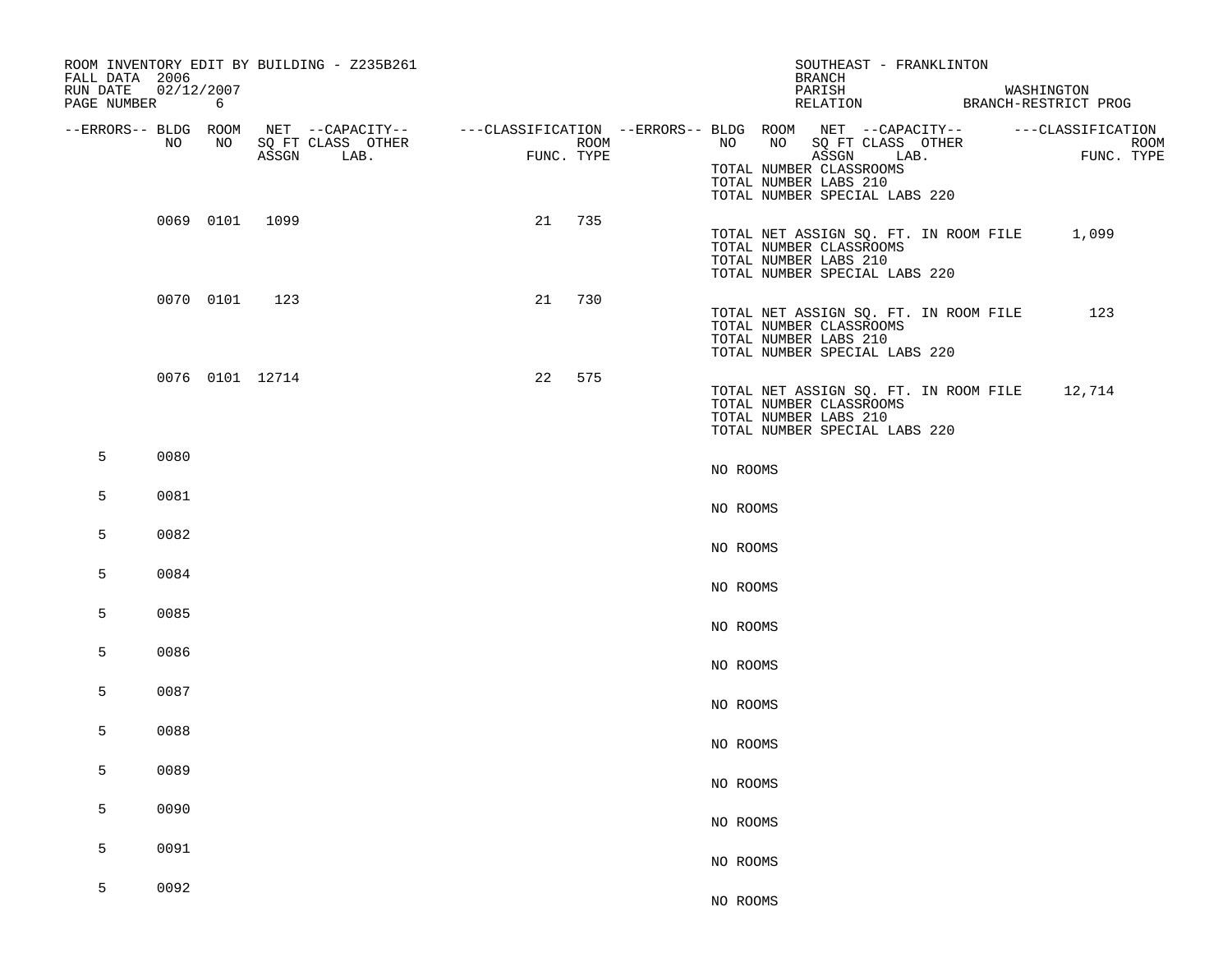ROOM INVENTORY EDIT BY BUILDING - Z235B261
FALL DATA 2006
RUN DATE 02/12/2007
PAGE NUMBER 6

SOUTHEAST - FRANKLINTON
BRANCH
PARISH WASHINGTON
RELATION BRANCH-RESTRICT PROG

| --ERRORS-- | BLDG NO | ROOM NO | NET SQ FT ASSGN | --CAPACITY-- CLASS LAB. | OTHER | ---CLASSIFICATION FUNC. | ROOM TYPE | |
|---|---|---|---|---|---|---|---|---|
| | | | | | | | | TOTAL NUMBER CLASSROOMS<br>TOTAL NUMBER LABS 210<br>TOTAL NUMBER SPECIAL LABS 220 |
| | 0069 | 0101 | 1099 | | | 21 | 735 | TOTAL NET ASSIGN SQ. FT. IN ROOM FILE 1,099<br>TOTAL NUMBER CLASSROOMS<br>TOTAL NUMBER LABS 210<br>TOTAL NUMBER SPECIAL LABS 220 |
| | 0070 | 0101 | 123 | | | 21 | 730 | TOTAL NET ASSIGN SQ. FT. IN ROOM FILE 123<br>TOTAL NUMBER CLASSROOMS<br>TOTAL NUMBER LABS 210<br>TOTAL NUMBER SPECIAL LABS 220 |
| | 0076 | 0101 | 12714 | | | 22 | 575 | TOTAL NET ASSIGN SQ. FT. IN ROOM FILE 12,714<br>TOTAL NUMBER CLASSROOMS<br>TOTAL NUMBER LABS 210<br>TOTAL NUMBER SPECIAL LABS 220 |
| 5 | 0080 | | | | | | | NO ROOMS |
| 5 | 0081 | | | | | | | NO ROOMS |
| 5 | 0082 | | | | | | | NO ROOMS |
| 5 | 0084 | | | | | | | NO ROOMS |
| 5 | 0085 | | | | | | | NO ROOMS |
| 5 | 0086 | | | | | | | NO ROOMS |
| 5 | 0087 | | | | | | | NO ROOMS |
| 5 | 0088 | | | | | | | NO ROOMS |
| 5 | 0089 | | | | | | | NO ROOMS |
| 5 | 0090 | | | | | | | NO ROOMS |
| 5 | 0091 | | | | | | | NO ROOMS |
| 5 | 0092 | | | | | | | NO ROOMS |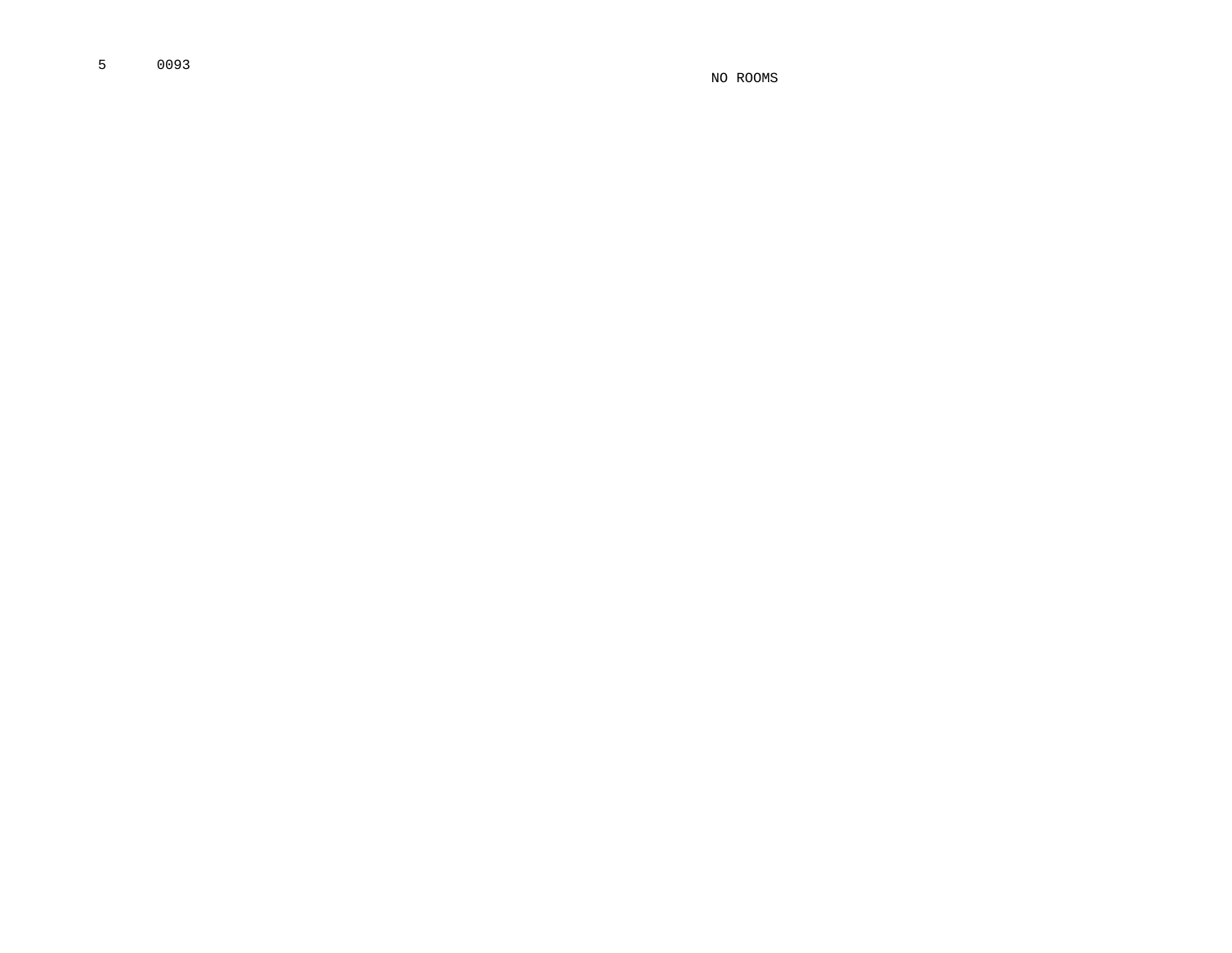5 0093

NO ROOMS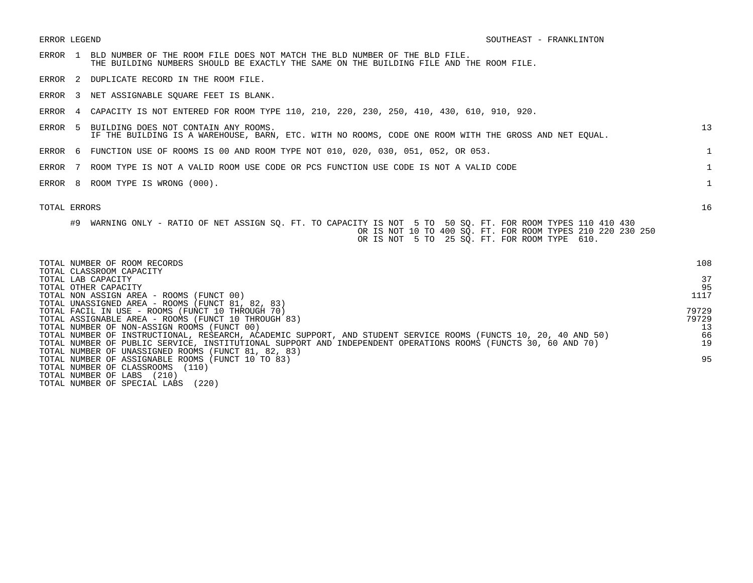ERROR LEGEND

SOUTHEAST - FRANKLINTON

| | | |
|---|---|---|
| ERROR 1 | BLD NUMBER OF THE ROOM FILE DOES NOT MATCH THE BLD NUMBER OF THE BLD FILE. THE BUILDING NUMBERS SHOULD BE EXACTLY THE SAME ON THE BUILDING FILE AND THE ROOM FILE. | |
| ERROR 2 | DUPLICATE RECORD IN THE ROOM FILE. | |
| ERROR 3 | NET ASSIGNABLE SQUARE FEET IS BLANK. | |
| ERROR 4 | CAPACITY IS NOT ENTERED FOR ROOM TYPE 110, 210, 220, 230, 250, 410, 430, 610, 910, 920. | |
| ERROR 5 | BUILDING DOES NOT CONTAIN ANY ROOMS. IF THE BUILDING IS A WAREHOUSE, BARN, ETC. WITH NO ROOMS, CODE ONE ROOM WITH THE GROSS AND NET EQUAL. | 13 |
| ERROR 6 | FUNCTION USE OF ROOMS IS 00 AND ROOM TYPE NOT 010, 020, 030, 051, 052, OR 053. | 1 |
| ERROR 7 | ROOM TYPE IS NOT A VALID ROOM USE CODE OR PCS FUNCTION USE CODE IS NOT A VALID CODE | 1 |
| ERROR 8 | ROOM TYPE IS WRONG (000). | 1 |
| TOTAL ERRORS | | 16 |

#9 WARNING ONLY - RATIO OF NET ASSIGN SQ. FT. TO CAPACITY IS NOT 5 TO 50 SQ. FT. FOR ROOM TYPES 110 410 430
OR IS NOT 10 TO 400 SQ. FT. FOR ROOM TYPES 210 220 230 250
OR IS NOT 5 TO 25 SQ. FT. FOR ROOM TYPE 610.

| | |
|---|---|
| TOTAL NUMBER OF ROOM RECORDS | 108 |
| TOTAL CLASSROOM CAPACITY | |
| TOTAL LAB CAPACITY | 37 |
| TOTAL OTHER CAPACITY | 95 |
| TOTAL NON ASSIGN AREA - ROOMS (FUNCT 00) | 1117 |
| TOTAL UNASSIGNED AREA - ROOMS (FUNCT 81, 82, 83) | |
| TOTAL FACIL IN USE - ROOMS (FUNCT 10 THROUGH 70) | 79729 |
| TOTAL ASSIGNABLE AREA - ROOMS (FUNCT 10 THROUGH 83) | 79729 |
| TOTAL NUMBER OF NON-ASSIGN ROOMS (FUNCT 00) | 13 |
| TOTAL NUMBER OF INSTRUCTIONAL, RESEARCH, ACADEMIC SUPPORT, AND STUDENT SERVICE ROOMS (FUNCTS 10, 20, 40 AND 50) | 66 |
| TOTAL NUMBER OF PUBLIC SERVICE, INSTITUTIONAL SUPPORT AND INDEPENDENT OPERATIONS ROOMS (FUNCTS 30, 60 AND 70) | 19 |
| TOTAL NUMBER OF UNASSIGNED ROOMS (FUNCT 81, 82, 83) | |
| TOTAL NUMBER OF ASSIGNABLE ROOMS (FUNCT 10 TO 83) | 95 |
| TOTAL NUMBER OF CLASSROOMS (110) | |
| TOTAL NUMBER OF LABS (210) | |
| TOTAL NUMBER OF SPECIAL LABS (220) | |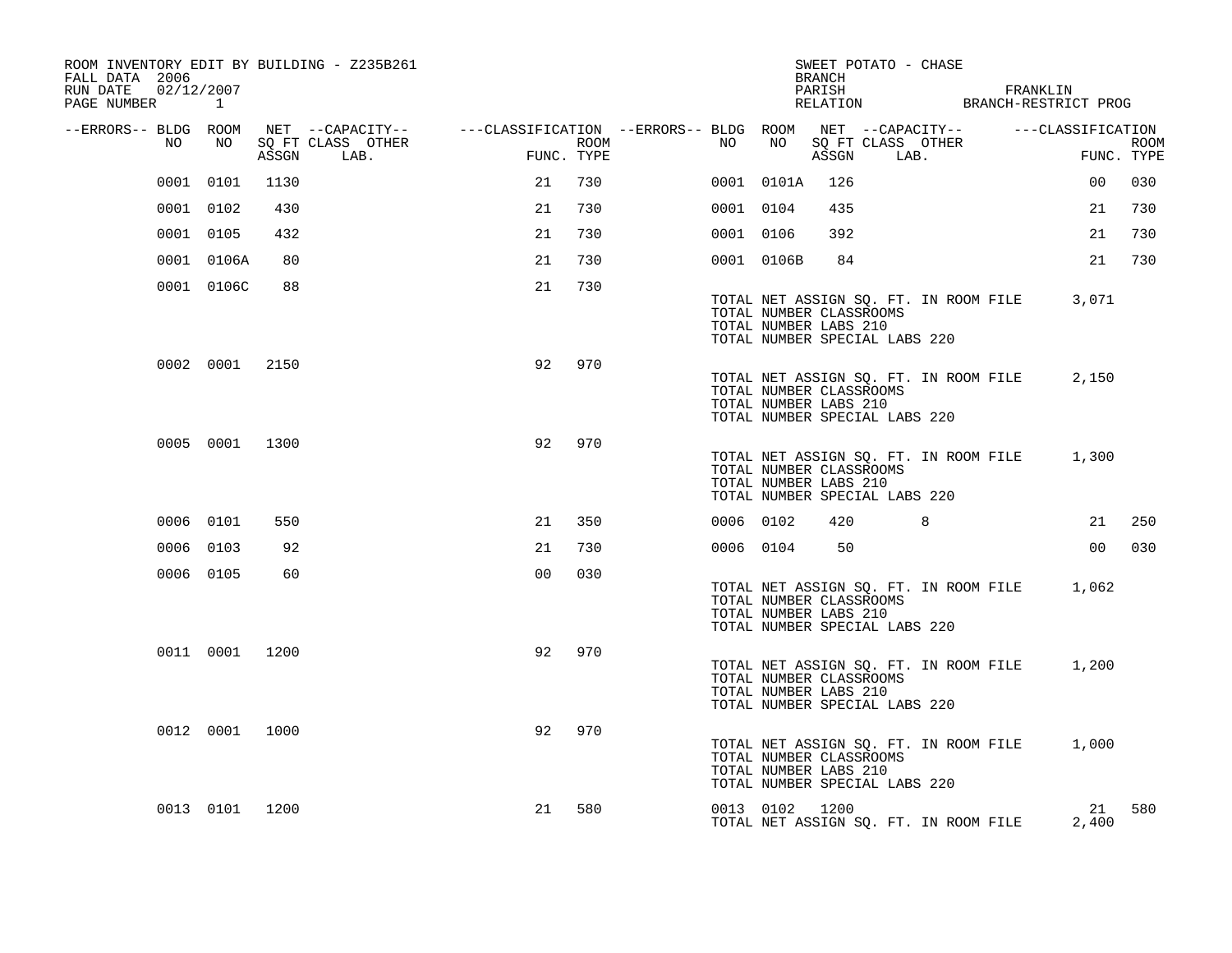ROOM INVENTORY EDIT BY BUILDING - Z235B261
FALL DATA 2006
RUN DATE 02/12/2007
PAGE NUMBER 1

SWEET POTATO - CHASE
BRANCH
PARISH FRANKLIN
RELATION BRANCH-RESTRICT PROG

| --ERRORS-- | BLDG NO | ROOM NO | NET SQ FT ASSGN | --CAPACITY-- CLASS | LAB. | OTHER | ---CLASSIFICATION FUNC. | ROOM TYPE | --ERRORS-- | BLDG NO | ROOM NO | NET SQ FT ASSGN | --CAPACITY-- CLASS | LAB. | OTHER | ---CLASSIFICATION FUNC. | ROOM TYPE |
|---|---|---|---|---|---|---|---|---|---|---|---|---|---|---|---|---|---|
| | 0001 | 0101 | 1130 | | | | 21 | 730 | | 0001 | 0101A | 126 | | | | 00 | 030 |
| | 0001 | 0102 | 430 | | | | 21 | 730 | | 0001 | 0104 | 435 | | | | 21 | 730 |
| | 0001 | 0105 | 432 | | | | 21 | 730 | | 0001 | 0106 | 392 | | | | 21 | 730 |
| | 0001 | 0106A | 80 | | | | 21 | 730 | | 0001 | 0106B | 84 | | | | 21 | 730 |
| | 0001 | 0106C | 88 | | | | 21 | 730 | | | | | | | | | |

TOTAL NET ASSIGN SQ. FT. IN ROOM FILE 3,071
TOTAL NUMBER CLASSROOMS
TOTAL NUMBER LABS 210
TOTAL NUMBER SPECIAL LABS 220

| | | | | | | | | | | | | | | | | | |
|---|---|---|---|---|---|---|---|---|---|---|---|---|---|---|---|---|---|
| | 0002 | 0001 | 2150 | | | | 92 | 970 | | | | | | | | | |

TOTAL NET ASSIGN SQ. FT. IN ROOM FILE 2,150
TOTAL NUMBER CLASSROOMS
TOTAL NUMBER LABS 210
TOTAL NUMBER SPECIAL LABS 220

| | | | | | | | | | | | | | | | | | |
|---|---|---|---|---|---|---|---|---|---|---|---|---|---|---|---|---|---|
| | 0005 | 0001 | 1300 | | | | 92 | 970 | | | | | | | | | |

TOTAL NET ASSIGN SQ. FT. IN ROOM FILE 1,300
TOTAL NUMBER CLASSROOMS
TOTAL NUMBER LABS 210
TOTAL NUMBER SPECIAL LABS 220

| | | | | | | | | | | | | | | | | | |
|---|---|---|---|---|---|---|---|---|---|---|---|---|---|---|---|---|---|
| | 0006 | 0101 | 550 | | | | 21 | 350 | | 0006 | 0102 | 420 | | | 8 | 21 | 250 |
| | 0006 | 0103 | 92 | | | | 21 | 730 | | 0006 | 0104 | 50 | | | | 00 | 030 |
| | 0006 | 0105 | 60 | | | | 00 | 030 | | | | | | | | | |

TOTAL NET ASSIGN SQ. FT. IN ROOM FILE 1,062
TOTAL NUMBER CLASSROOMS
TOTAL NUMBER LABS 210
TOTAL NUMBER SPECIAL LABS 220

| | | | | | | | | | | | | | | | | | |
|---|---|---|---|---|---|---|---|---|---|---|---|---|---|---|---|---|---|
| | 0011 | 0001 | 1200 | | | | 92 | 970 | | | | | | | | | |

TOTAL NET ASSIGN SQ. FT. IN ROOM FILE 1,200
TOTAL NUMBER CLASSROOMS
TOTAL NUMBER LABS 210
TOTAL NUMBER SPECIAL LABS 220

| | | | | | | | | | | | | | | | | | |
|---|---|---|---|---|---|---|---|---|---|---|---|---|---|---|---|---|---|
| | 0012 | 0001 | 1000 | | | | 92 | 970 | | | | | | | | | |

TOTAL NET ASSIGN SQ. FT. IN ROOM FILE 1,000
TOTAL NUMBER CLASSROOMS
TOTAL NUMBER LABS 210
TOTAL NUMBER SPECIAL LABS 220

| | | | | | | | | | | | | | | | | | |
|---|---|---|---|---|---|---|---|---|---|---|---|---|---|---|---|---|---|
| | 0013 | 0101 | 1200 | | | | 21 | 580 | | 0013 | 0102 | 1200 | | | | 21 | 580 |

TOTAL NET ASSIGN SQ. FT. IN ROOM FILE 2,400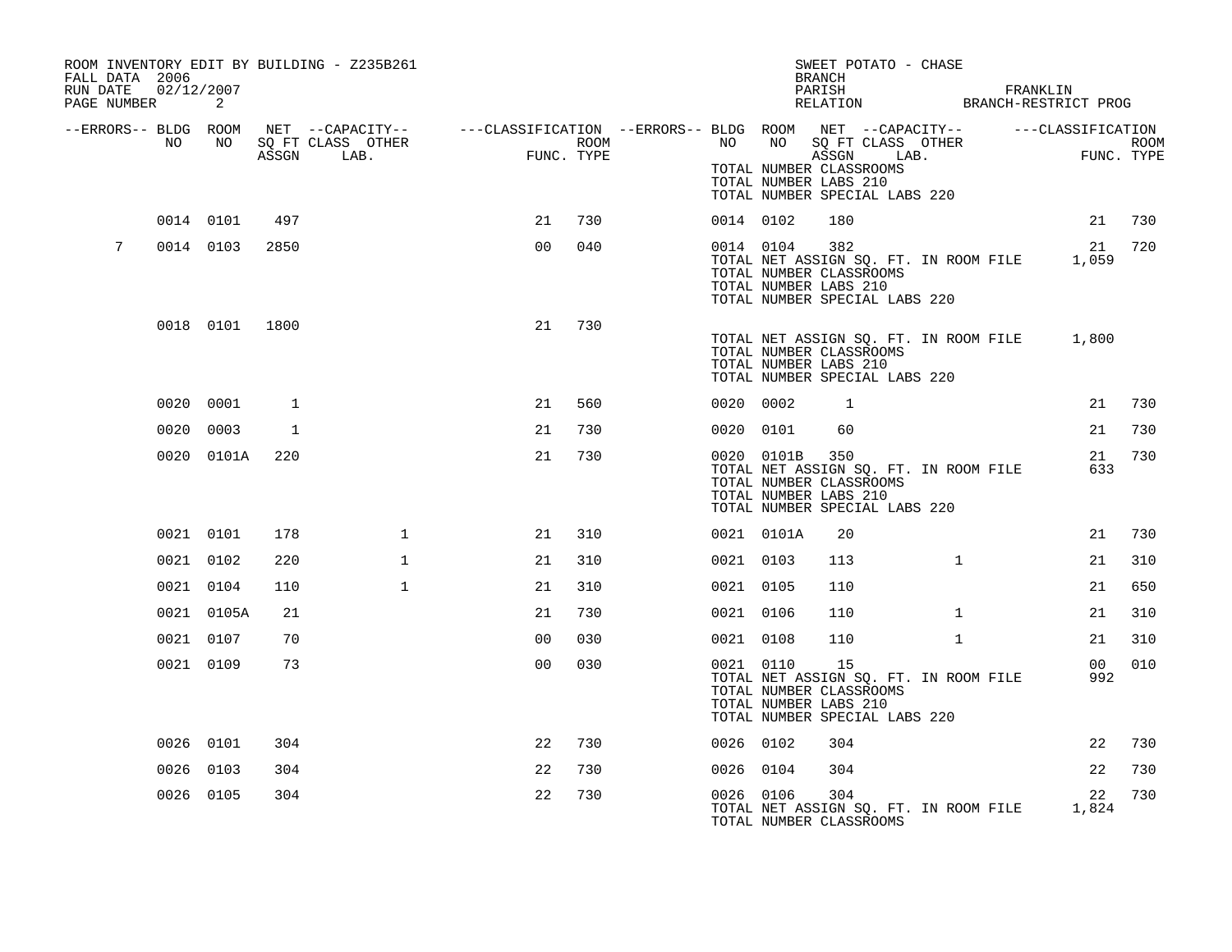ROOM INVENTORY EDIT BY BUILDING - Z235B261
FALL DATA 2006
RUN DATE 02/12/2007
PAGE NUMBER 2

SWEET POTATO - CHASE
BRANCH
PARISH FRANKLIN
RELATION BRANCH-RESTRICT PROG

| --ERRORS-- | BLDG NO | ROOM NO | NET SQ FT ASSGN | --CAPACITY-- CLASS LAB. | OTHER | ---CLASSIFICATION FUNC. | ROOM TYPE | --ERRORS-- | BLDG NO | ROOM NO | NET SQ FT ASSGN | --CAPACITY-- CLASS LAB. | OTHER | ---CLASSIFICATION FUNC. | ROOM TYPE |
|---|---|---|---|---|---|---|---|---|---|---|---|---|---|---|---|
| | | | | | | | | | TOTAL NUMBER CLASSROOMS | | | | | | |
| | | | | | | | | | TOTAL NUMBER LABS 210 | | | | | | |
| | | | | | | | | | TOTAL NUMBER SPECIAL LABS 220 | | | | | | |
| | 0014 | 0101 | 497 | | | 21 | 730 | | 0014 | 0102 | 180 | | | 21 | 730 |
| 7 | 0014 | 0103 | 2850 | | | 00 | 040 | | 0014 | 0104 | 382 | | | 21 | 720 |
| | | | | | | | | | TOTAL NET ASSIGN SQ. FT. IN ROOM FILE | | | | | 1,059 | |
| | | | | | | | | | TOTAL NUMBER CLASSROOMS | | | | | | |
| | | | | | | | | | TOTAL NUMBER LABS 210 | | | | | | |
| | | | | | | | | | TOTAL NUMBER SPECIAL LABS 220 | | | | | | |
| | 0018 | 0101 | 1800 | | | 21 | 730 | | | | | | | | |
| | | | | | | | | | TOTAL NET ASSIGN SQ. FT. IN ROOM FILE | | | | | 1,800 | |
| | | | | | | | | | TOTAL NUMBER CLASSROOMS | | | | | | |
| | | | | | | | | | TOTAL NUMBER LABS 210 | | | | | | |
| | | | | | | | | | TOTAL NUMBER SPECIAL LABS 220 | | | | | | |
| | 0020 | 0001 | 1 | | | 21 | 560 | | 0020 | 0002 | 1 | | | 21 | 730 |
| | 0020 | 0003 | 1 | | | 21 | 730 | | 0020 | 0101 | 60 | | | 21 | 730 |
| | 0020 | 0101A | 220 | | | 21 | 730 | | 0020 | 0101B | 350 | | | 21 | 730 |
| | | | | | | | | | TOTAL NET ASSIGN SQ. FT. IN ROOM FILE | | | | | 633 | |
| | | | | | | | | | TOTAL NUMBER CLASSROOMS | | | | | | |
| | | | | | | | | | TOTAL NUMBER LABS 210 | | | | | | |
| | | | | | | | | | TOTAL NUMBER SPECIAL LABS 220 | | | | | | |
| | 0021 | 0101 | 178 | 1 | | 21 | 310 | | 0021 | 0101A | 20 | | | 21 | 730 |
| | 0021 | 0102 | 220 | 1 | | 21 | 310 | | 0021 | 0103 | 113 | 1 | | 21 | 310 |
| | 0021 | 0104 | 110 | 1 | | 21 | 310 | | 0021 | 0105 | 110 | | | 21 | 650 |
| | 0021 | 0105A | 21 | | | 21 | 730 | | 0021 | 0106 | 110 | 1 | | 21 | 310 |
| | 0021 | 0107 | 70 | | | 00 | 030 | | 0021 | 0108 | 110 | 1 | | 21 | 310 |
| | 0021 | 0109 | 73 | | | 00 | 030 | | 0021 | 0110 | 15 | | | 00 | 010 |
| | | | | | | | | | TOTAL NET ASSIGN SQ. FT. IN ROOM FILE | | | | | 992 | |
| | | | | | | | | | TOTAL NUMBER CLASSROOMS | | | | | | |
| | | | | | | | | | TOTAL NUMBER LABS 210 | | | | | | |
| | | | | | | | | | TOTAL NUMBER SPECIAL LABS 220 | | | | | | |
| | 0026 | 0101 | 304 | | | 22 | 730 | | 0026 | 0102 | 304 | | | 22 | 730 |
| | 0026 | 0103 | 304 | | | 22 | 730 | | 0026 | 0104 | 304 | | | 22 | 730 |
| | 0026 | 0105 | 304 | | | 22 | 730 | | 0026 | 0106 | 304 | | | 22 | 730 |
| | | | | | | | | | TOTAL NET ASSIGN SQ. FT. IN ROOM FILE | | | | | 1,824 | |
| | | | | | | | | | TOTAL NUMBER CLASSROOMS | | | | | | |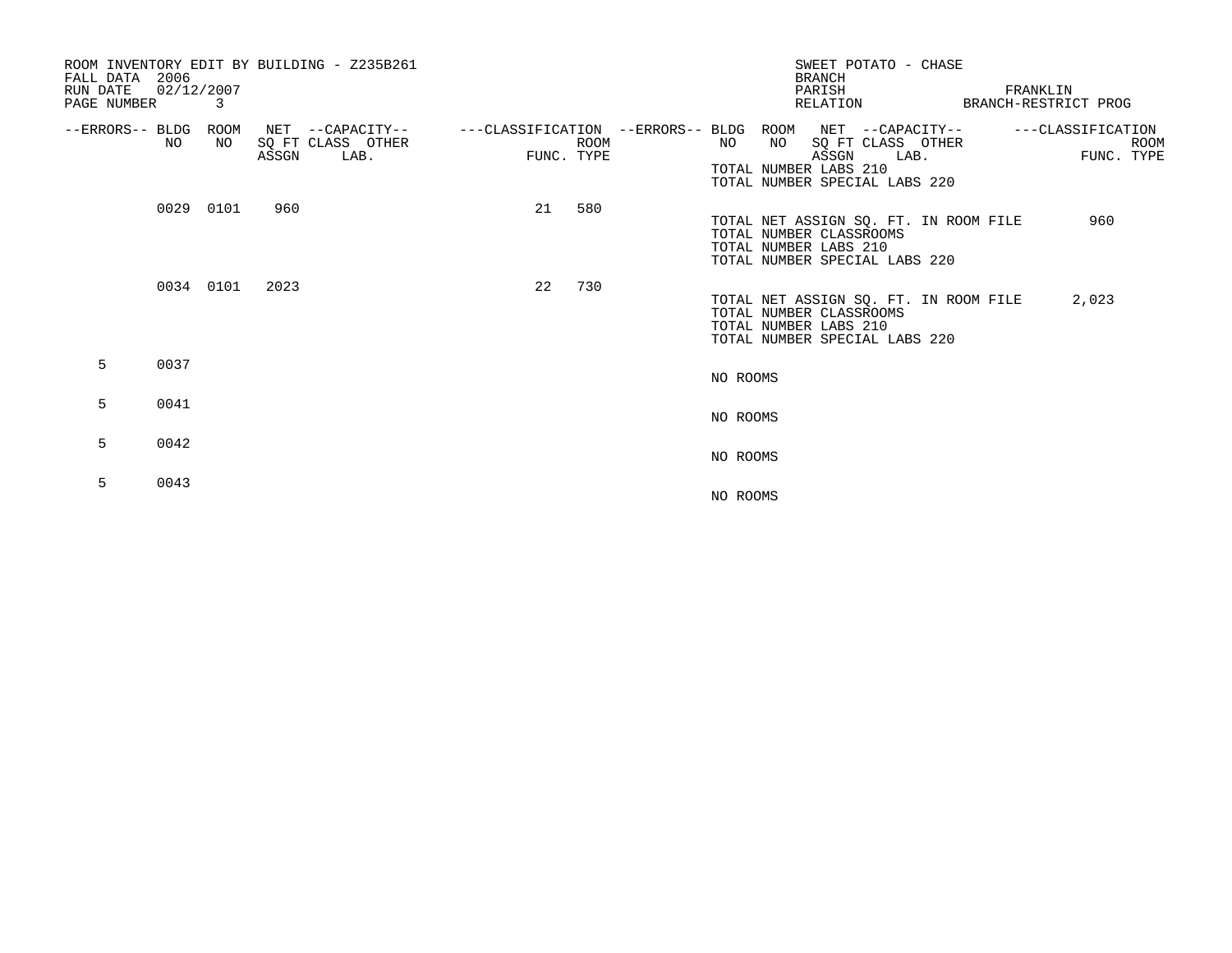ROOM INVENTORY EDIT BY BUILDING - Z235B261
FALL DATA 2006
RUN DATE 02/12/2007
PAGE NUMBER 3

SWEET POTATO - CHASE
BRANCH
PARISH FRANKLIN
RELATION BRANCH-RESTRICT PROG

| --ERRORS-- | BLDG NO | ROOM NO | NET SQ FT ASSGN | --CAPACITY-- CLASS | OTHER LAB. | ---CLASSIFICATION FUNC. | ROOM TYPE | |
|---|---|---|---|---|---|---|---|---|
| | | | | | | | | TOTAL NUMBER LABS 210<br>TOTAL NUMBER SPECIAL LABS 220 |
| | 0029 | 0101 | 960 | | | 21 | 580 | TOTAL NET ASSIGN SQ. FT. IN ROOM FILE 960<br>TOTAL NUMBER CLASSROOMS<br>TOTAL NUMBER LABS 210<br>TOTAL NUMBER SPECIAL LABS 220 |
| | 0034 | 0101 | 2023 | | | 22 | 730 | TOTAL NET ASSIGN SQ. FT. IN ROOM FILE 2,023<br>TOTAL NUMBER CLASSROOMS<br>TOTAL NUMBER LABS 210<br>TOTAL NUMBER SPECIAL LABS 220 |
| 5 | 0037 | | | | | | | NO ROOMS |
| 5 | 0041 | | | | | | | NO ROOMS |
| 5 | 0042 | | | | | | | NO ROOMS |
| 5 | 0043 | | | | | | | NO ROOMS |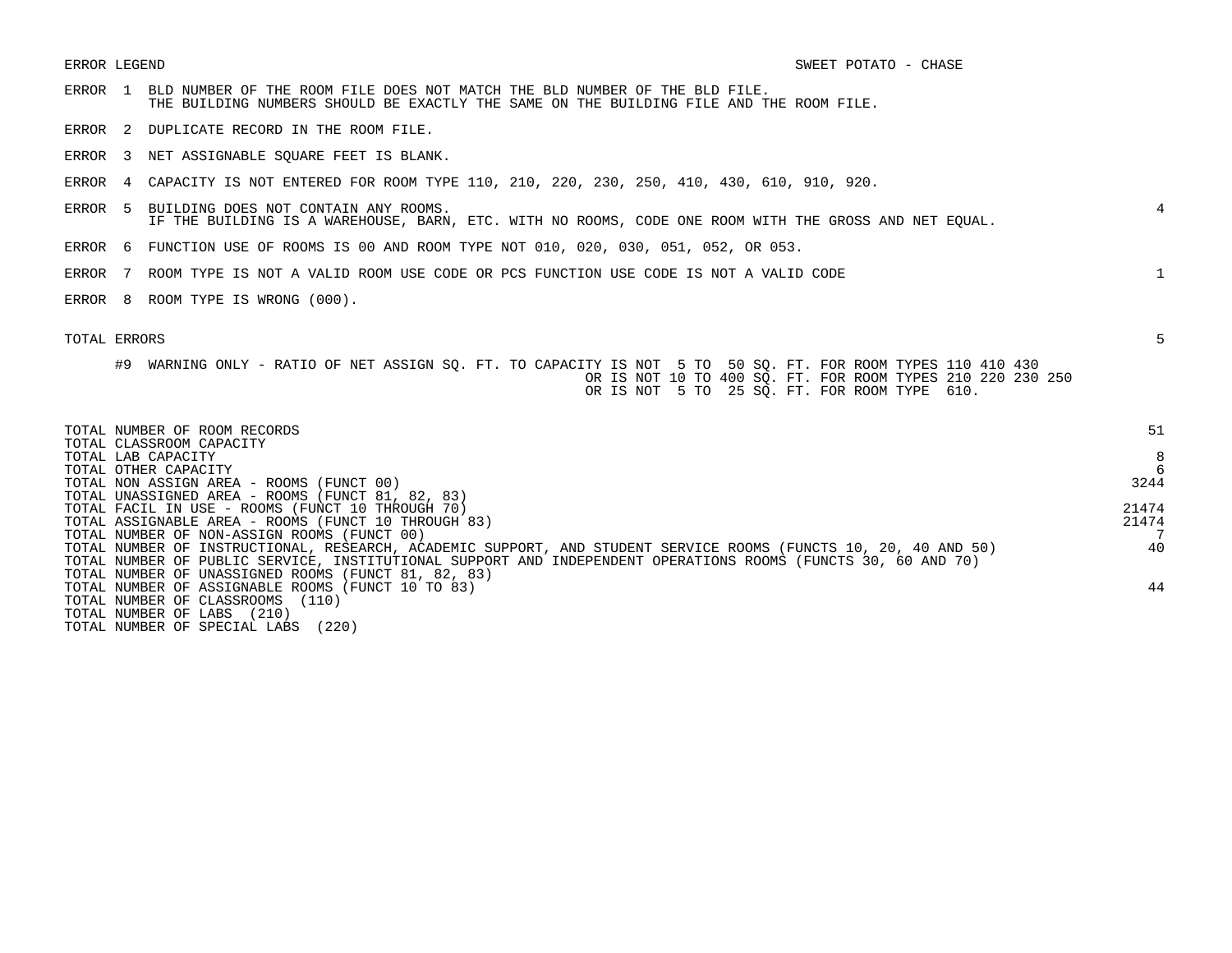ERROR LEGEND

SWEET POTATO - CHASE

| | | |
|---|---|---|
| ERROR 1 | BLD NUMBER OF THE ROOM FILE DOES NOT MATCH THE BLD NUMBER OF THE BLD FILE. THE BUILDING NUMBERS SHOULD BE EXACTLY THE SAME ON THE BUILDING FILE AND THE ROOM FILE. | |
| ERROR 2 | DUPLICATE RECORD IN THE ROOM FILE. | |
| ERROR 3 | NET ASSIGNABLE SQUARE FEET IS BLANK. | |
| ERROR 4 | CAPACITY IS NOT ENTERED FOR ROOM TYPE 110, 210, 220, 230, 250, 410, 430, 610, 910, 920. | |
| ERROR 5 | BUILDING DOES NOT CONTAIN ANY ROOMS. IF THE BUILDING IS A WAREHOUSE, BARN, ETC. WITH NO ROOMS, CODE ONE ROOM WITH THE GROSS AND NET EQUAL. | 4 |
| ERROR 6 | FUNCTION USE OF ROOMS IS 00 AND ROOM TYPE NOT 010, 020, 030, 051, 052, OR 053. | |
| ERROR 7 | ROOM TYPE IS NOT A VALID ROOM USE CODE OR PCS FUNCTION USE CODE IS NOT A VALID CODE | 1 |
| ERROR 8 | ROOM TYPE IS WRONG (000). | |
| TOTAL ERRORS | | 5 |

#9 WARNING ONLY - RATIO OF NET ASSIGN SQ. FT. TO CAPACITY IS NOT 5 TO 50 SQ. FT. FOR ROOM TYPES 110 410 430
OR IS NOT 10 TO 400 SQ. FT. FOR ROOM TYPES 210 220 230 250
OR IS NOT 5 TO 25 SQ. FT. FOR ROOM TYPE 610.

| | |
|---|---|
| TOTAL NUMBER OF ROOM RECORDS | 51 |
| TOTAL CLASSROOM CAPACITY | |
| TOTAL LAB CAPACITY | 8 |
| TOTAL OTHER CAPACITY | 6 |
| TOTAL NON ASSIGN AREA - ROOMS (FUNCT 00) | 3244 |
| TOTAL UNASSIGNED AREA - ROOMS (FUNCT 81, 82, 83) | |
| TOTAL FACIL IN USE - ROOMS (FUNCT 10 THROUGH 70) | 21474 |
| TOTAL ASSIGNABLE AREA - ROOMS (FUNCT 10 THROUGH 83) | 21474 |
| TOTAL NUMBER OF NON-ASSIGN ROOMS (FUNCT 00) | 7 |
| TOTAL NUMBER OF INSTRUCTIONAL, RESEARCH, ACADEMIC SUPPORT, AND STUDENT SERVICE ROOMS (FUNCTS 10, 20, 40 AND 50) | 40 |
| TOTAL NUMBER OF PUBLIC SERVICE, INSTITUTIONAL SUPPORT AND INDEPENDENT OPERATIONS ROOMS (FUNCTS 30, 60 AND 70) | |
| TOTAL NUMBER OF UNASSIGNED ROOMS (FUNCT 81, 82, 83) | |
| TOTAL NUMBER OF ASSIGNABLE ROOMS (FUNCT 10 TO 83) | 44 |
| TOTAL NUMBER OF CLASSROOMS (110) | |
| TOTAL NUMBER OF LABS (210) | |
| TOTAL NUMBER OF SPECIAL LABS (220) | |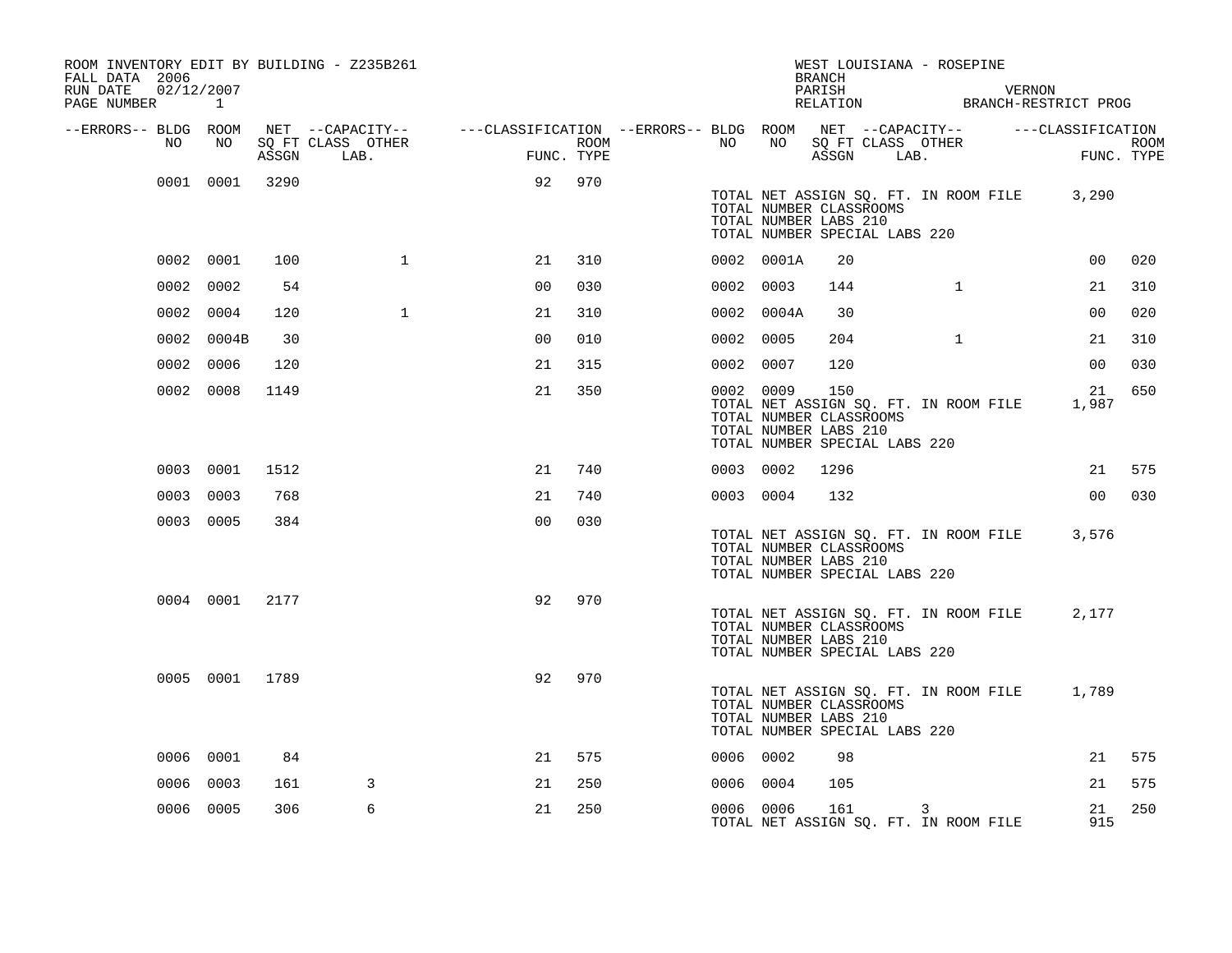ROOM INVENTORY EDIT BY BUILDING - Z235B261
FALL DATA 2006
RUN DATE 02/12/2007
PAGE NUMBER 1

WEST LOUISIANA - ROSEPINE
BRANCH
PARISH VERNON
RELATION BRANCH-RESTRICT PROG

| --ERRORS-- | BLDG NO | ROOM NO | NET SQ FT ASSGN | CAPACITY CLASS LAB. | CAPACITY OTHER | CLASSIFICATION FUNC. | ROOM TYPE | --ERRORS-- | BLDG NO | ROOM NO | NET SQ FT ASSGN | CAPACITY CLASS LAB. | CAPACITY OTHER | CLASSIFICATION FUNC. | ROOM TYPE |
|---|---|---|---|---|---|---|---|---|---|---|---|---|---|---|---|
| | 0001 | 0001 | 3290 | | | 92 | 970 | | | | | | | | |
| | | | | | | | | | TOTAL NET ASSIGN SQ. FT. IN ROOM FILE | | | | | 3,290 | |
| | | | | | | | | | TOTAL NUMBER CLASSROOMS | | | | | | |
| | | | | | | | | | TOTAL NUMBER LABS 210 | | | | | | |
| | | | | | | | | | TOTAL NUMBER SPECIAL LABS 220 | | | | | | |
| | 0002 | 0001 | 100 | 1 | | 21 | 310 | | 0002 | 0001A | 20 | | | 00 | 020 |
| | 0002 | 0002 | 54 | | | 00 | 030 | | 0002 | 0003 | 144 | 1 | | 21 | 310 |
| | 0002 | 0004 | 120 | 1 | | 21 | 310 | | 0002 | 0004A | 30 | | | 00 | 020 |
| | 0002 | 0004B | 30 | | | 00 | 010 | | 0002 | 0005 | 204 | 1 | | 21 | 310 |
| | 0002 | 0006 | 120 | | | 21 | 315 | | 0002 | 0007 | 120 | | | 00 | 030 |
| | 0002 | 0008 | 1149 | | | 21 | 350 | | 0002 | 0009 | 150 | | | 21 | 650 |
| | | | | | | | | | TOTAL NET ASSIGN SQ. FT. IN ROOM FILE | | | | | 1,987 | |
| | | | | | | | | | TOTAL NUMBER CLASSROOMS | | | | | | |
| | | | | | | | | | TOTAL NUMBER LABS 210 | | | | | | |
| | | | | | | | | | TOTAL NUMBER SPECIAL LABS 220 | | | | | | |
| | 0003 | 0001 | 1512 | | | 21 | 740 | | 0003 | 0002 | 1296 | | | 21 | 575 |
| | 0003 | 0003 | 768 | | | 21 | 740 | | 0003 | 0004 | 132 | | | 00 | 030 |
| | 0003 | 0005 | 384 | | | 00 | 030 | | | | | | | | |
| | | | | | | | | | TOTAL NET ASSIGN SQ. FT. IN ROOM FILE | | | | | 3,576 | |
| | | | | | | | | | TOTAL NUMBER CLASSROOMS | | | | | | |
| | | | | | | | | | TOTAL NUMBER LABS 210 | | | | | | |
| | | | | | | | | | TOTAL NUMBER SPECIAL LABS 220 | | | | | | |
| | 0004 | 0001 | 2177 | | | 92 | 970 | | | | | | | | |
| | | | | | | | | | TOTAL NET ASSIGN SQ. FT. IN ROOM FILE | | | | | 2,177 | |
| | | | | | | | | | TOTAL NUMBER CLASSROOMS | | | | | | |
| | | | | | | | | | TOTAL NUMBER LABS 210 | | | | | | |
| | | | | | | | | | TOTAL NUMBER SPECIAL LABS 220 | | | | | | |
| | 0005 | 0001 | 1789 | | | 92 | 970 | | | | | | | | |
| | | | | | | | | | TOTAL NET ASSIGN SQ. FT. IN ROOM FILE | | | | | 1,789 | |
| | | | | | | | | | TOTAL NUMBER CLASSROOMS | | | | | | |
| | | | | | | | | | TOTAL NUMBER LABS 210 | | | | | | |
| | | | | | | | | | TOTAL NUMBER SPECIAL LABS 220 | | | | | | |
| | 0006 | 0001 | 84 | | | 21 | 575 | | 0006 | 0002 | 98 | | | 21 | 575 |
| | 0006 | 0003 | 161 | 3 | | 21 | 250 | | 0006 | 0004 | 105 | | | 21 | 575 |
| | 0006 | 0005 | 306 | 6 | | 21 | 250 | | 0006 | 0006 | 161 | 3 | | 21 | 250 |
| | | | | | | | | | TOTAL NET ASSIGN SQ. FT. IN ROOM FILE | | | | | 915 | |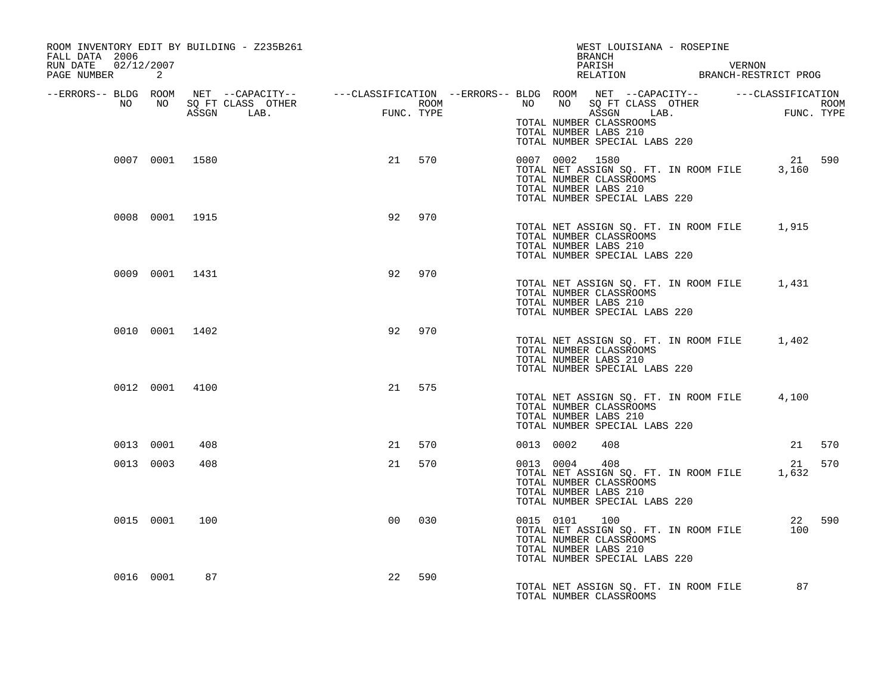ROOM INVENTORY EDIT BY BUILDING - Z235B261
FALL DATA 2006
RUN DATE 02/12/2007
PAGE NUMBER 2

WEST LOUISIANA - ROSEPINE
BRANCH
PARISH VERNON
RELATION BRANCH-RESTRICT PROG

| --ERRORS-- | BLDG NO | ROOM NO | NET SQ FT ASSGN | --CAPACITY-- CLASS LAB. | OTHER | ---CLASSIFICATION FUNC. | ROOM TYPE | --ERRORS-- | BLDG NO | ROOM NO | NET SQ FT ASSGN | --CAPACITY-- CLASS LAB. | OTHER | ---CLASSIFICATION FUNC. | ROOM TYPE |
|---|---|---|---|---|---|---|---|---|---|---|---|---|---|---|---|
| | | | | | | | | | TOTAL NUMBER CLASSROOMS | | | | | | |
| | | | | | | | | | TOTAL NUMBER LABS 210 | | | | | | |
| | | | | | | | | | TOTAL NUMBER SPECIAL LABS 220 | | | | | | |
| | 0007 | 0001 | 1580 | | | 21 | 570 | | 0007 | 0002 | 1580 | | | 21 | 590 |
| | | | | | | | | | TOTAL NET ASSIGN SQ. FT. IN ROOM FILE | | | | | 3,160 | |
| | | | | | | | | | TOTAL NUMBER CLASSROOMS | | | | | | |
| | | | | | | | | | TOTAL NUMBER LABS 210 | | | | | | |
| | | | | | | | | | TOTAL NUMBER SPECIAL LABS 220 | | | | | | |
| | 0008 | 0001 | 1915 | | | 92 | 970 | | | | | | | | |
| | | | | | | | | | TOTAL NET ASSIGN SQ. FT. IN ROOM FILE | | | | | 1,915 | |
| | | | | | | | | | TOTAL NUMBER CLASSROOMS | | | | | | |
| | | | | | | | | | TOTAL NUMBER LABS 210 | | | | | | |
| | | | | | | | | | TOTAL NUMBER SPECIAL LABS 220 | | | | | | |
| | 0009 | 0001 | 1431 | | | 92 | 970 | | | | | | | | |
| | | | | | | | | | TOTAL NET ASSIGN SQ. FT. IN ROOM FILE | | | | | 1,431 | |
| | | | | | | | | | TOTAL NUMBER CLASSROOMS | | | | | | |
| | | | | | | | | | TOTAL NUMBER LABS 210 | | | | | | |
| | | | | | | | | | TOTAL NUMBER SPECIAL LABS 220 | | | | | | |
| | 0010 | 0001 | 1402 | | | 92 | 970 | | | | | | | | |
| | | | | | | | | | TOTAL NET ASSIGN SQ. FT. IN ROOM FILE | | | | | 1,402 | |
| | | | | | | | | | TOTAL NUMBER CLASSROOMS | | | | | | |
| | | | | | | | | | TOTAL NUMBER LABS 210 | | | | | | |
| | | | | | | | | | TOTAL NUMBER SPECIAL LABS 220 | | | | | | |
| | 0012 | 0001 | 4100 | | | 21 | 575 | | | | | | | | |
| | | | | | | | | | TOTAL NET ASSIGN SQ. FT. IN ROOM FILE | | | | | 4,100 | |
| | | | | | | | | | TOTAL NUMBER CLASSROOMS | | | | | | |
| | | | | | | | | | TOTAL NUMBER LABS 210 | | | | | | |
| | | | | | | | | | TOTAL NUMBER SPECIAL LABS 220 | | | | | | |
| | 0013 | 0001 | 408 | | | 21 | 570 | | 0013 | 0002 | 408 | | | 21 | 570 |
| | 0013 | 0003 | 408 | | | 21 | 570 | | 0013 | 0004 | 408 | | | 21 | 570 |
| | | | | | | | | | TOTAL NET ASSIGN SQ. FT. IN ROOM FILE | | | | | 1,632 | |
| | | | | | | | | | TOTAL NUMBER CLASSROOMS | | | | | | |
| | | | | | | | | | TOTAL NUMBER LABS 210 | | | | | | |
| | | | | | | | | | TOTAL NUMBER SPECIAL LABS 220 | | | | | | |
| | 0015 | 0001 | 100 | | | 00 | 030 | | 0015 | 0101 | 100 | | | 22 | 590 |
| | | | | | | | | | TOTAL NET ASSIGN SQ. FT. IN ROOM FILE | | | | | 100 | |
| | | | | | | | | | TOTAL NUMBER CLASSROOMS | | | | | | |
| | | | | | | | | | TOTAL NUMBER LABS 210 | | | | | | |
| | | | | | | | | | TOTAL NUMBER SPECIAL LABS 220 | | | | | | |
| | 0016 | 0001 | 87 | | | 22 | 590 | | | | | | | | |
| | | | | | | | | | TOTAL NET ASSIGN SQ. FT. IN ROOM FILE | | | | | 87 | |
| | | | | | | | | | TOTAL NUMBER CLASSROOMS | | | | | | |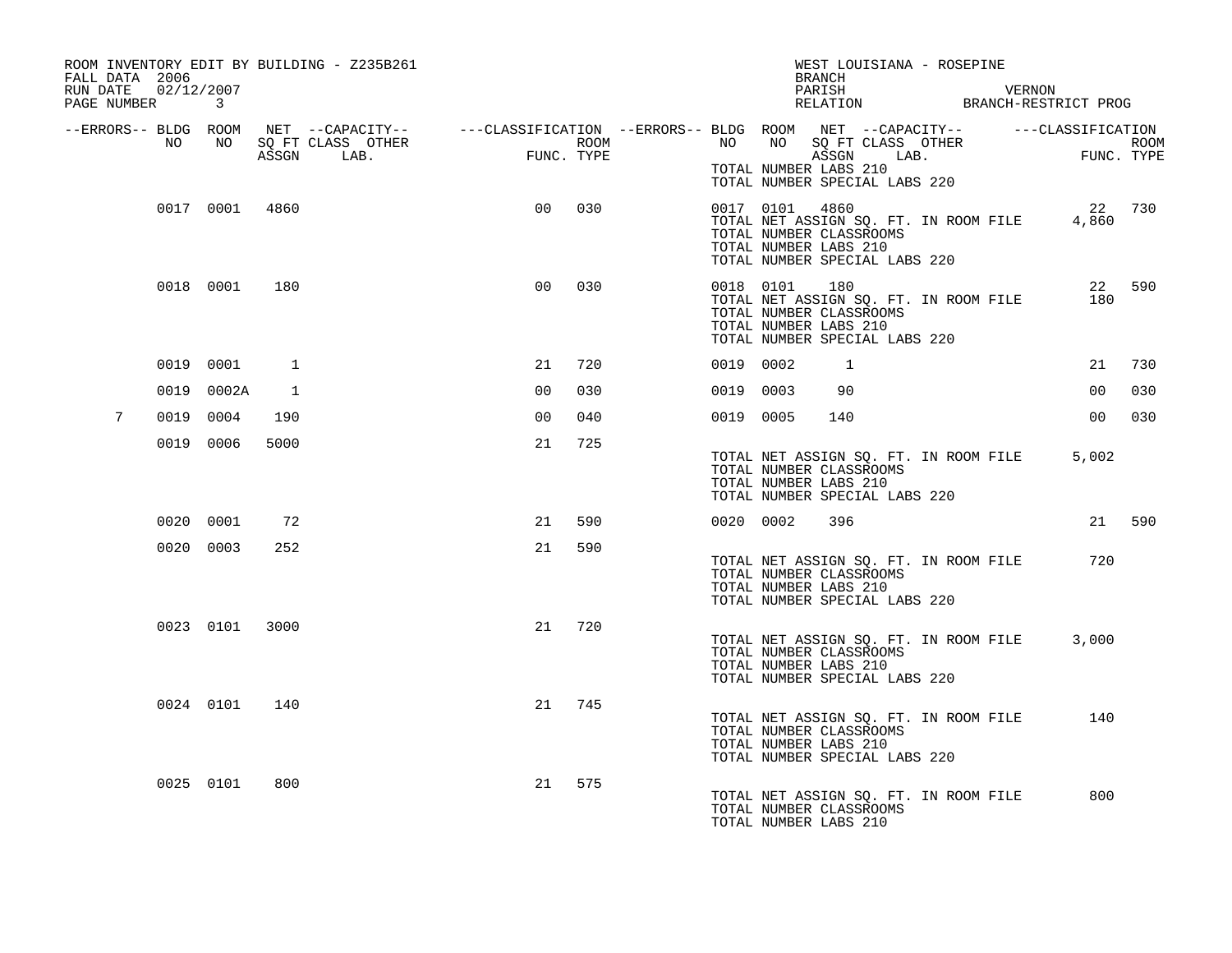ROOM INVENTORY EDIT BY BUILDING - Z235B261
FALL DATA 2006
RUN DATE 02/12/2007
PAGE NUMBER 3

WEST LOUISIANA - ROSEPINE
BRANCH
PARISH VERNON
RELATION BRANCH-RESTRICT PROG

| --ERRORS-- | BLDG NO | ROOM NO | NET SQ FT ASSGN | --CAPACITY-- CLASS LAB. | OTHER | ---CLASSIFICATION FUNC. | ROOM TYPE | --ERRORS-- | BLDG NO | ROOM NO | NET SQ FT ASSGN | --CAPACITY-- CLASS LAB. | OTHER | ---CLASSIFICATION FUNC. | ROOM TYPE |
|---|---|---|---|---|---|---|---|---|---|---|---|---|---|---|---|
| | | | | | | | | | TOTAL NUMBER LABS 210 | | | | | | |
| | | | | | | | | | TOTAL NUMBER SPECIAL LABS 220 | | | | | | |
| | 0017 | 0001 | 4860 | | | 00 | 030 | | 0017 | 0101 | 4860 | | | 22 | 730 |
| | | | | | | | | | TOTAL NET ASSIGN SQ. FT. IN ROOM FILE | | | | | 4,860 | |
| | | | | | | | | | TOTAL NUMBER CLASSROOMS | | | | | | |
| | | | | | | | | | TOTAL NUMBER LABS 210 | | | | | | |
| | | | | | | | | | TOTAL NUMBER SPECIAL LABS 220 | | | | | | |
| | 0018 | 0001 | 180 | | | 00 | 030 | | 0018 | 0101 | 180 | | | 22 | 590 |
| | | | | | | | | | TOTAL NET ASSIGN SQ. FT. IN ROOM FILE | | | | | 180 | |
| | | | | | | | | | TOTAL NUMBER CLASSROOMS | | | | | | |
| | | | | | | | | | TOTAL NUMBER LABS 210 | | | | | | |
| | | | | | | | | | TOTAL NUMBER SPECIAL LABS 220 | | | | | | |
| | 0019 | 0001 | 1 | | | 21 | 720 | | 0019 | 0002 | 1 | | | 21 | 730 |
| | 0019 | 0002A | 1 | | | 00 | 030 | | 0019 | 0003 | 90 | | | 00 | 030 |
| 7 | 0019 | 0004 | 190 | | | 00 | 040 | | 0019 | 0005 | 140 | | | 00 | 030 |
| | 0019 | 0006 | 5000 | | | 21 | 725 | | | | | | | | |
| | | | | | | | | | TOTAL NET ASSIGN SQ. FT. IN ROOM FILE | | | | | 5,002 | |
| | | | | | | | | | TOTAL NUMBER CLASSROOMS | | | | | | |
| | | | | | | | | | TOTAL NUMBER LABS 210 | | | | | | |
| | | | | | | | | | TOTAL NUMBER SPECIAL LABS 220 | | | | | | |
| | 0020 | 0001 | 72 | | | 21 | 590 | | 0020 | 0002 | 396 | | | 21 | 590 |
| | 0020 | 0003 | 252 | | | 21 | 590 | | | | | | | | |
| | | | | | | | | | TOTAL NET ASSIGN SQ. FT. IN ROOM FILE | | | | | 720 | |
| | | | | | | | | | TOTAL NUMBER CLASSROOMS | | | | | | |
| | | | | | | | | | TOTAL NUMBER LABS 210 | | | | | | |
| | | | | | | | | | TOTAL NUMBER SPECIAL LABS 220 | | | | | | |
| | 0023 | 0101 | 3000 | | | 21 | 720 | | | | | | | | |
| | | | | | | | | | TOTAL NET ASSIGN SQ. FT. IN ROOM FILE | | | | | 3,000 | |
| | | | | | | | | | TOTAL NUMBER CLASSROOMS | | | | | | |
| | | | | | | | | | TOTAL NUMBER LABS 210 | | | | | | |
| | | | | | | | | | TOTAL NUMBER SPECIAL LABS 220 | | | | | | |
| | 0024 | 0101 | 140 | | | 21 | 745 | | | | | | | | |
| | | | | | | | | | TOTAL NET ASSIGN SQ. FT. IN ROOM FILE | | | | | 140 | |
| | | | | | | | | | TOTAL NUMBER CLASSROOMS | | | | | | |
| | | | | | | | | | TOTAL NUMBER LABS 210 | | | | | | |
| | | | | | | | | | TOTAL NUMBER SPECIAL LABS 220 | | | | | | |
| | 0025 | 0101 | 800 | | | 21 | 575 | | | | | | | | |
| | | | | | | | | | TOTAL NET ASSIGN SQ. FT. IN ROOM FILE | | | | | 800 | |
| | | | | | | | | | TOTAL NUMBER CLASSROOMS | | | | | | |
| | | | | | | | | | TOTAL NUMBER LABS 210 | | | | | | |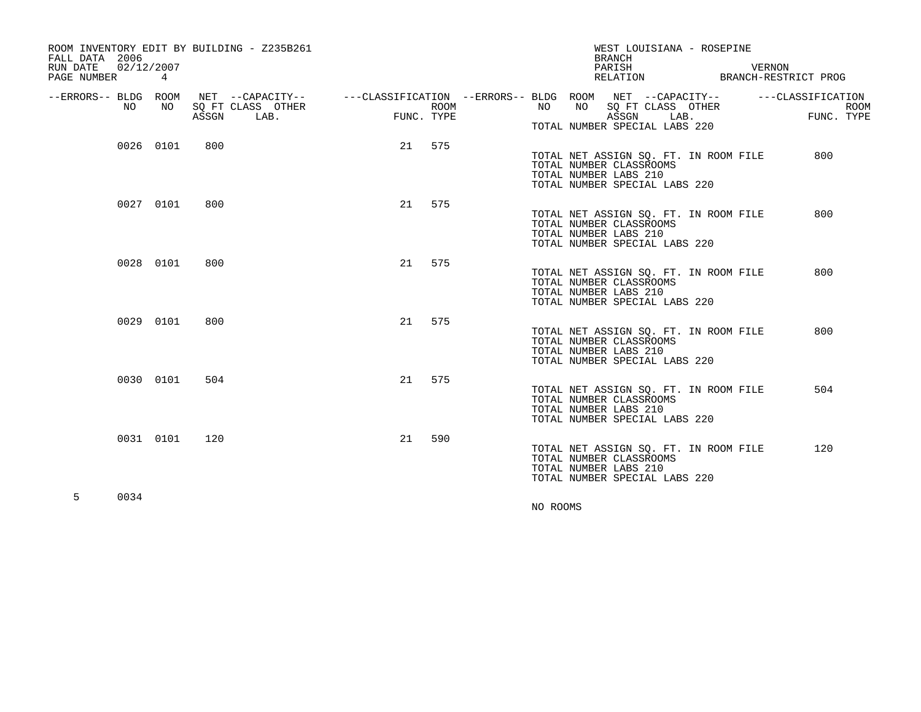ROOM INVENTORY EDIT BY BUILDING - Z235B261
FALL DATA 2006
RUN DATE 02/12/2007
PAGE NUMBER 4

WEST LOUISIANA - ROSEPINE
BRANCH
PARISH VERNON
RELATION BRANCH-RESTRICT PROG

| --ERRORS-- | BLDG NO | ROOM NO | NET SQ FT ASSGN | --CAPACITY-- CLASS LAB. | OTHER | ---CLASSIFICATION FUNC. | ROOM TYPE | |
|---|---|---|---|---|---|---|---|---|
| | 0026 | 0101 | 800 | | | 21 | 575 | TOTAL NET ASSIGN SQ. FT. IN ROOM FILE 800<br>TOTAL NUMBER CLASSROOMS<br>TOTAL NUMBER LABS 210<br>TOTAL NUMBER SPECIAL LABS 220 |
| | 0027 | 0101 | 800 | | | 21 | 575 | TOTAL NET ASSIGN SQ. FT. IN ROOM FILE 800<br>TOTAL NUMBER CLASSROOMS<br>TOTAL NUMBER LABS 210<br>TOTAL NUMBER SPECIAL LABS 220 |
| | 0028 | 0101 | 800 | | | 21 | 575 | TOTAL NET ASSIGN SQ. FT. IN ROOM FILE 800<br>TOTAL NUMBER CLASSROOMS<br>TOTAL NUMBER LABS 210<br>TOTAL NUMBER SPECIAL LABS 220 |
| | 0029 | 0101 | 800 | | | 21 | 575 | TOTAL NET ASSIGN SQ. FT. IN ROOM FILE 800<br>TOTAL NUMBER CLASSROOMS<br>TOTAL NUMBER LABS 210<br>TOTAL NUMBER SPECIAL LABS 220 |
| | 0030 | 0101 | 504 | | | 21 | 575 | TOTAL NET ASSIGN SQ. FT. IN ROOM FILE 504<br>TOTAL NUMBER CLASSROOMS<br>TOTAL NUMBER LABS 210<br>TOTAL NUMBER SPECIAL LABS 220 |
| | 0031 | 0101 | 120 | | | 21 | 590 | TOTAL NET ASSIGN SQ. FT. IN ROOM FILE 120<br>TOTAL NUMBER CLASSROOMS<br>TOTAL NUMBER LABS 210<br>TOTAL NUMBER SPECIAL LABS 220 |
| 5 | 0034 | | | | | | | NO ROOMS |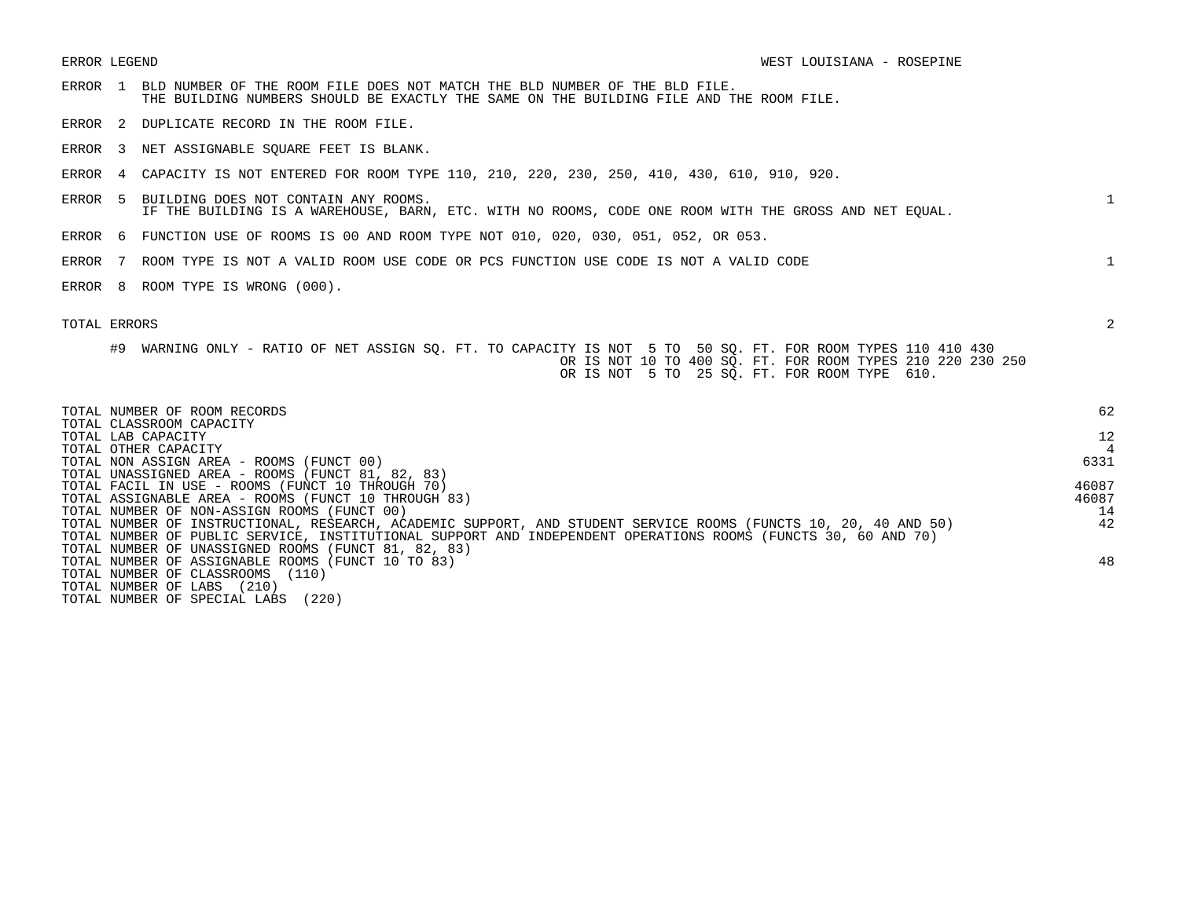ERROR LEGEND — WEST LOUISIANA - ROSEPINE

| | | |
|---|---|---|
| ERROR 1 | BLD NUMBER OF THE ROOM FILE DOES NOT MATCH THE BLD NUMBER OF THE BLD FILE. THE BUILDING NUMBERS SHOULD BE EXACTLY THE SAME ON THE BUILDING FILE AND THE ROOM FILE. | |
| ERROR 2 | DUPLICATE RECORD IN THE ROOM FILE. | |
| ERROR 3 | NET ASSIGNABLE SQUARE FEET IS BLANK. | |
| ERROR 4 | CAPACITY IS NOT ENTERED FOR ROOM TYPE 110, 210, 220, 230, 250, 410, 430, 610, 910, 920. | |
| ERROR 5 | BUILDING DOES NOT CONTAIN ANY ROOMS. IF THE BUILDING IS A WAREHOUSE, BARN, ETC. WITH NO ROOMS, CODE ONE ROOM WITH THE GROSS AND NET EQUAL. | 1 |
| ERROR 6 | FUNCTION USE OF ROOMS IS 00 AND ROOM TYPE NOT 010, 020, 030, 051, 052, OR 053. | |
| ERROR 7 | ROOM TYPE IS NOT A VALID ROOM USE CODE OR PCS FUNCTION USE CODE IS NOT A VALID CODE | 1 |
| ERROR 8 | ROOM TYPE IS WRONG (000). | |
| TOTAL ERRORS | | 2 |

#9 WARNING ONLY - RATIO OF NET ASSIGN SQ. FT. TO CAPACITY IS NOT 5 TO 50 SQ. FT. FOR ROOM TYPES 110 410 430
OR IS NOT 10 TO 400 SQ. FT. FOR ROOM TYPES 210 220 230 250
OR IS NOT 5 TO 25 SQ. FT. FOR ROOM TYPE 610.

| | |
|---|---|
| TOTAL NUMBER OF ROOM RECORDS | 62 |
| TOTAL CLASSROOM CAPACITY | |
| TOTAL LAB CAPACITY | 12 |
| TOTAL OTHER CAPACITY | 4 |
| TOTAL NON ASSIGN AREA - ROOMS (FUNCT 00) | 6331 |
| TOTAL UNASSIGNED AREA - ROOMS (FUNCT 81, 82, 83) | |
| TOTAL FACIL IN USE - ROOMS (FUNCT 10 THROUGH 70) | 46087 |
| TOTAL ASSIGNABLE AREA - ROOMS (FUNCT 10 THROUGH 83) | 46087 |
| TOTAL NUMBER OF NON-ASSIGN ROOMS (FUNCT 00) | 14 |
| TOTAL NUMBER OF INSTRUCTIONAL, RESEARCH, ACADEMIC SUPPORT, AND STUDENT SERVICE ROOMS (FUNCTS 10, 20, 40 AND 50) | 42 |
| TOTAL NUMBER OF PUBLIC SERVICE, INSTITUTIONAL SUPPORT AND INDEPENDENT OPERATIONS ROOMS (FUNCTS 30, 60 AND 70) | |
| TOTAL NUMBER OF UNASSIGNED ROOMS (FUNCT 81, 82, 83) | |
| TOTAL NUMBER OF ASSIGNABLE ROOMS (FUNCT 10 TO 83) | 48 |
| TOTAL NUMBER OF CLASSROOMS (110) | |
| TOTAL NUMBER OF LABS (210) | |
| TOTAL NUMBER OF SPECIAL LABS (220) | |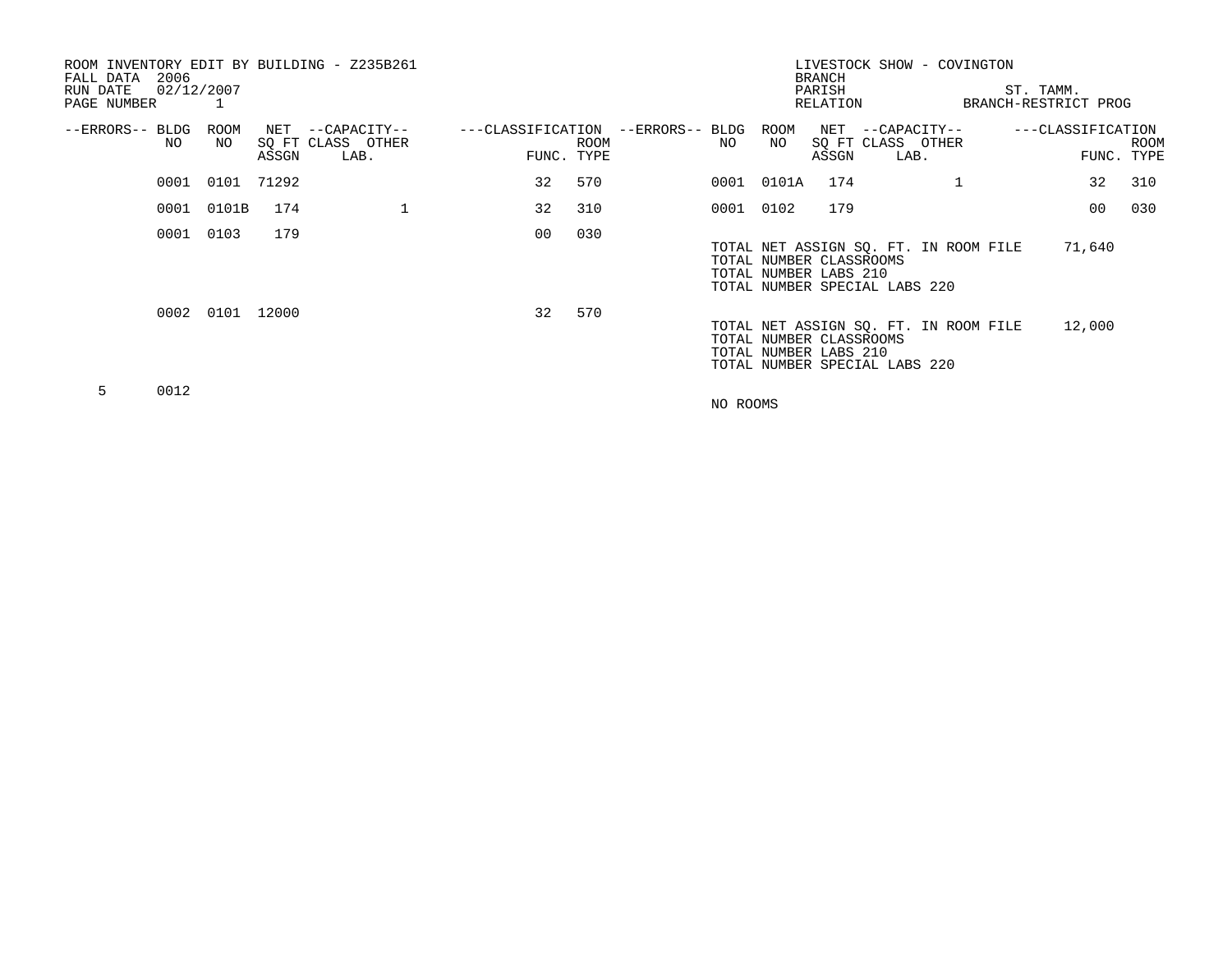ROOM INVENTORY EDIT BY BUILDING - Z235B261
FALL DATA 2006
RUN DATE 02/12/2007
PAGE NUMBER 1

LIVESTOCK SHOW - COVINGTON
BRANCH
PARISH ST. TAMM.
RELATION BRANCH-RESTRICT PROG

| --ERRORS-- | BLDG NO | ROOM NO | NET SQ FT ASSGN | --CAPACITY-- CLASS | LAB. | OTHER | ---CLASSIFICATION FUNC. | ROOM TYPE | --ERRORS-- | BLDG NO | ROOM NO | NET SQ FT ASSGN | --CAPACITY-- CLASS | LAB. | OTHER | ---CLASSIFICATION FUNC. | ROOM TYPE |
|---|---|---|---|---|---|---|---|---|---|---|---|---|---|---|---|---|---|
| | 0001 | 0101 | 71292 | | | | 32 | 570 | | 0001 | 0101A | 174 | | | 1 | 32 | 310 |
| | 0001 | 0101B | 174 | | | 1 | 32 | 310 | | 0001 | 0102 | 179 | | | | 00 | 030 |
| | 0001 | 0103 | 179 | | | | 00 | 030 | | | | | | | | | |

TOTAL NET ASSIGN SQ. FT. IN ROOM FILE 71,640
TOTAL NUMBER CLASSROOMS
TOTAL NUMBER LABS 210
TOTAL NUMBER SPECIAL LABS 220

| --ERRORS-- | BLDG NO | ROOM NO | NET SQ FT ASSGN | --CAPACITY-- CLASS | LAB. | OTHER | ---CLASSIFICATION FUNC. | ROOM TYPE |
|---|---|---|---|---|---|---|---|---|
| | 0002 | 0101 | 12000 | | | | 32 | 570 |

TOTAL NET ASSIGN SQ. FT. IN ROOM FILE 12,000
TOTAL NUMBER CLASSROOMS
TOTAL NUMBER LABS 210
TOTAL NUMBER SPECIAL LABS 220

| --ERRORS-- | BLDG NO |
|---|---|
| 5 | 0012 |

NO ROOMS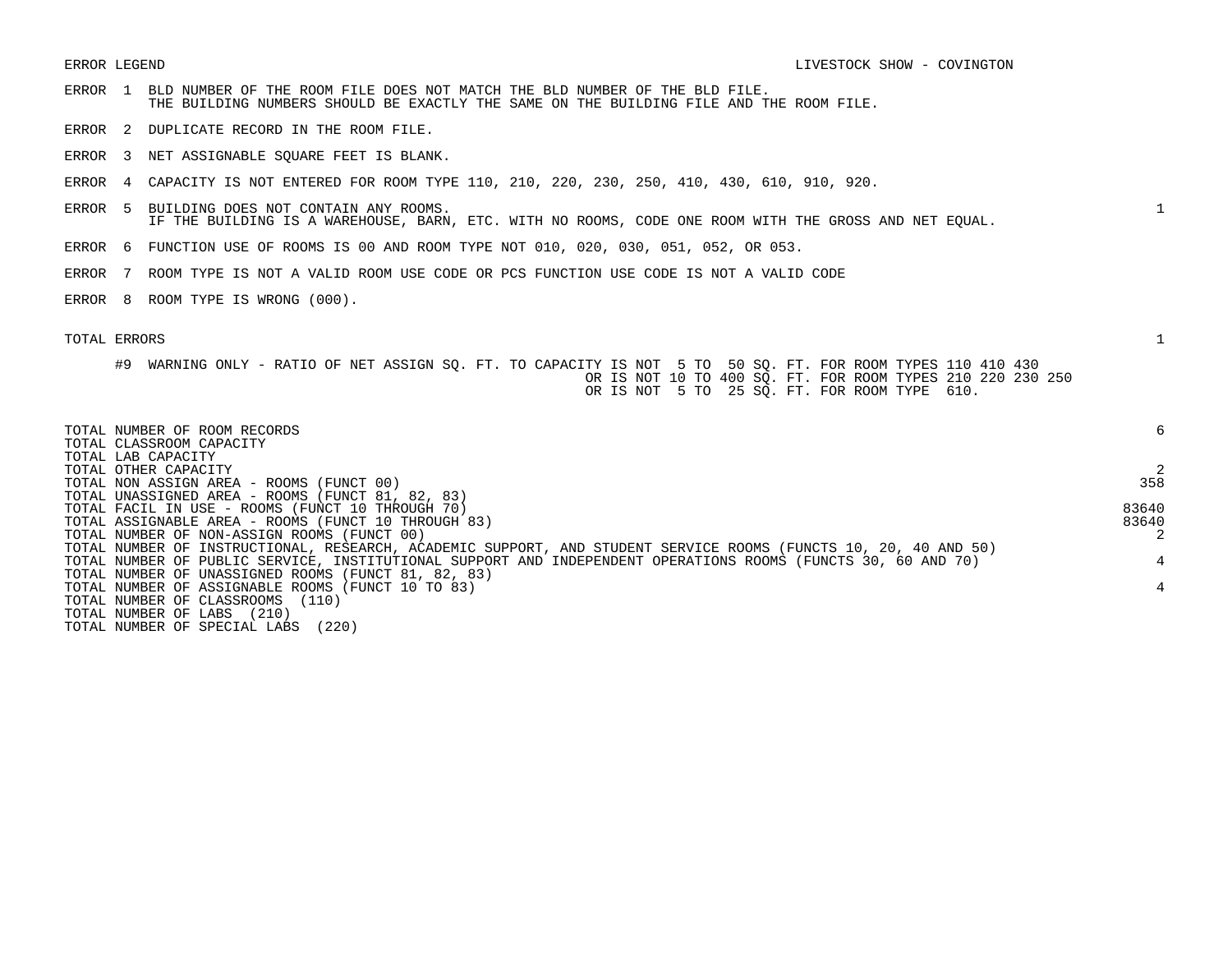ERROR LEGEND

LIVESTOCK SHOW - COVINGTON

| | |
|---|---|
| ERROR 1 BLD NUMBER OF THE ROOM FILE DOES NOT MATCH THE BLD NUMBER OF THE BLD FILE. THE BUILDING NUMBERS SHOULD BE EXACTLY THE SAME ON THE BUILDING FILE AND THE ROOM FILE. | |
| ERROR 2 DUPLICATE RECORD IN THE ROOM FILE. | |
| ERROR 3 NET ASSIGNABLE SQUARE FEET IS BLANK. | |
| ERROR 4 CAPACITY IS NOT ENTERED FOR ROOM TYPE 110, 210, 220, 230, 250, 410, 430, 610, 910, 920. | |
| ERROR 5 BUILDING DOES NOT CONTAIN ANY ROOMS. IF THE BUILDING IS A WAREHOUSE, BARN, ETC. WITH NO ROOMS, CODE ONE ROOM WITH THE GROSS AND NET EQUAL. | 1 |
| ERROR 6 FUNCTION USE OF ROOMS IS 00 AND ROOM TYPE NOT 010, 020, 030, 051, 052, OR 053. | |
| ERROR 7 ROOM TYPE IS NOT A VALID ROOM USE CODE OR PCS FUNCTION USE CODE IS NOT A VALID CODE | |
| ERROR 8 ROOM TYPE IS WRONG (000). | |
| TOTAL ERRORS | 1 |

#9 WARNING ONLY - RATIO OF NET ASSIGN SQ. FT. TO CAPACITY IS NOT 5 TO 50 SQ. FT. FOR ROOM TYPES 110 410 430
OR IS NOT 10 TO 400 SQ. FT. FOR ROOM TYPES 210 220 230 250
OR IS NOT 5 TO 25 SQ. FT. FOR ROOM TYPE 610.

| | |
|---|---|
| TOTAL NUMBER OF ROOM RECORDS | 6 |
| TOTAL CLASSROOM CAPACITY | |
| TOTAL LAB CAPACITY | |
| TOTAL OTHER CAPACITY | 2 |
| TOTAL NON ASSIGN AREA - ROOMS (FUNCT 00) | 358 |
| TOTAL UNASSIGNED AREA - ROOMS (FUNCT 81, 82, 83) | |
| TOTAL FACIL IN USE - ROOMS (FUNCT 10 THROUGH 70) | 83640 |
| TOTAL ASSIGNABLE AREA - ROOMS (FUNCT 10 THROUGH 83) | 83640 |
| TOTAL NUMBER OF NON-ASSIGN ROOMS (FUNCT 00) | 2 |
| TOTAL NUMBER OF INSTRUCTIONAL, RESEARCH, ACADEMIC SUPPORT, AND STUDENT SERVICE ROOMS (FUNCTS 10, 20, 40 AND 50) | |
| TOTAL NUMBER OF PUBLIC SERVICE, INSTITUTIONAL SUPPORT AND INDEPENDENT OPERATIONS ROOMS (FUNCTS 30, 60 AND 70) | 4 |
| TOTAL NUMBER OF UNASSIGNED ROOMS (FUNCT 81, 82, 83) | |
| TOTAL NUMBER OF ASSIGNABLE ROOMS (FUNCT 10 TO 83) | 4 |
| TOTAL NUMBER OF CLASSROOMS (110) | |
| TOTAL NUMBER OF LABS (210) | |
| TOTAL NUMBER OF SPECIAL LABS (220) | |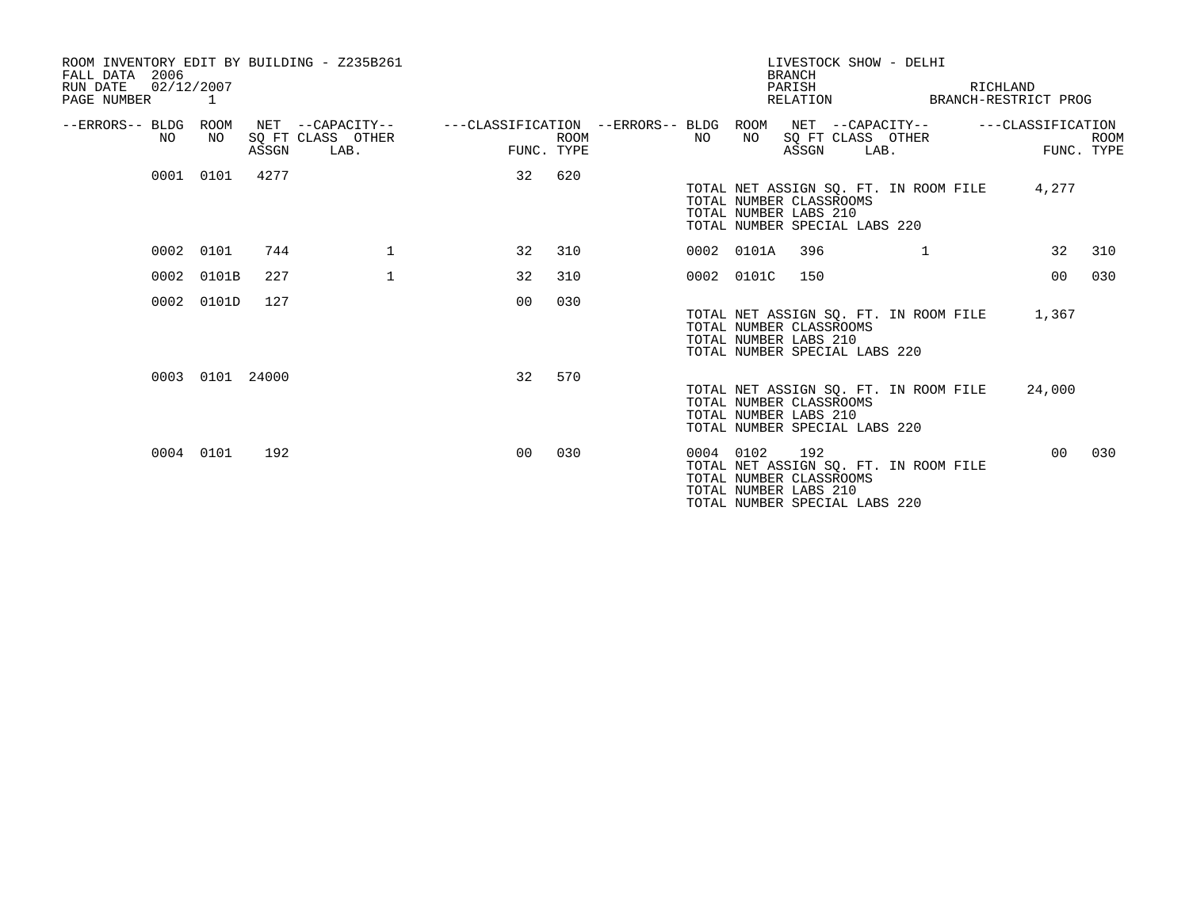ROOM INVENTORY EDIT BY BUILDING - Z235B261
FALL DATA 2006
RUN DATE 02/12/2007
PAGE NUMBER 1

LIVESTOCK SHOW - DELHI
BRANCH
PARISH RICHLAND
RELATION BRANCH-RESTRICT PROG

| --ERRORS-- | BLDG NO | ROOM NO | NET SQ FT ASSGN | --CAPACITY-- CLASS | OTHER LAB. | ---CLASSIFICATION FUNC. | ROOM TYPE | --ERRORS-- | BLDG NO | ROOM NO | NET SQ FT ASSGN | --CAPACITY-- CLASS | OTHER LAB. | ---CLASSIFICATION FUNC. | ROOM TYPE |
|---|---|---|---|---|---|---|---|---|---|---|---|---|---|---|---|
| | 0001 | 0101 | 4277 | | | 32 | 620 | | | | | | | | |
| | | | | | | | | | TOTAL NET ASSIGN SQ. FT. IN ROOM FILE | | | | | 4,277 | |
| | | | | | | | | | TOTAL NUMBER CLASSROOMS | | | | | | |
| | | | | | | | | | TOTAL NUMBER LABS 210 | | | | | | |
| | | | | | | | | | TOTAL NUMBER SPECIAL LABS 220 | | | | | | |
| | 0002 | 0101 | 744 | | 1 | 32 | 310 | | 0002 | 0101A | 396 | | 1 | 32 | 310 |
| | 0002 | 0101B | 227 | | 1 | 32 | 310 | | 0002 | 0101C | 150 | | | 00 | 030 |
| | 0002 | 0101D | 127 | | | 00 | 030 | | | | | | | | |
| | | | | | | | | | TOTAL NET ASSIGN SQ. FT. IN ROOM FILE | | | | | 1,367 | |
| | | | | | | | | | TOTAL NUMBER CLASSROOMS | | | | | | |
| | | | | | | | | | TOTAL NUMBER LABS 210 | | | | | | |
| | | | | | | | | | TOTAL NUMBER SPECIAL LABS 220 | | | | | | |
| | 0003 | 0101 | 24000 | | | 32 | 570 | | | | | | | | |
| | | | | | | | | | TOTAL NET ASSIGN SQ. FT. IN ROOM FILE | | | | | 24,000 | |
| | | | | | | | | | TOTAL NUMBER CLASSROOMS | | | | | | |
| | | | | | | | | | TOTAL NUMBER LABS 210 | | | | | | |
| | | | | | | | | | TOTAL NUMBER SPECIAL LABS 220 | | | | | | |
| | 0004 | 0101 | 192 | | | 00 | 030 | | 0004 | 0102 | 192 | | | 00 | 030 |
| | | | | | | | | | TOTAL NET ASSIGN SQ. FT. IN ROOM FILE | | | | | | |
| | | | | | | | | | TOTAL NUMBER CLASSROOMS | | | | | | |
| | | | | | | | | | TOTAL NUMBER LABS 210 | | | | | | |
| | | | | | | | | | TOTAL NUMBER SPECIAL LABS 220 | | | | | | |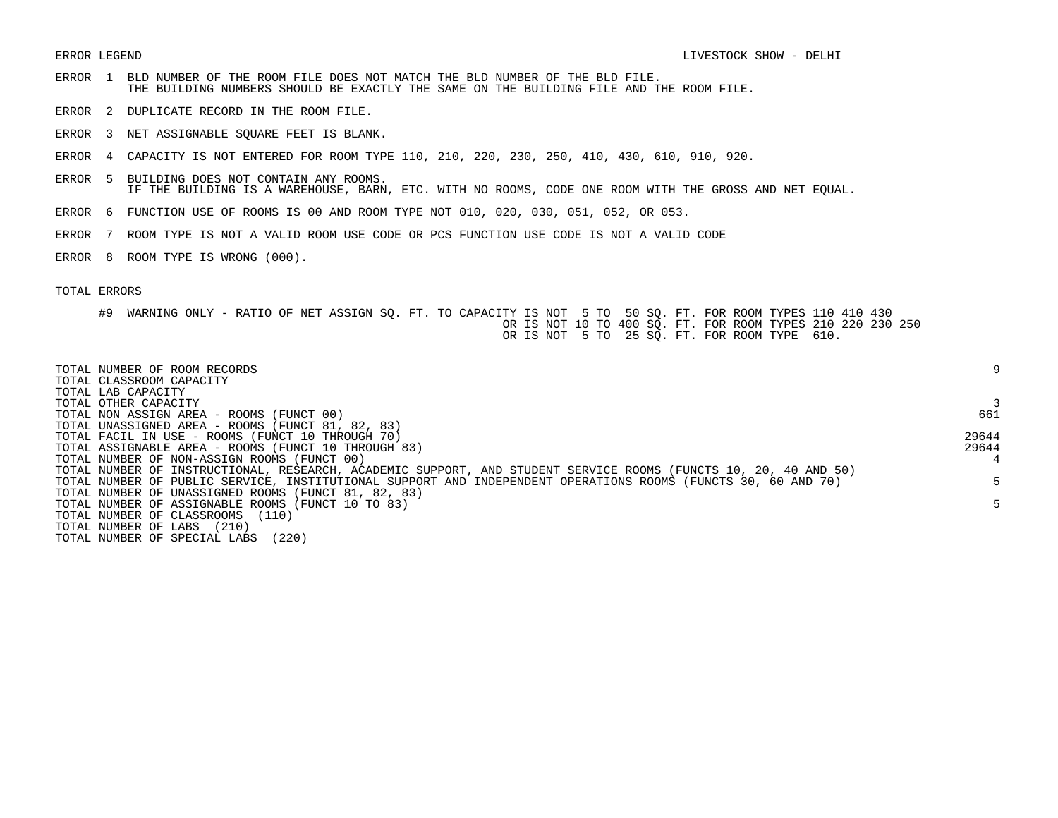ERROR LEGEND　　　　　　　　　　　　　　　　　　　　　　　　　　　　　　　　　　　　　　LIVESTOCK SHOW - DELHI

ERROR 1 BLD NUMBER OF THE ROOM FILE DOES NOT MATCH THE BLD NUMBER OF THE BLD FILE.
THE BUILDING NUMBERS SHOULD BE EXACTLY THE SAME ON THE BUILDING FILE AND THE ROOM FILE.

ERROR 2 DUPLICATE RECORD IN THE ROOM FILE.

ERROR 3 NET ASSIGNABLE SQUARE FEET IS BLANK.

ERROR 4 CAPACITY IS NOT ENTERED FOR ROOM TYPE 110, 210, 220, 230, 250, 410, 430, 610, 910, 920.

ERROR 5 BUILDING DOES NOT CONTAIN ANY ROOMS.
IF THE BUILDING IS A WAREHOUSE, BARN, ETC. WITH NO ROOMS, CODE ONE ROOM WITH THE GROSS AND NET EQUAL.

ERROR 6 FUNCTION USE OF ROOMS IS 00 AND ROOM TYPE NOT 010, 020, 030, 051, 052, OR 053.

ERROR 7 ROOM TYPE IS NOT A VALID ROOM USE CODE OR PCS FUNCTION USE CODE IS NOT A VALID CODE

ERROR 8 ROOM TYPE IS WRONG (000).

TOTAL ERRORS

#9 WARNING ONLY - RATIO OF NET ASSIGN SQ. FT. TO CAPACITY IS NOT 5 TO 50 SQ. FT. FOR ROOM TYPES 110 410 430
OR IS NOT 10 TO 400 SQ. FT. FOR ROOM TYPES 210 220 230 250
OR IS NOT 5 TO 25 SQ. FT. FOR ROOM TYPE 610.

| | |
|---|---|
| TOTAL NUMBER OF ROOM RECORDS | 9 |
| TOTAL CLASSROOM CAPACITY | |
| TOTAL LAB CAPACITY | |
| TOTAL OTHER CAPACITY | 3 |
| TOTAL NON ASSIGN AREA - ROOMS (FUNCT 00) | 661 |
| TOTAL UNASSIGNED AREA - ROOMS (FUNCT 81, 82, 83) | |
| TOTAL FACIL IN USE - ROOMS (FUNCT 10 THROUGH 70) | 29644 |
| TOTAL ASSIGNABLE AREA - ROOMS (FUNCT 10 THROUGH 83) | 29644 |
| TOTAL NUMBER OF NON-ASSIGN ROOMS (FUNCT 00) | 4 |
| TOTAL NUMBER OF INSTRUCTIONAL, RESEARCH, ACADEMIC SUPPORT, AND STUDENT SERVICE ROOMS (FUNCTS 10, 20, 40 AND 50) | |
| TOTAL NUMBER OF PUBLIC SERVICE, INSTITUTIONAL SUPPORT AND INDEPENDENT OPERATIONS ROOMS (FUNCTS 30, 60 AND 70) | 5 |
| TOTAL NUMBER OF UNASSIGNED ROOMS (FUNCT 81, 82, 83) | |
| TOTAL NUMBER OF ASSIGNABLE ROOMS (FUNCT 10 TO 83) | 5 |
| TOTAL NUMBER OF CLASSROOMS (110) | |
| TOTAL NUMBER OF LABS (210) | |
| TOTAL NUMBER OF SPECIAL LABS (220) | |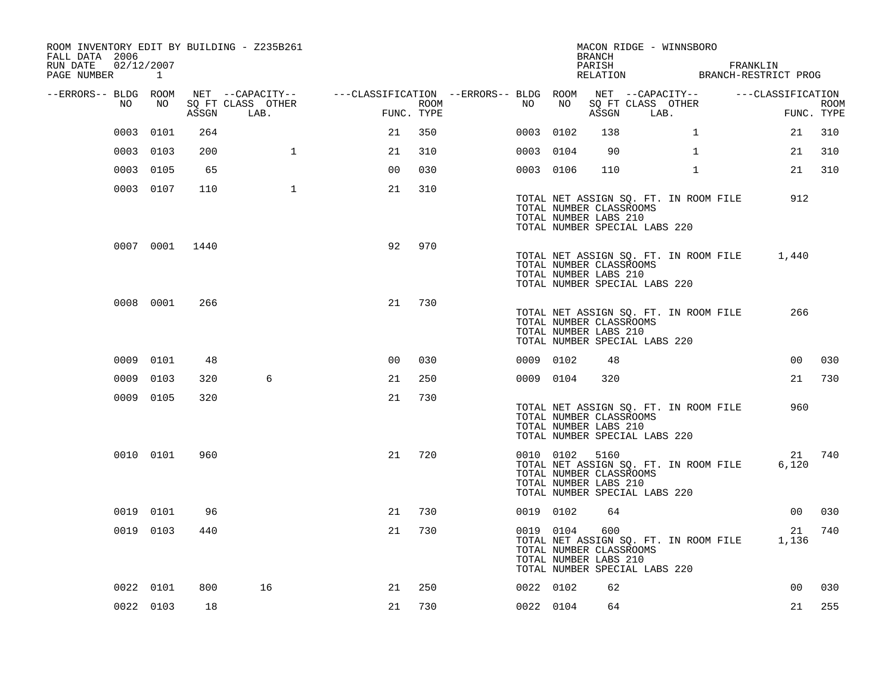ROOM INVENTORY EDIT BY BUILDING - Z235B261
FALL DATA 2006
RUN DATE 02/12/2007
PAGE NUMBER 1

MACON RIDGE - WINNSBORO
BRANCH
PARISH FRANKLIN
RELATION BRANCH-RESTRICT PROG

| --ERRORS-- | BLDG NO | ROOM NO | NET SQ FT ASSGN | CAPACITY CLASS LAB. | CAPACITY OTHER | FUNC. | ROOM TYPE | --ERRORS-- | BLDG NO | ROOM NO | NET SQ FT ASSGN | CAPACITY CLASS LAB. | CAPACITY OTHER | FUNC. | ROOM TYPE |
|---|---|---|---|---|---|---|---|---|---|---|---|---|---|---|---|
| | 0003 | 0101 | 264 | | | 21 | 350 | | 0003 | 0102 | 138 | | 1 | 21 | 310 |
| | 0003 | 0103 | 200 | | 1 | 21 | 310 | | 0003 | 0104 | 90 | | 1 | 21 | 310 |
| | 0003 | 0105 | 65 | | | 00 | 030 | | 0003 | 0106 | 110 | | 1 | 21 | 310 |
| | 0003 | 0107 | 110 | | 1 | 21 | 310 | | | | | | | | |

TOTAL NET ASSIGN SQ. FT. IN ROOM FILE 912
TOTAL NUMBER CLASSROOMS
TOTAL NUMBER LABS 210
TOTAL NUMBER SPECIAL LABS 220

| --ERRORS-- | BLDG NO | ROOM NO | NET SQ FT ASSGN | CAPACITY CLASS LAB. | CAPACITY OTHER | FUNC. | ROOM TYPE |
|---|---|---|---|---|---|---|---|
| | 0007 | 0001 | 1440 | | | 92 | 970 |

TOTAL NET ASSIGN SQ. FT. IN ROOM FILE 1,440
TOTAL NUMBER CLASSROOMS
TOTAL NUMBER LABS 210
TOTAL NUMBER SPECIAL LABS 220

| --ERRORS-- | BLDG NO | ROOM NO | NET SQ FT ASSGN | CAPACITY CLASS LAB. | CAPACITY OTHER | FUNC. | ROOM TYPE |
|---|---|---|---|---|---|---|---|
| | 0008 | 0001 | 266 | | | 21 | 730 |

TOTAL NET ASSIGN SQ. FT. IN ROOM FILE 266
TOTAL NUMBER CLASSROOMS
TOTAL NUMBER LABS 210
TOTAL NUMBER SPECIAL LABS 220

| --ERRORS-- | BLDG NO | ROOM NO | NET SQ FT ASSGN | CAPACITY CLASS LAB. | CAPACITY OTHER | FUNC. | ROOM TYPE | --ERRORS-- | BLDG NO | ROOM NO | NET SQ FT ASSGN | CAPACITY CLASS LAB. | CAPACITY OTHER | FUNC. | ROOM TYPE |
|---|---|---|---|---|---|---|---|---|---|---|---|---|---|---|---|
| | 0009 | 0101 | 48 | | | 00 | 030 | | 0009 | 0102 | 48 | | | 00 | 030 |
| | 0009 | 0103 | 320 | 6 | | 21 | 250 | | 0009 | 0104 | 320 | | | 21 | 730 |
| | 0009 | 0105 | 320 | | | 21 | 730 | | | | | | | | |

TOTAL NET ASSIGN SQ. FT. IN ROOM FILE 960
TOTAL NUMBER CLASSROOMS
TOTAL NUMBER LABS 210
TOTAL NUMBER SPECIAL LABS 220

| --ERRORS-- | BLDG NO | ROOM NO | NET SQ FT ASSGN | CAPACITY CLASS LAB. | CAPACITY OTHER | FUNC. | ROOM TYPE | --ERRORS-- | BLDG NO | ROOM NO | NET SQ FT ASSGN | CAPACITY CLASS LAB. | CAPACITY OTHER | FUNC. | ROOM TYPE |
|---|---|---|---|---|---|---|---|---|---|---|---|---|---|---|---|
| | 0010 | 0101 | 960 | | | 21 | 720 | | 0010 | 0102 | 5160 | | | 21 | 740 |

TOTAL NET ASSIGN SQ. FT. IN ROOM FILE 6,120
TOTAL NUMBER CLASSROOMS
TOTAL NUMBER LABS 210
TOTAL NUMBER SPECIAL LABS 220

| --ERRORS-- | BLDG NO | ROOM NO | NET SQ FT ASSGN | CAPACITY CLASS LAB. | CAPACITY OTHER | FUNC. | ROOM TYPE | --ERRORS-- | BLDG NO | ROOM NO | NET SQ FT ASSGN | CAPACITY CLASS LAB. | CAPACITY OTHER | FUNC. | ROOM TYPE |
|---|---|---|---|---|---|---|---|---|---|---|---|---|---|---|---|
| | 0019 | 0101 | 96 | | | 21 | 730 | | 0019 | 0102 | 64 | | | 00 | 030 |
| | 0019 | 0103 | 440 | | | 21 | 730 | | 0019 | 0104 | 600 | | | 21 | 740 |

TOTAL NET ASSIGN SQ. FT. IN ROOM FILE 1,136
TOTAL NUMBER CLASSROOMS
TOTAL NUMBER LABS 210
TOTAL NUMBER SPECIAL LABS 220

| --ERRORS-- | BLDG NO | ROOM NO | NET SQ FT ASSGN | CAPACITY CLASS LAB. | CAPACITY OTHER | FUNC. | ROOM TYPE | --ERRORS-- | BLDG NO | ROOM NO | NET SQ FT ASSGN | CAPACITY CLASS LAB. | CAPACITY OTHER | FUNC. | ROOM TYPE |
|---|---|---|---|---|---|---|---|---|---|---|---|---|---|---|---|
| | 0022 | 0101 | 800 | 16 | | 21 | 250 | | 0022 | 0102 | 62 | | | 00 | 030 |
| | 0022 | 0103 | 18 | | | 21 | 730 | | 0022 | 0104 | 64 | | | 21 | 255 |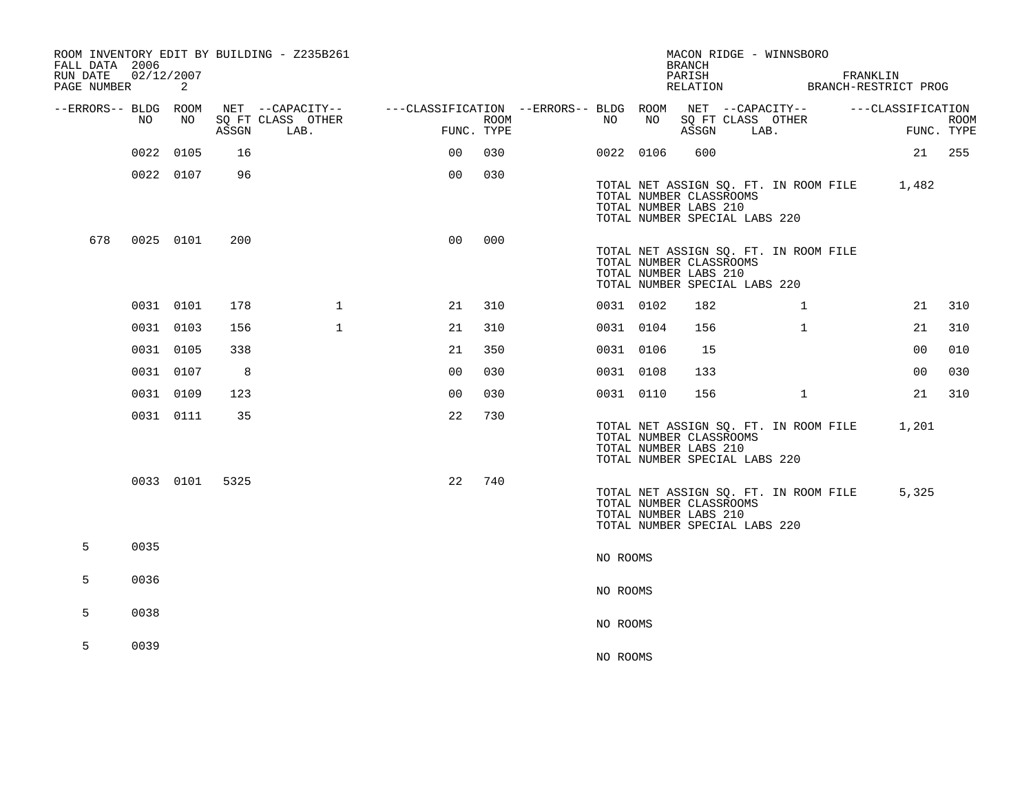ROOM INVENTORY EDIT BY BUILDING - Z235B261
FALL DATA 2006
RUN DATE 02/12/2007
PAGE NUMBER 2

MACON RIDGE - WINNSBORO
BRANCH
PARISH FRANKLIN
RELATION BRANCH-RESTRICT PROG

| --ERRORS-- | BLDG NO | ROOM NO | NET SQ FT ASSGN | CAPACITY CLASS LAB. | CAPACITY OTHER | FUNC. | ROOM TYPE | --ERRORS-- | BLDG NO | ROOM NO | NET SQ FT ASSGN | CAPACITY CLASS LAB. | CAPACITY OTHER | FUNC. | ROOM TYPE |
|---|---|---|---|---|---|---|---|---|---|---|---|---|---|---|---|
| | 0022 | 0105 | 16 | | | 00 | 030 | | 0022 | 0106 | 600 | | | 21 | 255 |
| | 0022 | 0107 | 96 | | | 00 | 030 | | | | | | | | |

TOTAL NET ASSIGN SQ. FT. IN ROOM FILE 1,482
TOTAL NUMBER CLASSROOMS
TOTAL NUMBER LABS 210
TOTAL NUMBER SPECIAL LABS 220

| --ERRORS-- | BLDG NO | ROOM NO | NET SQ FT ASSGN | CAPACITY CLASS LAB. | CAPACITY OTHER | FUNC. | ROOM TYPE |
|---|---|---|---|---|---|---|---|
| 678 | 0025 | 0101 | 200 | | | 00 | 000 |

TOTAL NET ASSIGN SQ. FT. IN ROOM FILE
TOTAL NUMBER CLASSROOMS
TOTAL NUMBER LABS 210
TOTAL NUMBER SPECIAL LABS 220

| --ERRORS-- | BLDG NO | ROOM NO | NET SQ FT ASSGN | CAPACITY CLASS LAB. | CAPACITY OTHER | FUNC. | ROOM TYPE | --ERRORS-- | BLDG NO | ROOM NO | NET SQ FT ASSGN | CAPACITY CLASS LAB. | CAPACITY OTHER | FUNC. | ROOM TYPE |
|---|---|---|---|---|---|---|---|---|---|---|---|---|---|---|---|
| | 0031 | 0101 | 178 | | 1 | 21 | 310 | | 0031 | 0102 | 182 | | 1 | 21 | 310 |
| | 0031 | 0103 | 156 | | 1 | 21 | 310 | | 0031 | 0104 | 156 | | 1 | 21 | 310 |
| | 0031 | 0105 | 338 | | | 21 | 350 | | 0031 | 0106 | 15 | | | 00 | 010 |
| | 0031 | 0107 | 8 | | | 00 | 030 | | 0031 | 0108 | 133 | | | 00 | 030 |
| | 0031 | 0109 | 123 | | | 00 | 030 | | 0031 | 0110 | 156 | | 1 | 21 | 310 |
| | 0031 | 0111 | 35 | | | 22 | 730 | | | | | | | | |

TOTAL NET ASSIGN SQ. FT. IN ROOM FILE 1,201
TOTAL NUMBER CLASSROOMS
TOTAL NUMBER LABS 210
TOTAL NUMBER SPECIAL LABS 220

| --ERRORS-- | BLDG NO | ROOM NO | NET SQ FT ASSGN | CAPACITY CLASS LAB. | CAPACITY OTHER | FUNC. | ROOM TYPE |
|---|---|---|---|---|---|---|---|
| | 0033 | 0101 | 5325 | | | 22 | 740 |

TOTAL NET ASSIGN SQ. FT. IN ROOM FILE 5,325
TOTAL NUMBER CLASSROOMS
TOTAL NUMBER LABS 210
TOTAL NUMBER SPECIAL LABS 220

| --ERRORS-- | BLDG NO | |
|---|---|---|
| 5 | 0035 | NO ROOMS |
| 5 | 0036 | NO ROOMS |
| 5 | 0038 | NO ROOMS |
| 5 | 0039 | NO ROOMS |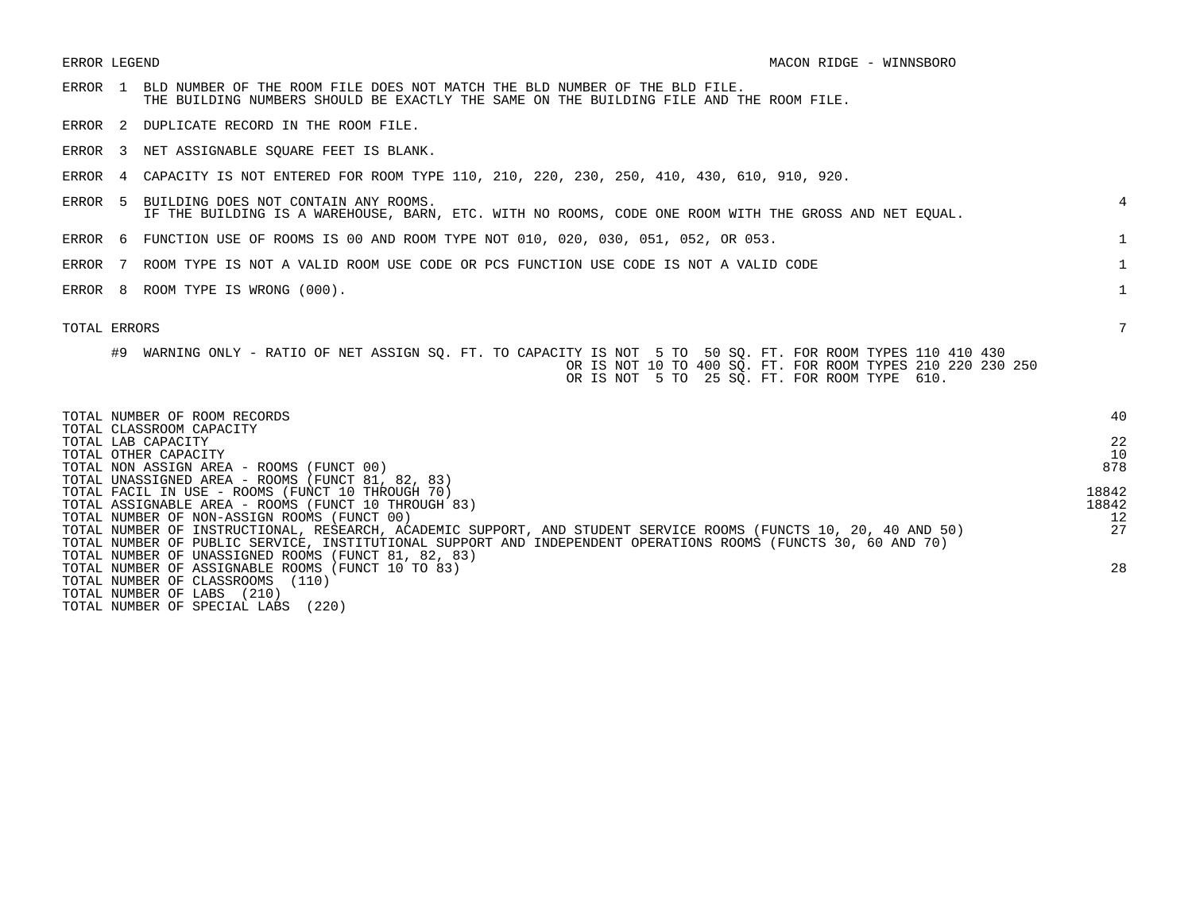ERROR LEGEND — MACON RIDGE - WINNSBORO

| | | |
|---|---|---|
| ERROR 1 | BLD NUMBER OF THE ROOM FILE DOES NOT MATCH THE BLD NUMBER OF THE BLD FILE. THE BUILDING NUMBERS SHOULD BE EXACTLY THE SAME ON THE BUILDING FILE AND THE ROOM FILE. | |
| ERROR 2 | DUPLICATE RECORD IN THE ROOM FILE. | |
| ERROR 3 | NET ASSIGNABLE SQUARE FEET IS BLANK. | |
| ERROR 4 | CAPACITY IS NOT ENTERED FOR ROOM TYPE 110, 210, 220, 230, 250, 410, 430, 610, 910, 920. | |
| ERROR 5 | BUILDING DOES NOT CONTAIN ANY ROOMS. IF THE BUILDING IS A WAREHOUSE, BARN, ETC. WITH NO ROOMS, CODE ONE ROOM WITH THE GROSS AND NET EQUAL. | 4 |
| ERROR 6 | FUNCTION USE OF ROOMS IS 00 AND ROOM TYPE NOT 010, 020, 030, 051, 052, OR 053. | 1 |
| ERROR 7 | ROOM TYPE IS NOT A VALID ROOM USE CODE OR PCS FUNCTION USE CODE IS NOT A VALID CODE | 1 |
| ERROR 8 | ROOM TYPE IS WRONG (000). | 1 |
| TOTAL ERRORS | | 7 |

#9 WARNING ONLY - RATIO OF NET ASSIGN SQ. FT. TO CAPACITY IS NOT 5 TO 50 SQ. FT. FOR ROOM TYPES 110 410 430
OR IS NOT 10 TO 400 SQ. FT. FOR ROOM TYPES 210 220 230 250
OR IS NOT 5 TO 25 SQ. FT. FOR ROOM TYPE 610.

| | |
|---|---|
| TOTAL NUMBER OF ROOM RECORDS | 40 |
| TOTAL CLASSROOM CAPACITY | |
| TOTAL LAB CAPACITY | 22 |
| TOTAL OTHER CAPACITY | 10 |
| TOTAL NON ASSIGN AREA - ROOMS (FUNCT 00) | 878 |
| TOTAL UNASSIGNED AREA - ROOMS (FUNCT 81, 82, 83) | |
| TOTAL FACIL IN USE - ROOMS (FUNCT 10 THROUGH 70) | 18842 |
| TOTAL ASSIGNABLE AREA - ROOMS (FUNCT 10 THROUGH 83) | 18842 |
| TOTAL NUMBER OF NON-ASSIGN ROOMS (FUNCT 00) | 12 |
| TOTAL NUMBER OF INSTRUCTIONAL, RESEARCH, ACADEMIC SUPPORT, AND STUDENT SERVICE ROOMS (FUNCTS 10, 20, 40 AND 50) | 27 |
| TOTAL NUMBER OF PUBLIC SERVICE, INSTITUTIONAL SUPPORT AND INDEPENDENT OPERATIONS ROOMS (FUNCTS 30, 60 AND 70) | |
| TOTAL NUMBER OF UNASSIGNED ROOMS (FUNCT 81, 82, 83) | |
| TOTAL NUMBER OF ASSIGNABLE ROOMS (FUNCT 10 TO 83) | 28 |
| TOTAL NUMBER OF CLASSROOMS (110) | |
| TOTAL NUMBER OF LABS (210) | |
| TOTAL NUMBER OF SPECIAL LABS (220) | |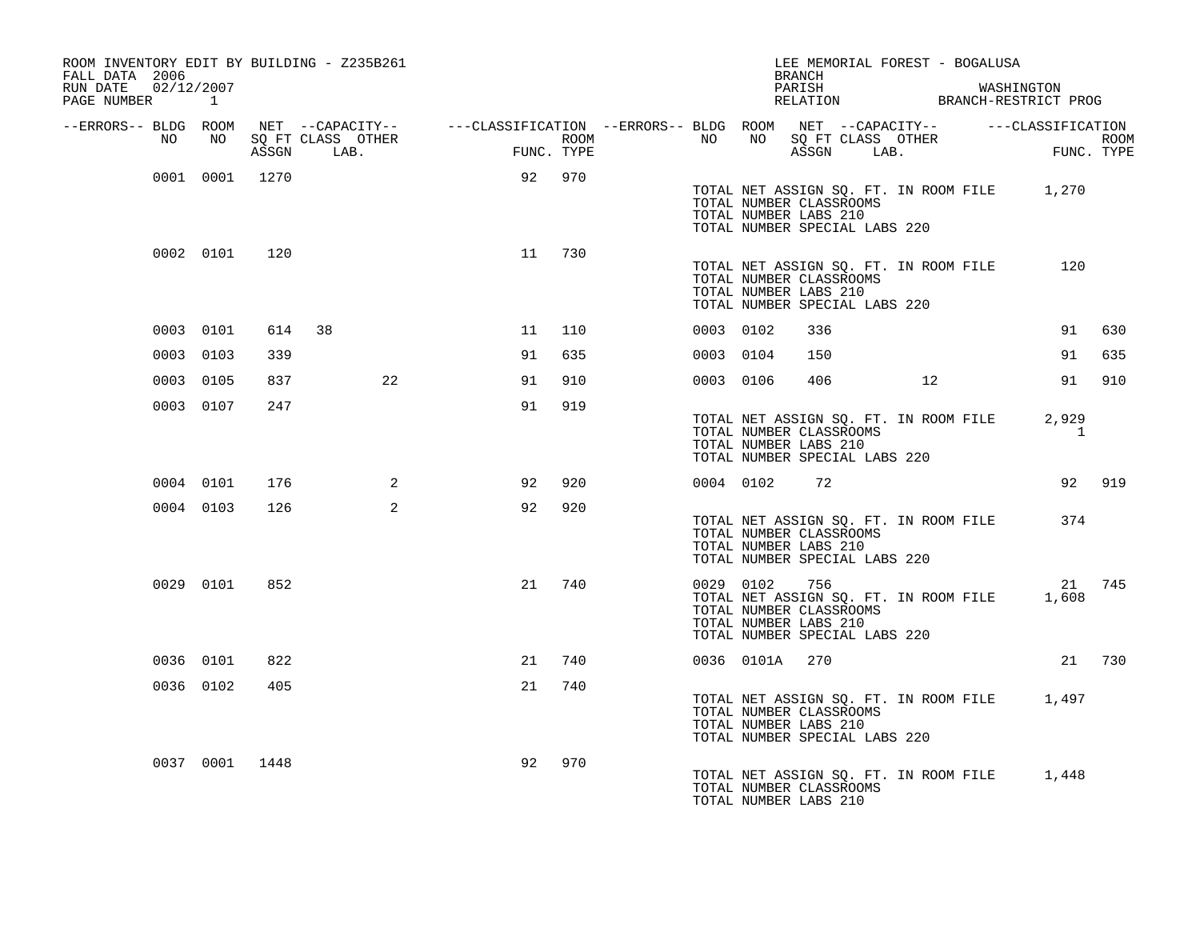ROOM INVENTORY EDIT BY BUILDING - Z235B261
FALL DATA 2006
RUN DATE 02/12/2007
PAGE NUMBER 1

LEE MEMORIAL FOREST - BOGALUSA
BRANCH
PARISH WASHINGTON
RELATION BRANCH-RESTRICT PROG

| --ERRORS-- | BLDG NO | ROOM NO | NET SQ FT ASSGN | CAPACITY CLASS | CAPACITY LAB. | CAPACITY OTHER | CLASSIFICATION FUNC. | ROOM TYPE | --ERRORS-- | BLDG NO | ROOM NO | NET SQ FT ASSGN | CAPACITY CLASS | CAPACITY LAB. | CAPACITY OTHER | CLASSIFICATION FUNC. | ROOM TYPE |
|---|---|---|---|---|---|---|---|---|---|---|---|---|---|---|---|---|---|
| | 0001 | 0001 | 1270 | | | | 92 | 970 | | | | | | | | | |
| | | | | | | | | | | TOTAL NET ASSIGN SQ. FT. IN ROOM FILE | | | | | | 1,270 | |
| | | | | | | | | | | TOTAL NUMBER CLASSROOMS | | | | | | | |
| | | | | | | | | | | TOTAL NUMBER LABS 210 | | | | | | | |
| | | | | | | | | | | TOTAL NUMBER SPECIAL LABS 220 | | | | | | | |
| | 0002 | 0101 | 120 | | | | 11 | 730 | | | | | | | | | |
| | | | | | | | | | | TOTAL NET ASSIGN SQ. FT. IN ROOM FILE | | | | | | 120 | |
| | | | | | | | | | | TOTAL NUMBER CLASSROOMS | | | | | | | |
| | | | | | | | | | | TOTAL NUMBER LABS 210 | | | | | | | |
| | | | | | | | | | | TOTAL NUMBER SPECIAL LABS 220 | | | | | | | |
| | 0003 | 0101 | 614 | 38 | | | 11 | 110 | | 0003 | 0102 | 336 | | | | 91 | 630 |
| | 0003 | 0103 | 339 | | | | 91 | 635 | | 0003 | 0104 | 150 | | | | 91 | 635 |
| | 0003 | 0105 | 837 | | | 22 | 91 | 910 | | 0003 | 0106 | 406 | | | 12 | 91 | 910 |
| | 0003 | 0107 | 247 | | | | 91 | 919 | | | | | | | | | |
| | | | | | | | | | | TOTAL NET ASSIGN SQ. FT. IN ROOM FILE | | | | | | 2,929 | |
| | | | | | | | | | | TOTAL NUMBER CLASSROOMS | | | | | | 1 | |
| | | | | | | | | | | TOTAL NUMBER LABS 210 | | | | | | | |
| | | | | | | | | | | TOTAL NUMBER SPECIAL LABS 220 | | | | | | | |
| | 0004 | 0101 | 176 | | | 2 | 92 | 920 | | 0004 | 0102 | 72 | | | | 92 | 919 |
| | 0004 | 0103 | 126 | | | 2 | 92 | 920 | | | | | | | | | |
| | | | | | | | | | | TOTAL NET ASSIGN SQ. FT. IN ROOM FILE | | | | | | 374 | |
| | | | | | | | | | | TOTAL NUMBER CLASSROOMS | | | | | | | |
| | | | | | | | | | | TOTAL NUMBER LABS 210 | | | | | | | |
| | | | | | | | | | | TOTAL NUMBER SPECIAL LABS 220 | | | | | | | |
| | 0029 | 0101 | 852 | | | | 21 | 740 | | 0029 | 0102 | 756 | | | | 21 | 745 |
| | | | | | | | | | | TOTAL NET ASSIGN SQ. FT. IN ROOM FILE | | | | | | 1,608 | |
| | | | | | | | | | | TOTAL NUMBER CLASSROOMS | | | | | | | |
| | | | | | | | | | | TOTAL NUMBER LABS 210 | | | | | | | |
| | | | | | | | | | | TOTAL NUMBER SPECIAL LABS 220 | | | | | | | |
| | 0036 | 0101 | 822 | | | | 21 | 740 | | 0036 | 0101A | 270 | | | | 21 | 730 |
| | 0036 | 0102 | 405 | | | | 21 | 740 | | | | | | | | | |
| | | | | | | | | | | TOTAL NET ASSIGN SQ. FT. IN ROOM FILE | | | | | | 1,497 | |
| | | | | | | | | | | TOTAL NUMBER CLASSROOMS | | | | | | | |
| | | | | | | | | | | TOTAL NUMBER LABS 210 | | | | | | | |
| | | | | | | | | | | TOTAL NUMBER SPECIAL LABS 220 | | | | | | | |
| | 0037 | 0001 | 1448 | | | | 92 | 970 | | | | | | | | | |
| | | | | | | | | | | TOTAL NET ASSIGN SQ. FT. IN ROOM FILE | | | | | | 1,448 | |
| | | | | | | | | | | TOTAL NUMBER CLASSROOMS | | | | | | | |
| | | | | | | | | | | TOTAL NUMBER LABS 210 | | | | | | | |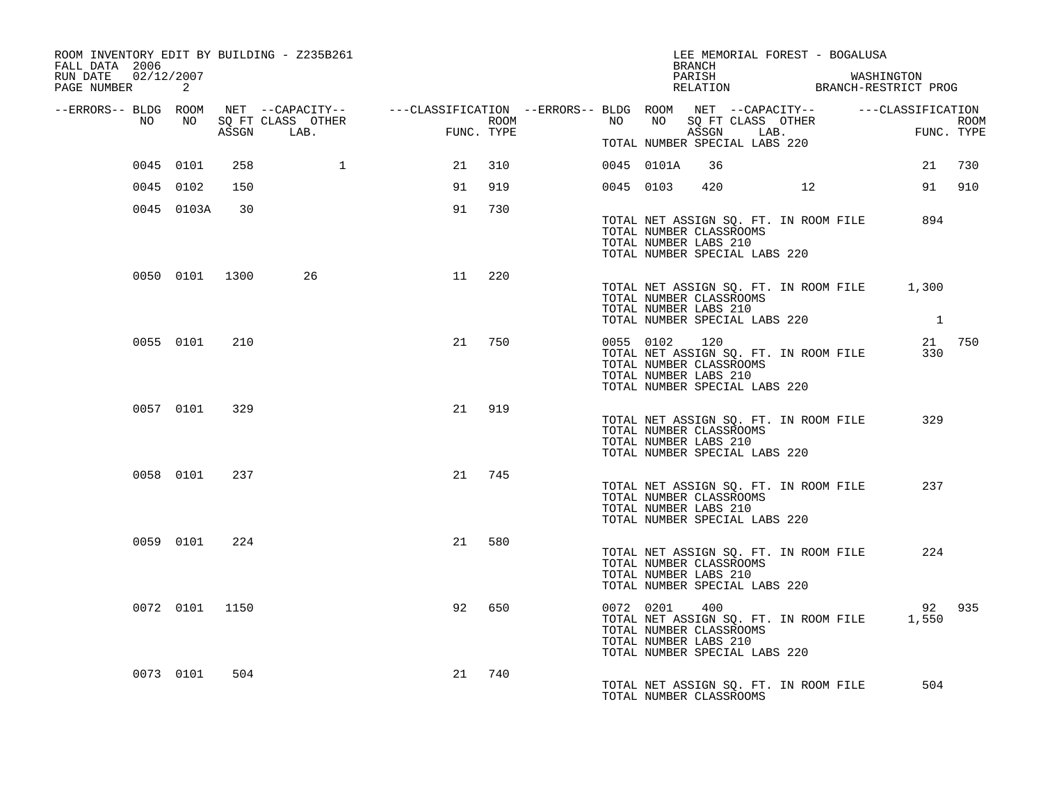ROOM INVENTORY EDIT BY BUILDING - Z235B261
FALL DATA 2006
RUN DATE 02/12/2007
PAGE NUMBER 2

LEE MEMORIAL FOREST - BOGALUSA
BRANCH
PARISH WASHINGTON
RELATION BRANCH-RESTRICT PROG

| --ERRORS-- | BLDG NO | ROOM NO | NET SQ FT ASSGN | --CAPACITY-- CLASS | OTHER LAB. | ---CLASSIFICATION FUNC. | ROOM TYPE | --ERRORS-- | BLDG NO | ROOM NO | NET SQ FT ASSGN | --CAPACITY-- CLASS | OTHER LAB. | ---CLASSIFICATION FUNC. | ROOM TYPE |
|---|---|---|---|---|---|---|---|---|---|---|---|---|---|---|---|
| | 0045 | 0101 | 258 | | 1 | 21 | 310 | | 0045 | 0101A | 36 | | | 21 | 730 |
| | 0045 | 0102 | 150 | | | 91 | 919 | | 0045 | 0103 | 420 | | 12 | 91 | 910 |
| | 0045 | 0103A | 30 | | | 91 | 730 | | | | | | | | |
| | | | | | | | | | TOTAL NET ASSIGN SQ. FT. IN ROOM FILE | | | | | 894 | |
| | | | | | | | | | TOTAL NUMBER CLASSROOMS | | | | | | |
| | | | | | | | | | TOTAL NUMBER LABS 210 | | | | | | |
| | | | | | | | | | TOTAL NUMBER SPECIAL LABS 220 | | | | | | |
| | 0050 | 0101 | 1300 | 26 | | 11 | 220 | | | | | | | | |
| | | | | | | | | | TOTAL NET ASSIGN SQ. FT. IN ROOM FILE | | | | | 1,300 | |
| | | | | | | | | | TOTAL NUMBER CLASSROOMS | | | | | | |
| | | | | | | | | | TOTAL NUMBER LABS 210 | | | | | | |
| | | | | | | | | | TOTAL NUMBER SPECIAL LABS 220 | | | | | 1 | |
| | 0055 | 0101 | 210 | | | 21 | 750 | | 0055 | 0102 | 120 | | | 21 | 750 |
| | | | | | | | | | TOTAL NET ASSIGN SQ. FT. IN ROOM FILE | | | | | 330 | |
| | | | | | | | | | TOTAL NUMBER CLASSROOMS | | | | | | |
| | | | | | | | | | TOTAL NUMBER LABS 210 | | | | | | |
| | | | | | | | | | TOTAL NUMBER SPECIAL LABS 220 | | | | | | |
| | 0057 | 0101 | 329 | | | 21 | 919 | | | | | | | | |
| | | | | | | | | | TOTAL NET ASSIGN SQ. FT. IN ROOM FILE | | | | | 329 | |
| | | | | | | | | | TOTAL NUMBER CLASSROOMS | | | | | | |
| | | | | | | | | | TOTAL NUMBER LABS 210 | | | | | | |
| | | | | | | | | | TOTAL NUMBER SPECIAL LABS 220 | | | | | | |
| | 0058 | 0101 | 237 | | | 21 | 745 | | | | | | | | |
| | | | | | | | | | TOTAL NET ASSIGN SQ. FT. IN ROOM FILE | | | | | 237 | |
| | | | | | | | | | TOTAL NUMBER CLASSROOMS | | | | | | |
| | | | | | | | | | TOTAL NUMBER LABS 210 | | | | | | |
| | | | | | | | | | TOTAL NUMBER SPECIAL LABS 220 | | | | | | |
| | 0059 | 0101 | 224 | | | 21 | 580 | | | | | | | | |
| | | | | | | | | | TOTAL NET ASSIGN SQ. FT. IN ROOM FILE | | | | | 224 | |
| | | | | | | | | | TOTAL NUMBER CLASSROOMS | | | | | | |
| | | | | | | | | | TOTAL NUMBER LABS 210 | | | | | | |
| | | | | | | | | | TOTAL NUMBER SPECIAL LABS 220 | | | | | | |
| | 0072 | 0101 | 1150 | | | 92 | 650 | | 0072 | 0201 | 400 | | | 92 | 935 |
| | | | | | | | | | TOTAL NET ASSIGN SQ. FT. IN ROOM FILE | | | | | 1,550 | |
| | | | | | | | | | TOTAL NUMBER CLASSROOMS | | | | | | |
| | | | | | | | | | TOTAL NUMBER LABS 210 | | | | | | |
| | | | | | | | | | TOTAL NUMBER SPECIAL LABS 220 | | | | | | |
| | 0073 | 0101 | 504 | | | 21 | 740 | | | | | | | | |
| | | | | | | | | | TOTAL NET ASSIGN SQ. FT. IN ROOM FILE | | | | | 504 | |
| | | | | | | | | | TOTAL NUMBER CLASSROOMS | | | | | | |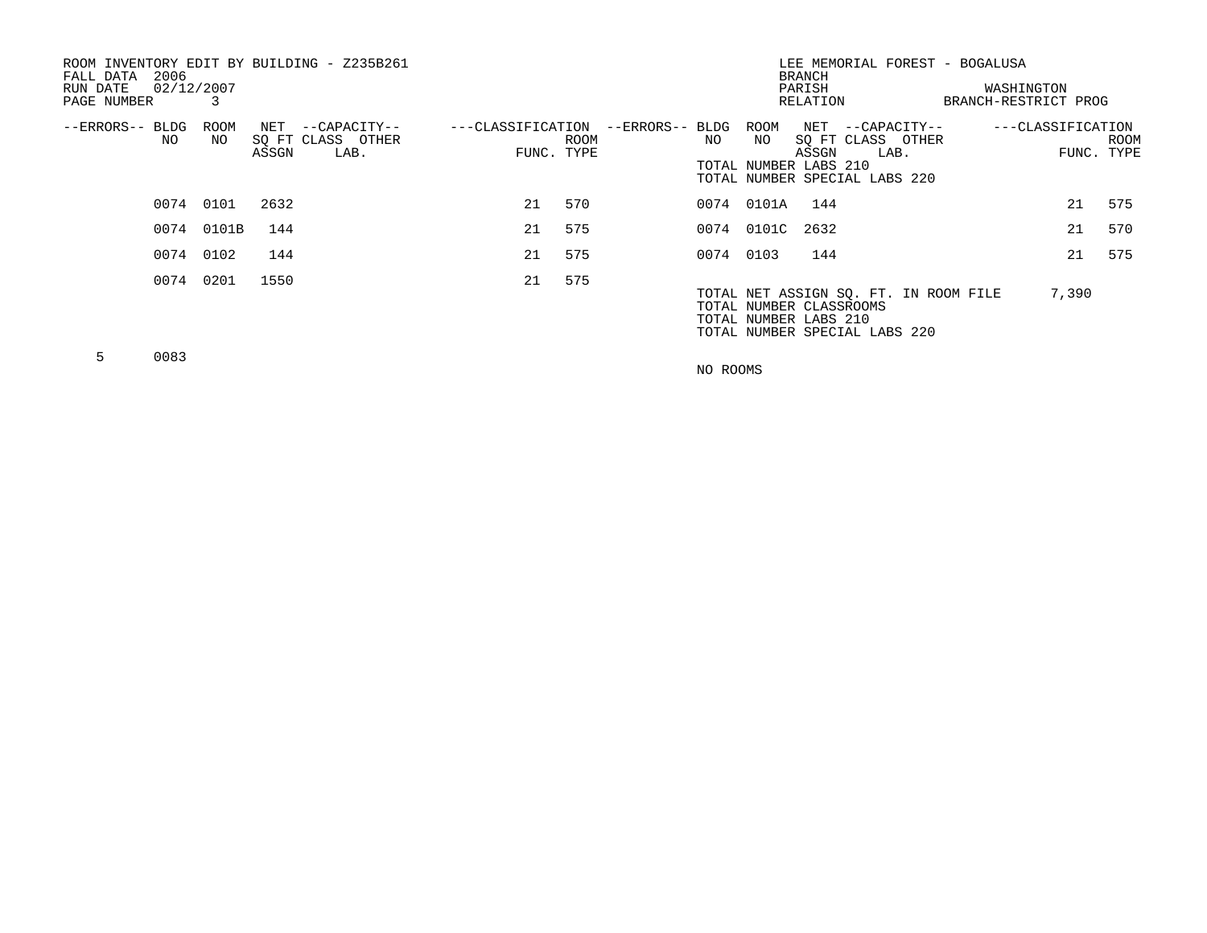ROOM INVENTORY EDIT BY BUILDING - Z235B261
FALL DATA 2006
RUN DATE 02/12/2007
PAGE NUMBER 3

LEE MEMORIAL FOREST - BOGALUSA
BRANCH
PARISH WASHINGTON
RELATION BRANCH-RESTRICT PROG

| --ERRORS-- | BLDG NO | ROOM NO | NET SQ FT ASSGN | --CAPACITY-- CLASS | OTHER LAB. | ---CLASSIFICATION FUNC. | ROOM TYPE | --ERRORS-- | BLDG NO | ROOM NO | NET SQ FT ASSGN | --CAPACITY-- CLASS | OTHER LAB. | ---CLASSIFICATION FUNC. | ROOM TYPE |
|---|---|---|---|---|---|---|---|---|---|---|---|---|---|---|---|
| | 0074 | 0101 | 2632 | | | 21 | 570 | | 0074 | 0101A | 144 | | | 21 | 575 |
| | 0074 | 0101B | 144 | | | 21 | 575 | | 0074 | 0101C | 2632 | | | 21 | 570 |
| | 0074 | 0102 | 144 | | | 21 | 575 | | 0074 | 0103 | 144 | | | 21 | 575 |
| | 0074 | 0201 | 1550 | | | 21 | 575 | | | | | | | | |

TOTAL NUMBER LABS 210
TOTAL NUMBER SPECIAL LABS 220

TOTAL NET ASSIGN SQ. FT. IN ROOM FILE 7,390
TOTAL NUMBER CLASSROOMS
TOTAL NUMBER LABS 210
TOTAL NUMBER SPECIAL LABS 220

| | |
|---|---|
| 5 | 0083 |

NO ROOMS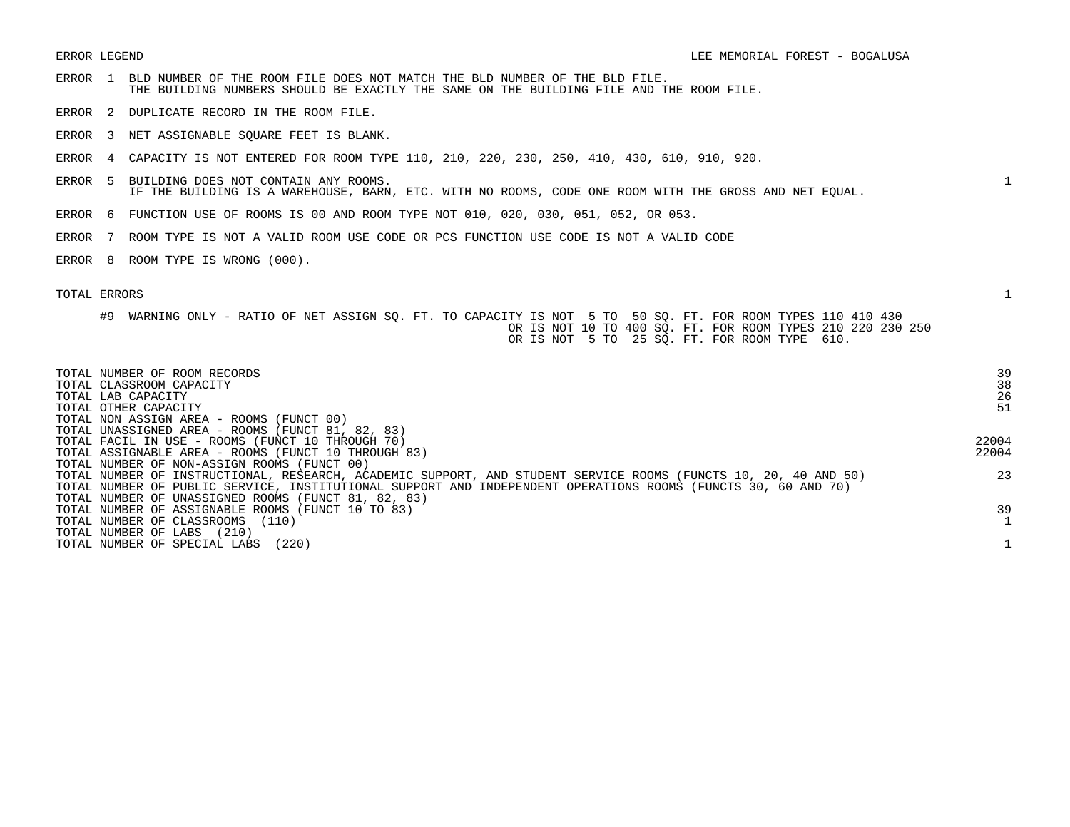ERROR LEGEND

LEE MEMORIAL FOREST - BOGALUSA

| | | |
|---|---|---|
| ERROR 1 | BLD NUMBER OF THE ROOM FILE DOES NOT MATCH THE BLD NUMBER OF THE BLD FILE. THE BUILDING NUMBERS SHOULD BE EXACTLY THE SAME ON THE BUILDING FILE AND THE ROOM FILE. | |
| ERROR 2 | DUPLICATE RECORD IN THE ROOM FILE. | |
| ERROR 3 | NET ASSIGNABLE SQUARE FEET IS BLANK. | |
| ERROR 4 | CAPACITY IS NOT ENTERED FOR ROOM TYPE 110, 210, 220, 230, 250, 410, 430, 610, 910, 920. | |
| ERROR 5 | BUILDING DOES NOT CONTAIN ANY ROOMS. IF THE BUILDING IS A WAREHOUSE, BARN, ETC. WITH NO ROOMS, CODE ONE ROOM WITH THE GROSS AND NET EQUAL. | 1 |
| ERROR 6 | FUNCTION USE OF ROOMS IS 00 AND ROOM TYPE NOT 010, 020, 030, 051, 052, OR 053. | |
| ERROR 7 | ROOM TYPE IS NOT A VALID ROOM USE CODE OR PCS FUNCTION USE CODE IS NOT A VALID CODE | |
| ERROR 8 | ROOM TYPE IS WRONG (000). | |

TOTAL ERRORS 1

#9 WARNING ONLY - RATIO OF NET ASSIGN SQ. FT. TO CAPACITY IS NOT 5 TO 50 SQ. FT. FOR ROOM TYPES 110 410 430
OR IS NOT 10 TO 400 SQ. FT. FOR ROOM TYPES 210 220 230 250
OR IS NOT 5 TO 25 SQ. FT. FOR ROOM TYPE 610.

| | |
|---|---|
| TOTAL NUMBER OF ROOM RECORDS | 39 |
| TOTAL CLASSROOM CAPACITY | 38 |
| TOTAL LAB CAPACITY | 26 |
| TOTAL OTHER CAPACITY | 51 |
| TOTAL NON ASSIGN AREA - ROOMS (FUNCT 00) | |
| TOTAL UNASSIGNED AREA - ROOMS (FUNCT 81, 82, 83) | |
| TOTAL FACIL IN USE - ROOMS (FUNCT 10 THROUGH 70) | 22004 |
| TOTAL ASSIGNABLE AREA - ROOMS (FUNCT 10 THROUGH 83) | 22004 |
| TOTAL NUMBER OF NON-ASSIGN ROOMS (FUNCT 00) | |
| TOTAL NUMBER OF INSTRUCTIONAL, RESEARCH, ACADEMIC SUPPORT, AND STUDENT SERVICE ROOMS (FUNCTS 10, 20, 40 AND 50) | 23 |
| TOTAL NUMBER OF PUBLIC SERVICE, INSTITUTIONAL SUPPORT AND INDEPENDENT OPERATIONS ROOMS (FUNCTS 30, 60 AND 70) | |
| TOTAL NUMBER OF UNASSIGNED ROOMS (FUNCT 81, 82, 83) | |
| TOTAL NUMBER OF ASSIGNABLE ROOMS (FUNCT 10 TO 83) | 39 |
| TOTAL NUMBER OF CLASSROOMS (110) | 1 |
| TOTAL NUMBER OF LABS (210) | |
| TOTAL NUMBER OF SPECIAL LABS (220) | 1 |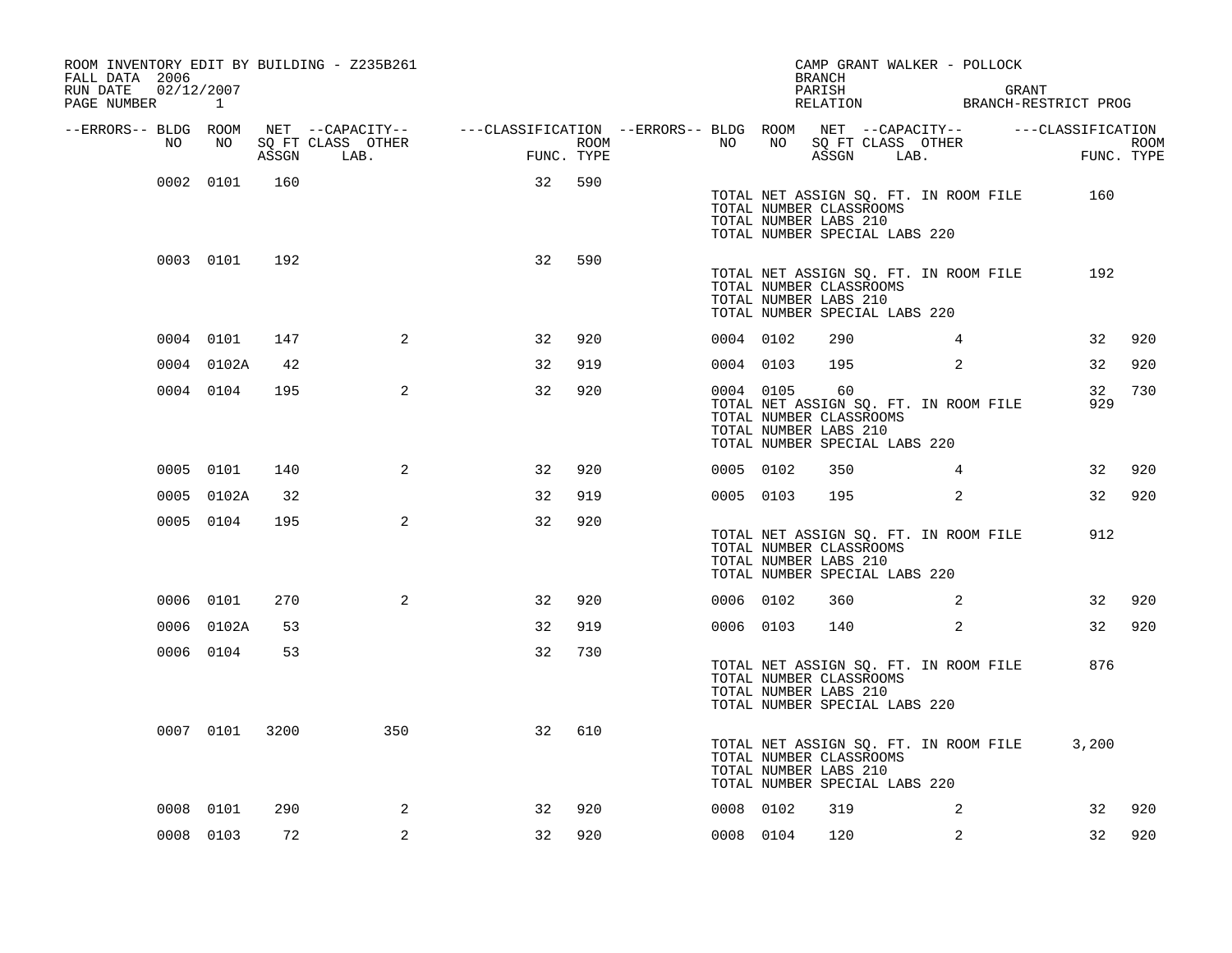ROOM INVENTORY EDIT BY BUILDING - Z235B261
FALL DATA 2006
RUN DATE 02/12/2007
PAGE NUMBER 1

CAMP GRANT WALKER - POLLOCK
BRANCH
PARISH GRANT
RELATION BRANCH-RESTRICT PROG

| --ERRORS-- | BLDG NO | ROOM NO | NET SQ FT ASSGN | CAPACITY CLASS LAB. | CAPACITY OTHER | CLASSIFICATION FUNC. | ROOM TYPE | --ERRORS-- | BLDG NO | ROOM NO | NET SQ FT ASSGN | CAPACITY CLASS LAB. | CAPACITY OTHER | CLASSIFICATION FUNC. | ROOM TYPE |
|---|---|---|---|---|---|---|---|---|---|---|---|---|---|---|---|
| | 0002 | 0101 | 160 | | | 32 | 590 | | | | | | | | |
| | | | | | | | | | TOTAL NET ASSIGN SQ. FT. IN ROOM FILE | | | | | 160 | |
| | | | | | | | | | TOTAL NUMBER CLASSROOMS | | | | | | |
| | | | | | | | | | TOTAL NUMBER LABS 210 | | | | | | |
| | | | | | | | | | TOTAL NUMBER SPECIAL LABS 220 | | | | | | |
| | 0003 | 0101 | 192 | | | 32 | 590 | | | | | | | | |
| | | | | | | | | | TOTAL NET ASSIGN SQ. FT. IN ROOM FILE | | | | | 192 | |
| | | | | | | | | | TOTAL NUMBER CLASSROOMS | | | | | | |
| | | | | | | | | | TOTAL NUMBER LABS 210 | | | | | | |
| | | | | | | | | | TOTAL NUMBER SPECIAL LABS 220 | | | | | | |
| | 0004 | 0101 | 147 | | 2 | 32 | 920 | | 0004 | 0102 | 290 | | 4 | 32 | 920 |
| | 0004 | 0102A | 42 | | | 32 | 919 | | 0004 | 0103 | 195 | | 2 | 32 | 920 |
| | 0004 | 0104 | 195 | | 2 | 32 | 920 | | 0004 | 0105 | 60 | | | 32 | 730 |
| | | | | | | | | | TOTAL NET ASSIGN SQ. FT. IN ROOM FILE | | | | | 929 | |
| | | | | | | | | | TOTAL NUMBER CLASSROOMS | | | | | | |
| | | | | | | | | | TOTAL NUMBER LABS 210 | | | | | | |
| | | | | | | | | | TOTAL NUMBER SPECIAL LABS 220 | | | | | | |
| | 0005 | 0101 | 140 | | 2 | 32 | 920 | | 0005 | 0102 | 350 | | 4 | 32 | 920 |
| | 0005 | 0102A | 32 | | | 32 | 919 | | 0005 | 0103 | 195 | | 2 | 32 | 920 |
| | 0005 | 0104 | 195 | | 2 | 32 | 920 | | | | | | | | |
| | | | | | | | | | TOTAL NET ASSIGN SQ. FT. IN ROOM FILE | | | | | 912 | |
| | | | | | | | | | TOTAL NUMBER CLASSROOMS | | | | | | |
| | | | | | | | | | TOTAL NUMBER LABS 210 | | | | | | |
| | | | | | | | | | TOTAL NUMBER SPECIAL LABS 220 | | | | | | |
| | 0006 | 0101 | 270 | | 2 | 32 | 920 | | 0006 | 0102 | 360 | | 2 | 32 | 920 |
| | 0006 | 0102A | 53 | | | 32 | 919 | | 0006 | 0103 | 140 | | 2 | 32 | 920 |
| | 0006 | 0104 | 53 | | | 32 | 730 | | | | | | | | |
| | | | | | | | | | TOTAL NET ASSIGN SQ. FT. IN ROOM FILE | | | | | 876 | |
| | | | | | | | | | TOTAL NUMBER CLASSROOMS | | | | | | |
| | | | | | | | | | TOTAL NUMBER LABS 210 | | | | | | |
| | | | | | | | | | TOTAL NUMBER SPECIAL LABS 220 | | | | | | |
| | 0007 | 0101 | 3200 | | 350 | 32 | 610 | | | | | | | | |
| | | | | | | | | | TOTAL NET ASSIGN SQ. FT. IN ROOM FILE | | | | | 3,200 | |
| | | | | | | | | | TOTAL NUMBER CLASSROOMS | | | | | | |
| | | | | | | | | | TOTAL NUMBER LABS 210 | | | | | | |
| | | | | | | | | | TOTAL NUMBER SPECIAL LABS 220 | | | | | | |
| | 0008 | 0101 | 290 | | 2 | 32 | 920 | | 0008 | 0102 | 319 | | 2 | 32 | 920 |
| | 0008 | 0103 | 72 | | 2 | 32 | 920 | | 0008 | 0104 | 120 | | 2 | 32 | 920 |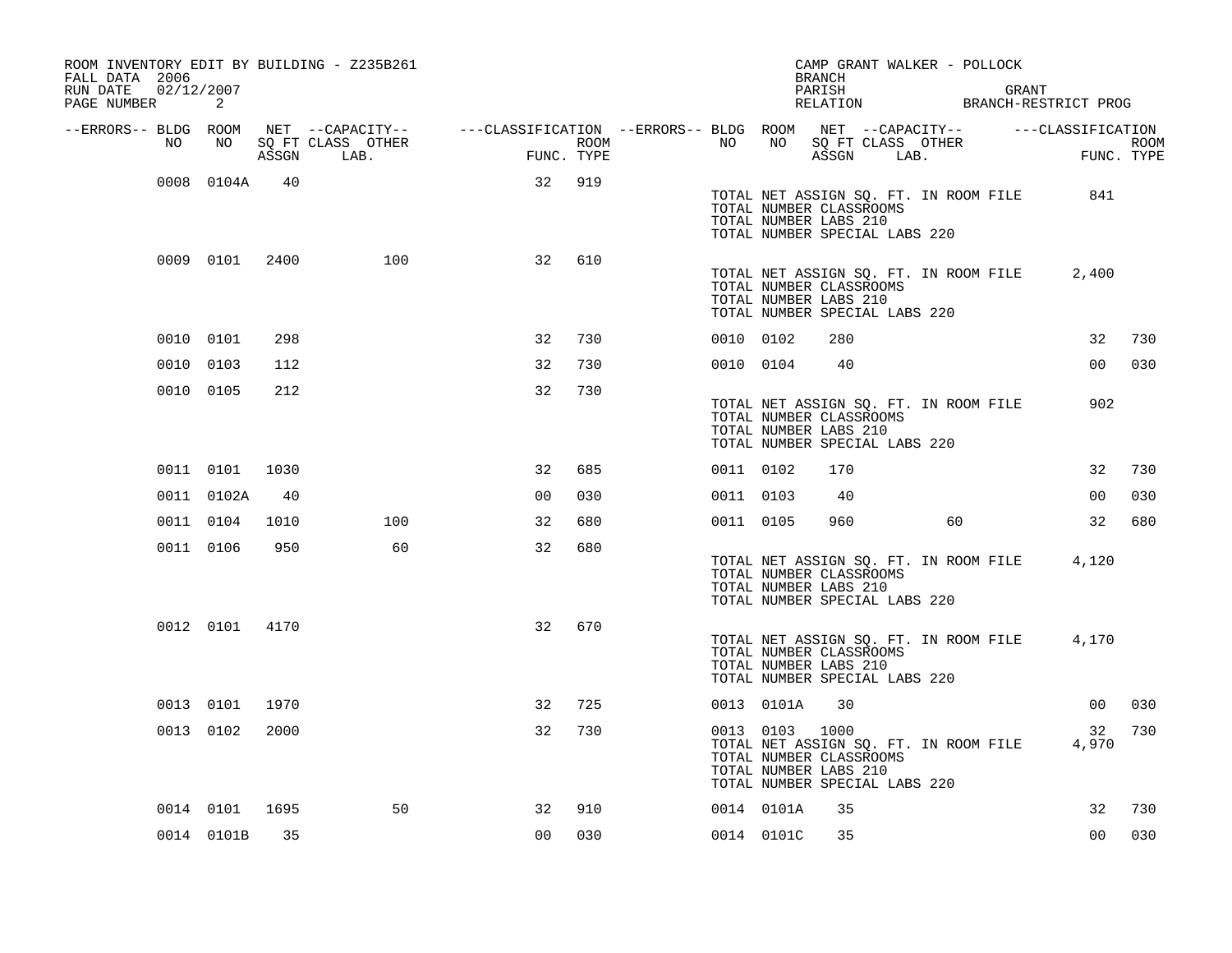ROOM INVENTORY EDIT BY BUILDING - Z235B261
FALL DATA 2006
RUN DATE 02/12/2007
PAGE NUMBER 2

CAMP GRANT WALKER - POLLOCK
BRANCH
PARISH GRANT
RELATION BRANCH-RESTRICT PROG

| --ERRORS-- | BLDG NO | ROOM NO | NET SQ FT ASSGN | --CAPACITY-- CLASS LAB. | OTHER | ---CLASSIFICATION FUNC. | ROOM TYPE | --ERRORS-- | BLDG NO | ROOM NO | NET SQ FT ASSGN | --CAPACITY-- CLASS LAB. | OTHER | ---CLASSIFICATION FUNC. | ROOM TYPE |
|---|---|---|---|---|---|---|---|---|---|---|---|---|---|---|---|
| | 0008 | 0104A | 40 | | | 32 | 919 | | | | | | | | |
| | | | | | | | | | TOTAL NET ASSIGN SQ. FT. IN ROOM FILE | | | | | 841 | |
| | | | | | | | | | TOTAL NUMBER CLASSROOMS | | | | | | |
| | | | | | | | | | TOTAL NUMBER LABS 210 | | | | | | |
| | | | | | | | | | TOTAL NUMBER SPECIAL LABS 220 | | | | | | |
| | 0009 | 0101 | 2400 | | 100 | 32 | 610 | | | | | | | | |
| | | | | | | | | | TOTAL NET ASSIGN SQ. FT. IN ROOM FILE | | | | | 2,400 | |
| | | | | | | | | | TOTAL NUMBER CLASSROOMS | | | | | | |
| | | | | | | | | | TOTAL NUMBER LABS 210 | | | | | | |
| | | | | | | | | | TOTAL NUMBER SPECIAL LABS 220 | | | | | | |
| | 0010 | 0101 | 298 | | | 32 | 730 | | 0010 | 0102 | 280 | | | 32 | 730 |
| | 0010 | 0103 | 112 | | | 32 | 730 | | 0010 | 0104 | 40 | | | 00 | 030 |
| | 0010 | 0105 | 212 | | | 32 | 730 | | | | | | | | |
| | | | | | | | | | TOTAL NET ASSIGN SQ. FT. IN ROOM FILE | | | | | 902 | |
| | | | | | | | | | TOTAL NUMBER CLASSROOMS | | | | | | |
| | | | | | | | | | TOTAL NUMBER LABS 210 | | | | | | |
| | | | | | | | | | TOTAL NUMBER SPECIAL LABS 220 | | | | | | |
| | 0011 | 0101 | 1030 | | | 32 | 685 | | 0011 | 0102 | 170 | | | 32 | 730 |
| | 0011 | 0102A | 40 | | | 00 | 030 | | 0011 | 0103 | 40 | | | 00 | 030 |
| | 0011 | 0104 | 1010 | | 100 | 32 | 680 | | 0011 | 0105 | 960 | | 60 | 32 | 680 |
| | 0011 | 0106 | 950 | | 60 | 32 | 680 | | | | | | | | |
| | | | | | | | | | TOTAL NET ASSIGN SQ. FT. IN ROOM FILE | | | | | 4,120 | |
| | | | | | | | | | TOTAL NUMBER CLASSROOMS | | | | | | |
| | | | | | | | | | TOTAL NUMBER LABS 210 | | | | | | |
| | | | | | | | | | TOTAL NUMBER SPECIAL LABS 220 | | | | | | |
| | 0012 | 0101 | 4170 | | | 32 | 670 | | | | | | | | |
| | | | | | | | | | TOTAL NET ASSIGN SQ. FT. IN ROOM FILE | | | | | 4,170 | |
| | | | | | | | | | TOTAL NUMBER CLASSROOMS | | | | | | |
| | | | | | | | | | TOTAL NUMBER LABS 210 | | | | | | |
| | | | | | | | | | TOTAL NUMBER SPECIAL LABS 220 | | | | | | |
| | 0013 | 0101 | 1970 | | | 32 | 725 | | 0013 | 0101A | 30 | | | 00 | 030 |
| | 0013 | 0102 | 2000 | | | 32 | 730 | | 0013 | 0103 | 1000 | | | 32 | 730 |
| | | | | | | | | | TOTAL NET ASSIGN SQ. FT. IN ROOM FILE | | | | | 4,970 | |
| | | | | | | | | | TOTAL NUMBER CLASSROOMS | | | | | | |
| | | | | | | | | | TOTAL NUMBER LABS 210 | | | | | | |
| | | | | | | | | | TOTAL NUMBER SPECIAL LABS 220 | | | | | | |
| | 0014 | 0101 | 1695 | | 50 | 32 | 910 | | 0014 | 0101A | 35 | | | 32 | 730 |
| | 0014 | 0101B | 35 | | | 00 | 030 | | 0014 | 0101C | 35 | | | 00 | 030 |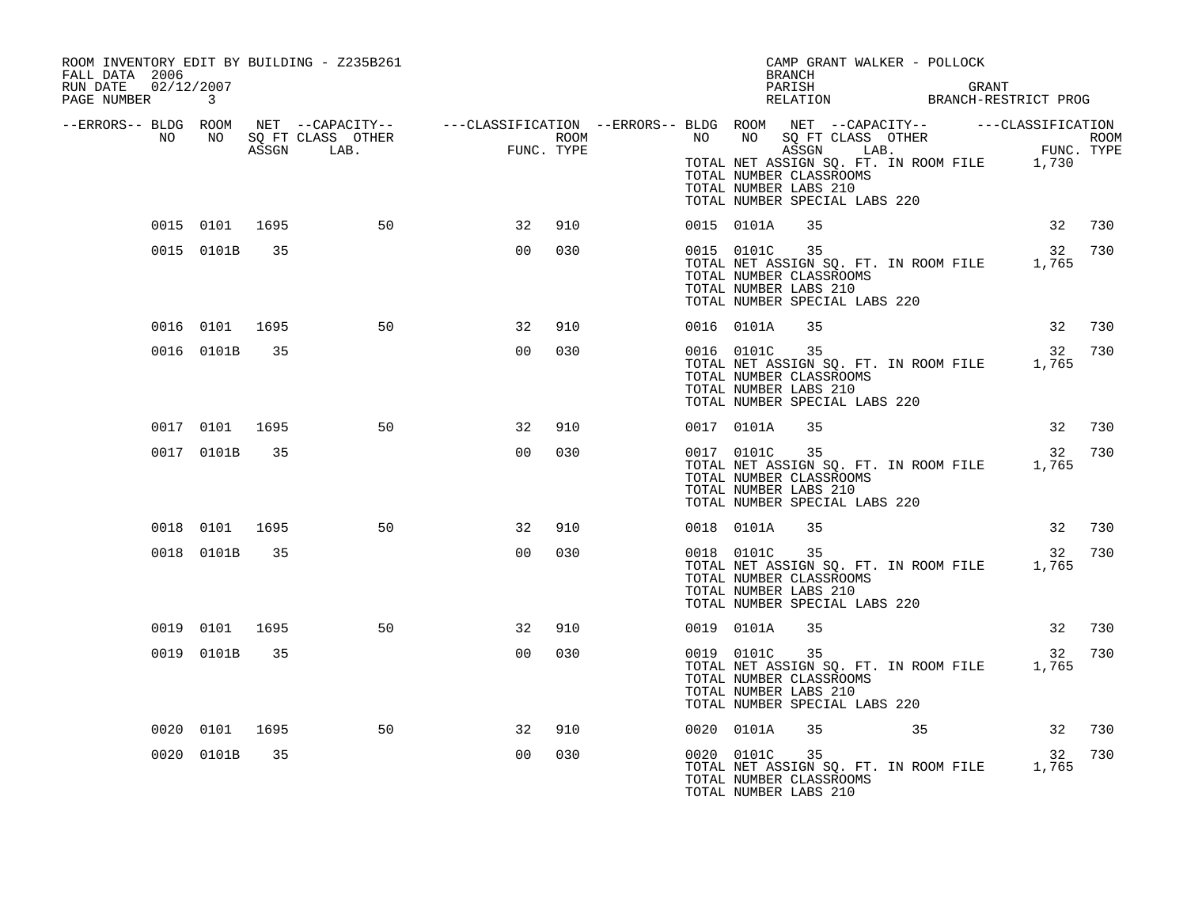ROOM INVENTORY EDIT BY BUILDING - Z235B261
FALL DATA 2006
RUN DATE 02/12/2007
PAGE NUMBER 3

CAMP GRANT WALKER - POLLOCK
BRANCH
PARISH GRANT
RELATION BRANCH-RESTRICT PROG

| --ERRORS-- | BLDG NO | ROOM NO | NET SQ FT ASSGN | --CAPACITY-- CLASS LAB. | OTHER | ---CLASSIFICATION FUNC. | ROOM TYPE | --ERRORS-- | BLDG NO | ROOM NO | NET SQ FT ASSGN | --CAPACITY-- CLASS LAB. | OTHER | ---CLASSIFICATION FUNC. | ROOM TYPE |
|---|---|---|---|---|---|---|---|---|---|---|---|---|---|---|---|
| | | | | | | | | | TOTAL NET ASSIGN SQ. FT. IN ROOM FILE | | | | | 1,730 | |
| | | | | | | | | | TOTAL NUMBER CLASSROOMS | | | | | | |
| | | | | | | | | | TOTAL NUMBER LABS 210 | | | | | | |
| | | | | | | | | | TOTAL NUMBER SPECIAL LABS 220 | | | | | | |
| | 0015 | 0101 | 1695 | | 50 | 32 | 910 | | 0015 | 0101A | 35 | | | 32 | 730 |
| | 0015 | 0101B | 35 | | | 00 | 030 | | 0015 | 0101C | 35 | | | 32 | 730 |
| | | | | | | | | | TOTAL NET ASSIGN SQ. FT. IN ROOM FILE | | | | | 1,765 | |
| | | | | | | | | | TOTAL NUMBER CLASSROOMS | | | | | | |
| | | | | | | | | | TOTAL NUMBER LABS 210 | | | | | | |
| | | | | | | | | | TOTAL NUMBER SPECIAL LABS 220 | | | | | | |
| | 0016 | 0101 | 1695 | | 50 | 32 | 910 | | 0016 | 0101A | 35 | | | 32 | 730 |
| | 0016 | 0101B | 35 | | | 00 | 030 | | 0016 | 0101C | 35 | | | 32 | 730 |
| | | | | | | | | | TOTAL NET ASSIGN SQ. FT. IN ROOM FILE | | | | | 1,765 | |
| | | | | | | | | | TOTAL NUMBER CLASSROOMS | | | | | | |
| | | | | | | | | | TOTAL NUMBER LABS 210 | | | | | | |
| | | | | | | | | | TOTAL NUMBER SPECIAL LABS 220 | | | | | | |
| | 0017 | 0101 | 1695 | | 50 | 32 | 910 | | 0017 | 0101A | 35 | | | 32 | 730 |
| | 0017 | 0101B | 35 | | | 00 | 030 | | 0017 | 0101C | 35 | | | 32 | 730 |
| | | | | | | | | | TOTAL NET ASSIGN SQ. FT. IN ROOM FILE | | | | | 1,765 | |
| | | | | | | | | | TOTAL NUMBER CLASSROOMS | | | | | | |
| | | | | | | | | | TOTAL NUMBER LABS 210 | | | | | | |
| | | | | | | | | | TOTAL NUMBER SPECIAL LABS 220 | | | | | | |
| | 0018 | 0101 | 1695 | | 50 | 32 | 910 | | 0018 | 0101A | 35 | | | 32 | 730 |
| | 0018 | 0101B | 35 | | | 00 | 030 | | 0018 | 0101C | 35 | | | 32 | 730 |
| | | | | | | | | | TOTAL NET ASSIGN SQ. FT. IN ROOM FILE | | | | | 1,765 | |
| | | | | | | | | | TOTAL NUMBER CLASSROOMS | | | | | | |
| | | | | | | | | | TOTAL NUMBER LABS 210 | | | | | | |
| | | | | | | | | | TOTAL NUMBER SPECIAL LABS 220 | | | | | | |
| | 0019 | 0101 | 1695 | | 50 | 32 | 910 | | 0019 | 0101A | 35 | | | 32 | 730 |
| | 0019 | 0101B | 35 | | | 00 | 030 | | 0019 | 0101C | 35 | | | 32 | 730 |
| | | | | | | | | | TOTAL NET ASSIGN SQ. FT. IN ROOM FILE | | | | | 1,765 | |
| | | | | | | | | | TOTAL NUMBER CLASSROOMS | | | | | | |
| | | | | | | | | | TOTAL NUMBER LABS 210 | | | | | | |
| | | | | | | | | | TOTAL NUMBER SPECIAL LABS 220 | | | | | | |
| | 0020 | 0101 | 1695 | | 50 | 32 | 910 | | 0020 | 0101A | 35 | | 35 | 32 | 730 |
| | 0020 | 0101B | 35 | | | 00 | 030 | | 0020 | 0101C | 35 | | | 32 | 730 |
| | | | | | | | | | TOTAL NET ASSIGN SQ. FT. IN ROOM FILE | | | | | 1,765 | |
| | | | | | | | | | TOTAL NUMBER CLASSROOMS | | | | | | |
| | | | | | | | | | TOTAL NUMBER LABS 210 | | | | | | |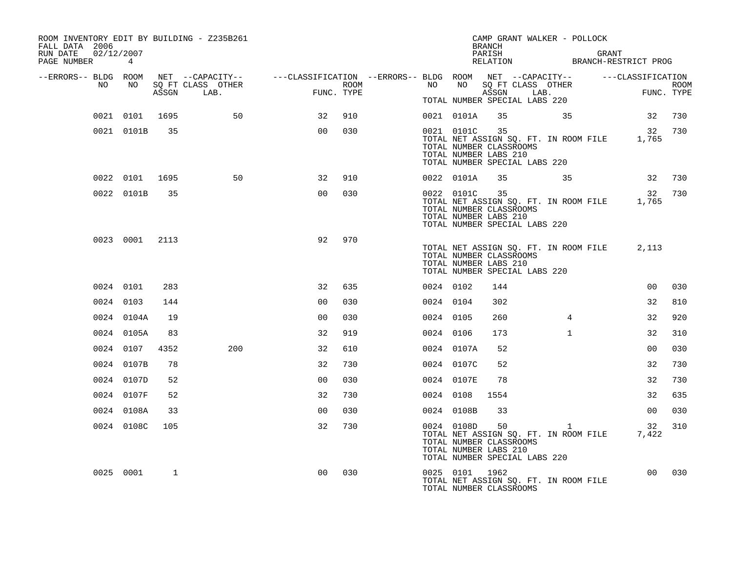ROOM INVENTORY EDIT BY BUILDING - Z235B261
FALL DATA 2006
RUN DATE 02/12/2007
PAGE NUMBER 4

CAMP GRANT WALKER - POLLOCK
BRANCH
PARISH GRANT
RELATION BRANCH-RESTRICT PROG

| --ERRORS-- | BLDG NO | ROOM NO | NET SQ FT ASSGN | --CAPACITY-- CLASS | LAB. | OTHER | ---CLASSIFICATION FUNC. | ROOM TYPE | --ERRORS-- | BLDG NO | ROOM NO | NET SQ FT ASSGN | --CAPACITY-- CLASS | LAB. | OTHER | ---CLASSIFICATION FUNC. | ROOM TYPE |
|---|---|---|---|---|---|---|---|---|---|---|---|---|---|---|---|---|---|
| | | | | | | | | | | TOTAL NUMBER SPECIAL LABS 220 | | | | | | | |
| | 0021 | 0101 | 1695 | | 50 | | 32 | 910 | | 0021 | 0101A | 35 | | | 35 | 32 | 730 |
| | 0021 | 0101B | 35 | | | | 00 | 030 | | 0021 | 0101C | 35 | | | | 32 | 730 |
| | | | | | | | | | | TOTAL NET ASSIGN SQ. FT. IN ROOM FILE | | | | | | 1,765 | |
| | | | | | | | | | | TOTAL NUMBER CLASSROOMS | | | | | | | |
| | | | | | | | | | | TOTAL NUMBER LABS 210 | | | | | | | |
| | | | | | | | | | | TOTAL NUMBER SPECIAL LABS 220 | | | | | | | |
| | 0022 | 0101 | 1695 | | 50 | | 32 | 910 | | 0022 | 0101A | 35 | | | 35 | 32 | 730 |
| | 0022 | 0101B | 35 | | | | 00 | 030 | | 0022 | 0101C | 35 | | | | 32 | 730 |
| | | | | | | | | | | TOTAL NET ASSIGN SQ. FT. IN ROOM FILE | | | | | | 1,765 | |
| | | | | | | | | | | TOTAL NUMBER CLASSROOMS | | | | | | | |
| | | | | | | | | | | TOTAL NUMBER LABS 210 | | | | | | | |
| | | | | | | | | | | TOTAL NUMBER SPECIAL LABS 220 | | | | | | | |
| | 0023 | 0001 | 2113 | | | | 92 | 970 | | | | | | | | | |
| | | | | | | | | | | TOTAL NET ASSIGN SQ. FT. IN ROOM FILE | | | | | | 2,113 | |
| | | | | | | | | | | TOTAL NUMBER CLASSROOMS | | | | | | | |
| | | | | | | | | | | TOTAL NUMBER LABS 210 | | | | | | | |
| | | | | | | | | | | TOTAL NUMBER SPECIAL LABS 220 | | | | | | | |
| | 0024 | 0101 | 283 | | | | 32 | 635 | | 0024 | 0102 | 144 | | | | 00 | 030 |
| | 0024 | 0103 | 144 | | | | 00 | 030 | | 0024 | 0104 | 302 | | | | 32 | 810 |
| | 0024 | 0104A | 19 | | | | 00 | 030 | | 0024 | 0105 | 260 | | | 4 | 32 | 920 |
| | 0024 | 0105A | 83 | | | | 32 | 919 | | 0024 | 0106 | 173 | | | 1 | 32 | 310 |
| | 0024 | 0107 | 4352 | | 200 | | 32 | 610 | | 0024 | 0107A | 52 | | | | 00 | 030 |
| | 0024 | 0107B | 78 | | | | 32 | 730 | | 0024 | 0107C | 52 | | | | 32 | 730 |
| | 0024 | 0107D | 52 | | | | 00 | 030 | | 0024 | 0107E | 78 | | | | 32 | 730 |
| | 0024 | 0107F | 52 | | | | 32 | 730 | | 0024 | 0108 | 1554 | | | | 32 | 635 |
| | 0024 | 0108A | 33 | | | | 00 | 030 | | 0024 | 0108B | 33 | | | | 00 | 030 |
| | 0024 | 0108C | 105 | | | | 32 | 730 | | 0024 | 0108D | 50 | | | 1 | 32 | 310 |
| | | | | | | | | | | TOTAL NET ASSIGN SQ. FT. IN ROOM FILE | | | | | | 7,422 | |
| | | | | | | | | | | TOTAL NUMBER CLASSROOMS | | | | | | | |
| | | | | | | | | | | TOTAL NUMBER LABS 210 | | | | | | | |
| | | | | | | | | | | TOTAL NUMBER SPECIAL LABS 220 | | | | | | | |
| | 0025 | 0001 | 1 | | | | 00 | 030 | | 0025 | 0101 | 1962 | | | | 00 | 030 |
| | | | | | | | | | | TOTAL NET ASSIGN SQ. FT. IN ROOM FILE | | | | | | | |
| | | | | | | | | | | TOTAL NUMBER CLASSROOMS | | | | | | | |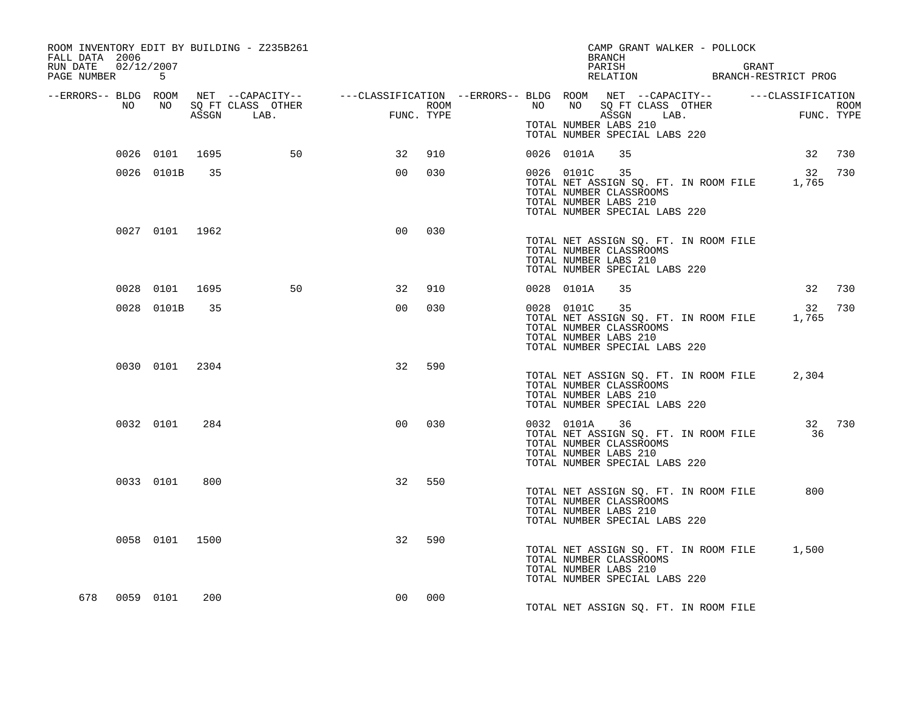ROOM INVENTORY EDIT BY BUILDING - Z235B261
FALL DATA 2006
RUN DATE 02/12/2007
PAGE NUMBER 5

CAMP GRANT WALKER - POLLOCK
BRANCH
PARISH GRANT
RELATION BRANCH-RESTRICT PROG

| --ERRORS-- | BLDG NO | ROOM NO | NET SQ FT ASSGN | --CAPACITY-- CLASS LAB. | OTHER | ---CLASSIFICATION FUNC. | ROOM TYPE | --ERRORS-- | BLDG NO | ROOM NO | NET SQ FT ASSGN | --CAPACITY-- CLASS LAB. | OTHER | ---CLASSIFICATION FUNC. | ROOM TYPE |
|---|---|---|---|---|---|---|---|---|---|---|---|---|---|---|---|
| | | | | | | | | | TOTAL NUMBER LABS 210 | | | | | | |
| | | | | | | | | | TOTAL NUMBER SPECIAL LABS 220 | | | | | | |
| | 0026 | 0101 | 1695 | | 50 | 32 | 910 | | 0026 | 0101A | 35 | | | 32 | 730 |
| | 0026 | 0101B | 35 | | | 00 | 030 | | 0026 | 0101C | 35 | | | 32 | 730 |
| | | | | | | | | | TOTAL NET ASSIGN SQ. FT. IN ROOM FILE | | | | | 1,765 | |
| | | | | | | | | | TOTAL NUMBER CLASSROOMS | | | | | | |
| | | | | | | | | | TOTAL NUMBER LABS 210 | | | | | | |
| | | | | | | | | | TOTAL NUMBER SPECIAL LABS 220 | | | | | | |
| | 0027 | 0101 | 1962 | | | 00 | 030 | | | | | | | | |
| | | | | | | | | | TOTAL NET ASSIGN SQ. FT. IN ROOM FILE | | | | | | |
| | | | | | | | | | TOTAL NUMBER CLASSROOMS | | | | | | |
| | | | | | | | | | TOTAL NUMBER LABS 210 | | | | | | |
| | | | | | | | | | TOTAL NUMBER SPECIAL LABS 220 | | | | | | |
| | 0028 | 0101 | 1695 | | 50 | 32 | 910 | | 0028 | 0101A | 35 | | | 32 | 730 |
| | 0028 | 0101B | 35 | | | 00 | 030 | | 0028 | 0101C | 35 | | | 32 | 730 |
| | | | | | | | | | TOTAL NET ASSIGN SQ. FT. IN ROOM FILE | | | | | 1,765 | |
| | | | | | | | | | TOTAL NUMBER CLASSROOMS | | | | | | |
| | | | | | | | | | TOTAL NUMBER LABS 210 | | | | | | |
| | | | | | | | | | TOTAL NUMBER SPECIAL LABS 220 | | | | | | |
| | 0030 | 0101 | 2304 | | | 32 | 590 | | | | | | | | |
| | | | | | | | | | TOTAL NET ASSIGN SQ. FT. IN ROOM FILE | | | | | 2,304 | |
| | | | | | | | | | TOTAL NUMBER CLASSROOMS | | | | | | |
| | | | | | | | | | TOTAL NUMBER LABS 210 | | | | | | |
| | | | | | | | | | TOTAL NUMBER SPECIAL LABS 220 | | | | | | |
| | 0032 | 0101 | 284 | | | 00 | 030 | | 0032 | 0101A | 36 | | | 32 | 730 |
| | | | | | | | | | TOTAL NET ASSIGN SQ. FT. IN ROOM FILE | | | | | 36 | |
| | | | | | | | | | TOTAL NUMBER CLASSROOMS | | | | | | |
| | | | | | | | | | TOTAL NUMBER LABS 210 | | | | | | |
| | | | | | | | | | TOTAL NUMBER SPECIAL LABS 220 | | | | | | |
| | 0033 | 0101 | 800 | | | 32 | 550 | | | | | | | | |
| | | | | | | | | | TOTAL NET ASSIGN SQ. FT. IN ROOM FILE | | | | | 800 | |
| | | | | | | | | | TOTAL NUMBER CLASSROOMS | | | | | | |
| | | | | | | | | | TOTAL NUMBER LABS 210 | | | | | | |
| | | | | | | | | | TOTAL NUMBER SPECIAL LABS 220 | | | | | | |
| | 0058 | 0101 | 1500 | | | 32 | 590 | | | | | | | | |
| | | | | | | | | | TOTAL NET ASSIGN SQ. FT. IN ROOM FILE | | | | | 1,500 | |
| | | | | | | | | | TOTAL NUMBER CLASSROOMS | | | | | | |
| | | | | | | | | | TOTAL NUMBER LABS 210 | | | | | | |
| | | | | | | | | | TOTAL NUMBER SPECIAL LABS 220 | | | | | | |
| 678 | 0059 | 0101 | 200 | | | 00 | 000 | | | | | | | | |
| | | | | | | | | | TOTAL NET ASSIGN SQ. FT. IN ROOM FILE | | | | | | |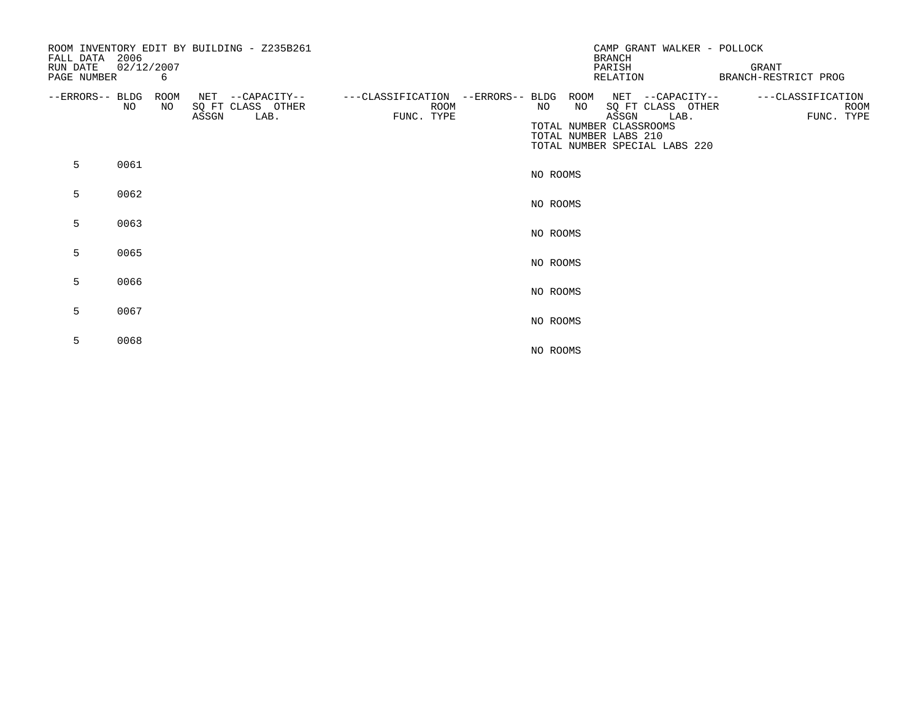ROOM INVENTORY EDIT BY BUILDING - Z235B261
FALL DATA 2006
RUN DATE 02/12/2007
PAGE NUMBER 6

CAMP GRANT WALKER - POLLOCK
BRANCH
PARISH GRANT
RELATION BRANCH-RESTRICT PROG

| --ERRORS-- | BLDG NO | ROOM NO | NET SQ FT ASSGN | --CAPACITY-- CLASS | OTHER LAB. | ---CLASSIFICATION FUNC. | ROOM TYPE |
|---|---|---|---|---|---|---|---|
| 5 | 0061 | | | | | | |
| | | NO ROOMS | | | | | |
| 5 | 0062 | | | | | | |
| | | NO ROOMS | | | | | |
| 5 | 0063 | | | | | | |
| | | NO ROOMS | | | | | |
| 5 | 0065 | | | | | | |
| | | NO ROOMS | | | | | |
| 5 | 0066 | | | | | | |
| | | NO ROOMS | | | | | |
| 5 | 0067 | | | | | | |
| | | NO ROOMS | | | | | |
| 5 | 0068 | | | | | | |
| | | NO ROOMS | | | | | |

TOTAL NUMBER CLASSROOMS
TOTAL NUMBER LABS 210
TOTAL NUMBER SPECIAL LABS 220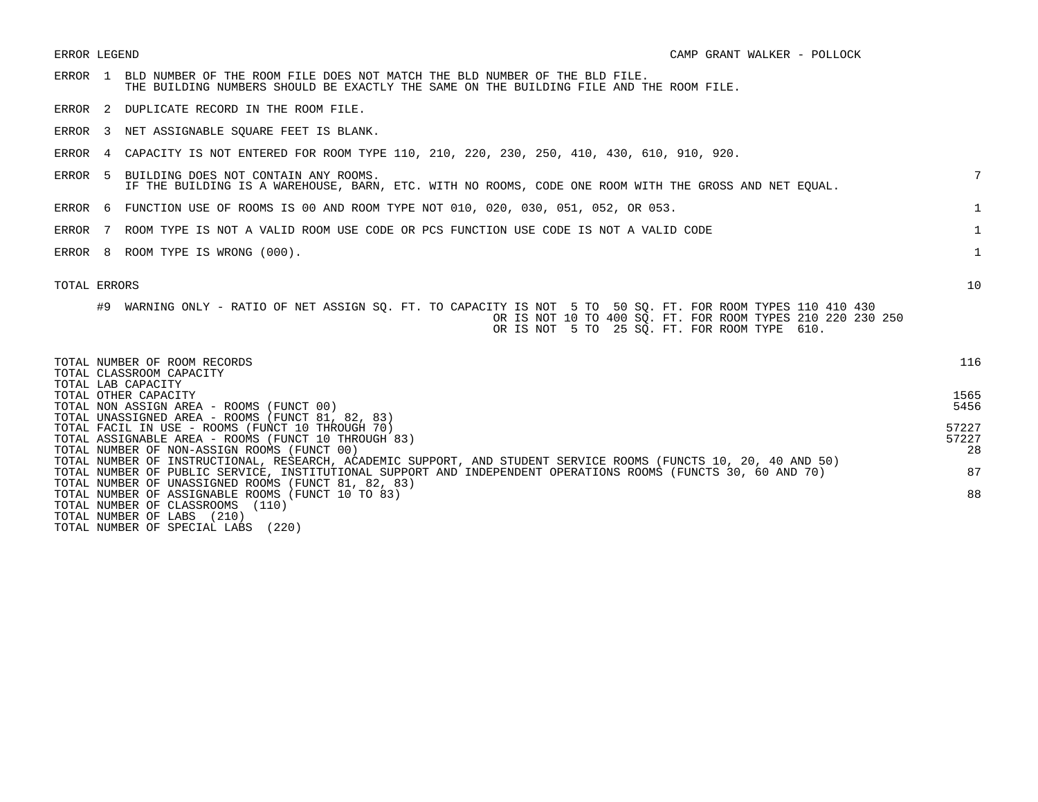ERROR LEGEND

CAMP GRANT WALKER - POLLOCK

| | | |
|---|---|---|
| ERROR 1 | BLD NUMBER OF THE ROOM FILE DOES NOT MATCH THE BLD NUMBER OF THE BLD FILE. THE BUILDING NUMBERS SHOULD BE EXACTLY THE SAME ON THE BUILDING FILE AND THE ROOM FILE. | |
| ERROR 2 | DUPLICATE RECORD IN THE ROOM FILE. | |
| ERROR 3 | NET ASSIGNABLE SQUARE FEET IS BLANK. | |
| ERROR 4 | CAPACITY IS NOT ENTERED FOR ROOM TYPE 110, 210, 220, 230, 250, 410, 430, 610, 910, 920. | |
| ERROR 5 | BUILDING DOES NOT CONTAIN ANY ROOMS. IF THE BUILDING IS A WAREHOUSE, BARN, ETC. WITH NO ROOMS, CODE ONE ROOM WITH THE GROSS AND NET EQUAL. | 7 |
| ERROR 6 | FUNCTION USE OF ROOMS IS 00 AND ROOM TYPE NOT 010, 020, 030, 051, 052, OR 053. | 1 |
| ERROR 7 | ROOM TYPE IS NOT A VALID ROOM USE CODE OR PCS FUNCTION USE CODE IS NOT A VALID CODE | 1 |
| ERROR 8 | ROOM TYPE IS WRONG (000). | 1 |
| TOTAL ERRORS | | 10 |

#9 WARNING ONLY - RATIO OF NET ASSIGN SQ. FT. TO CAPACITY IS NOT 5 TO 50 SQ. FT. FOR ROOM TYPES 110 410 430
OR IS NOT 10 TO 400 SQ. FT. FOR ROOM TYPES 210 220 230 250
OR IS NOT 5 TO 25 SQ. FT. FOR ROOM TYPE 610.

| | |
|---|---|
| TOTAL NUMBER OF ROOM RECORDS | 116 |
| TOTAL CLASSROOM CAPACITY | |
| TOTAL LAB CAPACITY | |
| TOTAL OTHER CAPACITY | 1565 |
| TOTAL NON ASSIGN AREA - ROOMS (FUNCT 00) | 5456 |
| TOTAL UNASSIGNED AREA - ROOMS (FUNCT 81, 82, 83) | |
| TOTAL FACIL IN USE - ROOMS (FUNCT 10 THROUGH 70) | 57227 |
| TOTAL ASSIGNABLE AREA - ROOMS (FUNCT 10 THROUGH 83) | 57227 |
| TOTAL NUMBER OF NON-ASSIGN ROOMS (FUNCT 00) | 28 |
| TOTAL NUMBER OF INSTRUCTIONAL, RESEARCH, ACADEMIC SUPPORT, AND STUDENT SERVICE ROOMS (FUNCTS 10, 20, 40 AND 50) | |
| TOTAL NUMBER OF PUBLIC SERVICE, INSTITUTIONAL SUPPORT AND INDEPENDENT OPERATIONS ROOMS (FUNCTS 30, 60 AND 70) | 87 |
| TOTAL NUMBER OF UNASSIGNED ROOMS (FUNCT 81, 82, 83) | |
| TOTAL NUMBER OF ASSIGNABLE ROOMS (FUNCT 10 TO 83) | 88 |
| TOTAL NUMBER OF CLASSROOMS (110) | |
| TOTAL NUMBER OF LABS (210) | |
| TOTAL NUMBER OF SPECIAL LABS (220) | |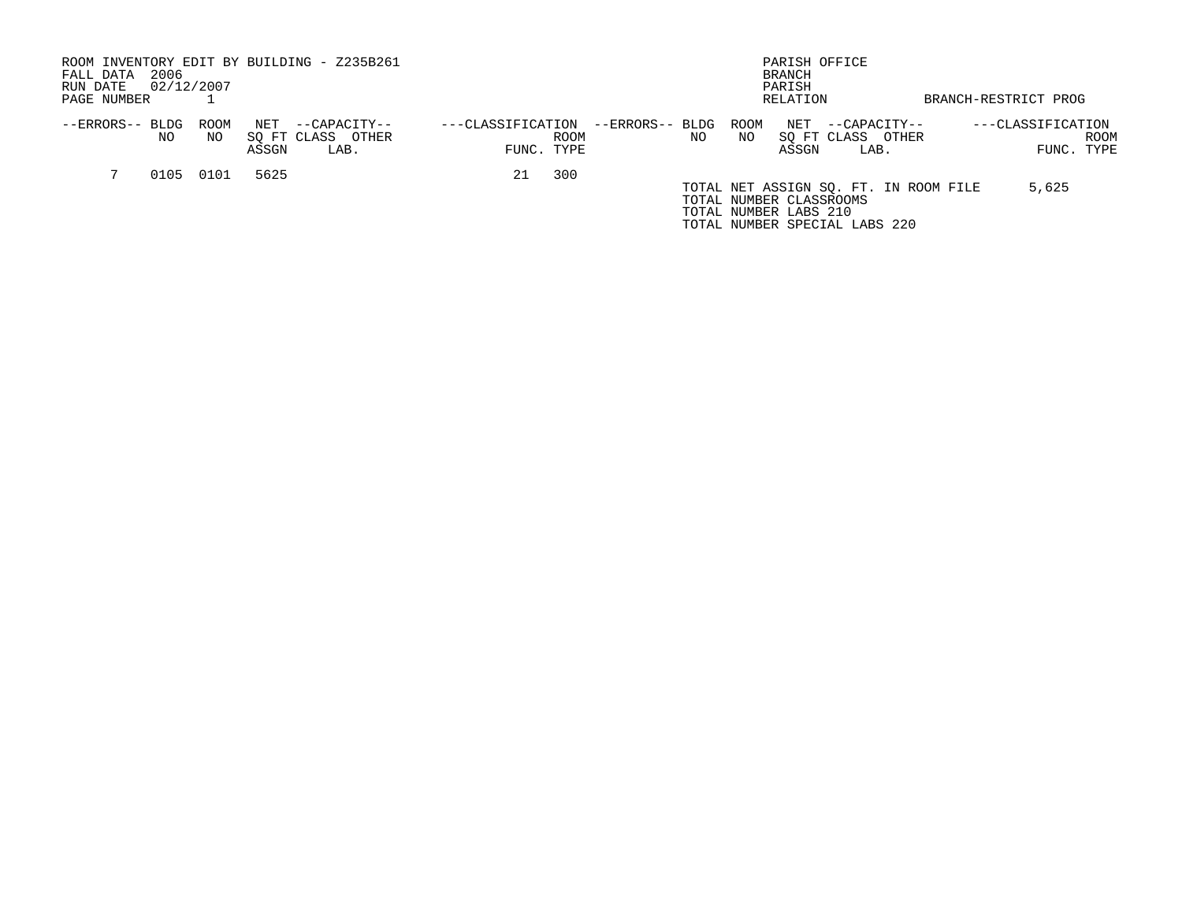ROOM INVENTORY EDIT BY BUILDING - Z235B261
FALL DATA 2006
RUN DATE 02/12/2007
PAGE NUMBER 1

PARISH OFFICE
BRANCH
PARISH
RELATION

BRANCH-RESTRICT PROG

| --ERRORS-- | BLDG NO | ROOM NO | NET SQ FT ASSGN | --CAPACITY-- CLASS | OTHER LAB. | ---CLASSIFICATION FUNC. | ROOM TYPE | --ERRORS-- | BLDG NO | ROOM NO | NET SQ FT ASSGN | --CAPACITY-- CLASS | OTHER LAB. | ---CLASSIFICATION FUNC. | ROOM TYPE |
|---|---|---|---|---|---|---|---|---|---|---|---|---|---|---|---|
| 7 | 0105 | 0101 | 5625 | | | 21 | 300 | | | | | | | | |

TOTAL NET ASSIGN SQ. FT. IN ROOM FILE 5,625
TOTAL NUMBER CLASSROOMS
TOTAL NUMBER LABS 210
TOTAL NUMBER SPECIAL LABS 220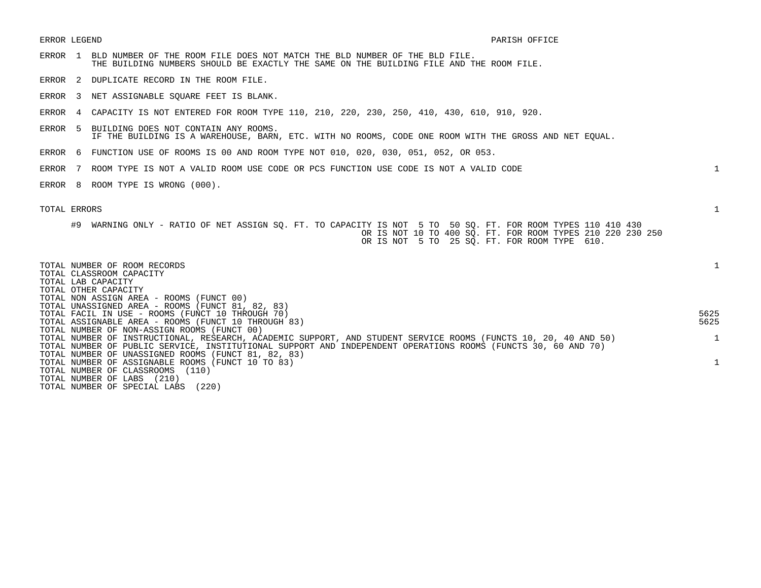ERROR LEGEND　　　　　　　　　　PARISH OFFICE

| | | |
|---|---|---|
| ERROR 1 | BLD NUMBER OF THE ROOM FILE DOES NOT MATCH THE BLD NUMBER OF THE BLD FILE. THE BUILDING NUMBERS SHOULD BE EXACTLY THE SAME ON THE BUILDING FILE AND THE ROOM FILE. | |
| ERROR 2 | DUPLICATE RECORD IN THE ROOM FILE. | |
| ERROR 3 | NET ASSIGNABLE SQUARE FEET IS BLANK. | |
| ERROR 4 | CAPACITY IS NOT ENTERED FOR ROOM TYPE 110, 210, 220, 230, 250, 410, 430, 610, 910, 920. | |
| ERROR 5 | BUILDING DOES NOT CONTAIN ANY ROOMS. IF THE BUILDING IS A WAREHOUSE, BARN, ETC. WITH NO ROOMS, CODE ONE ROOM WITH THE GROSS AND NET EQUAL. | |
| ERROR 6 | FUNCTION USE OF ROOMS IS 00 AND ROOM TYPE NOT 010, 020, 030, 051, 052, OR 053. | |
| ERROR 7 | ROOM TYPE IS NOT A VALID ROOM USE CODE OR PCS FUNCTION USE CODE IS NOT A VALID CODE | 1 |
| ERROR 8 | ROOM TYPE IS WRONG (000). | |
| TOTAL ERRORS | | 1 |

#9 WARNING ONLY - RATIO OF NET ASSIGN SQ. FT. TO CAPACITY IS NOT 5 TO 50 SQ. FT. FOR ROOM TYPES 110 410 430
OR IS NOT 10 TO 400 SQ. FT. FOR ROOM TYPES 210 220 230 250
OR IS NOT 5 TO 25 SQ. FT. FOR ROOM TYPE 610.

| | |
|---|---|
| TOTAL NUMBER OF ROOM RECORDS | 1 |
| TOTAL CLASSROOM CAPACITY | |
| TOTAL LAB CAPACITY | |
| TOTAL OTHER CAPACITY | |
| TOTAL NON ASSIGN AREA - ROOMS (FUNCT 00) | |
| TOTAL UNASSIGNED AREA - ROOMS (FUNCT 81, 82, 83) | |
| TOTAL FACIL IN USE - ROOMS (FUNCT 10 THROUGH 70) | 5625 |
| TOTAL ASSIGNABLE AREA - ROOMS (FUNCT 10 THROUGH 83) | 5625 |
| TOTAL NUMBER OF NON-ASSIGN ROOMS (FUNCT 00) | |
| TOTAL NUMBER OF INSTRUCTIONAL, RESEARCH, ACADEMIC SUPPORT, AND STUDENT SERVICE ROOMS (FUNCTS 10, 20, 40 AND 50) | 1 |
| TOTAL NUMBER OF PUBLIC SERVICE, INSTITUTIONAL SUPPORT AND INDEPENDENT OPERATIONS ROOMS (FUNCTS 30, 60 AND 70) | |
| TOTAL NUMBER OF UNASSIGNED ROOMS (FUNCT 81, 82, 83) | |
| TOTAL NUMBER OF ASSIGNABLE ROOMS (FUNCT 10 TO 83) | 1 |
| TOTAL NUMBER OF CLASSROOMS (110) | |
| TOTAL NUMBER OF LABS (210) | |
| TOTAL NUMBER OF SPECIAL LABS (220) | |